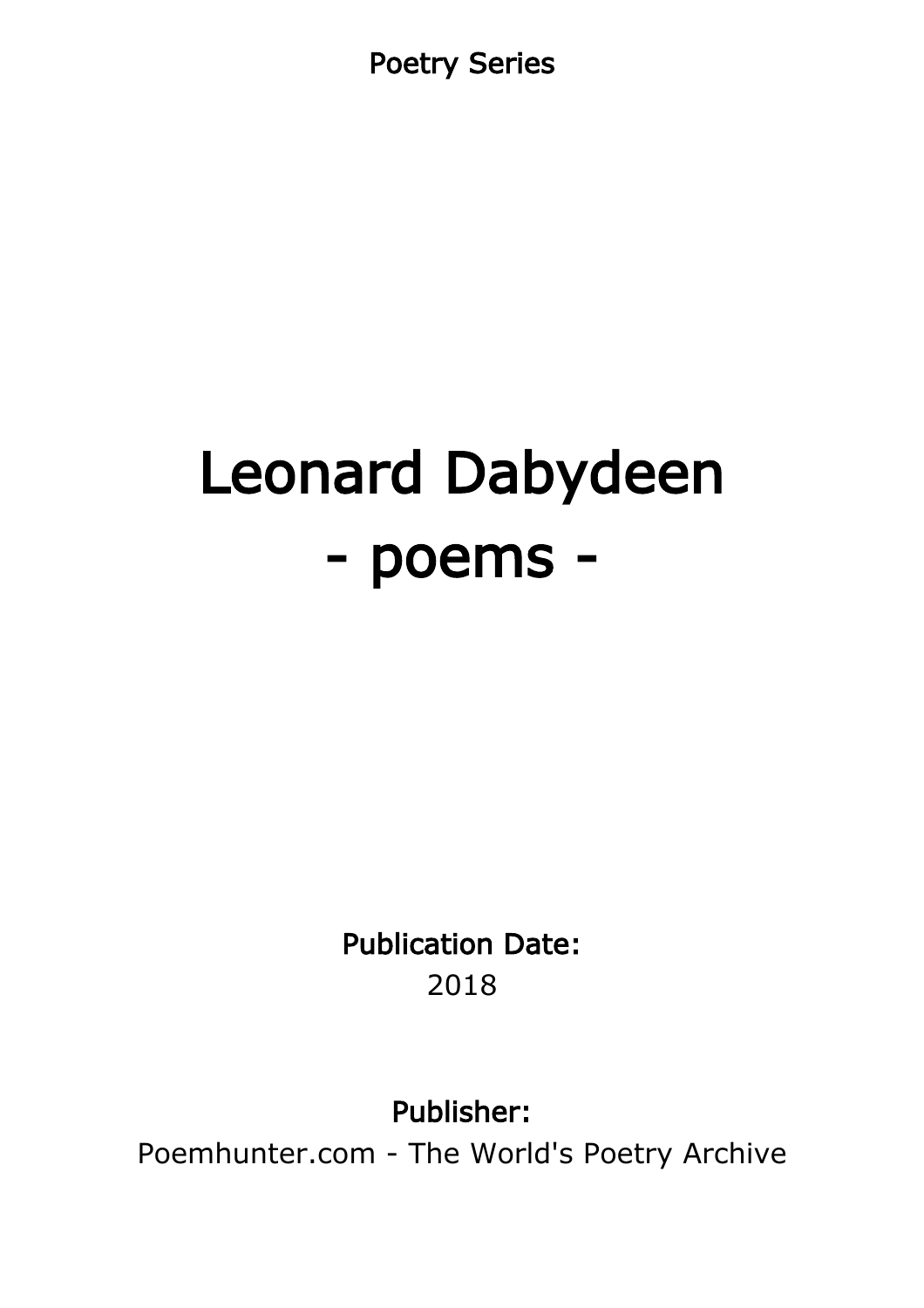Poetry Series

# Leonard Dabydeen
# - poems -

**Publication Date:**
2018

**Publisher:**
Poemhunter.com - The World's Poetry Archive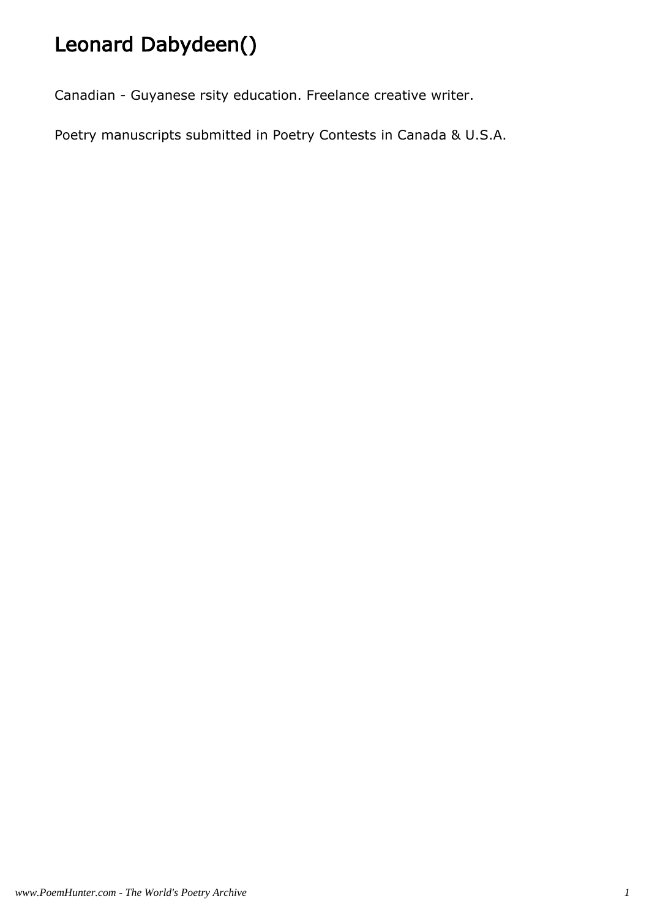# Leonard Dabydeen()

Canadian - Guyanese rsity education. Freelance creative writer.

Poetry manuscripts submitted in Poetry Contests in Canada & U.S.A.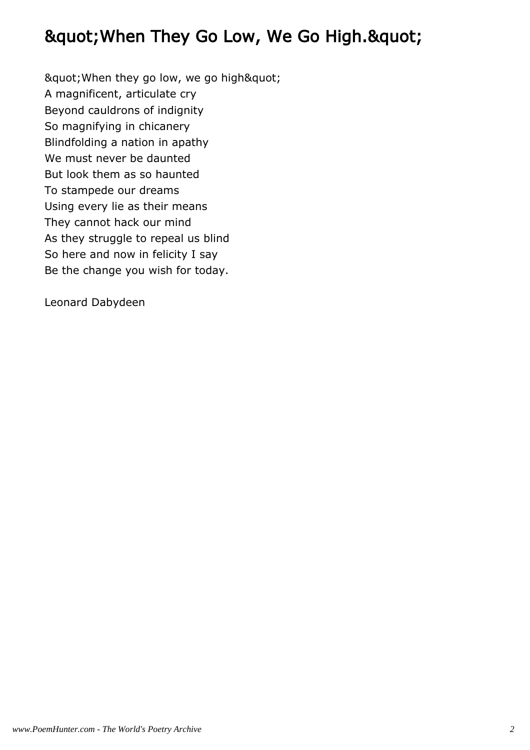# &quot;When They Go Low, We Go High.&quot;

&quot;When they go low, we go high&quot;
A magnificent, articulate cry
Beyond cauldrons of indignity
So magnifying in chicanery
Blindfolding a nation in apathy
We must never be daunted
But look them as so haunted
To stampede our dreams
Using every lie as their means
They cannot hack our mind
As they struggle to repeal us blind
So here and now in felicity I say
Be the change you wish for today.

Leonard Dabydeen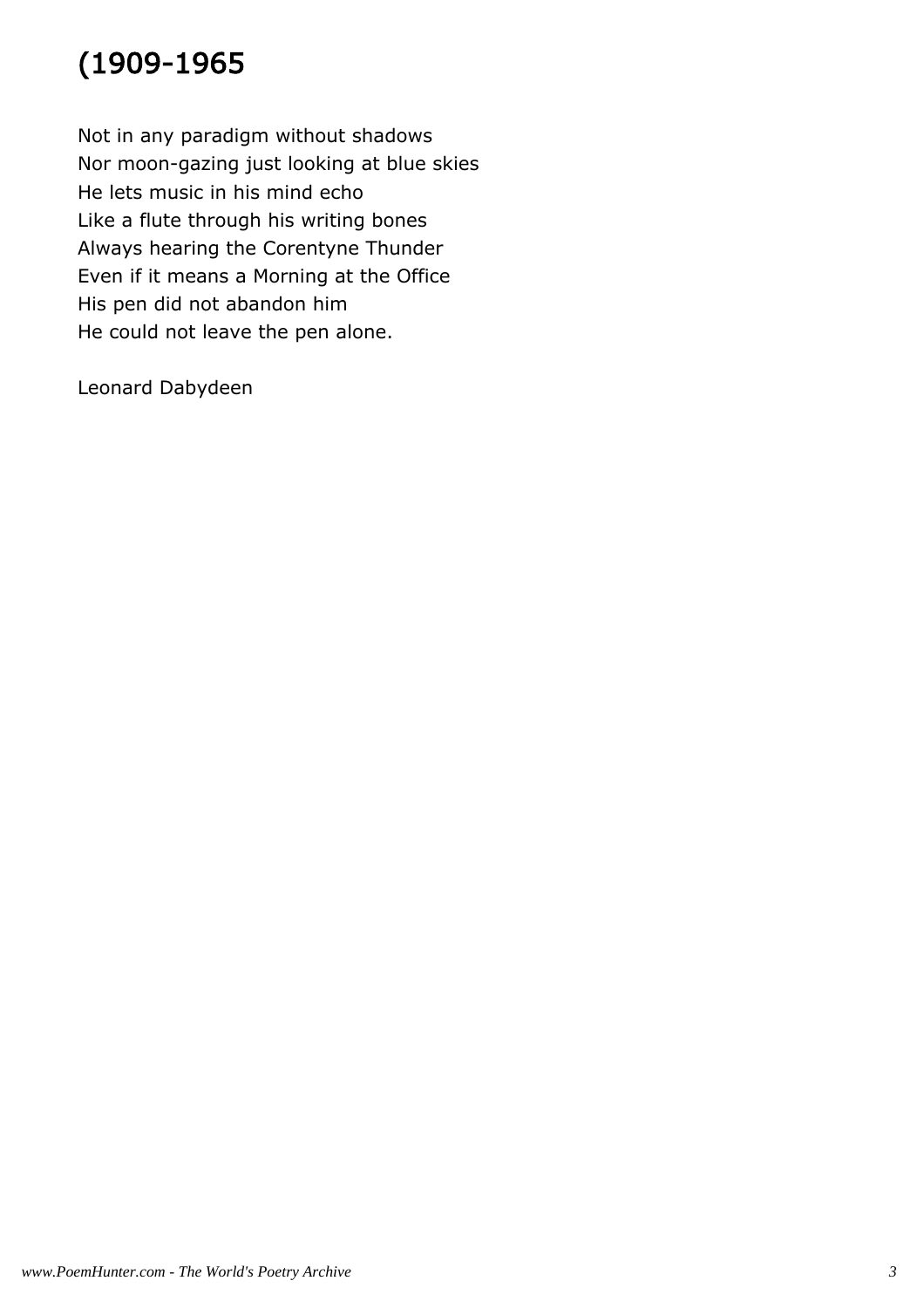# (1909-1965

Not in any paradigm without shadows
Nor moon-gazing just looking at blue skies
He lets music in his mind echo
Like a flute through his writing bones
Always hearing the Corentyne Thunder
Even if it means a Morning at the Office
His pen did not abandon him
He could not leave the pen alone.

Leonard Dabydeen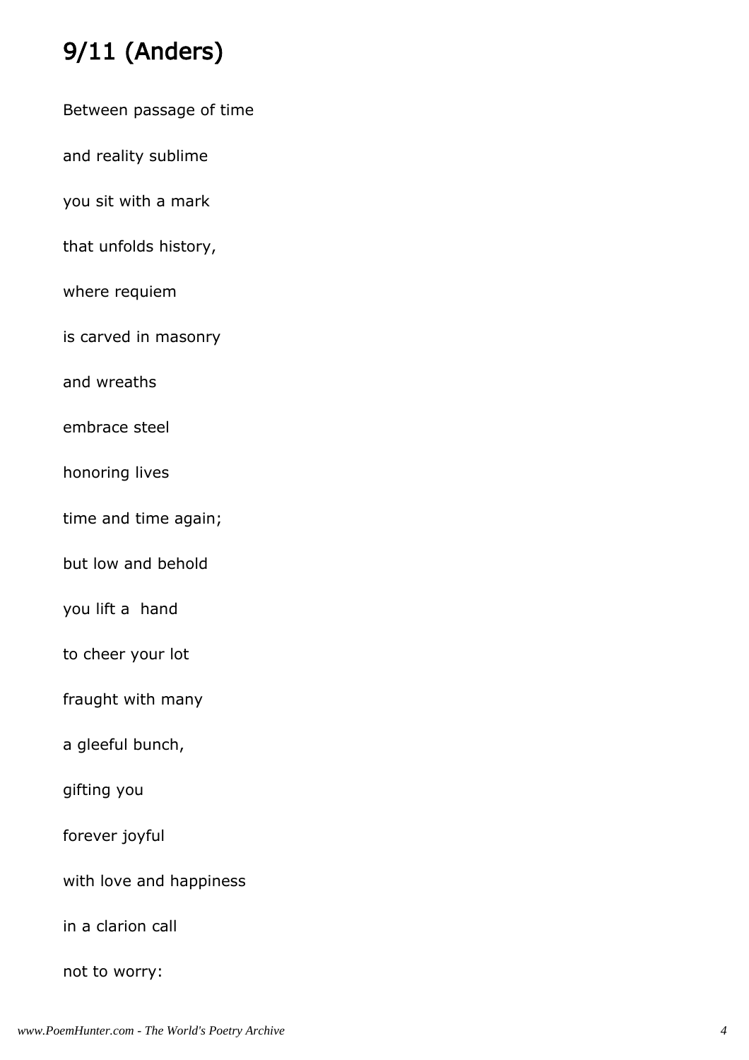## 9/11 (Anders)

Between passage of time

and reality sublime

you sit with a mark

that unfolds history,

where requiem

is carved in masonry

and wreaths

embrace steel

honoring lives

time and time again;

but low and behold

you lift a  hand

to cheer your lot

fraught with many

a gleeful bunch,

gifting you

forever joyful

with love and happiness

in a clarion call

not to worry: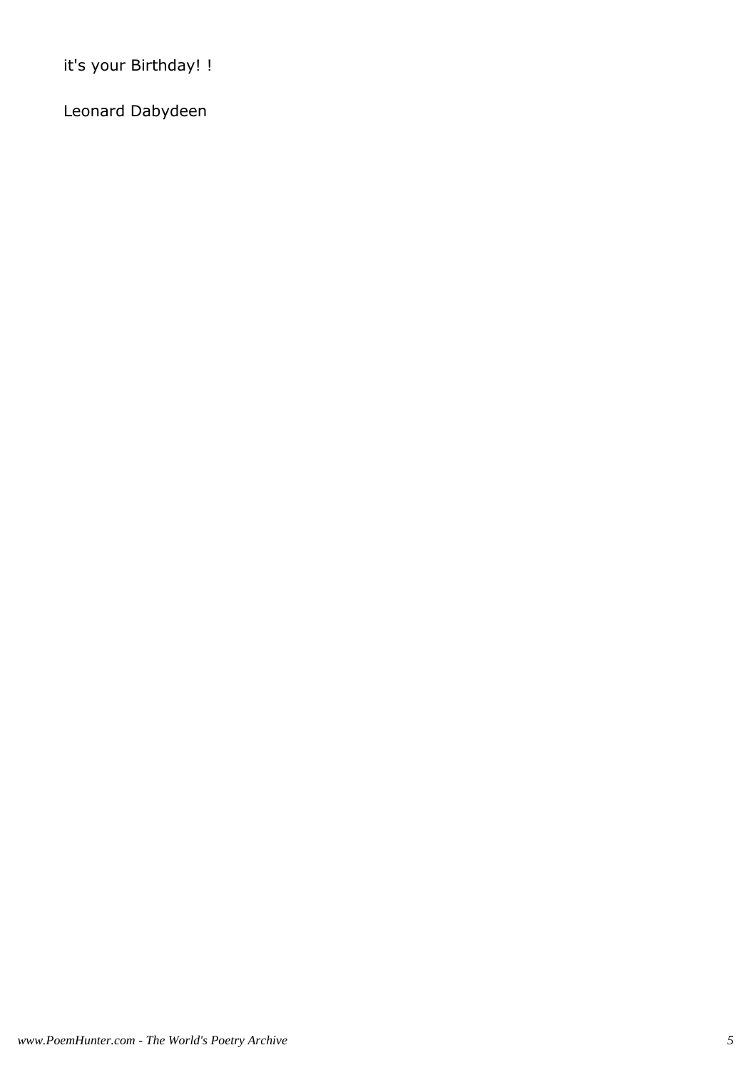it's your Birthday! !

Leonard Dabydeen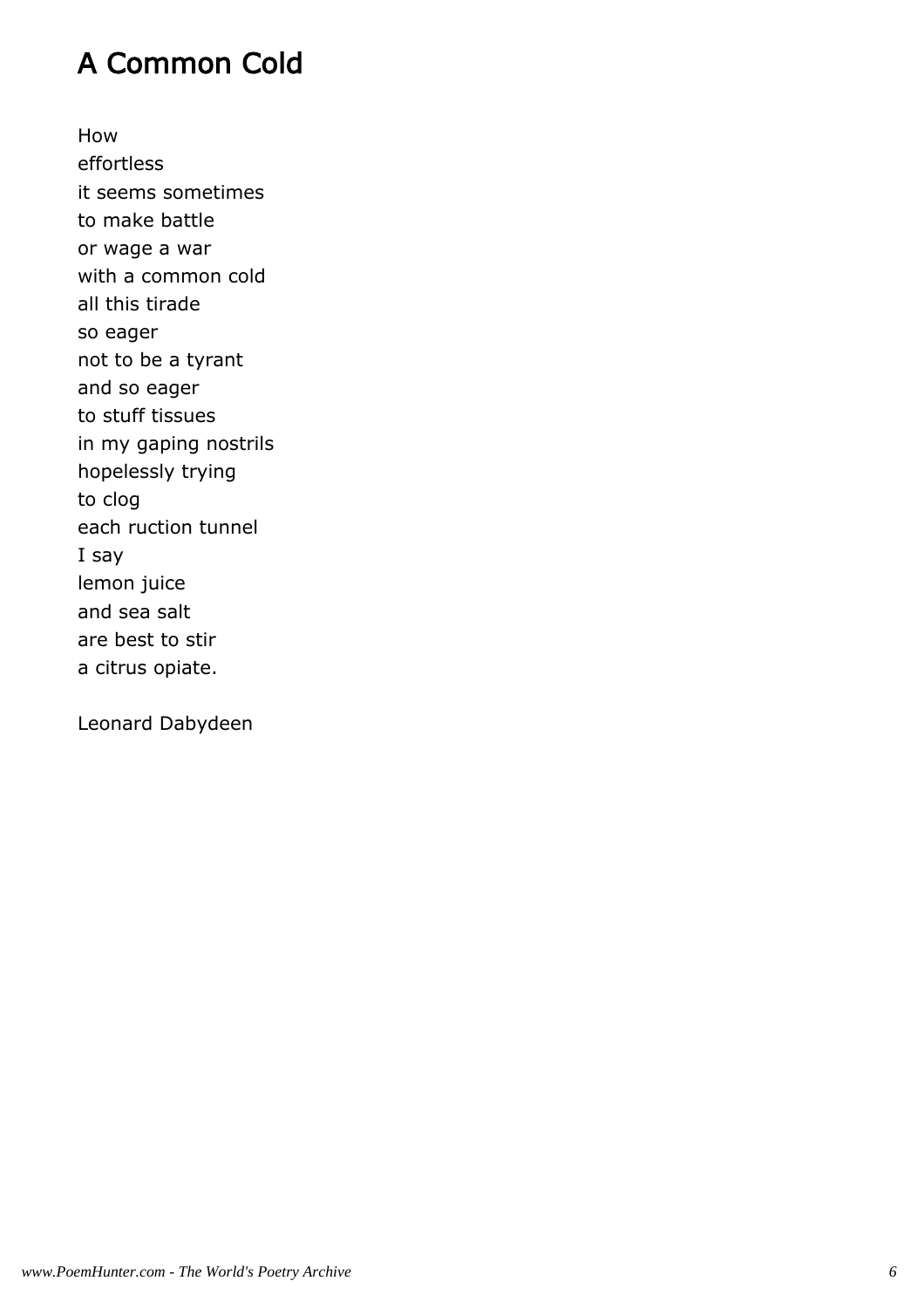## A Common Cold

How  
effortless  
it seems sometimes  
to make battle  
or wage a war  
with a common cold  
all this tirade  
so eager  
not to be a tyrant  
and so eager  
to stuff tissues  
in my gaping nostrils  
hopelessly trying  
to clog  
each ruction tunnel  
I say  
lemon juice  
and sea salt  
are best to stir  
a citrus opiate.

Leonard Dabydeen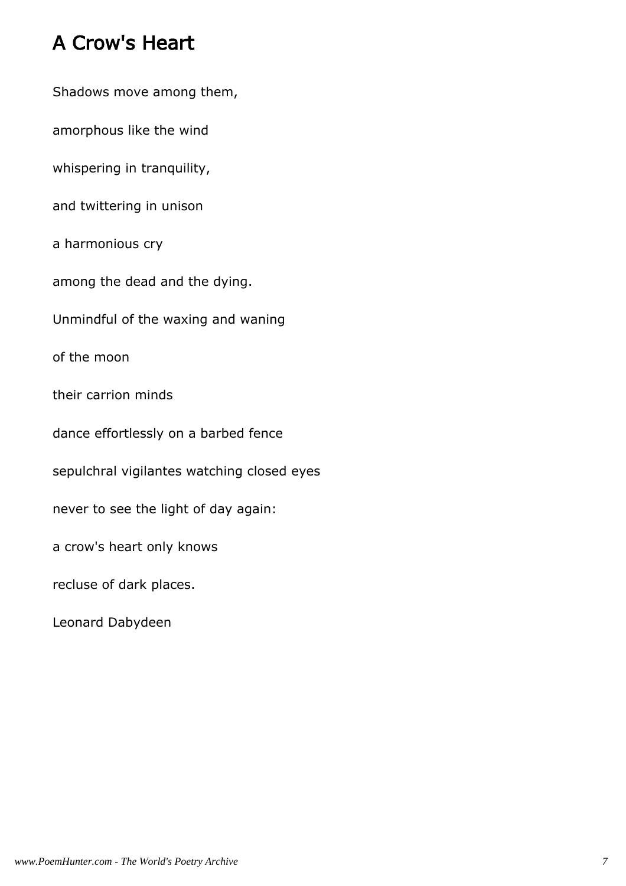# A Crow's Heart

Shadows move among them,

amorphous like the wind

whispering in tranquility,

and twittering in unison

a harmonious cry

among the dead and the dying.

Unmindful of the waxing and waning

of the moon

their carrion minds

dance effortlessly on a barbed fence

sepulchral vigilantes watching closed eyes

never to see the light of day again:

a crow's heart only knows

recluse of dark places.

Leonard Dabydeen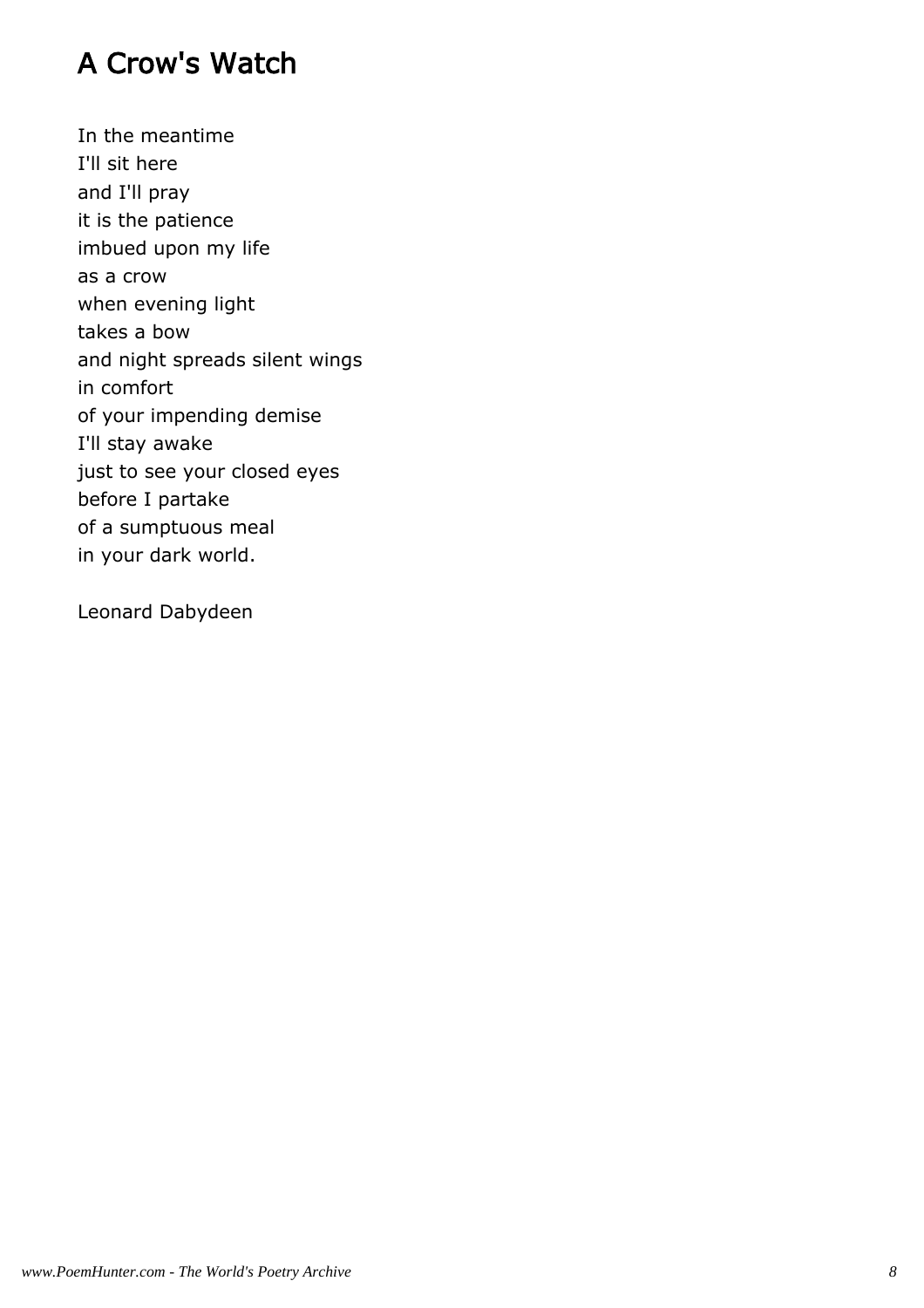# A Crow's Watch

In the meantime
I'll sit here
and I'll pray
it is the patience
imbued upon my life
as a crow
when evening light
takes a bow
and night spreads silent wings
in comfort
of your impending demise
I'll stay awake
just to see your closed eyes
before I partake
of a sumptuous meal
in your dark world.

Leonard Dabydeen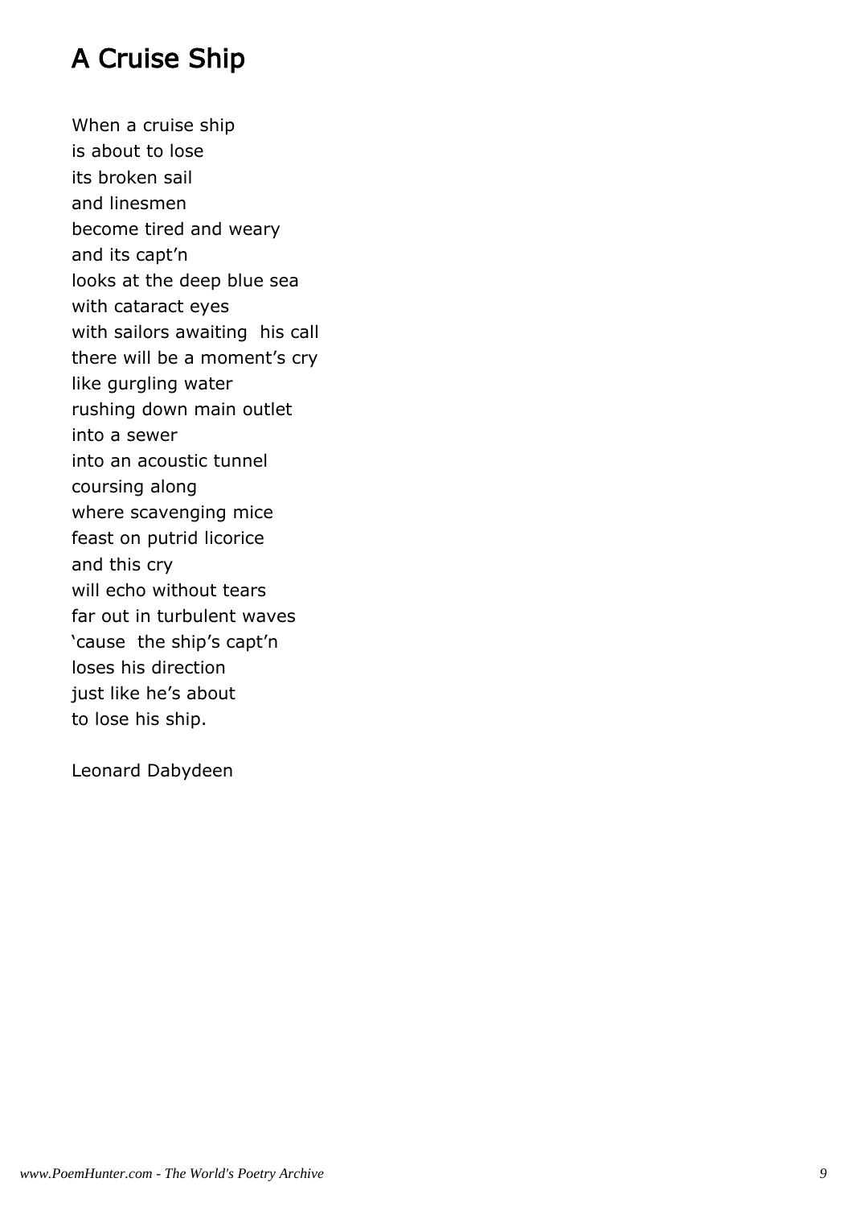# A Cruise Ship

When a cruise ship
is about to lose
its broken sail
and linesmen
become tired and weary
and its capt'n
looks at the deep blue sea
with cataract eyes
with sailors awaiting his call
there will be a moment's cry
like gurgling water
rushing down main outlet
into a sewer
into an acoustic tunnel
coursing along
where scavenging mice
feast on putrid licorice
and this cry
will echo without tears
far out in turbulent waves
'cause the ship's capt'n
loses his direction
just like he's about
to lose his ship.

Leonard Dabydeen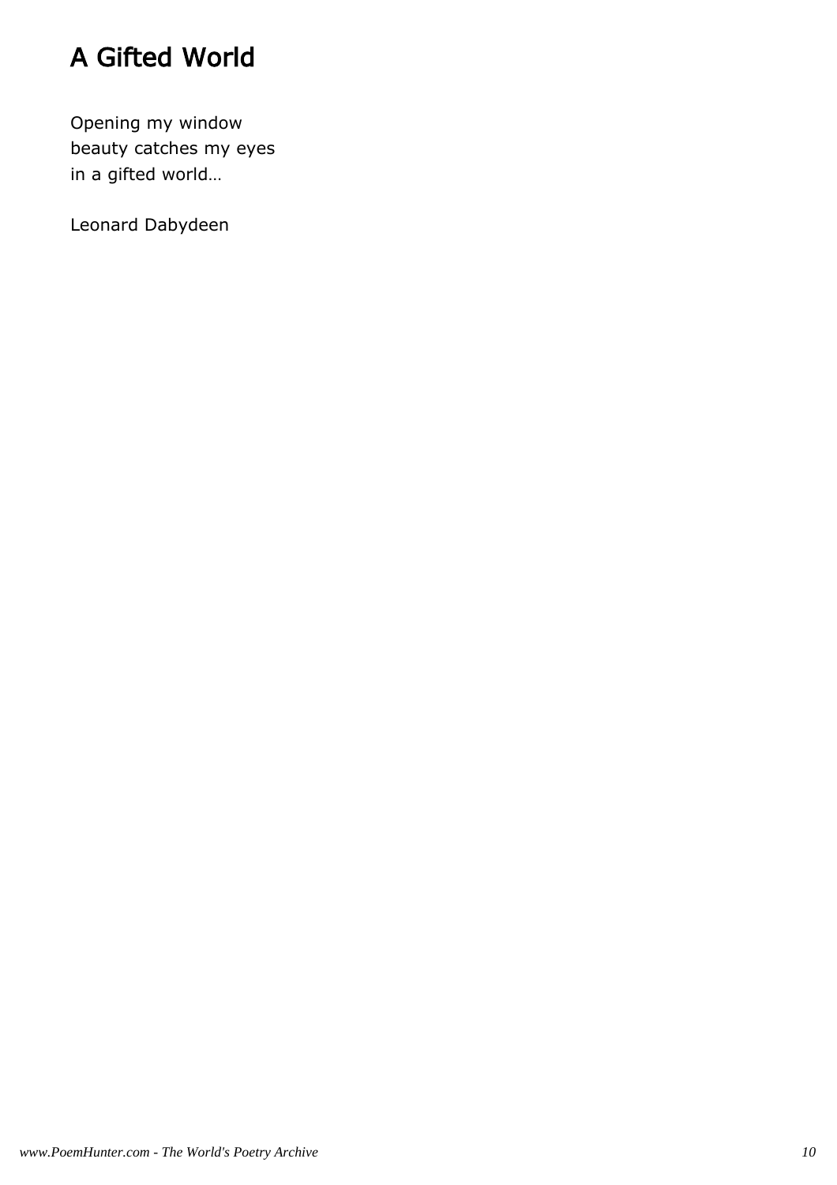# A Gifted World

Opening my window
beauty catches my eyes
in a gifted world…

Leonard Dabydeen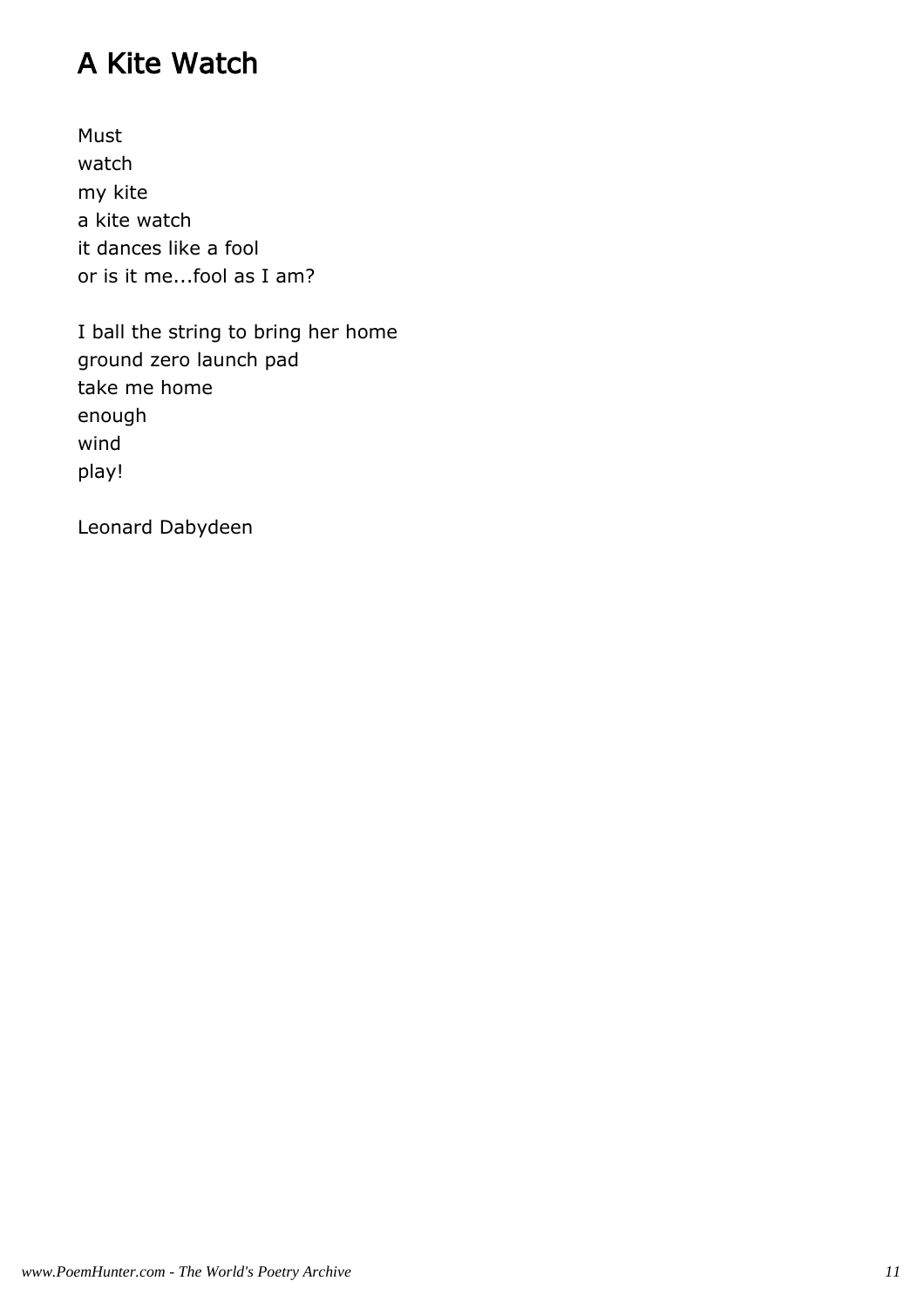# A Kite Watch

Must
watch
my kite
a kite watch
it dances like a fool
or is it me...fool as I am?

I ball the string to bring her home
ground zero launch pad
take me home
enough
wind
play!

Leonard Dabydeen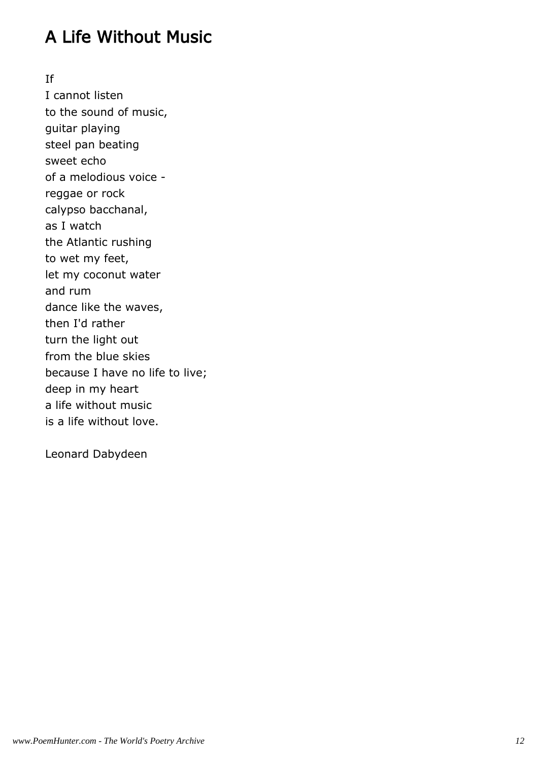# A Life Without Music

If  
I cannot listen  
to the sound of music,  
guitar playing  
steel pan beating  
sweet echo  
of a melodious voice -  
reggae or rock  
calypso bacchanal,  
as I watch  
the Atlantic rushing  
to wet my feet,  
let my coconut water  
and rum  
dance like the waves,  
then I'd rather  
turn the light out  
from the blue skies  
because I have no life to live;  
deep in my heart  
a life without music  
is a life without love.

Leonard Dabydeen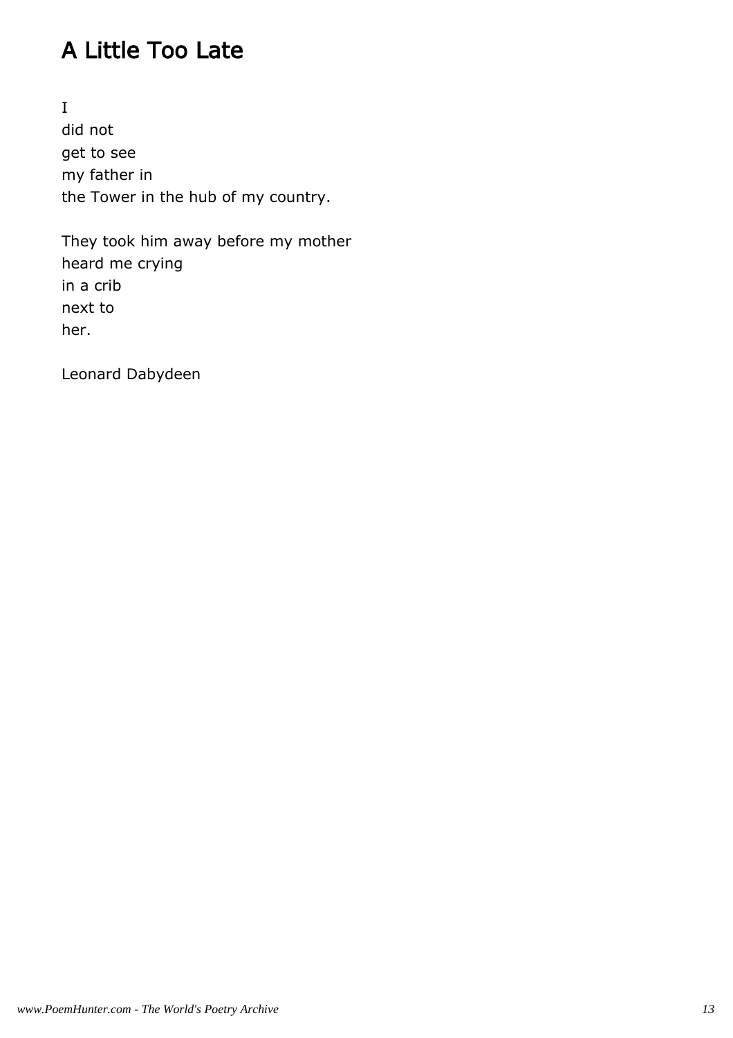## A Little Too Late

I
did not
get to see
my father in
the Tower in the hub of my country.

They took him away before my mother
heard me crying
in a crib
next to
her.

Leonard Dabydeen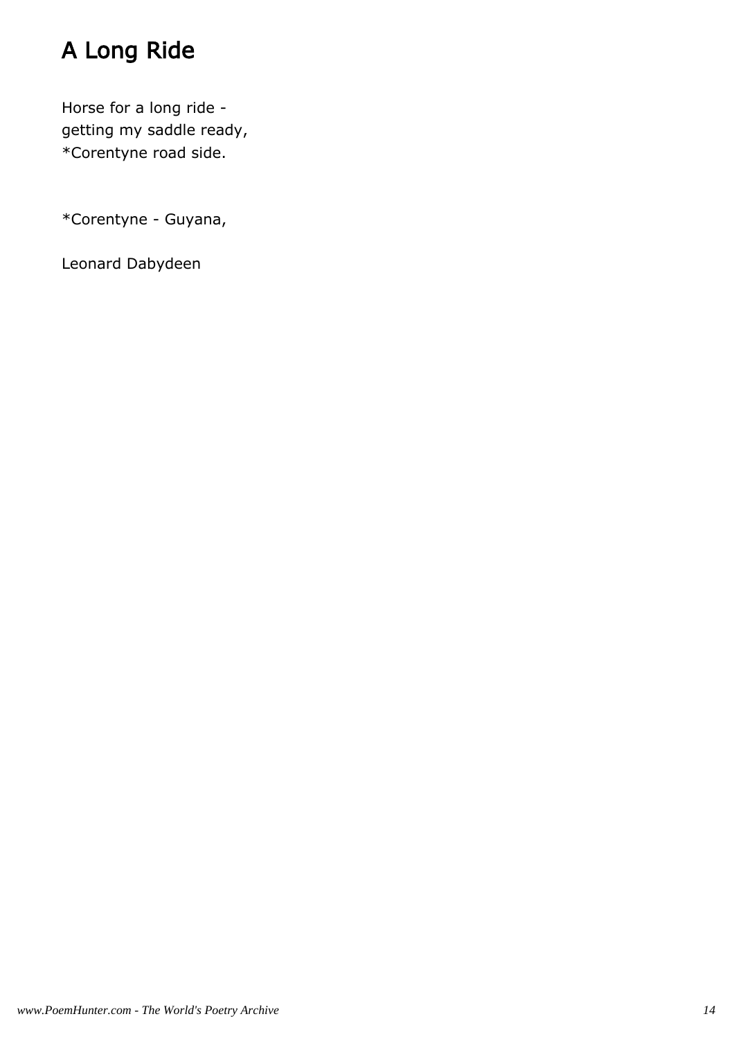# A Long Ride

Horse for a long ride -
getting my saddle ready,
*Corentyne road side.

*Corentyne - Guyana,

Leonard Dabydeen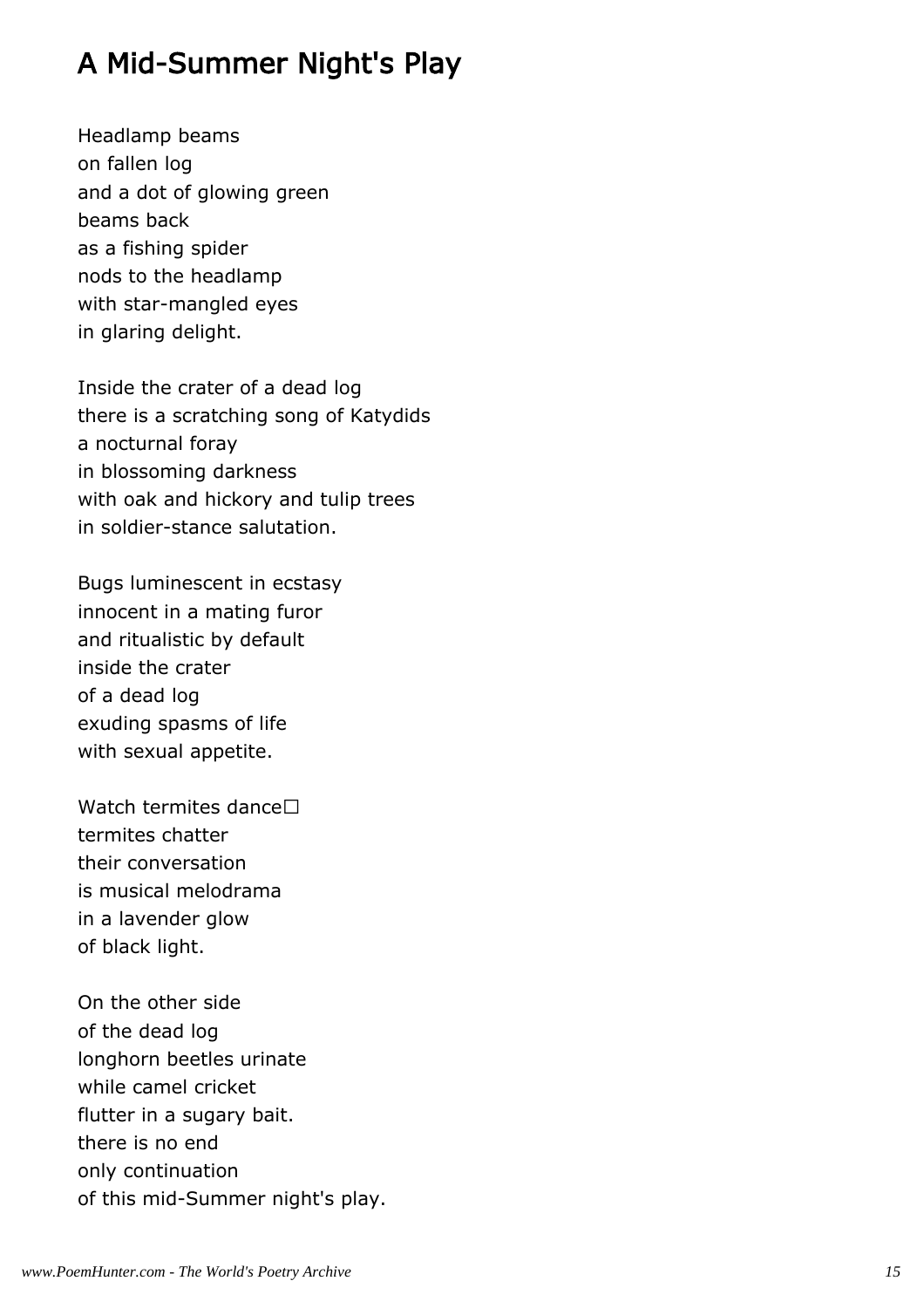# A Mid-Summer Night's Play

Headlamp beams
on fallen log
and a dot of glowing green
beams back
as a fishing spider
nods to the headlamp
with star-mangled eyes
in glaring delight.

Inside the crater of a dead log
there is a scratching song of Katydids
a nocturnal foray
in blossoming darkness
with oak and hickory and tulip trees
in soldier-stance salutation.

Bugs luminescent in ecstasy
innocent in a mating furor
and ritualistic by default
inside the crater
of a dead log
exuding spasms of life
with sexual appetite.

Watch termites dance□
termites chatter
their conversation
is musical melodrama
in a lavender glow
of black light.

On the other side
of the dead log
longhorn beetles urinate
while camel cricket
flutter in a sugary bait.
there is no end
only continuation
of this mid-Summer night's play.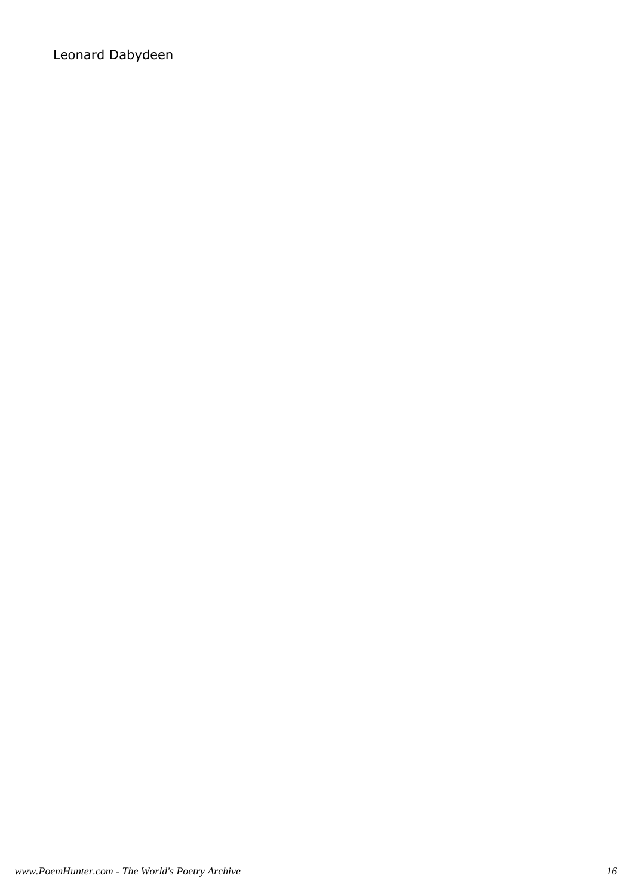Leonard Dabydeen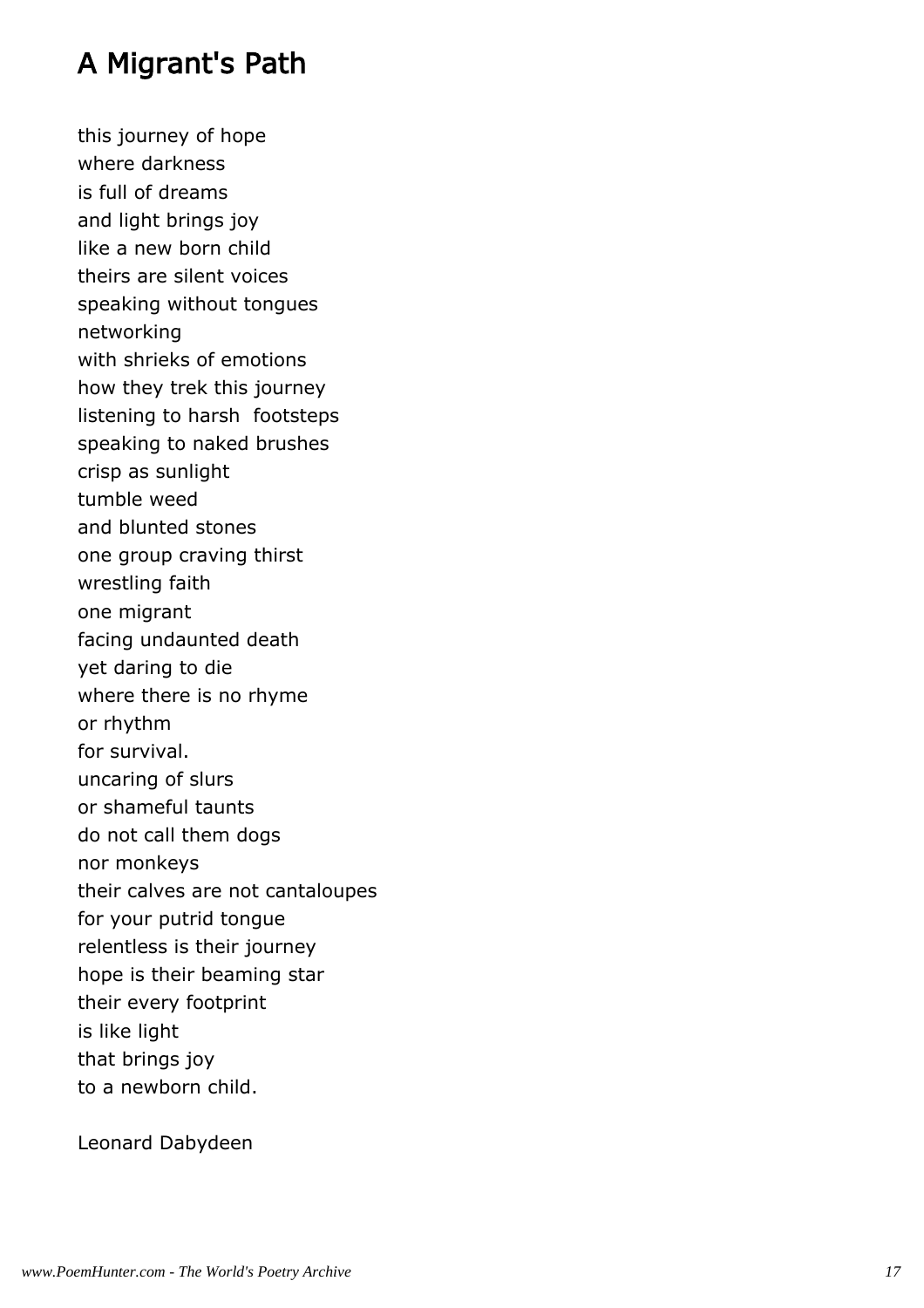## A Migrant's Path

this journey of hope  
where darkness  
is full of dreams  
and light brings joy  
like a new born child  
theirs are silent voices  
speaking without tongues  
networking  
with shrieks of emotions  
how they trek this journey  
listening to harsh  footsteps  
speaking to naked brushes  
crisp as sunlight  
tumble weed  
and blunted stones  
one group craving thirst  
wrestling faith  
one migrant  
facing undaunted death  
yet daring to die  
where there is no rhyme  
or rhythm  
for survival.  
uncaring of slurs  
or shameful taunts  
do not call them dogs  
nor monkeys  
their calves are not cantaloupes  
for your putrid tongue  
relentless is their journey  
hope is their beaming star  
their every footprint  
is like light  
that brings joy  
to a newborn child.

Leonard Dabydeen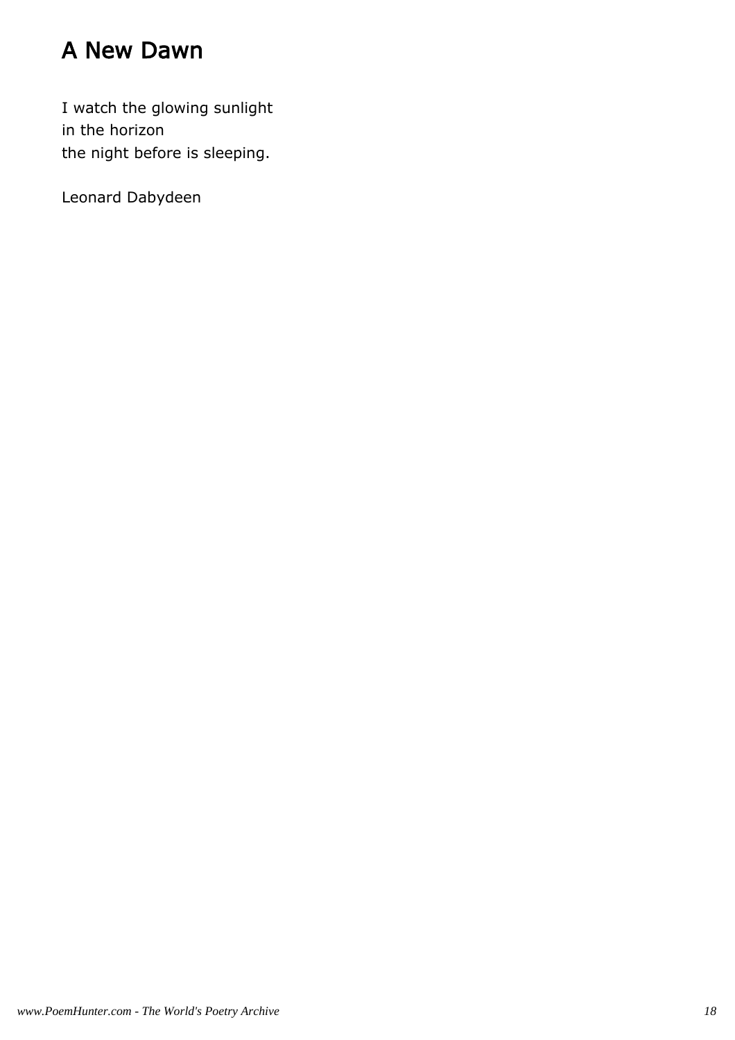# A New Dawn

I watch the glowing sunlight
in the horizon
the night before is sleeping.

Leonard Dabydeen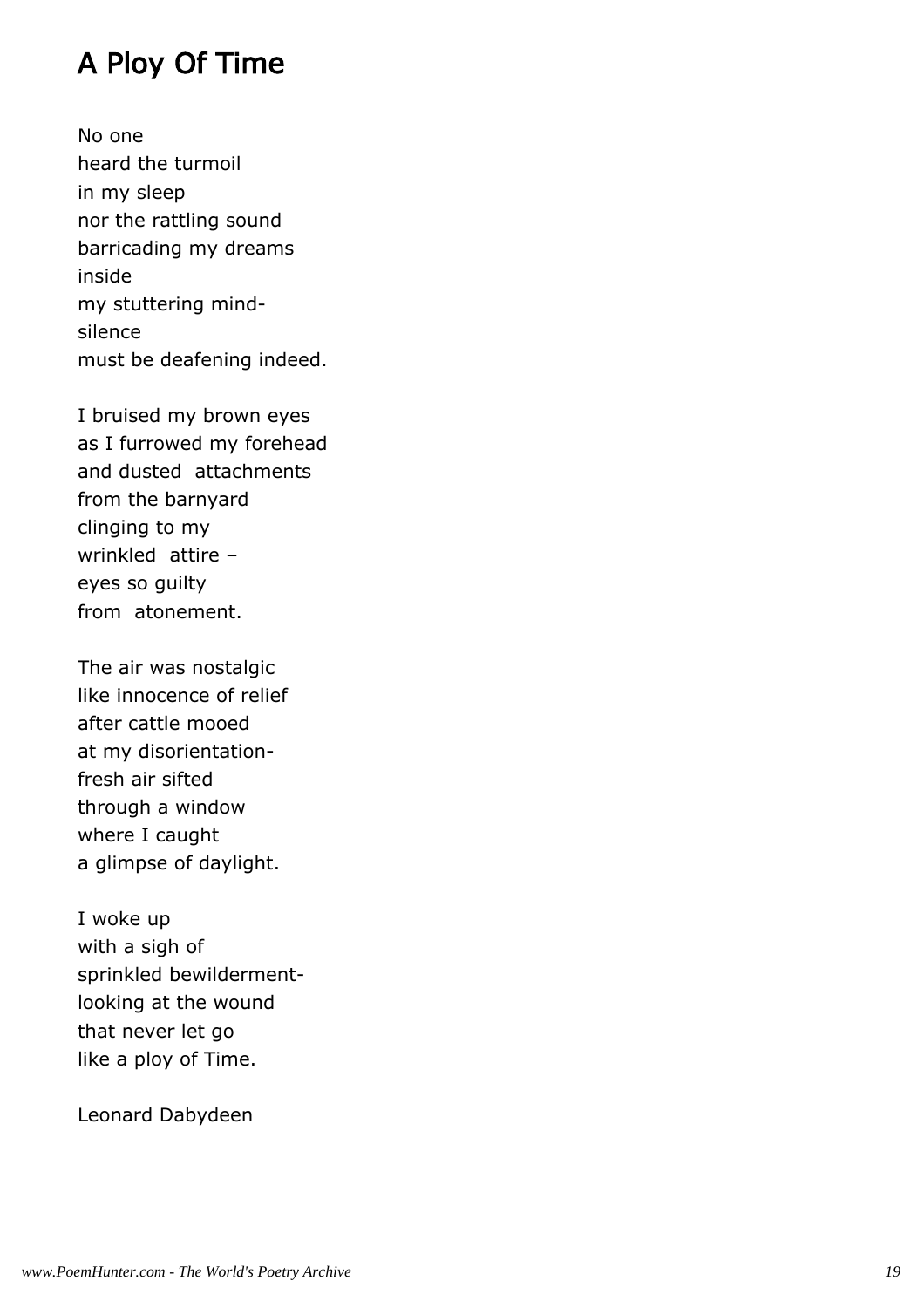# A Ploy Of Time

No one
heard the turmoil
in my sleep
nor the rattling sound
barricading my dreams
inside
my stuttering mind-
silence
must be deafening indeed.

I bruised my brown eyes
as I furrowed my forehead
and dusted  attachments
from the barnyard
clinging to my
wrinkled  attire –
eyes so guilty
from  atonement.

The air was nostalgic
like innocence of relief
after cattle mooed
at my disorientation-
fresh air sifted
through a window
where I caught
a glimpse of daylight.

I woke up
with a sigh of
sprinkled bewilderment-
looking at the wound
that never let go
like a ploy of Time.

Leonard Dabydeen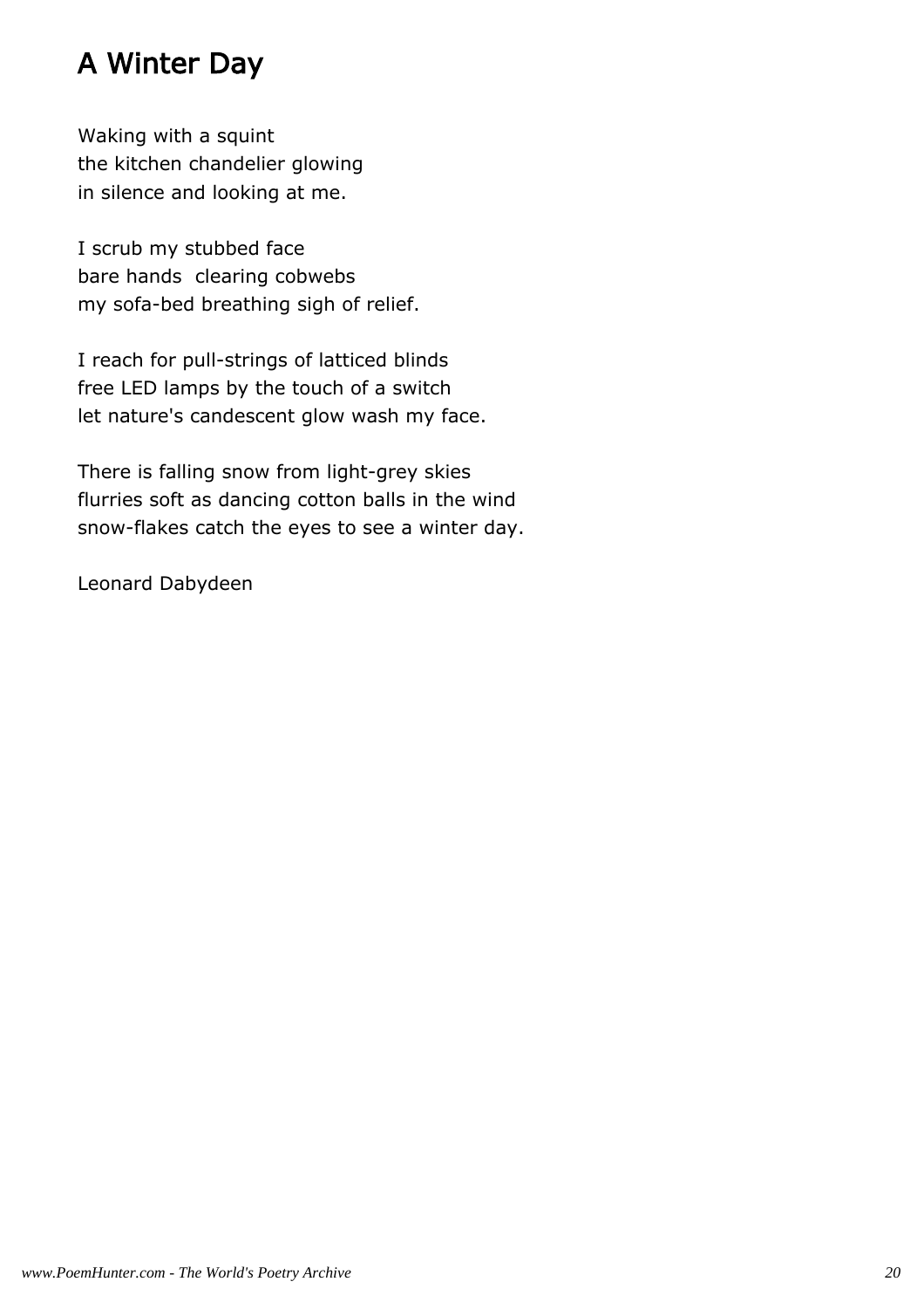# A Winter Day

Waking with a squint  
the kitchen chandelier glowing  
in silence and looking at me.

I scrub my stubbed face  
bare hands  clearing cobwebs  
my sofa-bed breathing sigh of relief.

I reach for pull-strings of latticed blinds  
free LED lamps by the touch of a switch  
let nature's candescent glow wash my face.

There is falling snow from light-grey skies  
flurries soft as dancing cotton balls in the wind  
snow-flakes catch the eyes to see a winter day.

Leonard Dabydeen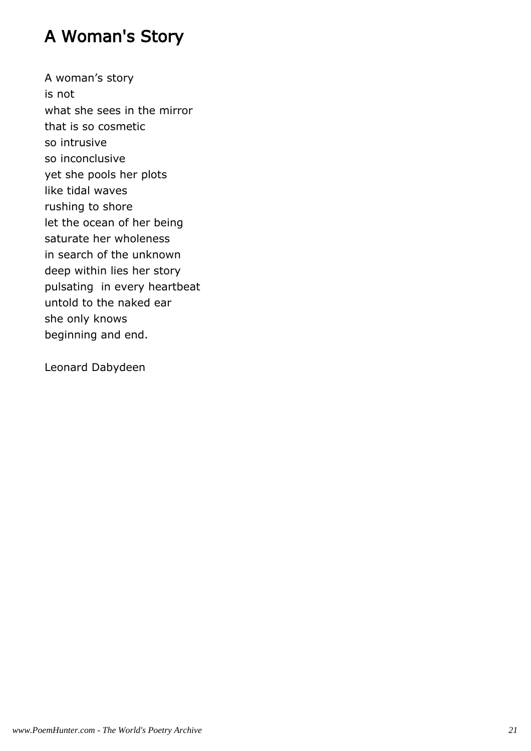# A Woman's Story

A woman's story  
is not  
what she sees in the mirror  
that is so cosmetic  
so intrusive  
so inconclusive  
yet she pools her plots  
like tidal waves  
rushing to shore  
let the ocean of her being  
saturate her wholeness  
in search of the unknown  
deep within lies her story  
pulsating  in every heartbeat  
untold to the naked ear  
she only knows  
beginning and end.

Leonard Dabydeen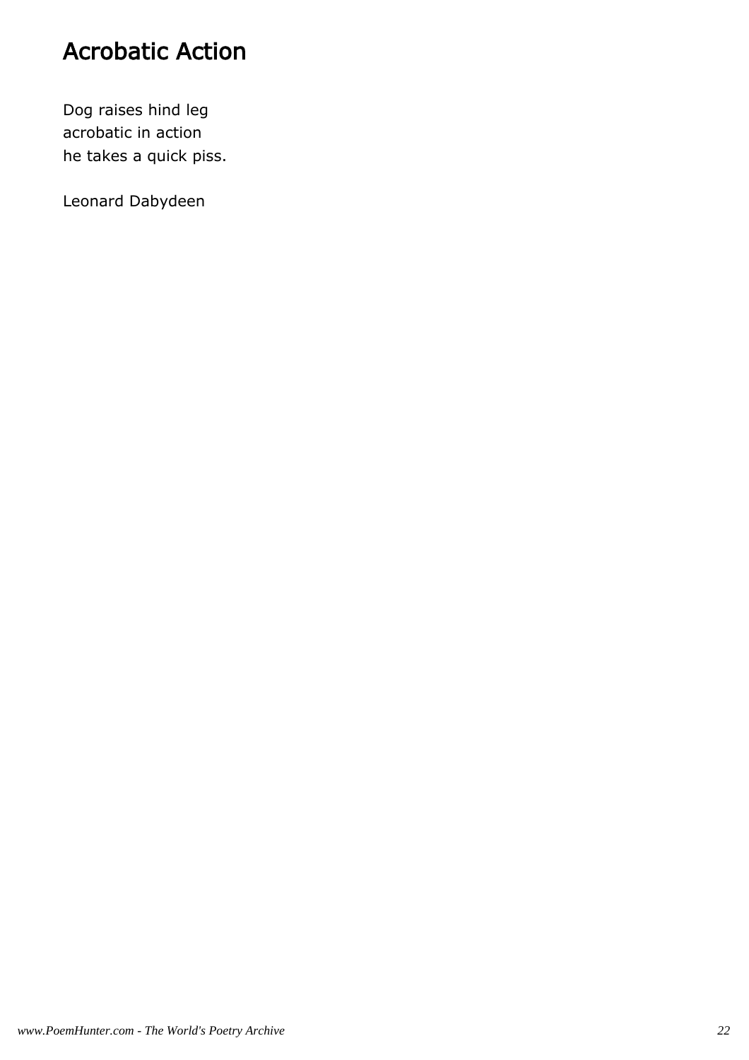# Acrobatic Action

Dog raises hind leg
acrobatic in action
he takes a quick piss.

Leonard Dabydeen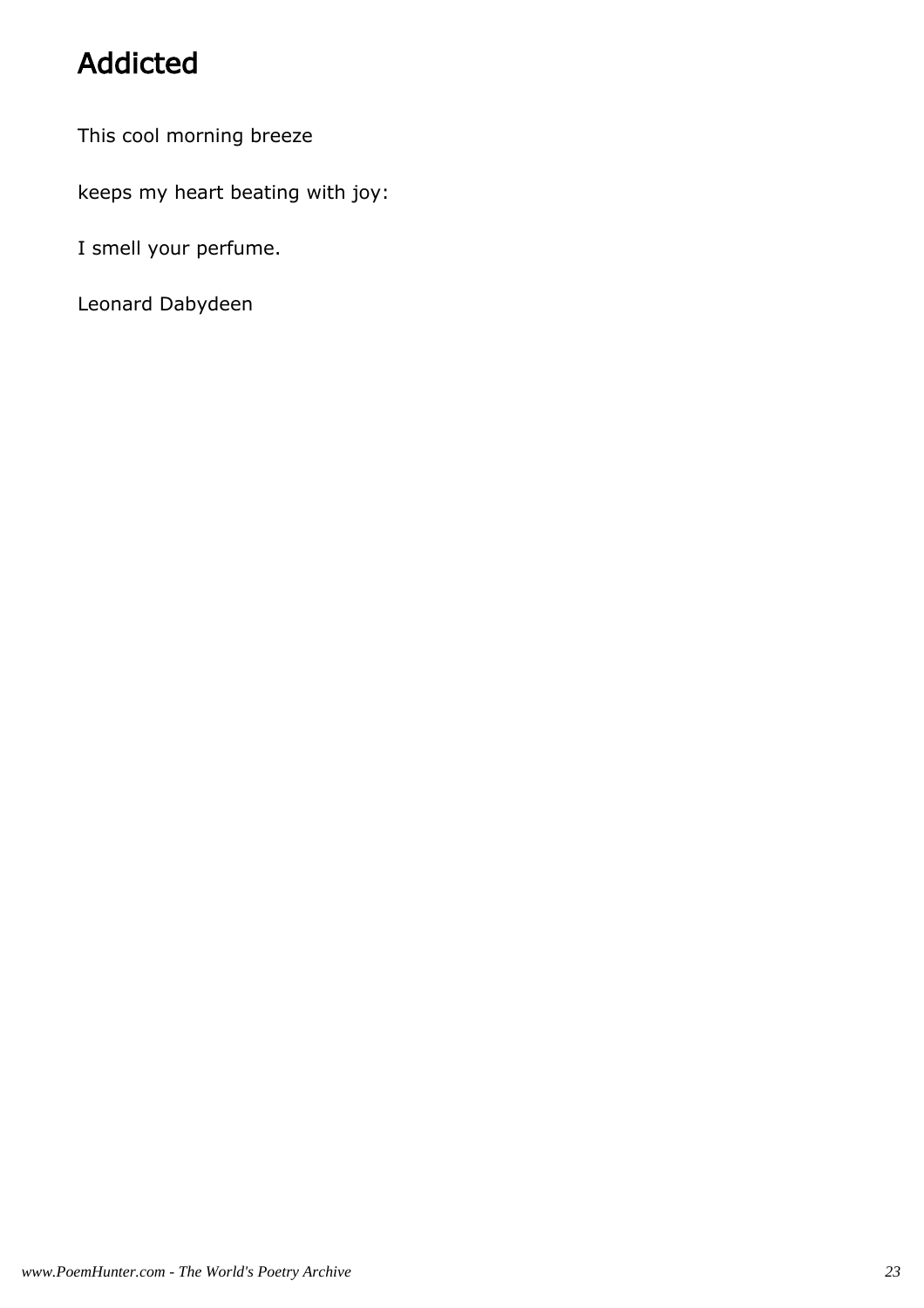# Addicted

This cool morning breeze

keeps my heart beating with joy:

I smell your perfume.

Leonard Dabydeen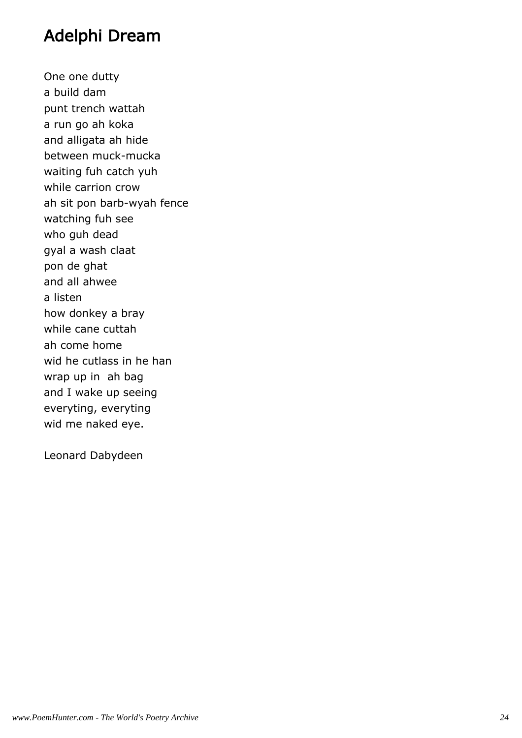# Adelphi Dream

One one dutty
a build dam
punt trench wattah
a run go ah koka
and alligata ah hide
between muck-mucka
waiting fuh catch yuh
while carrion crow
ah sit pon barb-wyah fence
watching fuh see
who guh dead
gyal a wash claat
pon de ghat
and all ahwee
a listen
how donkey a bray
while cane cuttah
ah come home
wid he cutlass in he han
wrap up in ah bag
and I wake up seeing
everyting, everyting
wid me naked eye.

Leonard Dabydeen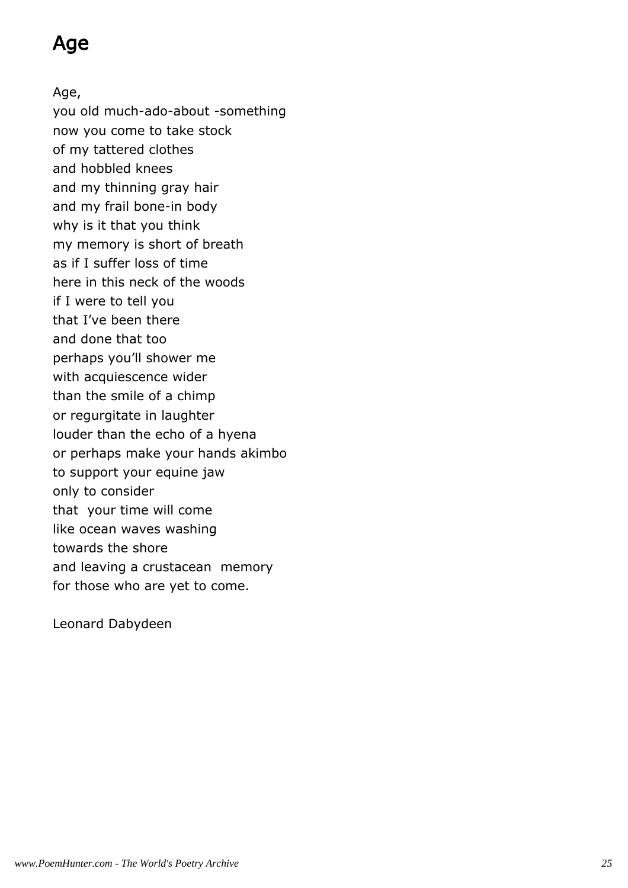# Age

Age,
you old much-ado-about -something
now you come to take stock
of my tattered clothes
and hobbled knees
and my thinning gray hair
and my frail bone-in body
why is it that you think
my memory is short of breath
as if I suffer loss of time
here in this neck of the woods
if I were to tell you
that I've been there
and done that too
perhaps you'll shower me
with acquiescence wider
than the smile of a chimp
or regurgitate in laughter
louder than the echo of a hyena
or perhaps make your hands akimbo
to support your equine jaw
only to consider
that your time will come
like ocean waves washing
towards the shore
and leaving a crustacean memory
for those who are yet to come.

Leonard Dabydeen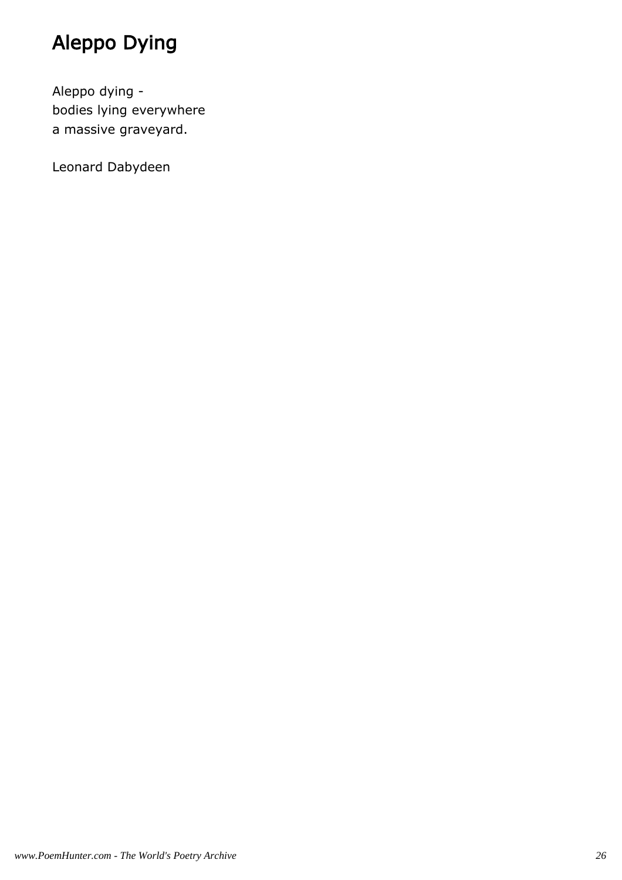# Aleppo Dying

Aleppo dying -
bodies lying everywhere
a massive graveyard.

Leonard Dabydeen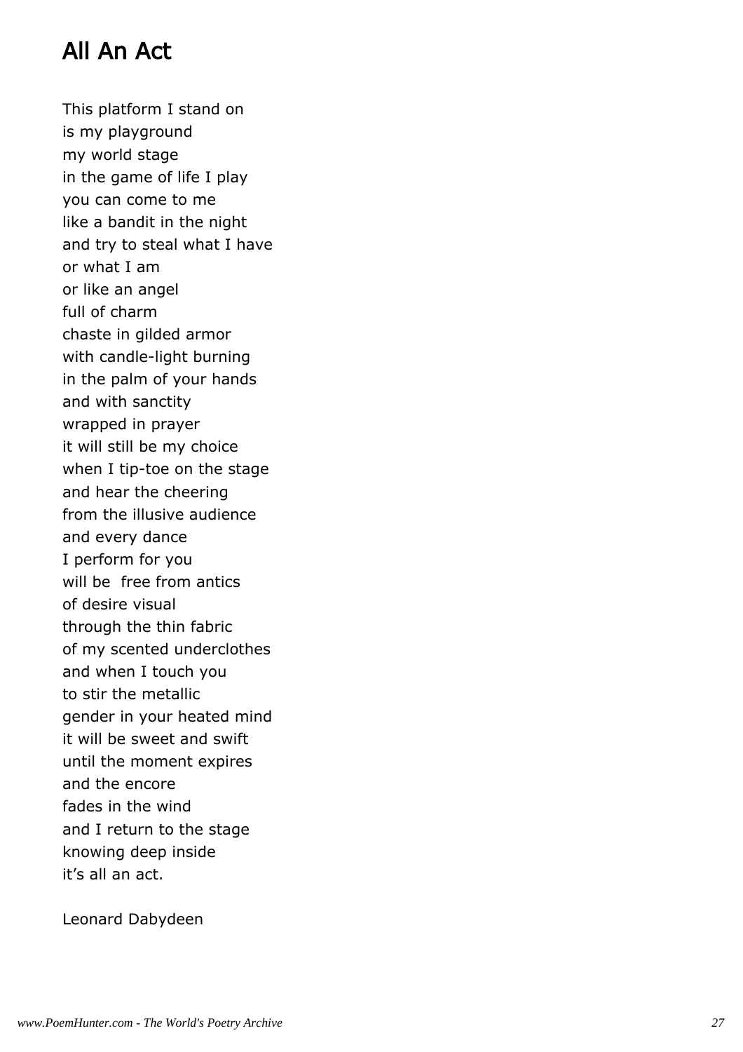# All An Act

This platform I stand on
is my playground
my world stage
in the game of life I play
you can come to me
like a bandit in the night
and try to steal what I have
or what I am
or like an angel
full of charm
chaste in gilded armor
with candle-light burning
in the palm of your hands
and with sanctity
wrapped in prayer
it will still be my choice
when I tip-toe on the stage
and hear the cheering
from the illusive audience
and every dance
I perform for you
will be  free from antics
of desire visual
through the thin fabric
of my scented underclothes
and when I touch you
to stir the metallic
gender in your heated mind
it will be sweet and swift
until the moment expires
and the encore
fades in the wind
and I return to the stage
knowing deep inside
it's all an act.

Leonard Dabydeen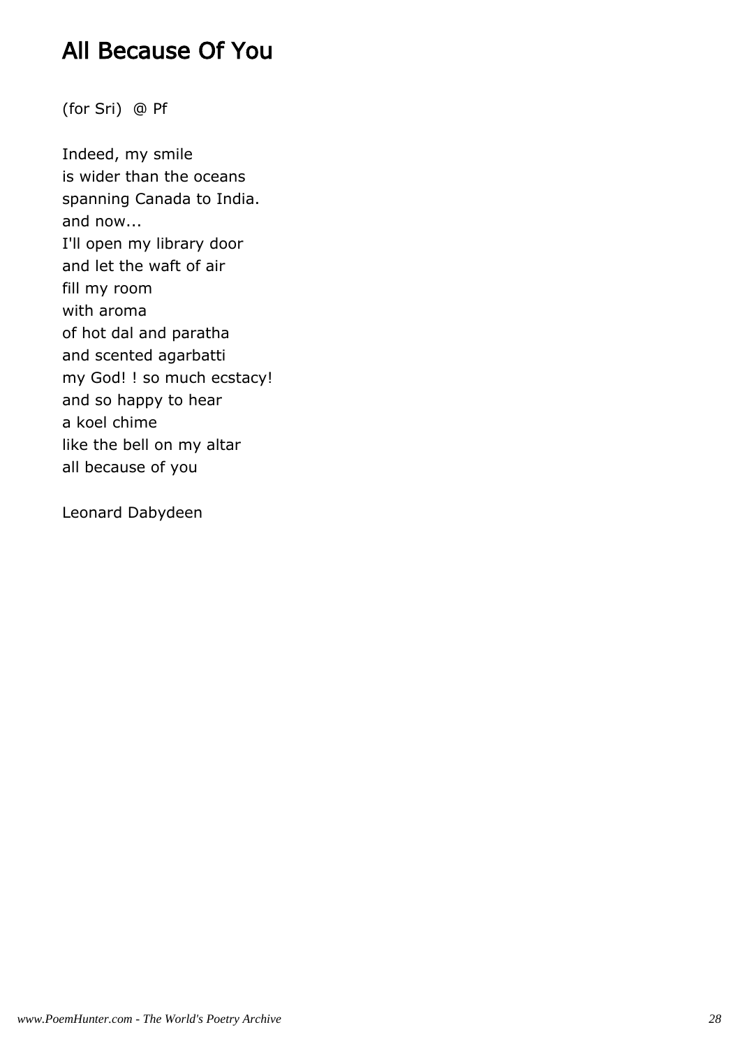# All Because Of You

(for Sri) @ Pf

Indeed, my smile  
is wider than the oceans  
spanning Canada to India.  
and now...  
I'll open my library door  
and let the waft of air  
fill my room  
with aroma  
of hot dal and paratha  
and scented agarbatti  
my God! ! so much ecstacy!  
and so happy to hear  
a koel chime  
like the bell on my altar  
all because of you

Leonard Dabydeen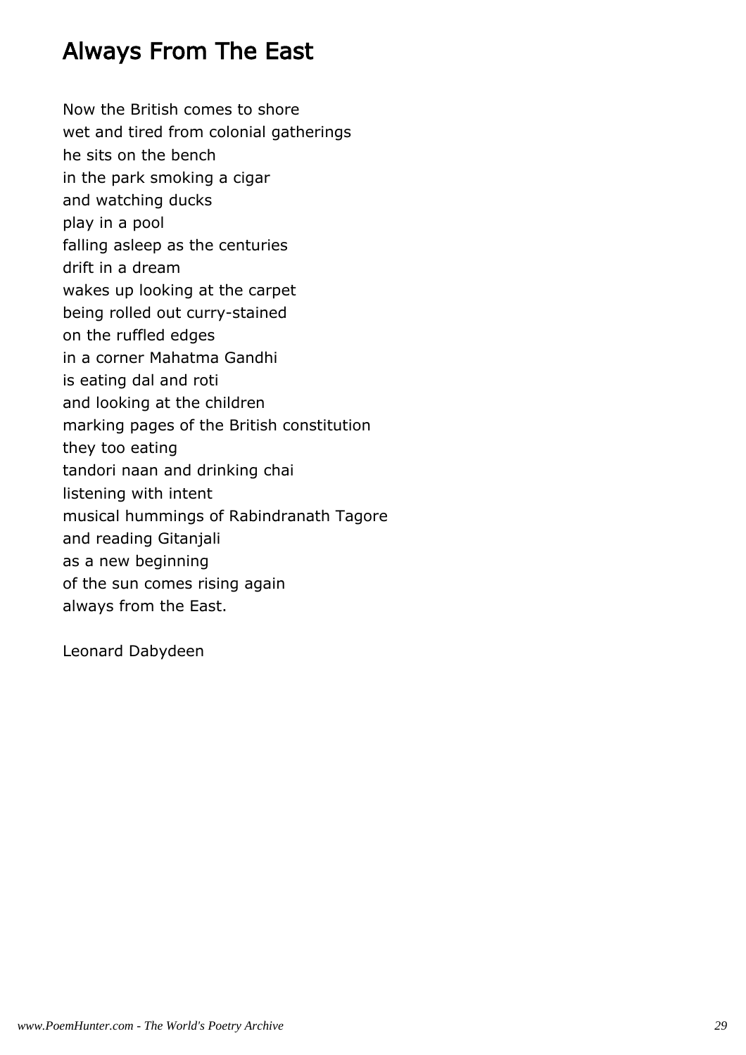# Always From The East

Now the British comes to shore
wet and tired from colonial gatherings
he sits on the bench
in the park smoking a cigar
and watching ducks
play in a pool
falling asleep as the centuries
drift in a dream
wakes up looking at the carpet
being rolled out curry-stained
on the ruffled edges
in a corner Mahatma Gandhi
is eating dal and roti
and looking at the children
marking pages of the British constitution
they too eating
tandori naan and drinking chai
listening with intent
musical hummings of Rabindranath Tagore
and reading Gitanjali
as a new beginning
of the sun comes rising again
always from the East.

Leonard Dabydeen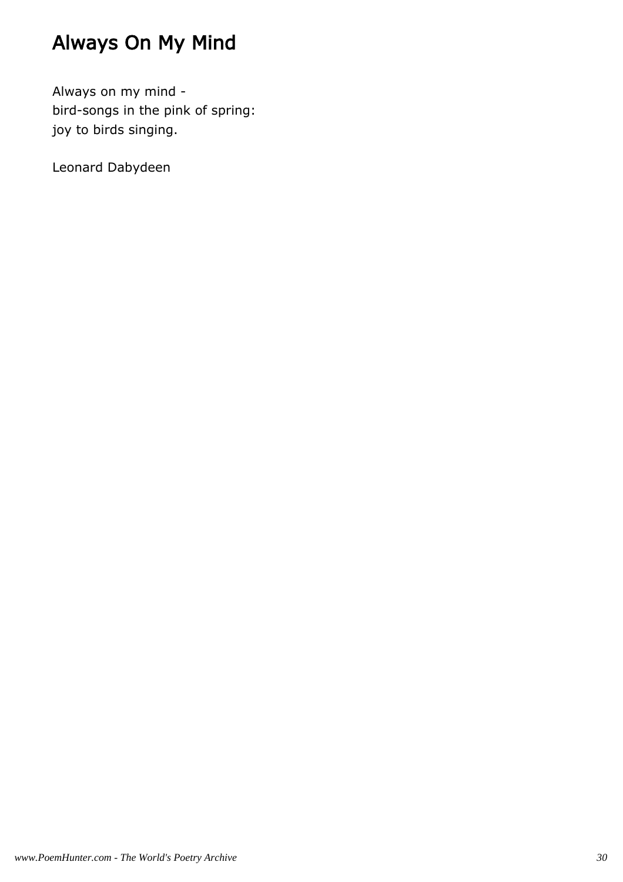# Always On My Mind

Always on my mind -  
bird-songs in the pink of spring:  
joy to birds singing.

Leonard Dabydeen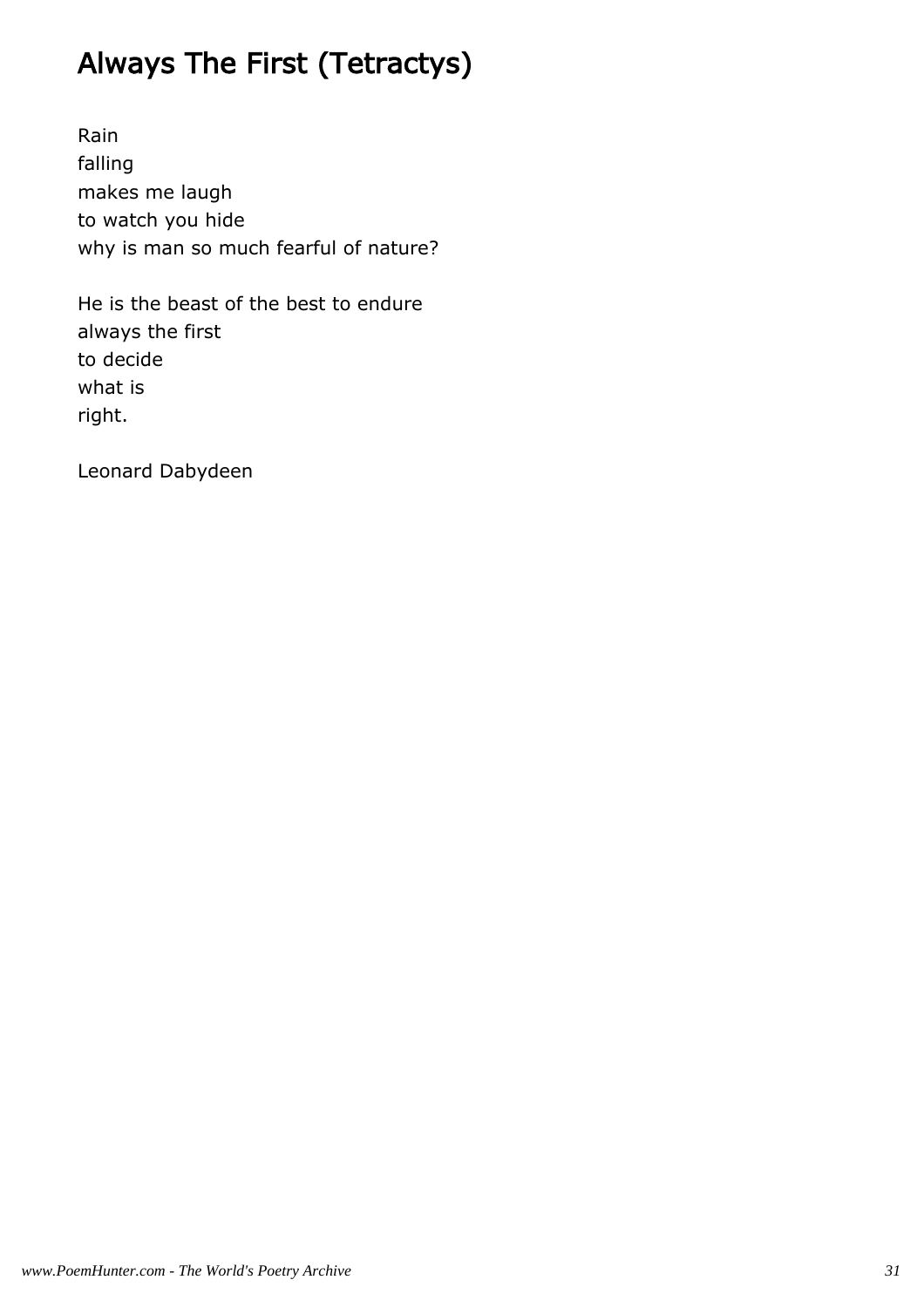# Always The First (Tetractys)

Rain  
falling  
makes me laugh  
to watch you hide  
why is man so much fearful of nature?

He is the beast of the best to endure  
always the first  
to decide  
what is  
right.

Leonard Dabydeen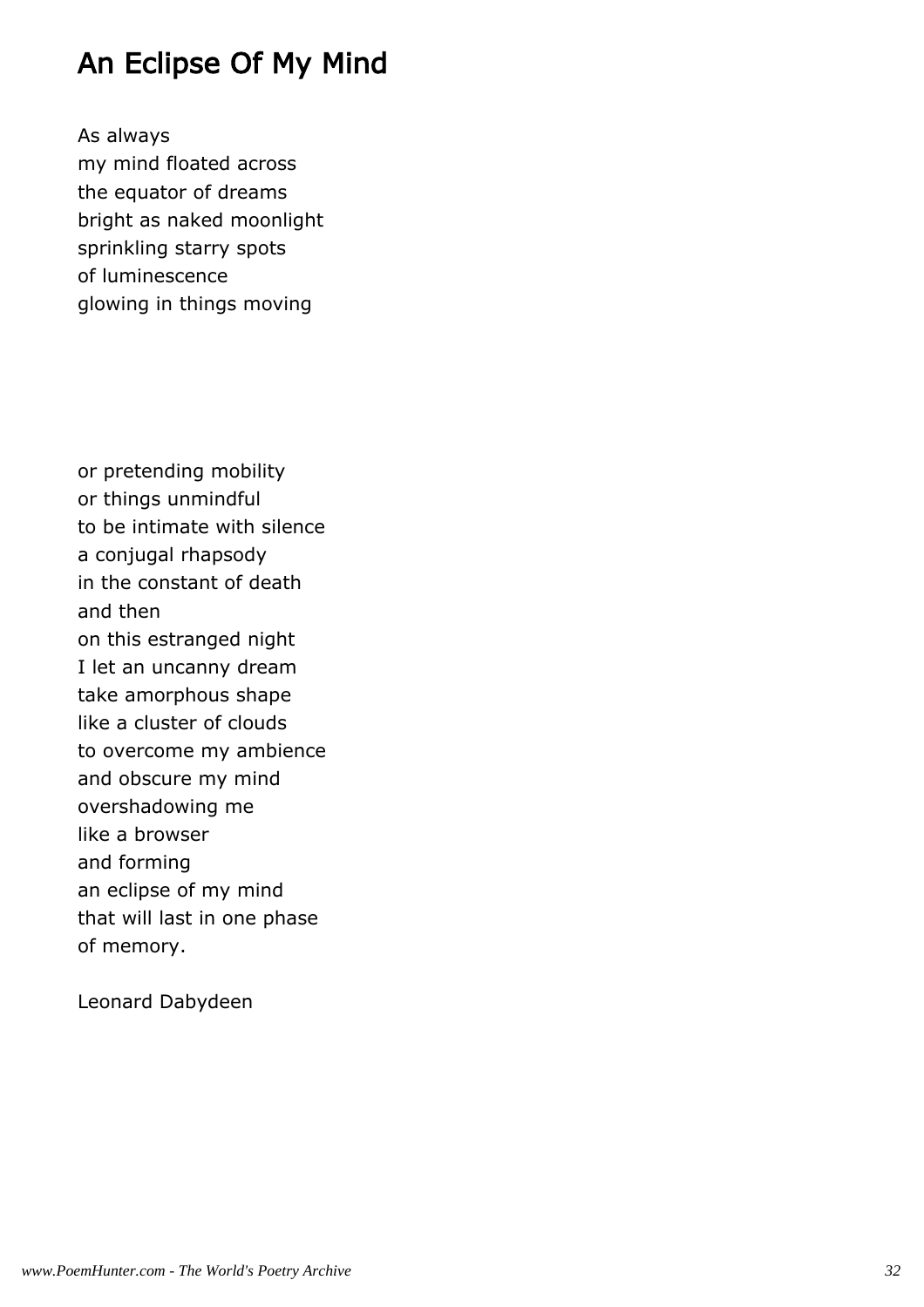# An Eclipse Of My Mind

As always
my mind floated across
the equator of dreams
bright as naked moonlight
sprinkling starry spots
of luminescence
glowing in things moving

or pretending mobility
or things unmindful
to be intimate with silence
a conjugal rhapsody
in the constant of death
and then
on this estranged night
I let an uncanny dream
take amorphous shape
like a cluster of clouds
to overcome my ambience
and obscure my mind
overshadowing me
like a browser
and forming
an eclipse of my mind
that will last in one phase
of memory.

Leonard Dabydeen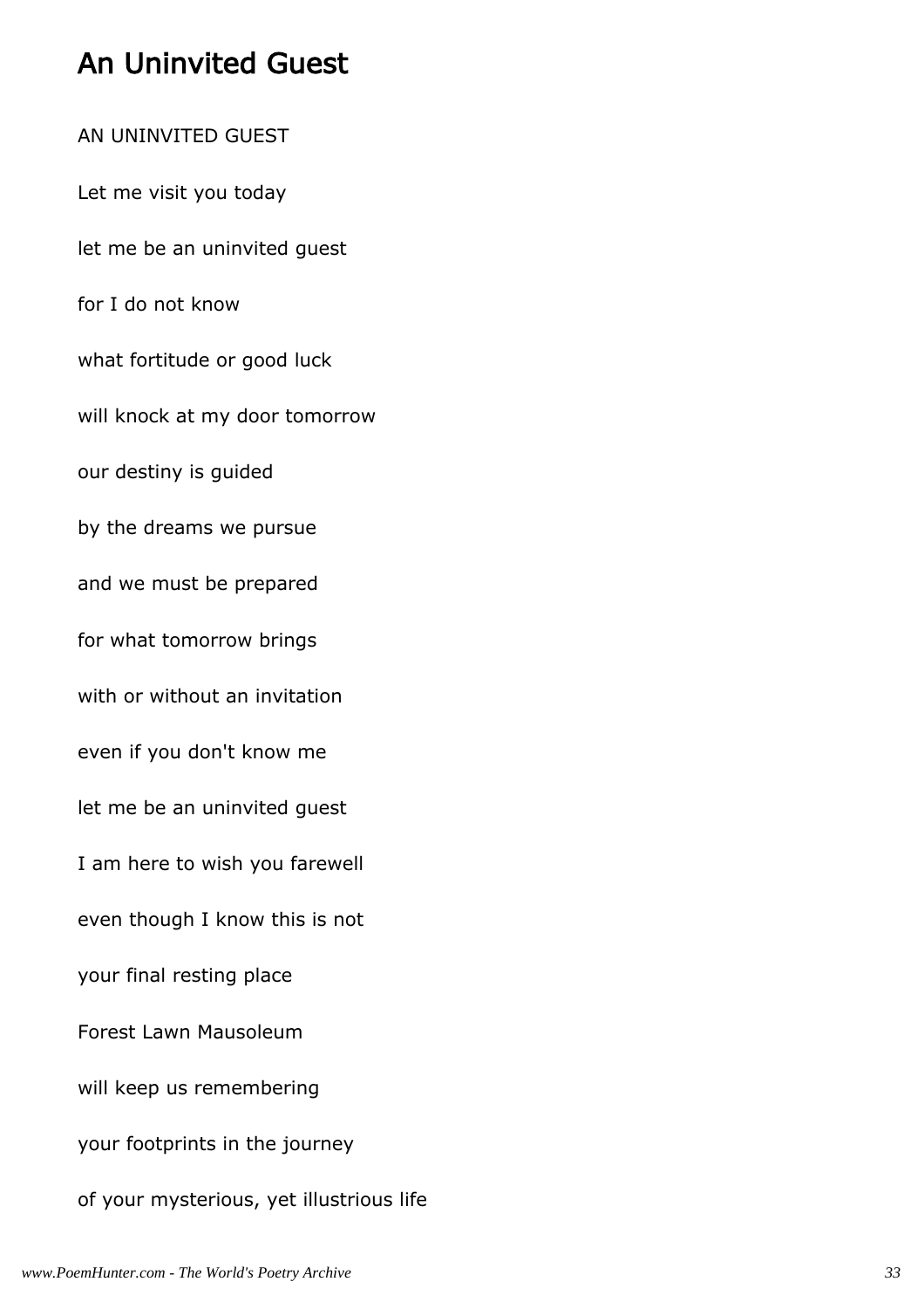# An Uninvited Guest

AN UNINVITED GUEST

Let me visit you today

let me be an uninvited guest

for I do not know

what fortitude or good luck

will knock at my door tomorrow

our destiny is guided

by the dreams we pursue

and we must be prepared

for what tomorrow brings

with or without an invitation

even if you don't know me

let me be an uninvited guest

I am here to wish you farewell

even though I know this is not

your final resting place

Forest Lawn Mausoleum

will keep us remembering

your footprints in the journey

of your mysterious, yet illustrious life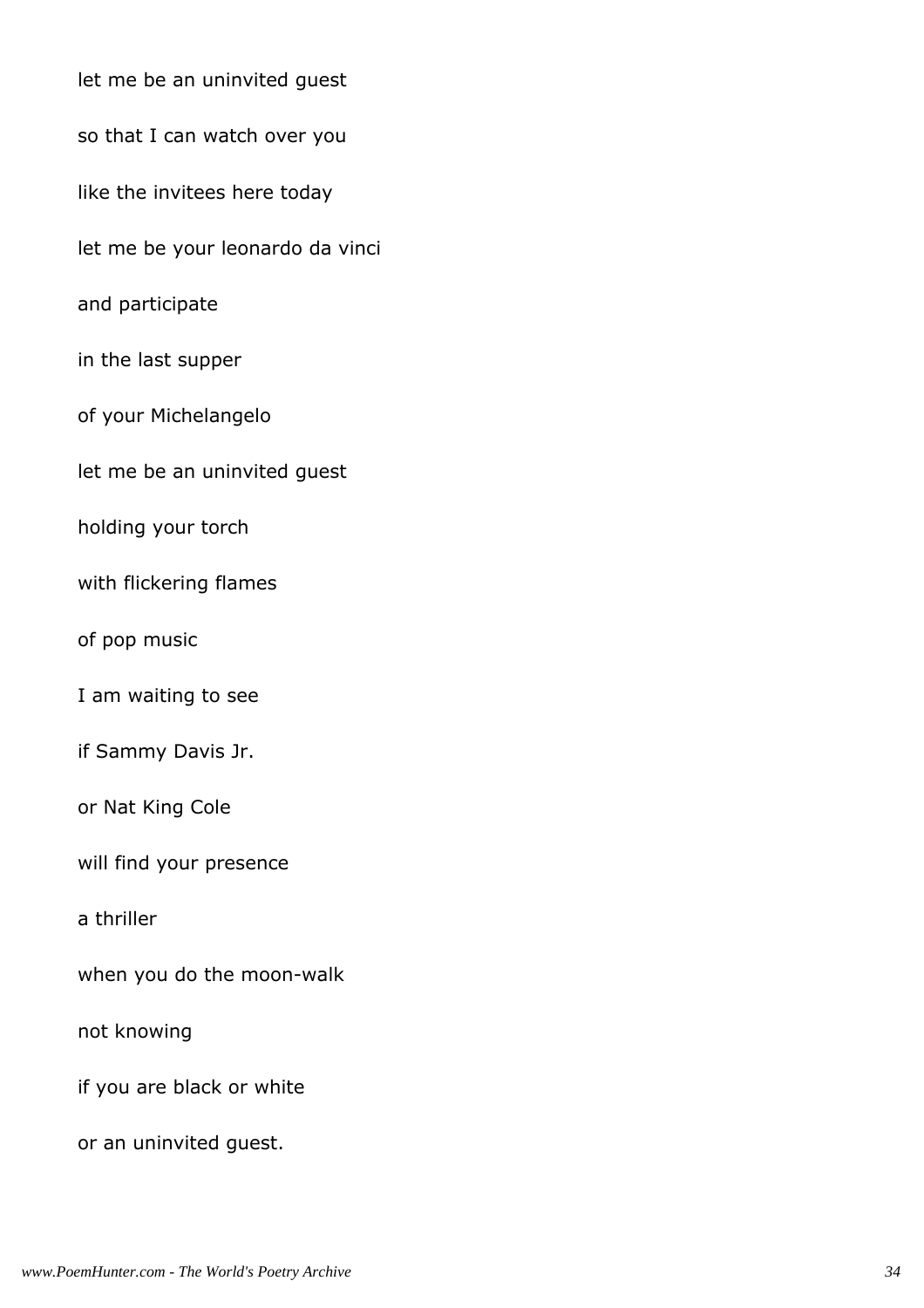let me be an uninvited guest

so that I can watch over you

like the invitees here today

let me be your leonardo da vinci

and participate

in the last supper

of your Michelangelo

let me be an uninvited guest

holding your torch

with flickering flames

of pop music

I am waiting to see

if Sammy Davis Jr.

or Nat King Cole

will find your presence

a thriller

when you do the moon-walk

not knowing

if you are black or white

or an uninvited guest.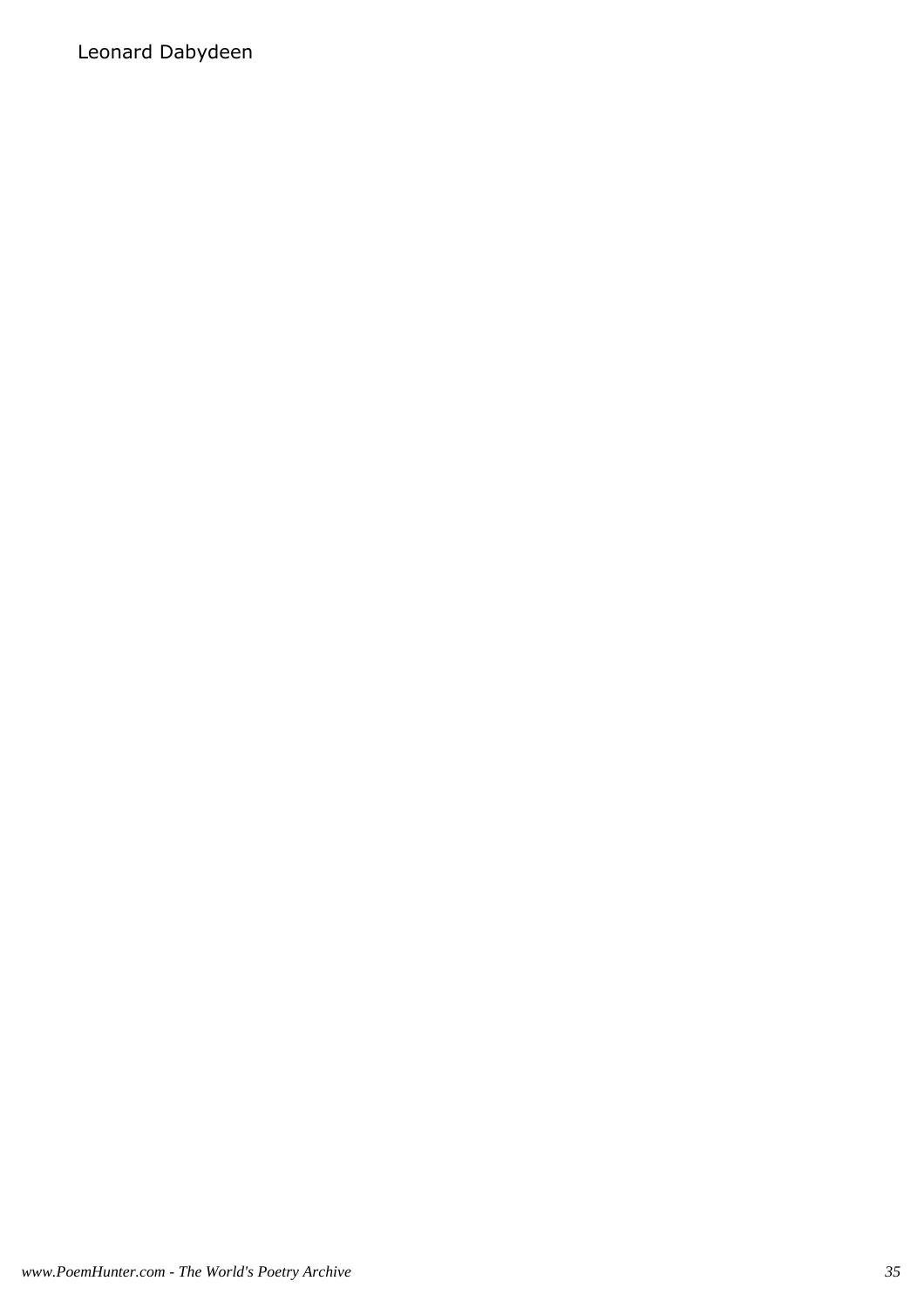Leonard Dabydeen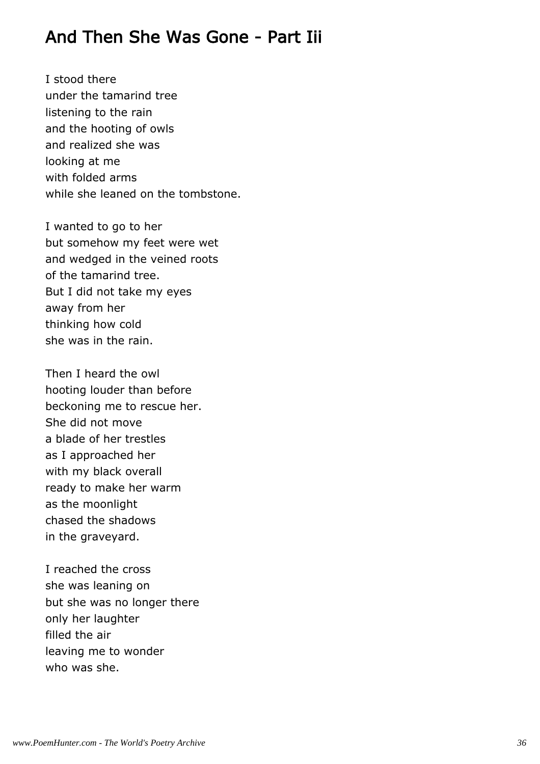## And Then She Was Gone - Part Iii

I stood there  
under the tamarind tree  
listening to the rain  
and the hooting of owls  
and realized she was  
looking at me  
with folded arms  
while she leaned on the tombstone.

I wanted to go to her  
but somehow my feet were wet  
and wedged in the veined roots  
of the tamarind tree.  
But I did not take my eyes  
away from her  
thinking how cold  
she was in the rain.

Then I heard the owl  
hooting louder than before  
beckoning me to rescue her.  
She did not move  
a blade of her trestles  
as I approached her  
with my black overall  
ready to make her warm  
as the moonlight  
chased the shadows  
in the graveyard.

I reached the cross  
she was leaning on  
but she was no longer there  
only her laughter  
filled the air  
leaving me to wonder  
who was she.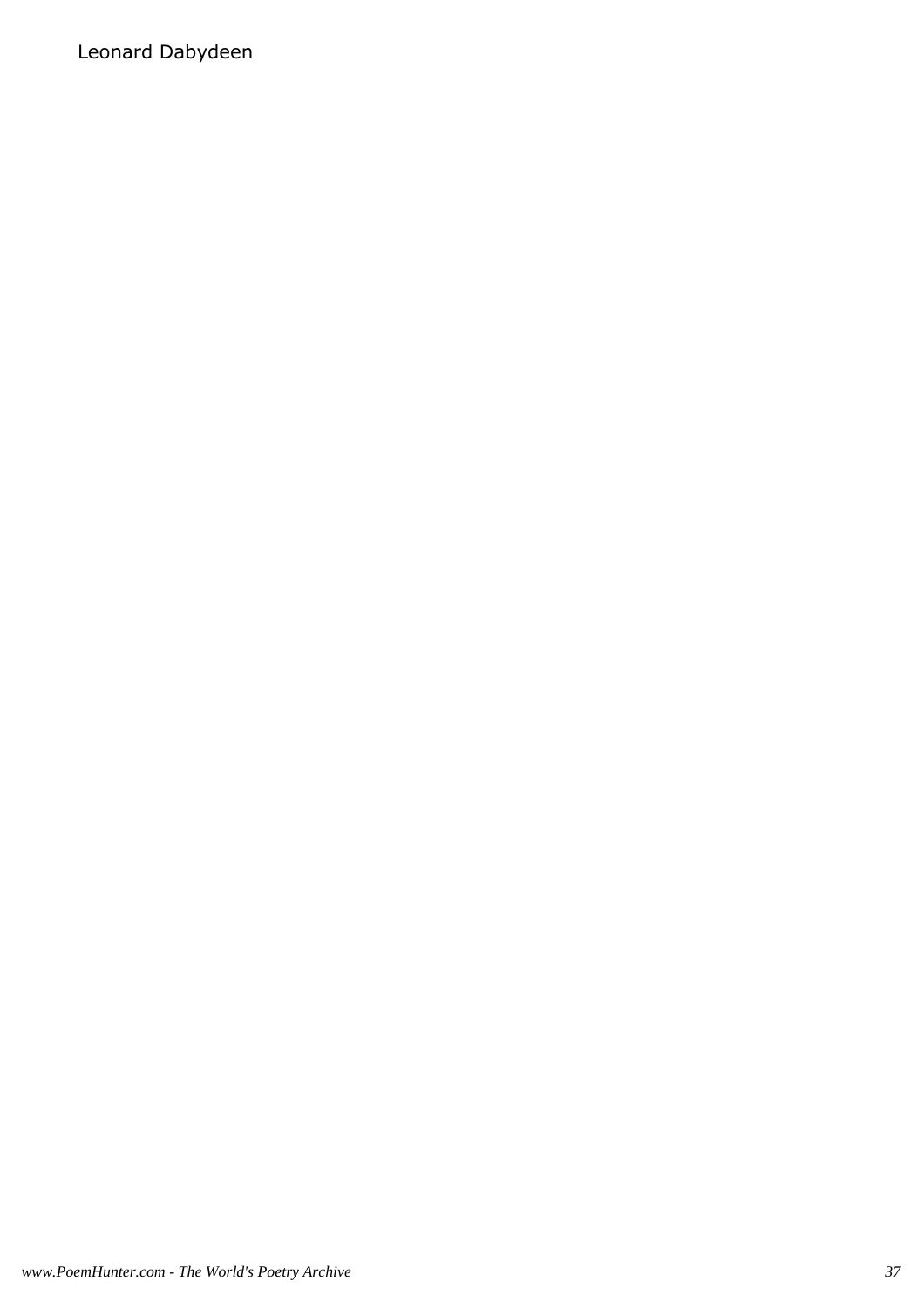Leonard Dabydeen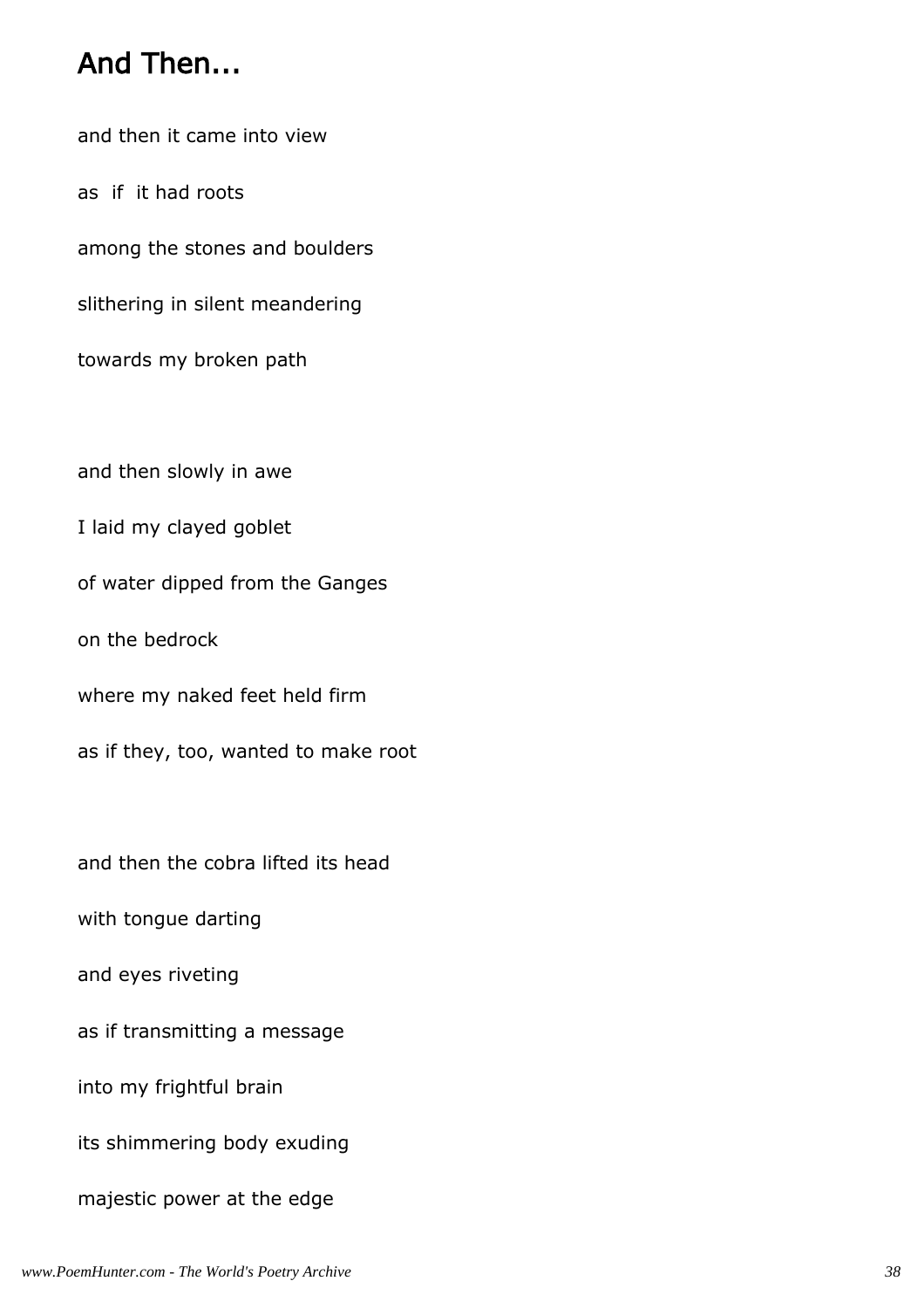# And Then...

and then it came into view

as  if  it had roots

among the stones and boulders

slithering in silent meandering

towards my broken path

and then slowly in awe

I laid my clayed goblet

of water dipped from the Ganges

on the bedrock

where my naked feet held firm

as if they, too, wanted to make root

and then the cobra lifted its head

with tongue darting

and eyes riveting

as if transmitting a message

into my frightful brain

its shimmering body exuding

majestic power at the edge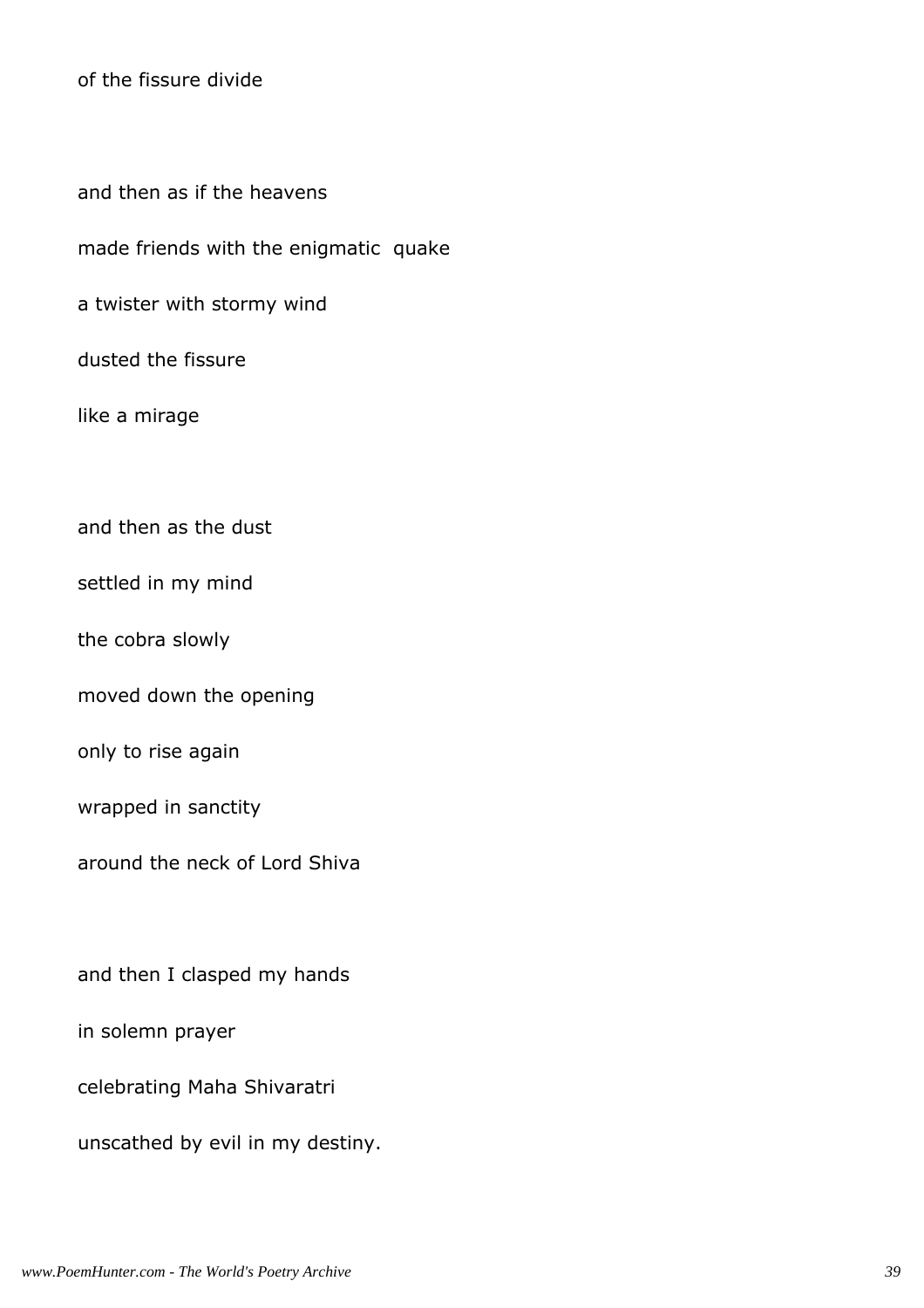of the fissure divide

and then as if the heavens  
made friends with the enigmatic  quake  
a twister with stormy wind  
dusted the fissure  
like a mirage

and then as the dust  
settled in my mind  
the cobra slowly  
moved down the opening  
only to rise again  
wrapped in sanctity  
around the neck of Lord Shiva

and then I clasped my hands  
in solemn prayer  
celebrating Maha Shivaratri  
unscathed by evil in my destiny.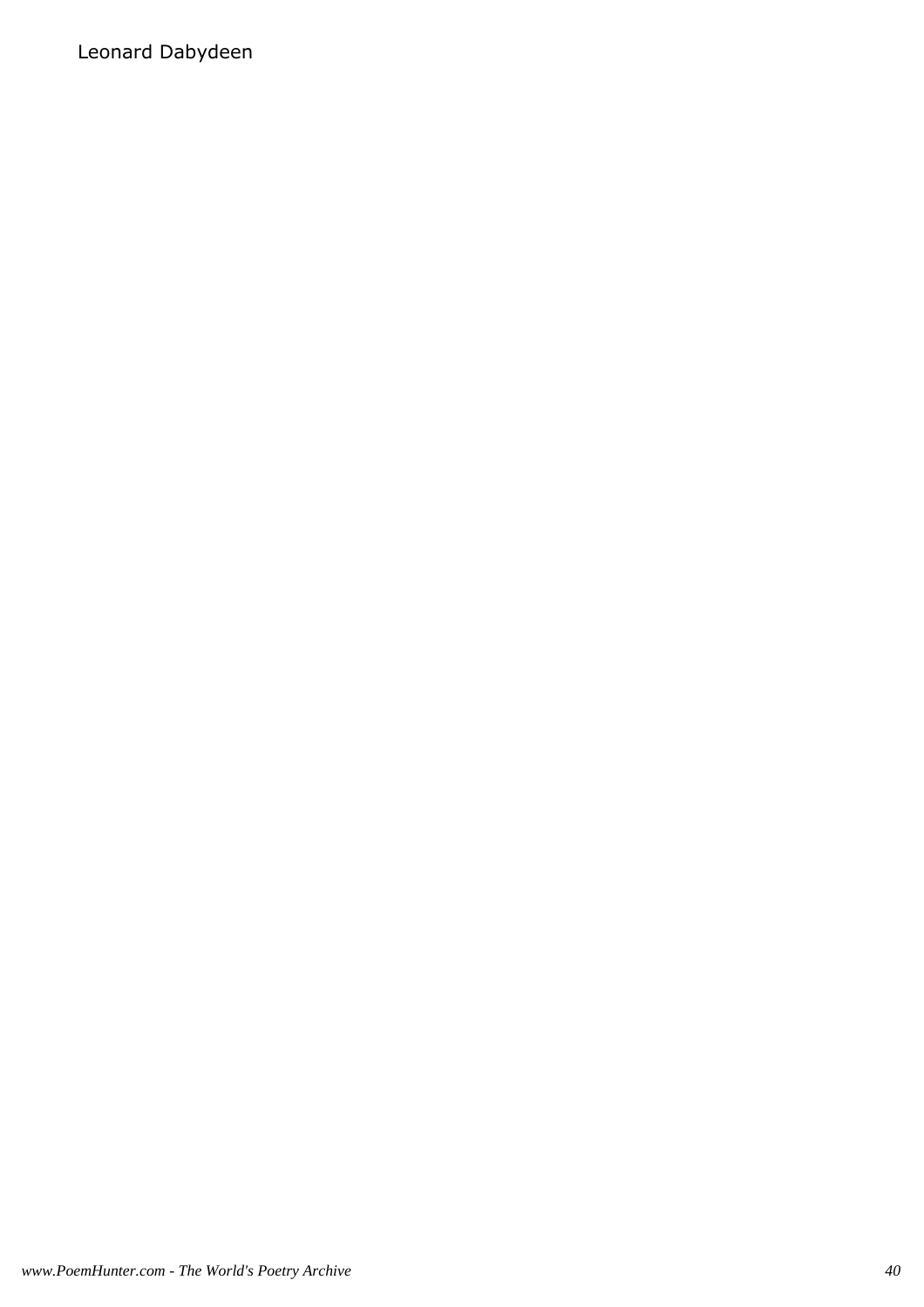Leonard Dabydeen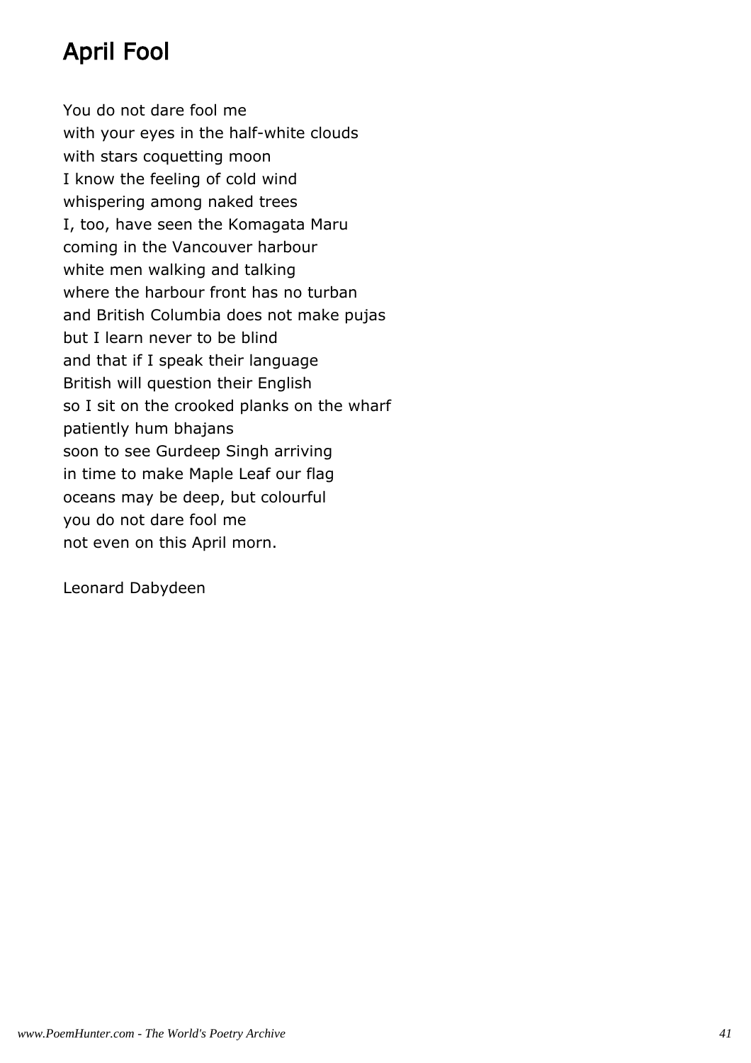# April Fool

You do not dare fool me
with your eyes in the half-white clouds
with stars coquetting moon
I know the feeling of cold wind
whispering among naked trees
I, too, have seen the Komagata Maru
coming in the Vancouver harbour
white men walking and talking
where the harbour front has no turban
and British Columbia does not make pujas
but I learn never to be blind
and that if I speak their language
British will question their English
so I sit on the crooked planks on the wharf
patiently hum bhajans
soon to see Gurdeep Singh arriving
in time to make Maple Leaf our flag
oceans may be deep, but colourful
you do not dare fool me
not even on this April morn.

Leonard Dabydeen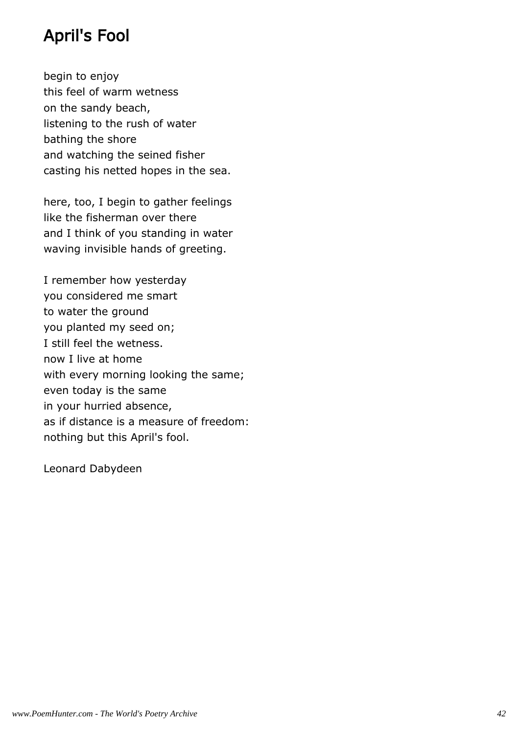# April's Fool

begin to enjoy  
this feel of warm wetness  
on the sandy beach,  
listening to the rush of water  
bathing the shore  
and watching the seined fisher  
casting his netted hopes in the sea.

here, too, I begin to gather feelings  
like the fisherman over there  
and I think of you standing in water  
waving invisible hands of greeting.

I remember how yesterday  
you considered me smart  
to water the ground  
you planted my seed on;  
I still feel the wetness.  
now I live at home  
with every morning looking the same;  
even today is the same  
in your hurried absence,  
as if distance is a measure of freedom:  
nothing but this April's fool.

Leonard Dabydeen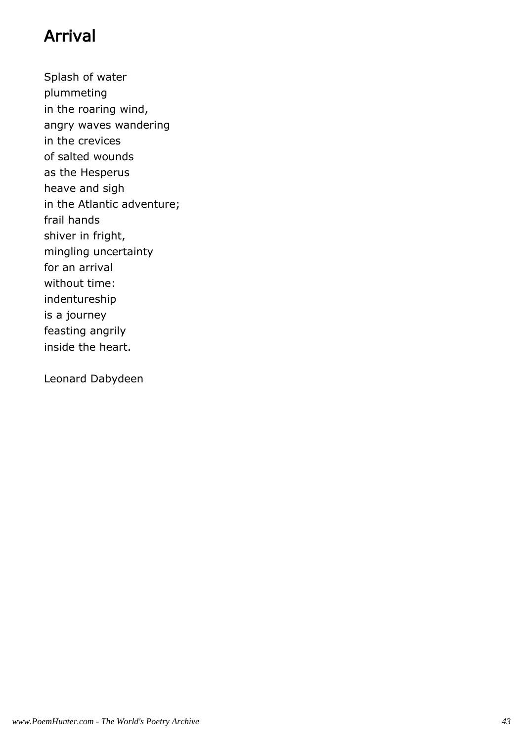# Arrival

Splash of water  
plummeting  
in the roaring wind,  
angry waves wandering  
in the crevices  
of salted wounds  
as the Hesperus  
heave and sigh  
in the Atlantic adventure;  
frail hands  
shiver in fright,  
mingling uncertainty  
for an arrival  
without time:  
indentureship  
is a journey  
feasting angrily  
inside the heart.

Leonard Dabydeen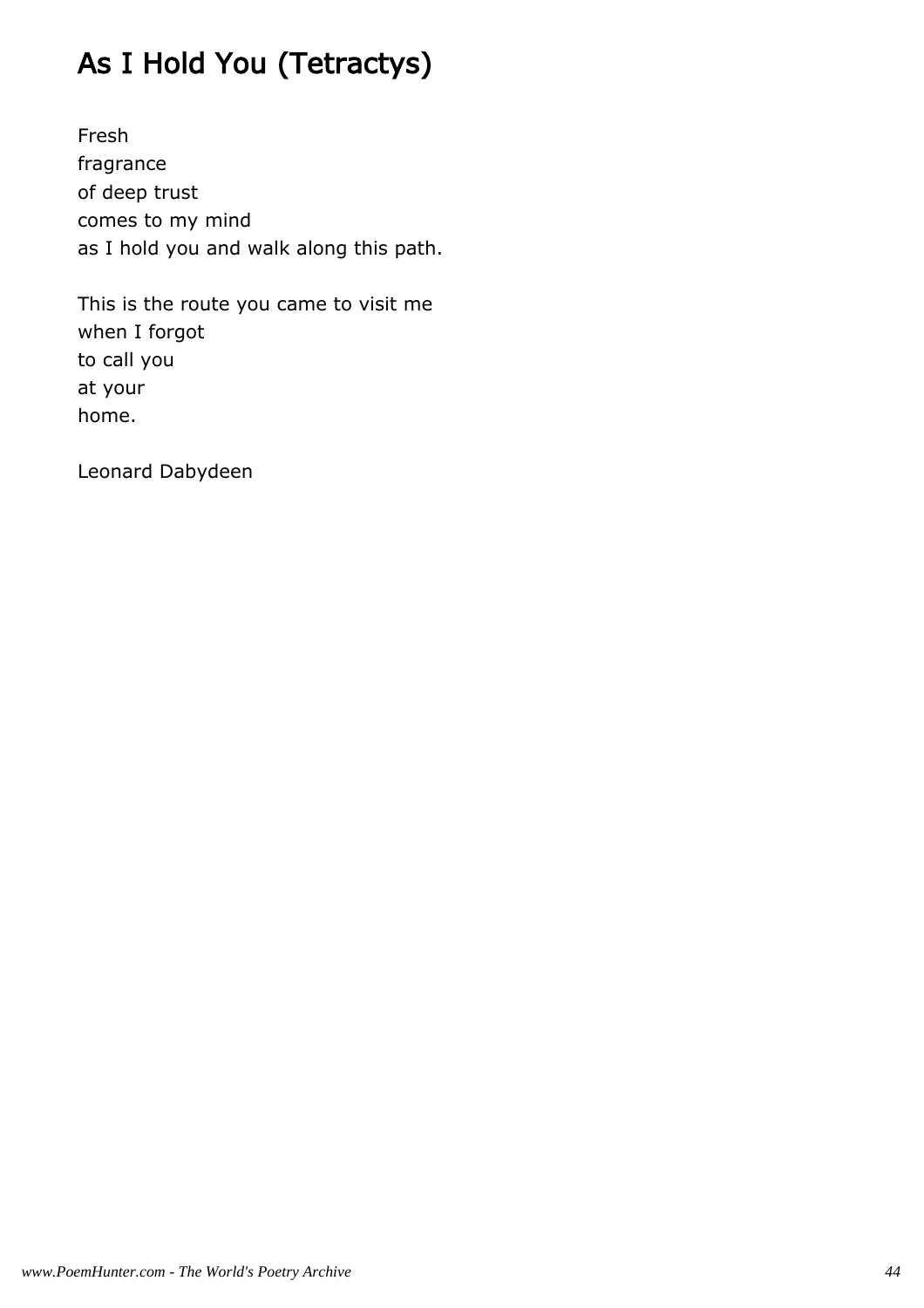# As I Hold You (Tetractys)

Fresh
fragrance
of deep trust
comes to my mind
as I hold you and walk along this path.

This is the route you came to visit me
when I forgot
to call you
at your
home.

Leonard Dabydeen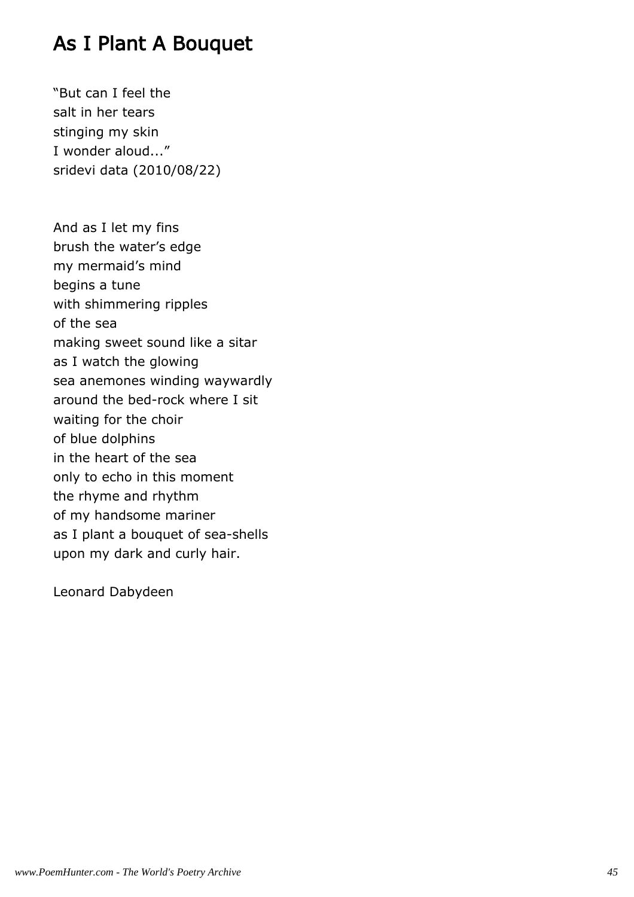# As I Plant A Bouquet

"But can I feel the
salt in her tears
stinging my skin
I wonder aloud..."
sridevi data (2010/08/22)

And as I let my fins
brush the water's edge
my mermaid's mind
begins a tune
with shimmering ripples
of the sea
making sweet sound like a sitar
as I watch the glowing
sea anemones winding waywardly
around the bed-rock where I sit
waiting for the choir
of blue dolphins
in the heart of the sea
only to echo in this moment
the rhyme and rhythm
of my handsome mariner
as I plant a bouquet of sea-shells
upon my dark and curly hair.

Leonard Dabydeen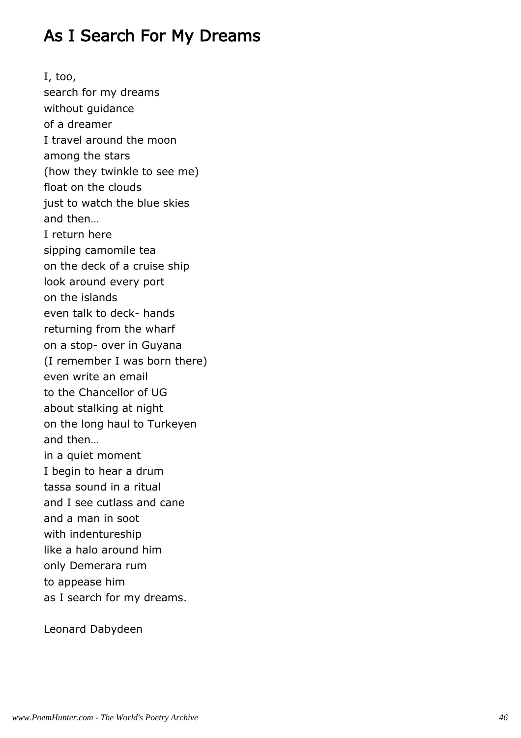# As I Search For My Dreams

I, too,
search for my dreams
without guidance
of a dreamer
I travel around the moon
among the stars
(how they twinkle to see me)
float on the clouds
just to watch the blue skies
and then…
I return here
sipping camomile tea
on the deck of a cruise ship
look around every port
on the islands
even talk to deck- hands
returning from the wharf
on a stop- over in Guyana
(I remember I was born there)
even write an email
to the Chancellor of UG
about stalking at night
on the long haul to Turkeyen
and then…
in a quiet moment
I begin to hear a drum
tassa sound in a ritual
and I see cutlass and cane
and a man in soot
with indentureship
like a halo around him
only Demerara rum
to appease him
as I search for my dreams.

Leonard Dabydeen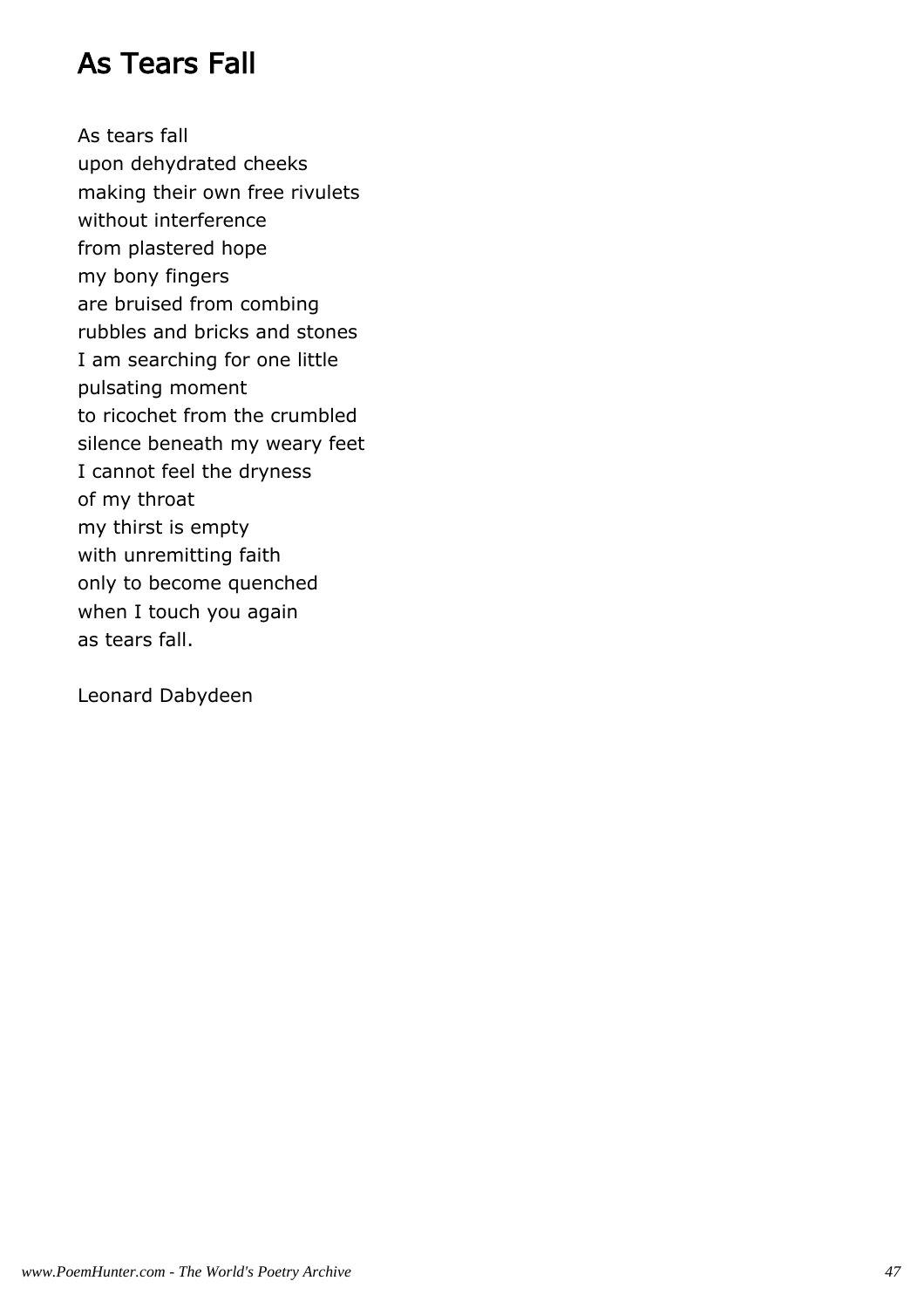# As Tears Fall

As tears fall
upon dehydrated cheeks
making their own free rivulets
without interference
from plastered hope
my bony fingers
are bruised from combing
rubbles and bricks and stones
I am searching for one little
pulsating moment
to ricochet from the crumbled
silence beneath my weary feet
I cannot feel the dryness
of my throat
my thirst is empty
with unremitting faith
only to become quenched
when I touch you again
as tears fall.

Leonard Dabydeen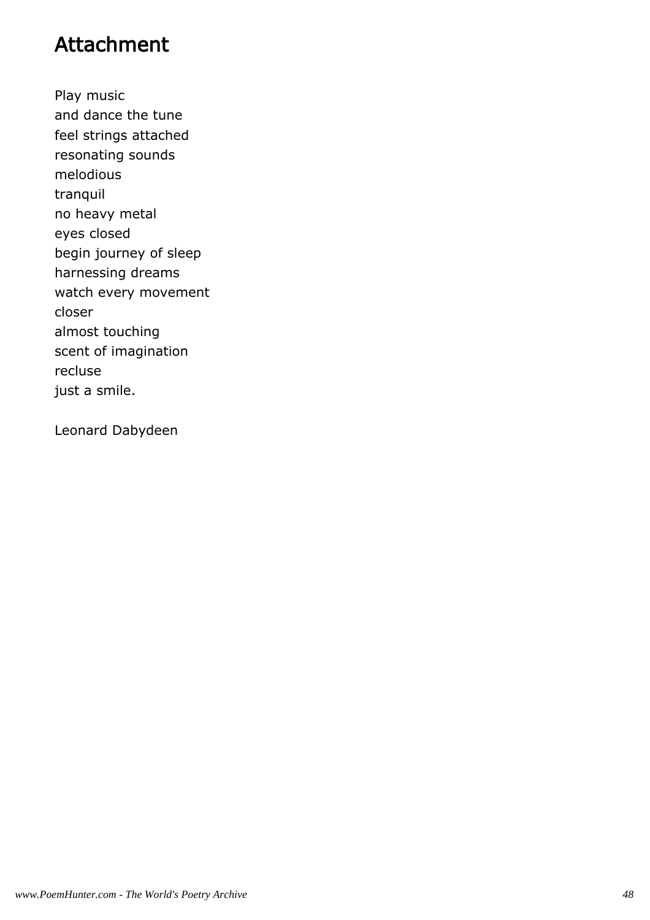# Attachment

Play music
and dance the tune
feel strings attached
resonating sounds
melodious
tranquil
no heavy metal
eyes closed
begin journey of sleep
harnessing dreams
watch every movement
closer
almost touching
scent of imagination
recluse
just a smile.

Leonard Dabydeen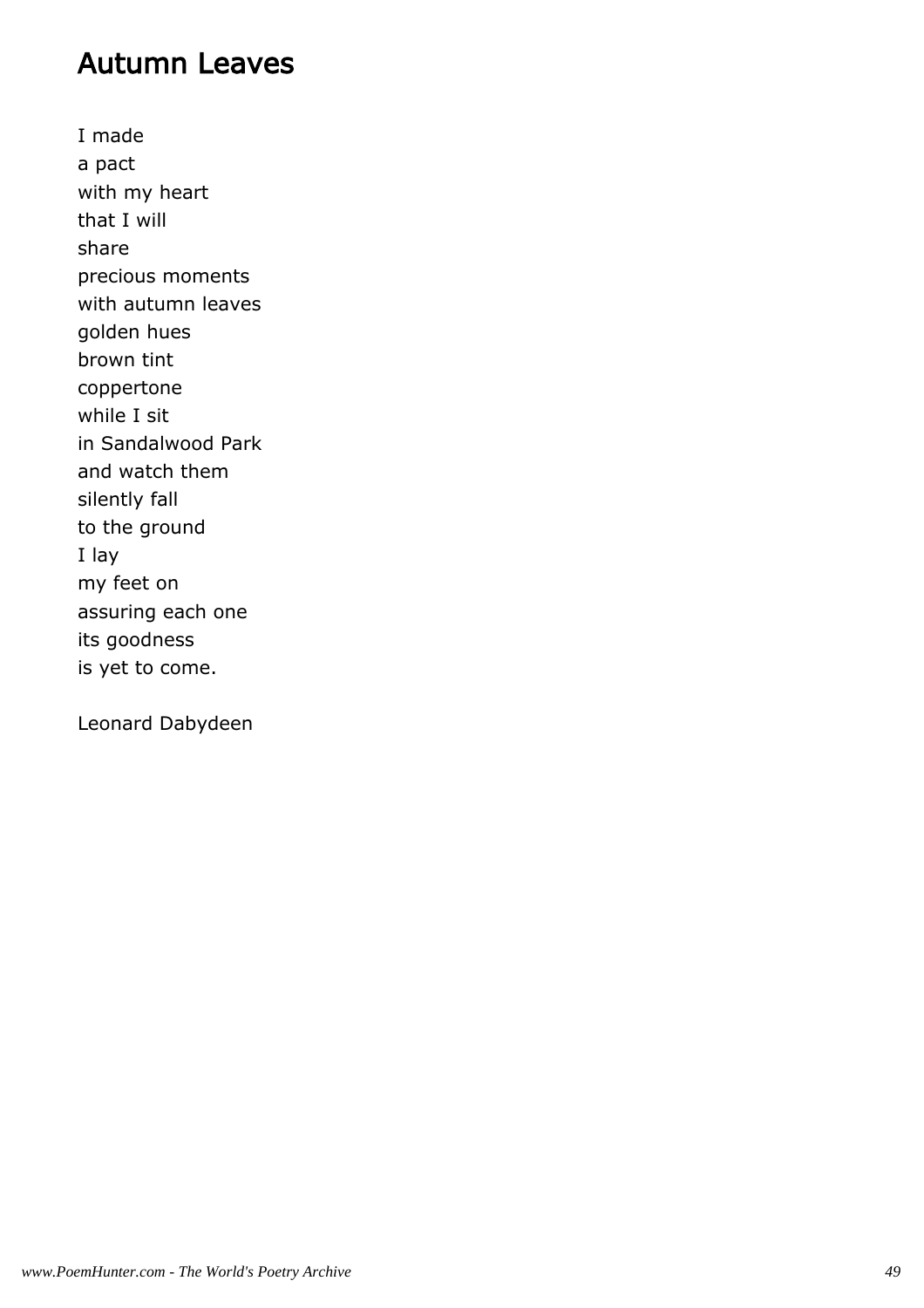## Autumn Leaves

I made  
a pact  
with my heart  
that I will  
share  
precious moments  
with autumn leaves  
golden hues  
brown tint  
coppertone  
while I sit  
in Sandalwood Park  
and watch them  
silently fall  
to the ground  
I lay  
my feet on  
assuring each one  
its goodness  
is yet to come.

Leonard Dabydeen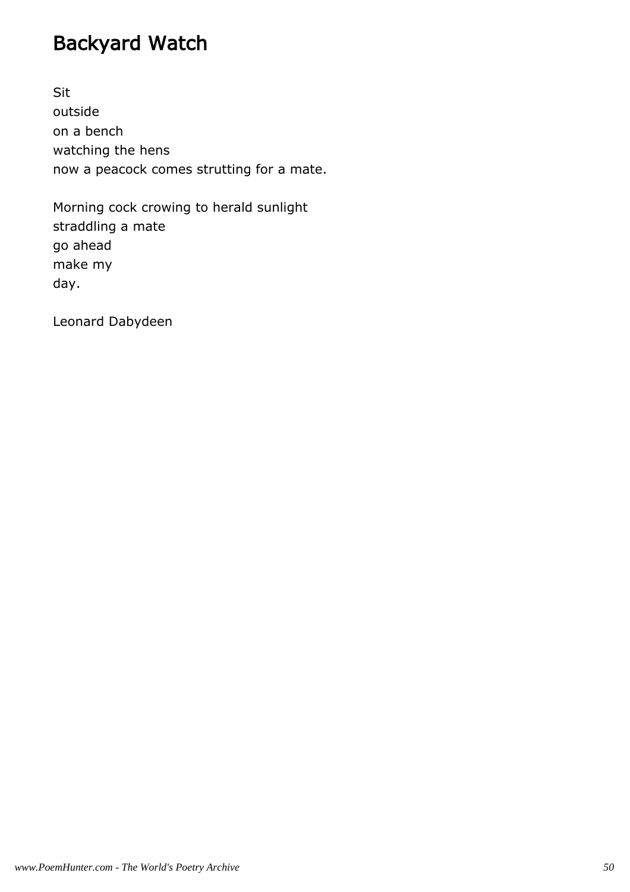# Backyard Watch

Sit
outside
on a bench
watching the hens
now a peacock comes strutting for a mate.

Morning cock crowing to herald sunlight
straddling a mate
go ahead
make my
day.

Leonard Dabydeen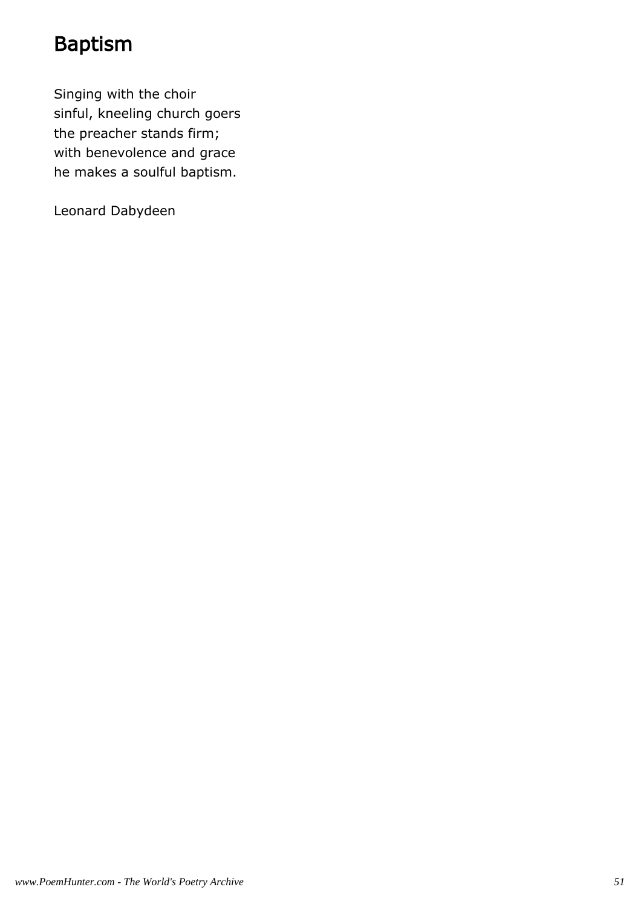# Baptism

Singing with the choir
sinful, kneeling church goers
the preacher stands firm;
with benevolence and grace
he makes a soulful baptism.

Leonard Dabydeen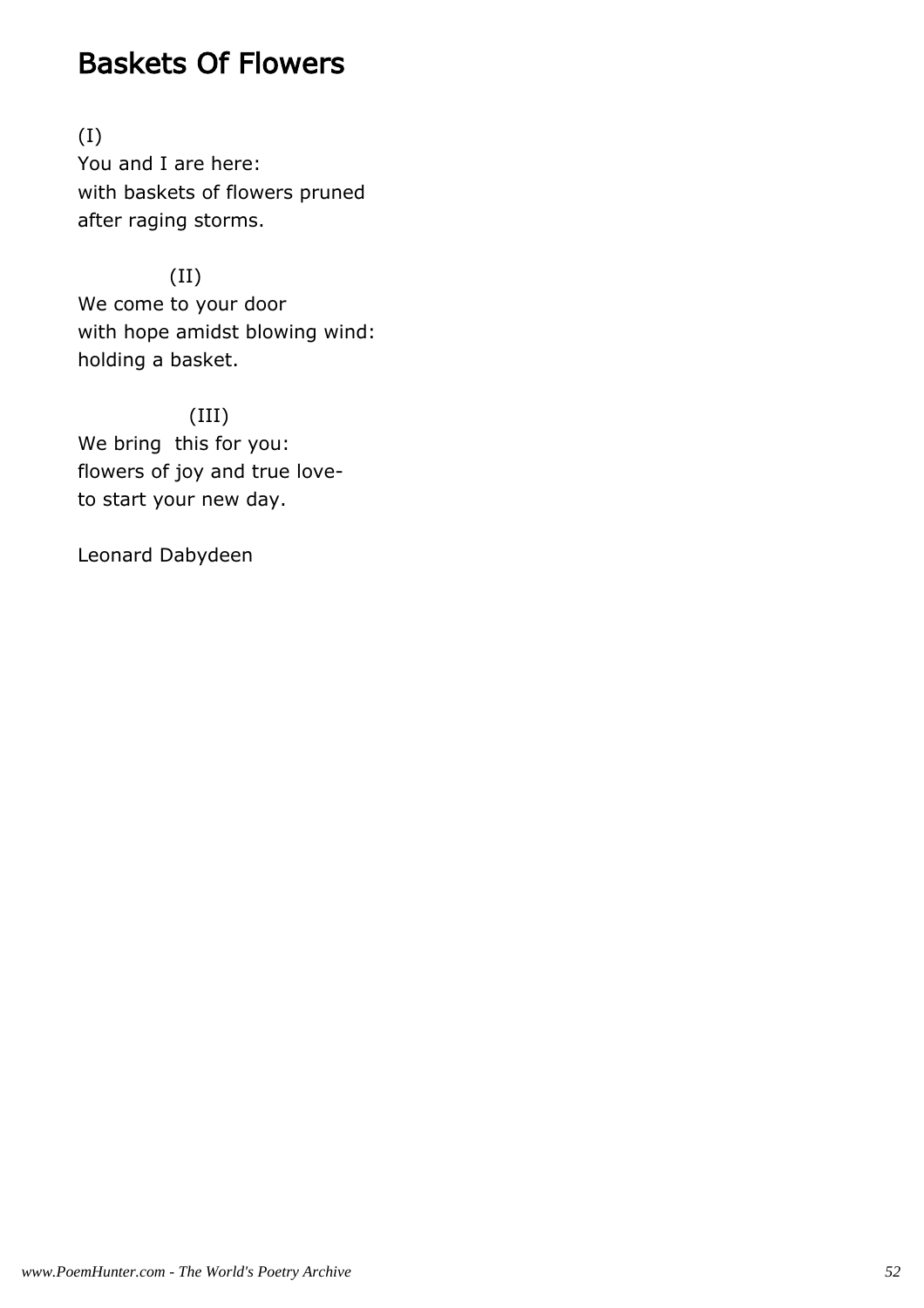# Baskets Of Flowers

(I)
You and I are here:
with baskets of flowers pruned
after raging storms.

(II)
We come to your door
with hope amidst blowing wind:
holding a basket.

(III)
We bring  this for you:
flowers of joy and true love-
to start your new day.

Leonard Dabydeen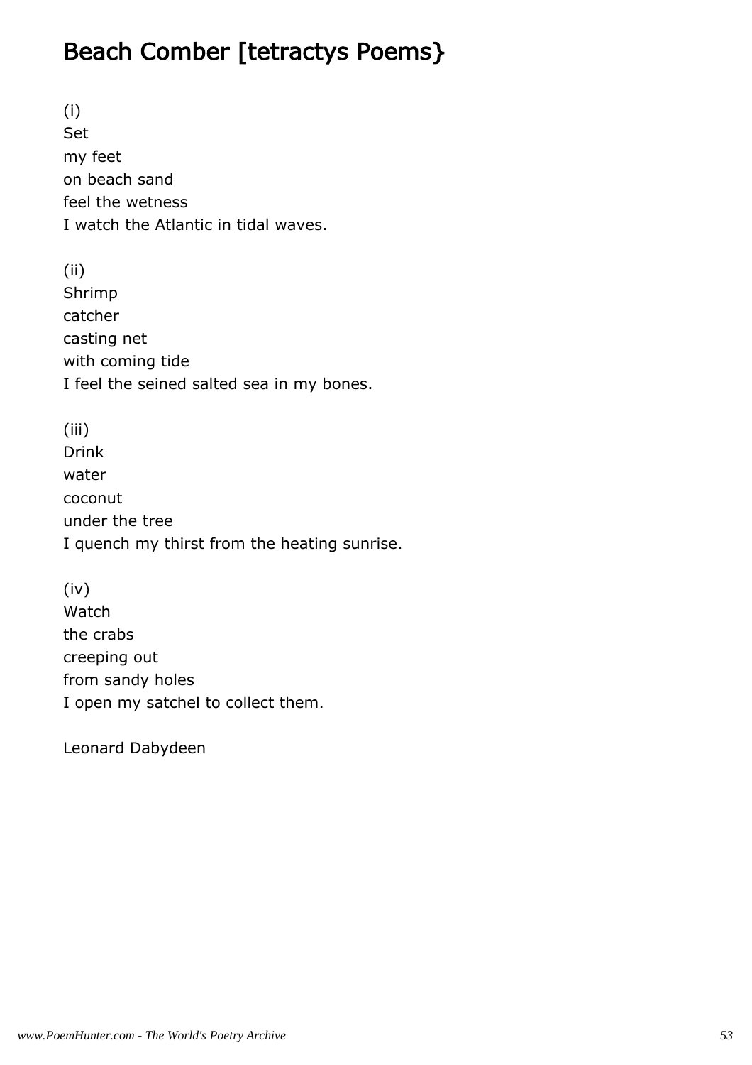# Beach Comber [tetractys Poems}

(i)
Set
my feet
on beach sand
feel the wetness
I watch the Atlantic in tidal waves.

(ii)
Shrimp
catcher
casting net
with coming tide
I feel the seined salted sea in my bones.

(iii)
Drink
water
coconut
under the tree
I quench my thirst from the heating sunrise.

(iv)
Watch
the crabs
creeping out
from sandy holes
I open my satchel to collect them.

Leonard Dabydeen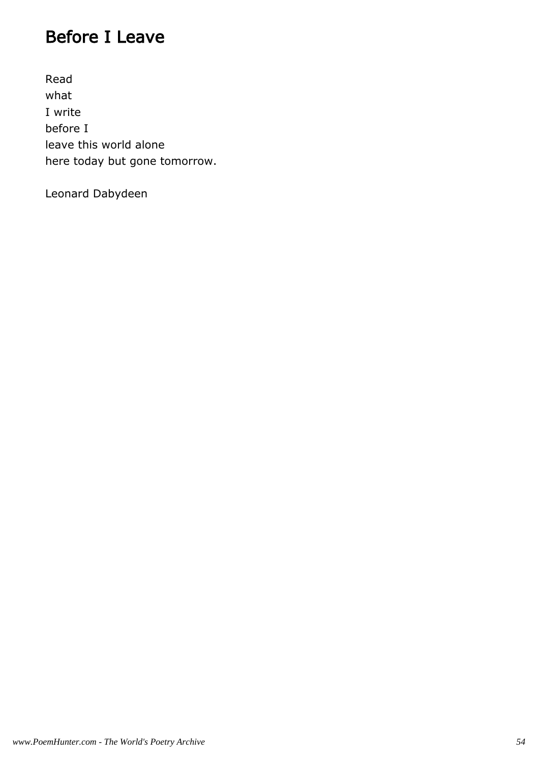## Before I Leave

Read  
what  
I write  
before I  
leave this world alone  
here today but gone tomorrow.

Leonard Dabydeen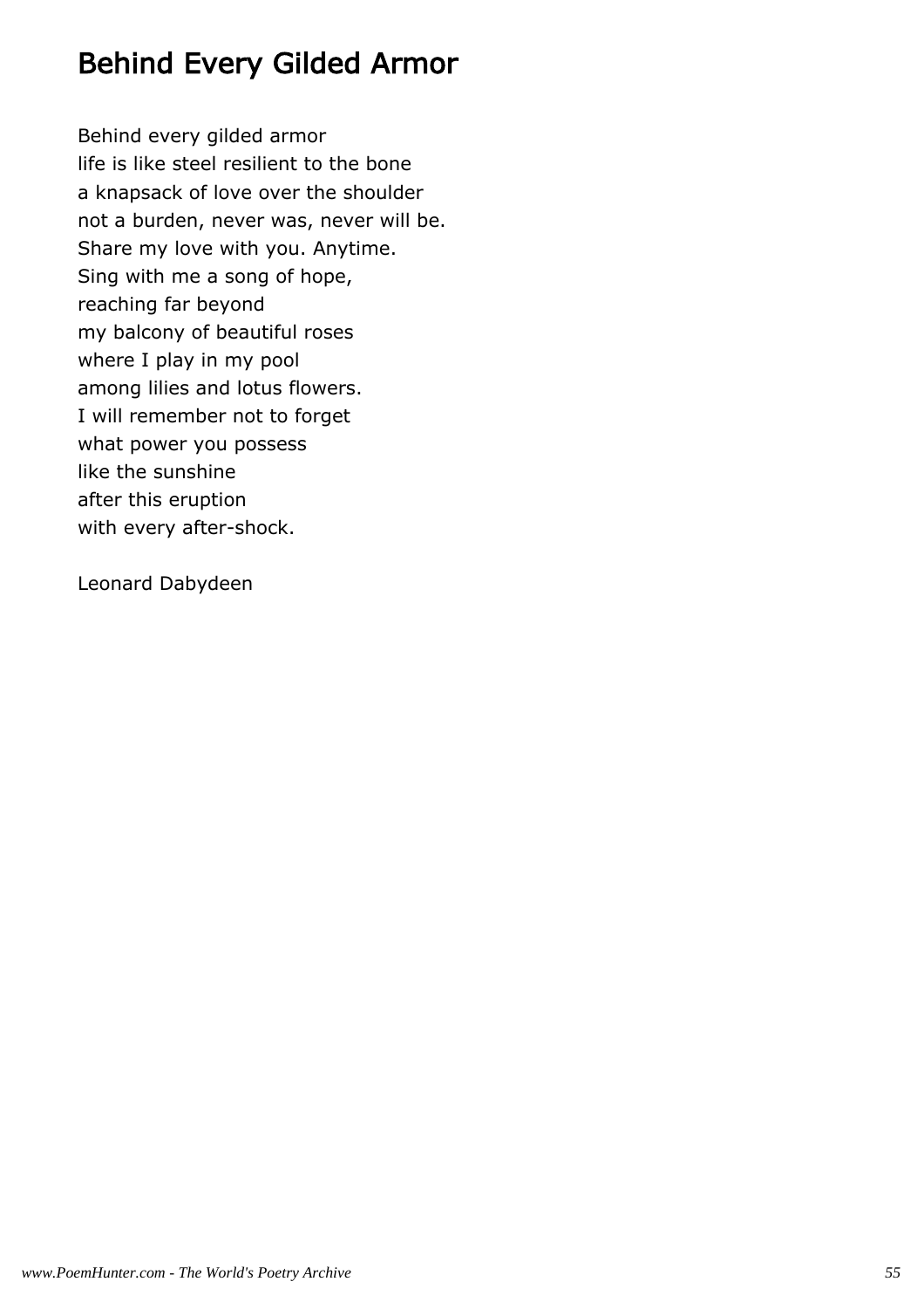## Behind Every Gilded Armor

Behind every gilded armor  
life is like steel resilient to the bone  
a knapsack of love over the shoulder  
not a burden, never was, never will be.  
Share my love with you. Anytime.  
Sing with me a song of hope,  
reaching far beyond  
my balcony of beautiful roses  
where I play in my pool  
among lilies and lotus flowers.  
I will remember not to forget  
what power you possess  
like the sunshine  
after this eruption  
with every after-shock.

Leonard Dabydeen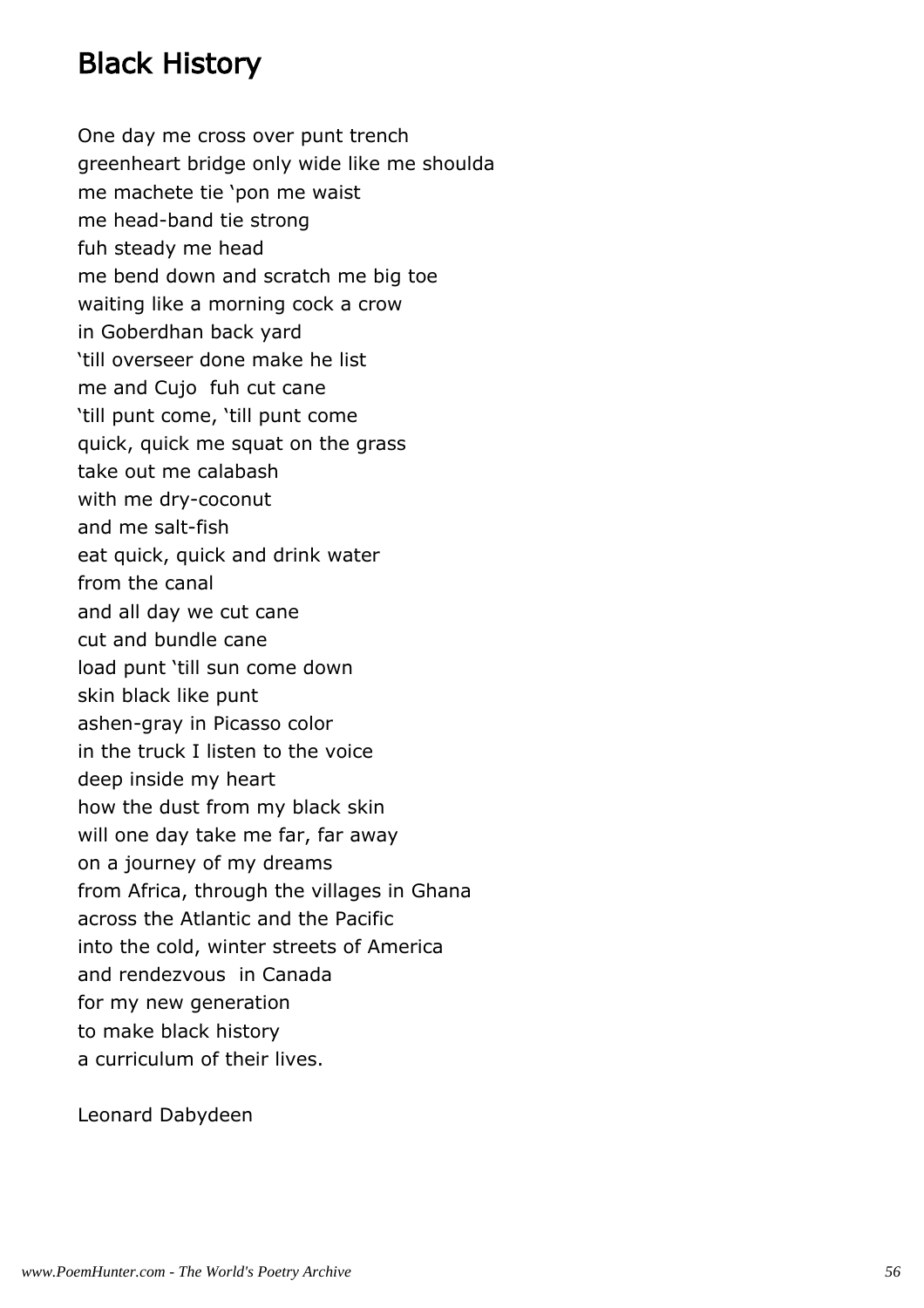# Black History

One day me cross over punt trench
greenheart bridge only wide like me shoulda
me machete tie 'pon me waist
me head-band tie strong
fuh steady me head
me bend down and scratch me big toe
waiting like a morning cock a crow
in Goberdhan back yard
'till overseer done make he list
me and Cujo fuh cut cane
'till punt come, 'till punt come
quick, quick me squat on the grass
take out me calabash
with me dry-coconut
and me salt-fish
eat quick, quick and drink water
from the canal
and all day we cut cane
cut and bundle cane
load punt 'till sun come down
skin black like punt
ashen-gray in Picasso color
in the truck I listen to the voice
deep inside my heart
how the dust from my black skin
will one day take me far, far away
on a journey of my dreams
from Africa, through the villages in Ghana
across the Atlantic and the Pacific
into the cold, winter streets of America
and rendezvous in Canada
for my new generation
to make black history
a curriculum of their lives.

Leonard Dabydeen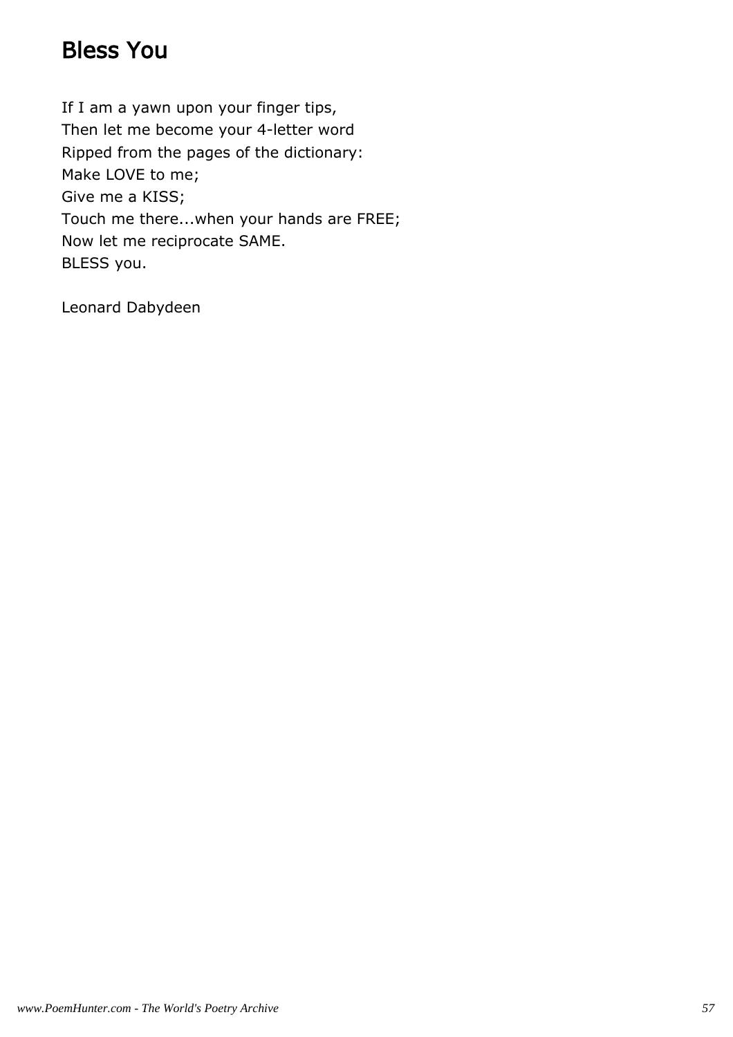# Bless You

If I am a yawn upon your finger tips,
Then let me become your 4-letter word
Ripped from the pages of the dictionary:
Make LOVE to me;
Give me a KISS;
Touch me there...when your hands are FREE;
Now let me reciprocate SAME.
BLESS you.

Leonard Dabydeen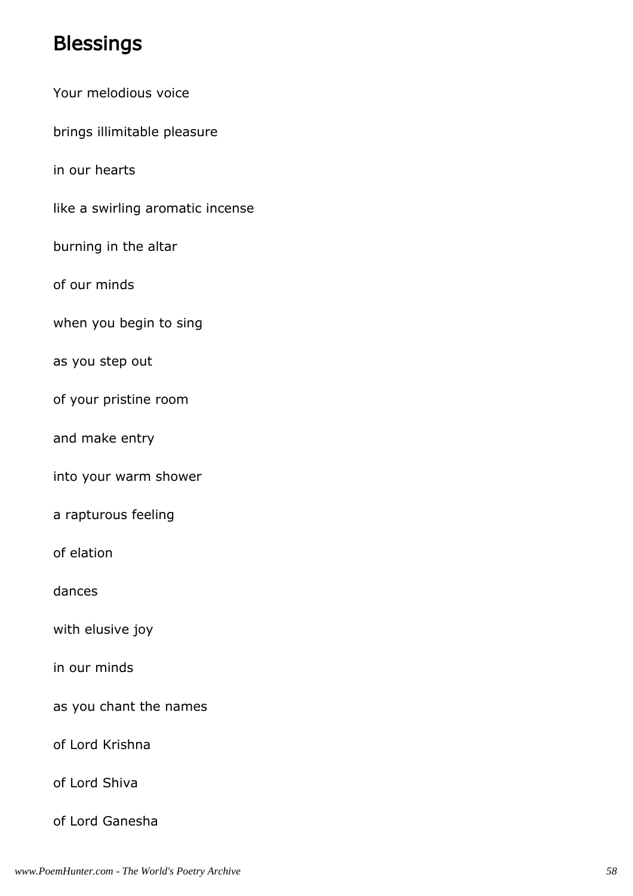## Blessings

Your melodious voice

brings illimitable pleasure

in our hearts

like a swirling aromatic incense

burning in the altar

of our minds

when you begin to sing

as you step out

of your pristine room

and make entry

into your warm shower

a rapturous feeling

of elation

dances

with elusive joy

in our minds

as you chant the names

of Lord Krishna

of Lord Shiva

of Lord Ganesha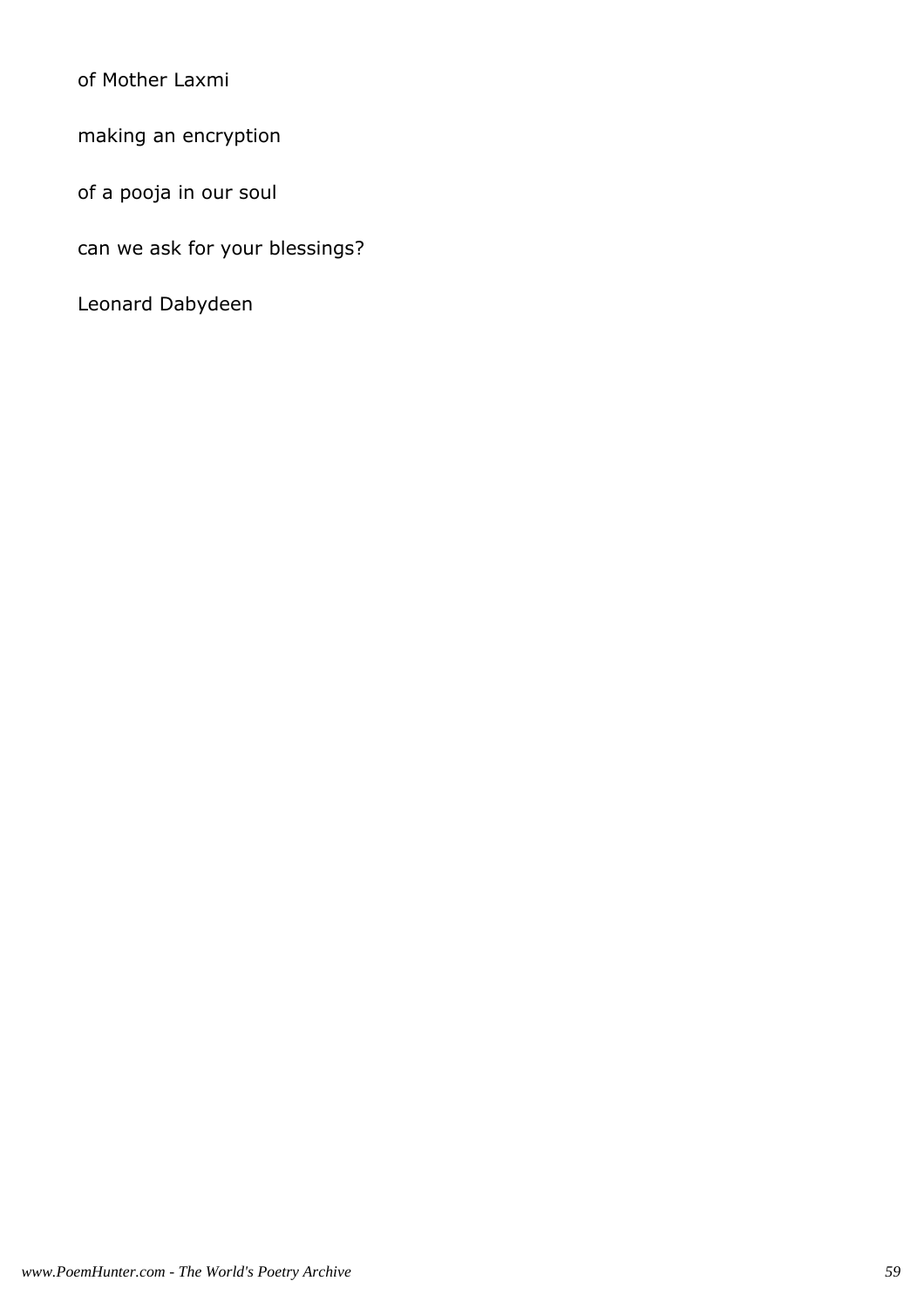of Mother Laxmi

making an encryption

of a pooja in our soul

can we ask for your blessings?

Leonard Dabydeen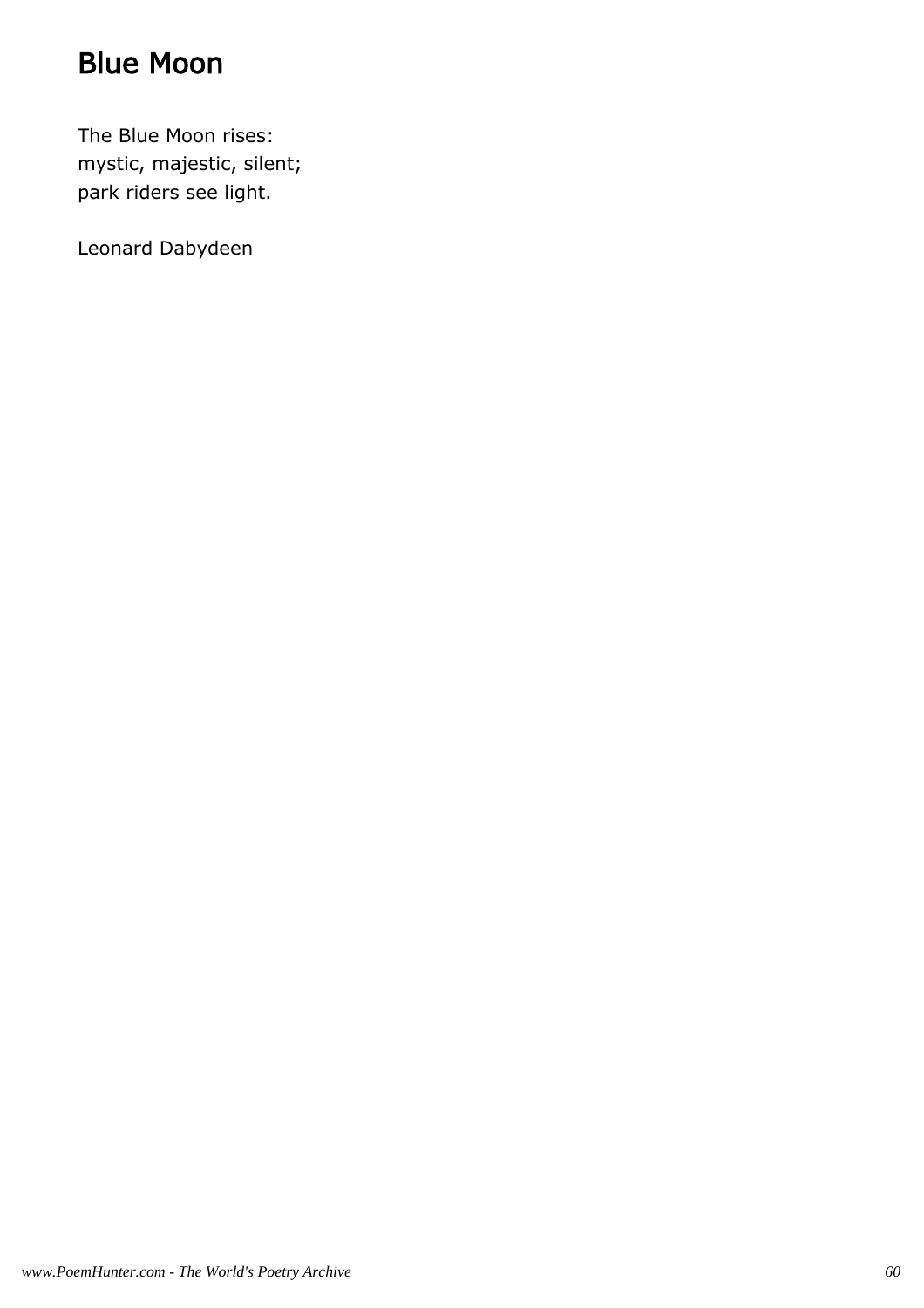# Blue Moon

The Blue Moon rises:
mystic, majestic, silent;
park riders see light.

Leonard Dabydeen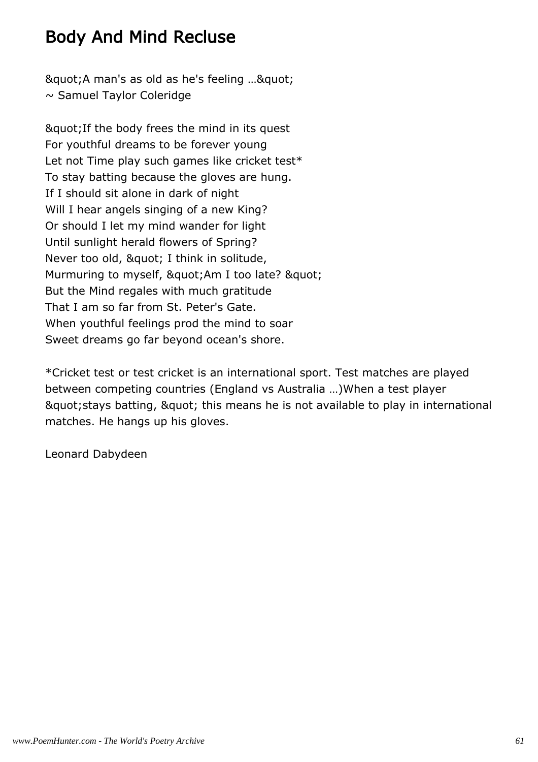# Body And Mind Recluse

&quot;A man's as old as he's feeling …&quot;
~ Samuel Taylor Coleridge

&quot;If the body frees the mind in its quest
For youthful dreams to be forever young
Let not Time play such games like cricket test*
To stay batting because the gloves are hung.
If I should sit alone in dark of night
Will I hear angels singing of a new King?
Or should I let my mind wander for light
Until sunlight herald flowers of Spring?
Never too old, &quot; I think in solitude,
Murmuring to myself, &quot;Am I too late? &quot;
But the Mind regales with much gratitude
That I am so far from St. Peter's Gate.
When youthful feelings prod the mind to soar
Sweet dreams go far beyond ocean's shore.

*Cricket test or test cricket is an international sport. Test matches are played between competing countries (England vs Australia …)When a test player &quot;stays batting, &quot; this means he is not available to play in international matches. He hangs up his gloves.

Leonard Dabydeen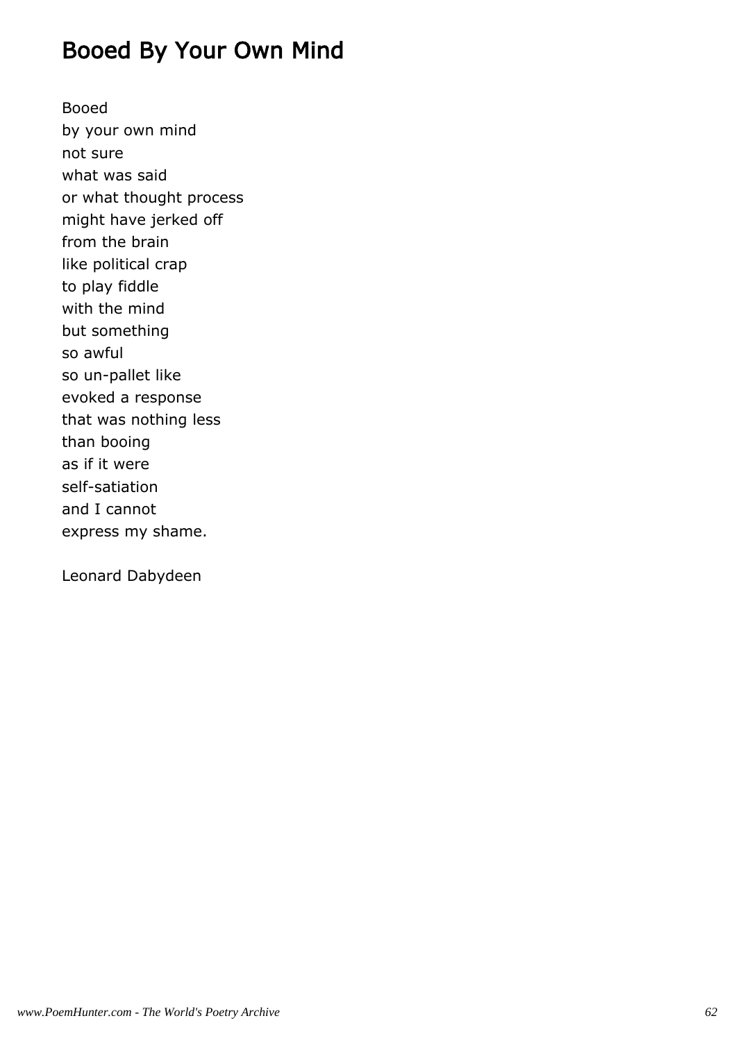## Booed By Your Own Mind

Booed
by your own mind
not sure
what was said
or what thought process
might have jerked off
from the brain
like political crap
to play fiddle
with the mind
but something
so awful
so un-pallet like
evoked a response
that was nothing less
than booing
as if it were
self-satiation
and I cannot
express my shame.

Leonard Dabydeen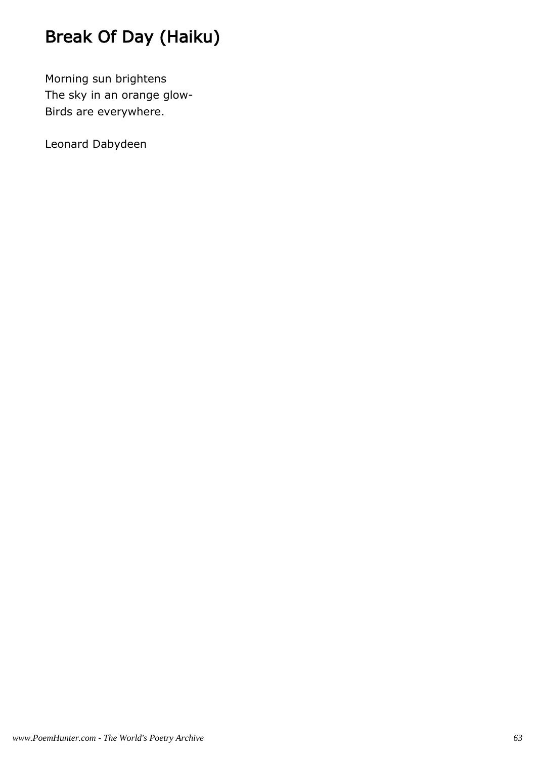# Break Of Day (Haiku)

Morning sun brightens
The sky in an orange glow-
Birds are everywhere.

Leonard Dabydeen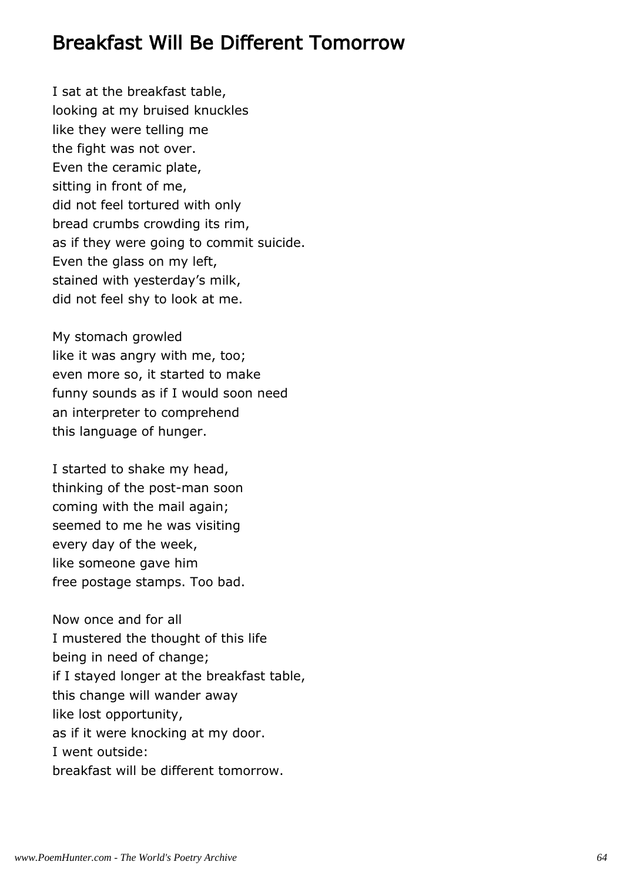## Breakfast Will Be Different Tomorrow

I sat at the breakfast table,
looking at my bruised knuckles
like they were telling me
the fight was not over.
Even the ceramic plate,
sitting in front of me,
did not feel tortured with only
bread crumbs crowding its rim,
as if they were going to commit suicide.
Even the glass on my left,
stained with yesterday's milk,
did not feel shy to look at me.

My stomach growled
like it was angry with me, too;
even more so, it started to make
funny sounds as if I would soon need
an interpreter to comprehend
this language of hunger.

I started to shake my head,
thinking of the post-man soon
coming with the mail again;
seemed to me he was visiting
every day of the week,
like someone gave him
free postage stamps. Too bad.

Now once and for all
I mustered the thought of this life
being in need of change;
if I stayed longer at the breakfast table,
this change will wander away
like lost opportunity,
as if it were knocking at my door.
I went outside:
breakfast will be different tomorrow.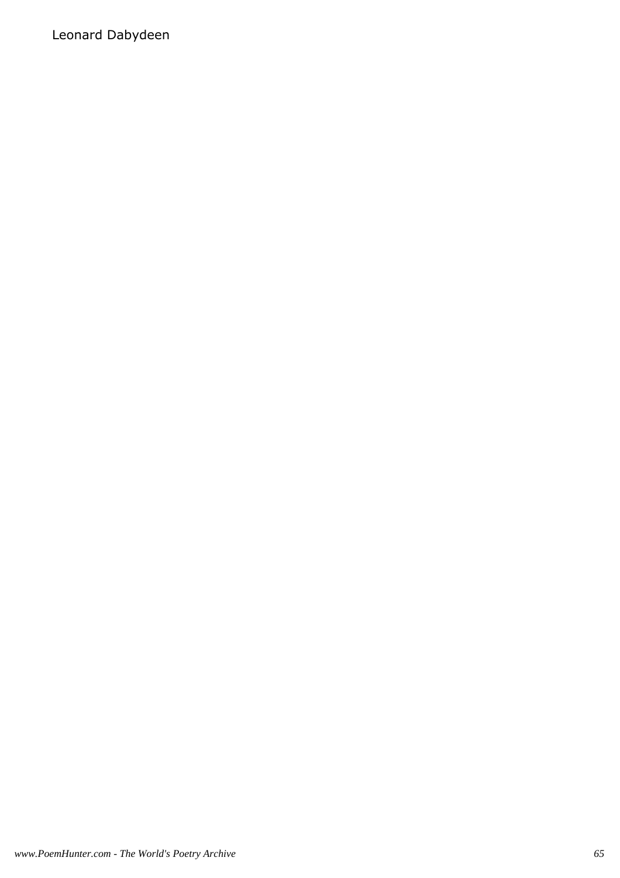Leonard Dabydeen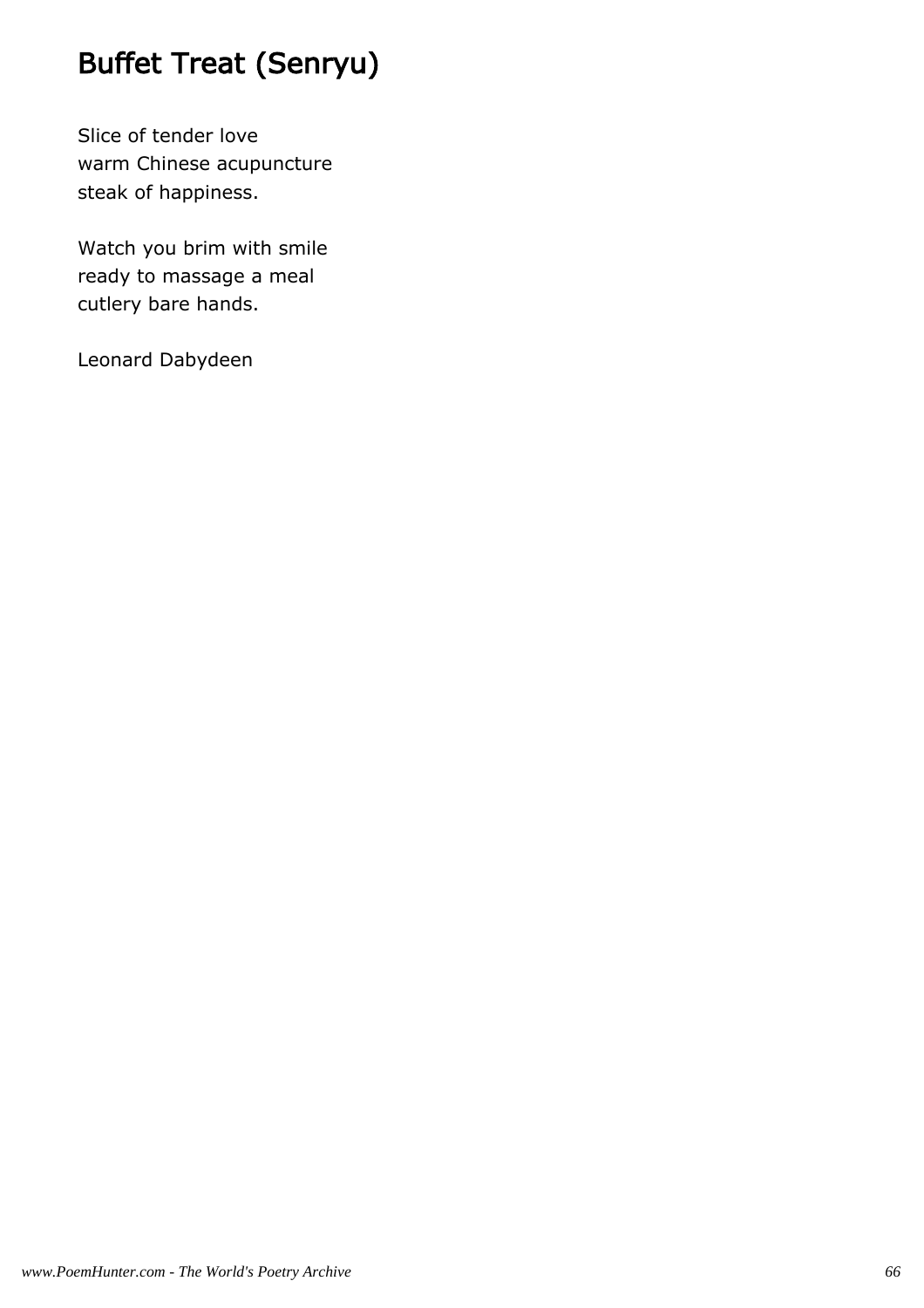# Buffet Treat (Senryu)

Slice of tender love
warm Chinese acupuncture
steak of happiness.

Watch you brim with smile
ready to massage a meal
cutlery bare hands.

Leonard Dabydeen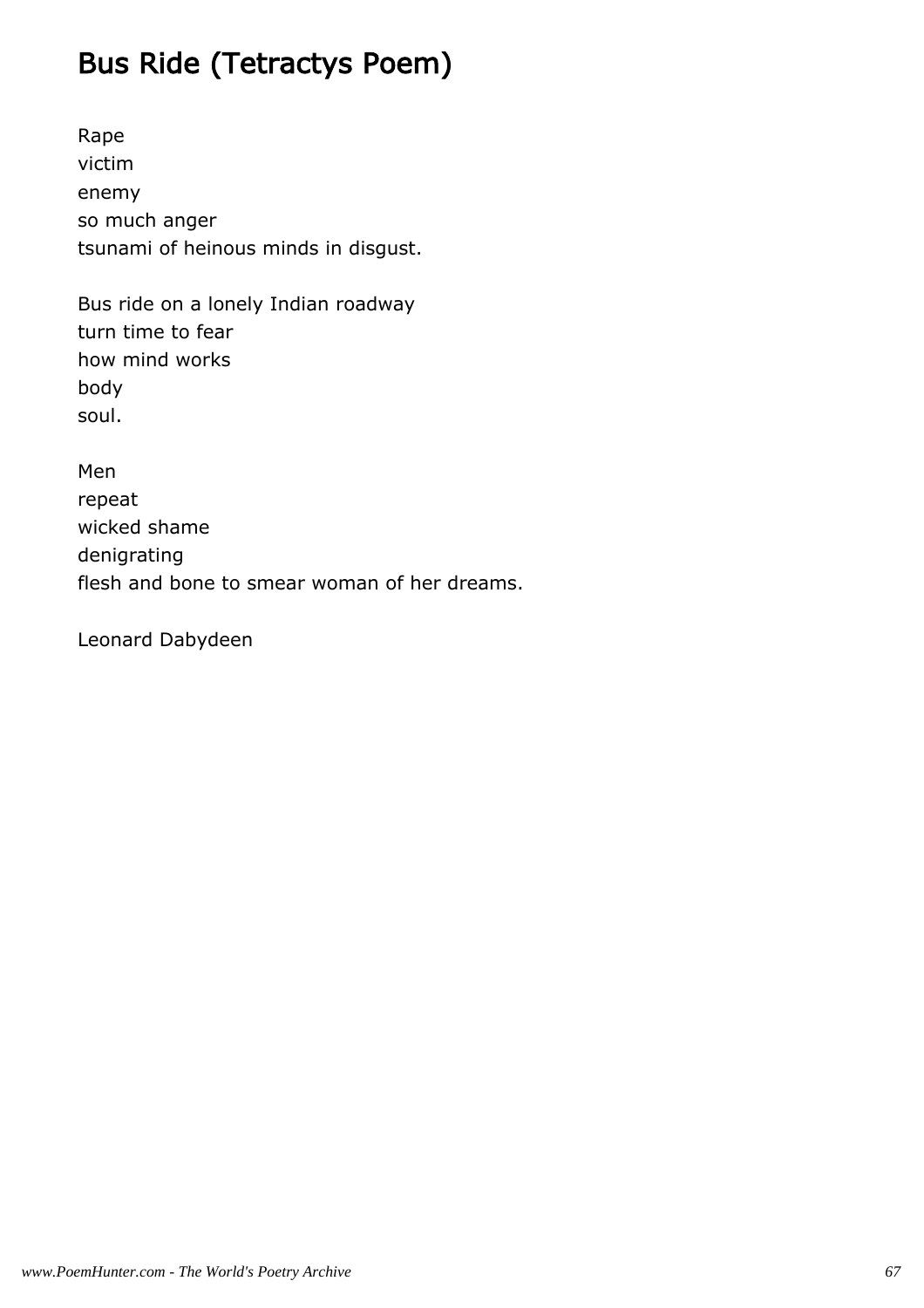# Bus Ride (Tetractys Poem)

Rape
victim
enemy
so much anger
tsunami of heinous minds in disgust.

Bus ride on a lonely Indian roadway
turn time to fear
how mind works
body
soul.

Men
repeat
wicked shame
denigrating
flesh and bone to smear woman of her dreams.

Leonard Dabydeen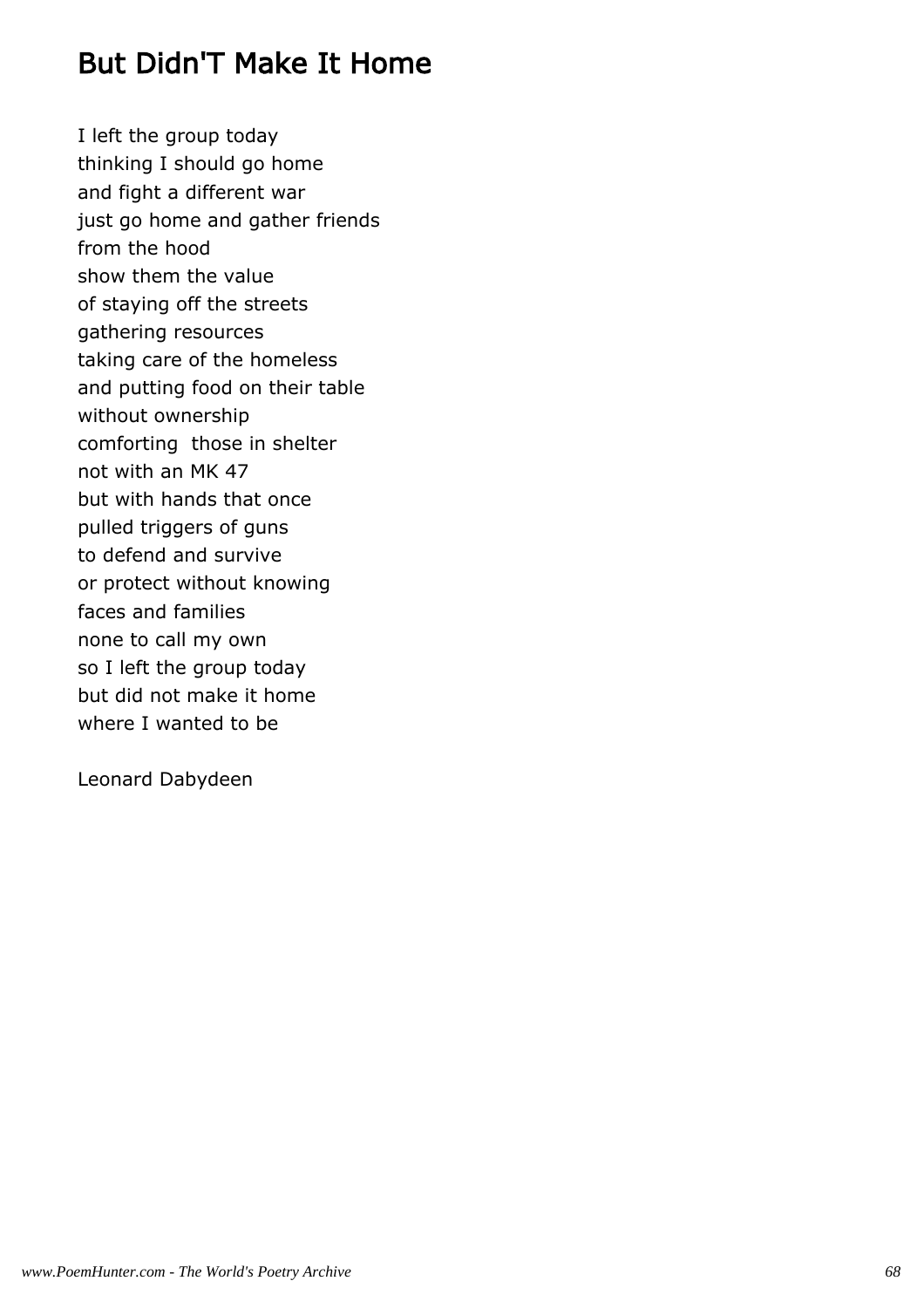# But Didn'T Make It Home

I left the group today  
thinking I should go home  
and fight a different war  
just go home and gather friends  
from the hood  
show them the value  
of staying off the streets  
gathering resources  
taking care of the homeless  
and putting food on their table  
without ownership  
comforting  those in shelter  
not with an MK 47  
but with hands that once  
pulled triggers of guns  
to defend and survive  
or protect without knowing  
faces and families  
none to call my own  
so I left the group today  
but did not make it home  
where I wanted to be

Leonard Dabydeen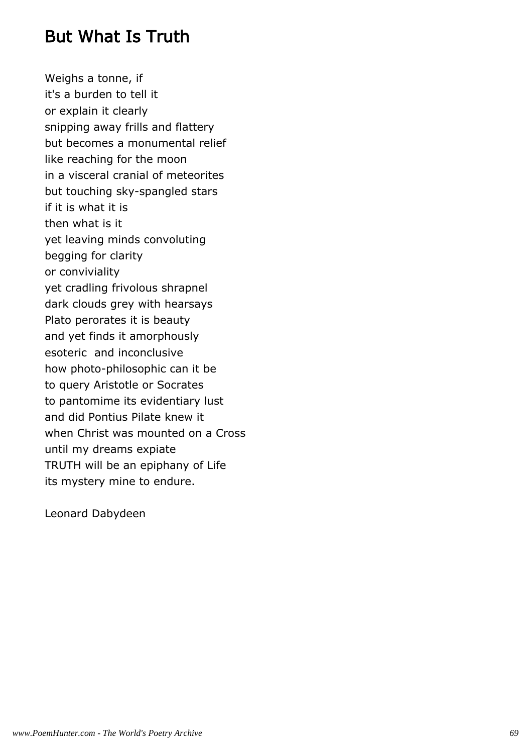## But What Is Truth

Weighs a tonne, if
it's a burden to tell it
or explain it clearly
snipping away frills and flattery
but becomes a monumental relief
like reaching for the moon
in a visceral cranial of meteorites
but touching sky-spangled stars
if it is what it is
then what is it
yet leaving minds convoluting
begging for clarity
or conviviality
yet cradling frivolous shrapnel
dark clouds grey with hearsays
Plato perorates it is beauty
and yet finds it amorphously
esoteric  and inconclusive
how photo-philosophic can it be
to query Aristotle or Socrates
to pantomime its evidentiary lust
and did Pontius Pilate knew it
when Christ was mounted on a Cross
until my dreams expiate
TRUTH will be an epiphany of Life
its mystery mine to endure.

Leonard Dabydeen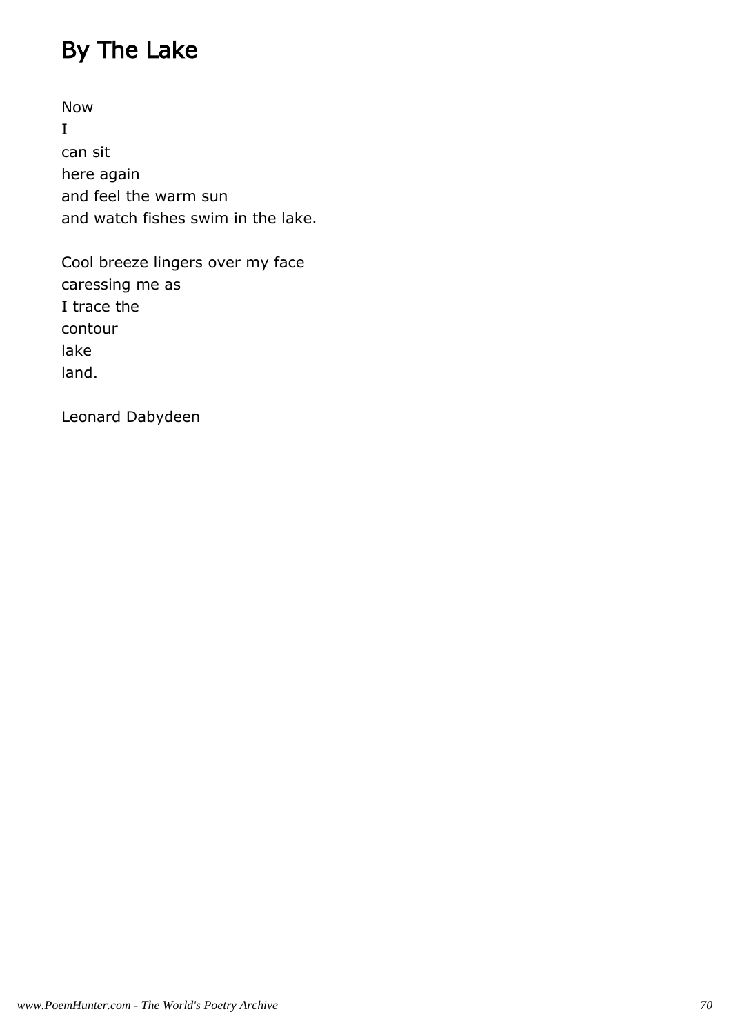# By The Lake

Now  
I  
can sit  
here again  
and feel the warm sun  
and watch fishes swim in the lake.

Cool breeze lingers over my face  
caressing me as  
I trace the  
contour  
lake  
land.

Leonard Dabydeen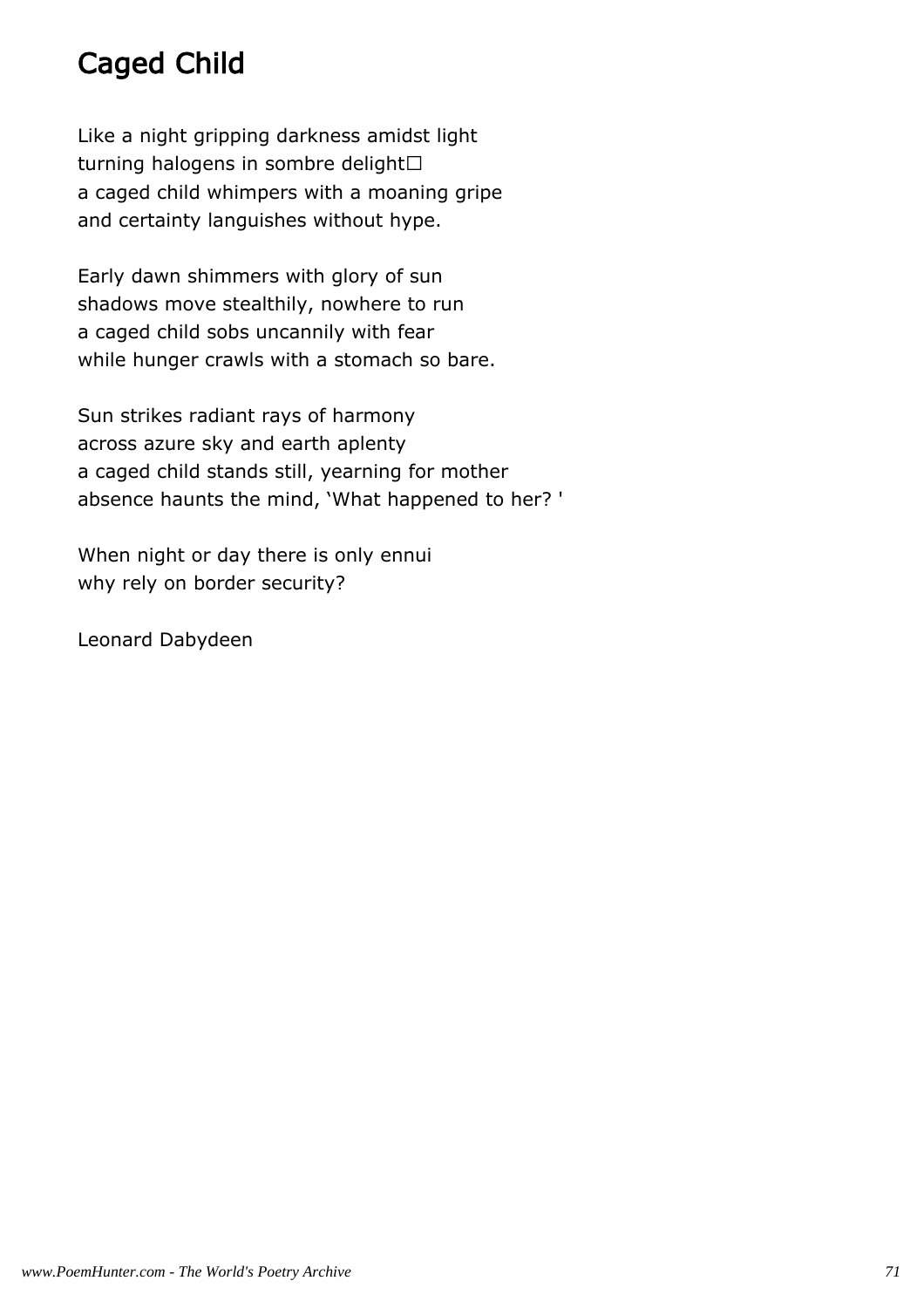# Caged Child

Like a night gripping darkness amidst light
turning halogens in sombre delight□
a caged child whimpers with a moaning gripe
and certainty languishes without hype.

Early dawn shimmers with glory of sun
shadows move stealthily, nowhere to run
a caged child sobs uncannily with fear
while hunger crawls with a stomach so bare.

Sun strikes radiant rays of harmony
across azure sky and earth aplenty
a caged child stands still, yearning for mother
absence haunts the mind, 'What happened to her? '

When night or day there is only ennui
why rely on border security?

Leonard Dabydeen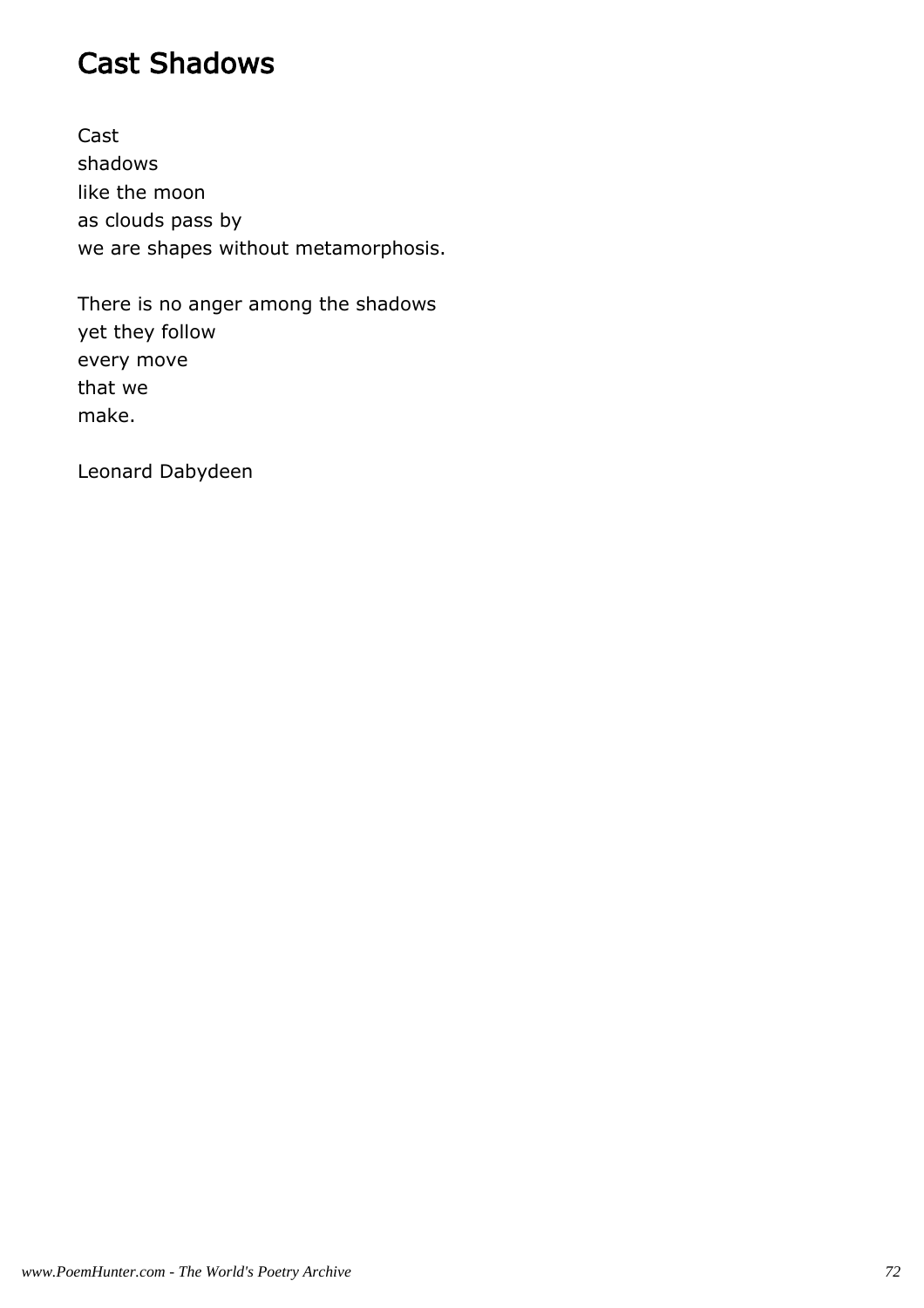# Cast Shadows

Cast  
shadows  
like the moon  
as clouds pass by  
we are shapes without metamorphosis.

There is no anger among the shadows  
yet they follow  
every move  
that we  
make.

Leonard Dabydeen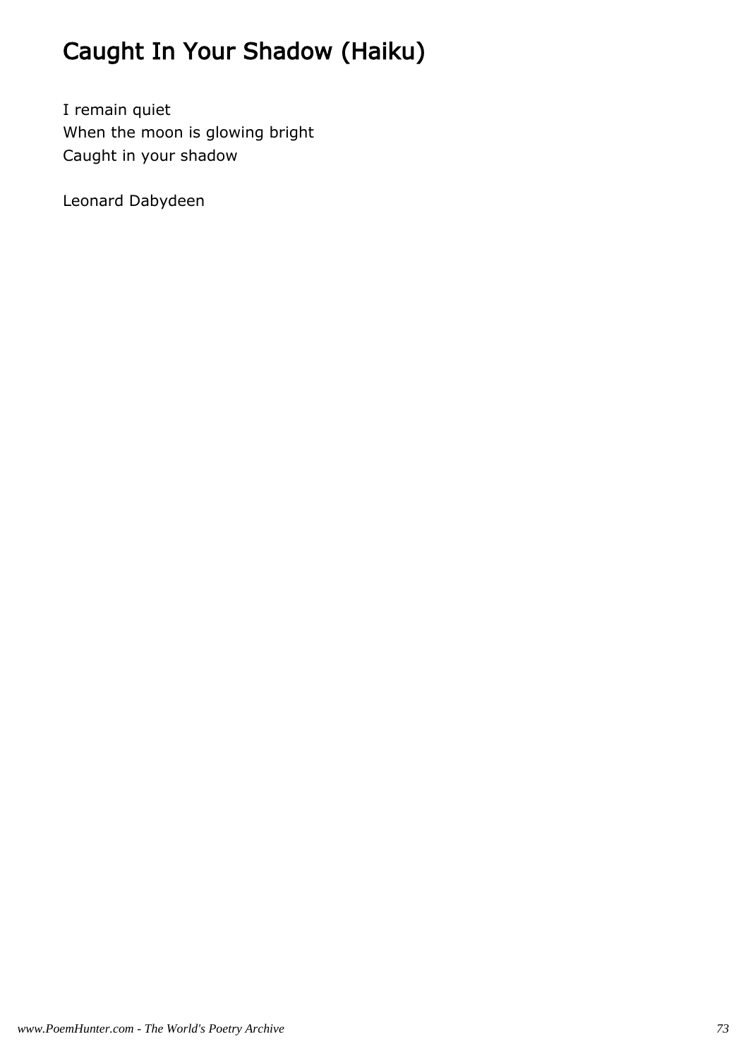# Caught In Your Shadow (Haiku)

I remain quiet  
When the moon is glowing bright  
Caught in your shadow

Leonard Dabydeen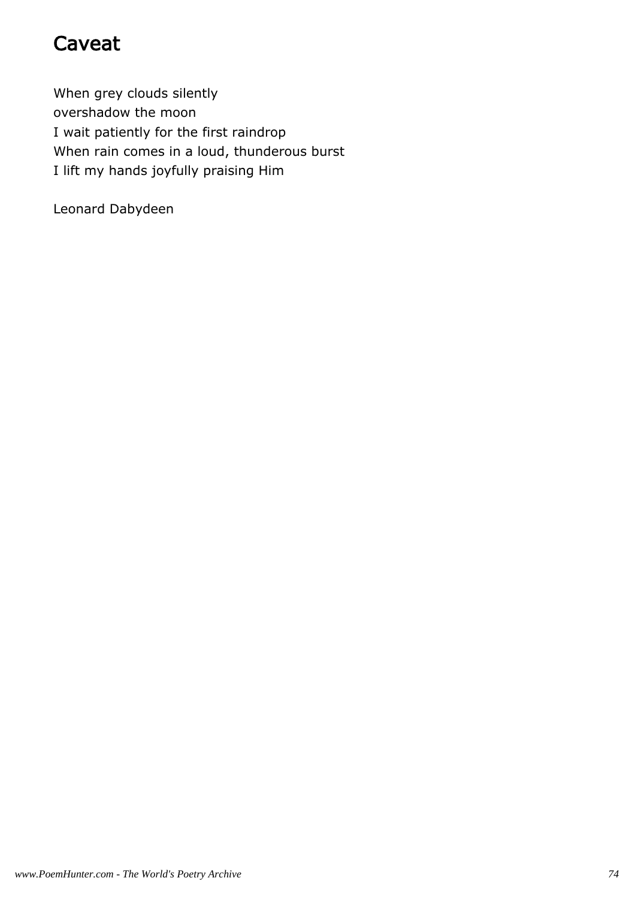# Caveat

When grey clouds silently
overshadow the moon
I wait patiently for the first raindrop
When rain comes in a loud, thunderous burst
I lift my hands joyfully praising Him

Leonard Dabydeen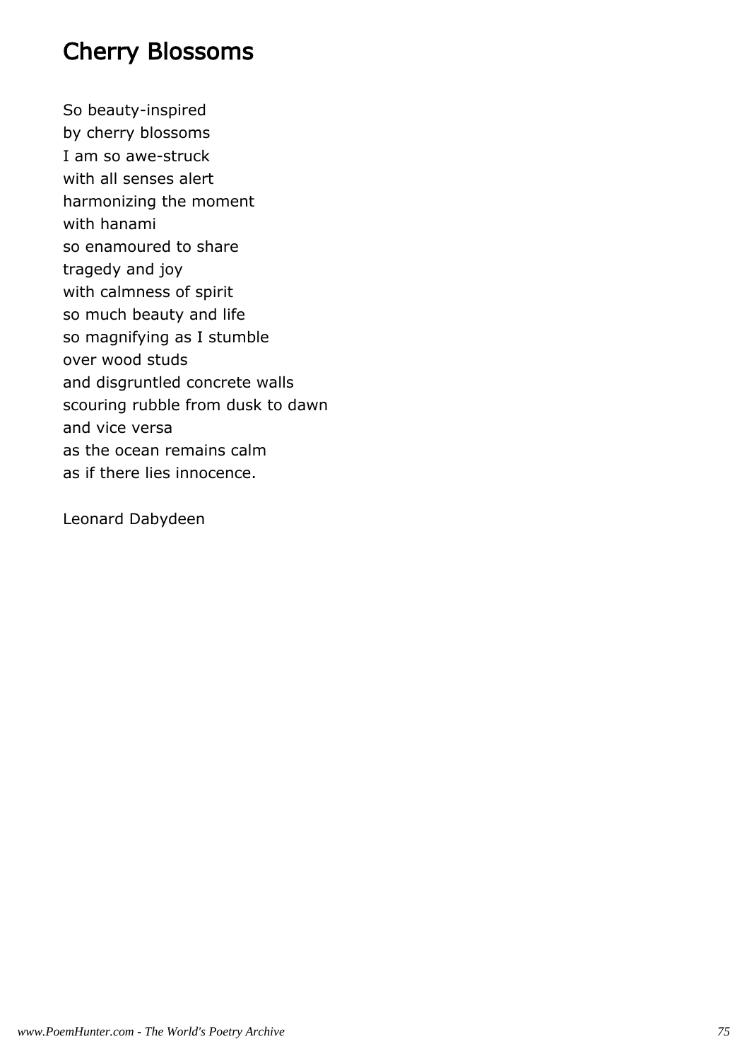# Cherry Blossoms

So beauty-inspired
by cherry blossoms
I am so awe-struck
with all senses alert
harmonizing the moment
with hanami
so enamoured to share
tragedy and joy
with calmness of spirit
so much beauty and life
so magnifying as I stumble
over wood studs
and disgruntled concrete walls
scouring rubble from dusk to dawn
and vice versa
as the ocean remains calm
as if there lies innocence.

Leonard Dabydeen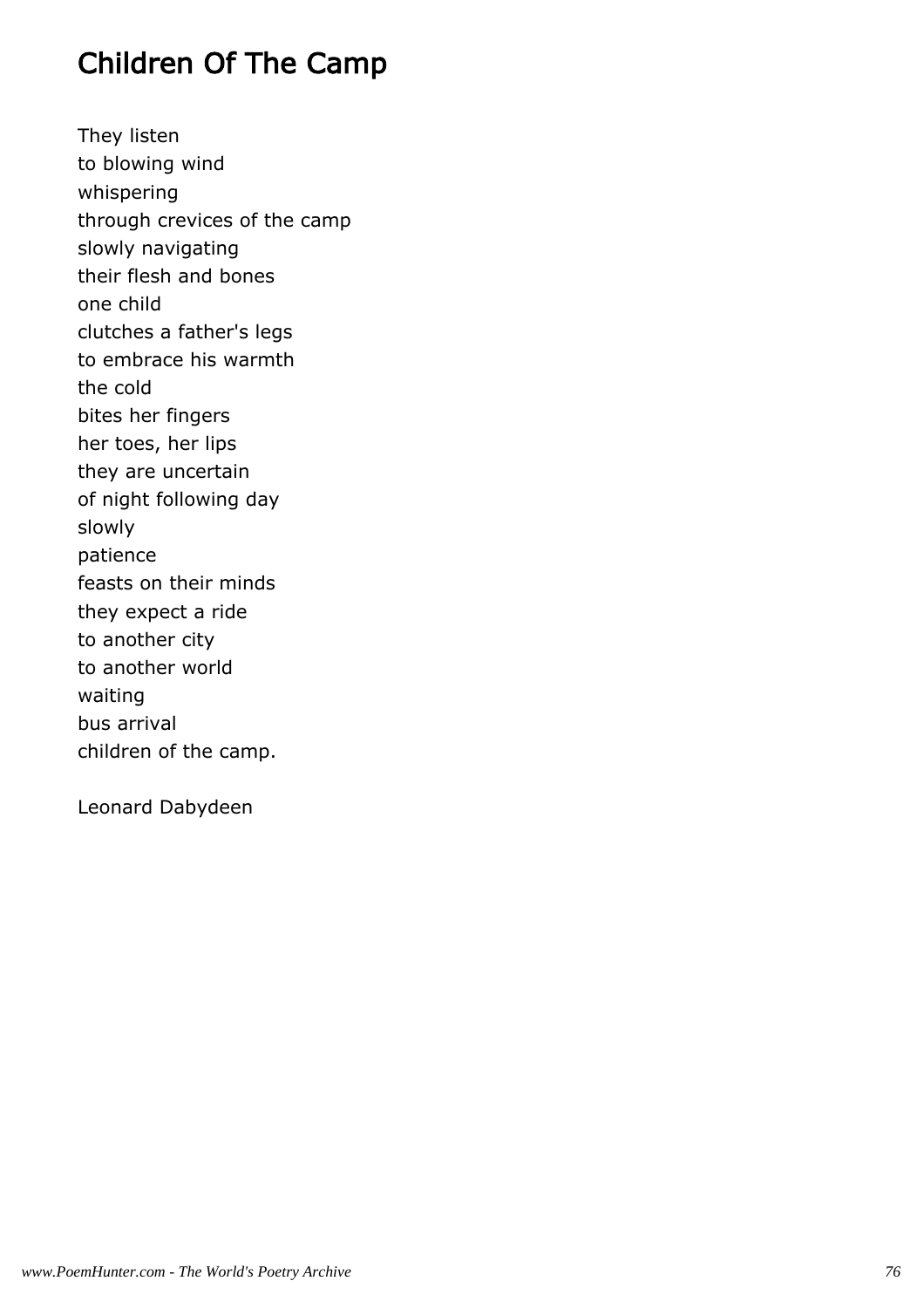# Children Of The Camp

They listen  
to blowing wind  
whispering  
through crevices of the camp  
slowly navigating  
their flesh and bones  
one child  
clutches a father's legs  
to embrace his warmth  
the cold  
bites her fingers  
her toes, her lips  
they are uncertain  
of night following day  
slowly  
patience  
feasts on their minds  
they expect a ride  
to another city  
to another world  
waiting  
bus arrival  
children of the camp.

Leonard Dabydeen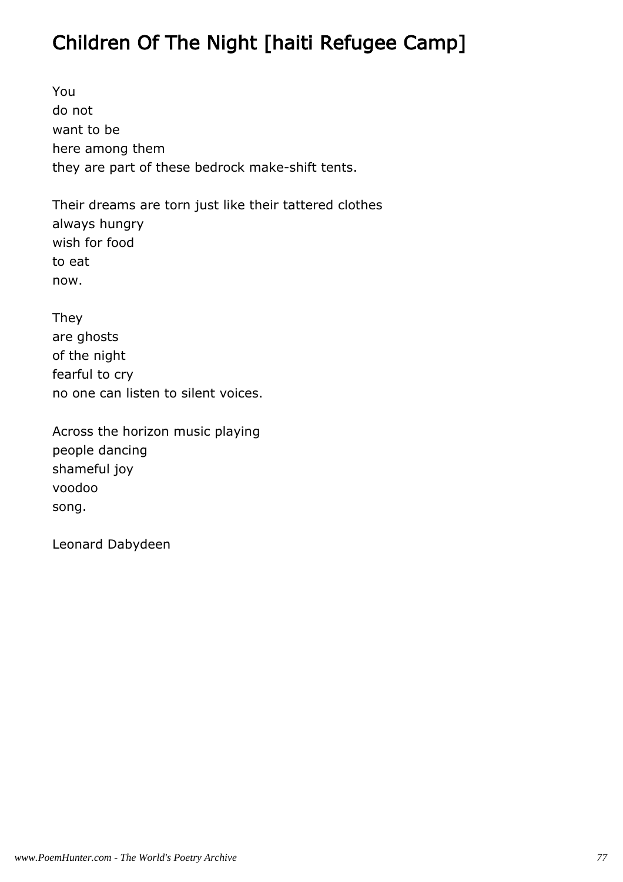# Children Of The Night [haiti Refugee Camp]

You
do not
want to be
here among them
they are part of these bedrock make-shift tents.

Their dreams are torn just like their tattered clothes
always hungry
wish for food
to eat
now.

They
are ghosts
of the night
fearful to cry
no one can listen to silent voices.

Across the horizon music playing
people dancing
shameful joy
voodoo
song.

Leonard Dabydeen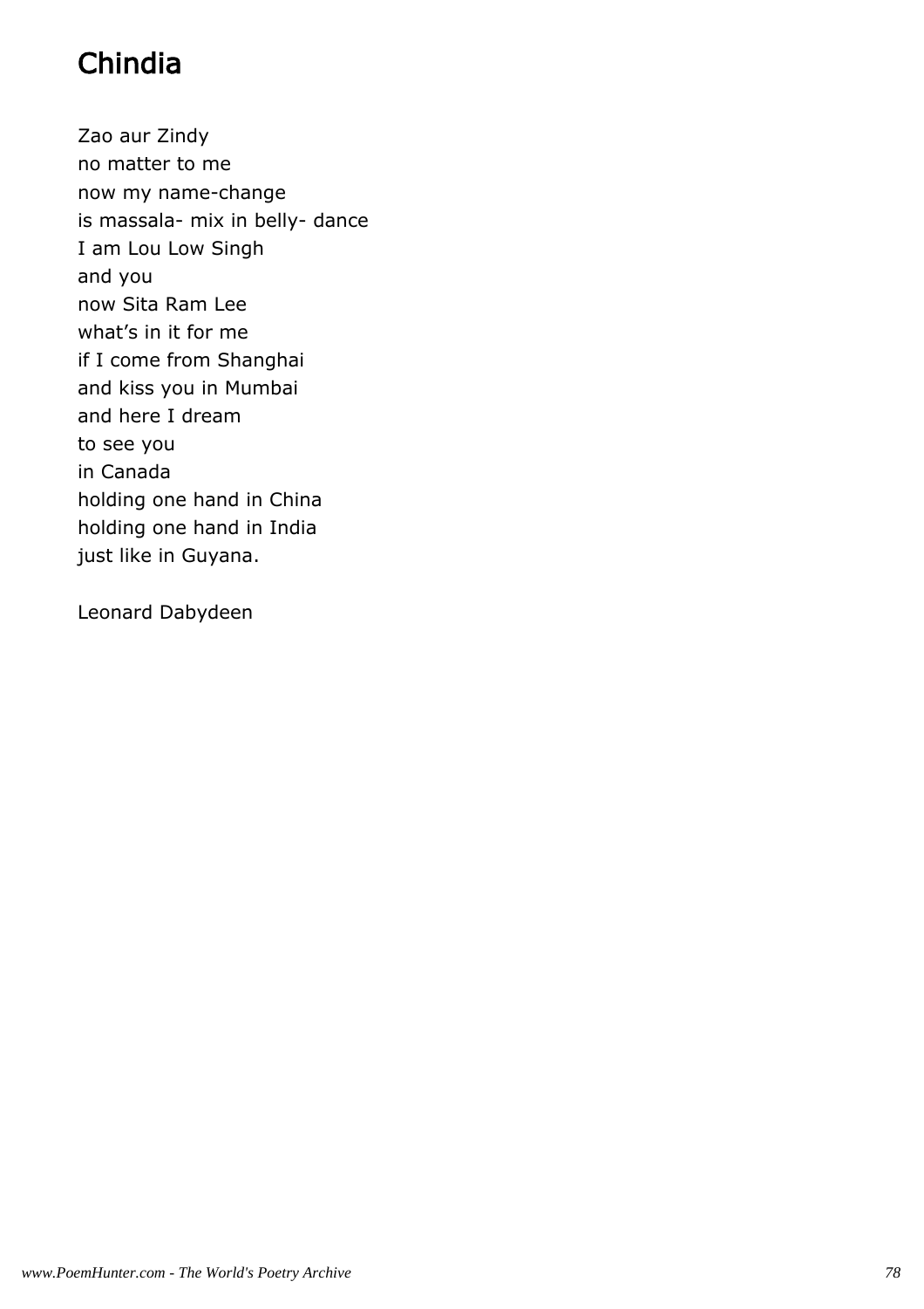# Chindia

Zao aur Zindy  
no matter to me  
now my name-change  
is massala- mix in belly- dance  
I am Lou Low Singh  
and you  
now Sita Ram Lee  
what's in it for me  
if I come from Shanghai  
and kiss you in Mumbai  
and here I dream  
to see you  
in Canada  
holding one hand in China  
holding one hand in India  
just like in Guyana.

Leonard Dabydeen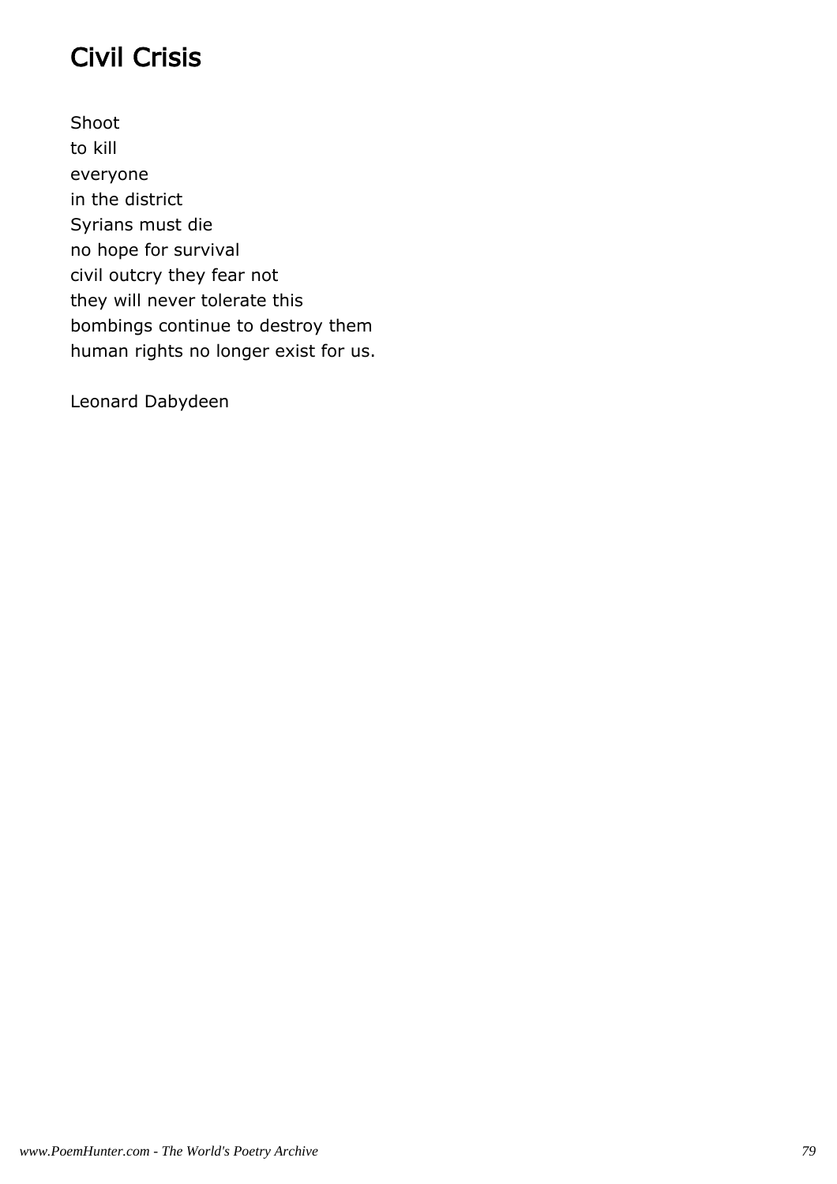# Civil Crisis

Shoot
to kill
everyone
in the district
Syrians must die
no hope for survival
civil outcry they fear not
they will never tolerate this
bombings continue to destroy them
human rights no longer exist for us.

Leonard Dabydeen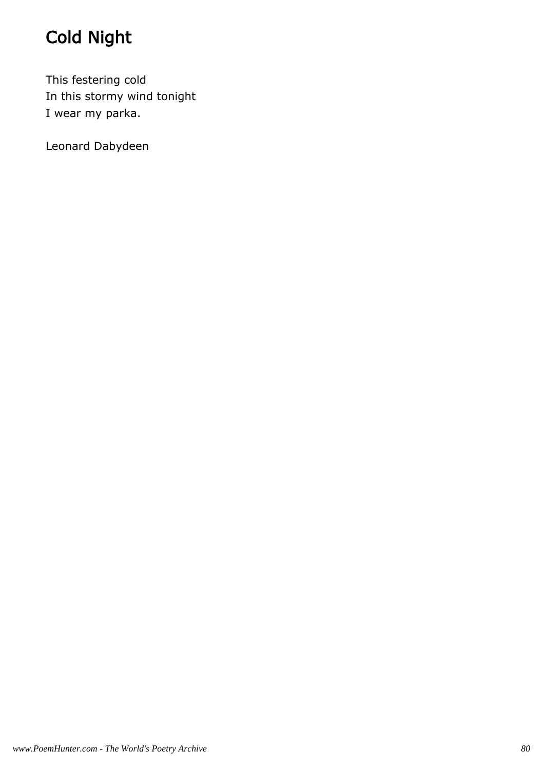# Cold Night

This festering cold  
In this stormy wind tonight  
I wear my parka.

Leonard Dabydeen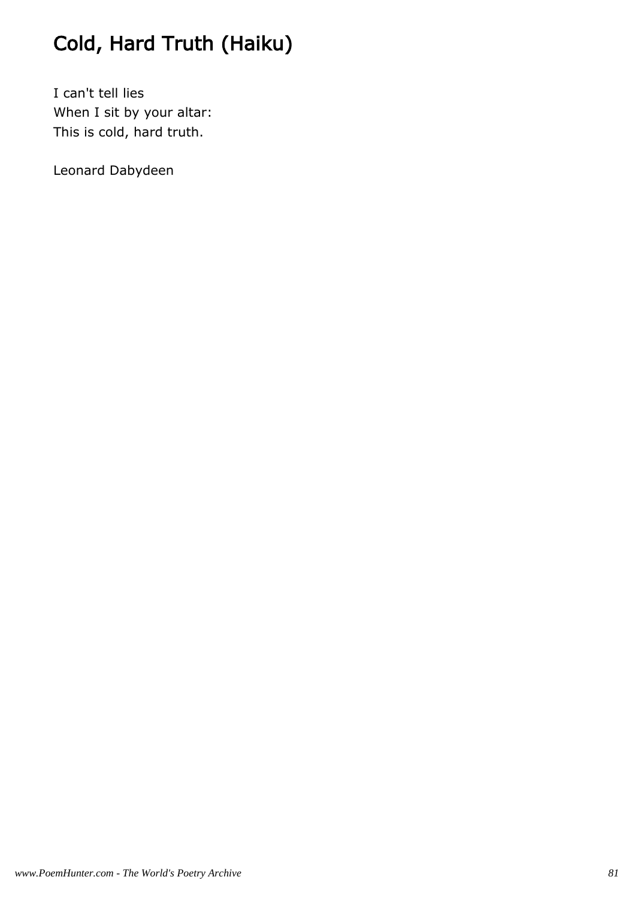# Cold, Hard Truth (Haiku)

I can't tell lies
When I sit by your altar:
This is cold, hard truth.

Leonard Dabydeen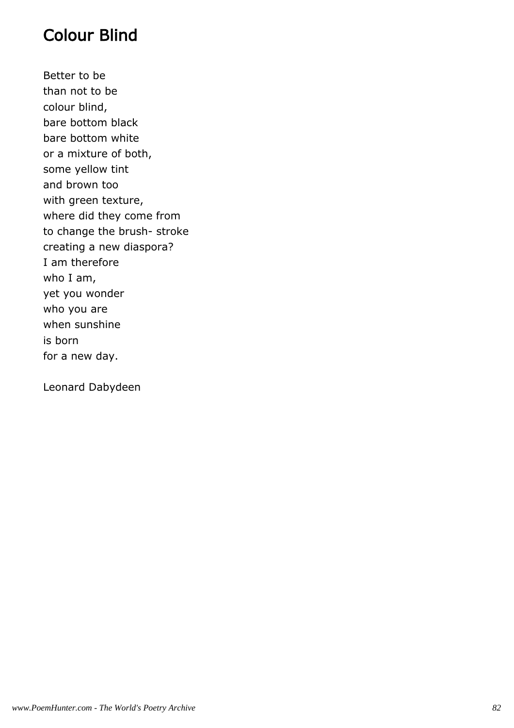# Colour Blind

Better to be  
than not to be  
colour blind,  
bare bottom black  
bare bottom white  
or a mixture of both,  
some yellow tint  
and brown too  
with green texture,  
where did they come from  
to change the brush- stroke  
creating a new diaspora?  
I am therefore  
who I am,  
yet you wonder  
who you are  
when sunshine  
is born  
for a new day.

Leonard Dabydeen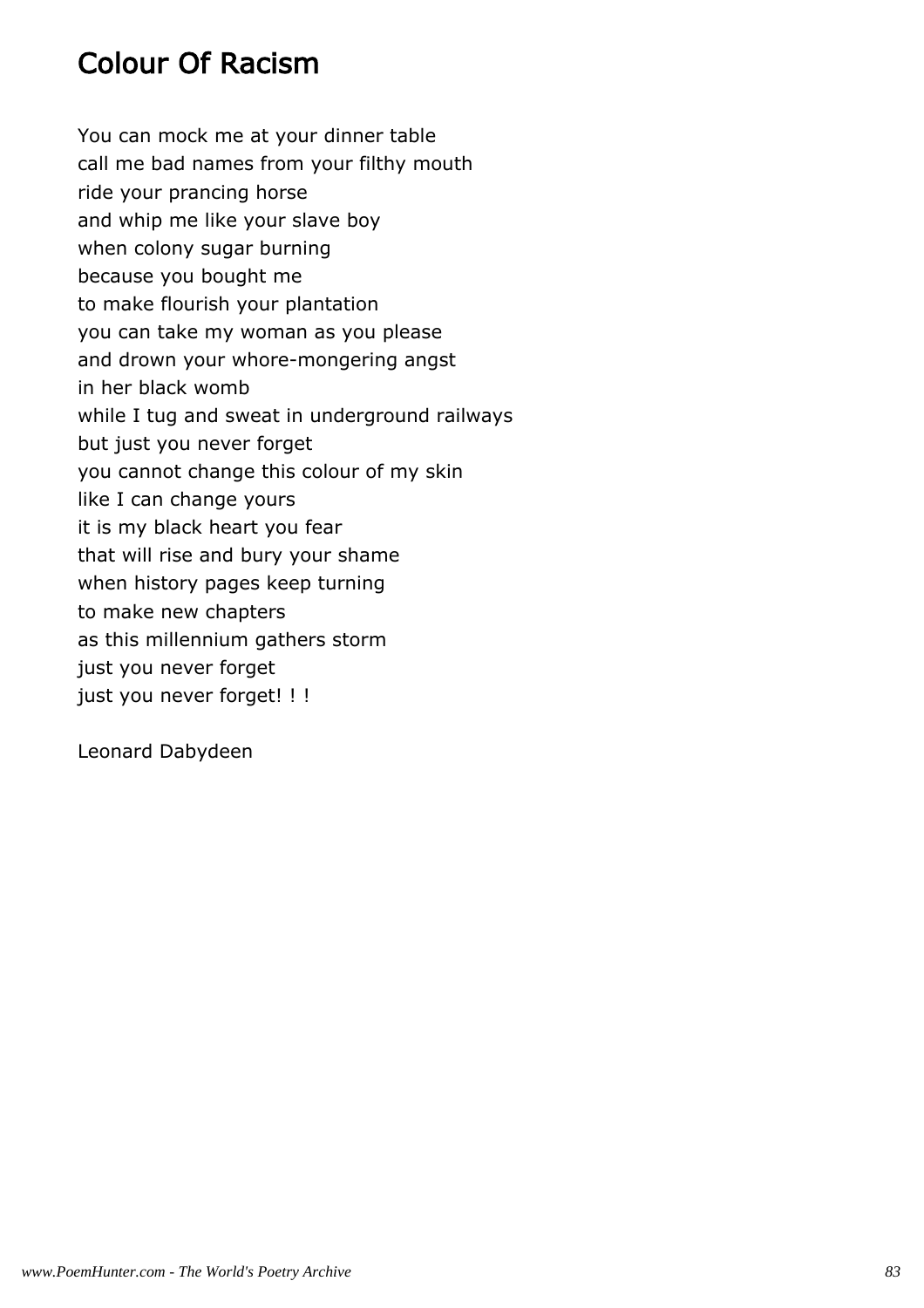## Colour Of Racism

You can mock me at your dinner table
call me bad names from your filthy mouth
ride your prancing horse
and whip me like your slave boy
when colony sugar burning
because you bought me
to make flourish your plantation
you can take my woman as you please
and drown your whore-mongering angst
in her black womb
while I tug and sweat in underground railways
but just you never forget
you cannot change this colour of my skin
like I can change yours
it is my black heart you fear
that will rise and bury your shame
when history pages keep turning
to make new chapters
as this millennium gathers storm
just you never forget
just you never forget! ! !

Leonard Dabydeen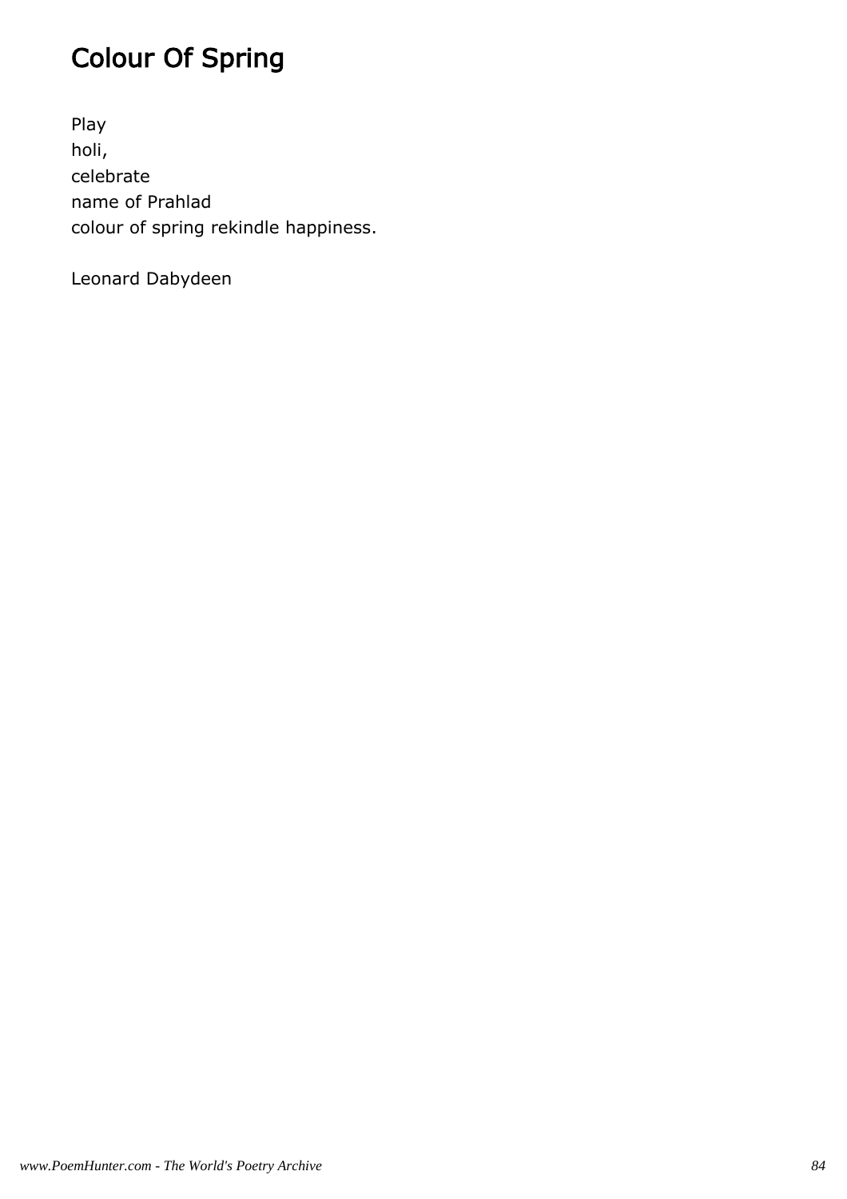# Colour Of Spring

Play
holi,
celebrate
name of Prahlad
colour of spring rekindle happiness.

Leonard Dabydeen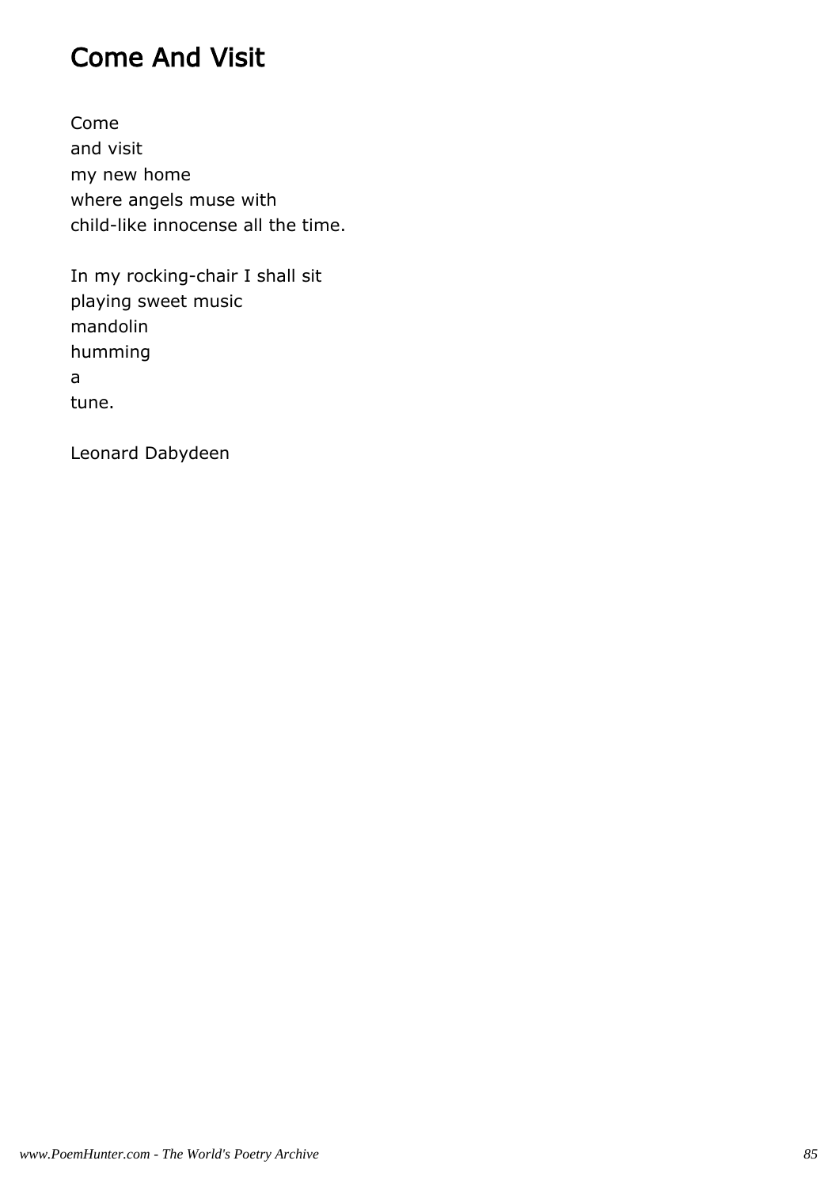# Come And Visit

Come
and visit
my new home
where angels muse with
child-like innocense all the time.

In my rocking-chair I shall sit
playing sweet music
mandolin
humming
a
tune.

Leonard Dabydeen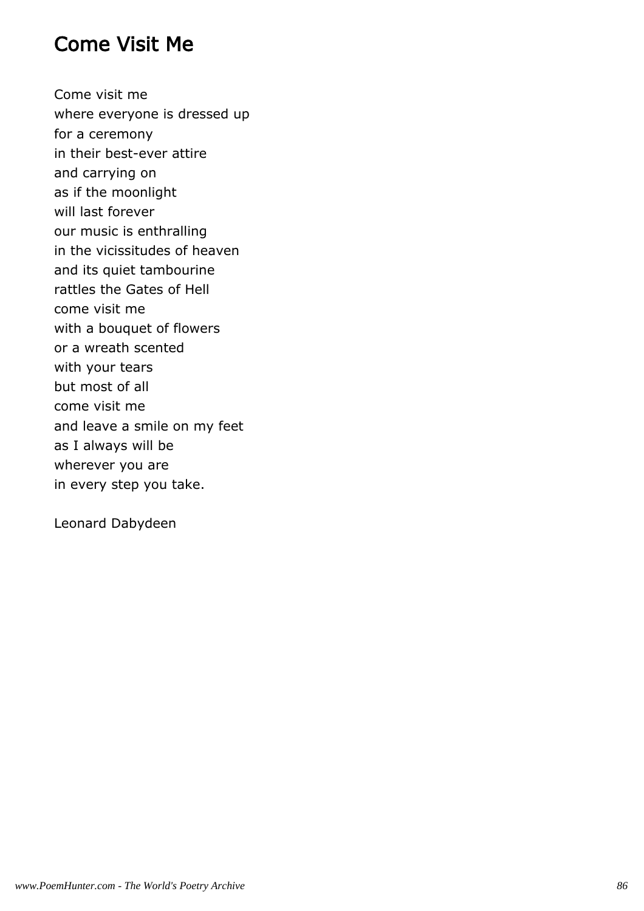# Come Visit Me

Come visit me  
where everyone is dressed up  
for a ceremony  
in their best-ever attire  
and carrying on  
as if the moonlight  
will last forever  
our music is enthralling  
in the vicissitudes of heaven  
and its quiet tambourine  
rattles the Gates of Hell  
come visit me  
with a bouquet of flowers  
or a wreath scented  
with your tears  
but most of all  
come visit me  
and leave a smile on my feet  
as I always will be  
wherever you are  
in every step you take.

Leonard Dabydeen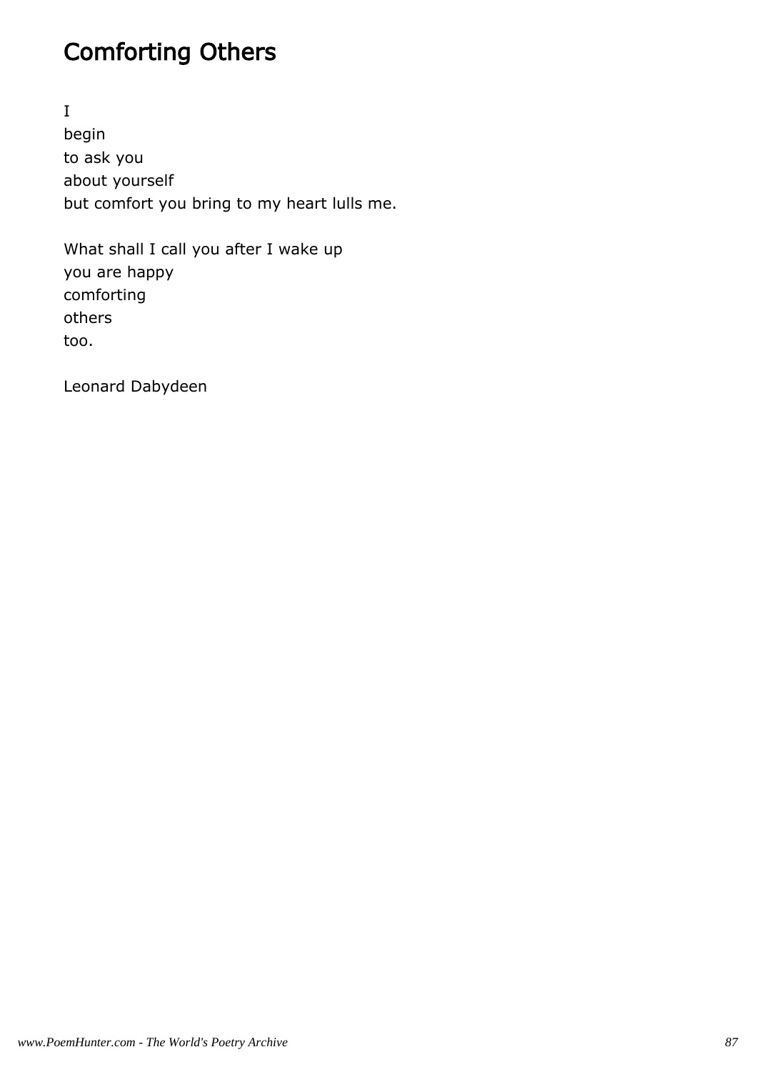# Comforting Others

I  
begin  
to ask you  
about yourself  
but comfort you bring to my heart lulls me.

What shall I call you after I wake up  
you are happy  
comforting  
others  
too.

Leonard Dabydeen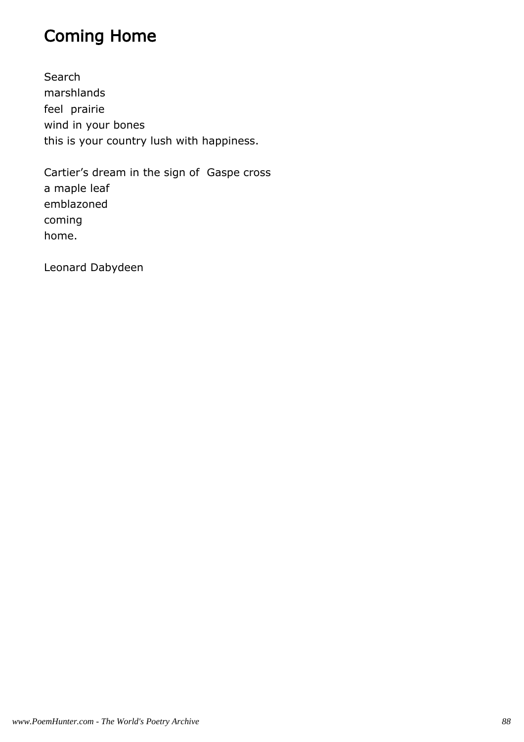# Coming Home

Search
marshlands
feel  prairie
wind in your bones
this is your country lush with happiness.

Cartier's dream in the sign of  Gaspe cross
a maple leaf
emblazoned
coming
home.

Leonard Dabydeen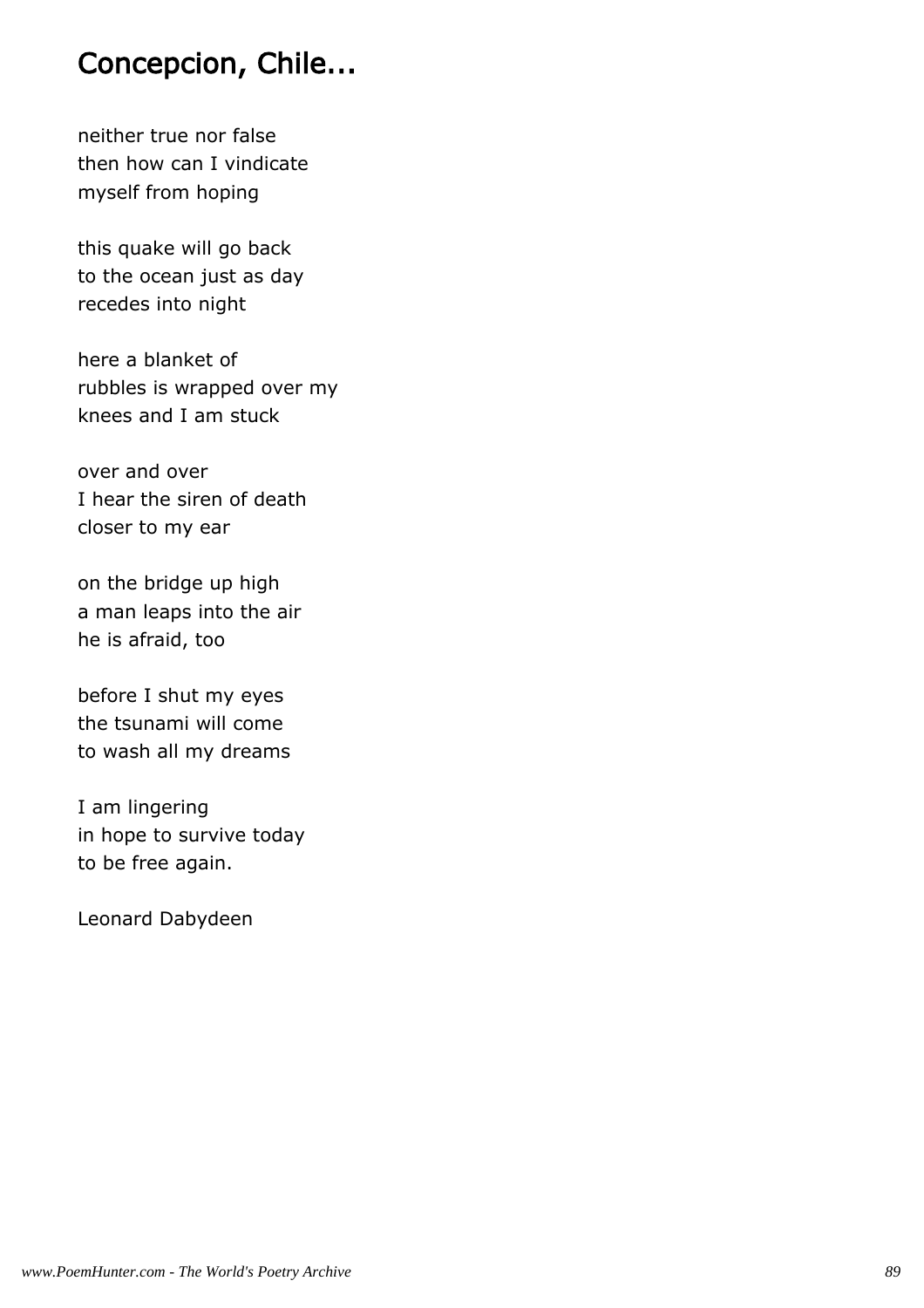# Concepcion, Chile...

neither true nor false
then how can I vindicate
myself from hoping

this quake will go back
to the ocean just as day
recedes into night

here a blanket of
rubbles is wrapped over my
knees and I am stuck

over and over
I hear the siren of death
closer to my ear

on the bridge up high
a man leaps into the air
he is afraid, too

before I shut my eyes
the tsunami will come
to wash all my dreams

I am lingering
in hope to survive today
to be free again.

Leonard Dabydeen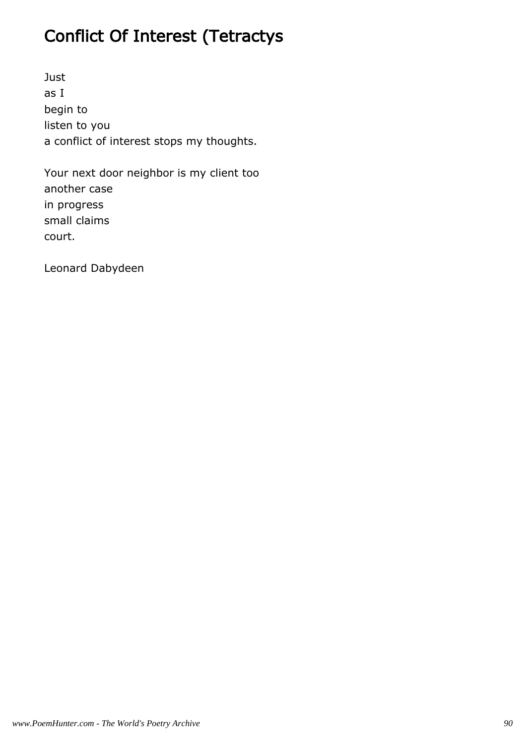# Conflict Of Interest (Tetractys

Just
as I
begin to
listen to you
a conflict of interest stops my thoughts.

Your next door neighbor is my client too
another case
in progress
small claims
court.

Leonard Dabydeen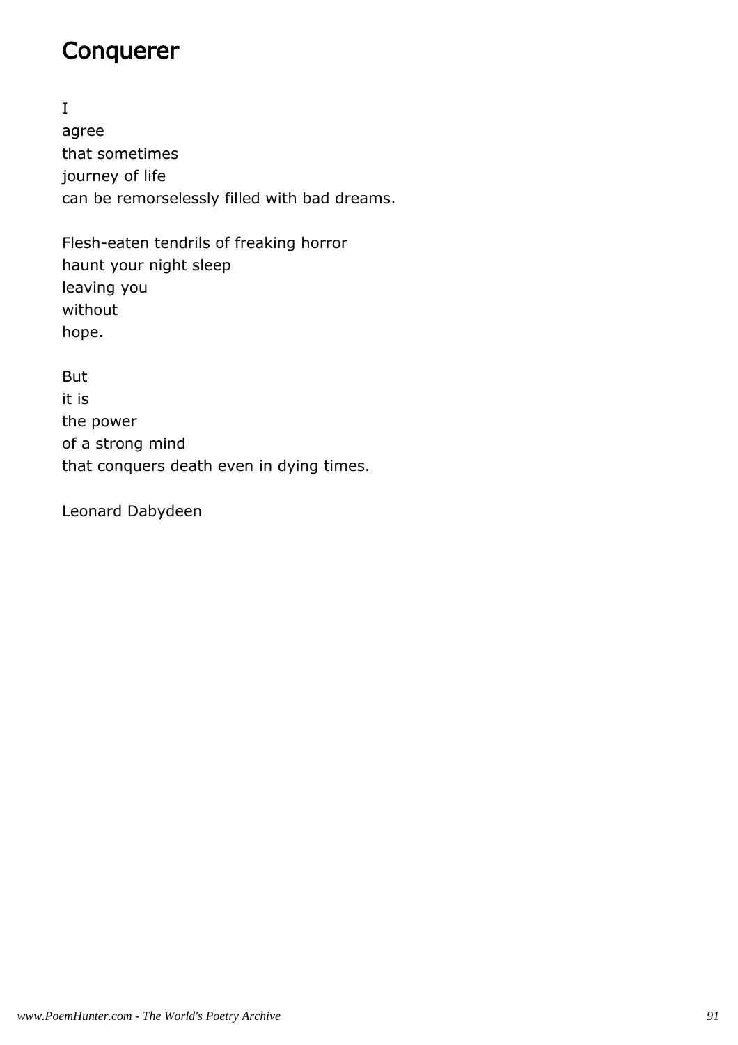# Conquerer

I  
agree  
that sometimes  
journey of life  
can be remorselessly filled with bad dreams.

Flesh-eaten tendrils of freaking horror  
haunt your night sleep  
leaving you  
without  
hope.

But  
it is  
the power  
of a strong mind  
that conquers death even in dying times.

Leonard Dabydeen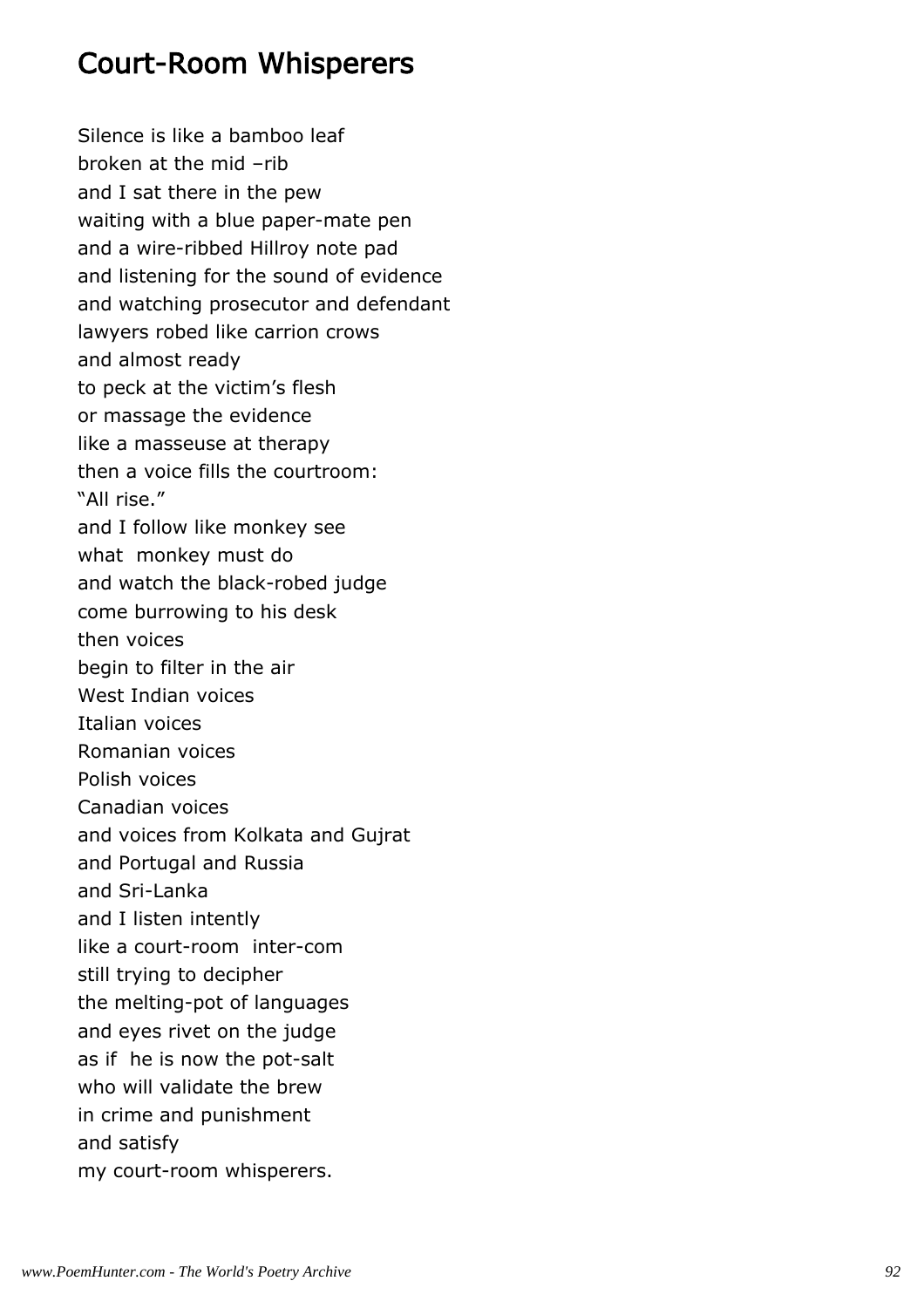# Court-Room Whisperers

Silence is like a bamboo leaf  
broken at the mid –rib  
and I sat there in the pew  
waiting with a blue paper-mate pen  
and a wire-ribbed Hillroy note pad  
and listening for the sound of evidence  
and watching prosecutor and defendant  
lawyers robed like carrion crows  
and almost ready  
to peck at the victim’s flesh  
or massage the evidence  
like a masseuse at therapy  
then a voice fills the courtroom:  
“All rise.”  
and I follow like monkey see  
what  monkey must do  
and watch the black-robed judge  
come burrowing to his desk  
then voices  
begin to filter in the air  
West Indian voices  
Italian voices  
Romanian voices  
Polish voices  
Canadian voices  
and voices from Kolkata and Gujrat  
and Portugal and Russia  
and Sri-Lanka  
and I listen intently  
like a court-room  inter-com  
still trying to decipher  
the melting-pot of languages  
and eyes rivet on the judge  
as if  he is now the pot-salt  
who will validate the brew  
in crime and punishment  
and satisfy  
my court-room whisperers.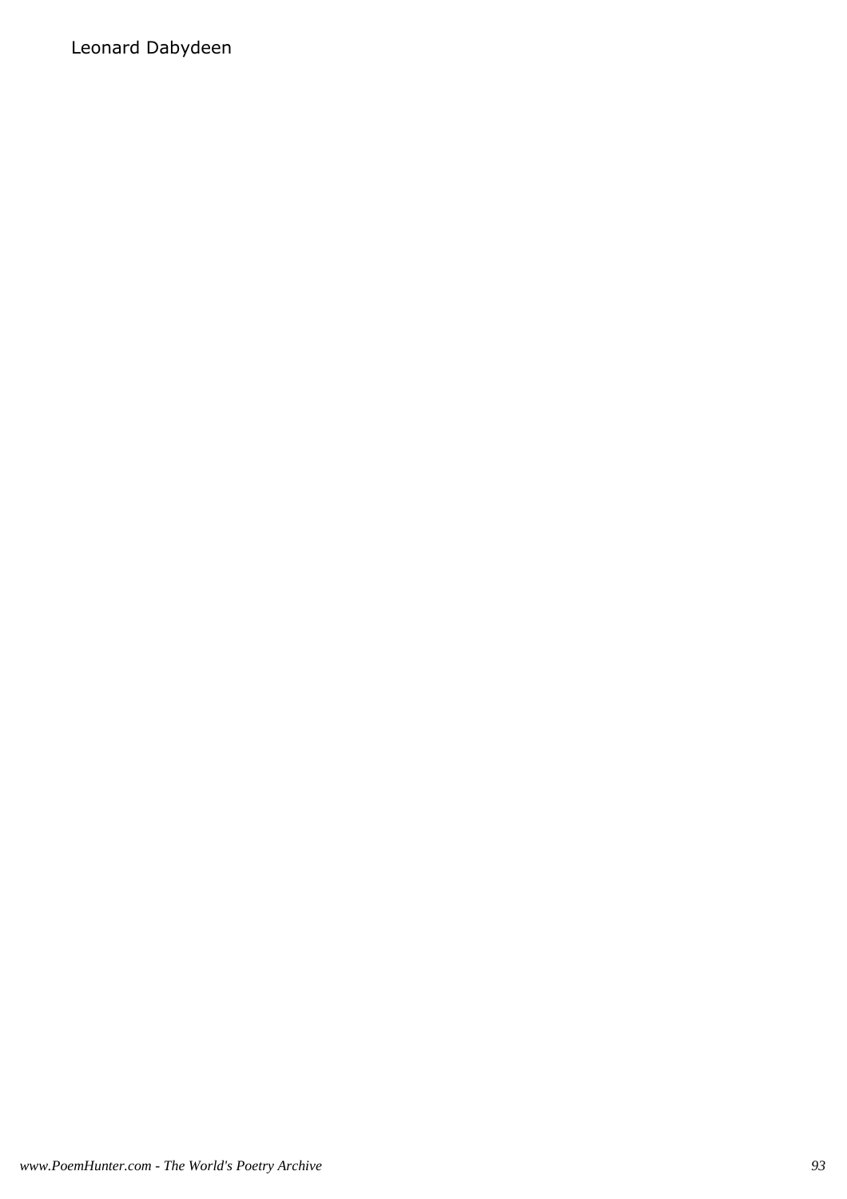Leonard Dabydeen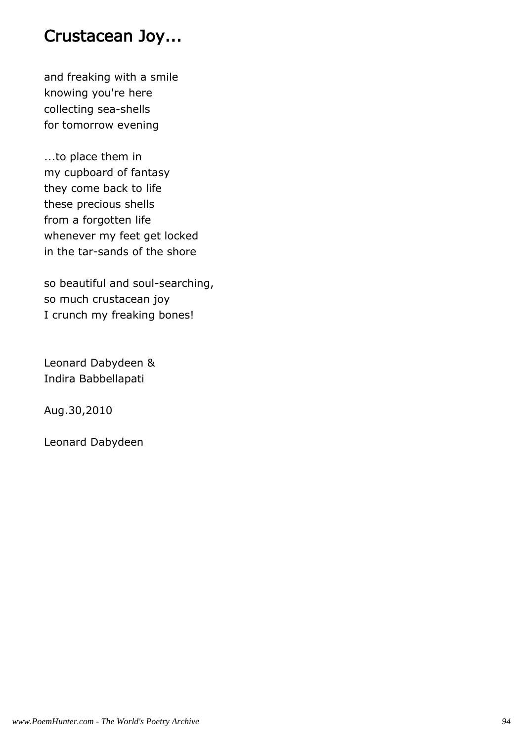# Crustacean Joy...

and freaking with a smile
knowing you're here
collecting sea-shells
for tomorrow evening

...to place them in
my cupboard of fantasy
they come back to life
these precious shells
from a forgotten life
whenever my feet get locked
in the tar-sands of the shore

so beautiful and soul-searching,
so much crustacean joy
I crunch my freaking bones!

Leonard Dabydeen &
Indira Babbellapati

Aug.30,2010

Leonard Dabydeen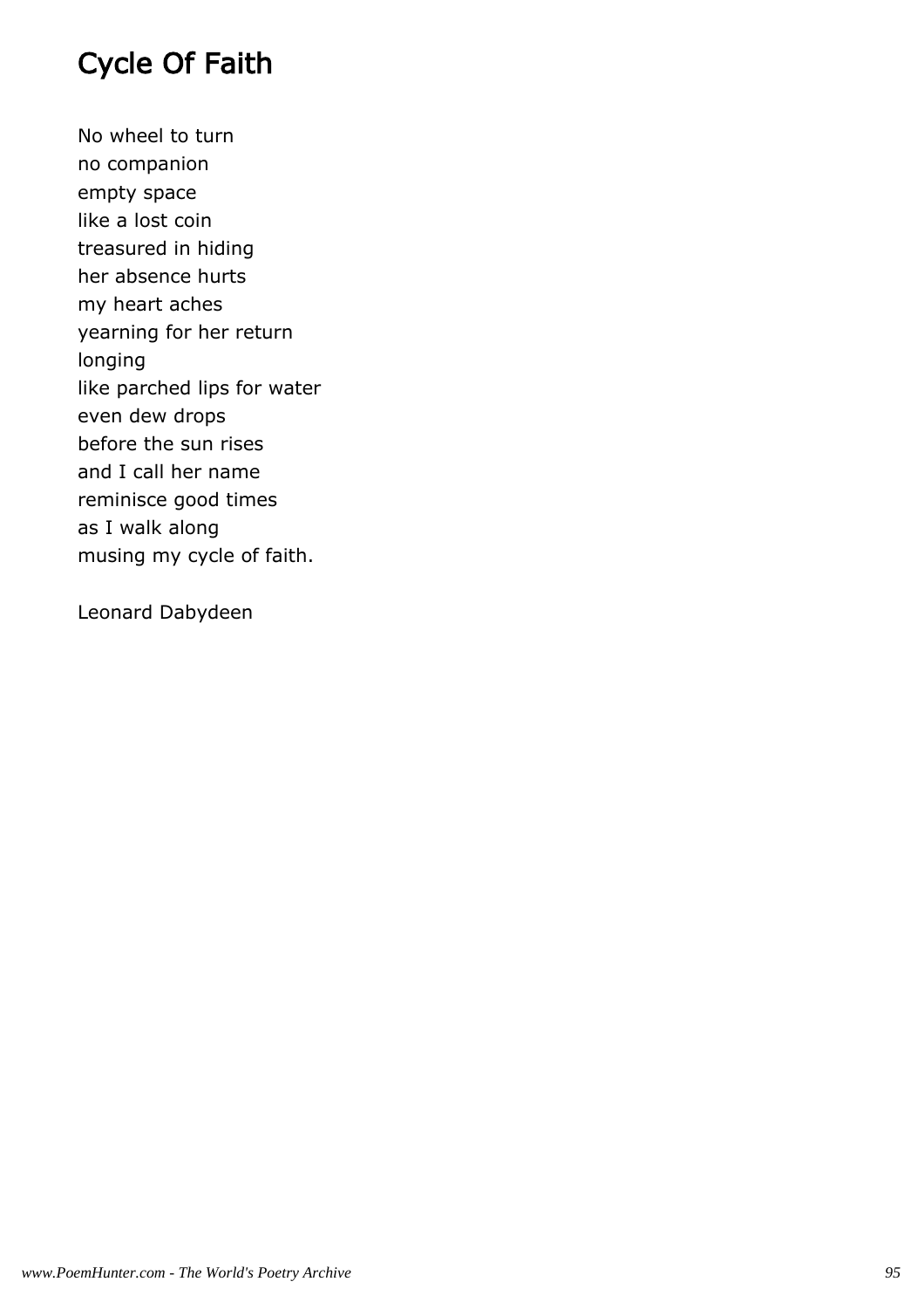# Cycle Of Faith

No wheel to turn
no companion
empty space
like a lost coin
treasured in hiding
her absence hurts
my heart aches
yearning for her return
longing
like parched lips for water
even dew drops
before the sun rises
and I call her name
reminisce good times
as I walk along
musing my cycle of faith.

Leonard Dabydeen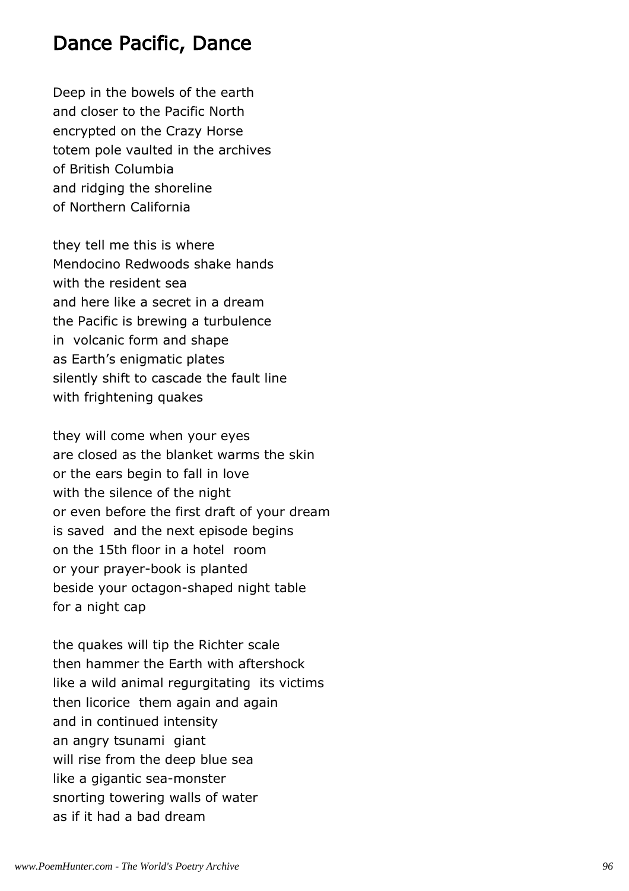# Dance Pacific, Dance

Deep in the bowels of the earth
and closer to the Pacific North
encrypted on the Crazy Horse
totem pole vaulted in the archives
of British Columbia
and ridging the shoreline
of Northern California

they tell me this is where
Mendocino Redwoods shake hands
with the resident sea
and here like a secret in a dream
the Pacific is brewing a turbulence
in volcanic form and shape
as Earth's enigmatic plates
silently shift to cascade the fault line
with frightening quakes

they will come when your eyes
are closed as the blanket warms the skin
or the ears begin to fall in love
with the silence of the night
or even before the first draft of your dream
is saved and the next episode begins
on the 15th floor in a hotel room
or your prayer-book is planted
beside your octagon-shaped night table
for a night cap

the quakes will tip the Richter scale
then hammer the Earth with aftershock
like a wild animal regurgitating its victims
then licorice them again and again
and in continued intensity
an angry tsunami giant
will rise from the deep blue sea
like a gigantic sea-monster
snorting towering walls of water
as if it had a bad dream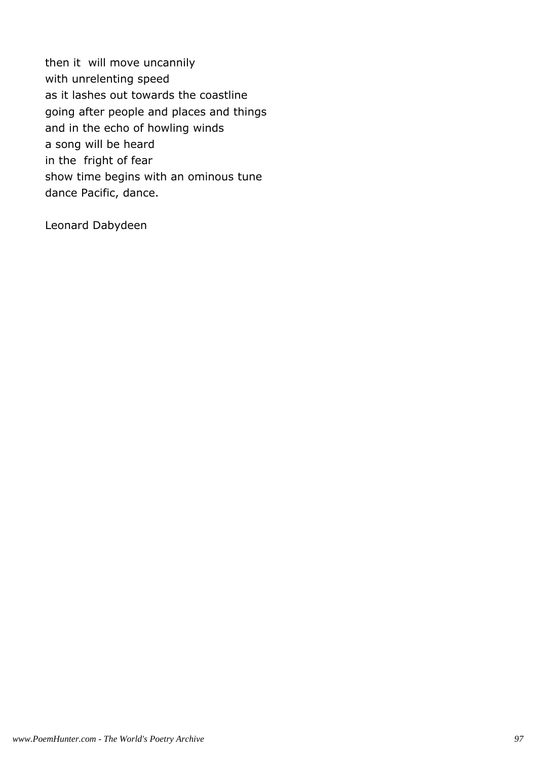then it will move uncannily  
with unrelenting speed  
as it lashes out towards the coastline  
going after people and places and things  
and in the echo of howling winds  
a song will be heard  
in the fright of fear  
show time begins with an ominous tune  
dance Pacific, dance.

Leonard Dabydeen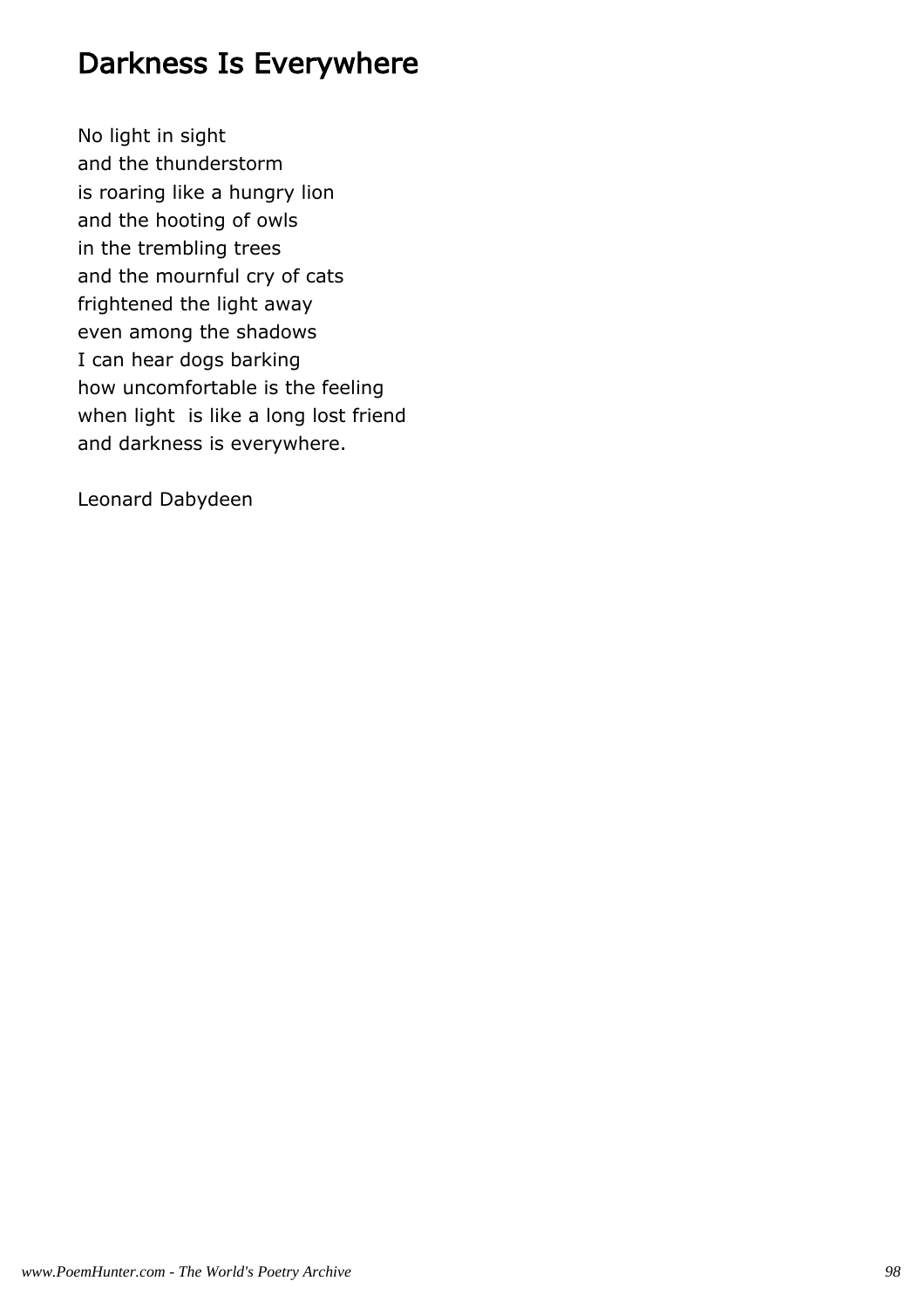# Darkness Is Everywhere

No light in sight  
and the thunderstorm  
is roaring like a hungry lion  
and the hooting of owls  
in the trembling trees  
and the mournful cry of cats  
frightened the light away  
even among the shadows  
I can hear dogs barking  
how uncomfortable is the feeling  
when light is like a long lost friend  
and darkness is everywhere.

Leonard Dabydeen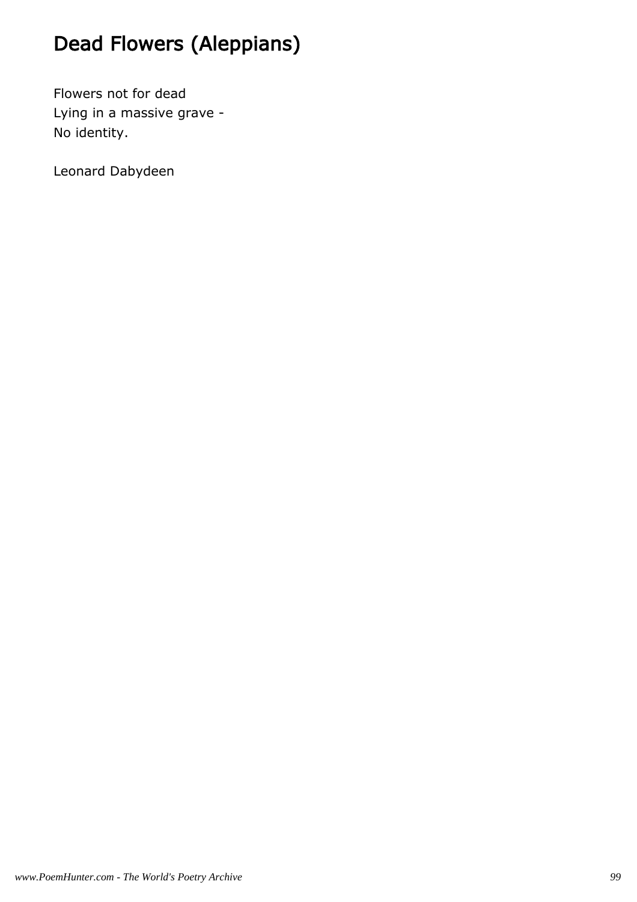# Dead Flowers (Aleppians)

Flowers not for dead
Lying in a massive grave -
No identity.

Leonard Dabydeen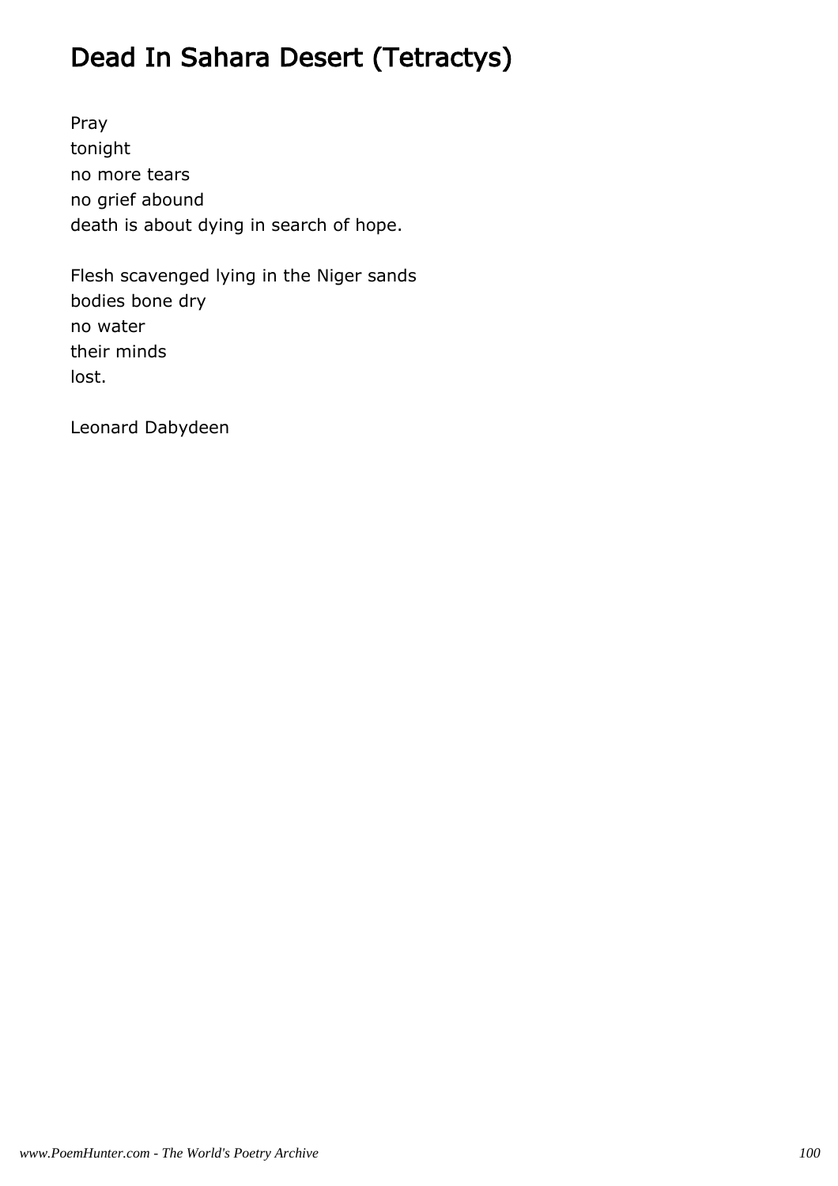# Dead In Sahara Desert (Tetractys)

Pray
tonight
no more tears
no grief abound
death is about dying in search of hope.

Flesh scavenged lying in the Niger sands
bodies bone dry
no water
their minds
lost.

Leonard Dabydeen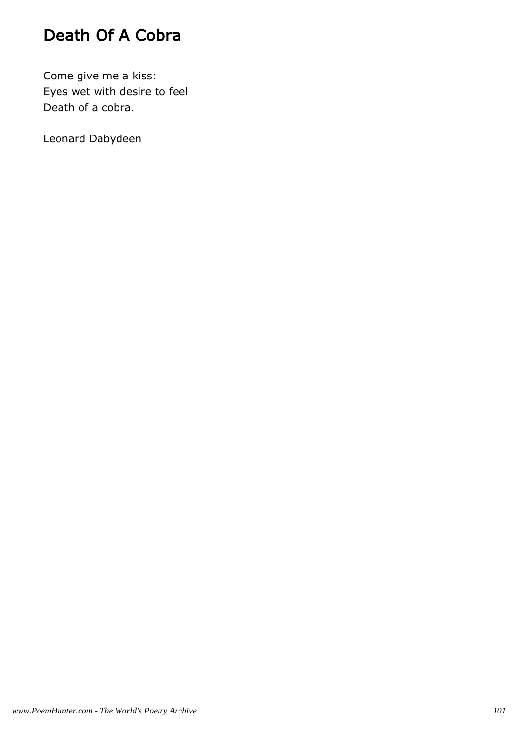# Death Of A Cobra

Come give me a kiss:
Eyes wet with desire to feel
Death of a cobra.

Leonard Dabydeen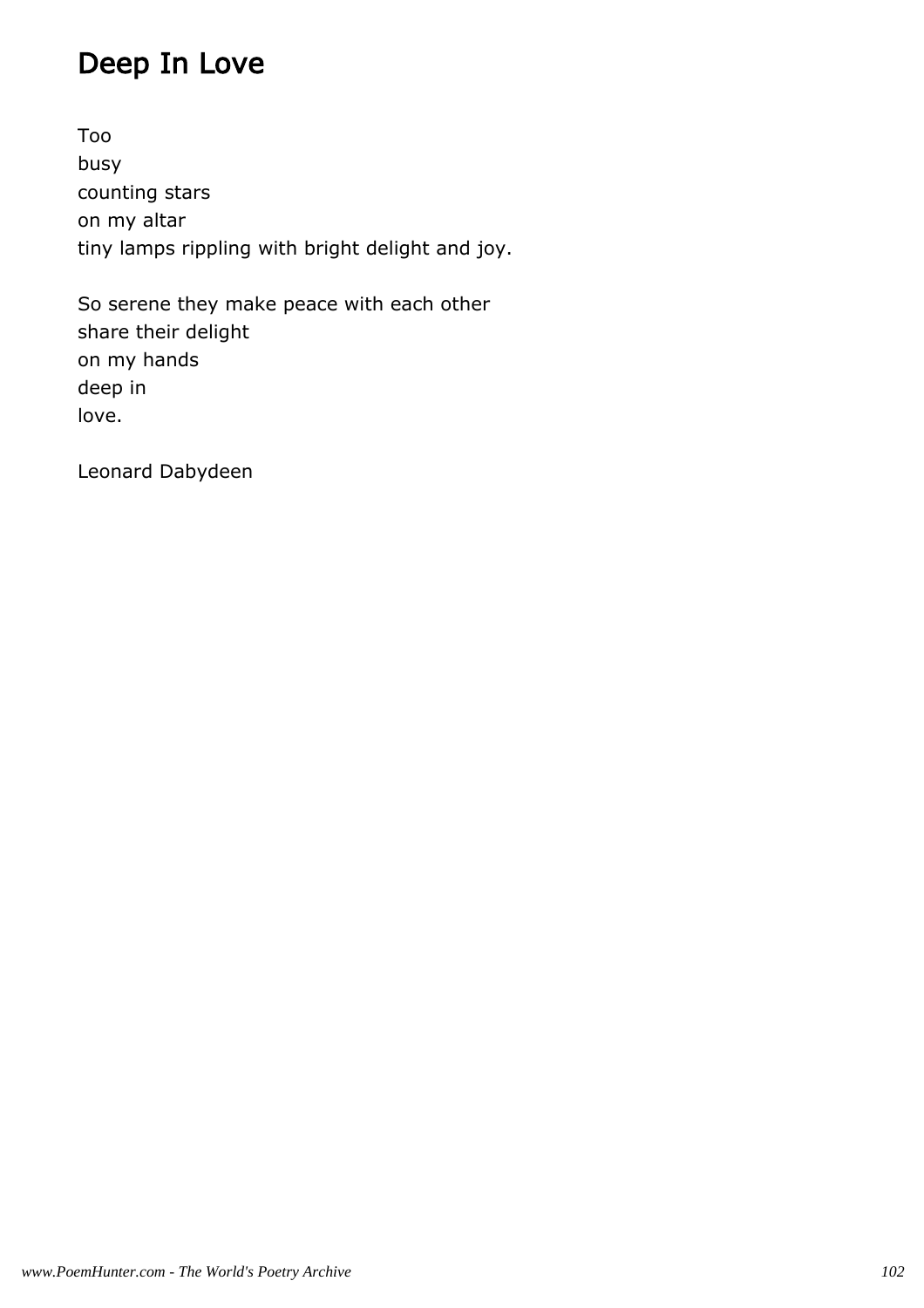# Deep In Love

Too  
busy  
counting stars  
on my altar  
tiny lamps rippling with bright delight and joy.

So serene they make peace with each other  
share their delight  
on my hands  
deep in  
love.

Leonard Dabydeen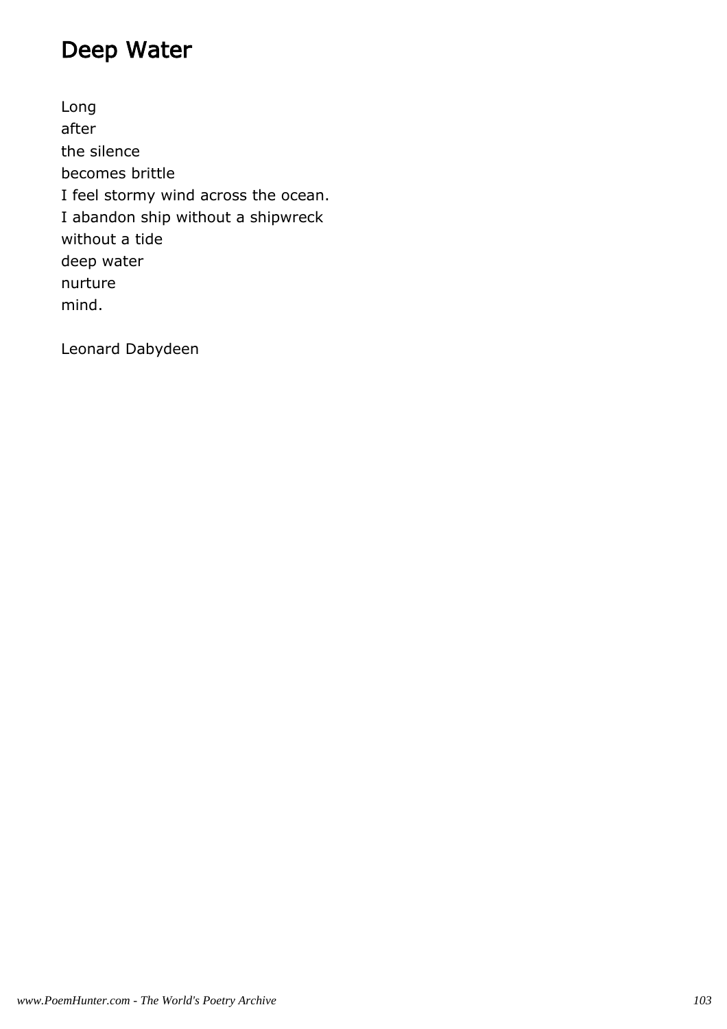# Deep Water

Long
after
the silence
becomes brittle
I feel stormy wind across the ocean.
I abandon ship without a shipwreck
without a tide
deep water
nurture
mind.

Leonard Dabydeen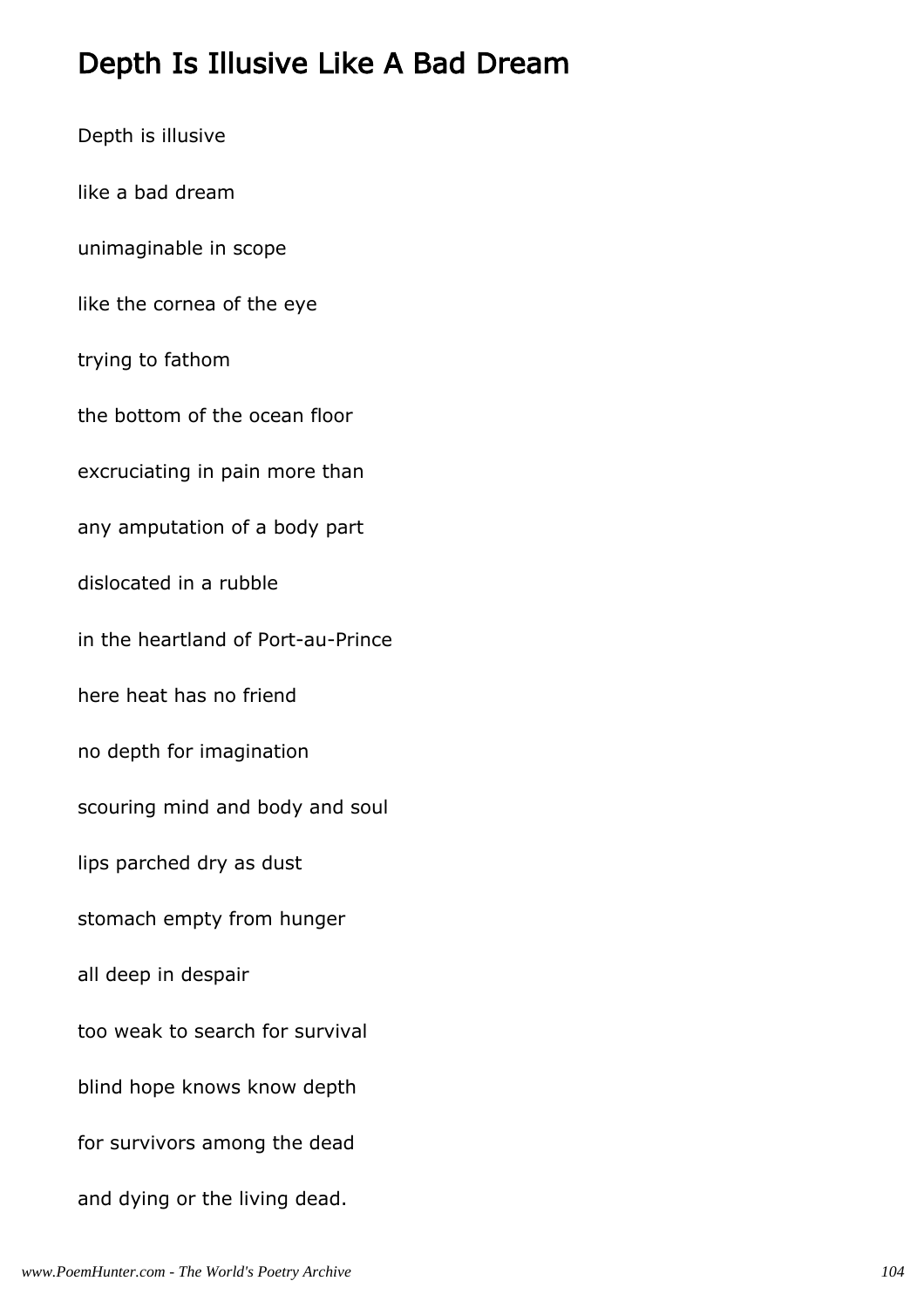## Depth Is Illusive Like A Bad Dream

Depth is illusive

like a bad dream

unimaginable in scope

like the cornea of the eye

trying to fathom

the bottom of the ocean floor

excruciating in pain more than

any amputation of a body part

dislocated in a rubble

in the heartland of Port-au-Prince

here heat has no friend

no depth for imagination

scouring mind and body and soul

lips parched dry as dust

stomach empty from hunger

all deep in despair

too weak to search for survival

blind hope knows know depth

for survivors among the dead

and dying or the living dead.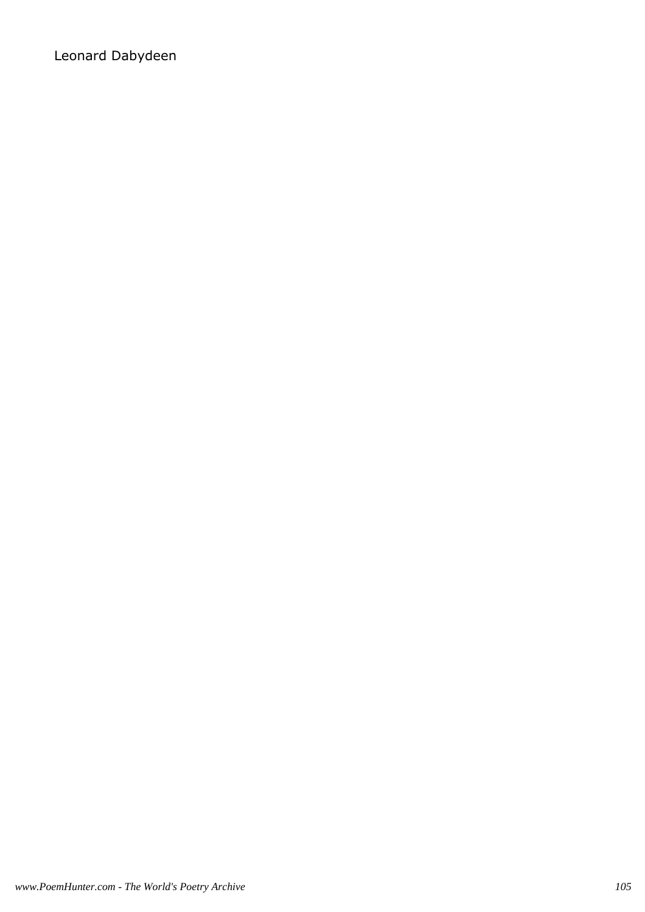Leonard Dabydeen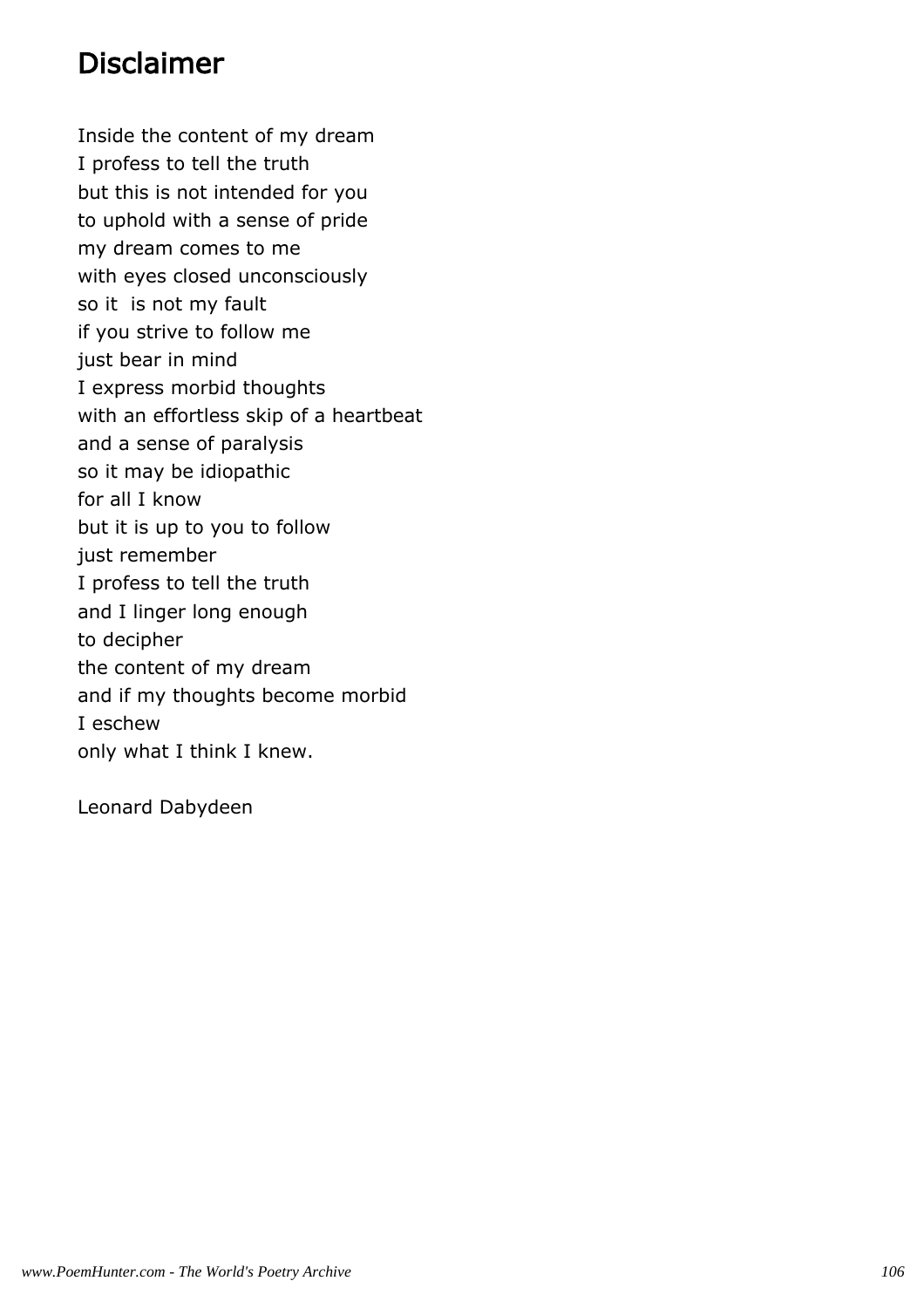# Disclaimer

Inside the content of my dream
I profess to tell the truth
but this is not intended for you
to uphold with a sense of pride
my dream comes to me
with eyes closed unconsciously
so it is not my fault
if you strive to follow me
just bear in mind
I express morbid thoughts
with an effortless skip of a heartbeat
and a sense of paralysis
so it may be idiopathic
for all I know
but it is up to you to follow
just remember
I profess to tell the truth
and I linger long enough
to decipher
the content of my dream
and if my thoughts become morbid
I eschew
only what I think I knew.

Leonard Dabydeen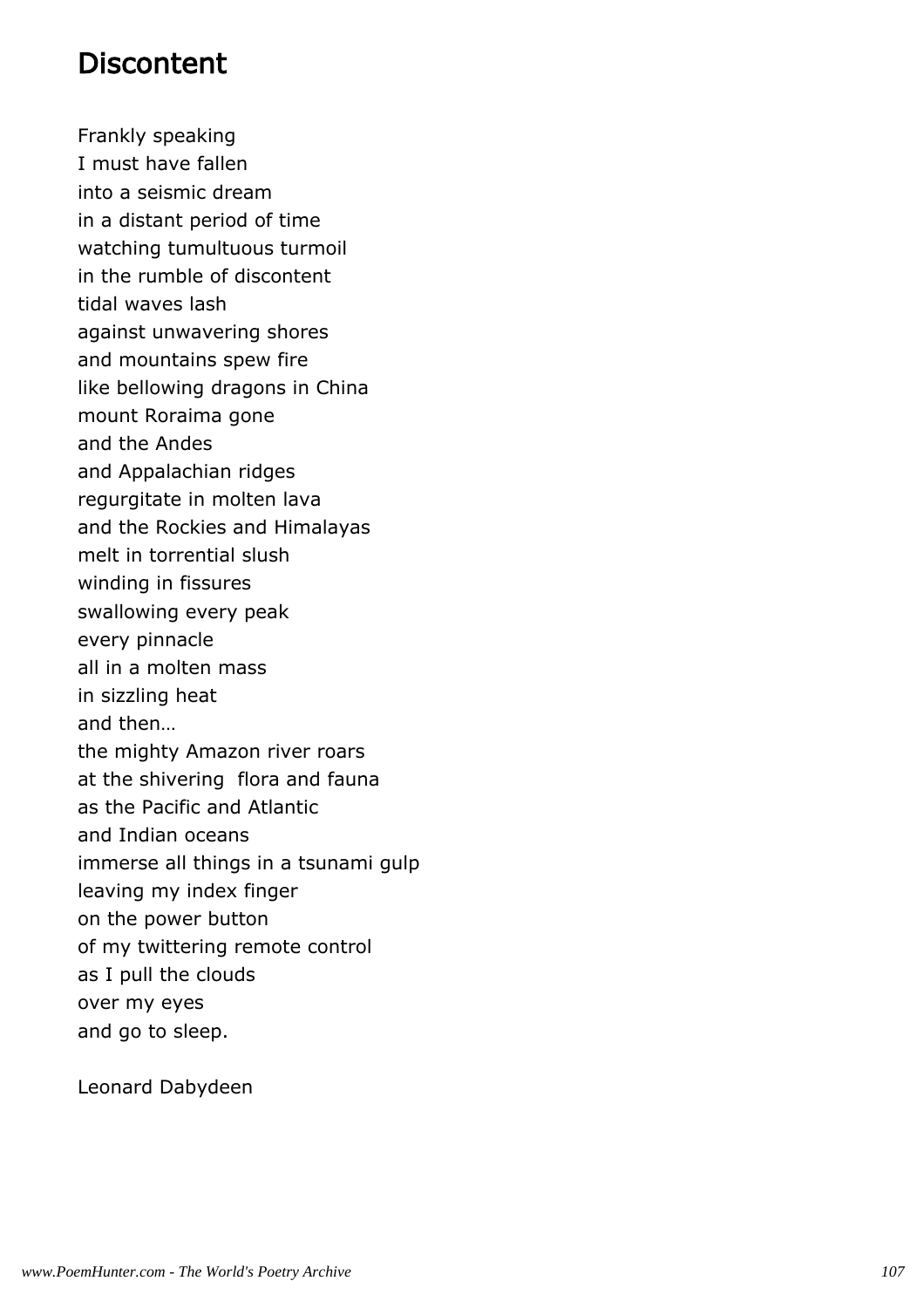# Discontent

Frankly speaking  
I must have fallen  
into a seismic dream  
in a distant period of time  
watching tumultuous turmoil  
in the rumble of discontent  
tidal waves lash  
against unwavering shores  
and mountains spew fire  
like bellowing dragons in China  
mount Roraima gone  
and the Andes  
and Appalachian ridges  
regurgitate in molten lava  
and the Rockies and Himalayas  
melt in torrential slush  
winding in fissures  
swallowing every peak  
every pinnacle  
all in a molten mass  
in sizzling heat  
and then…  
the mighty Amazon river roars  
at the shivering  flora and fauna  
as the Pacific and Atlantic  
and Indian oceans  
immerse all things in a tsunami gulp  
leaving my index finger  
on the power button  
of my twittering remote control  
as I pull the clouds  
over my eyes  
and go to sleep.

Leonard Dabydeen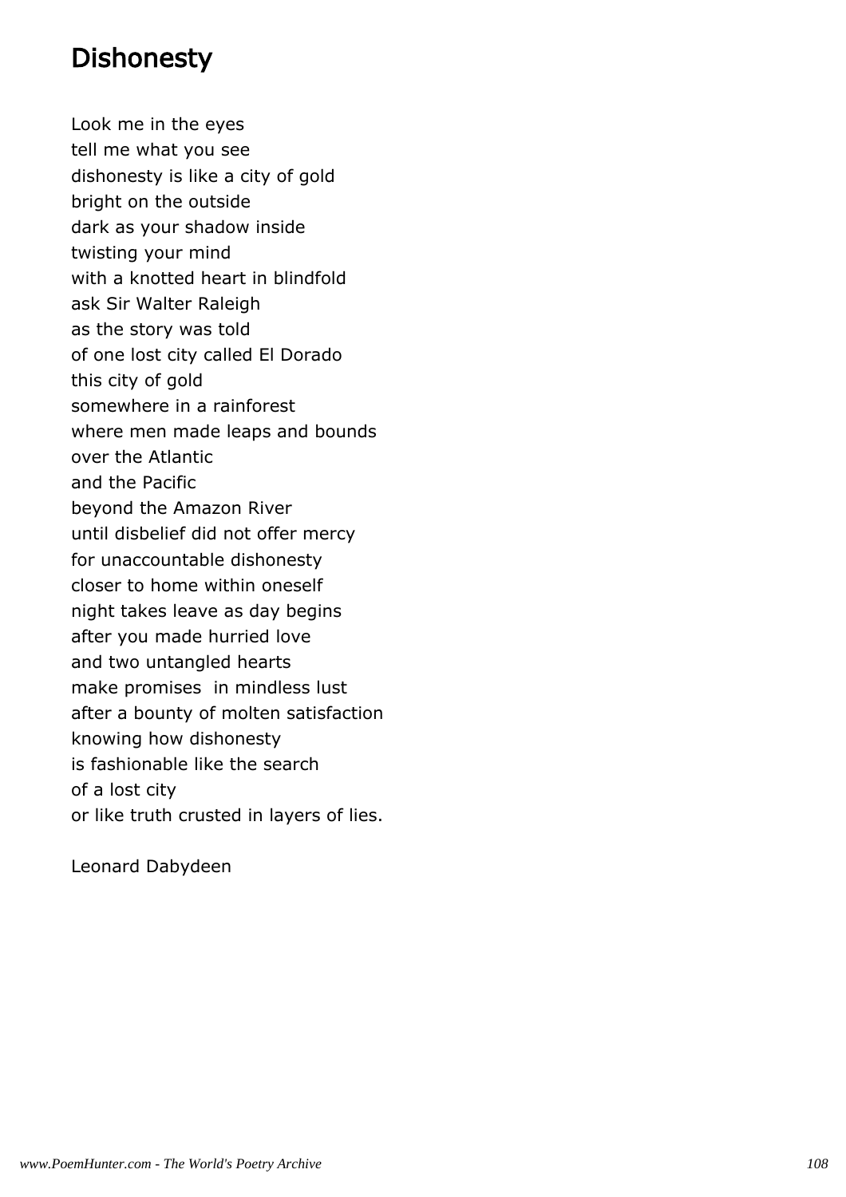## Dishonesty

Look me in the eyes
tell me what you see
dishonesty is like a city of gold
bright on the outside
dark as your shadow inside
twisting your mind
with a knotted heart in blindfold
ask Sir Walter Raleigh
as the story was told
of one lost city called El Dorado
this city of gold
somewhere in a rainforest
where men made leaps and bounds
over the Atlantic
and the Pacific
beyond the Amazon River
until disbelief did not offer mercy
for unaccountable dishonesty
closer to home within oneself
night takes leave as day begins
after you made hurried love
and two untangled hearts
make promises  in mindless lust
after a bounty of molten satisfaction
knowing how dishonesty
is fashionable like the search
of a lost city
or like truth crusted in layers of lies.

Leonard Dabydeen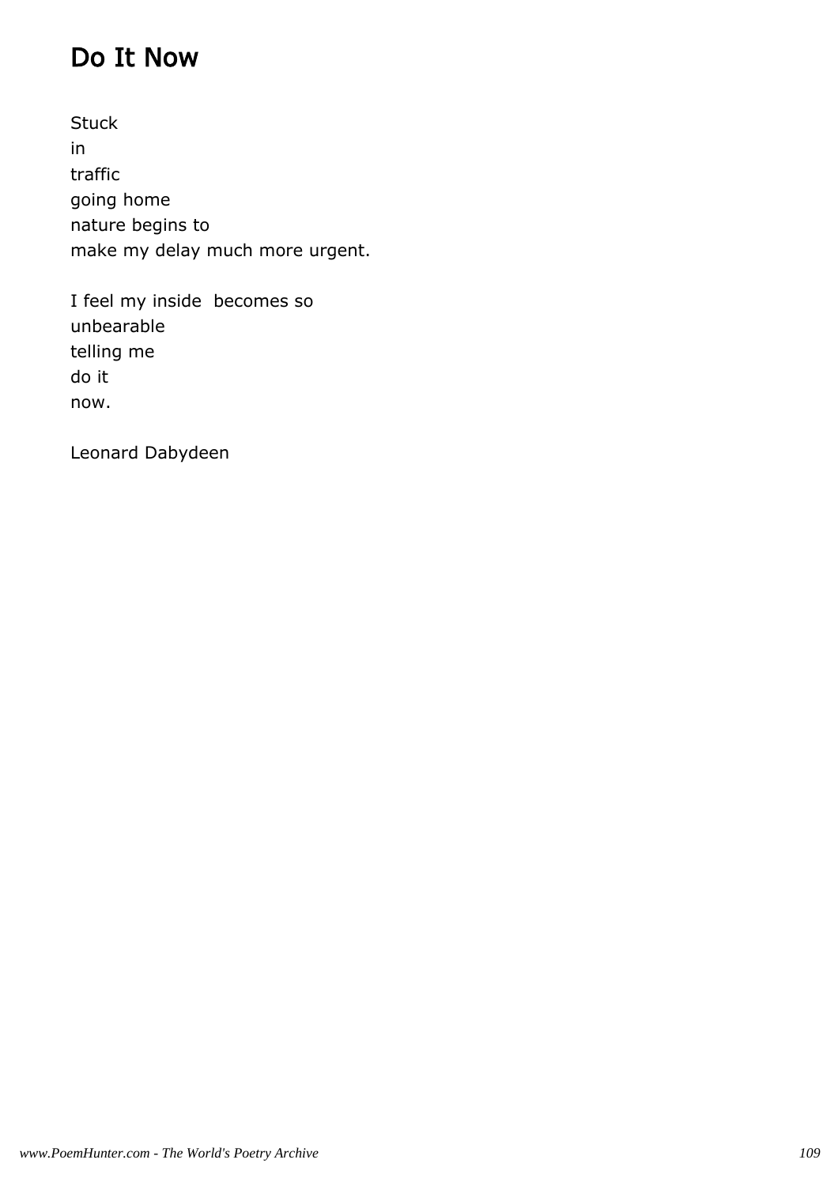## Do It Now

Stuck
in
traffic
going home
nature begins to
make my delay much more urgent.

I feel my inside  becomes so
unbearable
telling me
do it
now.

Leonard Dabydeen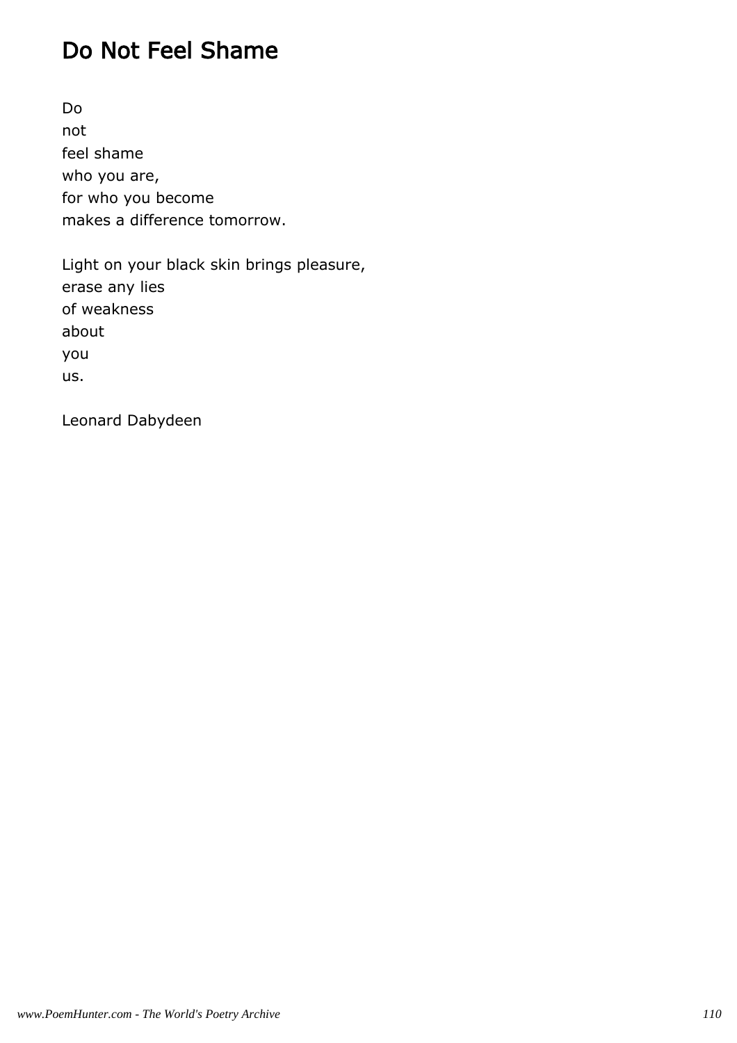## Do Not Feel Shame

Do
not
feel shame
who you are,
for who you become
makes a difference tomorrow.

Light on your black skin brings pleasure,
erase any lies
of weakness
about
you
us.

Leonard Dabydeen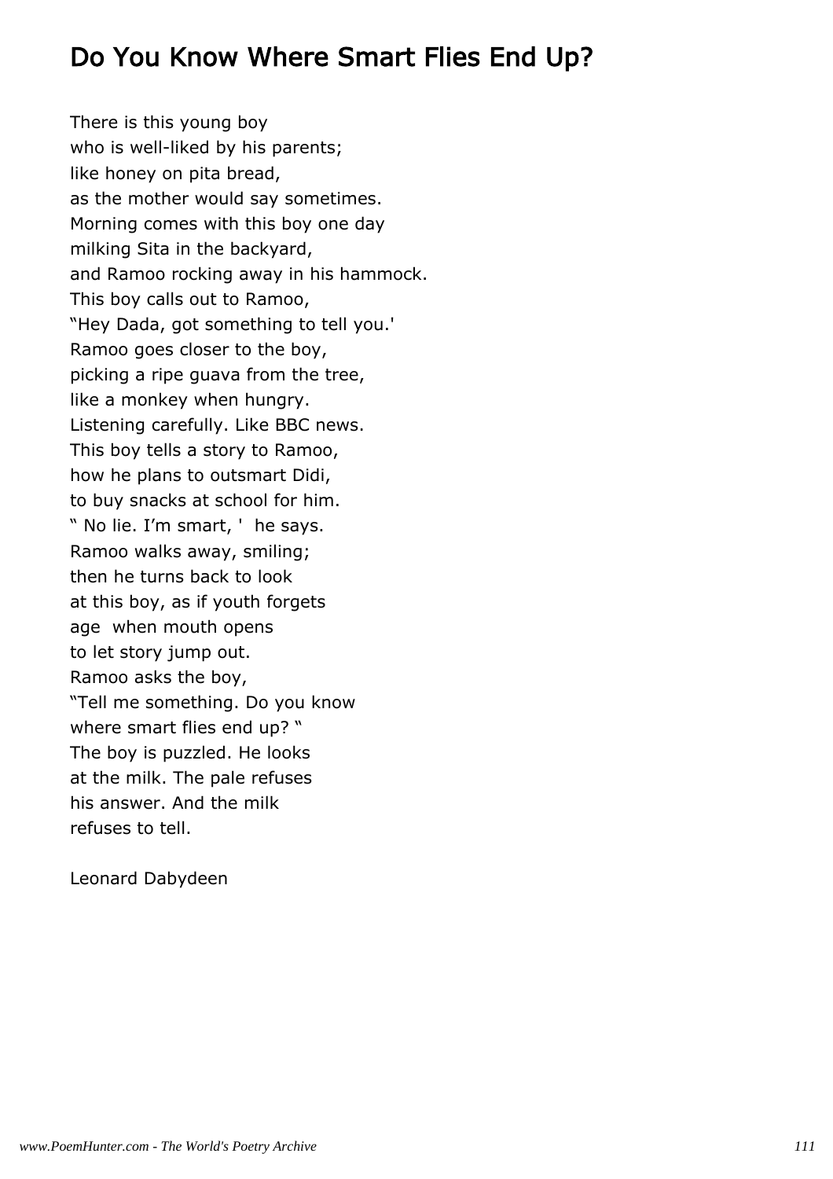## Do You Know Where Smart Flies End Up?

There is this young boy  
who is well-liked by his parents;  
like honey on pita bread,  
as the mother would say sometimes.  
Morning comes with this boy one day  
milking Sita in the backyard,  
and Ramoo rocking away in his hammock.  
This boy calls out to Ramoo,  
"Hey Dada, got something to tell you.'  
Ramoo goes closer to the boy,  
picking a ripe guava from the tree,  
like a monkey when hungry.  
Listening carefully. Like BBC news.  
This boy tells a story to Ramoo,  
how he plans to outsmart Didi,  
to buy snacks at school for him.  
" No lie. I'm smart, '  he says.  
Ramoo walks away, smiling;  
then he turns back to look  
at this boy, as if youth forgets  
age  when mouth opens  
to let story jump out.  
Ramoo asks the boy,  
"Tell me something. Do you know  
where smart flies end up? "  
The boy is puzzled. He looks  
at the milk. The pale refuses  
his answer. And the milk  
refuses to tell.

Leonard Dabydeen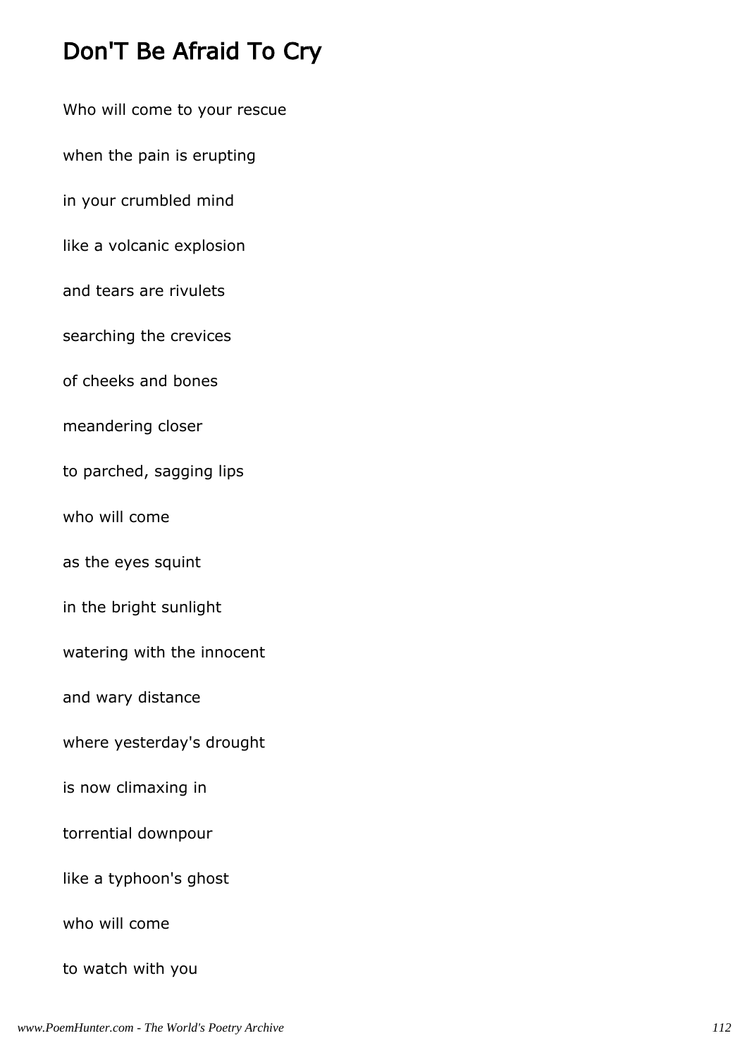# Don'T Be Afraid To Cry

Who will come to your rescue

when the pain is erupting

in your crumbled mind

like a volcanic explosion

and tears are rivulets

searching the crevices

of cheeks and bones

meandering closer

to parched, sagging lips

who will come

as the eyes squint

in the bright sunlight

watering with the innocent

and wary distance

where yesterday's drought

is now climaxing in

torrential downpour

like a typhoon's ghost

who will come

to watch with you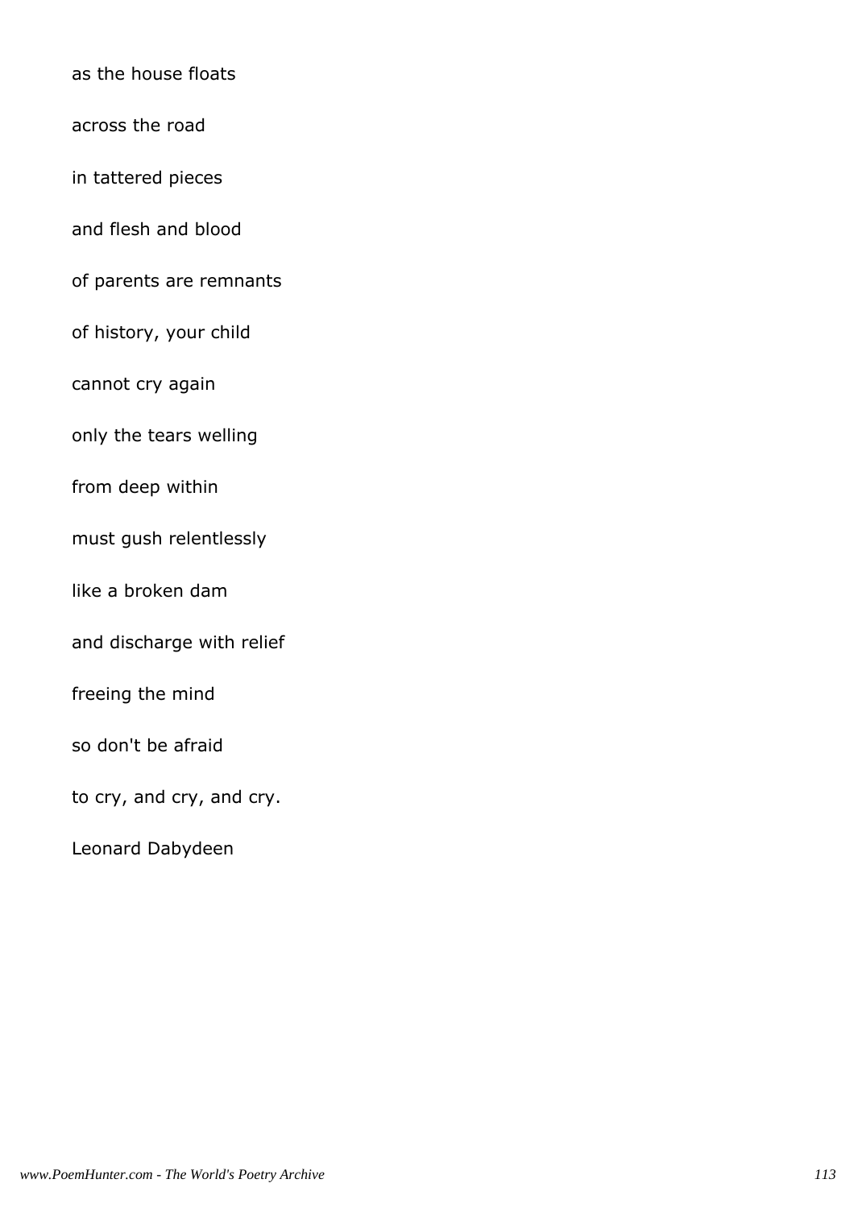as the house floats

across the road

in tattered pieces

and flesh and blood

of parents are remnants

of history, your child

cannot cry again

only the tears welling

from deep within

must gush relentlessly

like a broken dam

and discharge with relief

freeing the mind

so don't be afraid

to cry, and cry, and cry.

Leonard Dabydeen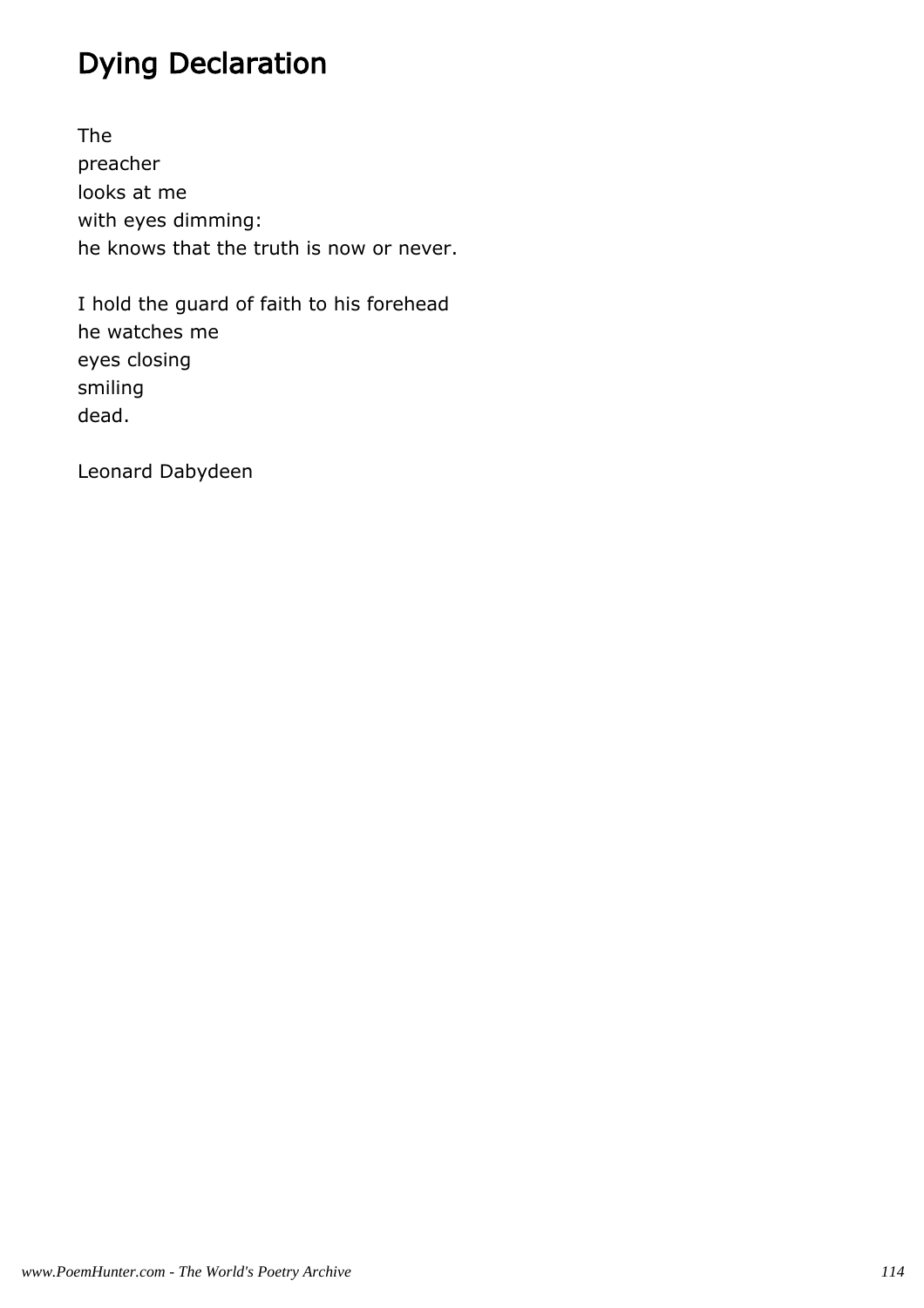# Dying Declaration

The  
preacher  
looks at me  
with eyes dimming:  
he knows that the truth is now or never.

I hold the guard of faith to his forehead  
he watches me  
eyes closing  
smiling  
dead.

Leonard Dabydeen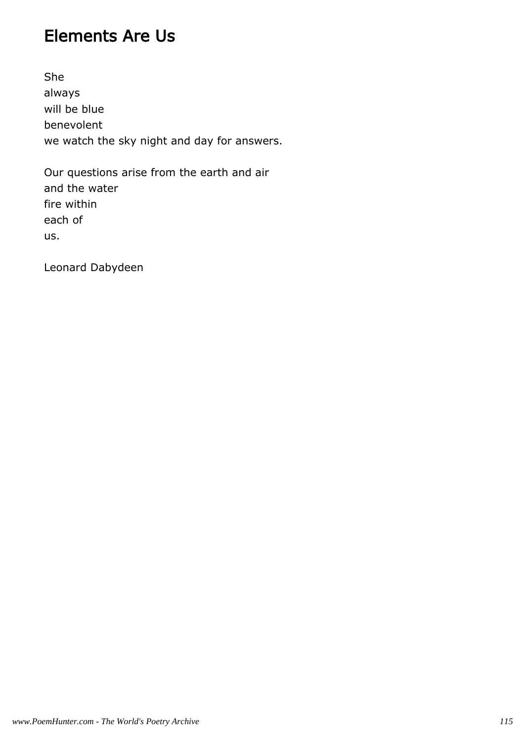# Elements Are Us

She
always
will be blue
benevolent
we watch the sky night and day for answers.

Our questions arise from the earth and air
and the water
fire within
each of
us.

Leonard Dabydeen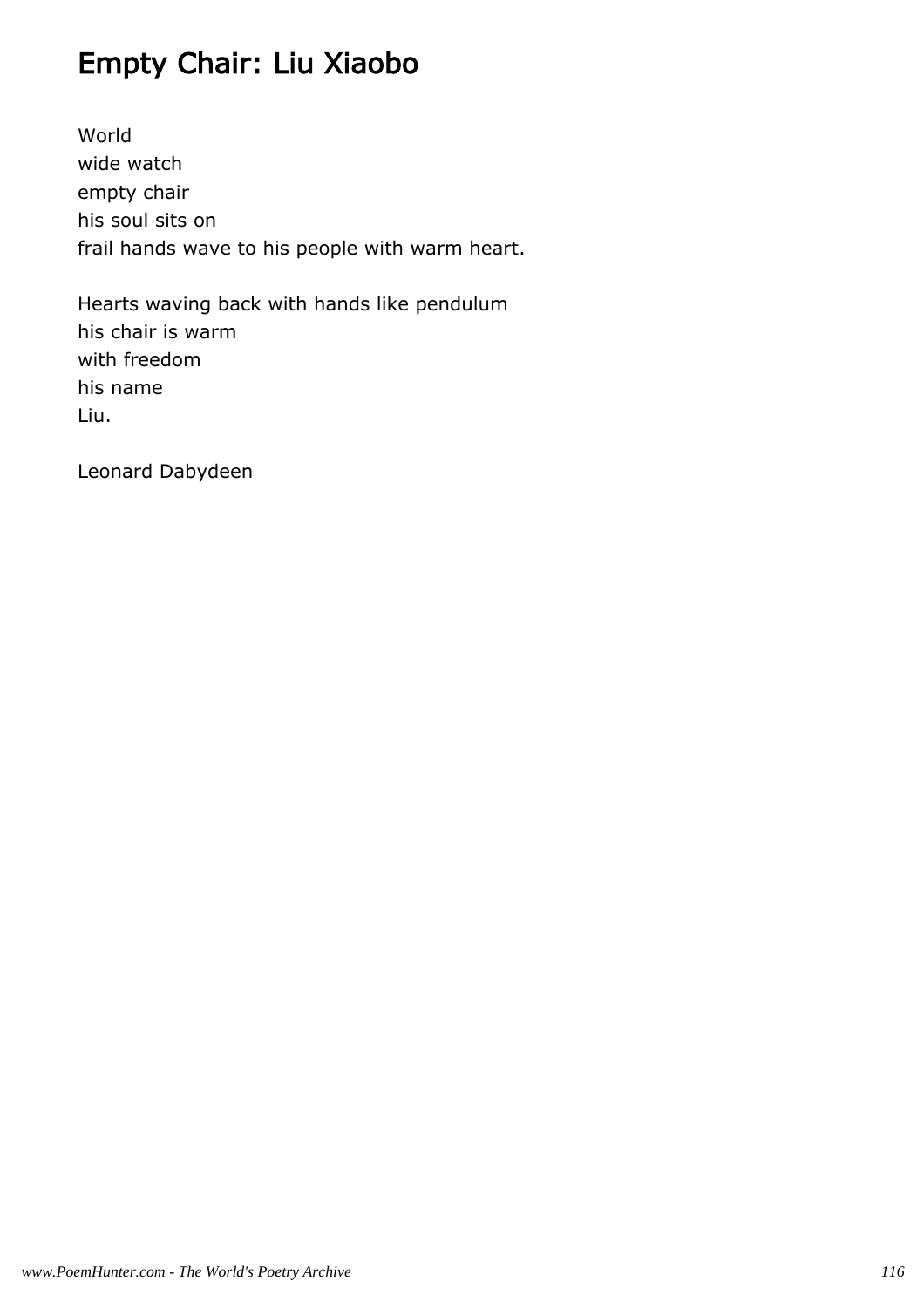# Empty Chair: Liu Xiaobo

World  
wide watch  
empty chair  
his soul sits on  
frail hands wave to his people with warm heart.

Hearts waving back with hands like pendulum  
his chair is warm  
with freedom  
his name  
Liu.

Leonard Dabydeen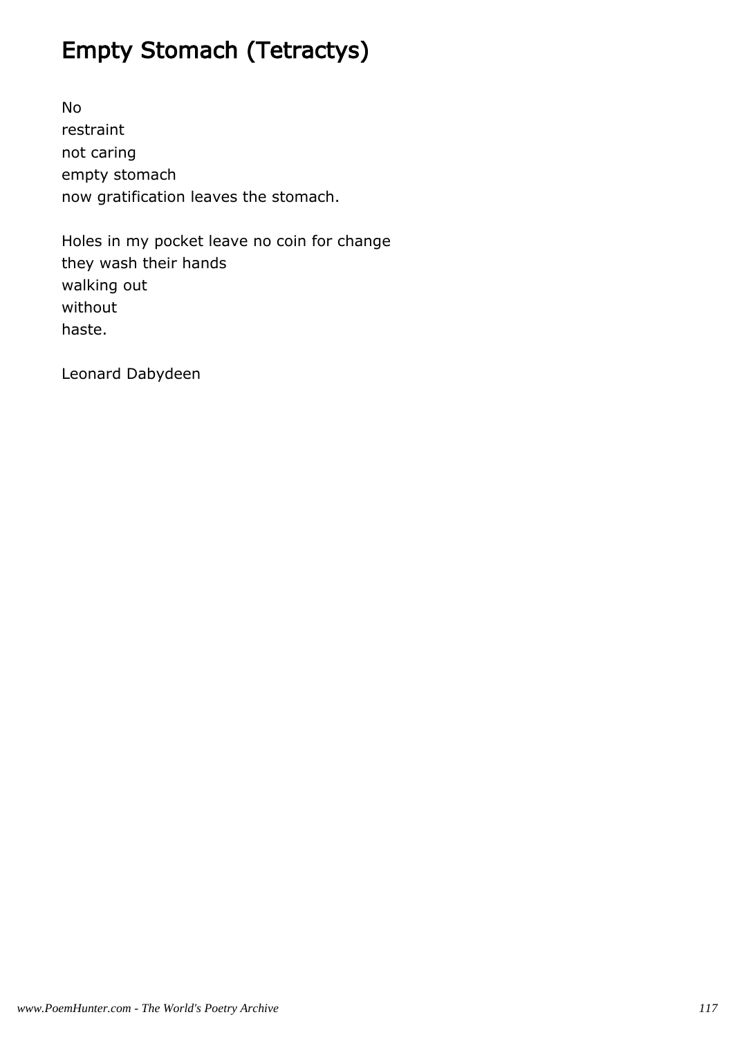# Empty Stomach (Tetractys)

No  
restraint  
not caring  
empty stomach  
now gratification leaves the stomach.

Holes in my pocket leave no coin for change  
they wash their hands  
walking out  
without  
haste.

Leonard Dabydeen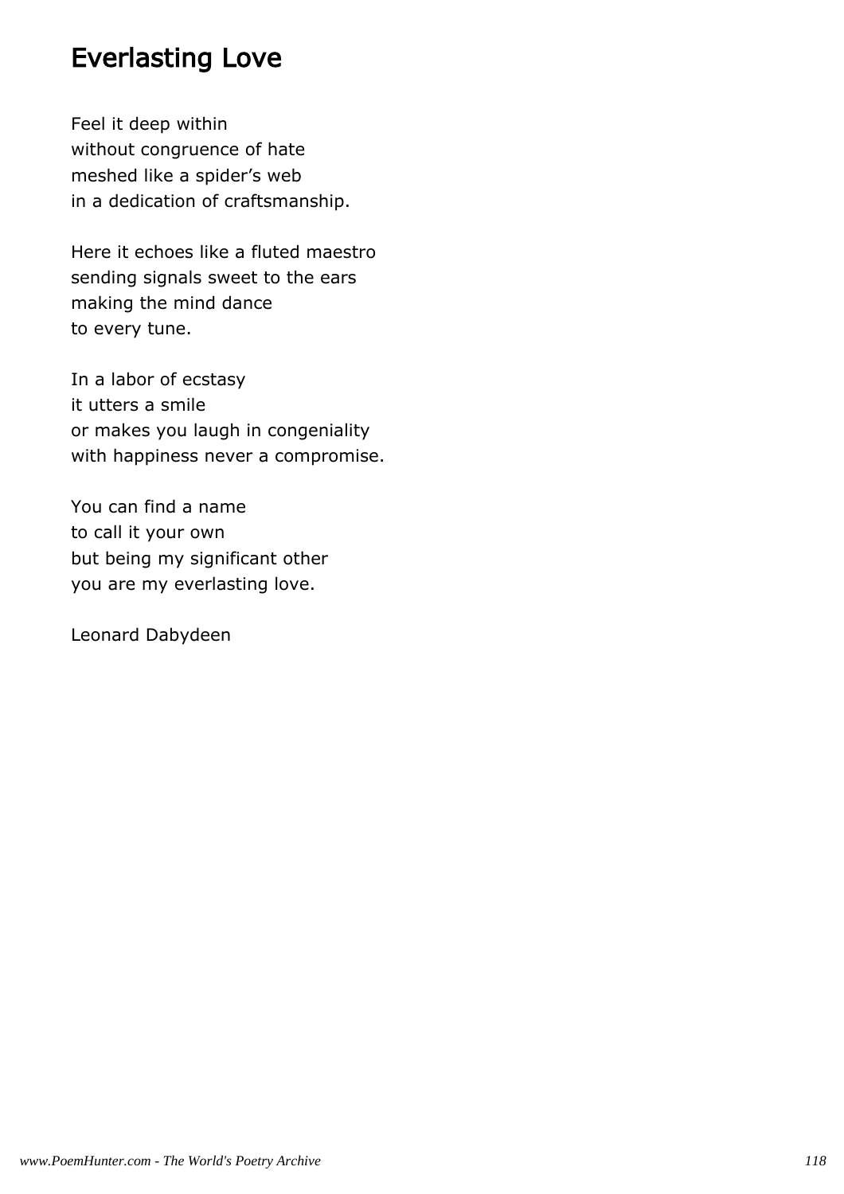# Everlasting Love

Feel it deep within
without congruence of hate
meshed like a spider's web
in a dedication of craftsmanship.

Here it echoes like a fluted maestro
sending signals sweet to the ears
making the mind dance
to every tune.

In a labor of ecstasy
it utters a smile
or makes you laugh in congeniality
with happiness never a compromise.

You can find a name
to call it your own
but being my significant other
you are my everlasting love.

Leonard Dabydeen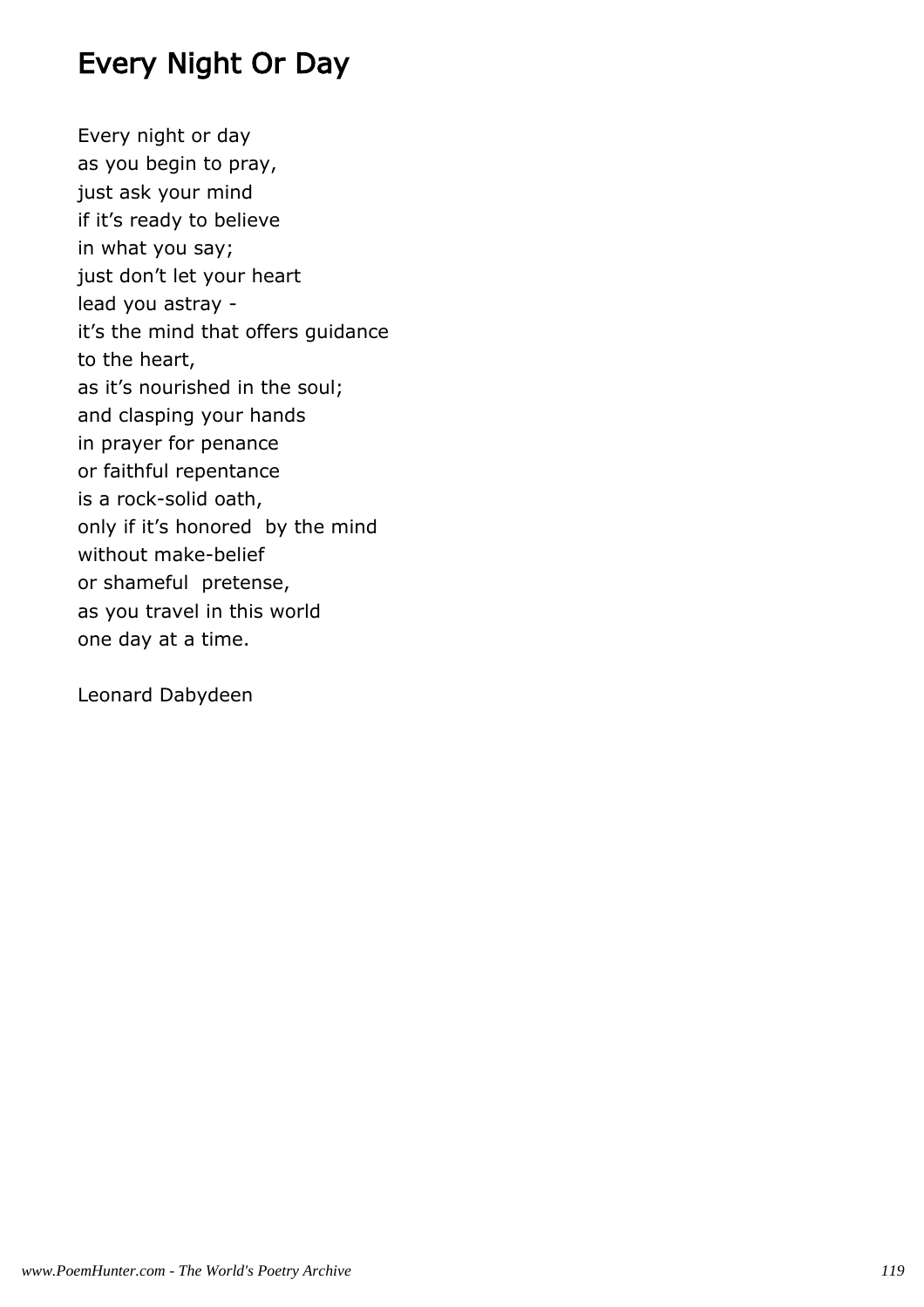# Every Night Or Day

Every night or day
as you begin to pray,
just ask your mind
if it's ready to believe
in what you say;
just don't let your heart
lead you astray -
it's the mind that offers guidance
to the heart,
as it's nourished in the soul;
and clasping your hands
in prayer for penance
or faithful repentance
is a rock-solid oath,
only if it's honored by the mind
without make-belief
or shameful pretense,
as you travel in this world
one day at a time.

Leonard Dabydeen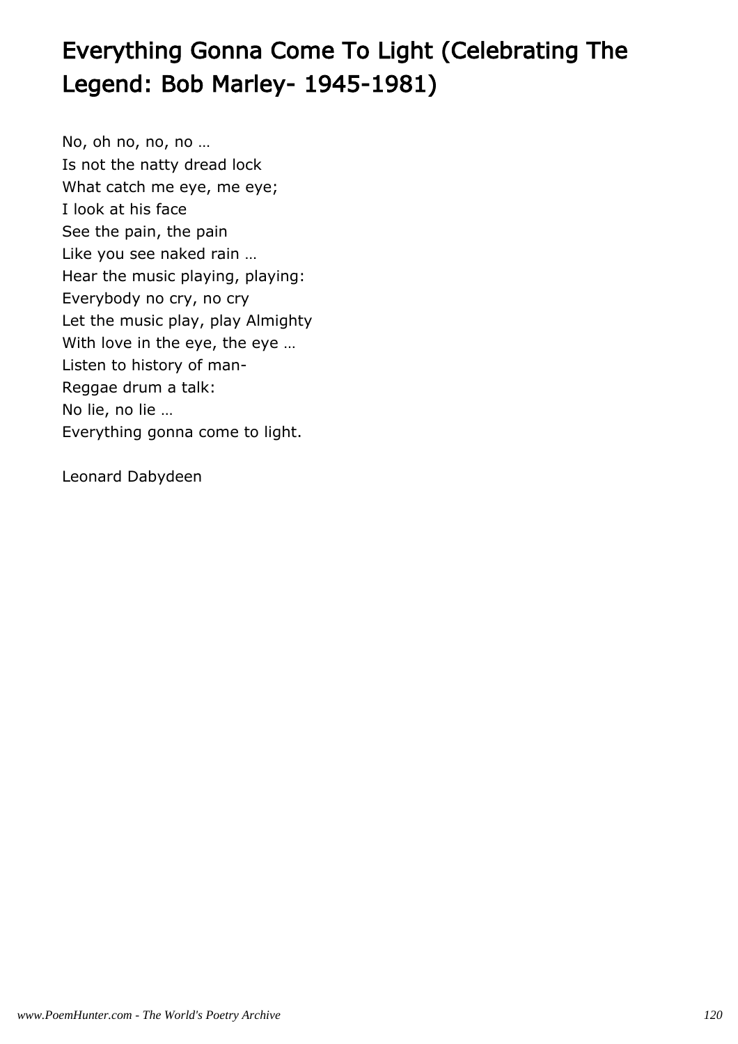# Everything Gonna Come To Light (Celebrating The Legend: Bob Marley- 1945-1981)

No, oh no, no, no …  
Is not the natty dread lock  
What catch me eye, me eye;  
I look at his face  
See the pain, the pain  
Like you see naked rain …  
Hear the music playing, playing:  
Everybody no cry, no cry  
Let the music play, play Almighty  
With love in the eye, the eye …  
Listen to history of man-  
Reggae drum a talk:  
No lie, no lie …  
Everything gonna come to light.

Leonard Dabydeen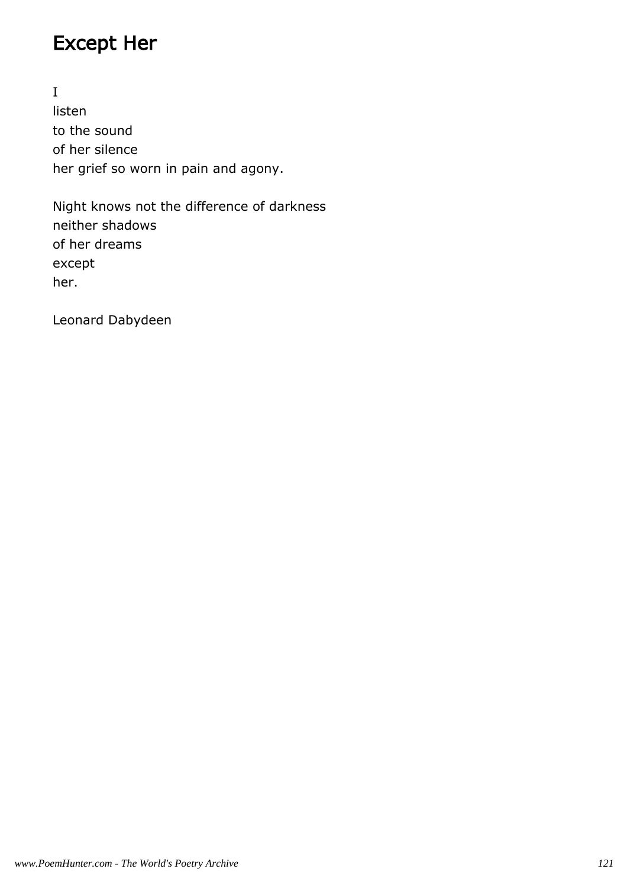# Except Her

I
listen
to the sound
of her silence
her grief so worn in pain and agony.

Night knows not the difference of darkness
neither shadows
of her dreams
except
her.

Leonard Dabydeen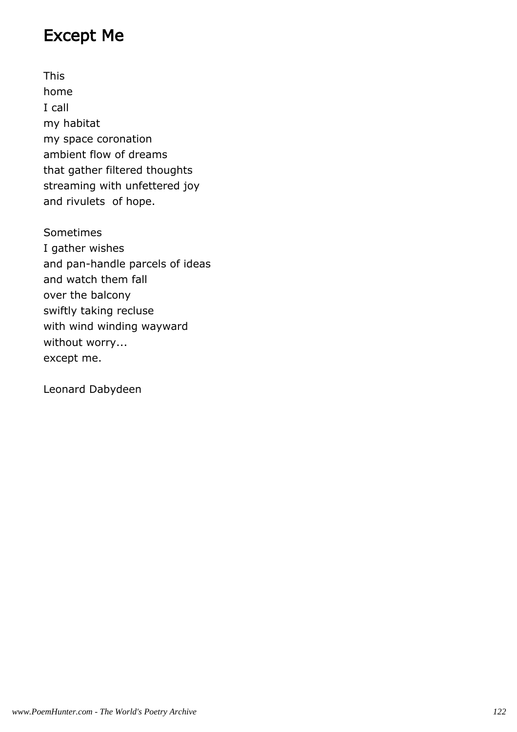# Except Me

This  
home  
I call  
my habitat  
my space coronation  
ambient flow of dreams  
that gather filtered thoughts  
streaming with unfettered joy  
and rivulets  of hope.

Sometimes  
I gather wishes  
and pan-handle parcels of ideas  
and watch them fall  
over the balcony  
swiftly taking recluse  
with wind winding wayward  
without worry...  
except me.

Leonard Dabydeen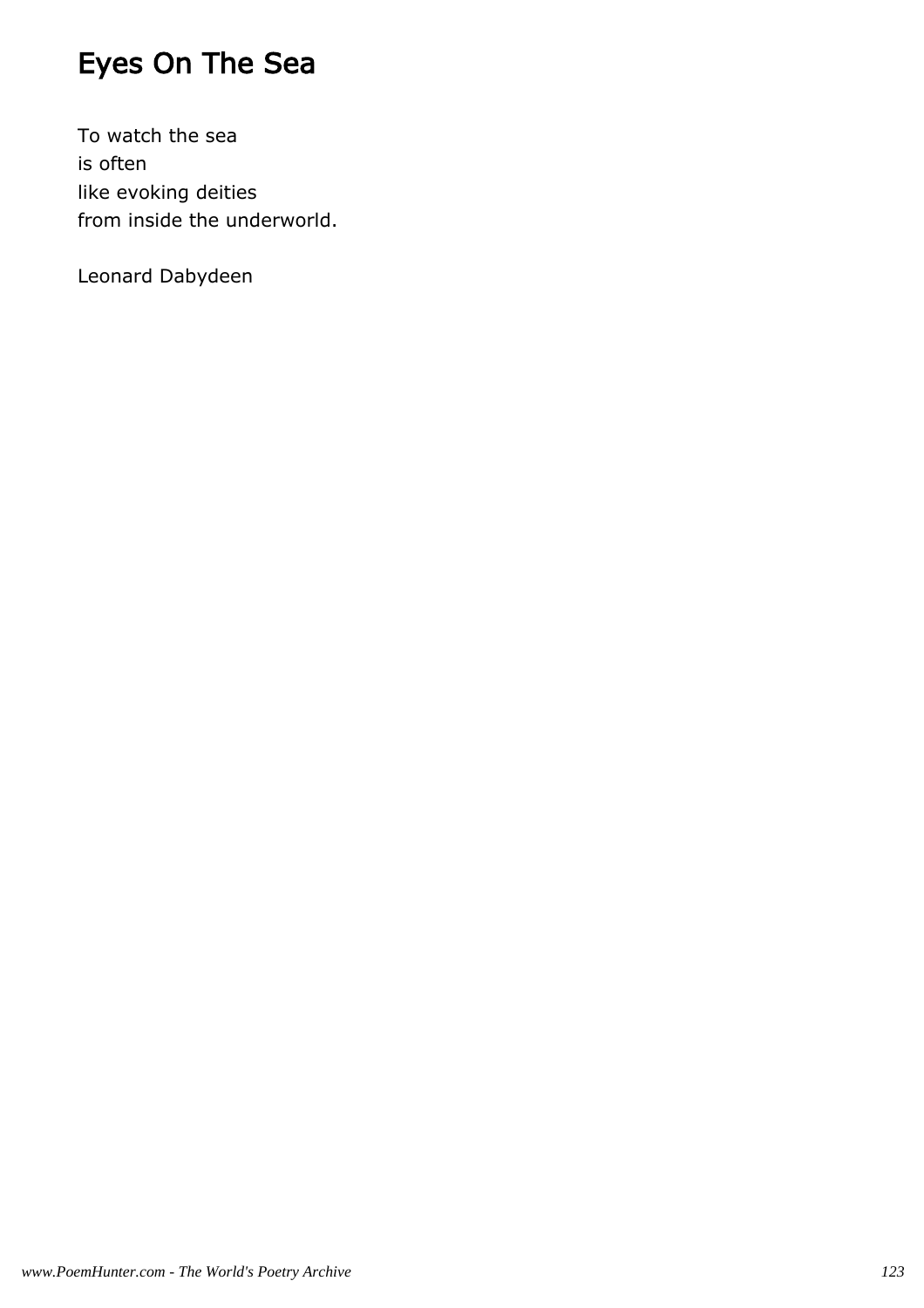# Eyes On The Sea

To watch the sea  
is often  
like evoking deities  
from inside the underworld.

Leonard Dabydeen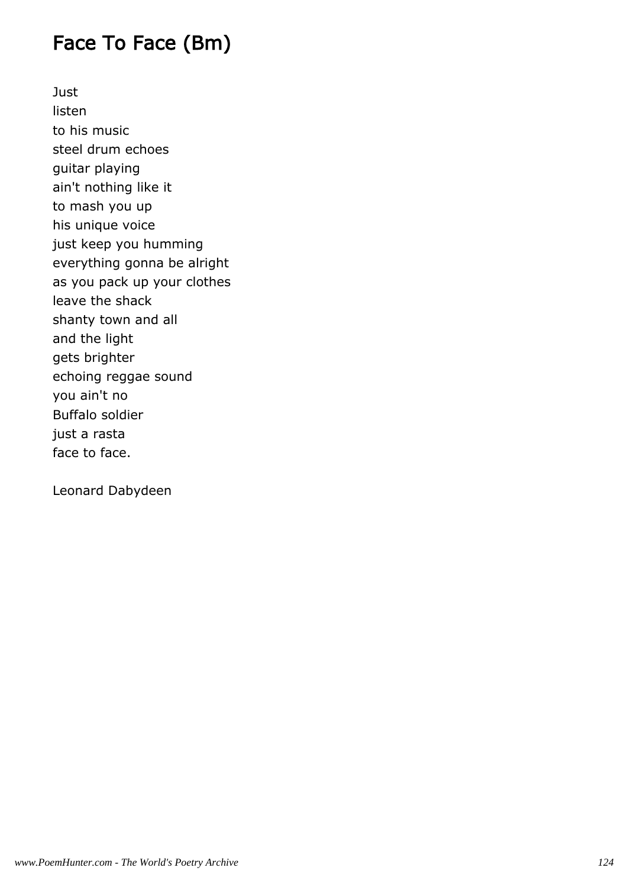# Face To Face (Bm)

Just
listen
to his music
steel drum echoes
guitar playing
ain't nothing like it
to mash you up
his unique voice
just keep you humming
everything gonna be alright
as you pack up your clothes
leave the shack
shanty town and all
and the light
gets brighter
echoing reggae sound
you ain't no
Buffalo soldier
just a rasta
face to face.

Leonard Dabydeen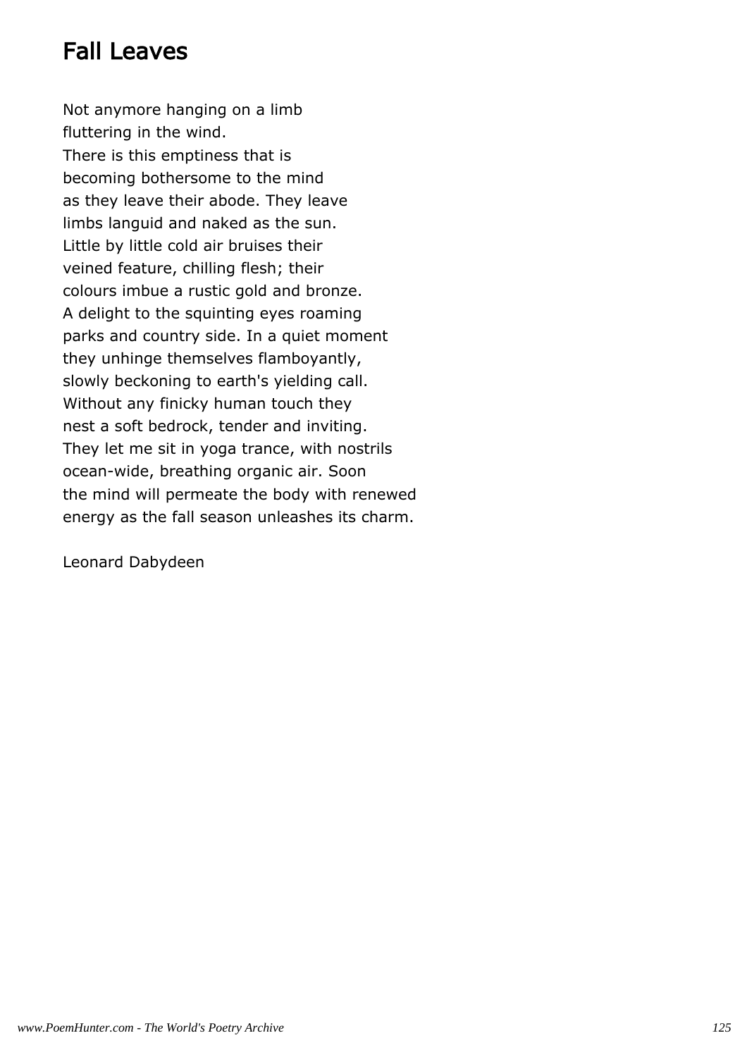## Fall Leaves

Not anymore hanging on a limb  
fluttering in the wind.  
There is this emptiness that is  
becoming bothersome to the mind  
as they leave their abode. They leave  
limbs languid and naked as the sun.  
Little by little cold air bruises their  
veined feature, chilling flesh; their  
colours imbue a rustic gold and bronze.  
A delight to the squinting eyes roaming  
parks and country side. In a quiet moment  
they unhinge themselves flamboyantly,  
slowly beckoning to earth's yielding call.  
Without any finicky human touch they  
nest a soft bedrock, tender and inviting.  
They let me sit in yoga trance, with nostrils  
ocean-wide, breathing organic air. Soon  
the mind will permeate the body with renewed  
energy as the fall season unleashes its charm.

Leonard Dabydeen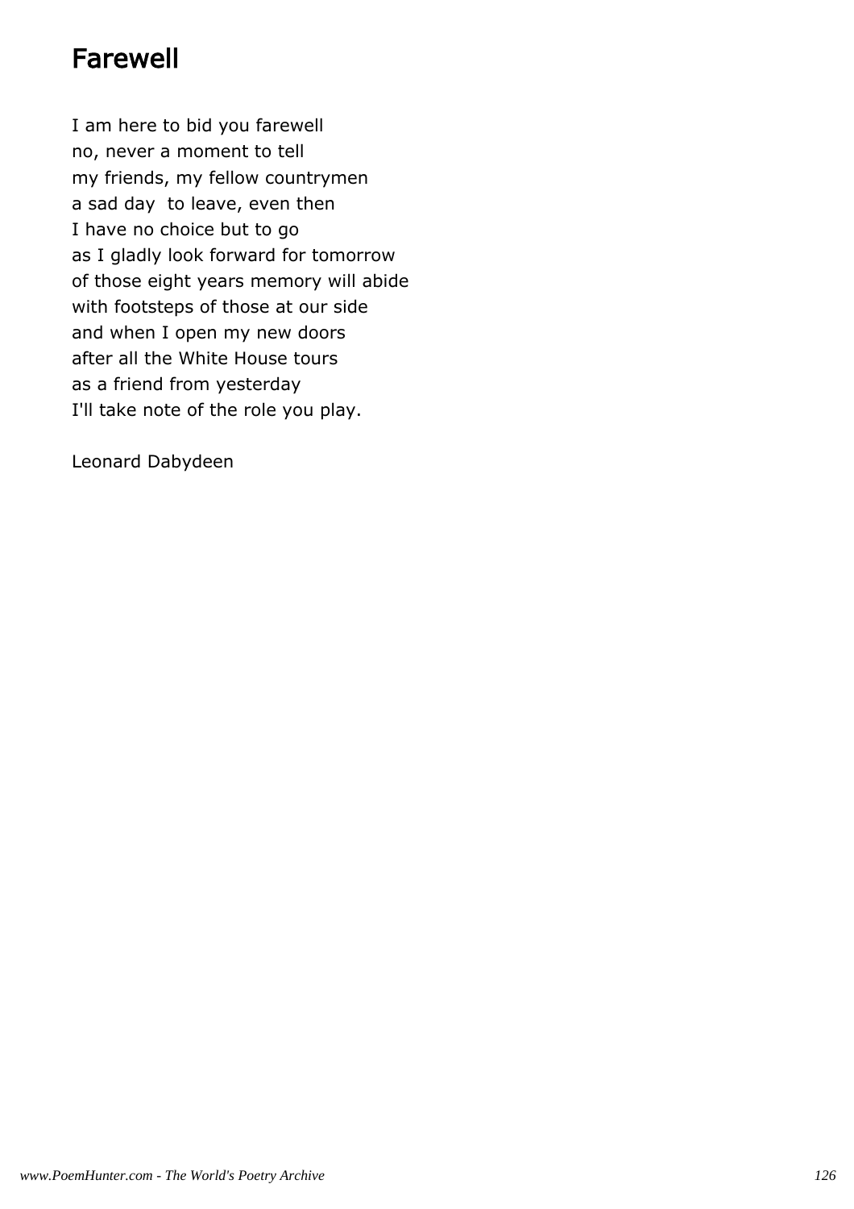# Farewell

I am here to bid you farewell
no, never a moment to tell
my friends, my fellow countrymen
a sad day  to leave, even then
I have no choice but to go
as I gladly look forward for tomorrow
of those eight years memory will abide
with footsteps of those at our side
and when I open my new doors
after all the White House tours
as a friend from yesterday
I'll take note of the role you play.

Leonard Dabydeen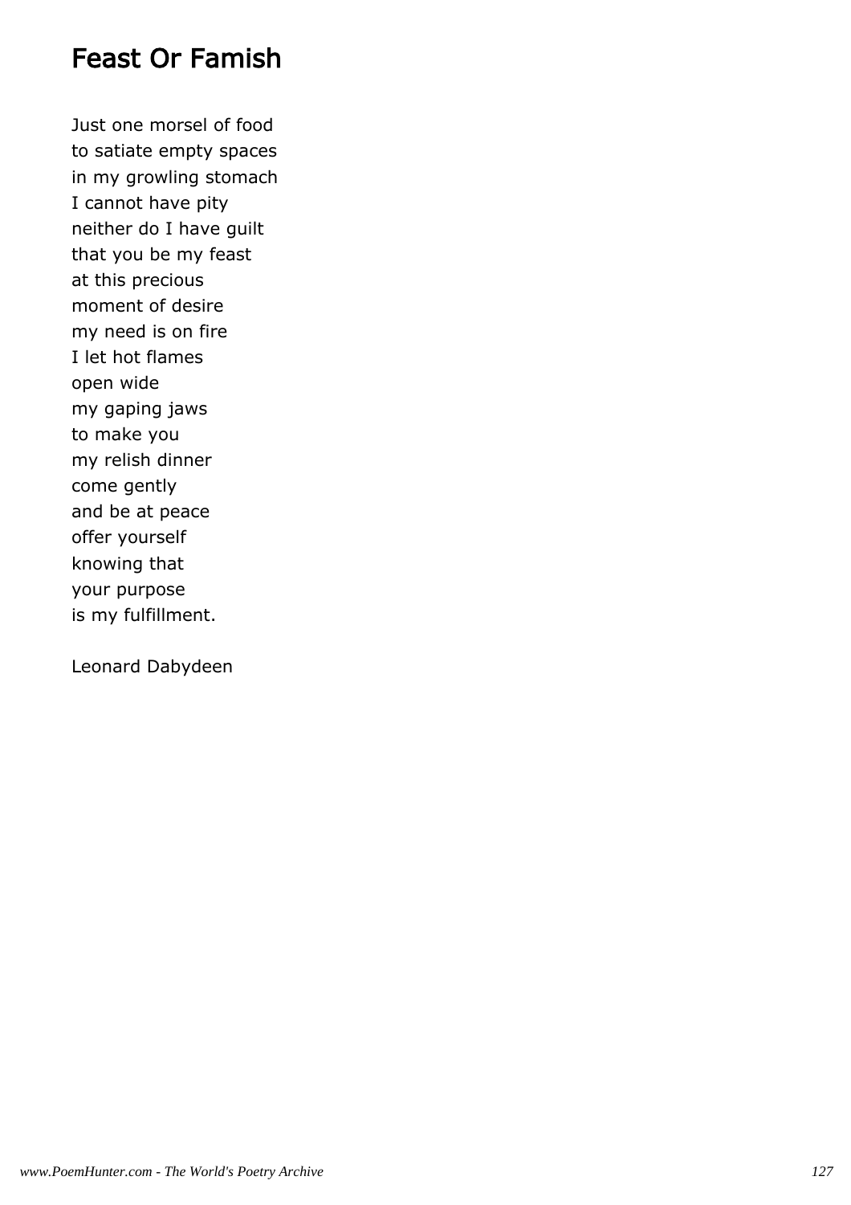## Feast Or Famish

Just one morsel of food
to satiate empty spaces
in my growling stomach
I cannot have pity
neither do I have guilt
that you be my feast
at this precious
moment of desire
my need is on fire
I let hot flames
open wide
my gaping jaws
to make you
my relish dinner
come gently
and be at peace
offer yourself
knowing that
your purpose
is my fulfillment.

Leonard Dabydeen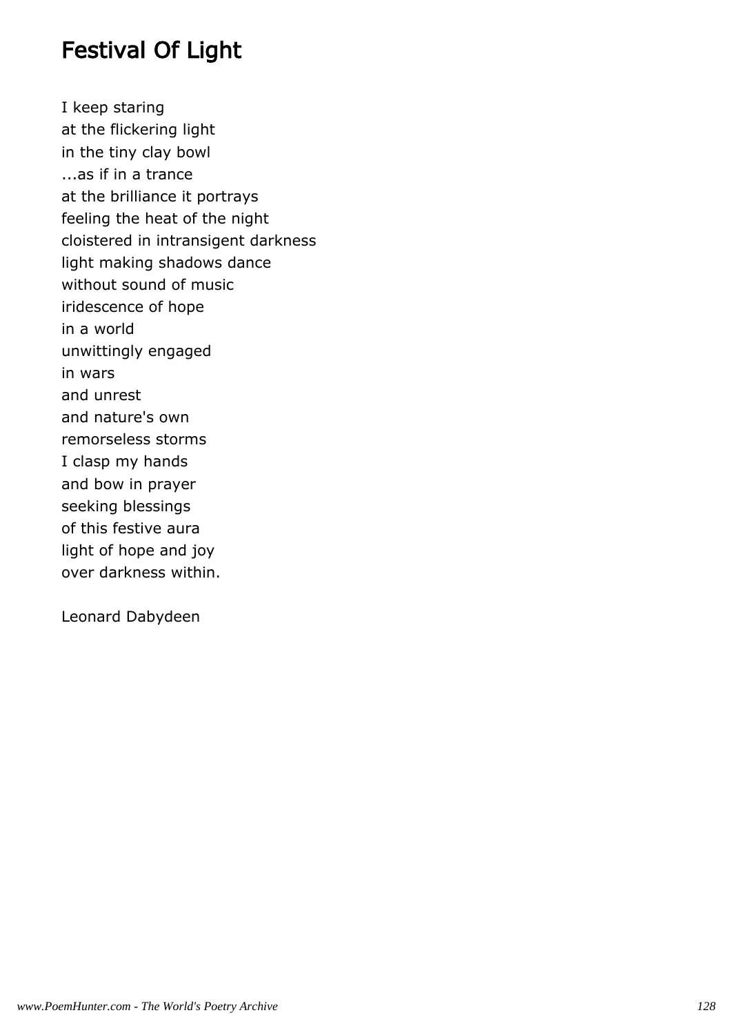# Festival Of Light

I keep staring  
at the flickering light  
in the tiny clay bowl  
...as if in a trance  
at the brilliance it portrays  
feeling the heat of the night  
cloistered in intransigent darkness  
light making shadows dance  
without sound of music  
iridescence of hope  
in a world  
unwittingly engaged  
in wars  
and unrest  
and nature's own  
remorseless storms  
I clasp my hands  
and bow in prayer  
seeking blessings  
of this festive aura  
light of hope and joy  
over darkness within.

Leonard Dabydeen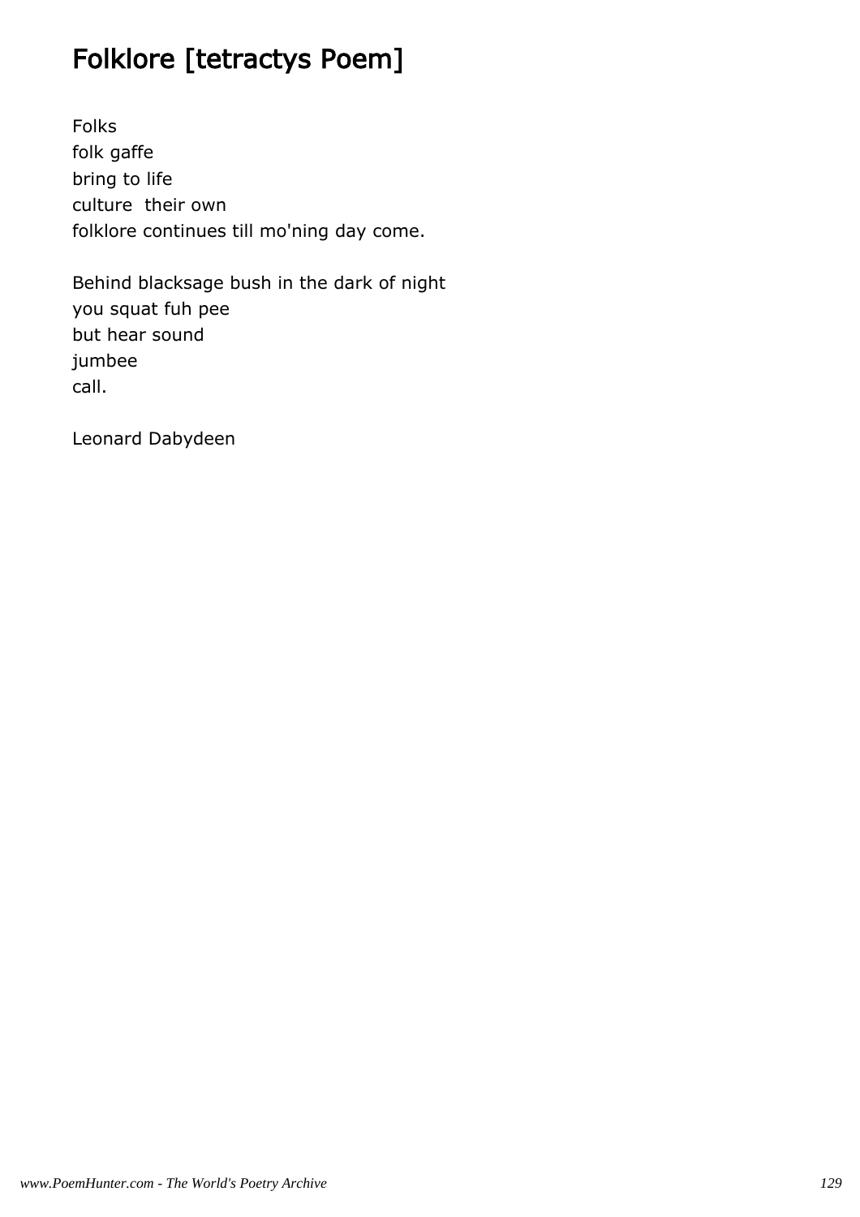# Folklore [tetractys Poem]

Folks
folk gaffe
bring to life
culture  their own
folklore continues till mo'ning day come.

Behind blacksage bush in the dark of night
you squat fuh pee
but hear sound
jumbee
call.

Leonard Dabydeen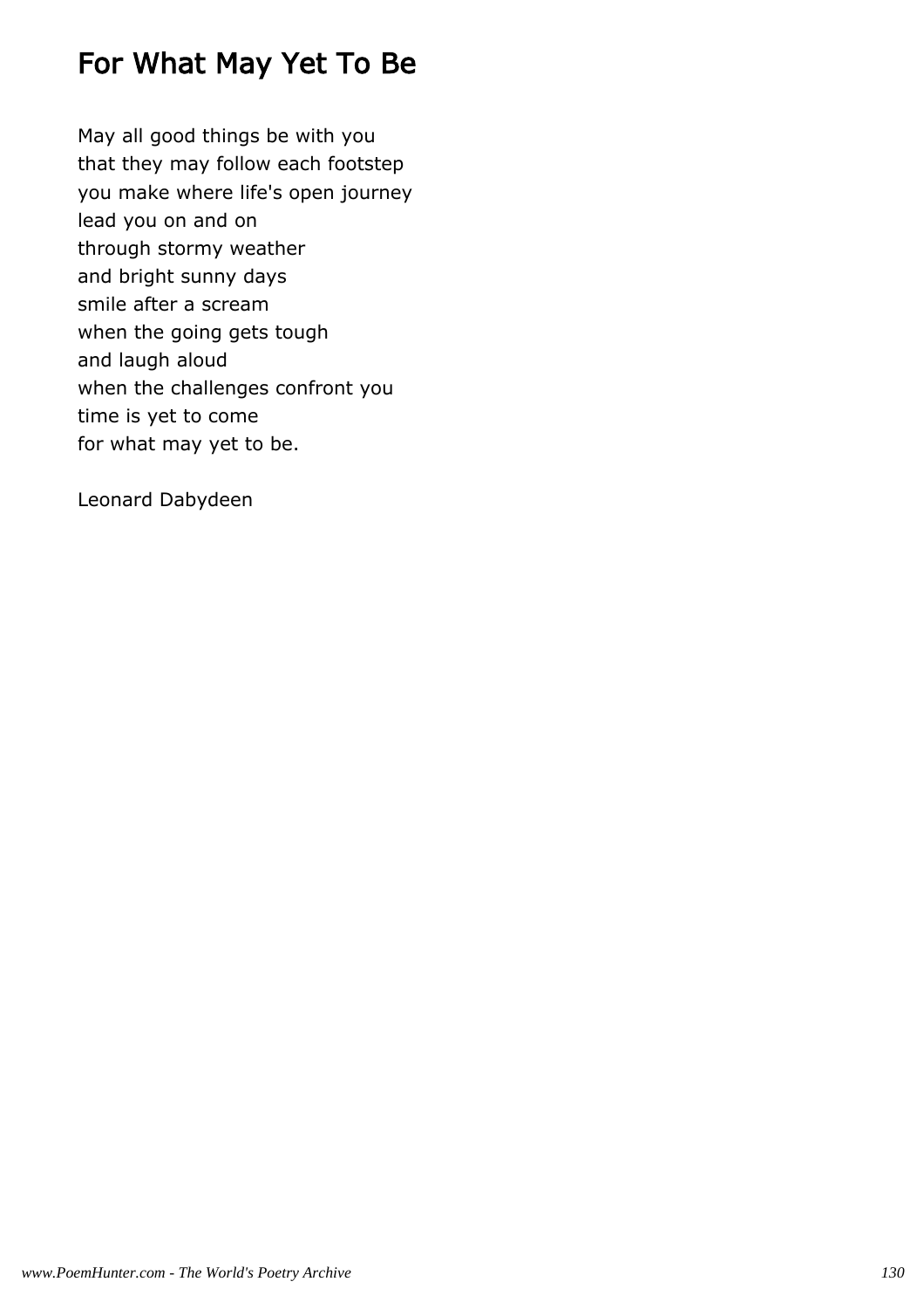# For What May Yet To Be

May all good things be with you  
that they may follow each footstep  
you make where life's open journey  
lead you on and on  
through stormy weather  
and bright sunny days  
smile after a scream  
when the going gets tough  
and laugh aloud  
when the challenges confront you  
time is yet to come  
for what may yet to be.

Leonard Dabydeen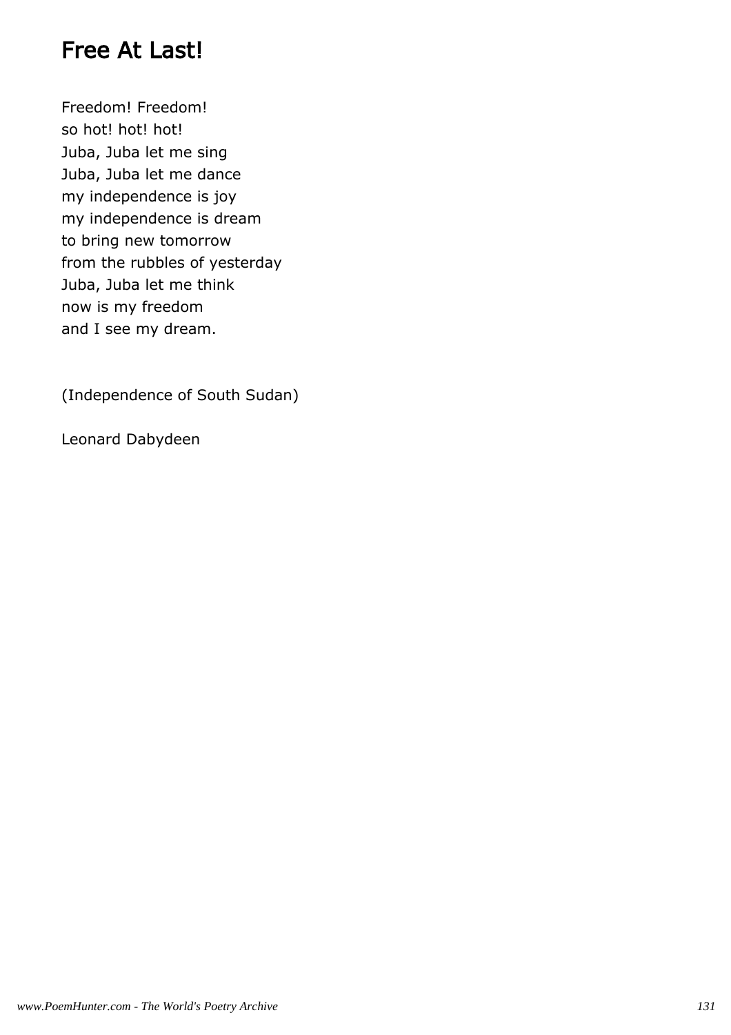# Free At Last!

Freedom! Freedom!
so hot! hot! hot!
Juba, Juba let me sing
Juba, Juba let me dance
my independence is joy
my independence is dream
to bring new tomorrow
from the rubbles of yesterday
Juba, Juba let me think
now is my freedom
and I see my dream.

(Independence of South Sudan)

Leonard Dabydeen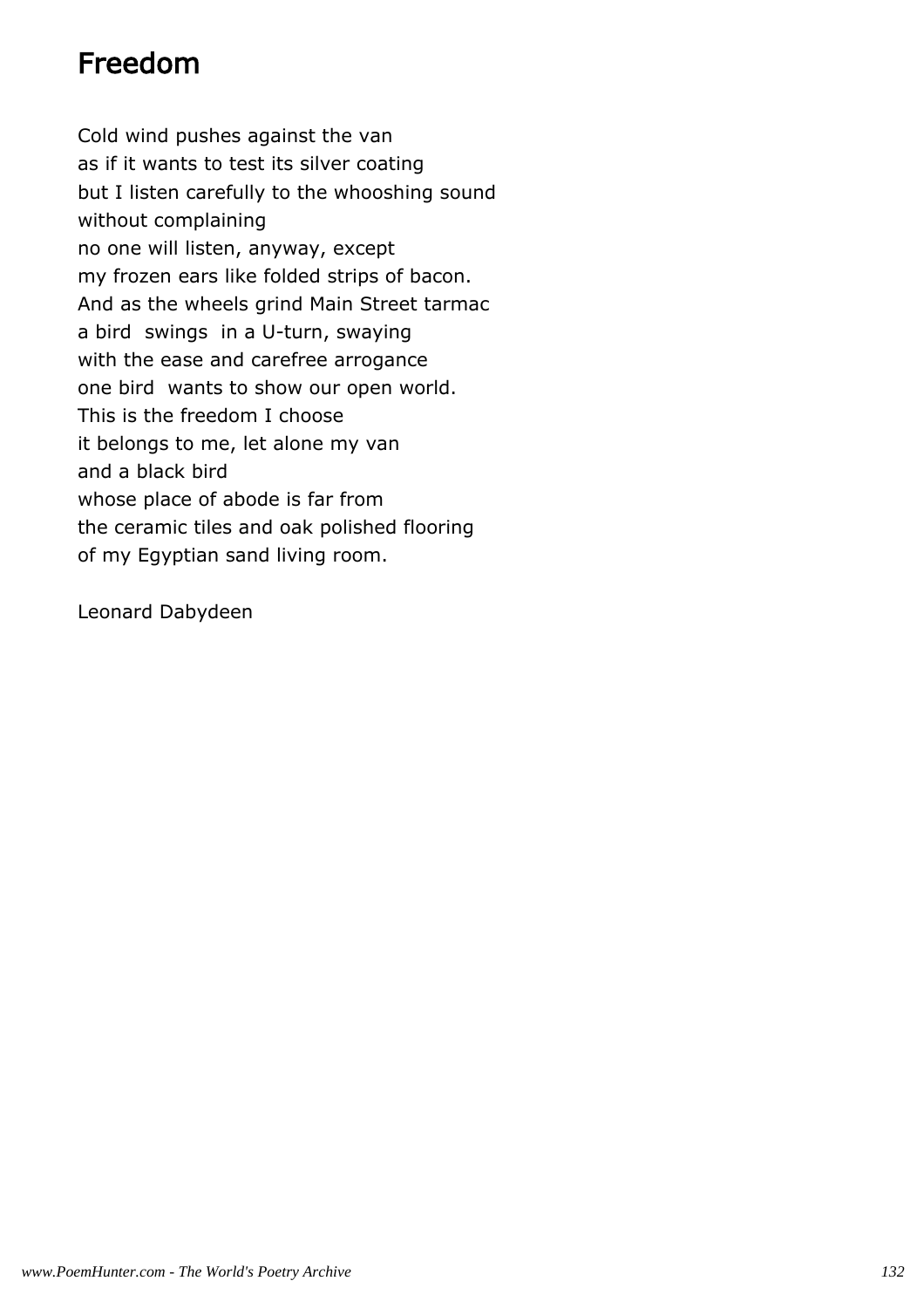# Freedom

Cold wind pushes against the van  
as if it wants to test its silver coating  
but I listen carefully to the whooshing sound  
without complaining  
no one will listen, anyway, except  
my frozen ears like folded strips of bacon.  
And as the wheels grind Main Street tarmac  
a bird swings in a U-turn, swaying  
with the ease and carefree arrogance  
one bird wants to show our open world.  
This is the freedom I choose  
it belongs to me, let alone my van  
and a black bird  
whose place of abode is far from  
the ceramic tiles and oak polished flooring  
of my Egyptian sand living room.

Leonard Dabydeen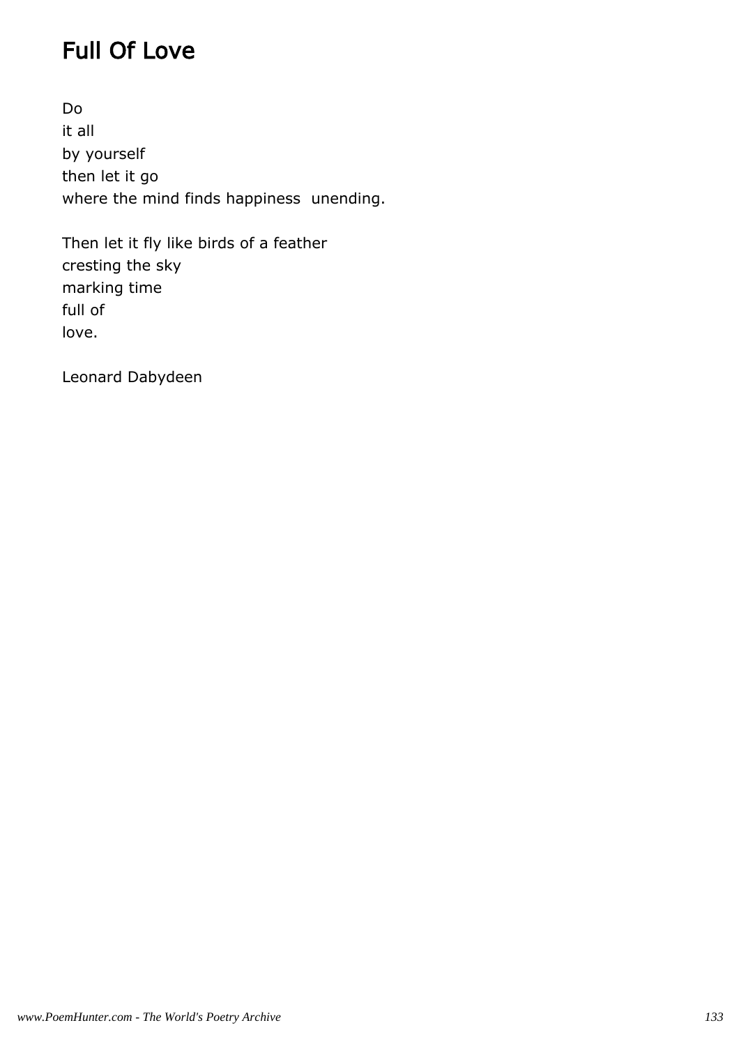# Full Of Love

Do  
it all  
by yourself  
then let it go  
where the mind finds happiness  unending.

Then let it fly like birds of a feather  
cresting the sky  
marking time  
full of  
love.

Leonard Dabydeen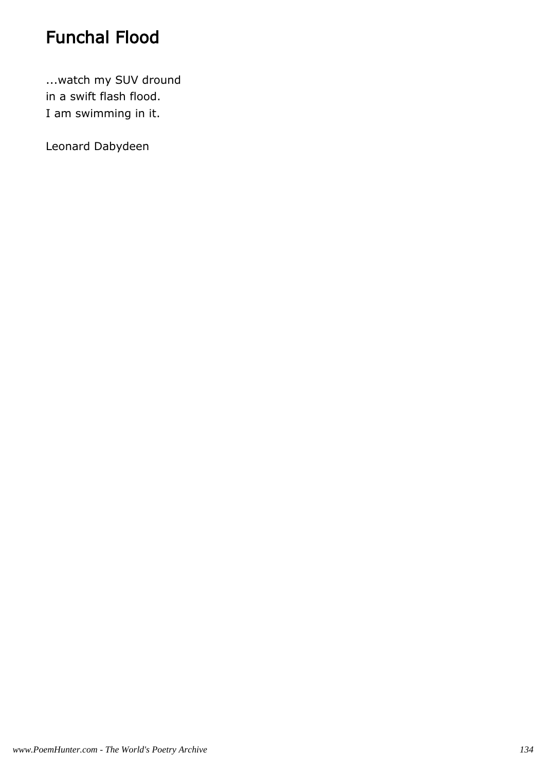# Funchal Flood

...watch my SUV dround
in a swift flash flood.
I am swimming in it.

Leonard Dabydeen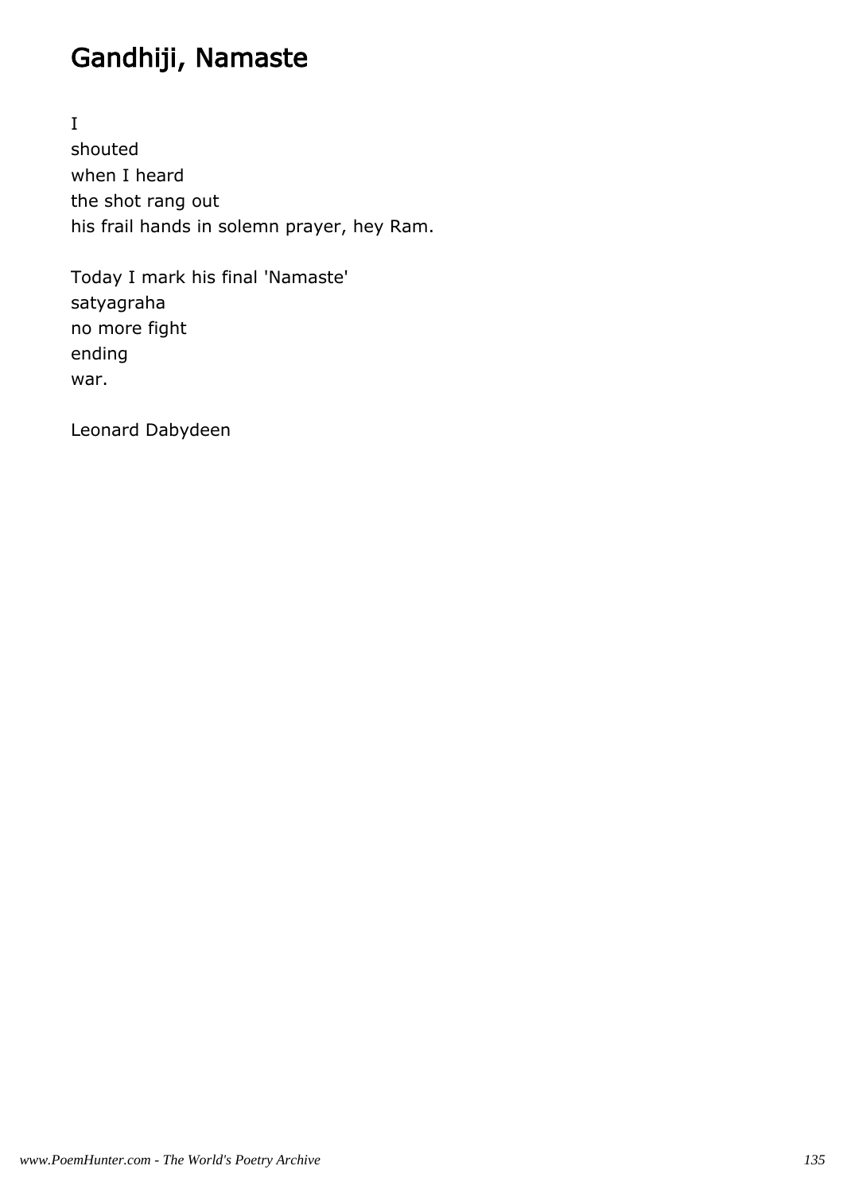# Gandhiji, Namaste

I
shouted
when I heard
the shot rang out
his frail hands in solemn prayer, hey Ram.

Today I mark his final 'Namaste'
satyagraha
no more fight
ending
war.

Leonard Dabydeen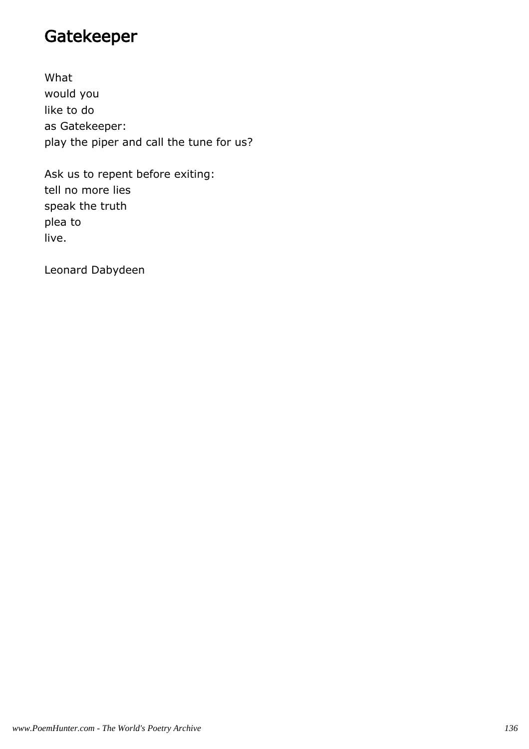## Gatekeeper

What  
would you  
like to do  
as Gatekeeper:  
play the piper and call the tune for us?

Ask us to repent before exiting:  
tell no more lies  
speak the truth  
plea to  
live.

Leonard Dabydeen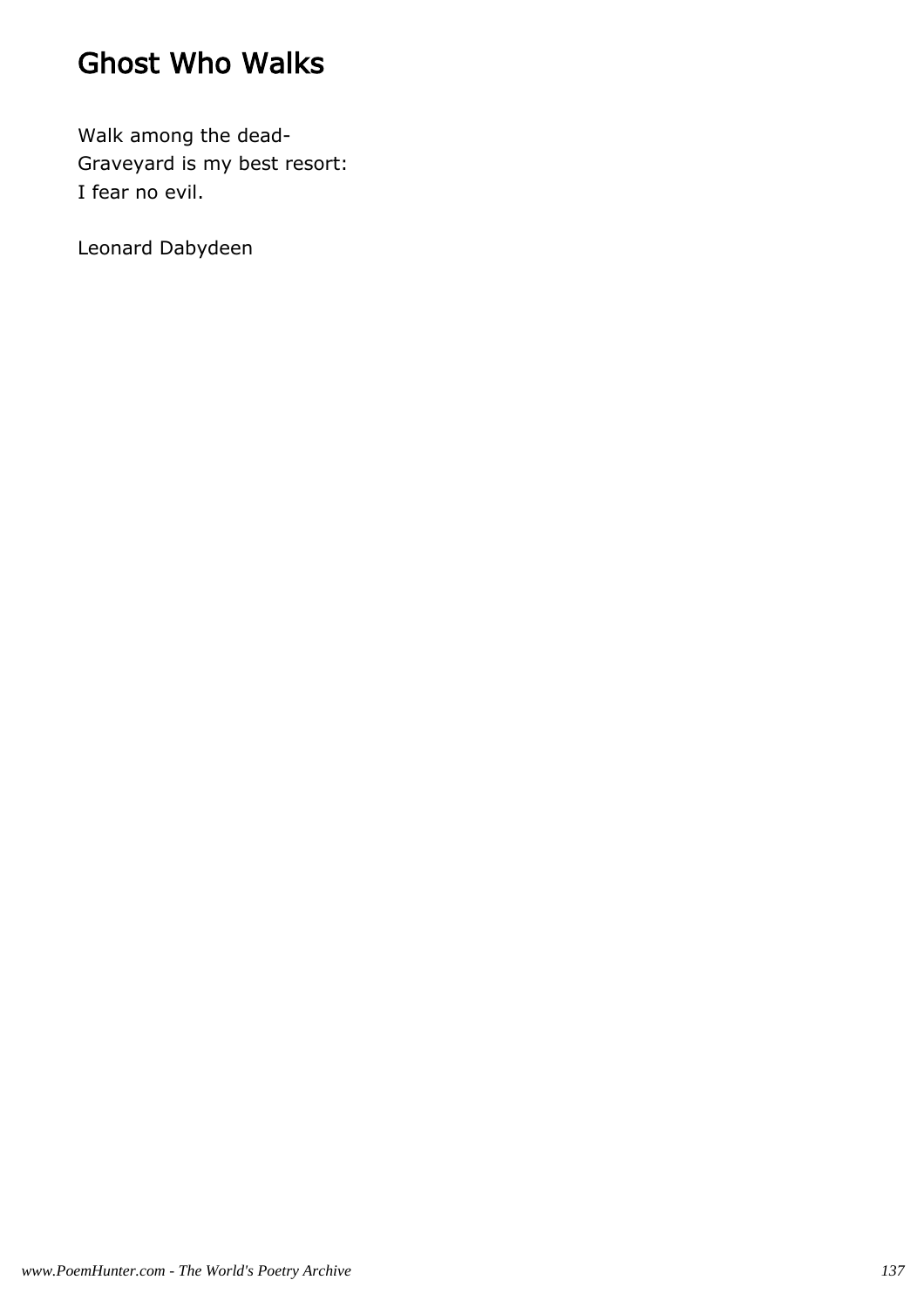# Ghost Who Walks

Walk among the dead-  
Graveyard is my best resort:  
I fear no evil.

Leonard Dabydeen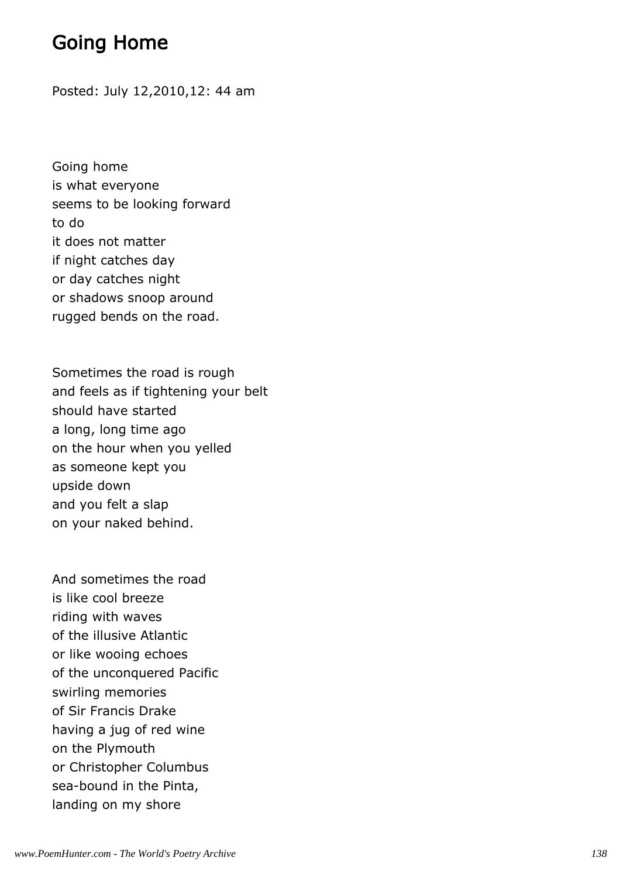## Going Home

Posted: July 12,2010,12: 44 am

Going home
is what everyone
seems to be looking forward
to do
it does not matter
if night catches day
or day catches night
or shadows snoop around
rugged bends on the road.

Sometimes the road is rough
and feels as if tightening your belt
should have started
a long, long time ago
on the hour when you yelled
as someone kept you
upside down
and you felt a slap
on your naked behind.

And sometimes the road
is like cool breeze
riding with waves
of the illusive Atlantic
or like wooing echoes
of the unconquered Pacific
swirling memories
of Sir Francis Drake
having a jug of red wine
on the Plymouth
or Christopher Columbus
sea-bound in the Pinta,
landing on my shore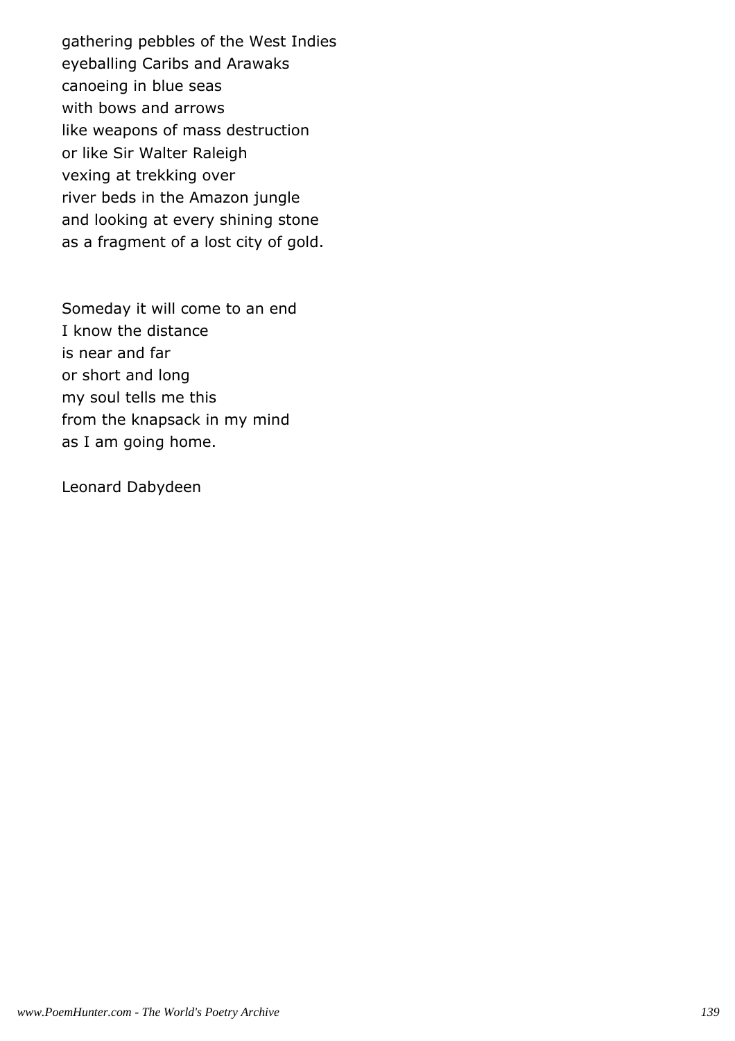gathering pebbles of the West Indies
eyeballing Caribs and Arawaks
canoeing in blue seas
with bows and arrows
like weapons of mass destruction
or like Sir Walter Raleigh
vexing at trekking over
river beds in the Amazon jungle
and looking at every shining stone
as a fragment of a lost city of gold.

Someday it will come to an end
I know the distance
is near and far
or short and long
my soul tells me this
from the knapsack in my mind
as I am going home.

Leonard Dabydeen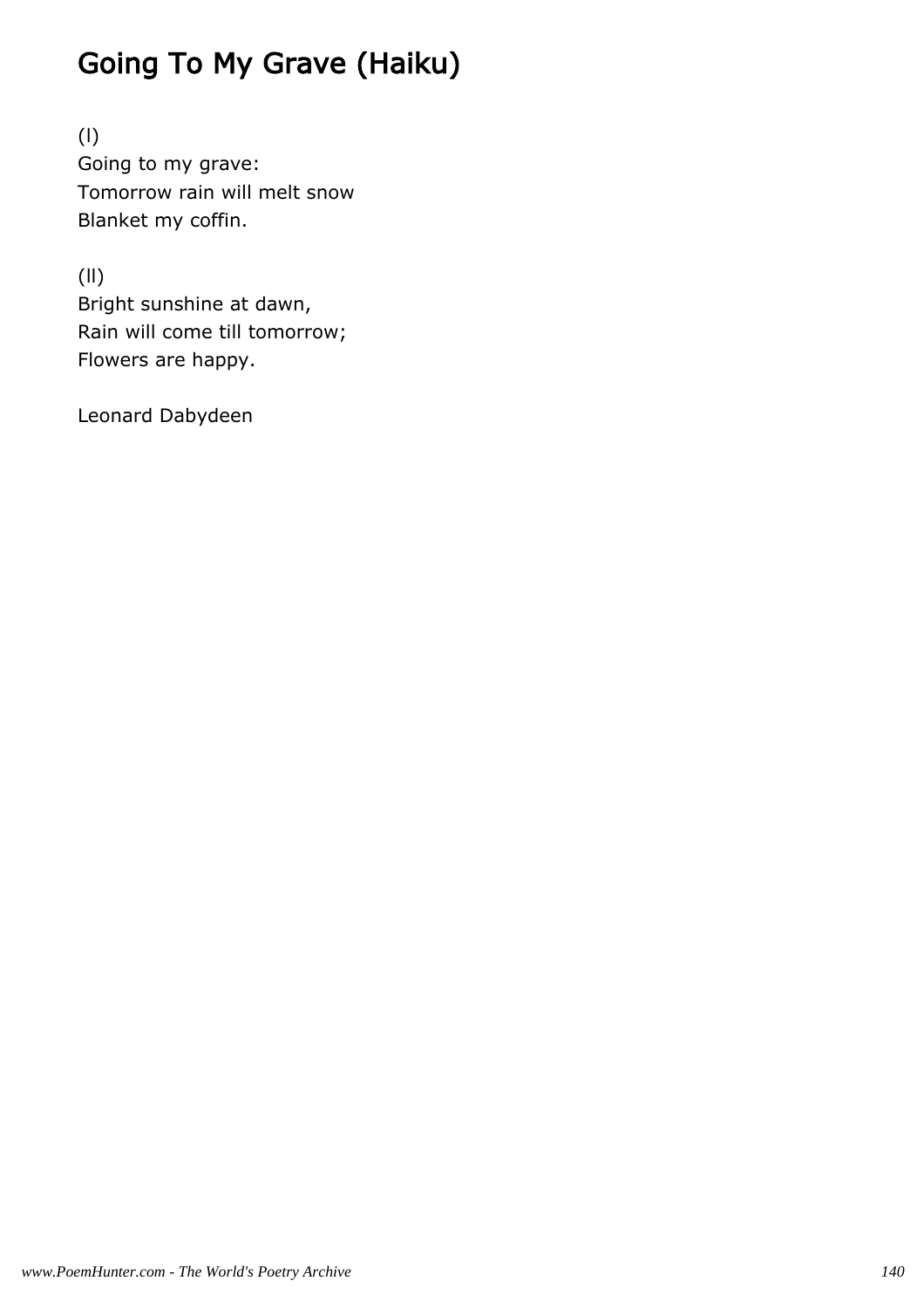# Going To My Grave (Haiku)

(I)
Going to my grave:
Tomorrow rain will melt snow
Blanket my coffin.

(II)
Bright sunshine at dawn,
Rain will come till tomorrow;
Flowers are happy.

Leonard Dabydeen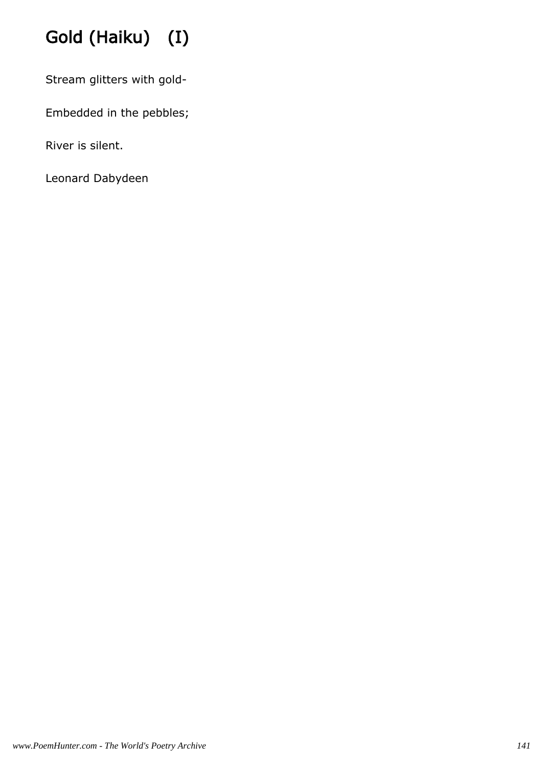# Gold (Haiku)   (I)

Stream glitters with gold-

Embedded in the pebbles;

River is silent.

Leonard Dabydeen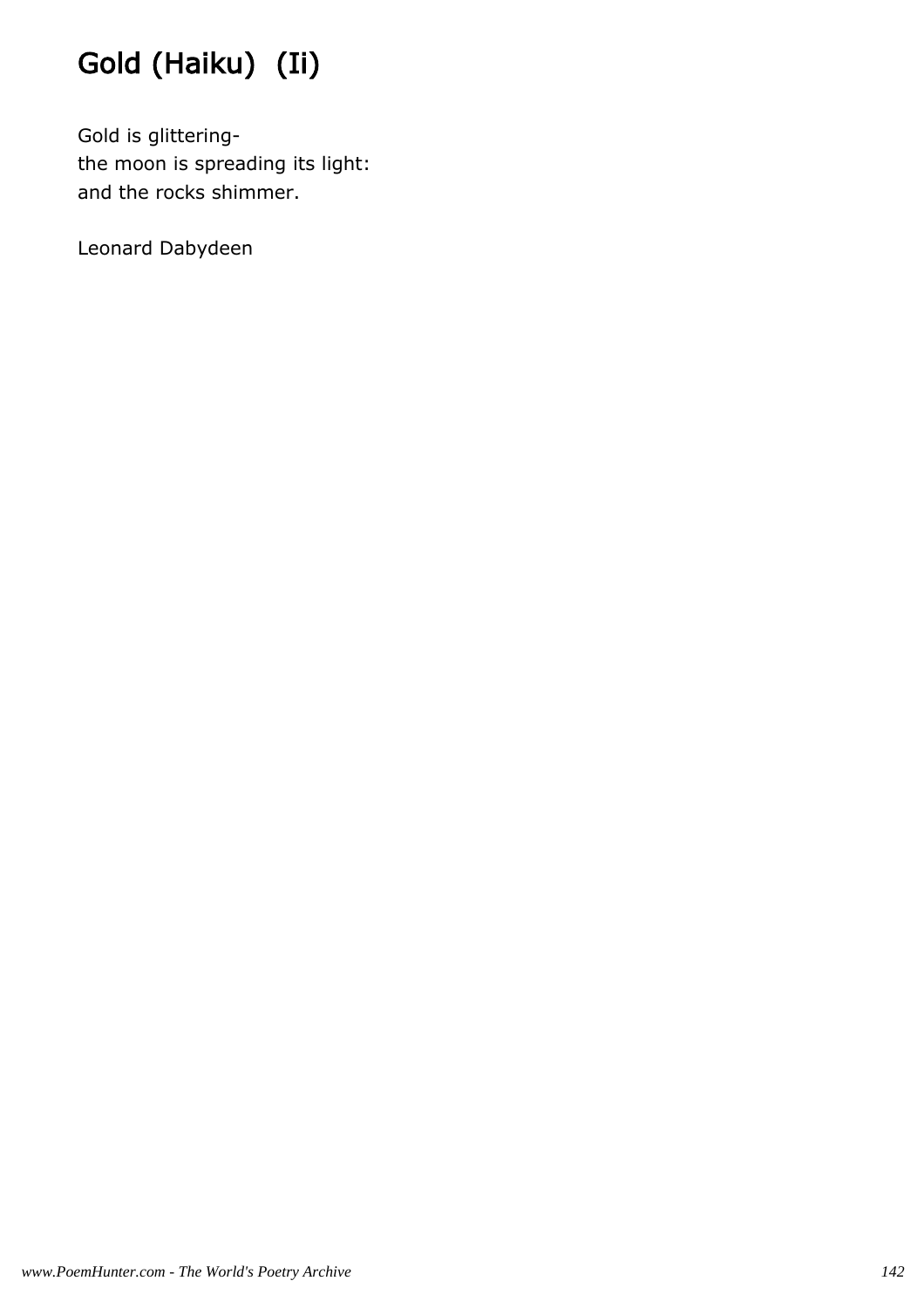# Gold (Haiku) (Ii)

Gold is glittering-  
the moon is spreading its light:  
and the rocks shimmer.

Leonard Dabydeen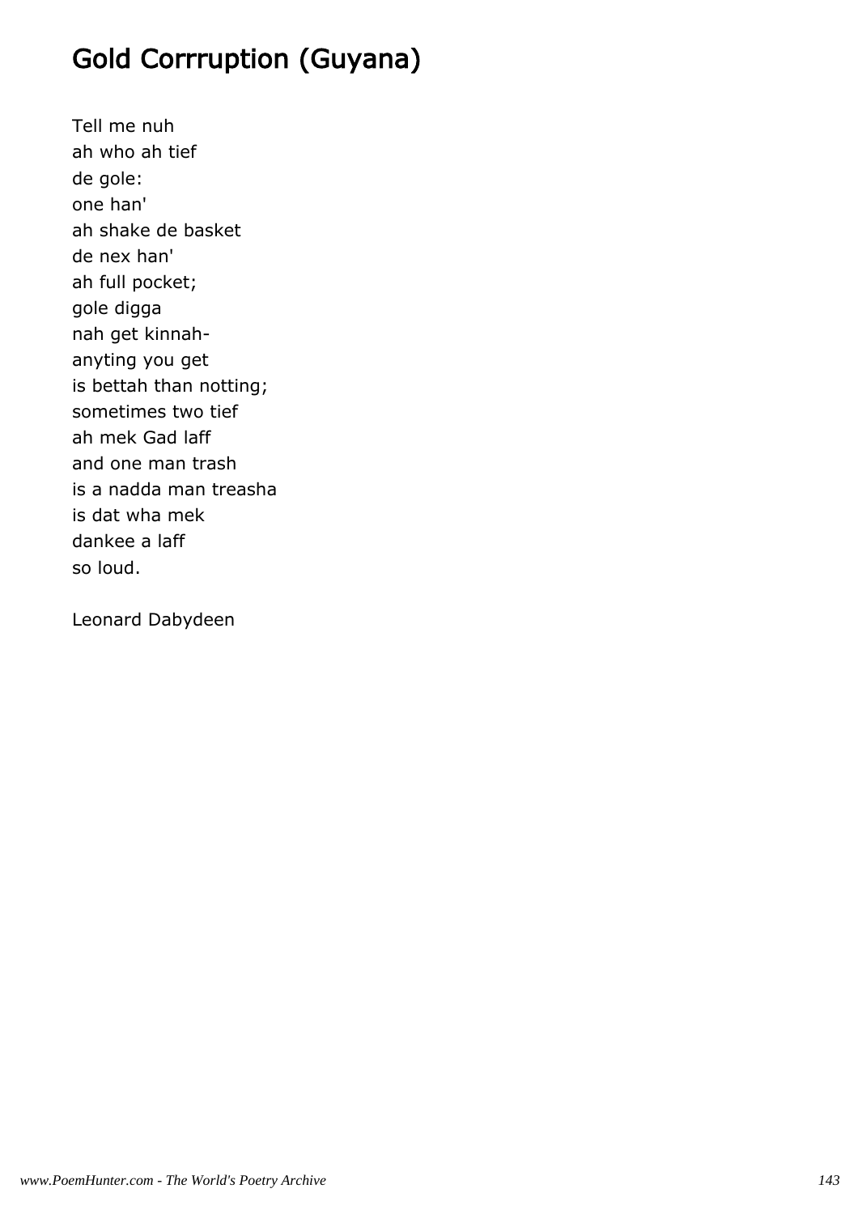# Gold Corrruption (Guyana)

Tell me nuh  
ah who ah tief  
de gole:  
one han'  
ah shake de basket  
de nex han'  
ah full pocket;  
gole digga  
nah get kinnah-  
anyting you get  
is bettah than notting;  
sometimes two tief  
ah mek Gad laff  
and one man trash  
is a nadda man treasha  
is dat wha mek  
dankee a laff  
so loud.

Leonard Dabydeen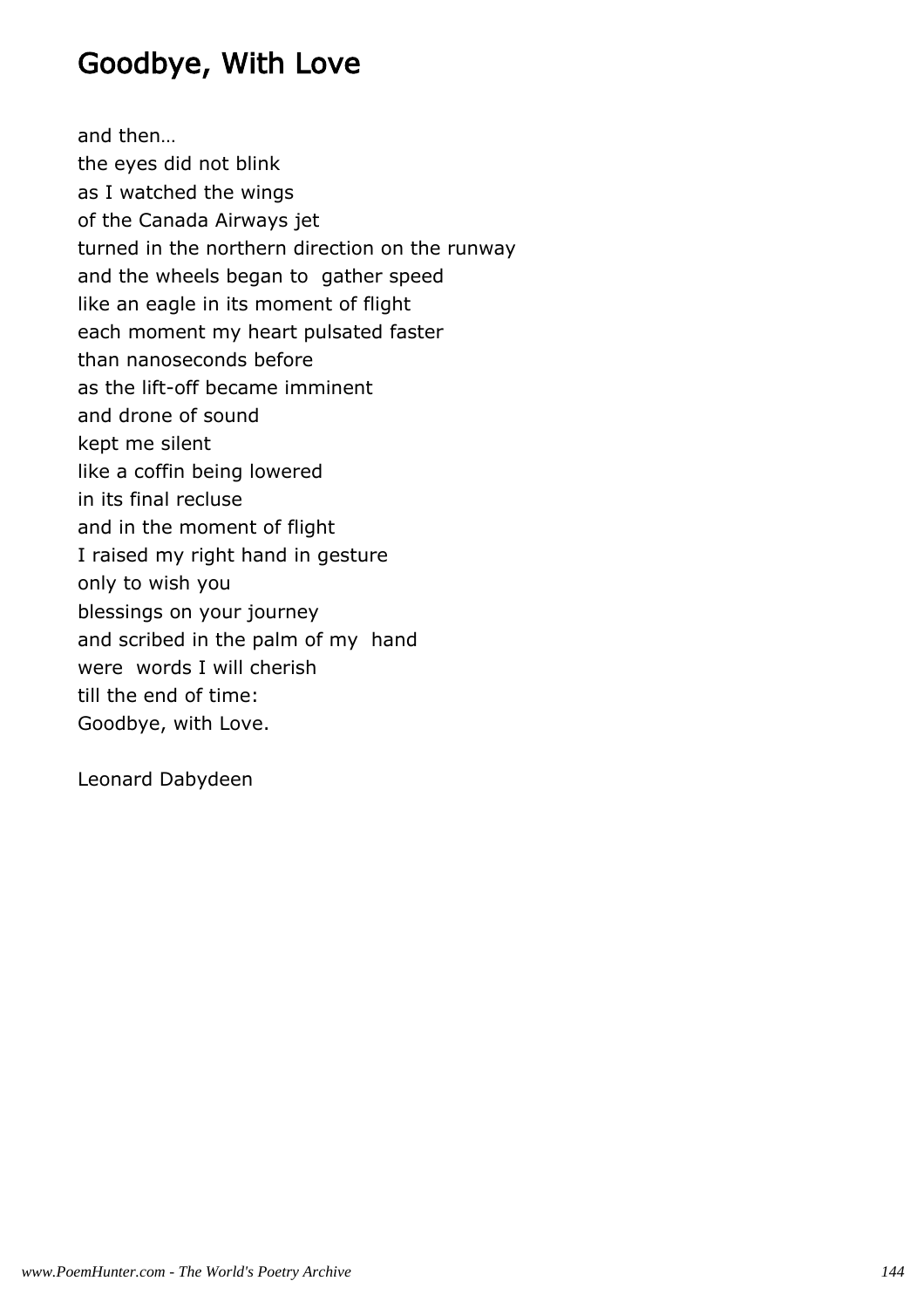# Goodbye, With Love

and then…
the eyes did not blink
as I watched the wings
of the Canada Airways jet
turned in the northern direction on the runway
and the wheels began to gather speed
like an eagle in its moment of flight
each moment my heart pulsated faster
than nanoseconds before
as the lift-off became imminent
and drone of sound
kept me silent
like a coffin being lowered
in its final recluse
and in the moment of flight
I raised my right hand in gesture
only to wish you
blessings on your journey
and scribed in the palm of my hand
were words I will cherish
till the end of time:
Goodbye, with Love.

Leonard Dabydeen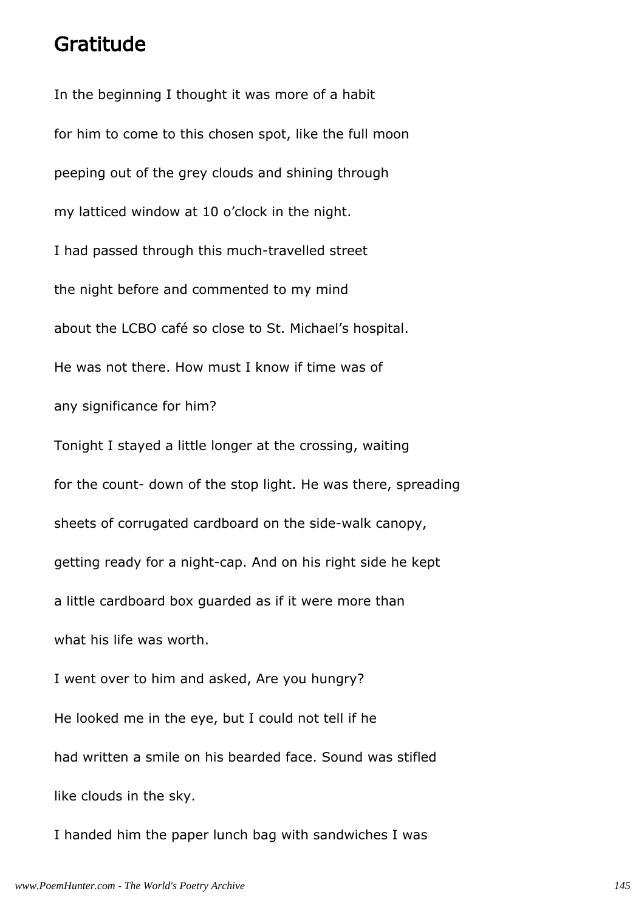# Gratitude

In the beginning I thought it was more of a habit

for him to come to this chosen spot, like the full moon

peeping out of the grey clouds and shining through

my latticed window at 10 o'clock in the night.

I had passed through this much-travelled street

the night before and commented to my mind

about the LCBO café so close to St. Michael's hospital.

He was not there. How must I know if time was of

any significance for him?

Tonight I stayed a little longer at the crossing, waiting

for the count- down of the stop light. He was there, spreading

sheets of corrugated cardboard on the side-walk canopy,

getting ready for a night-cap. And on his right side he kept

a little cardboard box guarded as if it were more than

what his life was worth.

I went over to him and asked, Are you hungry?

He looked me in the eye, but I could not tell if he

had written a smile on his bearded face. Sound was stifled

like clouds in the sky.

I handed him the paper lunch bag with sandwiches I was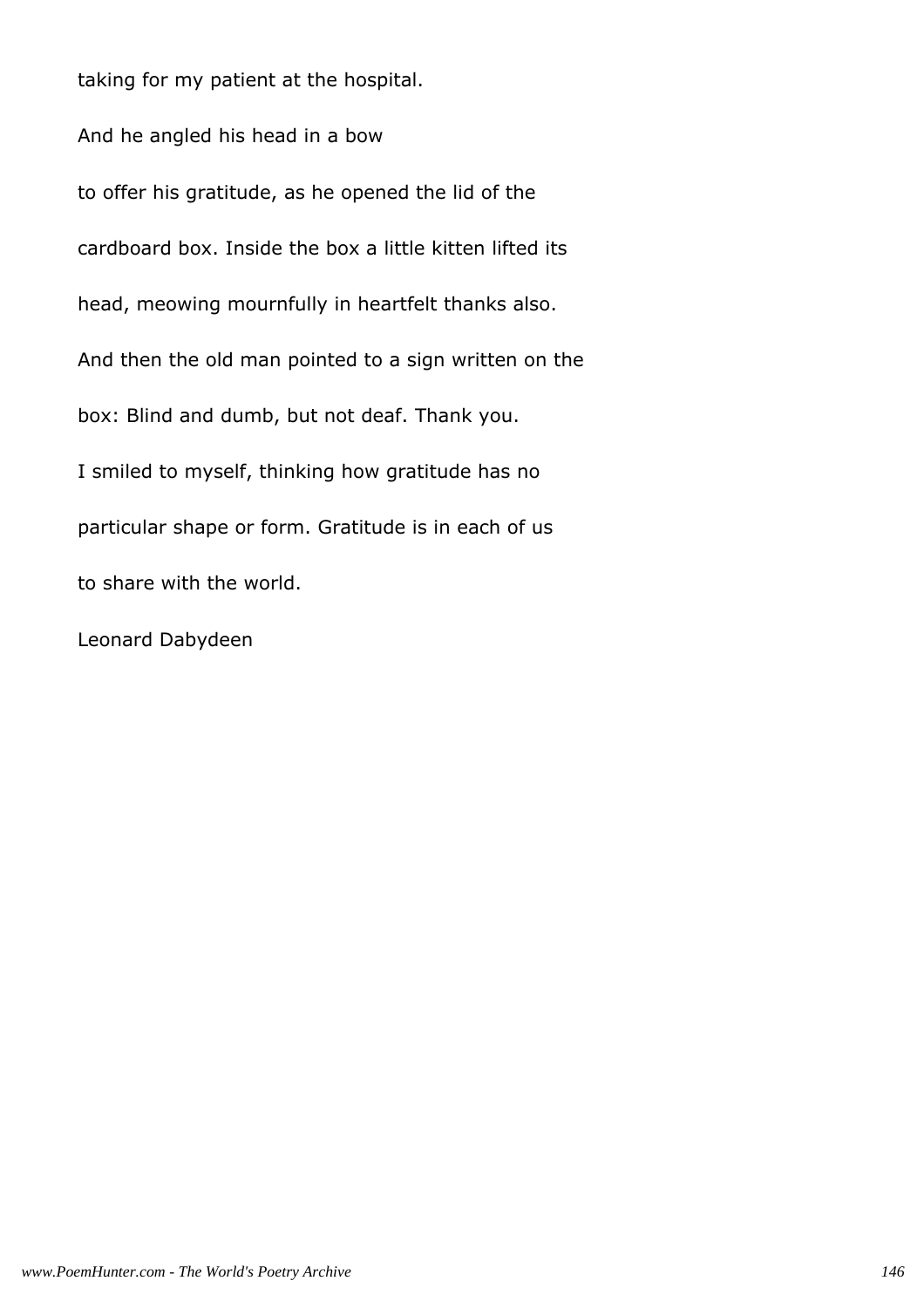taking for my patient at the hospital.

And he angled his head in a bow

to offer his gratitude, as he opened the lid of the

cardboard box. Inside the box a little kitten lifted its

head, meowing mournfully in heartfelt thanks also.

And then the old man pointed to a sign written on the

box: Blind and dumb, but not deaf. Thank you.

I smiled to myself, thinking how gratitude has no

particular shape or form. Gratitude is in each of us

to share with the world.

Leonard Dabydeen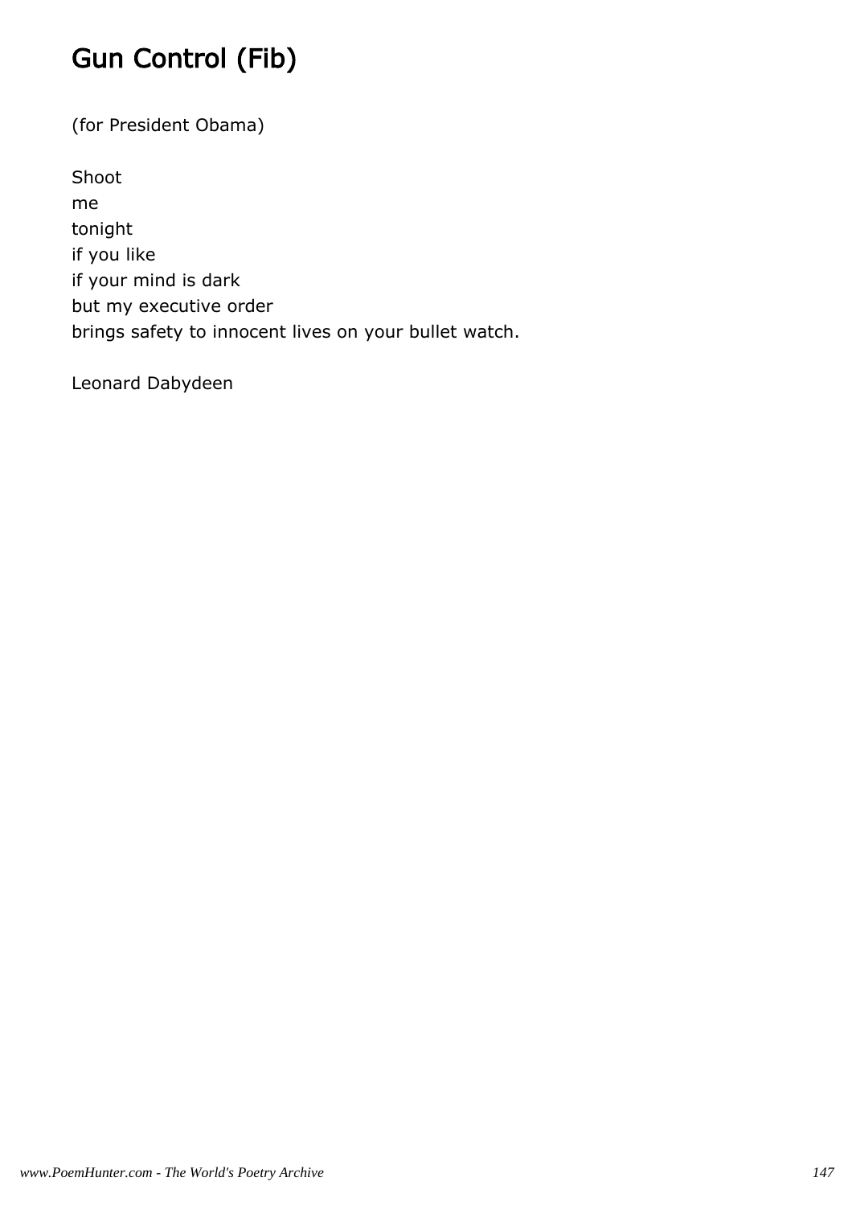# Gun Control (Fib)

(for President Obama)

Shoot  
me  
tonight  
if you like  
if your mind is dark  
but my executive order  
brings safety to innocent lives on your bullet watch.

Leonard Dabydeen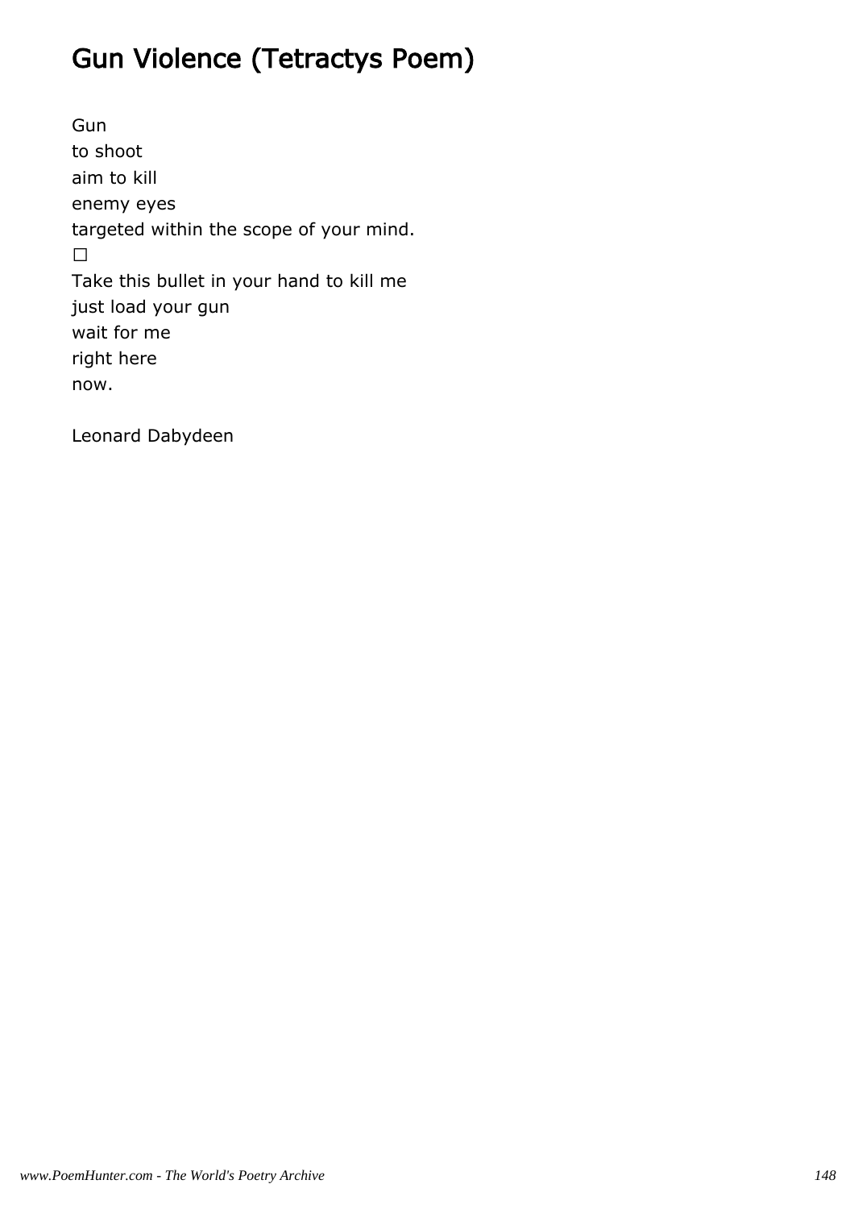# Gun Violence (Tetractys Poem)

Gun  
to shoot  
aim to kill  
enemy eyes  
targeted within the scope of your mind.  
□  
Take this bullet in your hand to kill me  
just load your gun  
wait for me  
right here  
now.

Leonard Dabydeen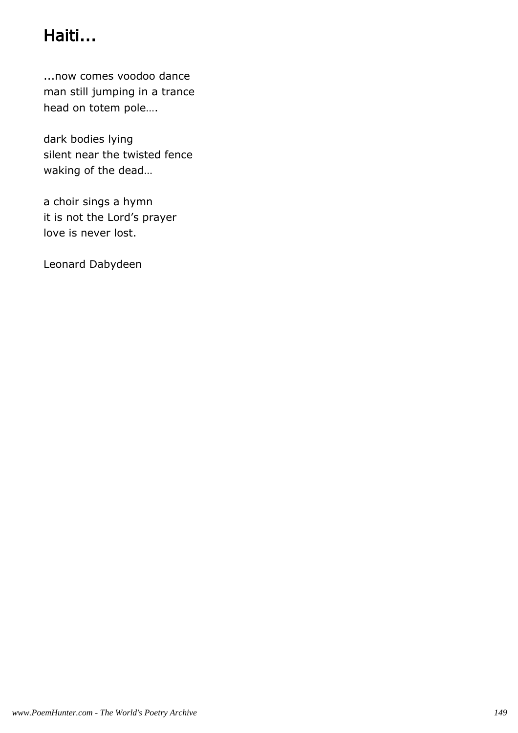# Haiti...

...now comes voodoo dance
man still jumping in a trance
head on totem pole….

dark bodies lying
silent near the twisted fence
waking of the dead…

a choir sings a hymn
it is not the Lord's prayer
love is never lost.

Leonard Dabydeen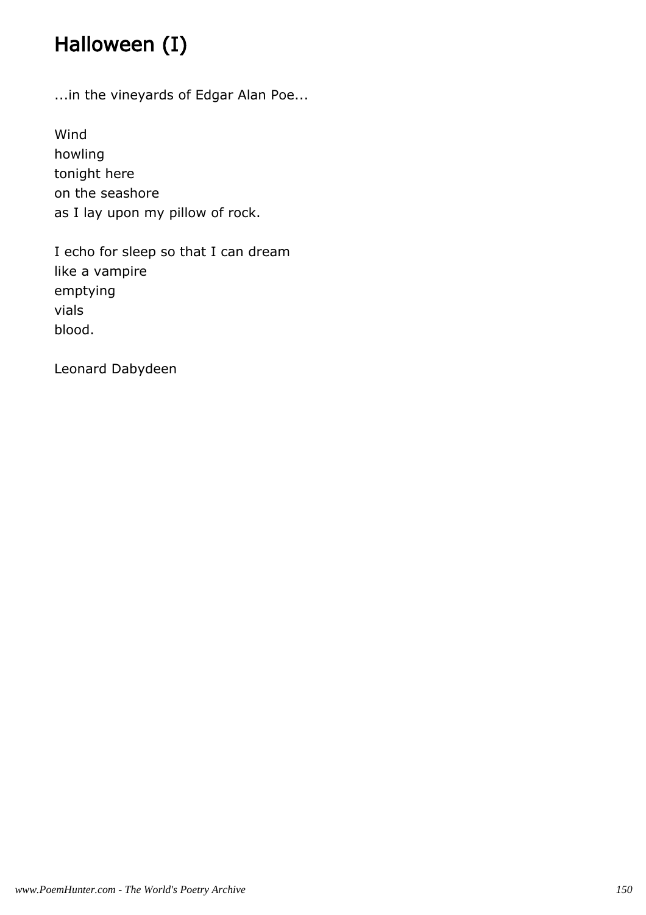# Halloween (I)

...in the vineyards of Edgar Alan Poe...

Wind  
howling  
tonight here  
on the seashore  
as I lay upon my pillow of rock.

I echo for sleep so that I can dream  
like a vampire  
emptying  
vials  
blood.

Leonard Dabydeen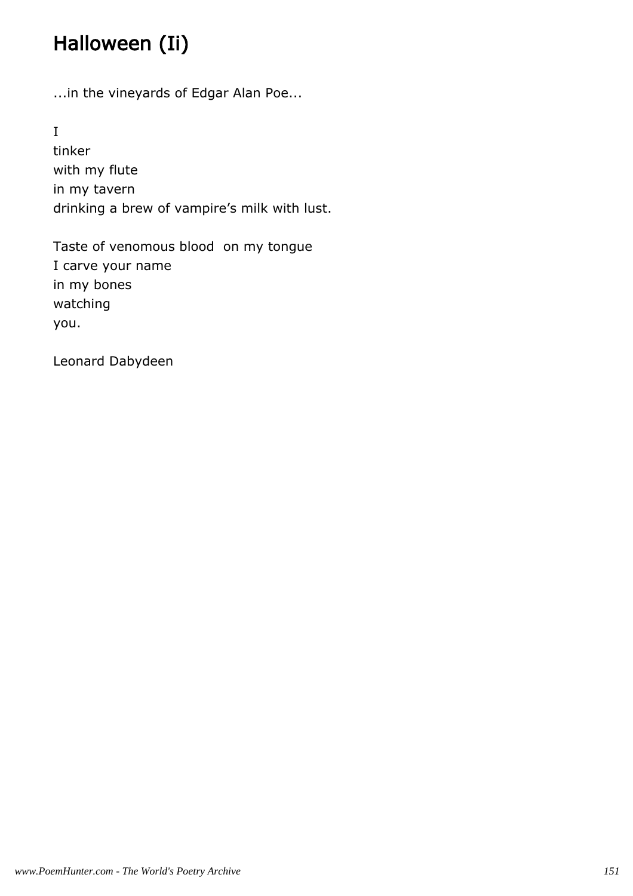# Halloween (Ii)

...in the vineyards of Edgar Alan Poe...

I  
tinker  
with my flute  
in my tavern  
drinking a brew of vampire's milk with lust.

Taste of venomous blood  on my tongue  
I carve your name  
in my bones  
watching  
you.

Leonard Dabydeen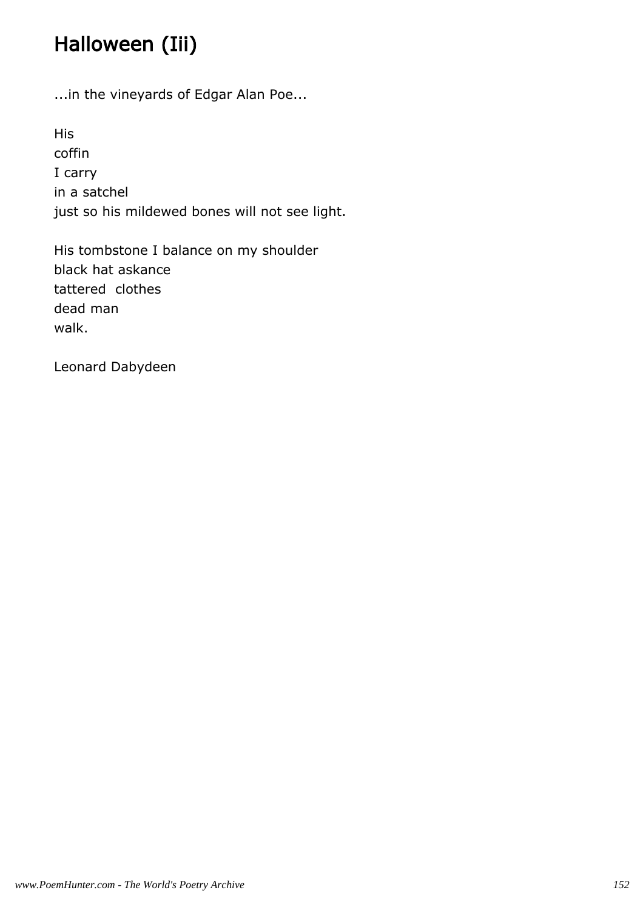# Halloween (Iii)

...in the vineyards of Edgar Alan Poe...

His
coffin
I carry
in a satchel
just so his mildewed bones will not see light.

His tombstone I balance on my shoulder
black hat askance
tattered clothes
dead man
walk.

Leonard Dabydeen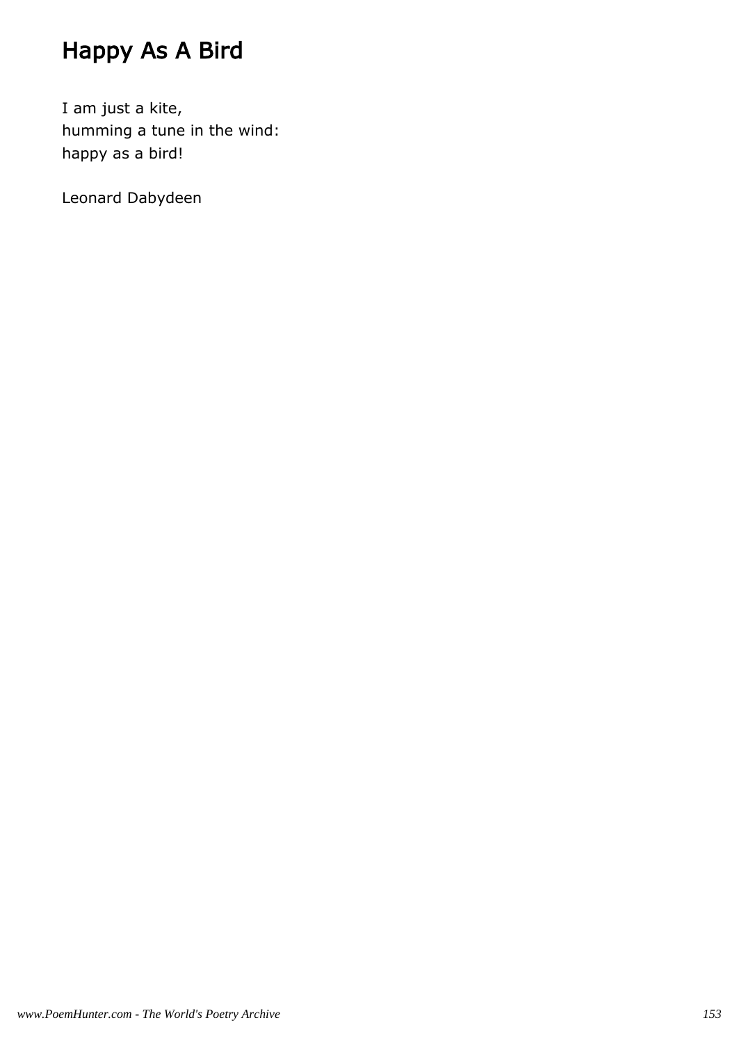# Happy As A Bird

I am just a kite,
humming a tune in the wind:
happy as a bird!

Leonard Dabydeen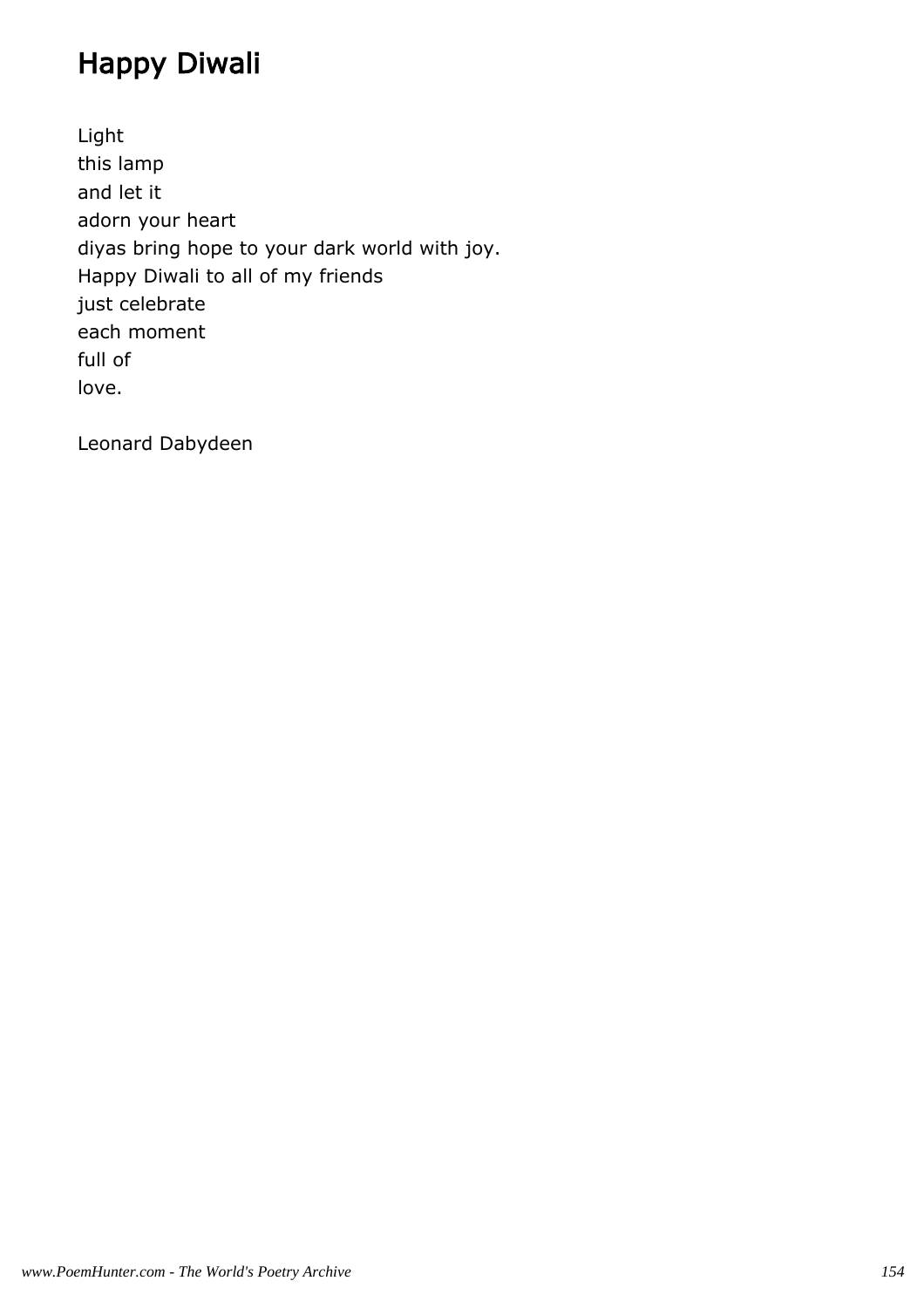# Happy Diwali

Light
this lamp
and let it
adorn your heart
diyas bring hope to your dark world with joy.
Happy Diwali to all of my friends
just celebrate
each moment
full of
love.

Leonard Dabydeen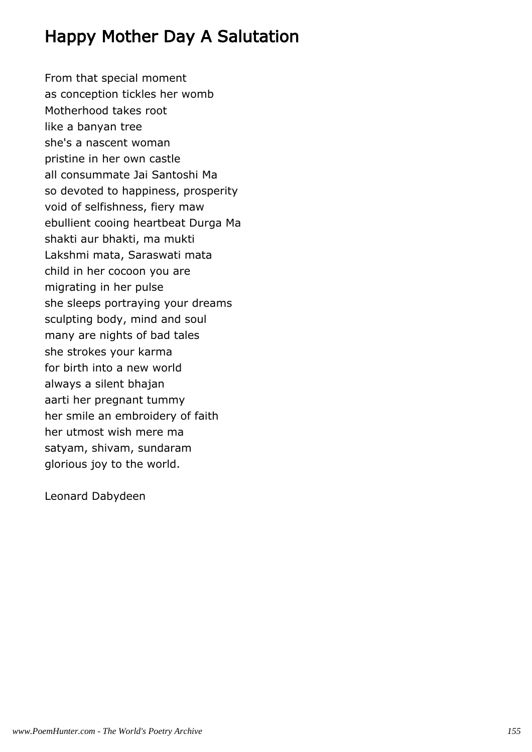# Happy Mother Day A Salutation

From that special moment
as conception tickles her womb
Motherhood takes root
like a banyan tree
she's a nascent woman
pristine in her own castle
all consummate Jai Santoshi Ma
so devoted to happiness, prosperity
void of selfishness, fiery maw
ebullient cooing heartbeat Durga Ma
shakti aur bhakti, ma mukti
Lakshmi mata, Saraswati mata
child in her cocoon you are
migrating in her pulse
she sleeps portraying your dreams
sculpting body, mind and soul
many are nights of bad tales
she strokes your karma
for birth into a new world
always a silent bhajan
aarti her pregnant tummy
her smile an embroidery of faith
her utmost wish mere ma
satyam, shivam, sundaram
glorious joy to the world.

Leonard Dabydeen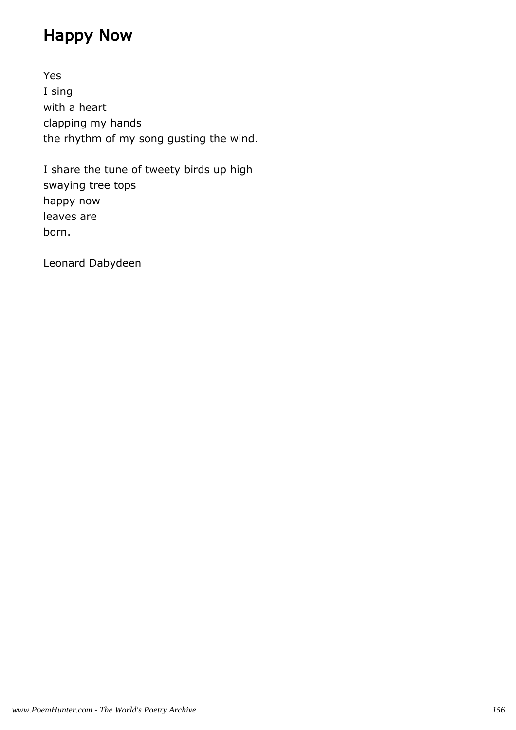## Happy Now

Yes
I sing
with a heart
clapping my hands
the rhythm of my song gusting the wind.

I share the tune of tweety birds up high
swaying tree tops
happy now
leaves are
born.

Leonard Dabydeen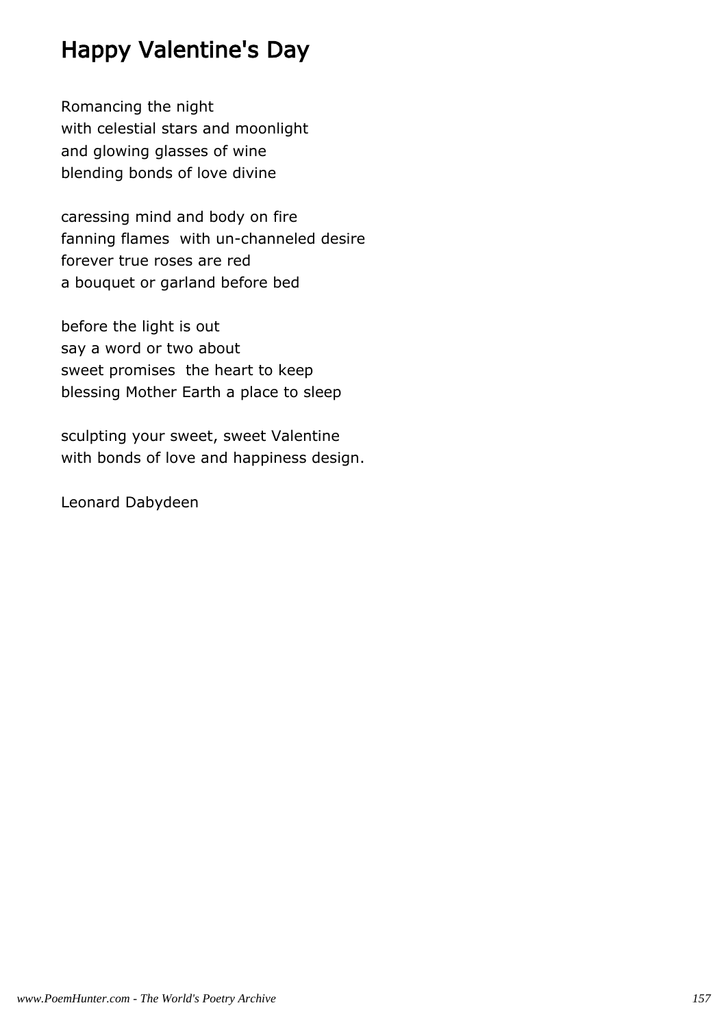## Happy Valentine's Day

Romancing the night  
with celestial stars and moonlight  
and glowing glasses of wine  
blending bonds of love divine

caressing mind and body on fire  
fanning flames  with un-channeled desire  
forever true roses are red  
a bouquet or garland before bed

before the light is out  
say a word or two about  
sweet promises  the heart to keep  
blessing Mother Earth a place to sleep

sculpting your sweet, sweet Valentine  
with bonds of love and happiness design.

Leonard Dabydeen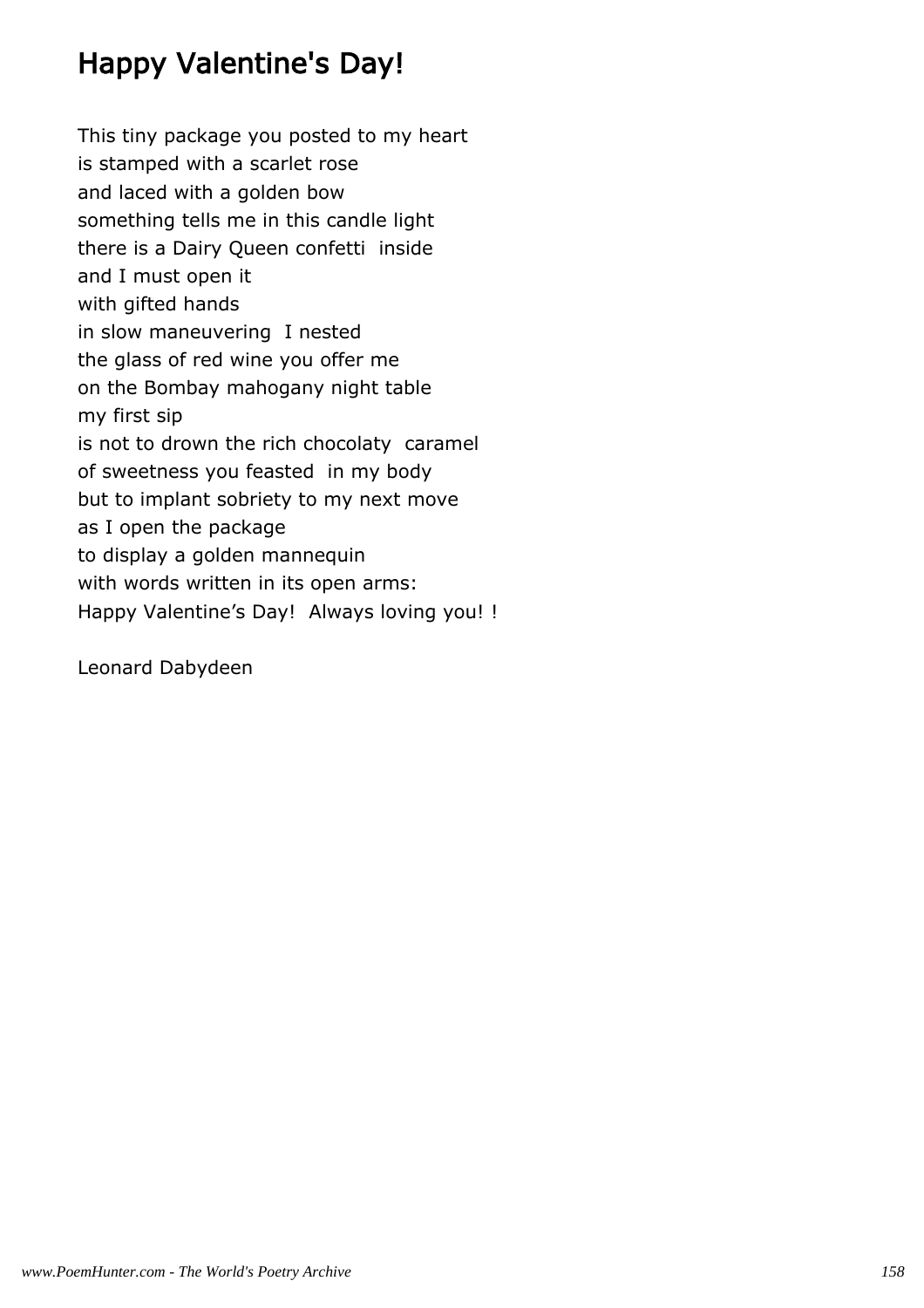# Happy Valentine's Day!

This tiny package you posted to my heart
is stamped with a scarlet rose
and laced with a golden bow
something tells me in this candle light
there is a Dairy Queen confetti  inside
and I must open it
with gifted hands
in slow maneuvering  I nested
the glass of red wine you offer me
on the Bombay mahogany night table
my first sip
is not to drown the rich chocolaty  caramel
of sweetness you feasted  in my body
but to implant sobriety to my next move
as I open the package
to display a golden mannequin
with words written in its open arms:
Happy Valentine’s Day!  Always loving you! !

Leonard Dabydeen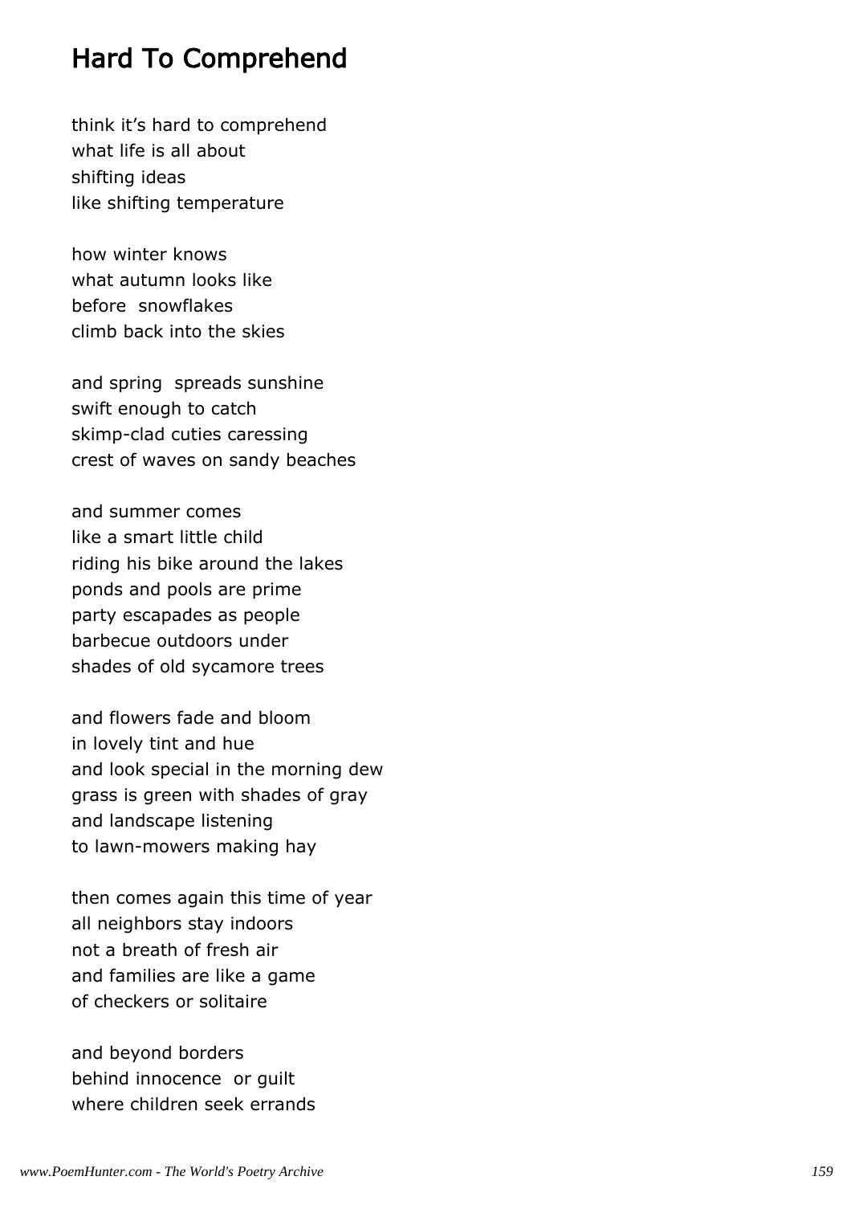## Hard To Comprehend

think it's hard to comprehend
what life is all about
shifting ideas
like shifting temperature

how winter knows
what autumn looks like
before snowflakes
climb back into the skies

and spring spreads sunshine
swift enough to catch
skimp-clad cuties caressing
crest of waves on sandy beaches

and summer comes
like a smart little child
riding his bike around the lakes
ponds and pools are prime
party escapades as people
barbecue outdoors under
shades of old sycamore trees

and flowers fade and bloom
in lovely tint and hue
and look special in the morning dew
grass is green with shades of gray
and landscape listening
to lawn-mowers making hay

then comes again this time of year
all neighbors stay indoors
not a breath of fresh air
and families are like a game
of checkers or solitaire

and beyond borders
behind innocence or guilt
where children seek errands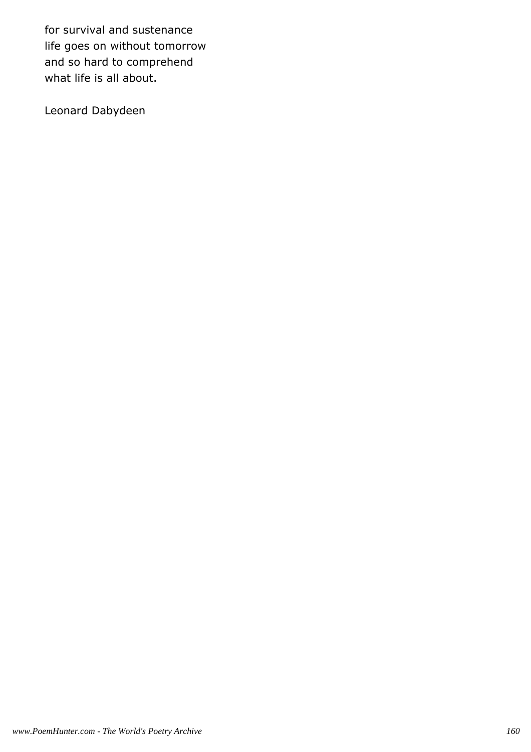for survival and sustenance
life goes on without tomorrow
and so hard to comprehend
what life is all about.

Leonard Dabydeen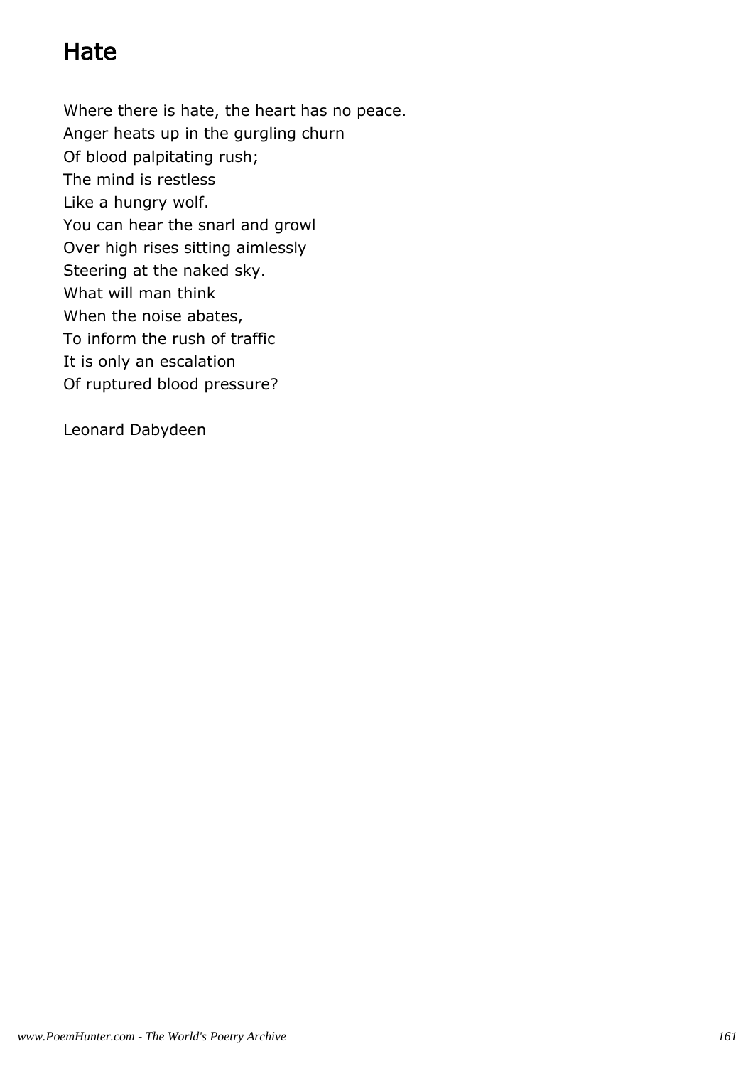# Hate

Where there is hate, the heart has no peace.  
Anger heats up in the gurgling churn  
Of blood palpitating rush;  
The mind is restless  
Like a hungry wolf.  
You can hear the snarl and growl  
Over high rises sitting aimlessly  
Steering at the naked sky.  
What will man think  
When the noise abates,  
To inform the rush of traffic  
It is only an escalation  
Of ruptured blood pressure?

Leonard Dabydeen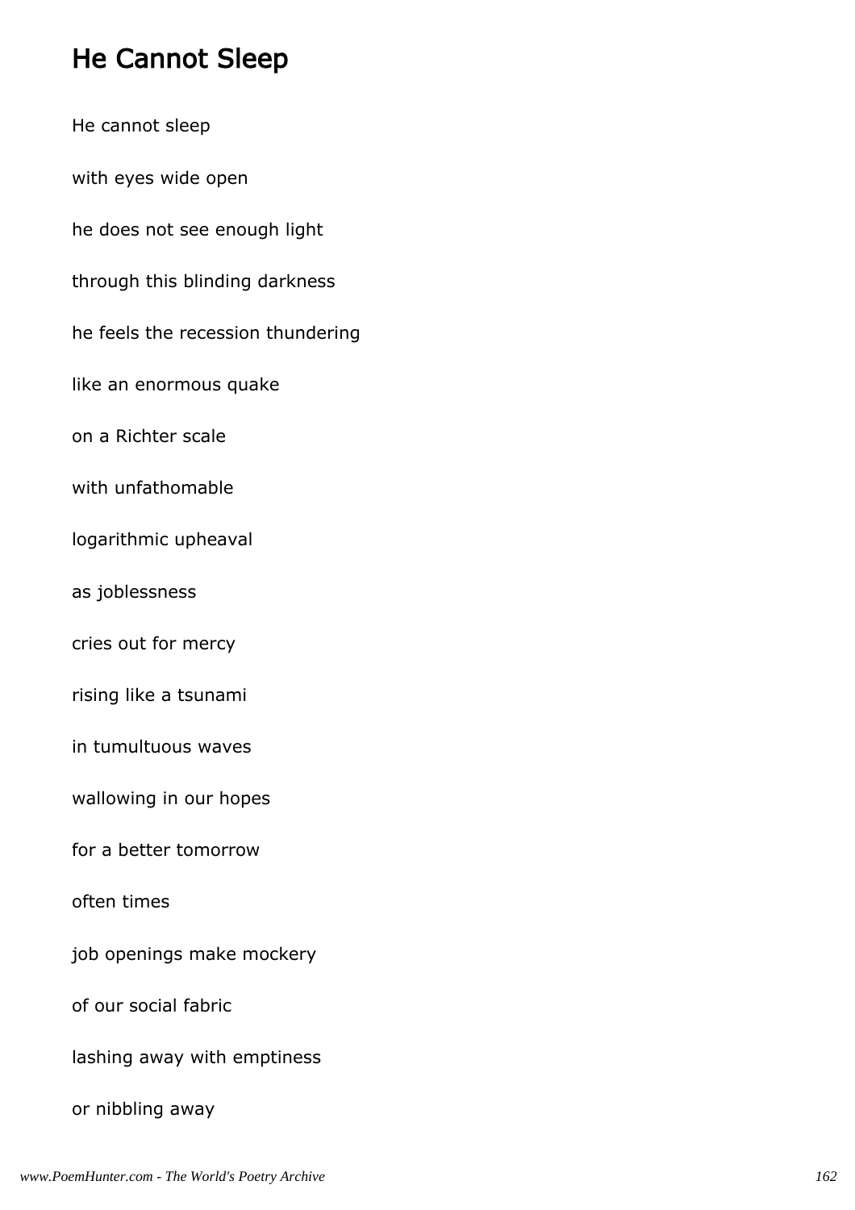## He Cannot Sleep

He cannot sleep

with eyes wide open

he does not see enough light

through this blinding darkness

he feels the recession thundering

like an enormous quake

on a Richter scale

with unfathomable

logarithmic upheaval

as joblessness

cries out for mercy

rising like a tsunami

in tumultuous waves

wallowing in our hopes

for a better tomorrow

often times

job openings make mockery

of our social fabric

lashing away with emptiness

or nibbling away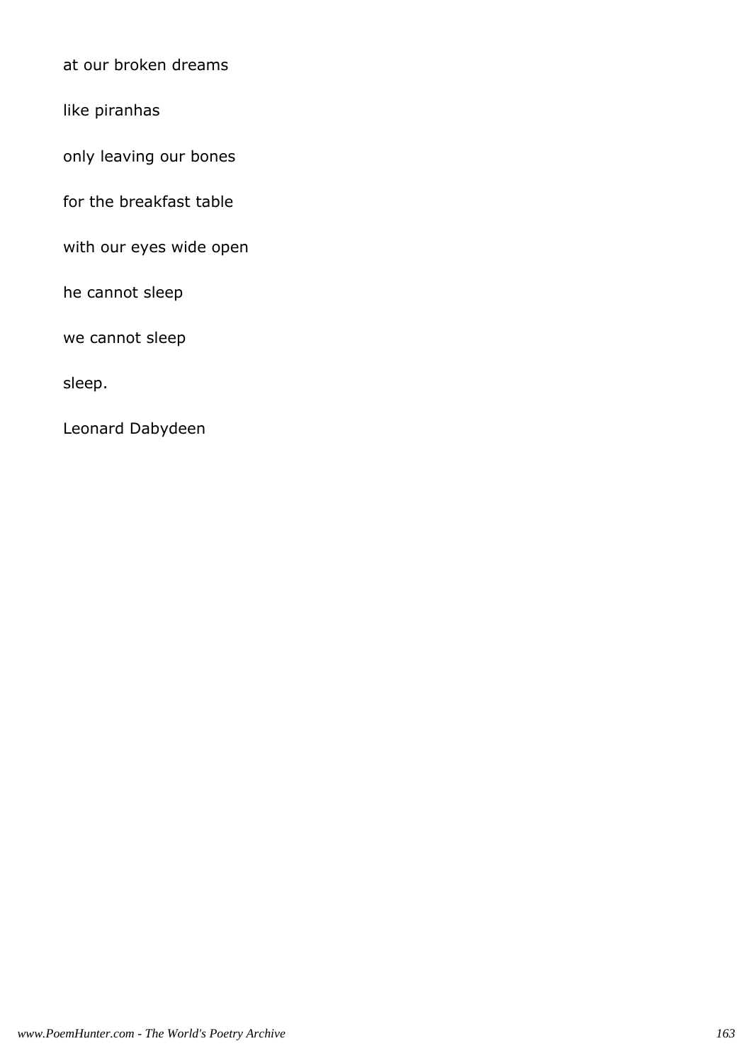at our broken dreams

like piranhas

only leaving our bones

for the breakfast table

with our eyes wide open

he cannot sleep

we cannot sleep

sleep.

Leonard Dabydeen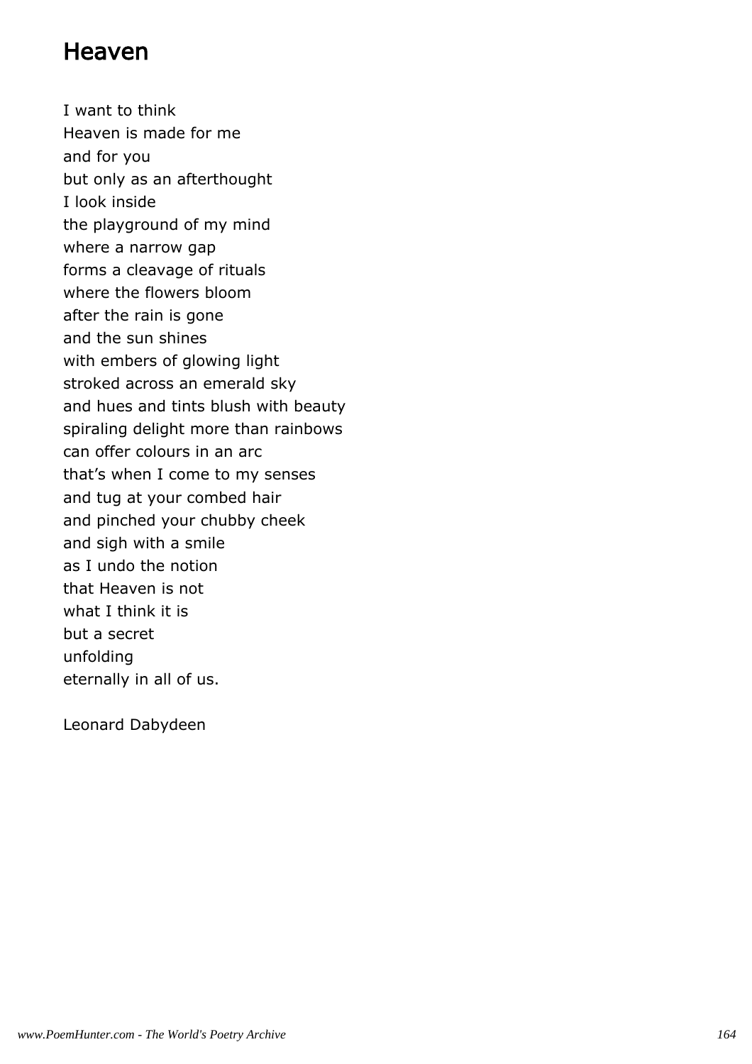# Heaven

I want to think  
Heaven is made for me  
and for you  
but only as an afterthought  
I look inside  
the playground of my mind  
where a narrow gap  
forms a cleavage of rituals  
where the flowers bloom  
after the rain is gone  
and the sun shines  
with embers of glowing light  
stroked across an emerald sky  
and hues and tints blush with beauty  
spiraling delight more than rainbows  
can offer colours in an arc  
that's when I come to my senses  
and tug at your combed hair  
and pinched your chubby cheek  
and sigh with a smile  
as I undo the notion  
that Heaven is not  
what I think it is  
but a secret  
unfolding  
eternally in all of us.

Leonard Dabydeen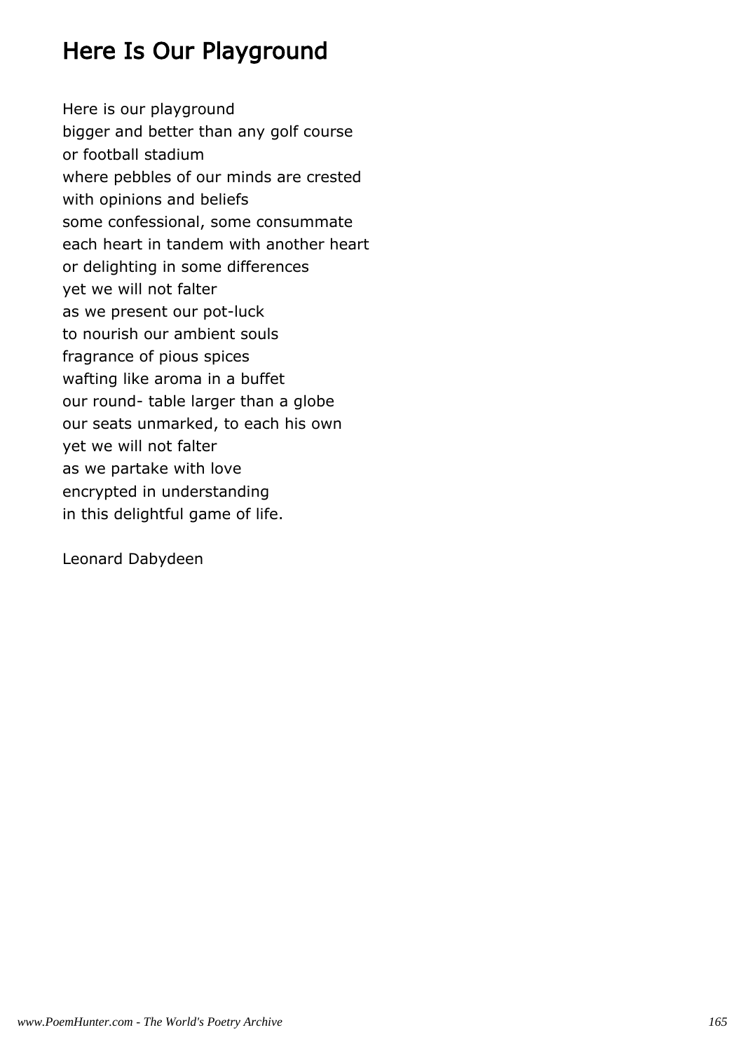# Here Is Our Playground

Here is our playground
bigger and better than any golf course
or football stadium
where pebbles of our minds are crested
with opinions and beliefs
some confessional, some consummate
each heart in tandem with another heart
or delighting in some differences
yet we will not falter
as we present our pot-luck
to nourish our ambient souls
fragrance of pious spices
wafting like aroma in a buffet
our round- table larger than a globe
our seats unmarked, to each his own
yet we will not falter
as we partake with love
encrypted in understanding
in this delightful game of life.

Leonard Dabydeen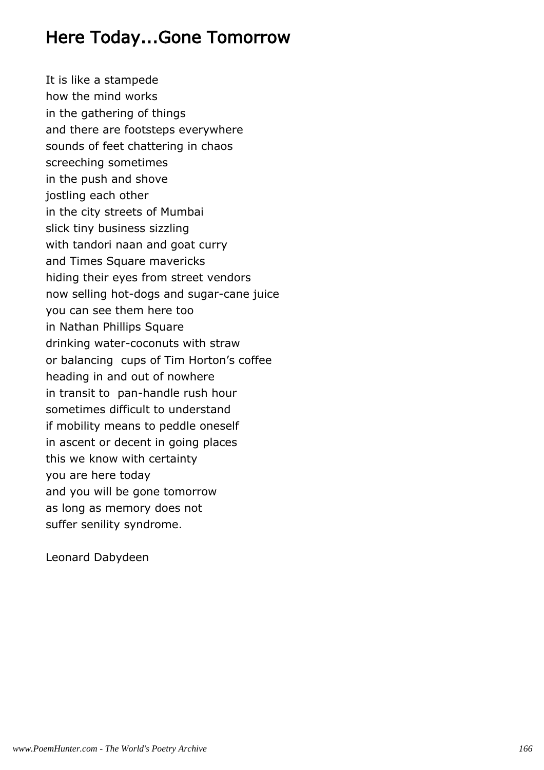## Here Today...Gone Tomorrow

It is like a stampede
how the mind works
in the gathering of things
and there are footsteps everywhere
sounds of feet chattering in chaos
screeching sometimes
in the push and shove
jostling each other
in the city streets of Mumbai
slick tiny business sizzling
with tandori naan and goat curry
and Times Square mavericks
hiding their eyes from street vendors
now selling hot-dogs and sugar-cane juice
you can see them here too
in Nathan Phillips Square
drinking water-coconuts with straw
or balancing  cups of Tim Horton's coffee
heading in and out of nowhere
in transit to  pan-handle rush hour
sometimes difficult to understand
if mobility means to peddle oneself
in ascent or decent in going places
this we know with certainty
you are here today
and you will be gone tomorrow
as long as memory does not
suffer senility syndrome.

Leonard Dabydeen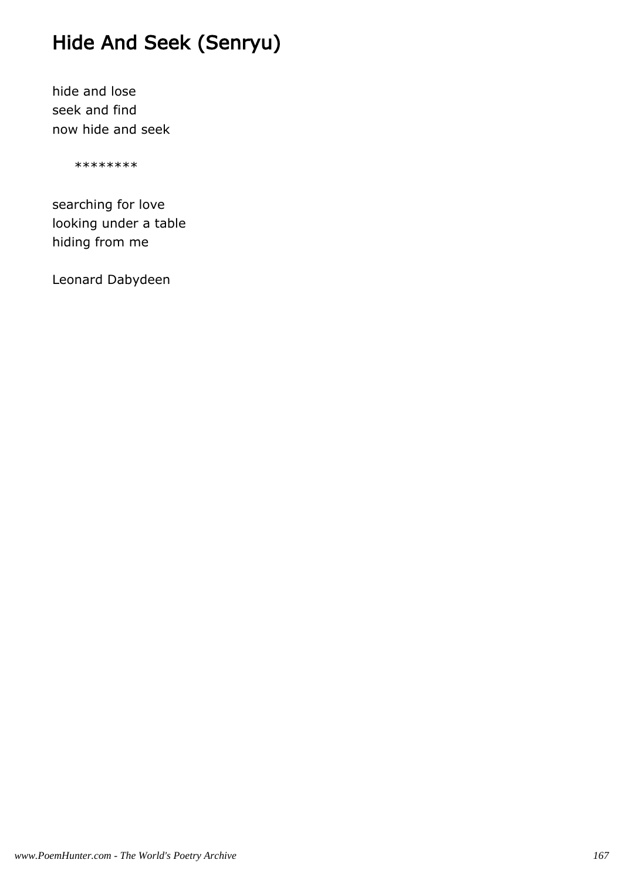# Hide And Seek (Senryu)

hide and lose
seek and find
now hide and seek

********

searching for love
looking under a table
hiding from me

Leonard Dabydeen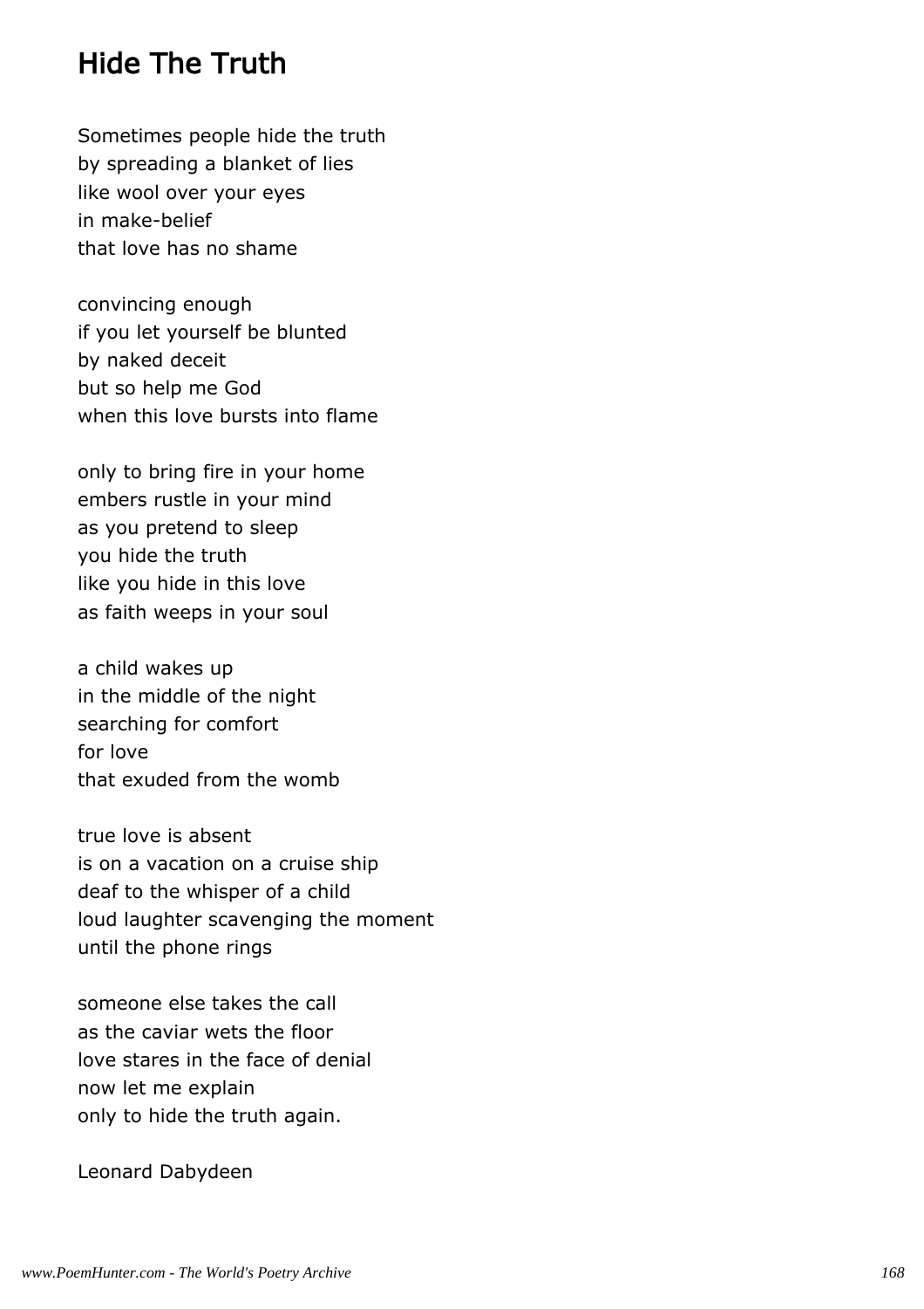## Hide The Truth

Sometimes people hide the truth
by spreading a blanket of lies
like wool over your eyes
in make-belief
that love has no shame

convincing enough
if you let yourself be blunted
by naked deceit
but so help me God
when this love bursts into flame

only to bring fire in your home
embers rustle in your mind
as you pretend to sleep
you hide the truth
like you hide in this love
as faith weeps in your soul

a child wakes up
in the middle of the night
searching for comfort
for love
that exuded from the womb

true love is absent
is on a vacation on a cruise ship
deaf to the whisper of a child
loud laughter scavenging the moment
until the phone rings

someone else takes the call
as the caviar wets the floor
love stares in the face of denial
now let me explain
only to hide the truth again.

Leonard Dabydeen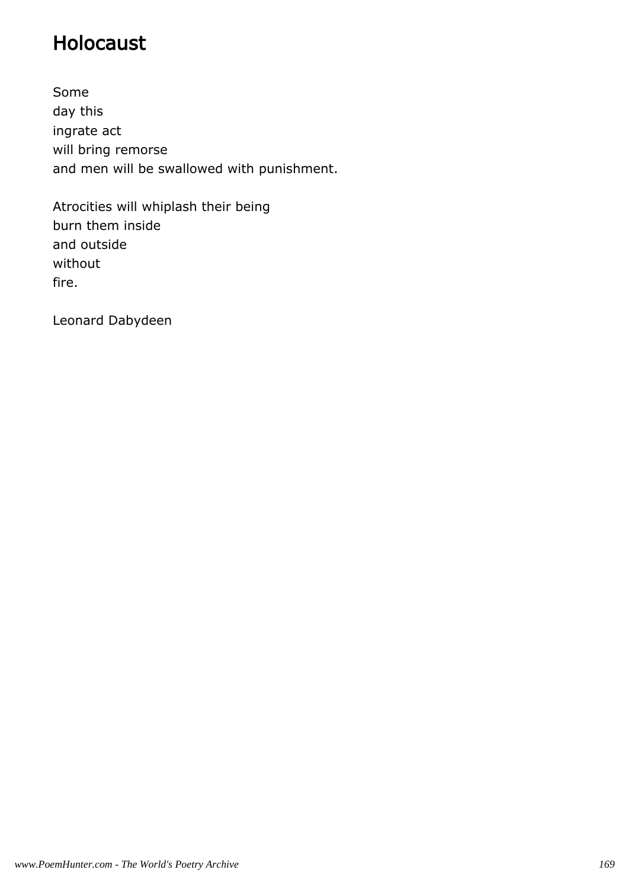# Holocaust

Some  
day this  
ingrate act  
will bring remorse  
and men will be swallowed with punishment.

Atrocities will whiplash their being  
burn them inside  
and outside  
without  
fire.

Leonard Dabydeen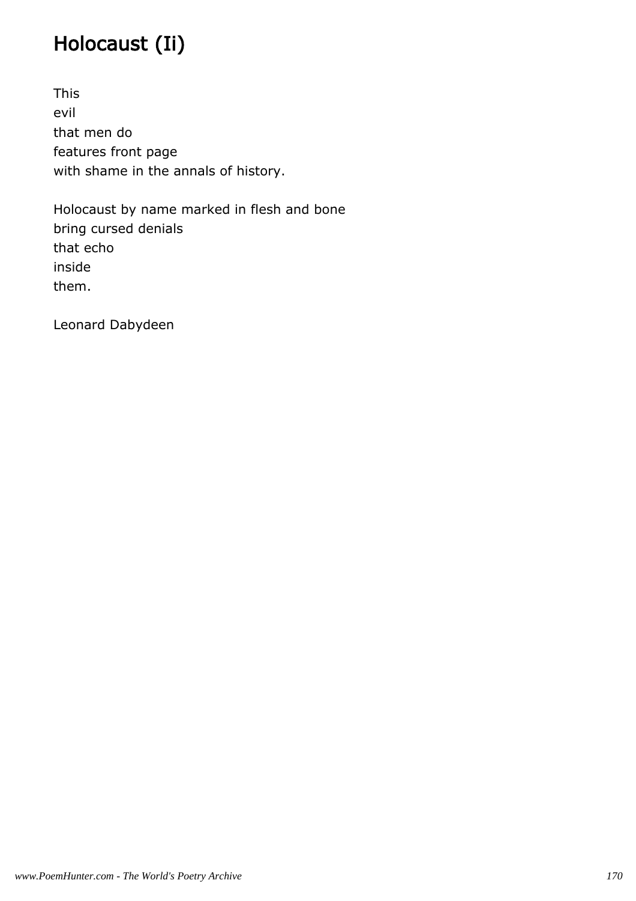# Holocaust (Ii)

This  
evil  
that men do  
features front page  
with shame in the annals of history.

Holocaust by name marked in flesh and bone  
bring cursed denials  
that echo  
inside  
them.

Leonard Dabydeen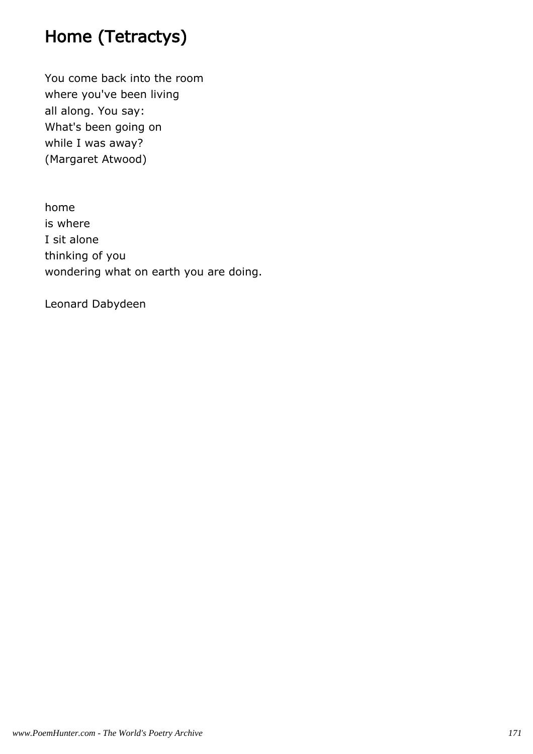# Home (Tetractys)

You come back into the room
where you've been living
all along. You say:
What's been going on
while I was away?
(Margaret Atwood)

home
is where
I sit alone
thinking of you
wondering what on earth you are doing.

Leonard Dabydeen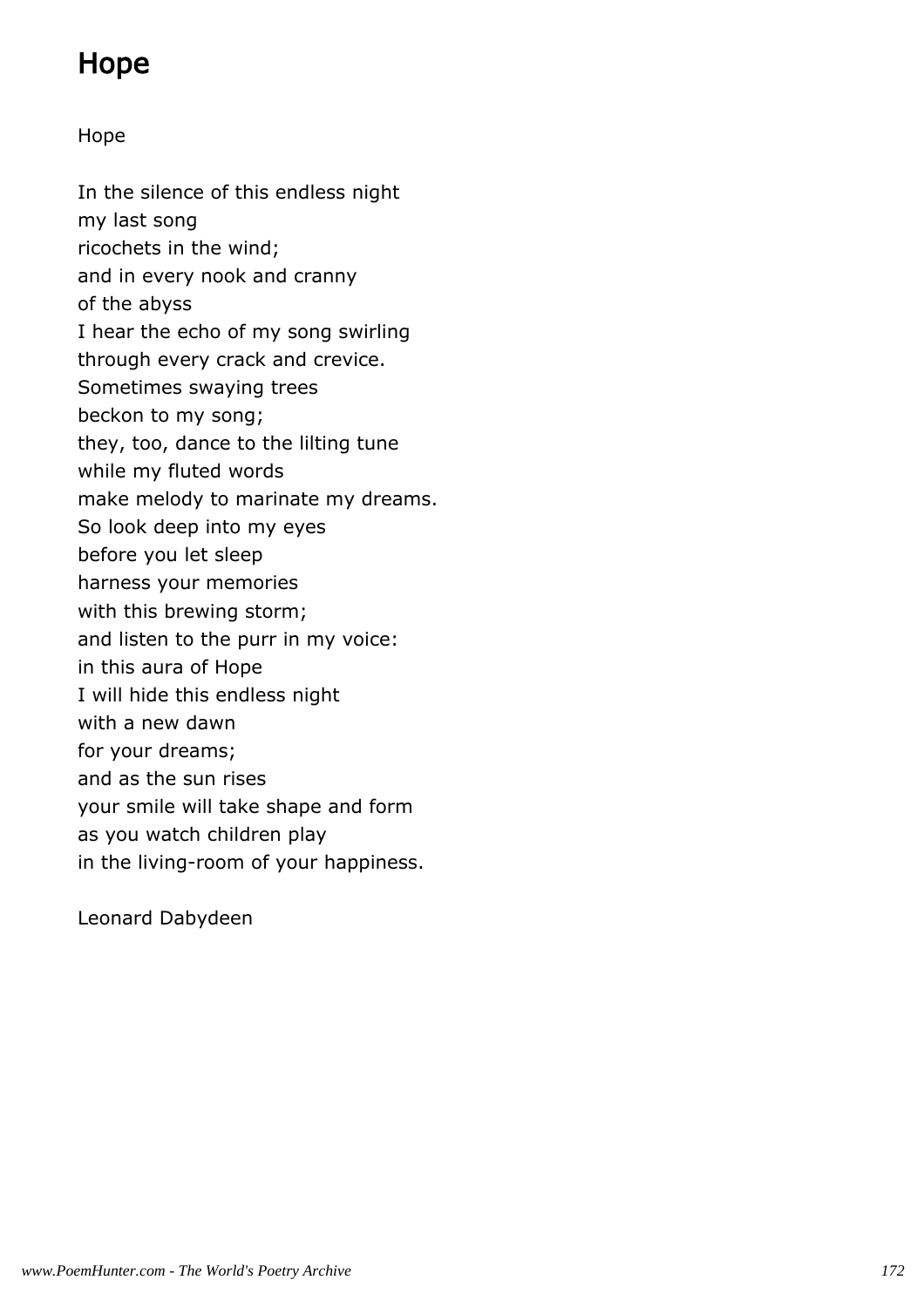# Hope

Hope

In the silence of this endless night
my last song
ricochets in the wind;
and in every nook and cranny
of the abyss
I hear the echo of my song swirling
through every crack and crevice.
Sometimes swaying trees
beckon to my song;
they, too, dance to the lilting tune
while my fluted words
make melody to marinate my dreams.
So look deep into my eyes
before you let sleep
harness your memories
with this brewing storm;
and listen to the purr in my voice:
in this aura of Hope
I will hide this endless night
with a new dawn
for your dreams;
and as the sun rises
your smile will take shape and form
as you watch children play
in the living-room of your happiness.

Leonard Dabydeen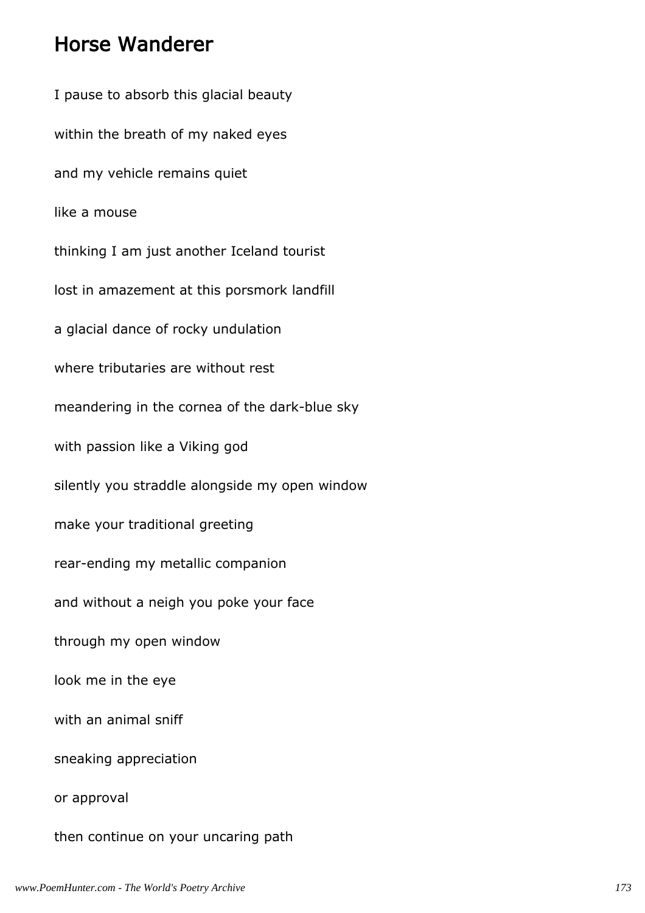# Horse Wanderer

I pause to absorb this glacial beauty

within the breath of my naked eyes

and my vehicle remains quiet

like a mouse

thinking I am just another Iceland tourist

lost in amazement at this porsmork landfill

a glacial dance of rocky undulation

where tributaries are without rest

meandering in the cornea of the dark-blue sky

with passion like a Viking god

silently you straddle alongside my open window

make your traditional greeting

rear-ending my metallic companion

and without a neigh you poke your face

through my open window

look me in the eye

with an animal sniff

sneaking appreciation

or approval

then continue on your uncaring path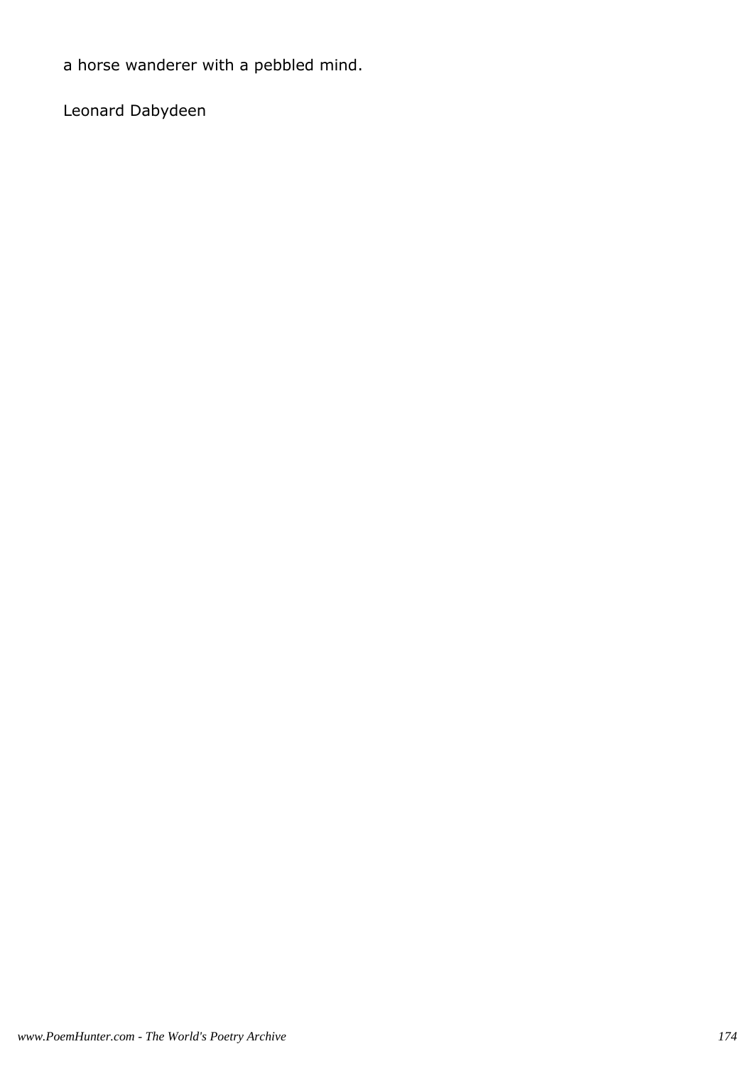a horse wanderer with a pebbled mind.

Leonard Dabydeen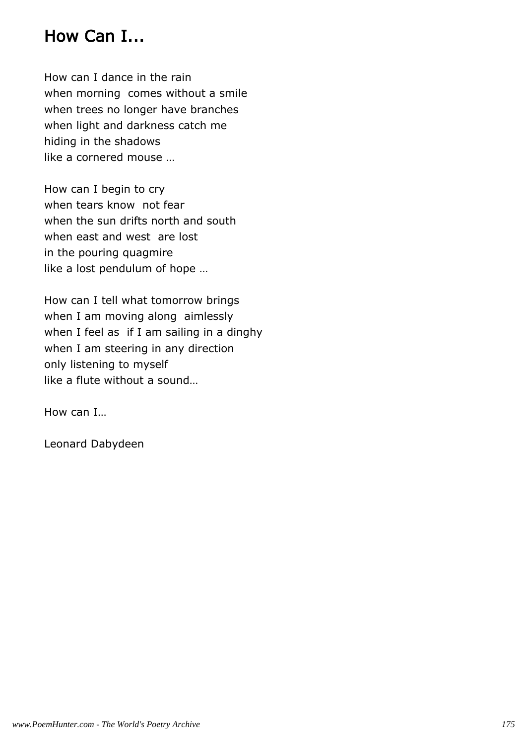# How Can I...

How can I dance in the rain
when morning comes without a smile
when trees no longer have branches
when light and darkness catch me
hiding in the shadows
like a cornered mouse …

How can I begin to cry
when tears know not fear
when the sun drifts north and south
when east and west are lost
in the pouring quagmire
like a lost pendulum of hope …

How can I tell what tomorrow brings
when I am moving along aimlessly
when I feel as if I am sailing in a dinghy
when I am steering in any direction
only listening to myself
like a flute without a sound…

How can I…

Leonard Dabydeen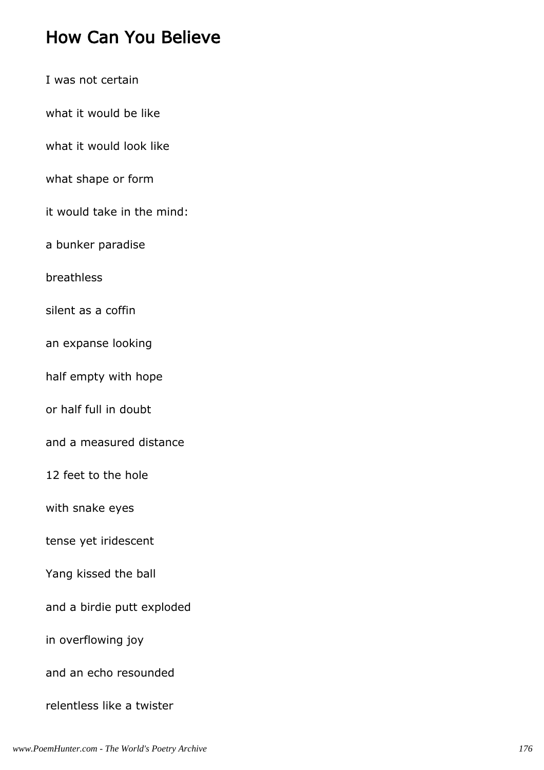## How Can You Believe

I was not certain

what it would be like

what it would look like

what shape or form

it would take in the mind:

a bunker paradise

breathless

silent as a coffin

an expanse looking

half empty with hope

or half full in doubt

and a measured distance

12 feet to the hole

with snake eyes

tense yet iridescent

Yang kissed the ball

and a birdie putt exploded

in overflowing joy

and an echo resounded

relentless like a twister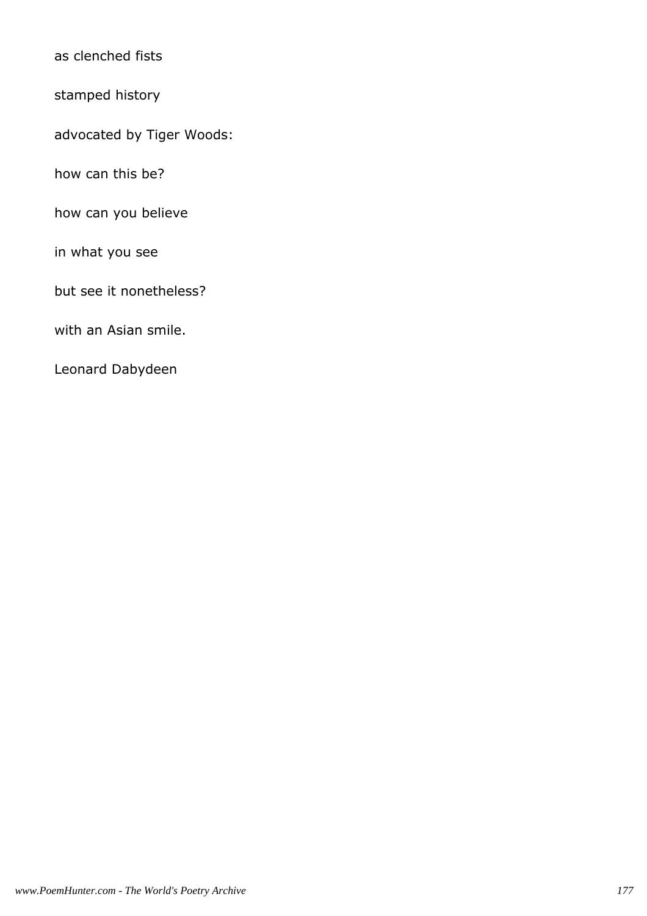as clenched fists

stamped history

advocated by Tiger Woods:

how can this be?

how can you believe

in what you see

but see it nonetheless?

with an Asian smile.

Leonard Dabydeen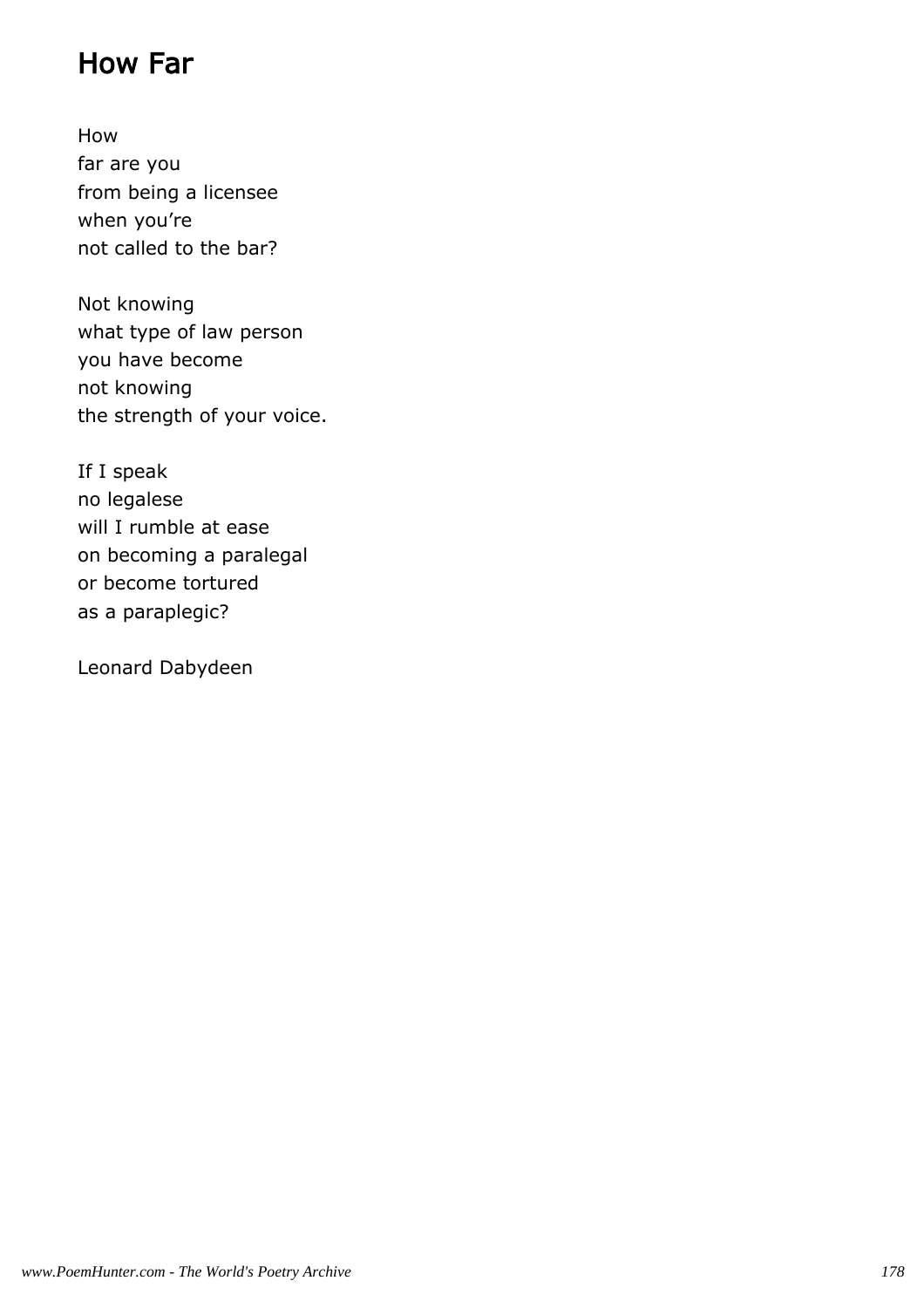## How Far

How  
far are you  
from being a licensee  
when you’re  
not called to the bar?

Not knowing  
what type of law person  
you have become  
not knowing  
the strength of your voice.

If I speak  
no legalese  
will I rumble at ease  
on becoming a paralegal  
or become tortured  
as a paraplegic?

Leonard Dabydeen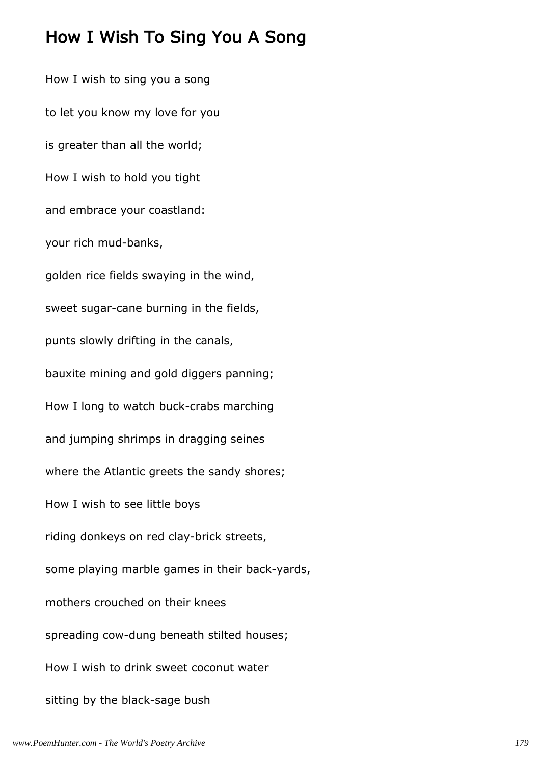## How I Wish To Sing You A Song

How I wish to sing you a song

to let you know my love for you

is greater than all the world;

How I wish to hold you tight

and embrace your coastland:

your rich mud-banks,

golden rice fields swaying in the wind,

sweet sugar-cane burning in the fields,

punts slowly drifting in the canals,

bauxite mining and gold diggers panning;

How I long to watch buck-crabs marching

and jumping shrimps in dragging seines

where the Atlantic greets the sandy shores;

How I wish to see little boys

riding donkeys on red clay-brick streets,

some playing marble games in their back-yards,

mothers crouched on their knees

spreading cow-dung beneath stilted houses;

How I wish to drink sweet coconut water

sitting by the black-sage bush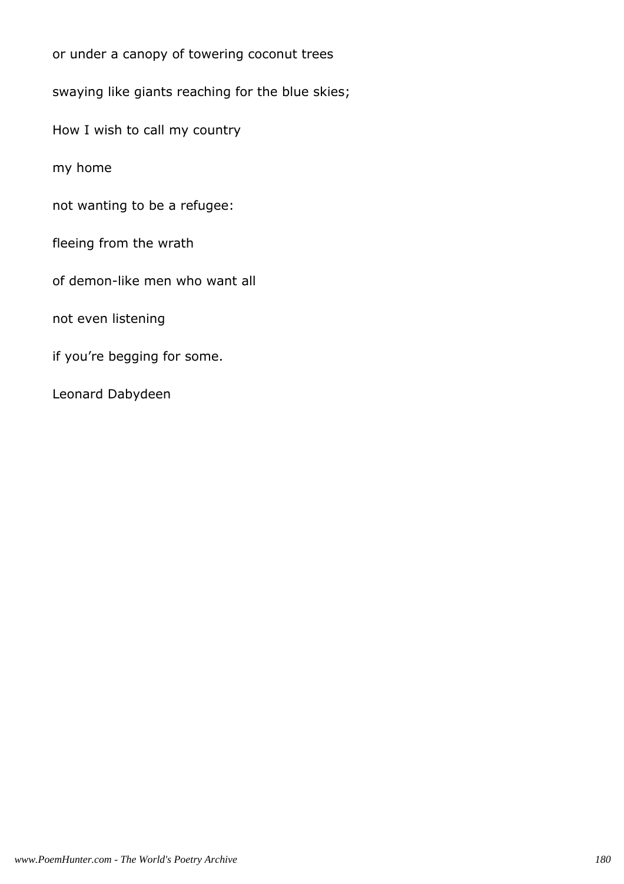or under a canopy of towering coconut trees

swaying like giants reaching for the blue skies;

How I wish to call my country

my home

not wanting to be a refugee:

fleeing from the wrath

of demon-like men who want all

not even listening

if you're begging for some.

Leonard Dabydeen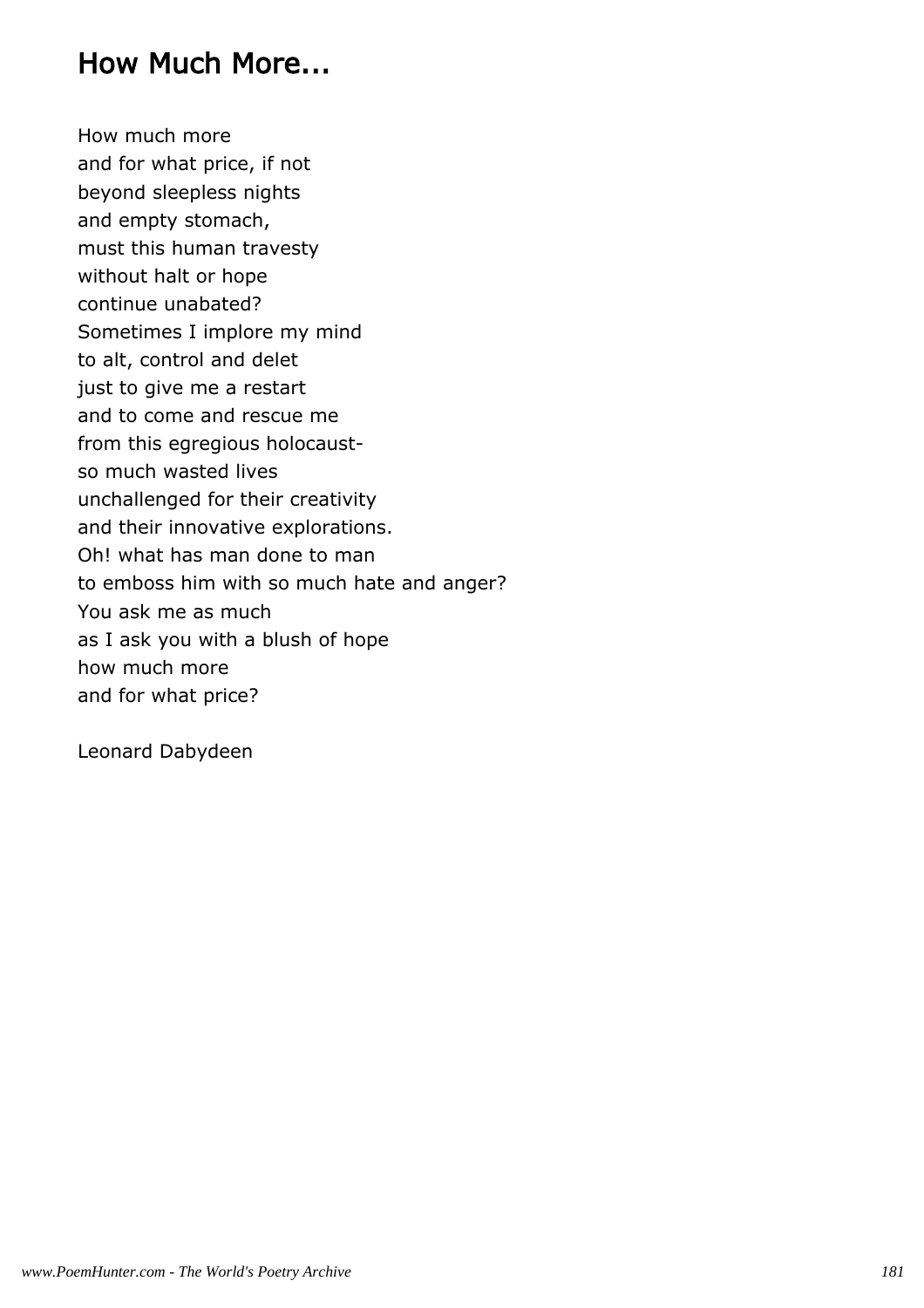## How Much More...

How much more
and for what price, if not
beyond sleepless nights
and empty stomach,
must this human travesty
without halt or hope
continue unabated?
Sometimes I implore my mind
to alt, control and delet
just to give me a restart
and to come and rescue me
from this egregious holocaust-
so much wasted lives
unchallenged for their creativity
and their innovative explorations.
Oh! what has man done to man
to emboss him with so much hate and anger?
You ask me as much
as I ask you with a blush of hope
how much more
and for what price?

Leonard Dabydeen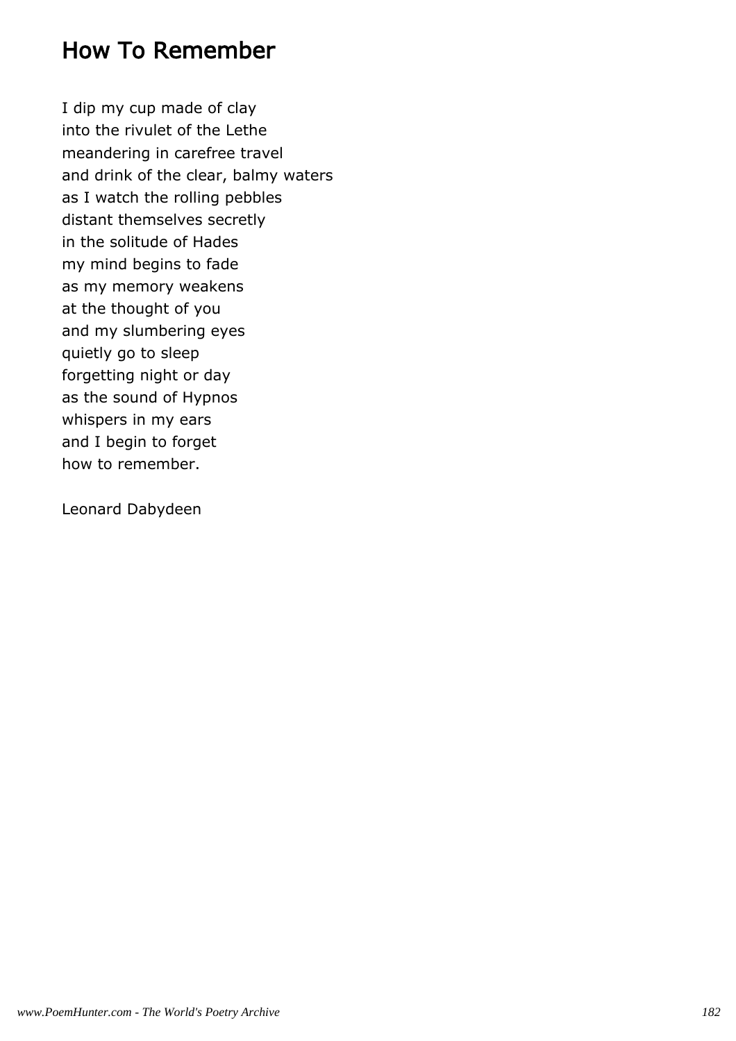## How To Remember

I dip my cup made of clay
into the rivulet of the Lethe
meandering in carefree travel
and drink of the clear, balmy waters
as I watch the rolling pebbles
distant themselves secretly
in the solitude of Hades
my mind begins to fade
as my memory weakens
at the thought of you
and my slumbering eyes
quietly go to sleep
forgetting night or day
as the sound of Hypnos
whispers in my ears
and I begin to forget
how to remember.

Leonard Dabydeen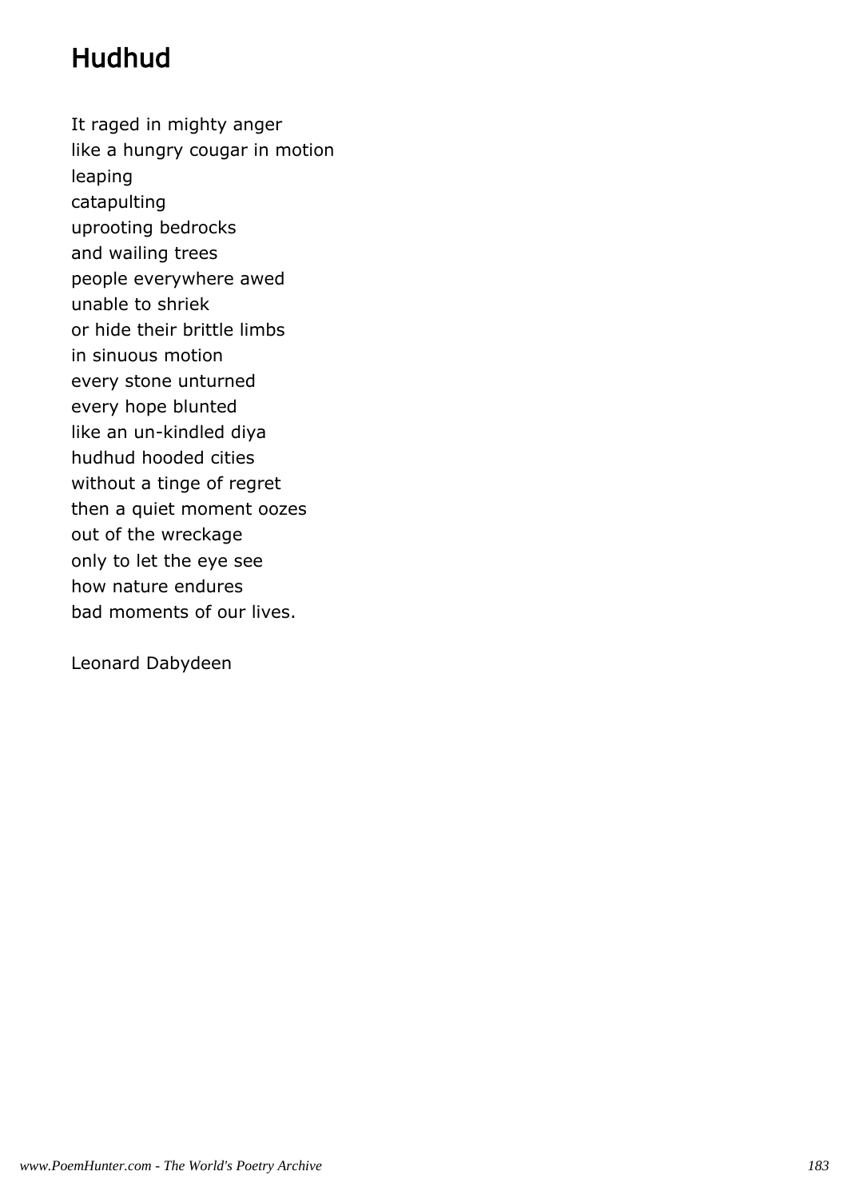# Hudhud

It raged in mighty anger
like a hungry cougar in motion
leaping
catapulting
uprooting bedrocks
and wailing trees
people everywhere awed
unable to shriek
or hide their brittle limbs
in sinuous motion
every stone unturned
every hope blunted
like an un-kindled diya
hudhud hooded cities
without a tinge of regret
then a quiet moment oozes
out of the wreckage
only to let the eye see
how nature endures
bad moments of our lives.

Leonard Dabydeen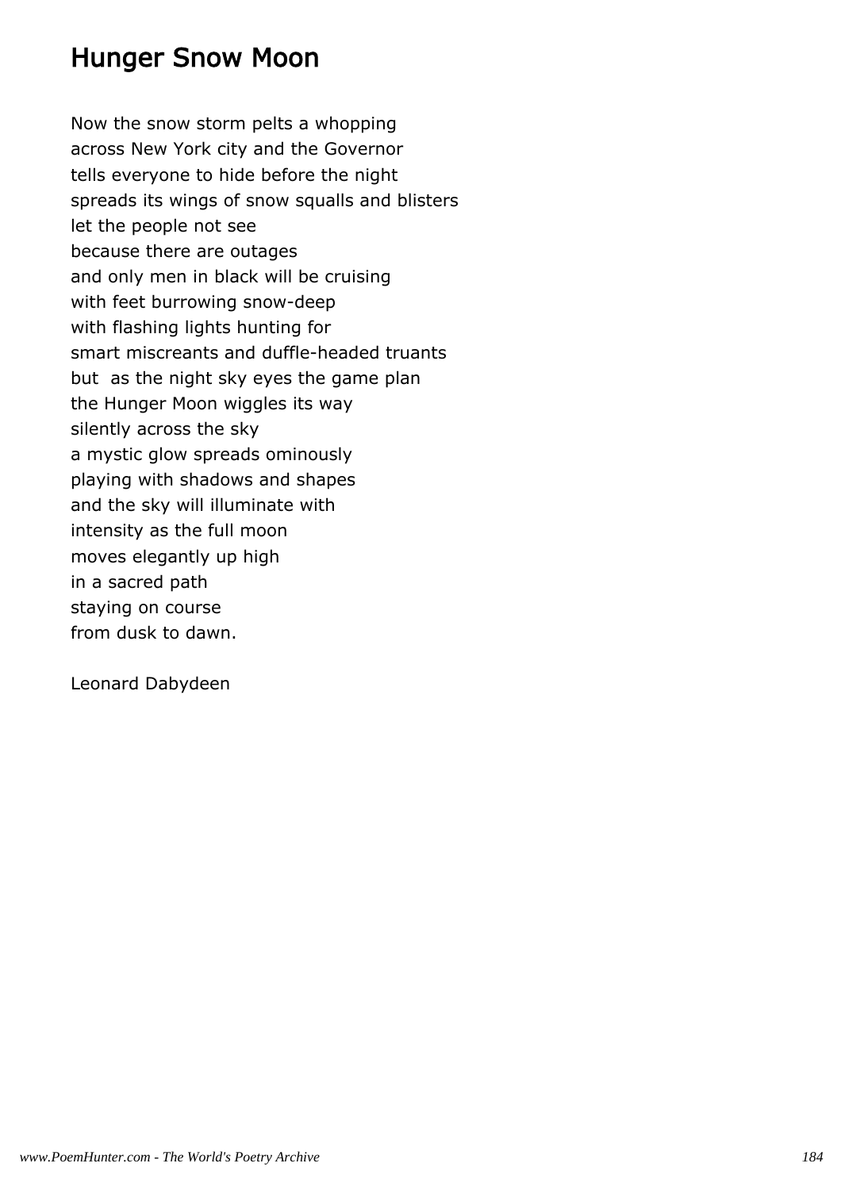## Hunger Snow Moon

Now the snow storm pelts a whopping  
across New York city and the Governor  
tells everyone to hide before the night  
spreads its wings of snow squalls and blisters  
let the people not see  
because there are outages  
and only men in black will be cruising  
with feet burrowing snow-deep  
with flashing lights hunting for  
smart miscreants and duffle-headed truants  
but  as the night sky eyes the game plan  
the Hunger Moon wiggles its way  
silently across the sky  
a mystic glow spreads ominously  
playing with shadows and shapes  
and the sky will illuminate with  
intensity as the full moon  
moves elegantly up high  
in a sacred path  
staying on course  
from dusk to dawn.

Leonard Dabydeen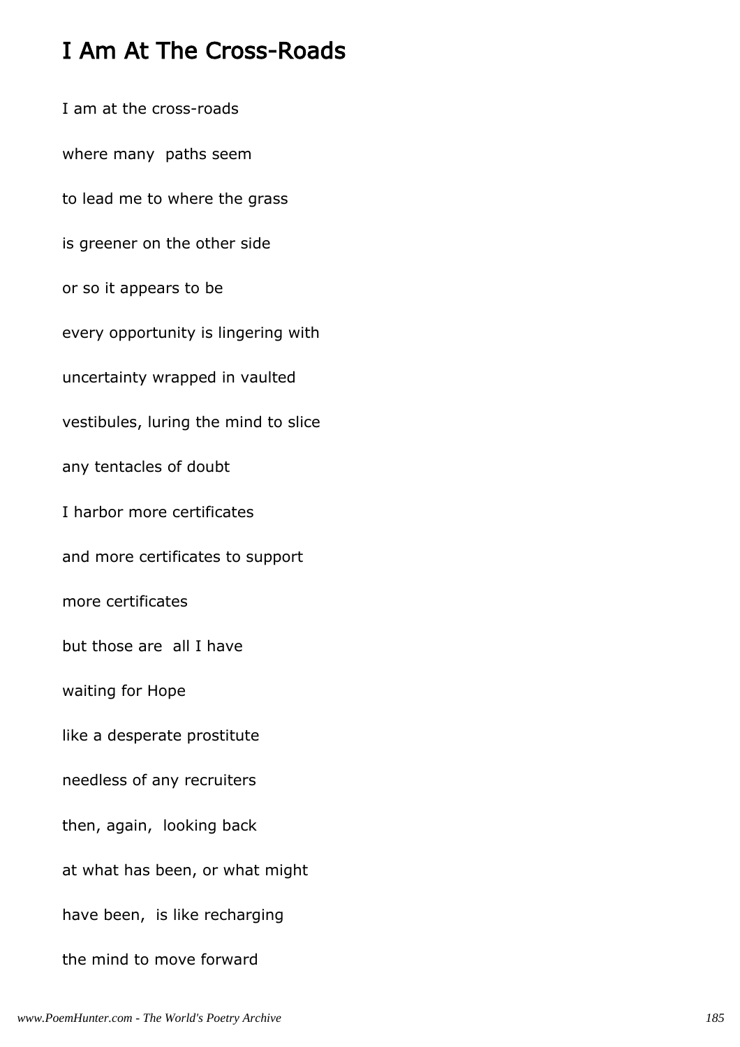# I Am At The Cross-Roads

I am at the cross-roads

where many paths seem

to lead me to where the grass

is greener on the other side

or so it appears to be

every opportunity is lingering with

uncertainty wrapped in vaulted

vestibules, luring the mind to slice

any tentacles of doubt

I harbor more certificates

and more certificates to support

more certificates

but those are all I have

waiting for Hope

like a desperate prostitute

needless of any recruiters

then, again, looking back

at what has been, or what might

have been, is like recharging

the mind to move forward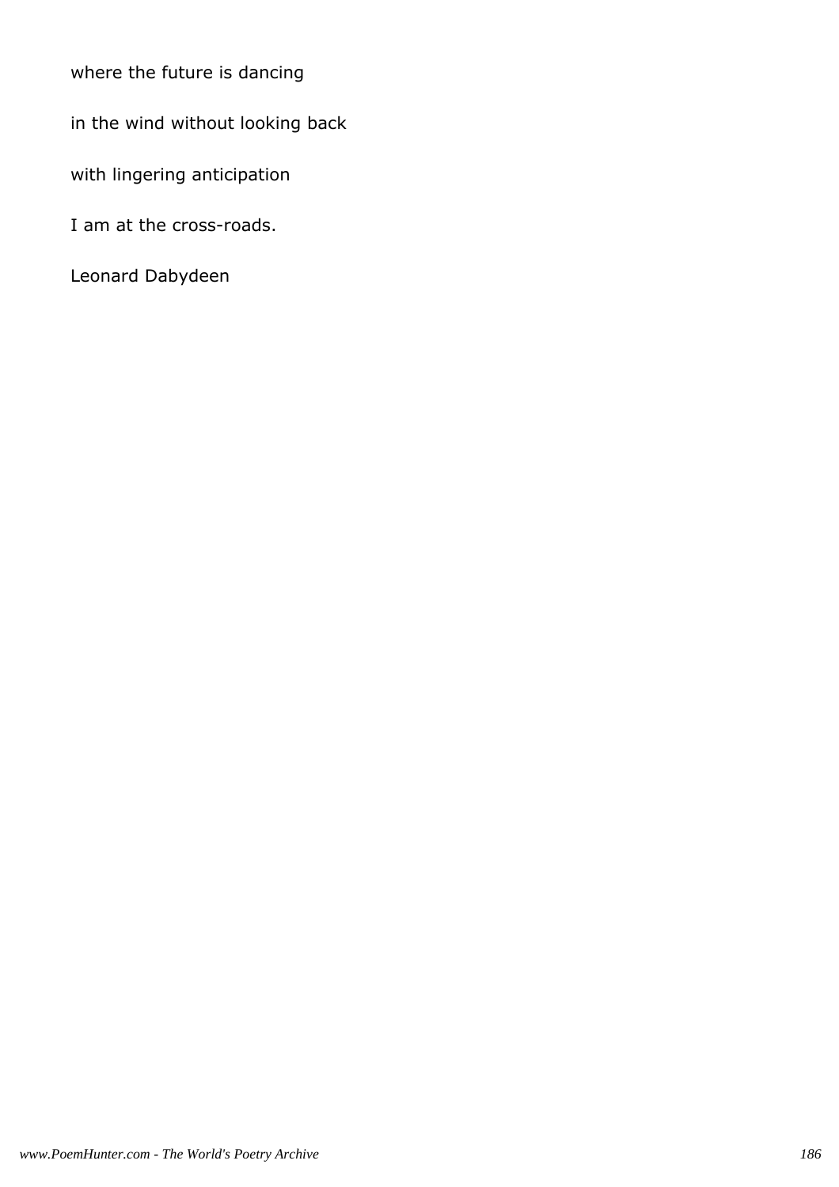where the future is dancing

in the wind without looking back

with lingering anticipation

I am at the cross-roads.

Leonard Dabydeen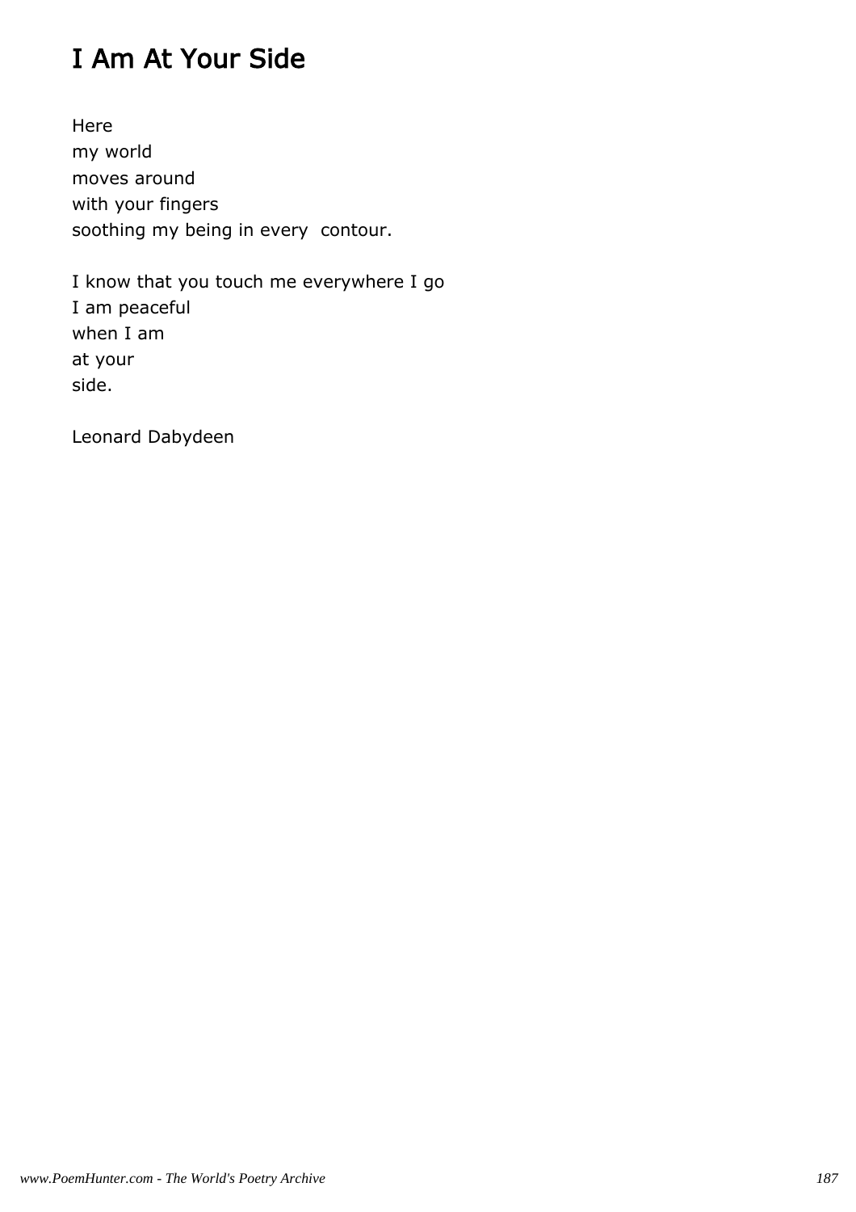# I Am At Your Side

Here
my world
moves around
with your fingers
soothing my being in every contour.

I know that you touch me everywhere I go
I am peaceful
when I am
at your
side.

Leonard Dabydeen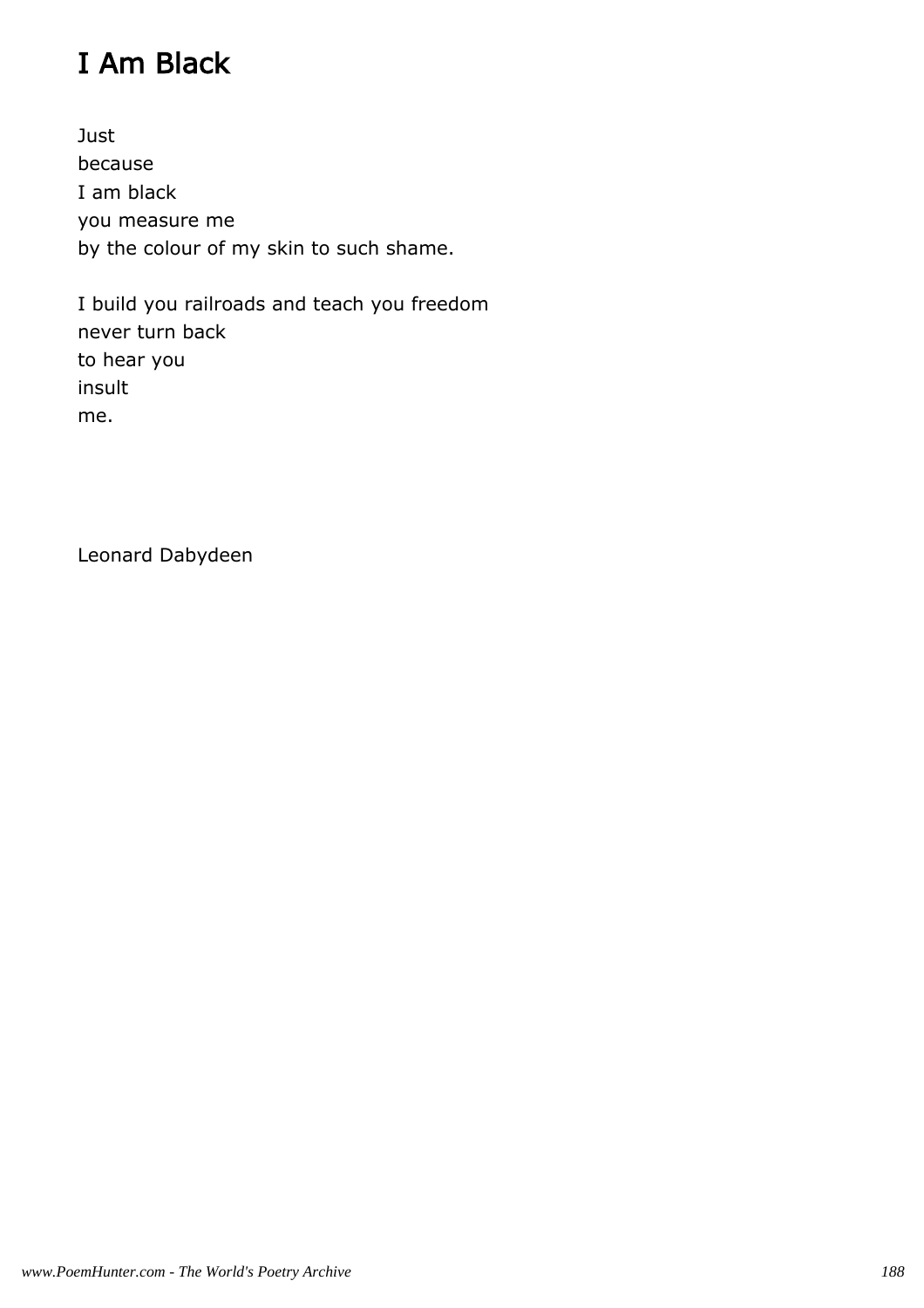# I Am Black

Just
because
I am black
you measure me
by the colour of my skin to such shame.

I build you railroads and teach you freedom
never turn back
to hear you
insult
me.

Leonard Dabydeen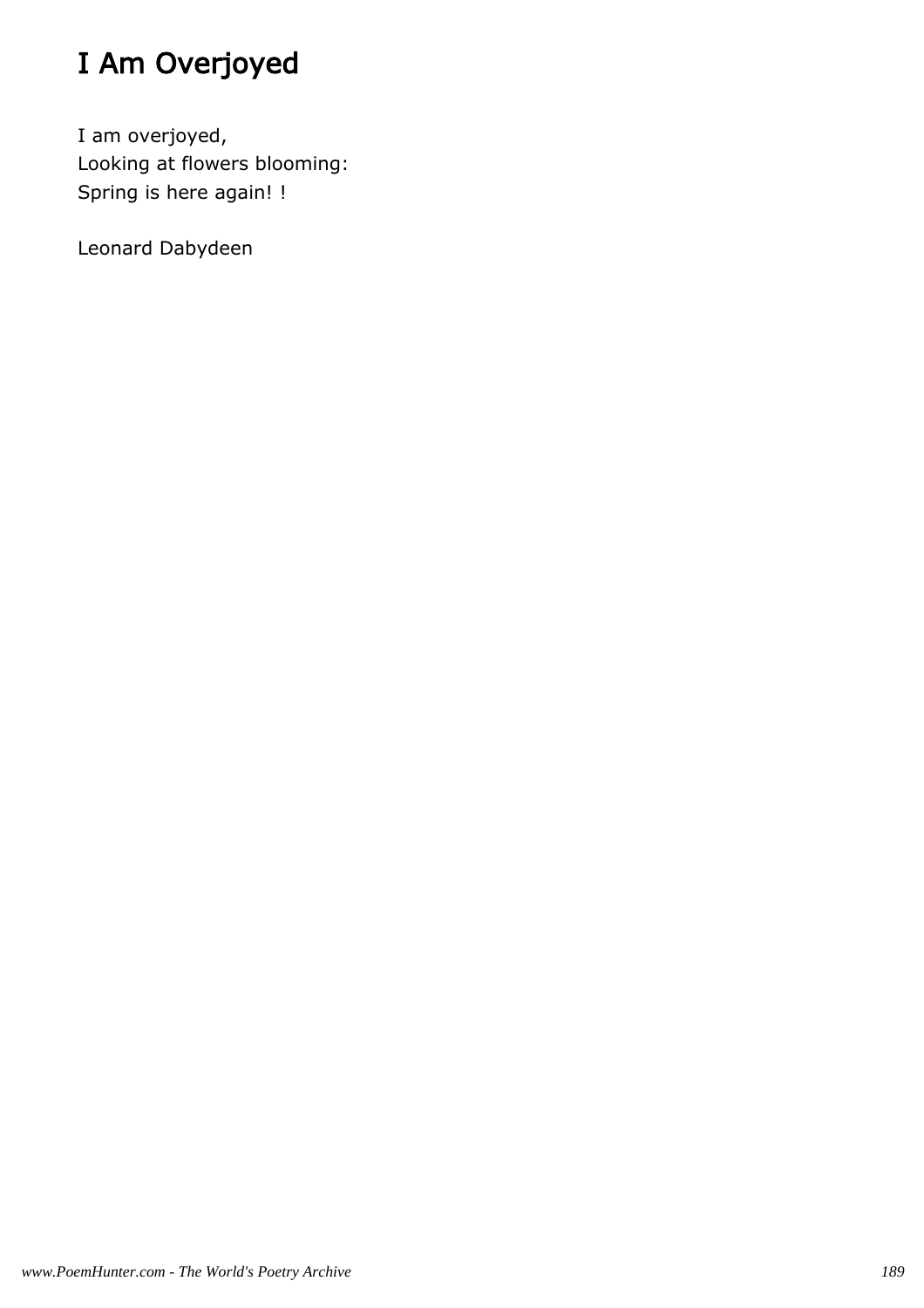# I Am Overjoyed

I am overjoyed,  
Looking at flowers blooming:  
Spring is here again! !

Leonard Dabydeen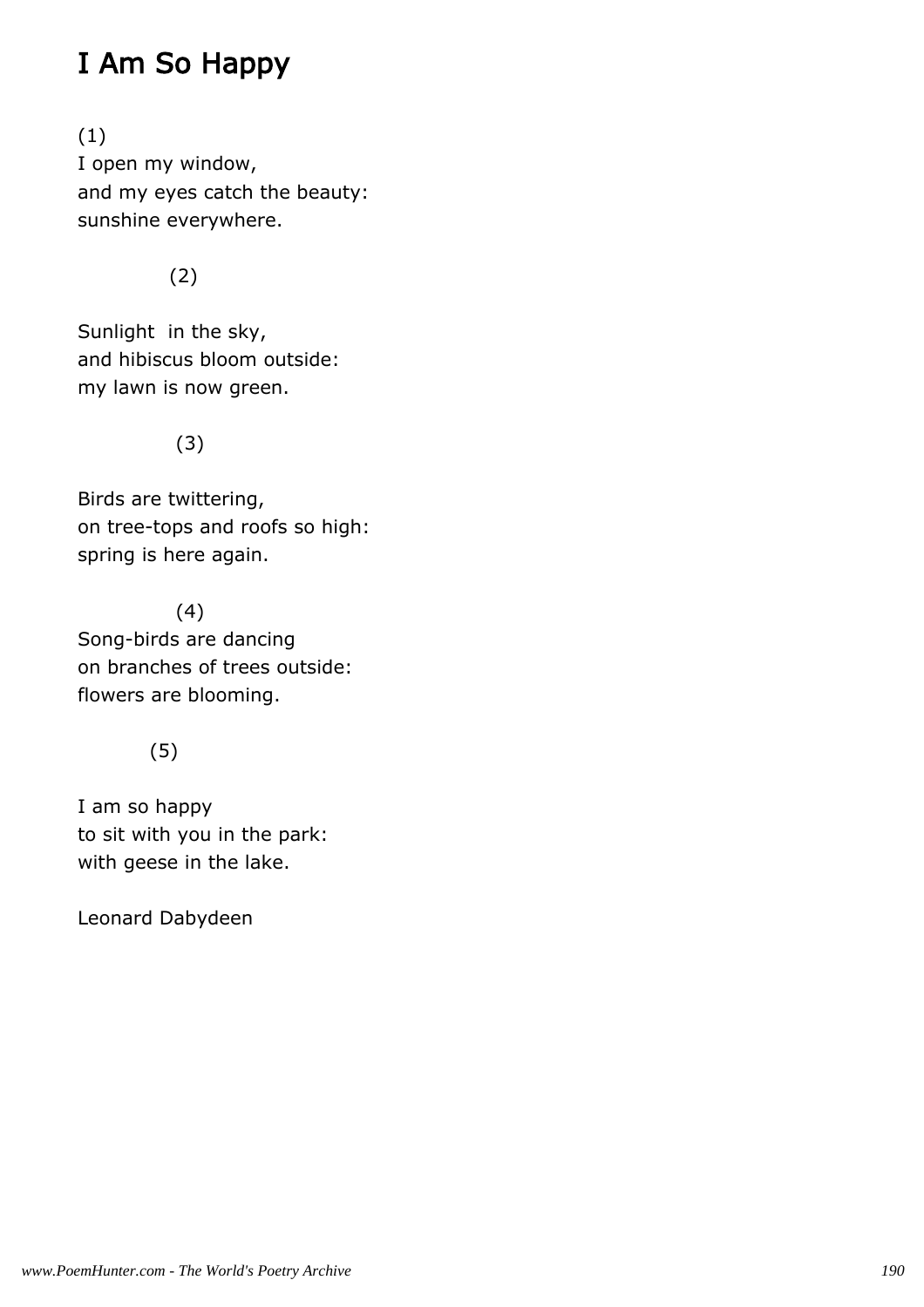# I Am So Happy

(1)
I open my window,
and my eyes catch the beauty:
sunshine everywhere.

(2)

Sunlight  in the sky,
and hibiscus bloom outside:
my lawn is now green.

(3)

Birds are twittering,
on tree-tops and roofs so high:
spring is here again.

(4)
Song-birds are dancing
on branches of trees outside:
flowers are blooming.

(5)

I am so happy
to sit with you in the park:
with geese in the lake.

Leonard Dabydeen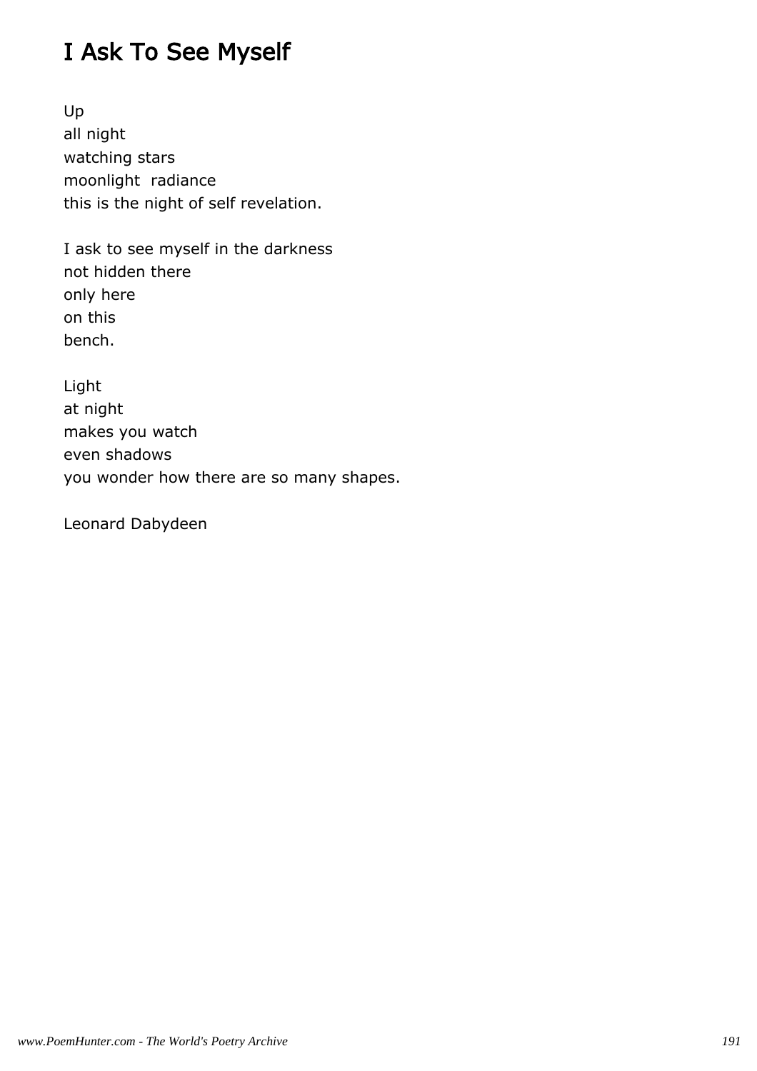# I Ask To See Myself

Up  
all night  
watching stars  
moonlight  radiance  
this is the night of self revelation.

I ask to see myself in the darkness  
not hidden there  
only here  
on this  
bench.

Light  
at night  
makes you watch  
even shadows  
you wonder how there are so many shapes.

Leonard Dabydeen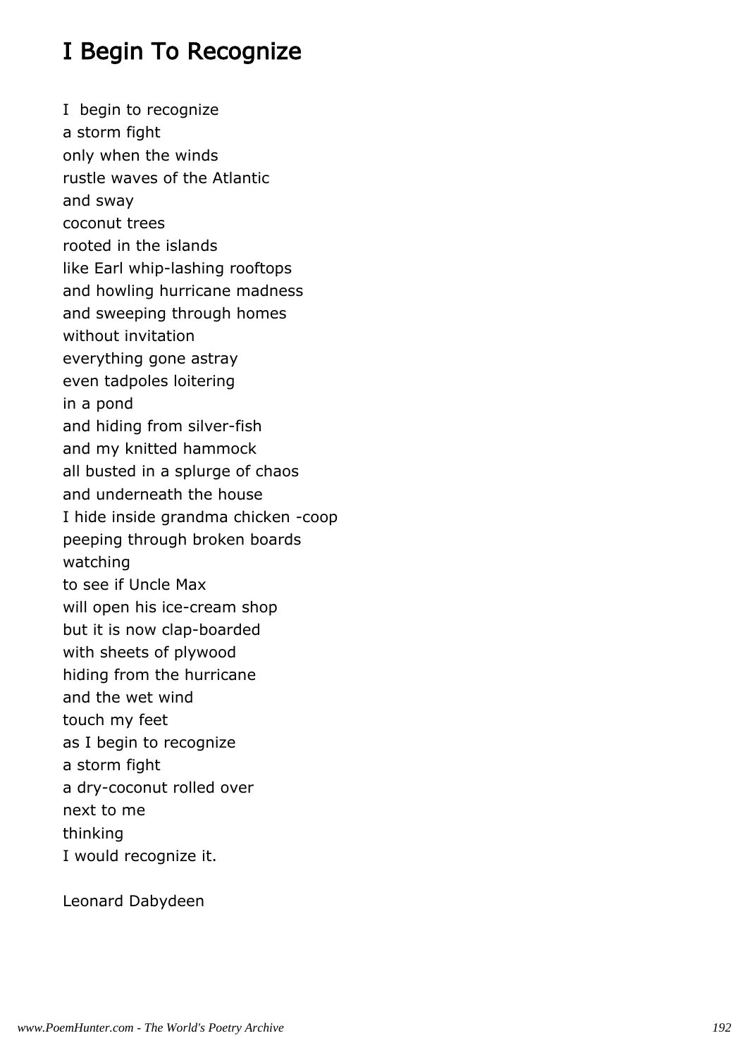# I Begin To Recognize

I begin to recognize  
a storm fight  
only when the winds  
rustle waves of the Atlantic  
and sway  
coconut trees  
rooted in the islands  
like Earl whip-lashing rooftops  
and howling hurricane madness  
and sweeping through homes  
without invitation  
everything gone astray  
even tadpoles loitering  
in a pond  
and hiding from silver-fish  
and my knitted hammock  
all busted in a splurge of chaos  
and underneath the house  
I hide inside grandma chicken -coop  
peeping through broken boards  
watching  
to see if Uncle Max  
will open his ice-cream shop  
but it is now clap-boarded  
with sheets of plywood  
hiding from the hurricane  
and the wet wind  
touch my feet  
as I begin to recognize  
a storm fight  
a dry-coconut rolled over  
next to me  
thinking  
I would recognize it.

Leonard Dabydeen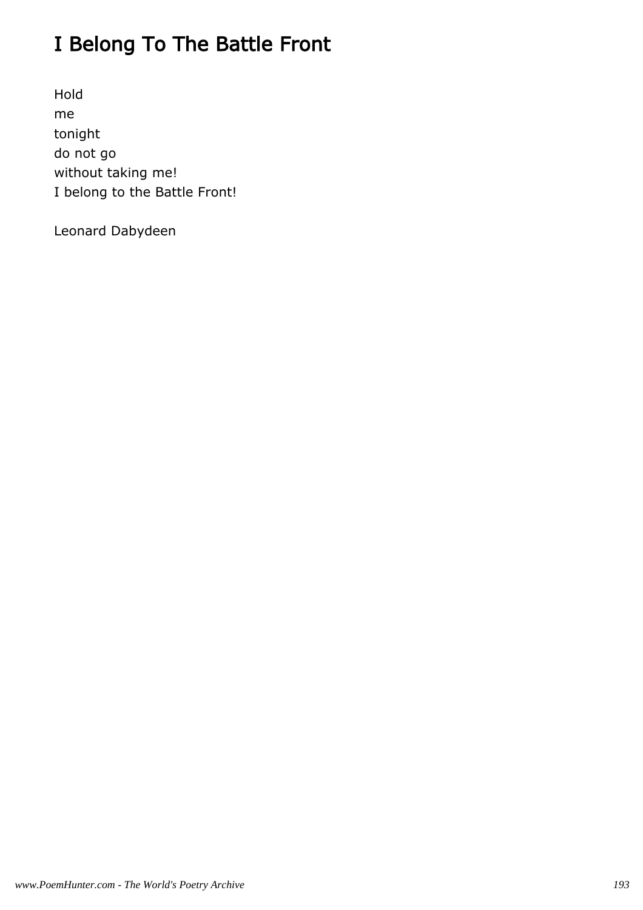# I Belong To The Battle Front

Hold
me
tonight
do not go
without taking me!
I belong to the Battle Front!

Leonard Dabydeen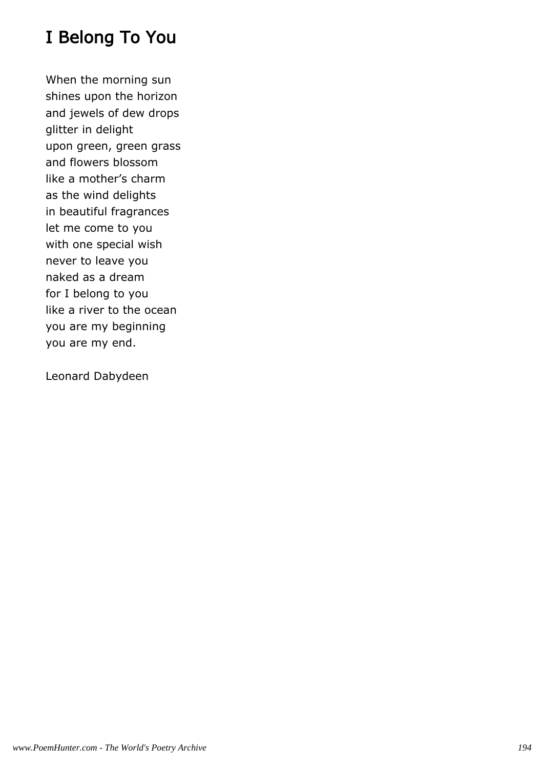# I Belong To You

When the morning sun
shines upon the horizon
and jewels of dew drops
glitter in delight
upon green, green grass
and flowers blossom
like a mother’s charm
as the wind delights
in beautiful fragrances
let me come to you
with one special wish
never to leave you
naked as a dream
for I belong to you
like a river to the ocean
you are my beginning
you are my end.

Leonard Dabydeen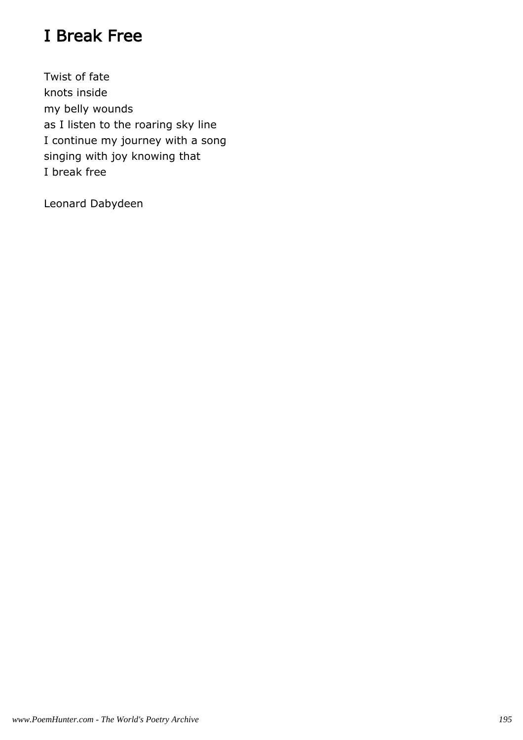# I Break Free

Twist of fate
knots inside
my belly wounds
as I listen to the roaring sky line
I continue my journey with a song
singing with joy knowing that
I break free

Leonard Dabydeen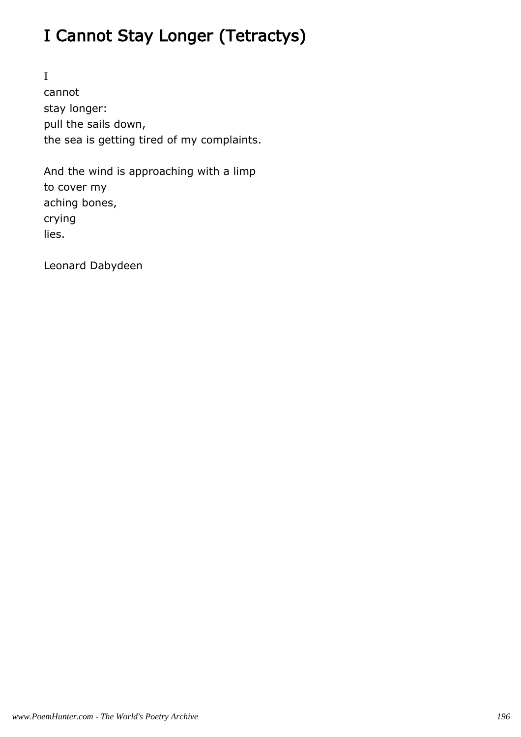# I Cannot Stay Longer (Tetractys)

I
cannot
stay longer:
pull the sails down,
the sea is getting tired of my complaints.

And the wind is approaching with a limp
to cover my
aching bones,
crying
lies.

Leonard Dabydeen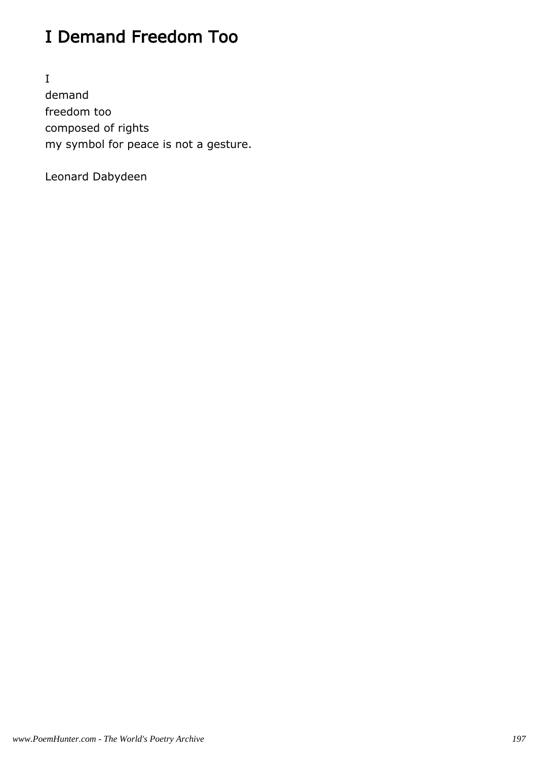# I Demand Freedom Too

I
demand
freedom too
composed of rights
my symbol for peace is not a gesture.

Leonard Dabydeen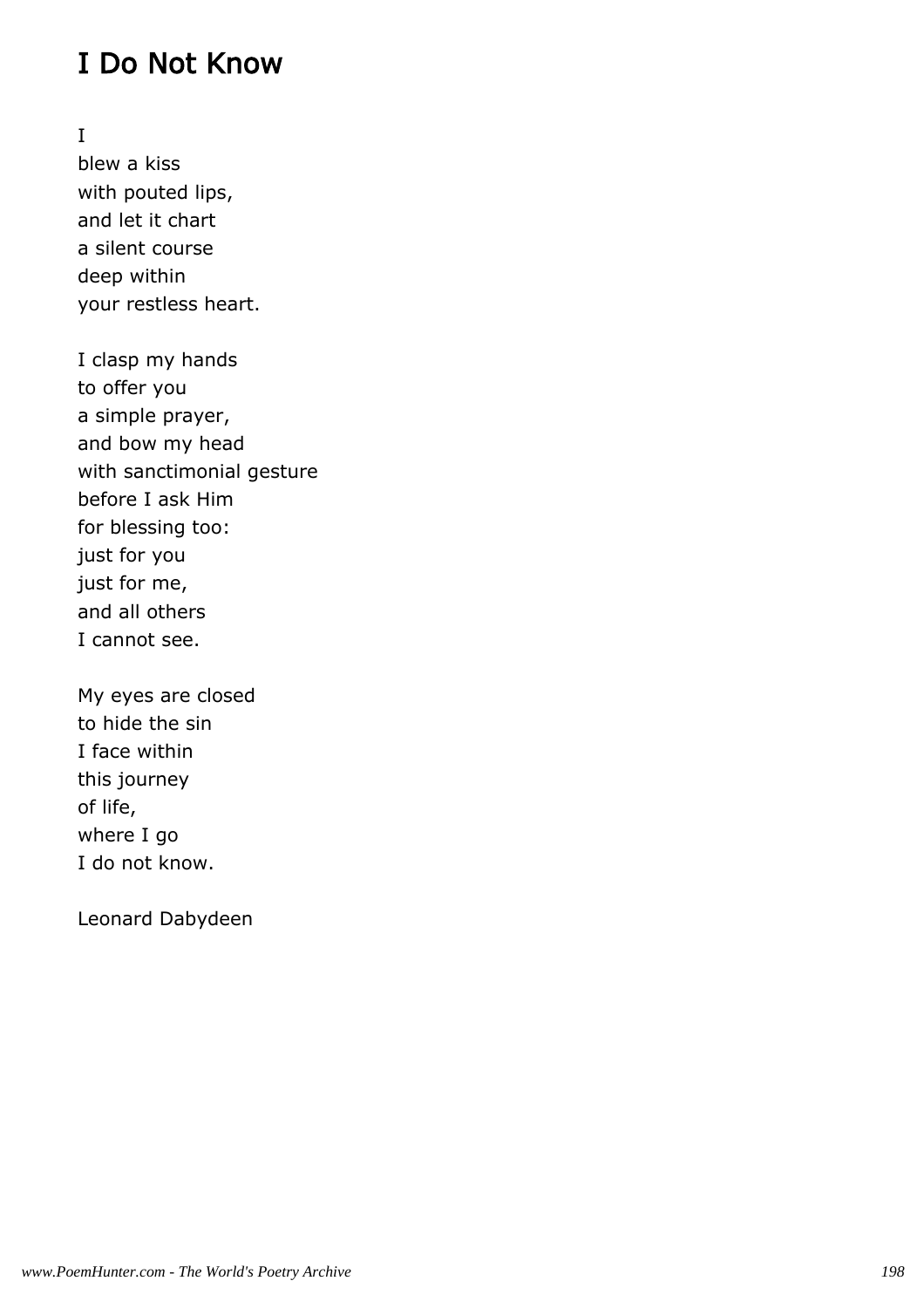## I Do Not Know

I
blew a kiss
with pouted lips,
and let it chart
a silent course
deep within
your restless heart.

I clasp my hands
to offer you
a simple prayer,
and bow my head
with sanctimonial gesture
before I ask Him
for blessing too:
just for you
just for me,
and all others
I cannot see.

My eyes are closed
to hide the sin
I face within
this journey
of life,
where I go
I do not know.

Leonard Dabydeen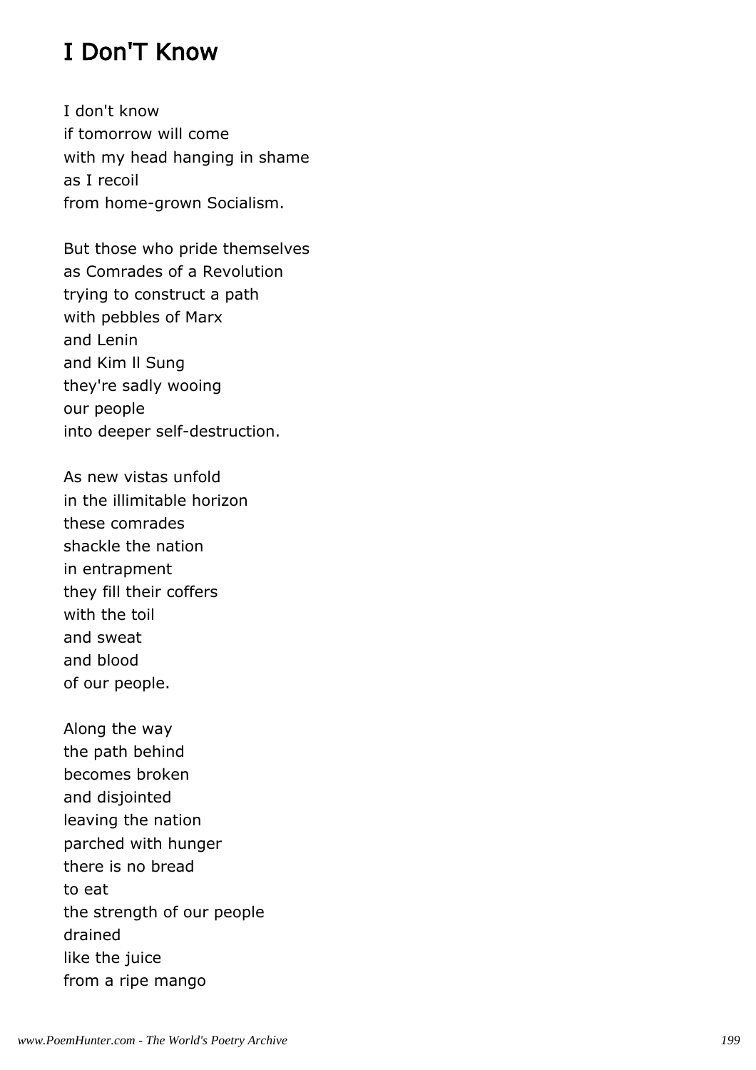## I Don'T Know

I don't know
if tomorrow will come
with my head hanging in shame
as I recoil
from home-grown Socialism.

But those who pride themselves
as Comrades of a Revolution
trying to construct a path
with pebbles of Marx
and Lenin
and Kim ll Sung
they're sadly wooing
our people
into deeper self-destruction.

As new vistas unfold
in the illimitable horizon
these comrades
shackle the nation
in entrapment
they fill their coffers
with the toil
and sweat
and blood
of our people.

Along the way
the path behind
becomes broken
and disjointed
leaving the nation
parched with hunger
there is no bread
to eat
the strength of our people
drained
like the juice
from a ripe mango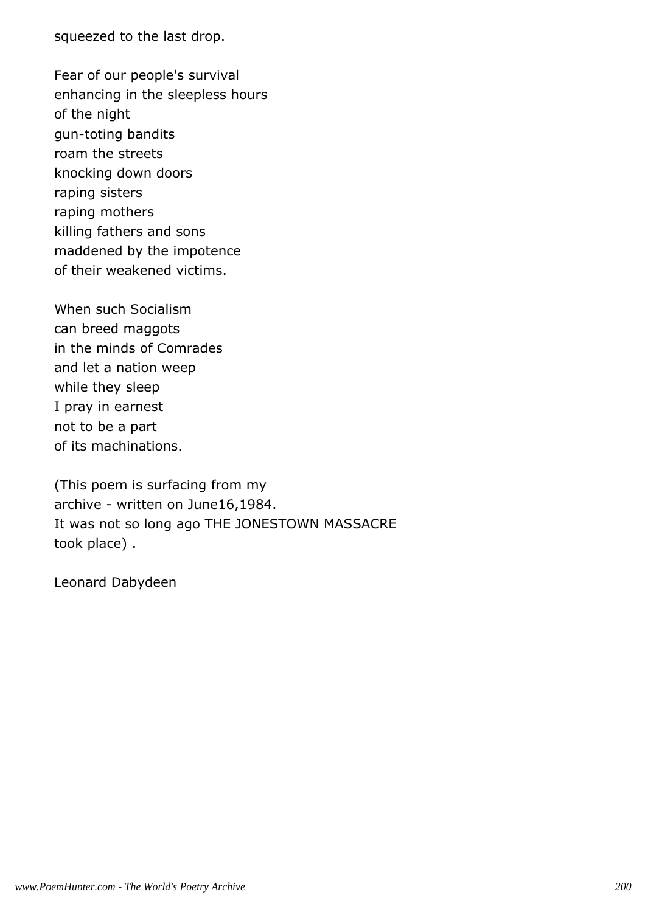squeezed to the last drop.

Fear of our people's survival
enhancing in the sleepless hours
of the night
gun-toting bandits
roam the streets
knocking down doors
raping sisters
raping mothers
killing fathers and sons
maddened by the impotence
of their weakened victims.

When such Socialism
can breed maggots
in the minds of Comrades
and let a nation weep
while they sleep
I pray in earnest
not to be a part
of its machinations.

(This poem is surfacing from my
archive - written on June16,1984.
It was not so long ago THE JONESTOWN MASSACRE
took place) .

Leonard Dabydeen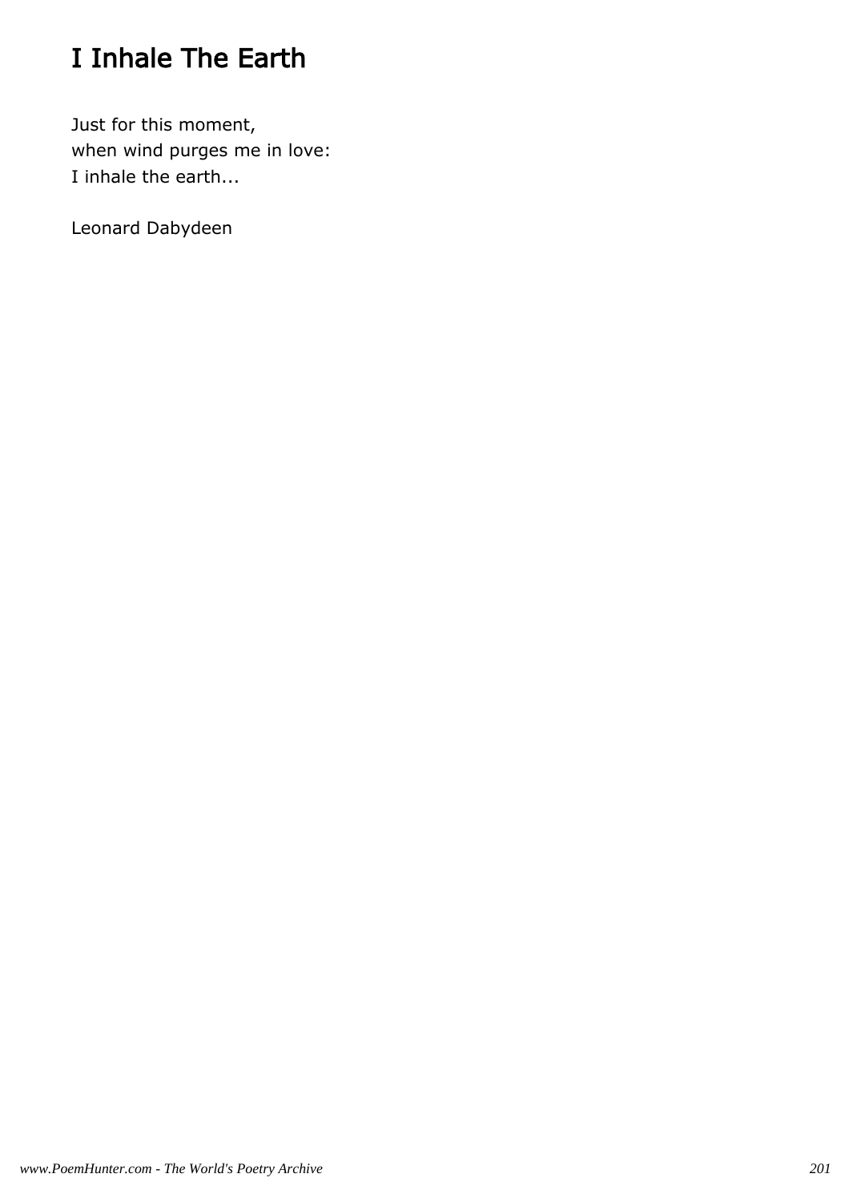# I Inhale The Earth

Just for this moment,  
when wind purges me in love:  
I inhale the earth...

Leonard Dabydeen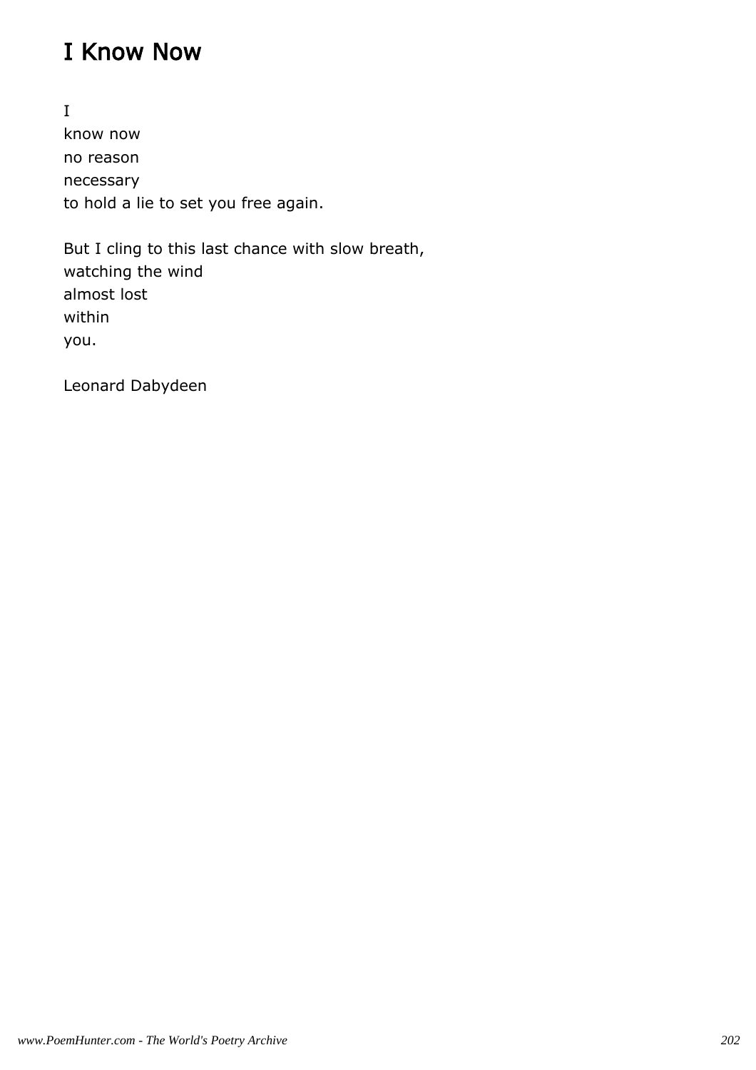## I Know Now

I  
know now  
no reason  
necessary  
to hold a lie to set you free again.

But I cling to this last chance with slow breath,  
watching the wind  
almost lost  
within  
you.

Leonard Dabydeen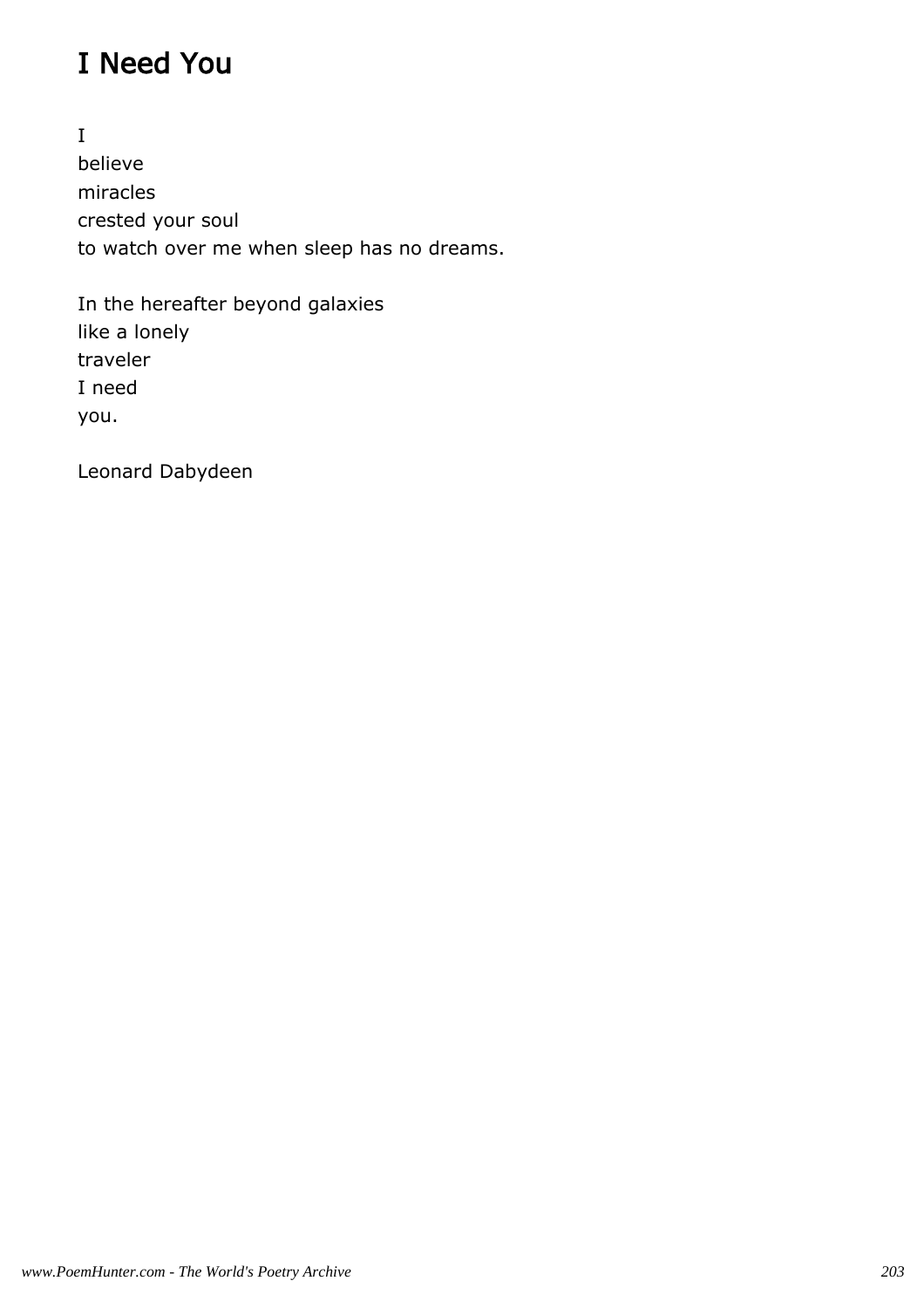# I Need You

I
believe
miracles
crested your soul
to watch over me when sleep has no dreams.

In the hereafter beyond galaxies
like a lonely
traveler
I need
you.

Leonard Dabydeen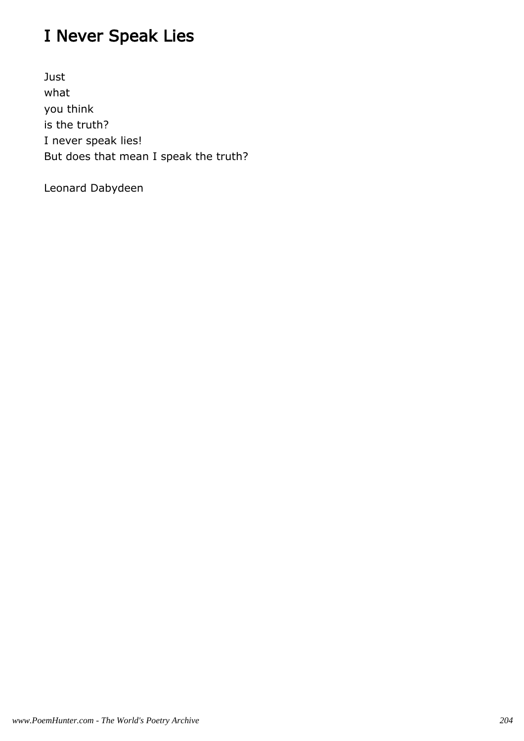# I Never Speak Lies

Just
what
you think
is the truth?
I never speak lies!
But does that mean I speak the truth?

Leonard Dabydeen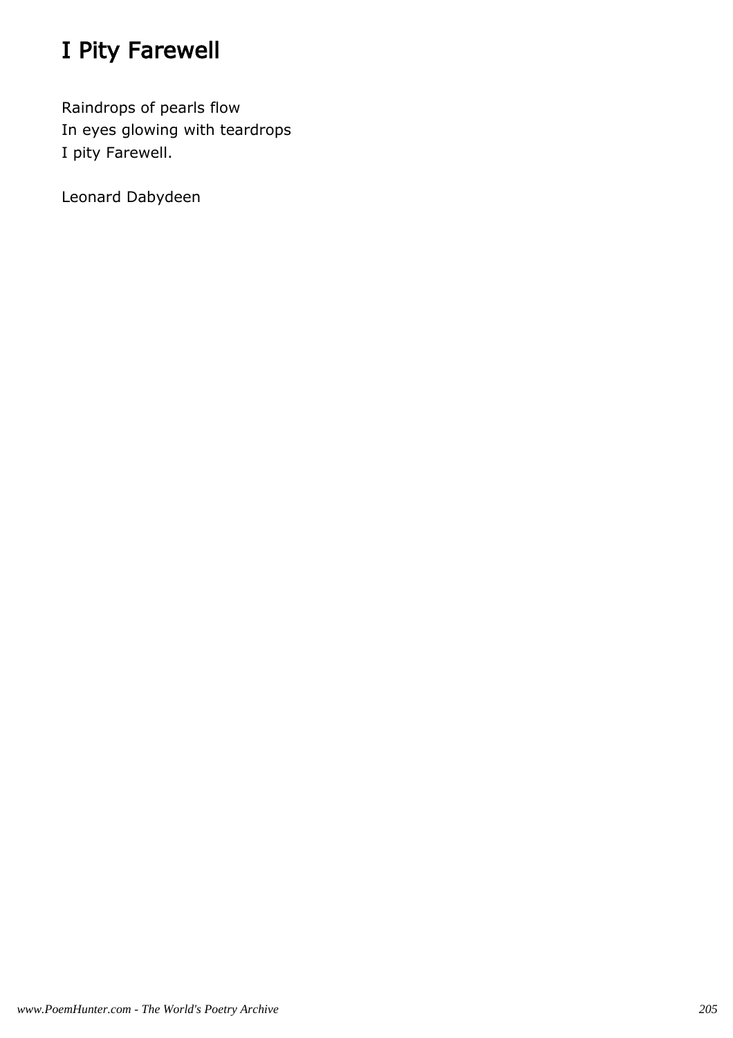# I Pity Farewell

Raindrops of pearls flow  
In eyes glowing with teardrops  
I pity Farewell.

Leonard Dabydeen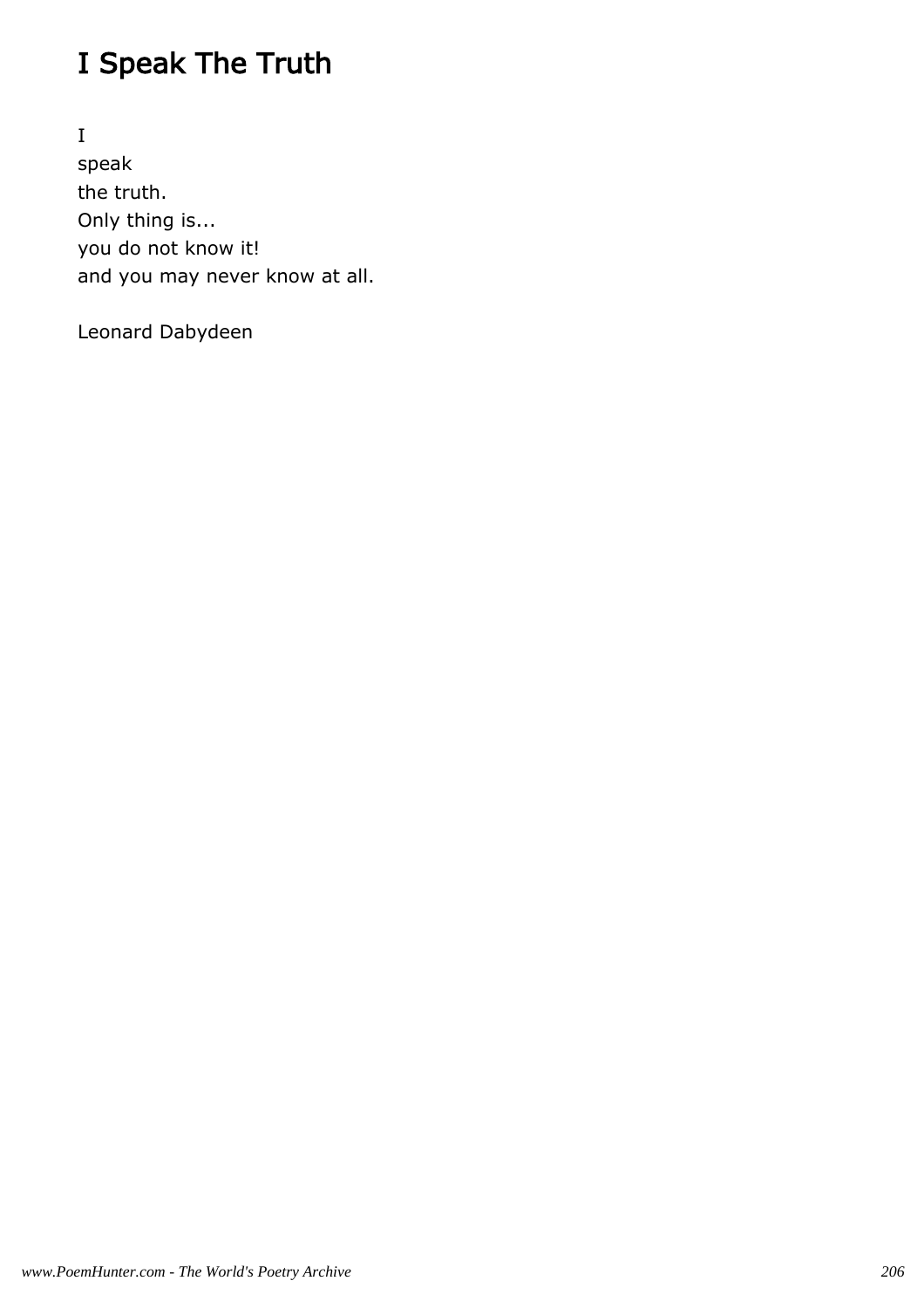# I Speak The Truth

I
speak
the truth.
Only thing is...
you do not know it!
and you may never know at all.

Leonard Dabydeen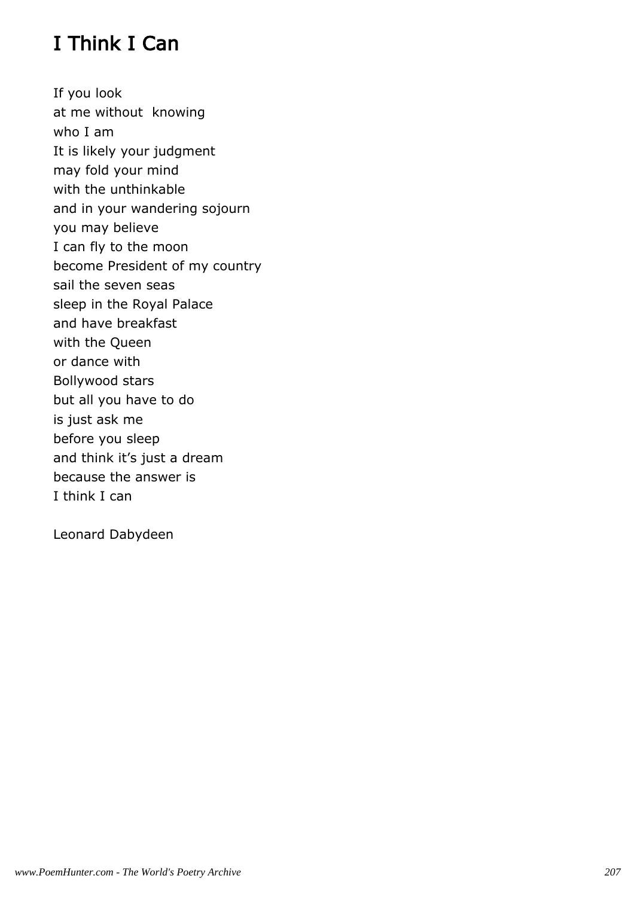# I Think I Can

If you look  
at me without knowing  
who I am  
It is likely your judgment  
may fold your mind  
with the unthinkable  
and in your wandering sojourn  
you may believe  
I can fly to the moon  
become President of my country  
sail the seven seas  
sleep in the Royal Palace  
and have breakfast  
with the Queen  
or dance with  
Bollywood stars  
but all you have to do  
is just ask me  
before you sleep  
and think it’s just a dream  
because the answer is  
I think I can

Leonard Dabydeen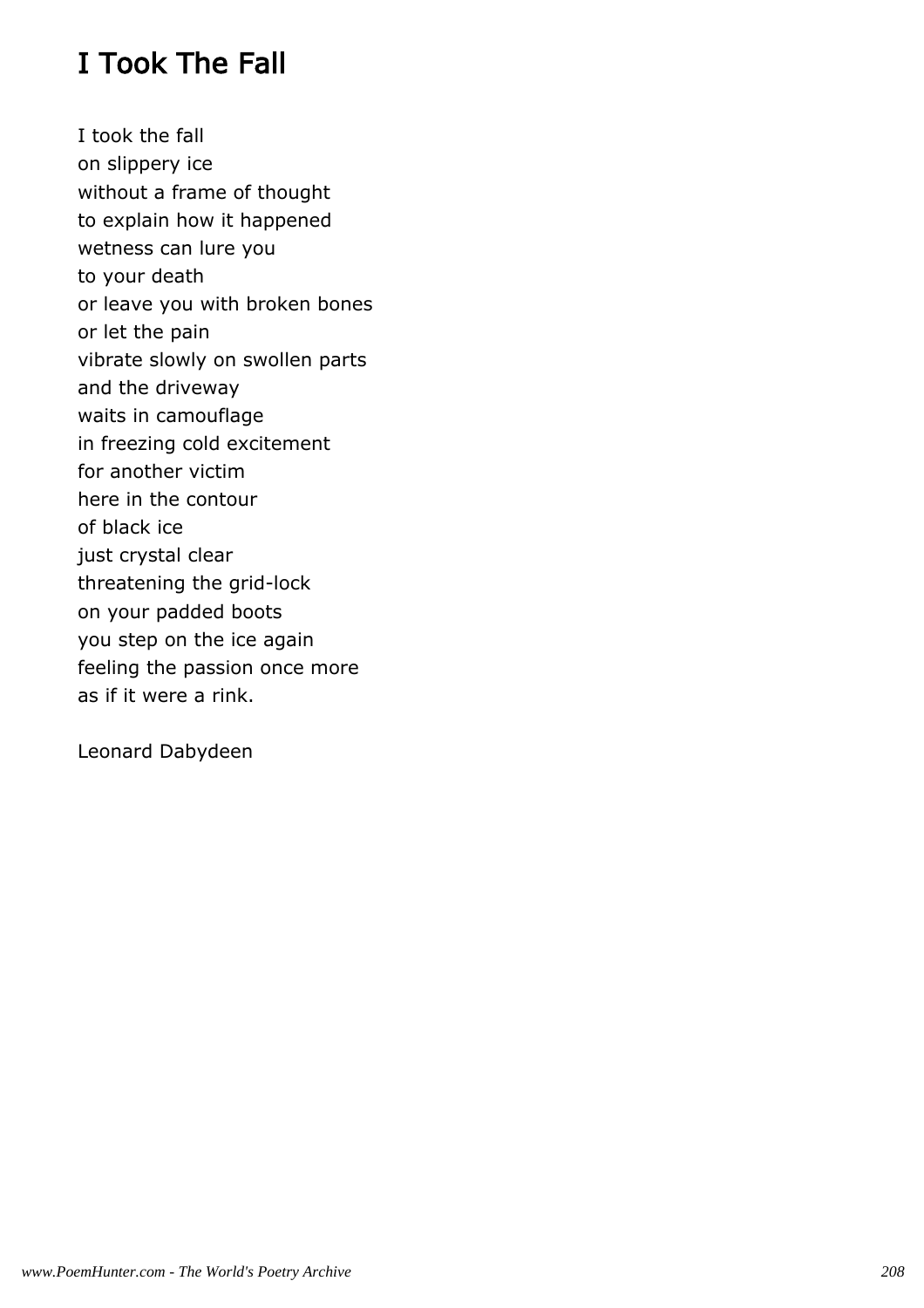# I Took The Fall

I took the fall  
on slippery ice  
without a frame of thought  
to explain how it happened  
wetness can lure you  
to your death  
or leave you with broken bones  
or let the pain  
vibrate slowly on swollen parts  
and the driveway  
waits in camouflage  
in freezing cold excitement  
for another victim  
here in the contour  
of black ice  
just crystal clear  
threatening the grid-lock  
on your padded boots  
you step on the ice again  
feeling the passion once more  
as if it were a rink.

Leonard Dabydeen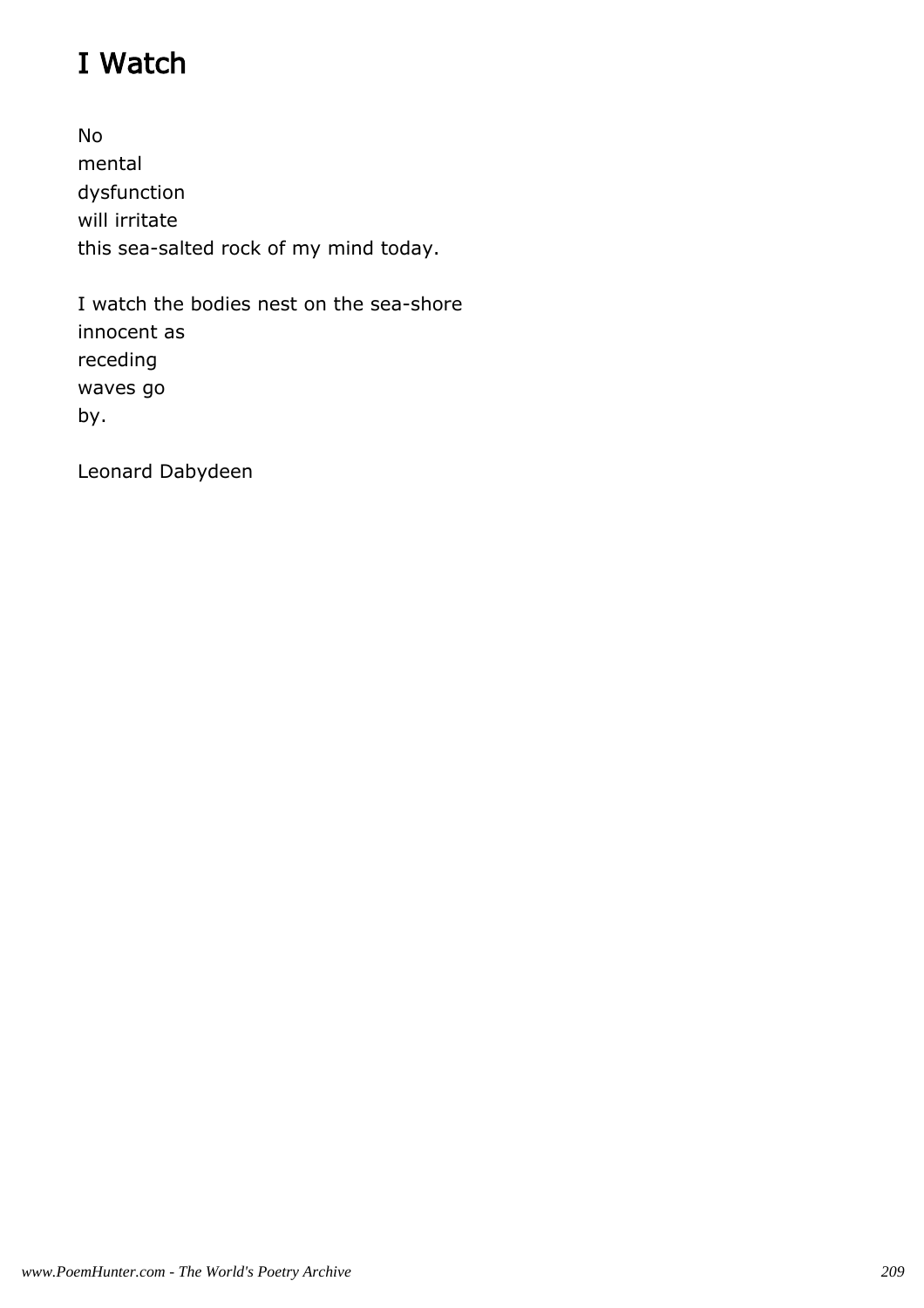# I Watch

No  
mental  
dysfunction  
will irritate  
this sea-salted rock of my mind today.

I watch the bodies nest on the sea-shore  
innocent as  
receding  
waves go  
by.

Leonard Dabydeen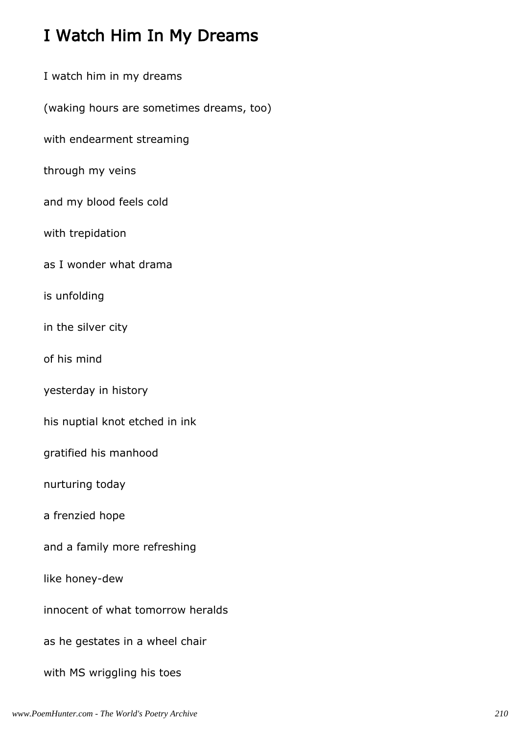# I Watch Him In My Dreams

I watch him in my dreams

(waking hours are sometimes dreams, too)

with endearment streaming

through my veins

and my blood feels cold

with trepidation

as I wonder what drama

is unfolding

in the silver city

of his mind

yesterday in history

his nuptial knot etched in ink

gratified his manhood

nurturing today

a frenzied hope

and a family more refreshing

like honey-dew

innocent of what tomorrow heralds

as he gestates in a wheel chair

with MS wriggling his toes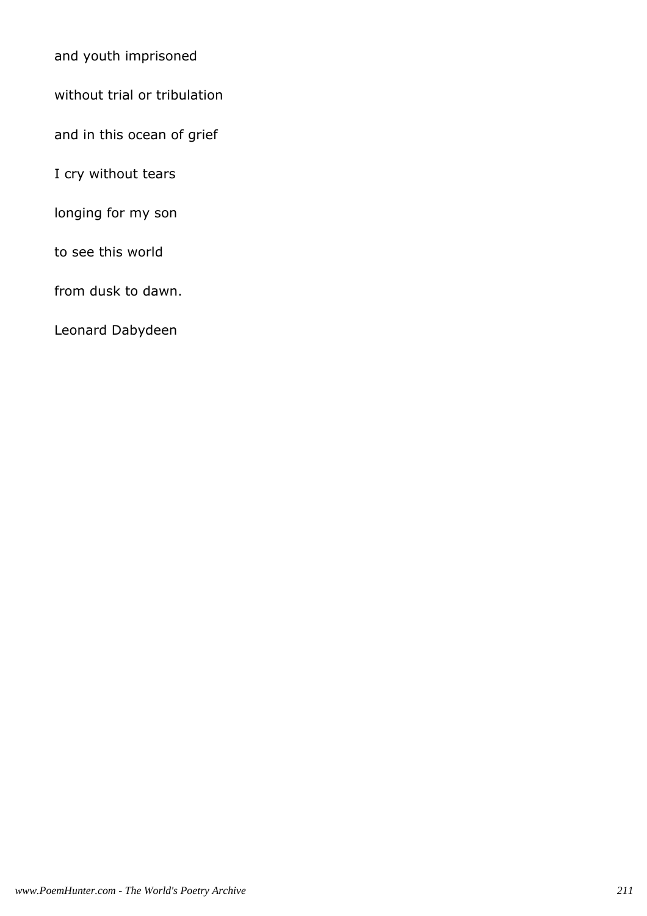and youth imprisoned

without trial or tribulation

and in this ocean of grief

I cry without tears

longing for my son

to see this world

from dusk to dawn.

Leonard Dabydeen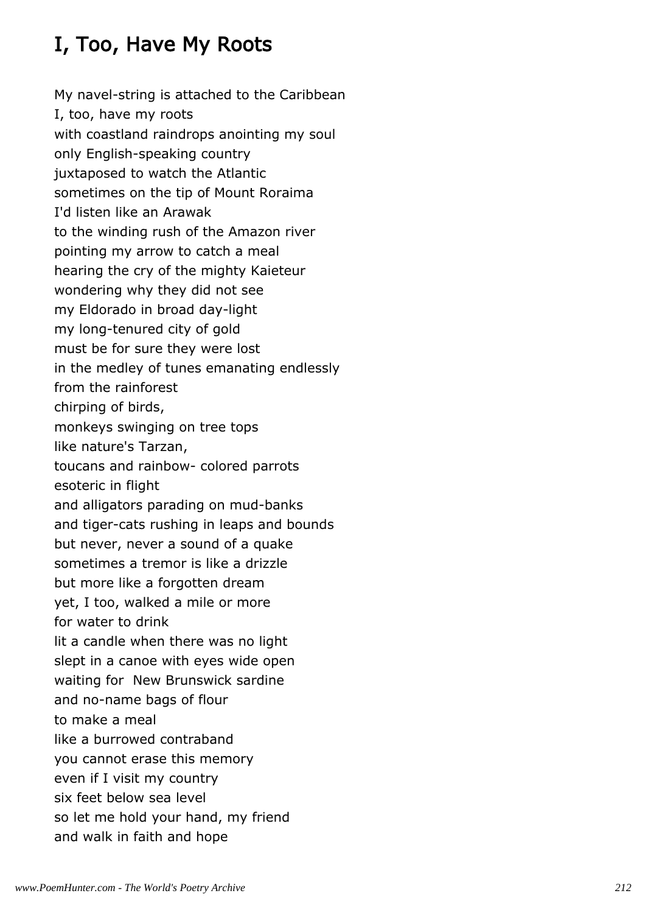## I, Too, Have My Roots

My navel-string is attached to the Caribbean
I, too, have my roots
with coastland raindrops anointing my soul
only English-speaking country
juxtaposed to watch the Atlantic
sometimes on the tip of Mount Roraima
I'd listen like an Arawak
to the winding rush of the Amazon river
pointing my arrow to catch a meal
hearing the cry of the mighty Kaieteur
wondering why they did not see
my Eldorado in broad day-light
my long-tenured city of gold
must be for sure they were lost
in the medley of tunes emanating endlessly
from the rainforest
chirping of birds,
monkeys swinging on tree tops
like nature's Tarzan,
toucans and rainbow- colored parrots
esoteric in flight
and alligators parading on mud-banks
and tiger-cats rushing in leaps and bounds
but never, never a sound of a quake
sometimes a tremor is like a drizzle
but more like a forgotten dream
yet, I too, walked a mile or more
for water to drink
lit a candle when there was no light
slept in a canoe with eyes wide open
waiting for New Brunswick sardine
and no-name bags of flour
to make a meal
like a burrowed contraband
you cannot erase this memory
even if I visit my country
six feet below sea level
so let me hold your hand, my friend
and walk in faith and hope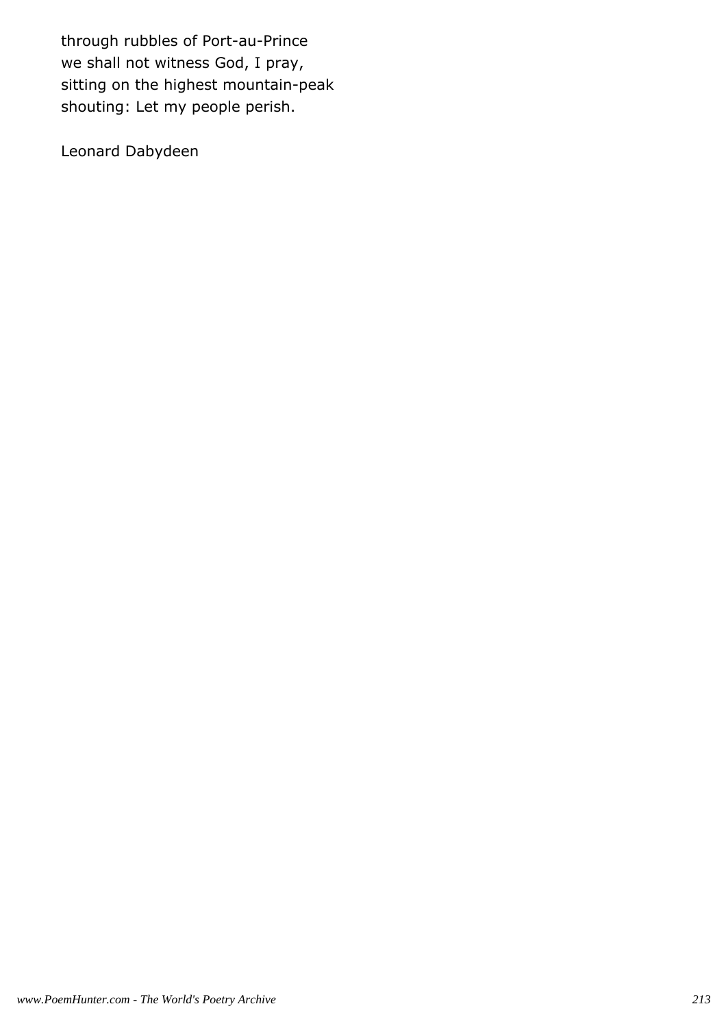through rubbles of Port-au-Prince
we shall not witness God, I pray,
sitting on the highest mountain-peak
shouting: Let my people perish.

Leonard Dabydeen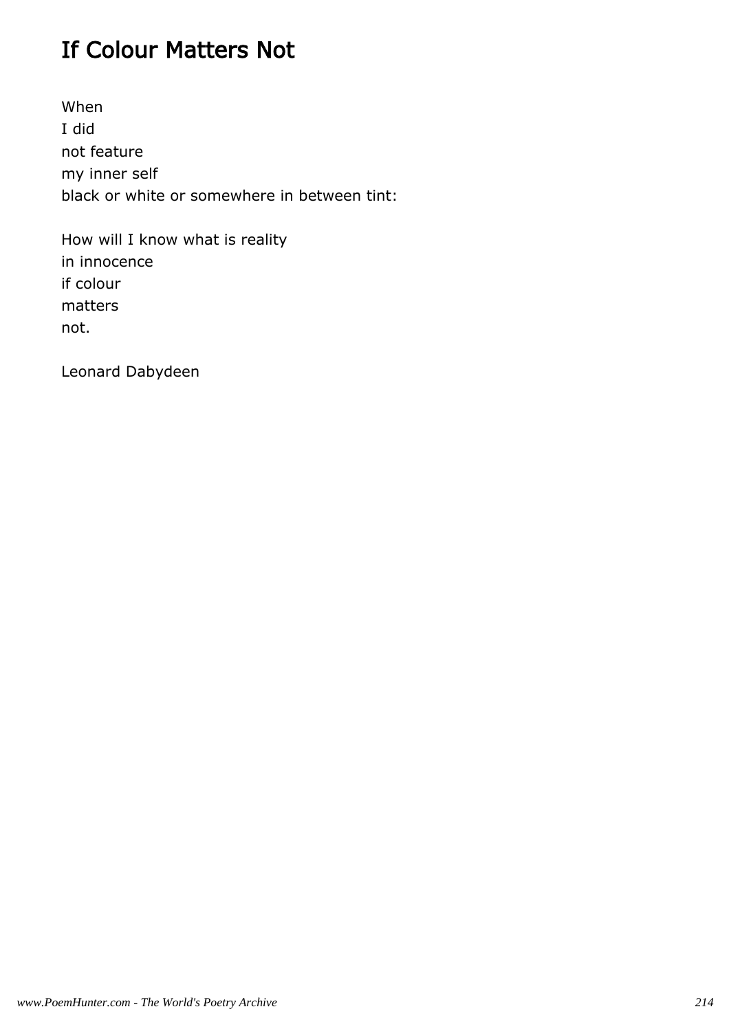# If Colour Matters Not

When
I did
not feature
my inner self
black or white or somewhere in between tint:

How will I know what is reality
in innocence
if colour
matters
not.

Leonard Dabydeen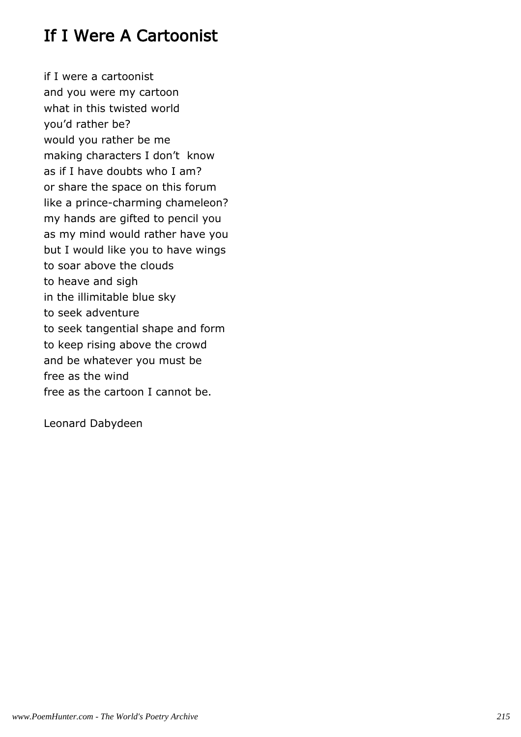# If I Were A Cartoonist

if I were a cartoonist
and you were my cartoon
what in this twisted world
you'd rather be?
would you rather be me
making characters I don't  know
as if I have doubts who I am?
or share the space on this forum
like a prince-charming chameleon?
my hands are gifted to pencil you
as my mind would rather have you
but I would like you to have wings
to soar above the clouds
to heave and sigh
in the illimitable blue sky
to seek adventure
to seek tangential shape and form
to keep rising above the crowd
and be whatever you must be
free as the wind
free as the cartoon I cannot be.

Leonard Dabydeen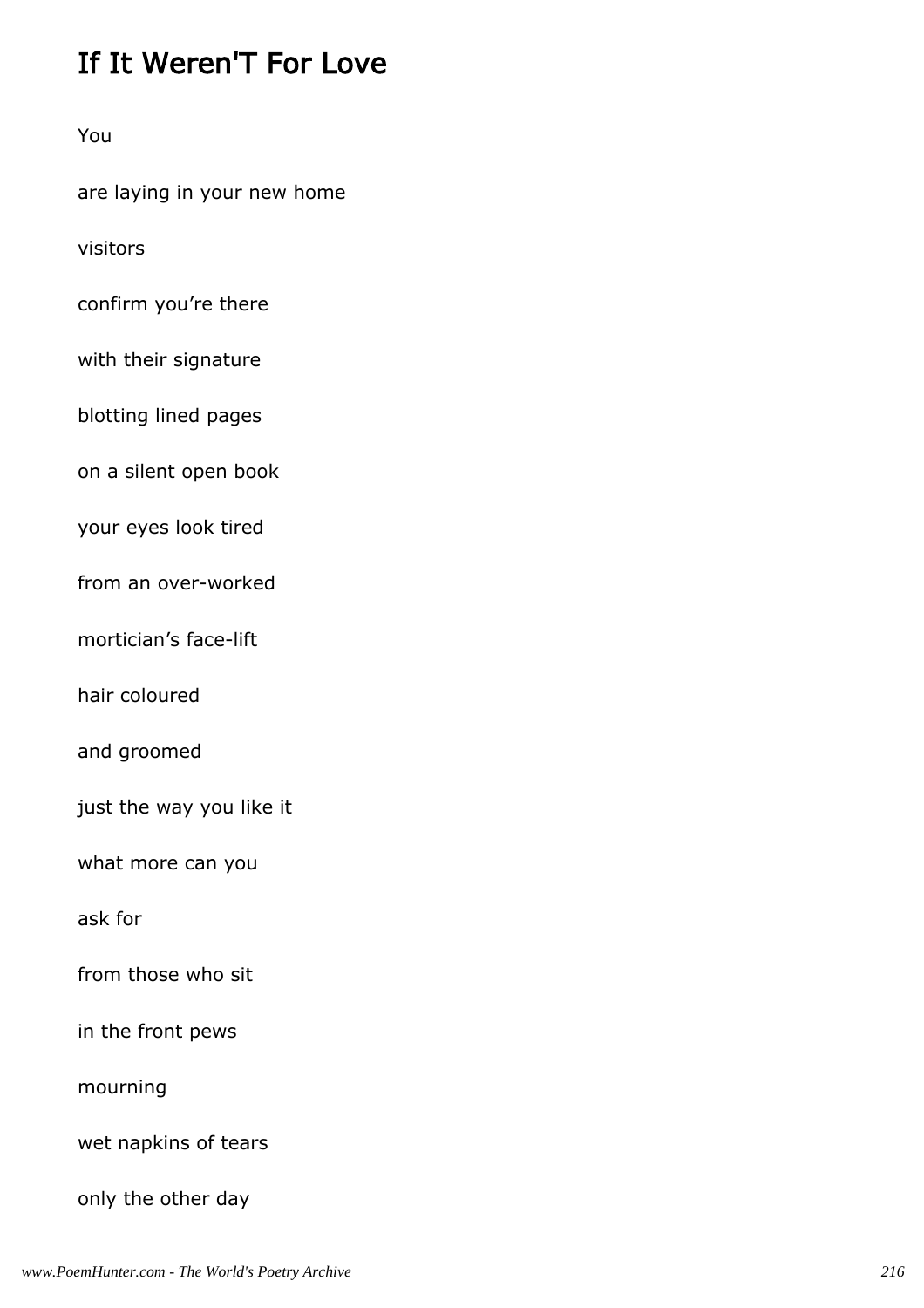# If It Weren'T For Love

You

are laying in your new home

visitors

confirm you're there

with their signature

blotting lined pages

on a silent open book

your eyes look tired

from an over-worked

mortician's face-lift

hair coloured

and groomed

just the way you like it

what more can you

ask for

from those who sit

in the front pews

mourning

wet napkins of tears

only the other day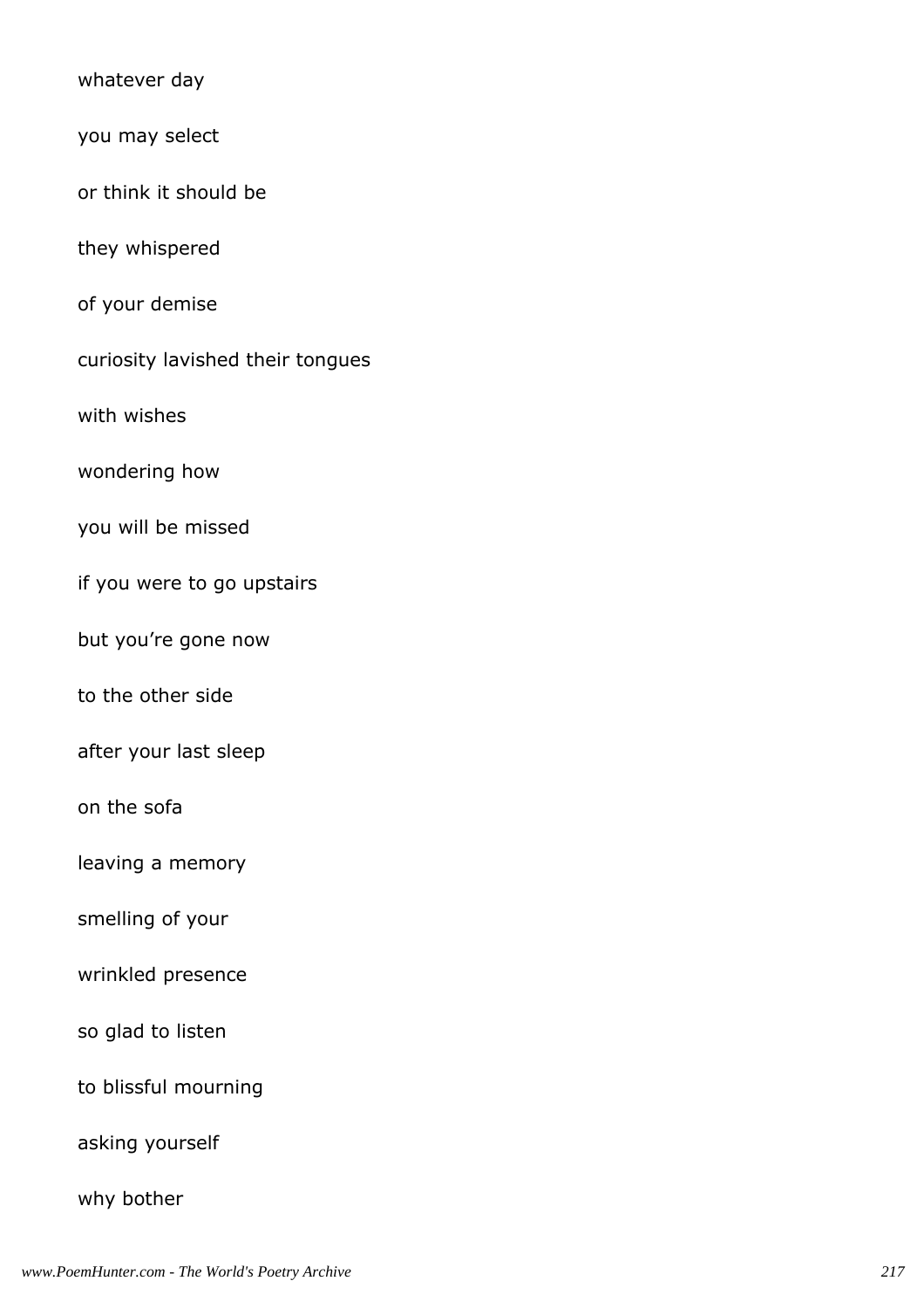whatever day

you may select

or think it should be

they whispered

of your demise

curiosity lavished their tongues

with wishes

wondering how

you will be missed

if you were to go upstairs

but you're gone now

to the other side

after your last sleep

on the sofa

leaving a memory

smelling of your

wrinkled presence

so glad to listen

to blissful mourning

asking yourself

why bother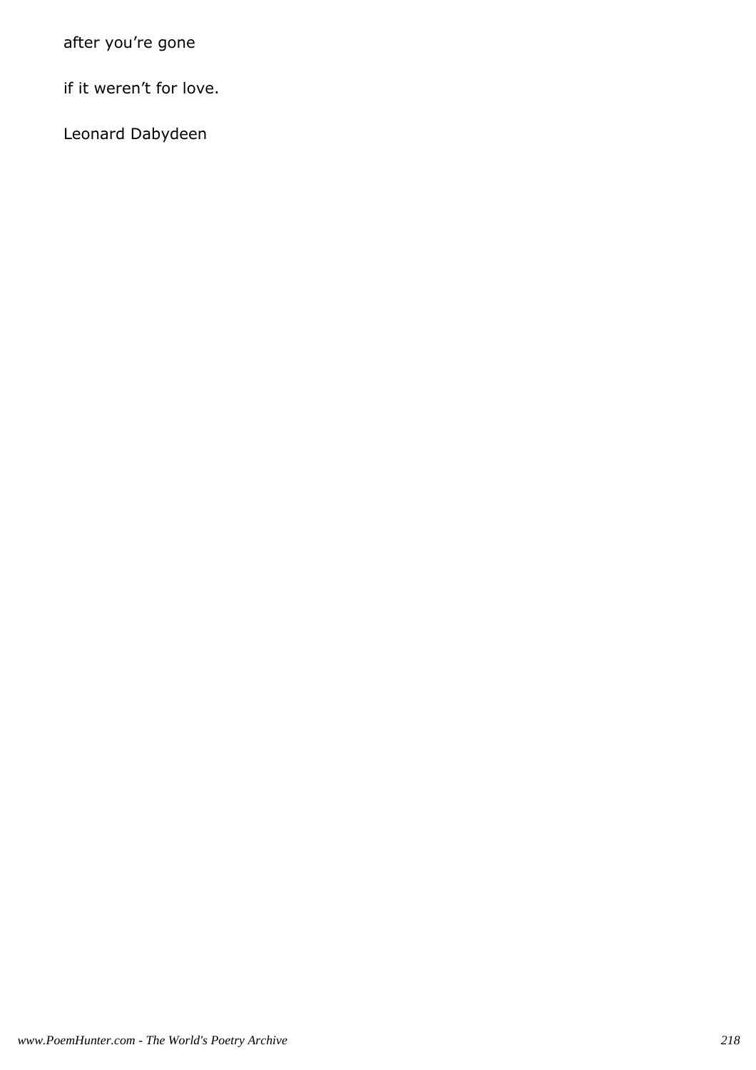after you’re gone

if it weren’t for love.

Leonard Dabydeen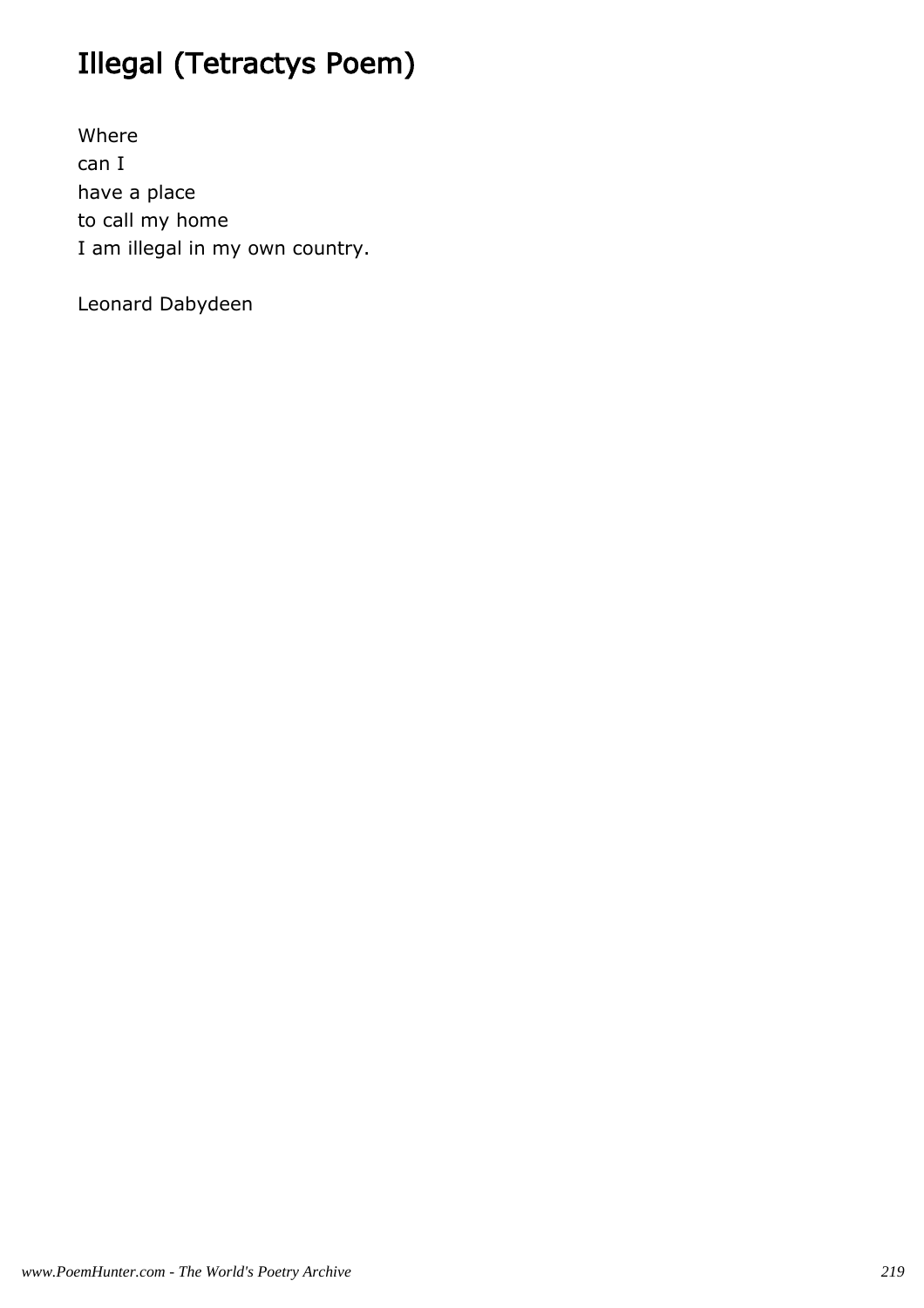# Illegal (Tetractys Poem)

Where  
can I  
have a place  
to call my home  
I am illegal in my own country.

Leonard Dabydeen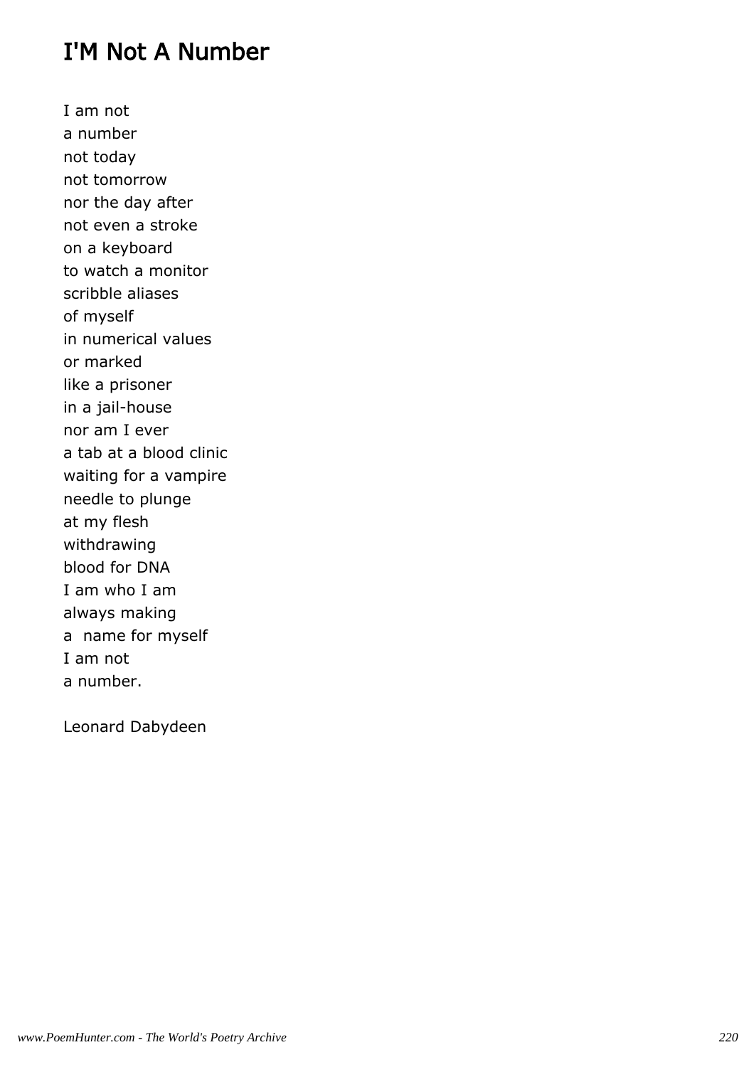## I'M Not A Number

I am not  
a number  
not today  
not tomorrow  
nor the day after  
not even a stroke  
on a keyboard  
to watch a monitor  
scribble aliases  
of myself  
in numerical values  
or marked  
like a prisoner  
in a jail-house  
nor am I ever  
a tab at a blood clinic  
waiting for a vampire  
needle to plunge  
at my flesh  
withdrawing  
blood for DNA  
I am who I am  
always making  
a  name for myself  
I am not  
a number.

Leonard Dabydeen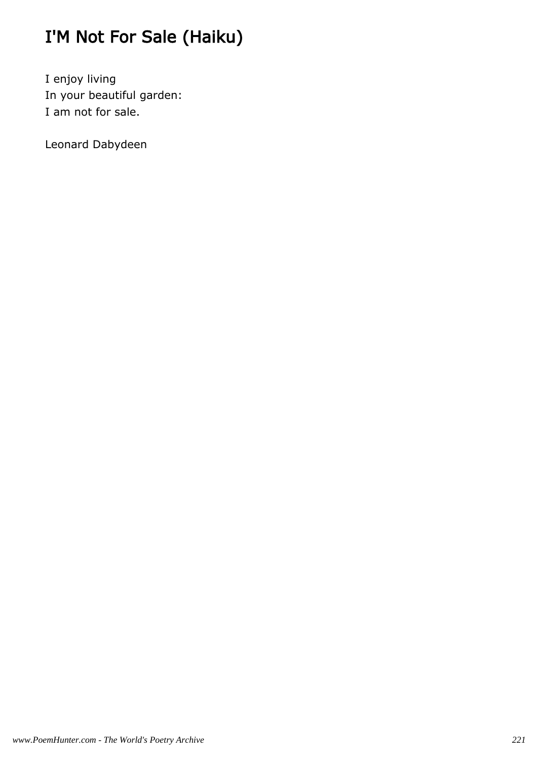# I'M Not For Sale (Haiku)

I enjoy living
In your beautiful garden:
I am not for sale.

Leonard Dabydeen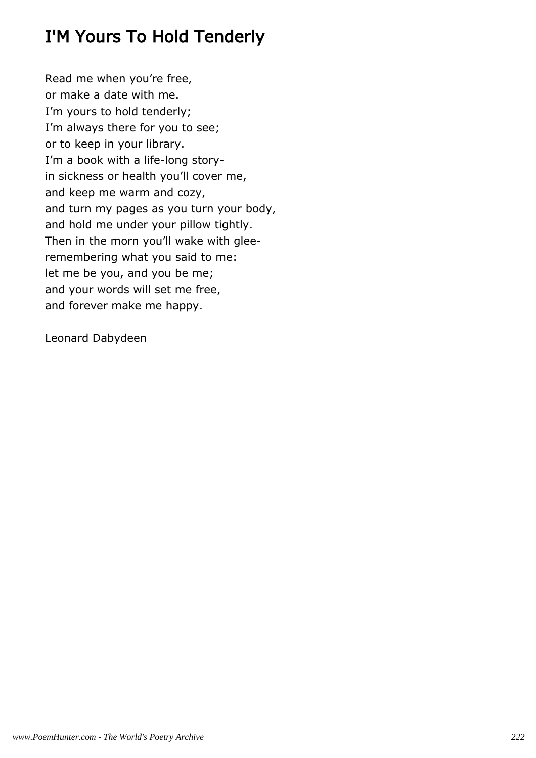# I'M Yours To Hold Tenderly

Read me when you’re free,  
or make a date with me.  
I’m yours to hold tenderly;  
I’m always there for you to see;  
or to keep in your library.  
I’m a book with a life-long story-  
in sickness or health you’ll cover me,  
and keep me warm and cozy,  
and turn my pages as you turn your body,  
and hold me under your pillow tightly.  
Then in the morn you’ll wake with glee-  
remembering what you said to me:  
let me be you, and you be me;  
and your words will set me free,  
and forever make me happy.

Leonard Dabydeen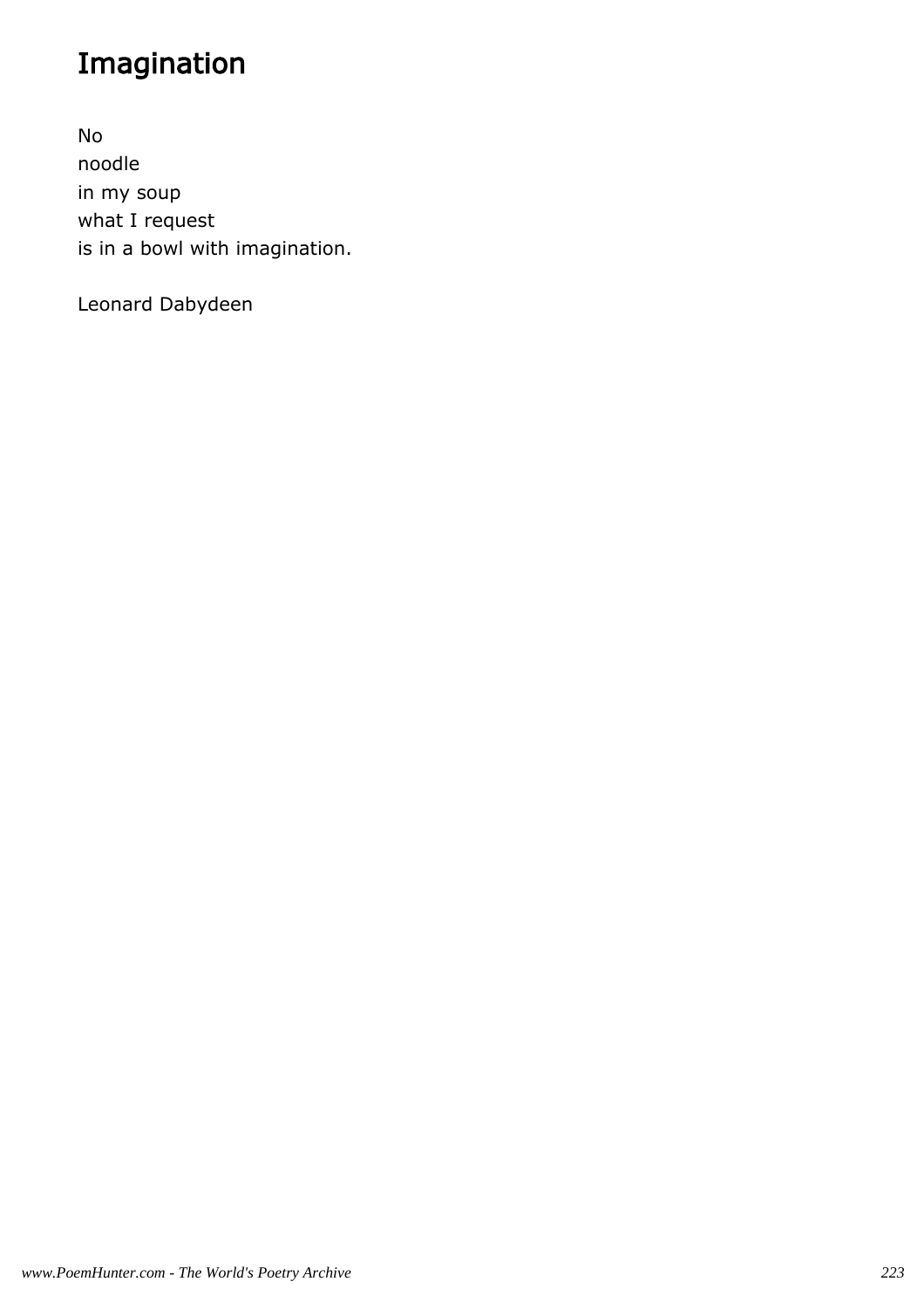# Imagination

No
noodle
in my soup
what I request
is in a bowl with imagination.

Leonard Dabydeen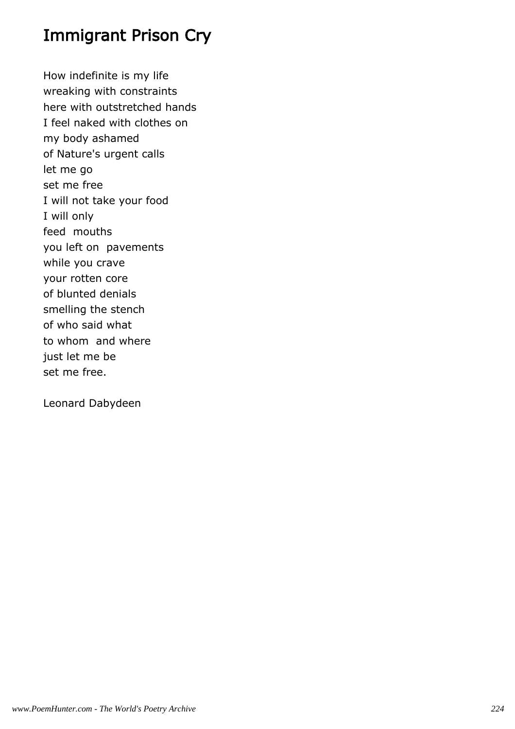# Immigrant Prison Cry

How indefinite is my life
wreaking with constraints
here with outstretched hands
I feel naked with clothes on
my body ashamed
of Nature's urgent calls
let me go
set me free
I will not take your food
I will only
feed mouths
you left on pavements
while you crave
your rotten core
of blunted denials
smelling the stench
of who said what
to whom and where
just let me be
set me free.

Leonard Dabydeen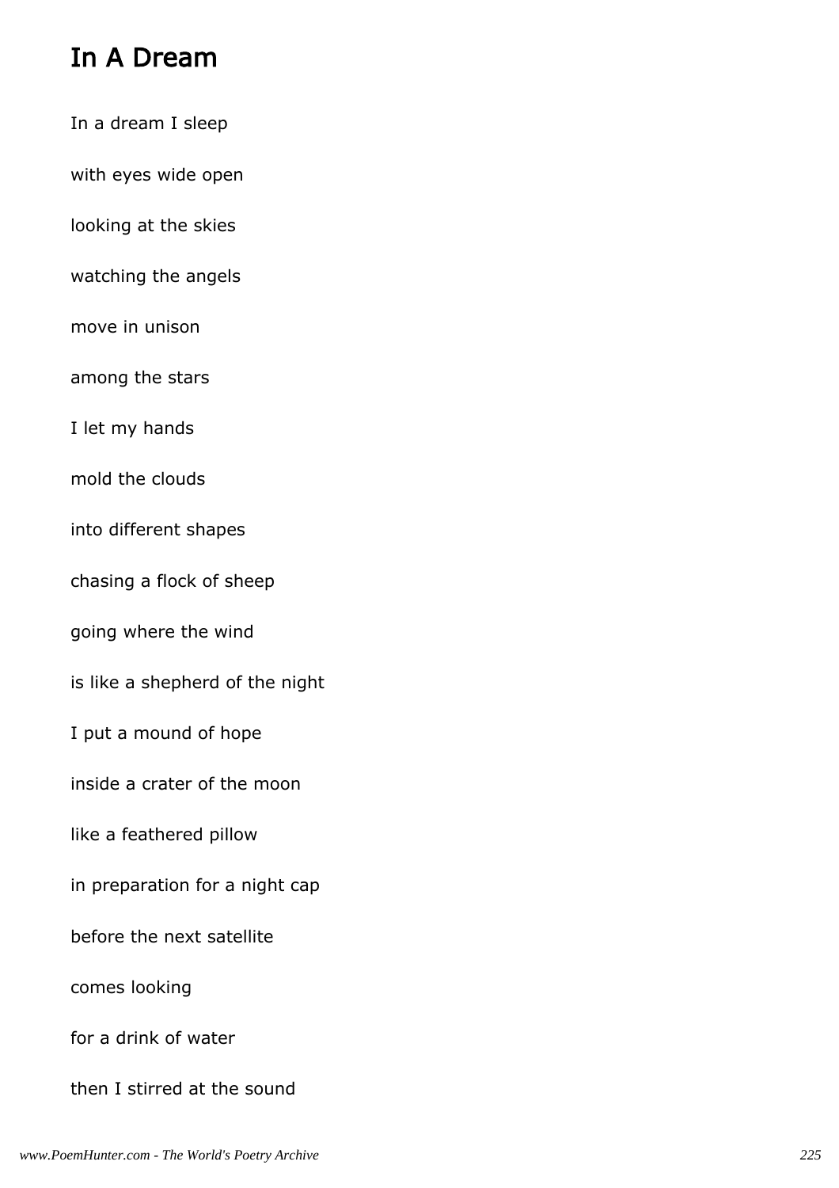## In A Dream

In a dream I sleep

with eyes wide open

looking at the skies

watching the angels

move in unison

among the stars

I let my hands

mold the clouds

into different shapes

chasing a flock of sheep

going where the wind

is like a shepherd of the night

I put a mound of hope

inside a crater of the moon

like a feathered pillow

in preparation for a night cap

before the next satellite

comes looking

for a drink of water

then I stirred at the sound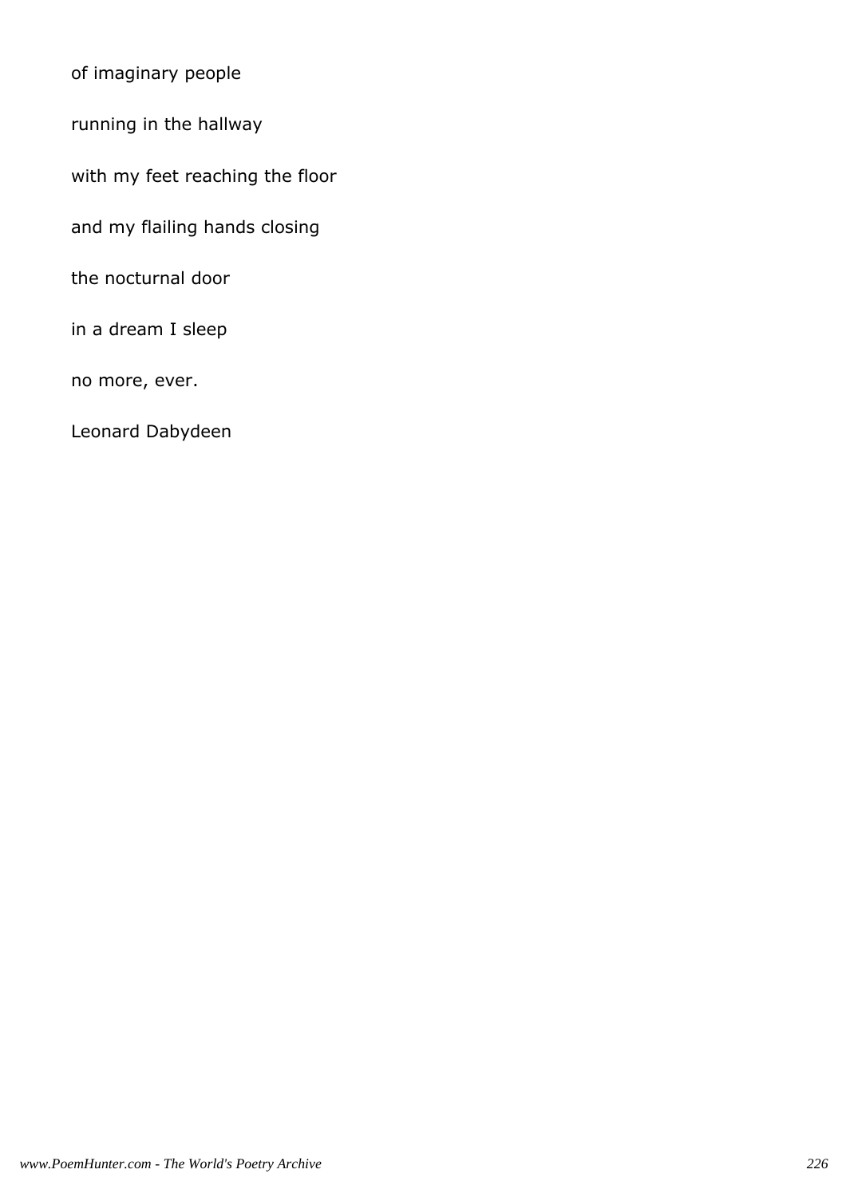of imaginary people

running in the hallway

with my feet reaching the floor

and my flailing hands closing

the nocturnal door

in a dream I sleep

no more, ever.

Leonard Dabydeen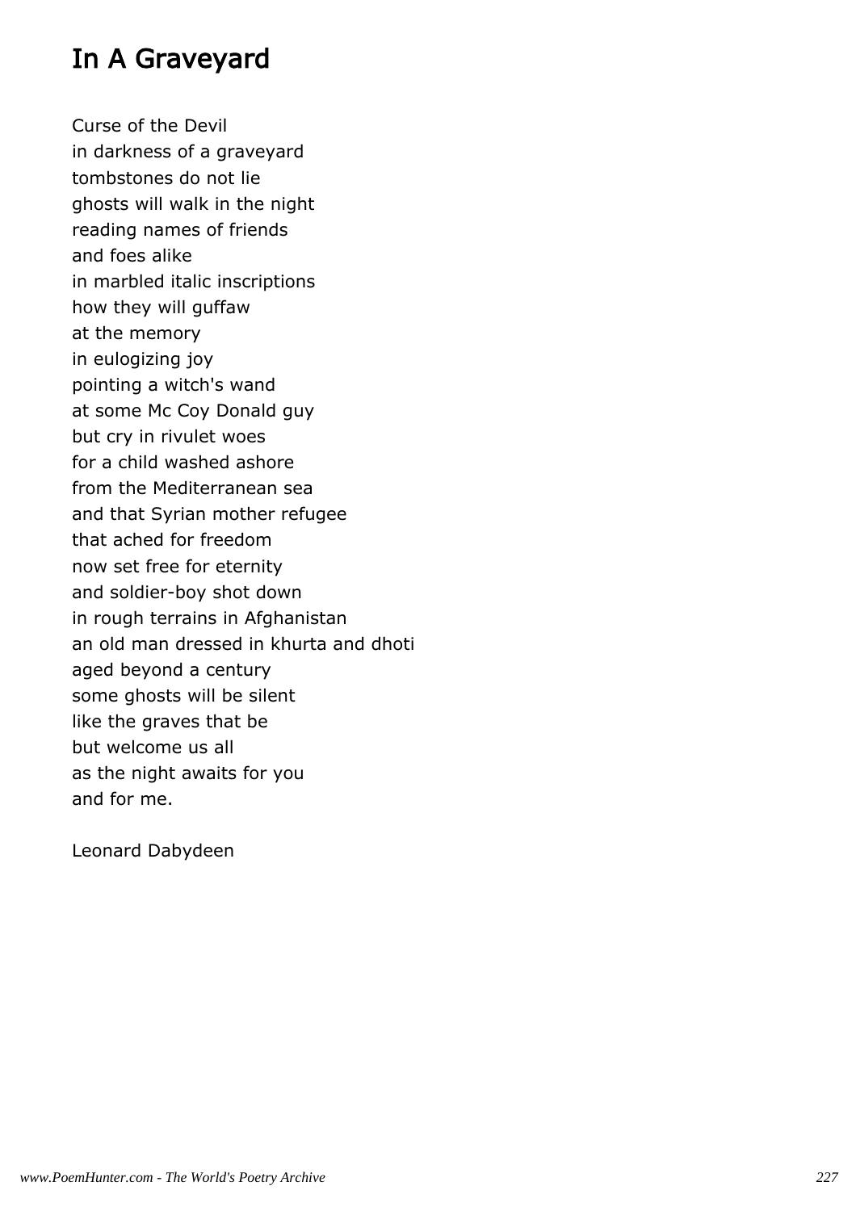# In A Graveyard

Curse of the Devil  
in darkness of a graveyard  
tombstones do not lie  
ghosts will walk in the night  
reading names of friends  
and foes alike  
in marbled italic inscriptions  
how they will guffaw  
at the memory  
in eulogizing joy  
pointing a witch's wand  
at some Mc Coy Donald guy  
but cry in rivulet woes  
for a child washed ashore  
from the Mediterranean sea  
and that Syrian mother refugee  
that ached for freedom  
now set free for eternity  
and soldier-boy shot down  
in rough terrains in Afghanistan  
an old man dressed in khurta and dhoti  
aged beyond a century  
some ghosts will be silent  
like the graves that be  
but welcome us all  
as the night awaits for you  
and for me.

Leonard Dabydeen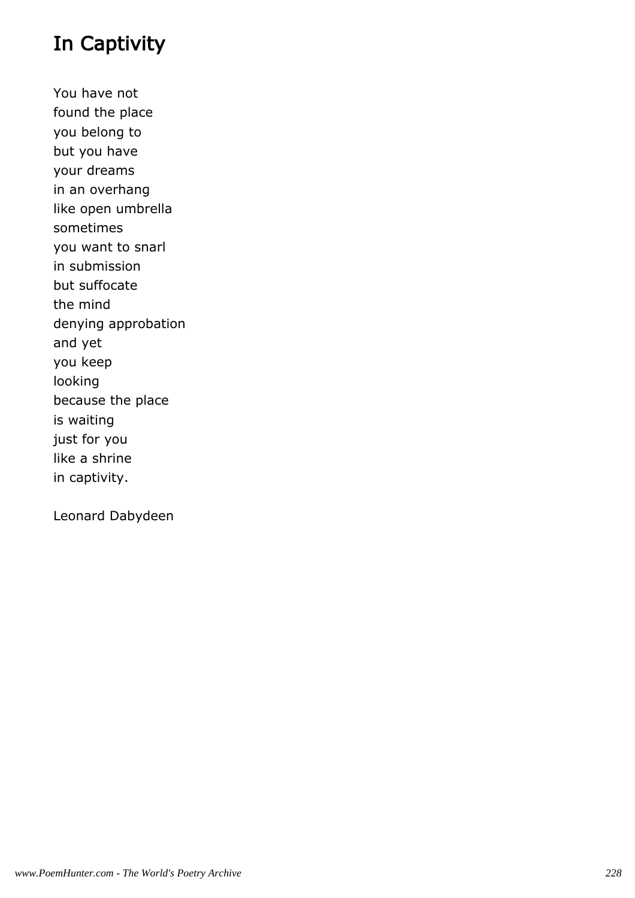# In Captivity

You have not
found the place
you belong to
but you have
your dreams
in an overhang
like open umbrella
sometimes
you want to snarl
in submission
but suffocate
the mind
denying approbation
and yet
you keep
looking
because the place
is waiting
just for you
like a shrine
in captivity.

Leonard Dabydeen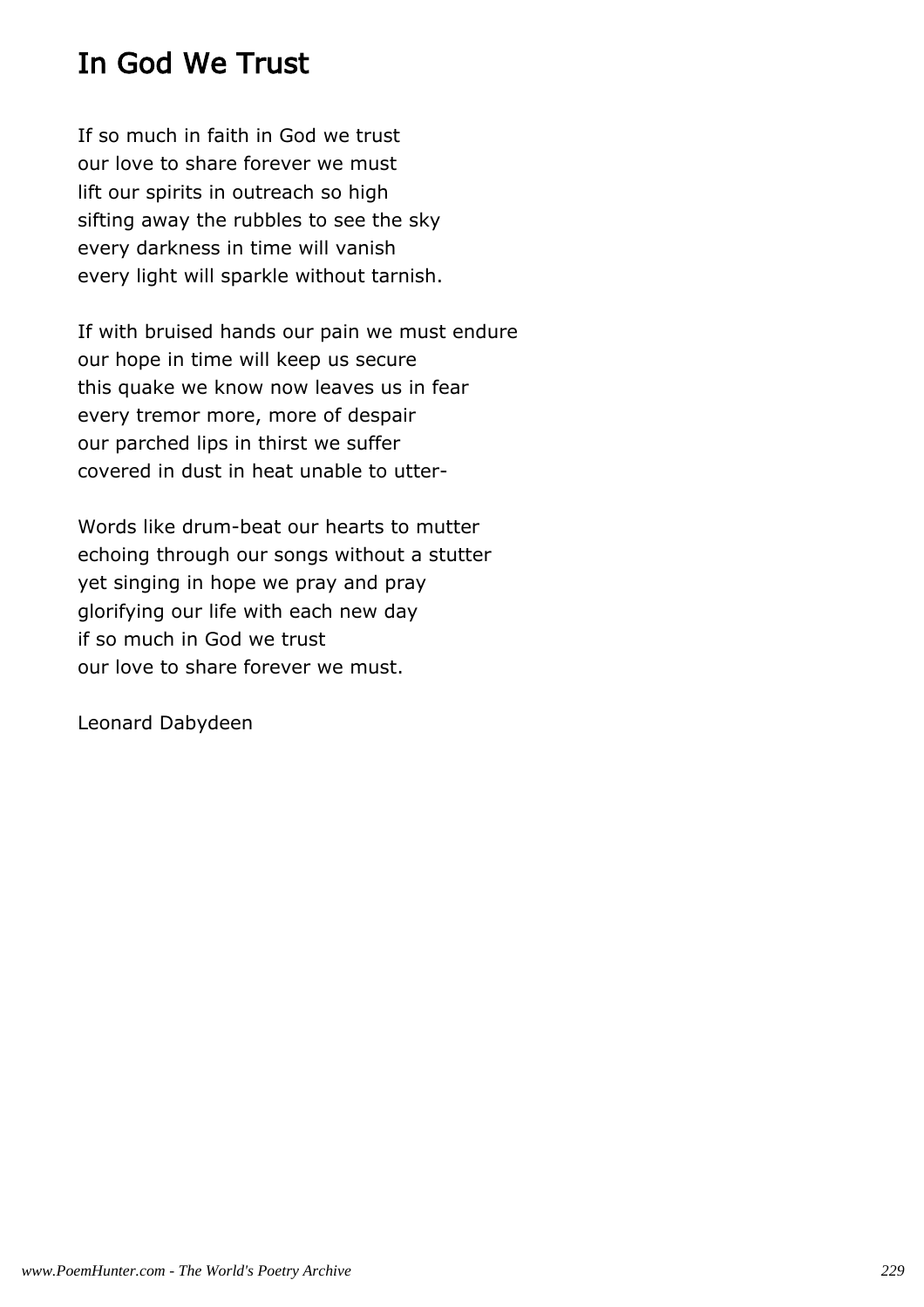## In God We Trust

If so much in faith in God we trust  
our love to share forever we must  
lift our spirits in outreach so high  
sifting away the rubbles to see the sky  
every darkness in time will vanish  
every light will sparkle without tarnish.

If with bruised hands our pain we must endure  
our hope in time will keep us secure  
this quake we know now leaves us in fear  
every tremor more, more of despair  
our parched lips in thirst we suffer  
covered in dust in heat unable to utter-

Words like drum-beat our hearts to mutter  
echoing through our songs without a stutter  
yet singing in hope we pray and pray  
glorifying our life with each new day  
if so much in God we trust  
our love to share forever we must.

Leonard Dabydeen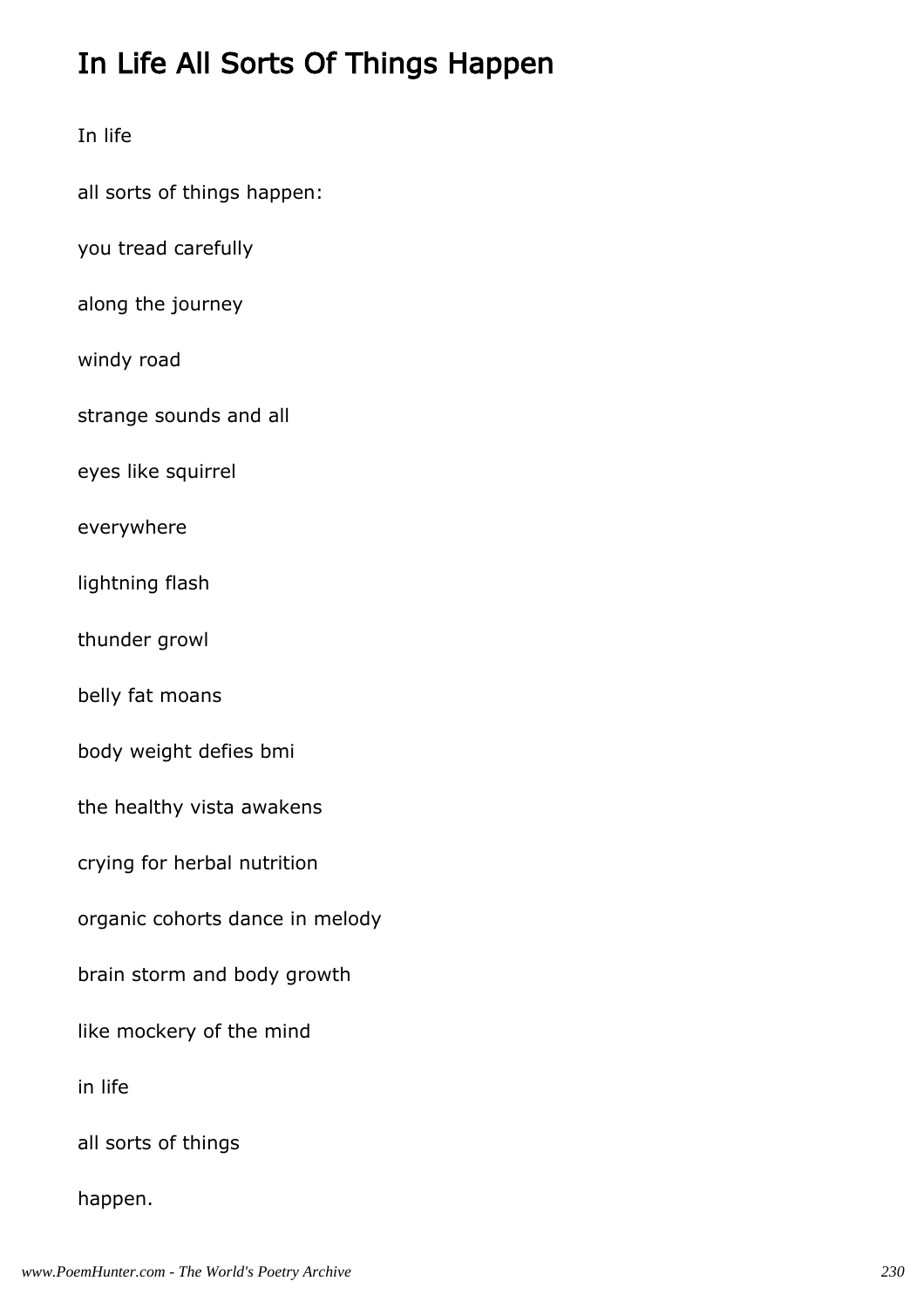# In Life All Sorts Of Things Happen

In life

all sorts of things happen:

you tread carefully

along the journey

windy road

strange sounds and all

eyes like squirrel

everywhere

lightning flash

thunder growl

belly fat moans

body weight defies bmi

the healthy vista awakens

crying for herbal nutrition

organic cohorts dance in melody

brain storm and body growth

like mockery of the mind

in life

all sorts of things

happen.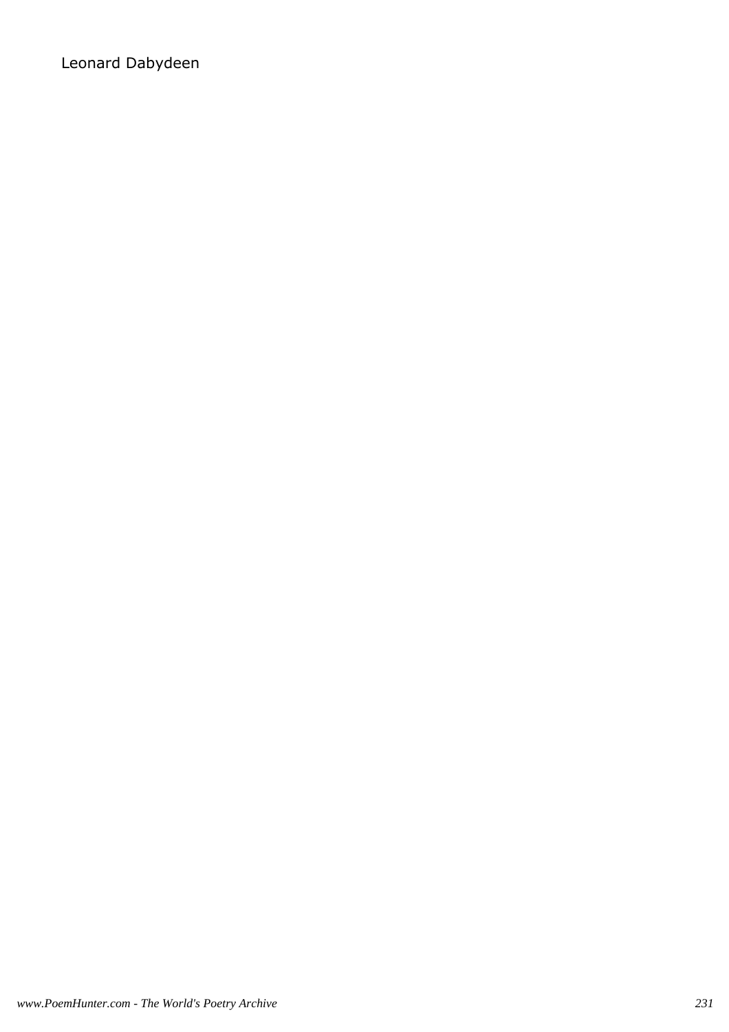Leonard Dabydeen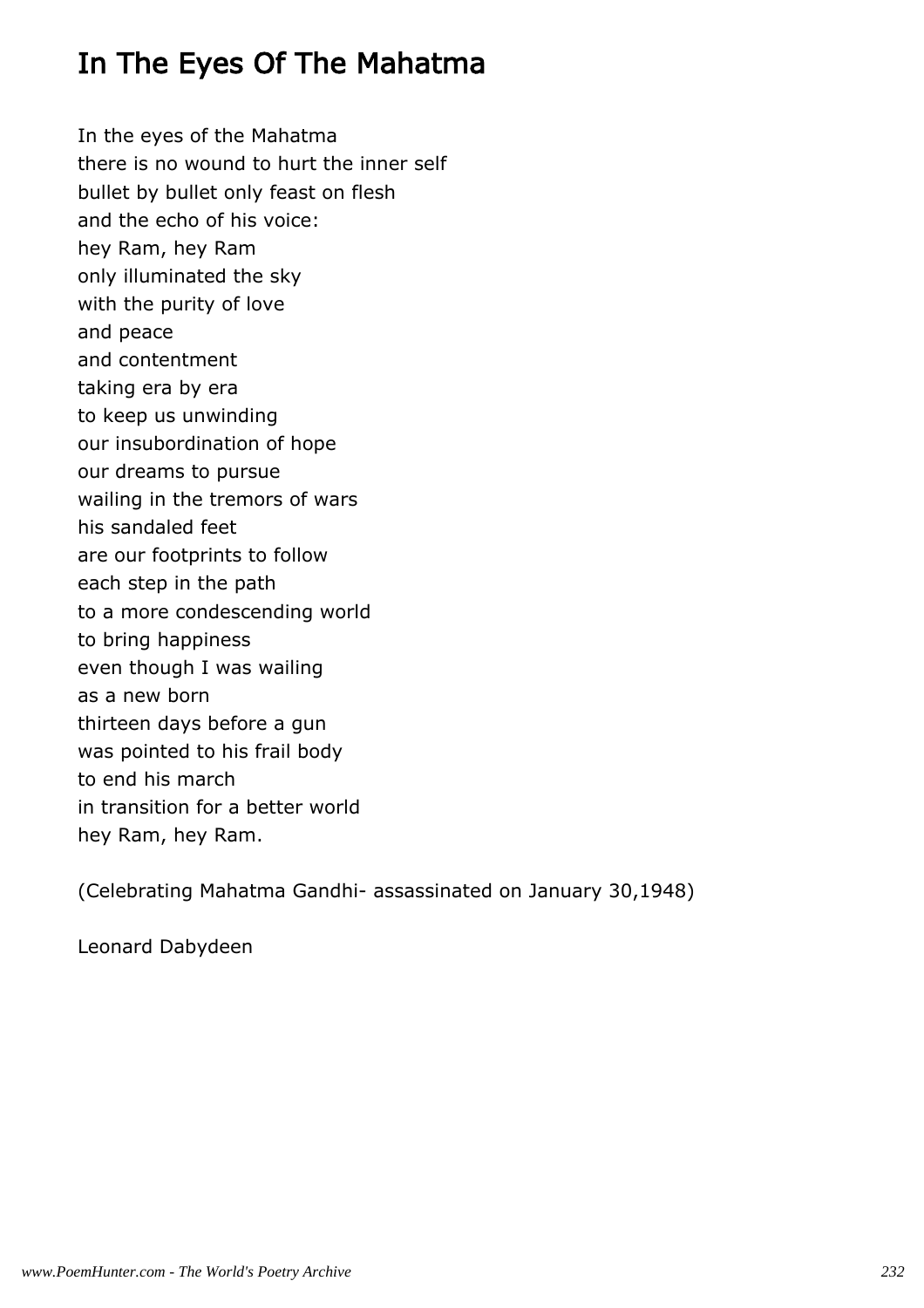# In The Eyes Of The Mahatma

In the eyes of the Mahatma  
there is no wound to hurt the inner self  
bullet by bullet only feast on flesh  
and the echo of his voice:  
hey Ram, hey Ram  
only illuminated the sky  
with the purity of love  
and peace  
and contentment  
taking era by era  
to keep us unwinding  
our insubordination of hope  
our dreams to pursue  
wailing in the tremors of wars  
his sandaled feet  
are our footprints to follow  
each step in the path  
to a more condescending world  
to bring happiness  
even though I was wailing  
as a new born  
thirteen days before a gun  
was pointed to his frail body  
to end his march  
in transition for a better world  
hey Ram, hey Ram.

(Celebrating Mahatma Gandhi- assassinated on January 30,1948)

Leonard Dabydeen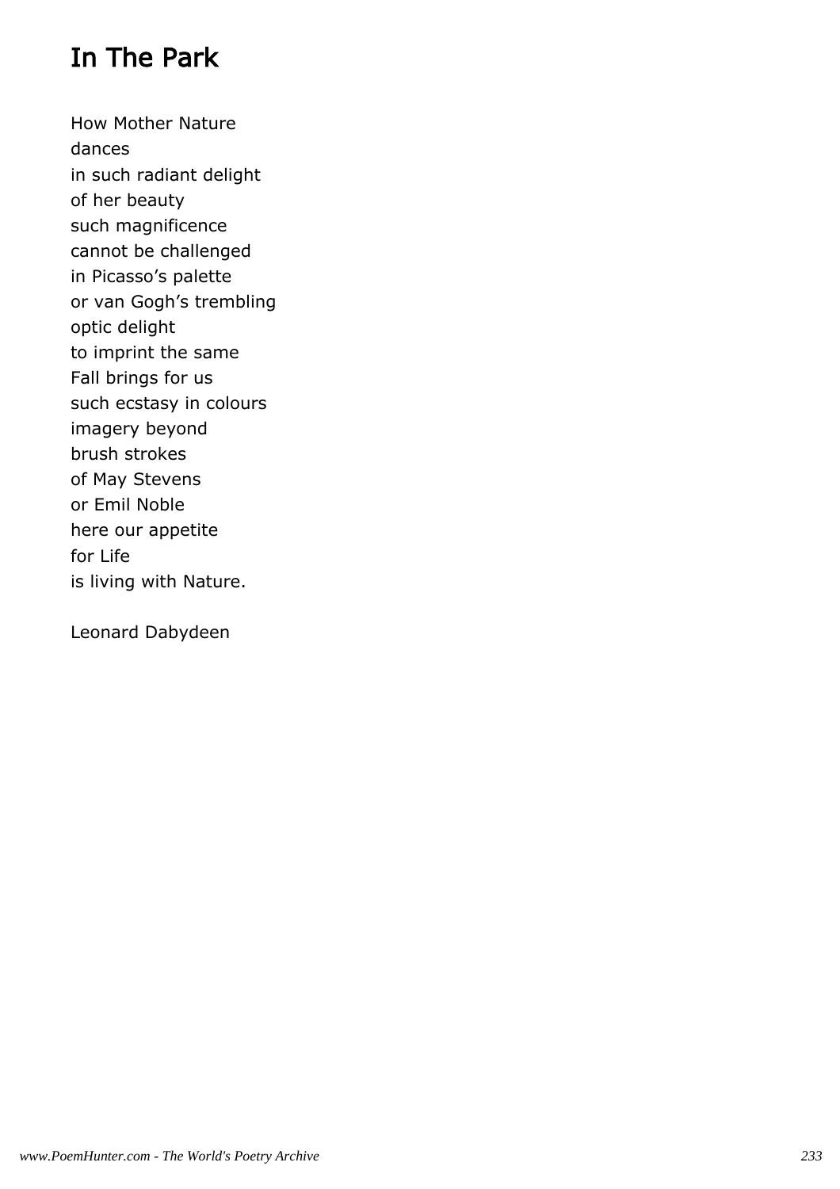# In The Park

How Mother Nature
dances
in such radiant delight
of her beauty
such magnificence
cannot be challenged
in Picasso's palette
or van Gogh's trembling
optic delight
to imprint the same
Fall brings for us
such ecstasy in colours
imagery beyond
brush strokes
of May Stevens
or Emil Noble
here our appetite
for Life
is living with Nature.

Leonard Dabydeen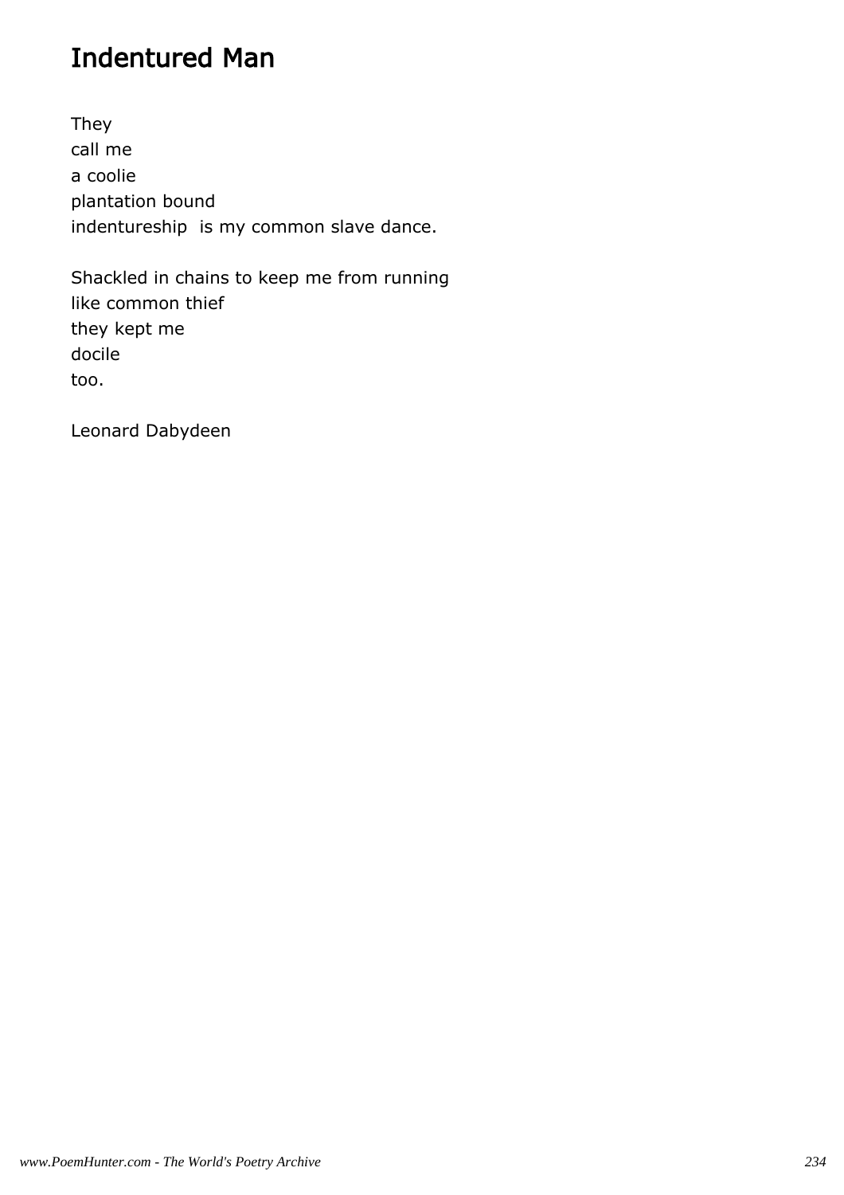# Indentured Man

They
call me
a coolie
plantation bound
indentureship  is my common slave dance.

Shackled in chains to keep me from running
like common thief
they kept me
docile
too.

Leonard Dabydeen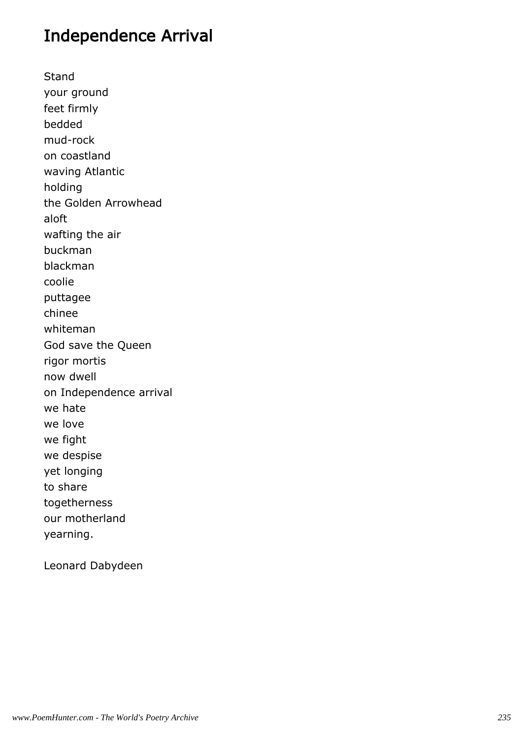## Independence Arrival

Stand
your ground
feet firmly
bedded
mud-rock
on coastland
waving Atlantic
holding
the Golden Arrowhead
aloft
wafting the air
buckman
blackman
coolie
puttagee
chinee
whiteman
God save the Queen
rigor mortis
now dwell
on Independence arrival
we hate
we love
we fight
we despise
yet longing
to share
togetherness
our motherland
yearning.

Leonard Dabydeen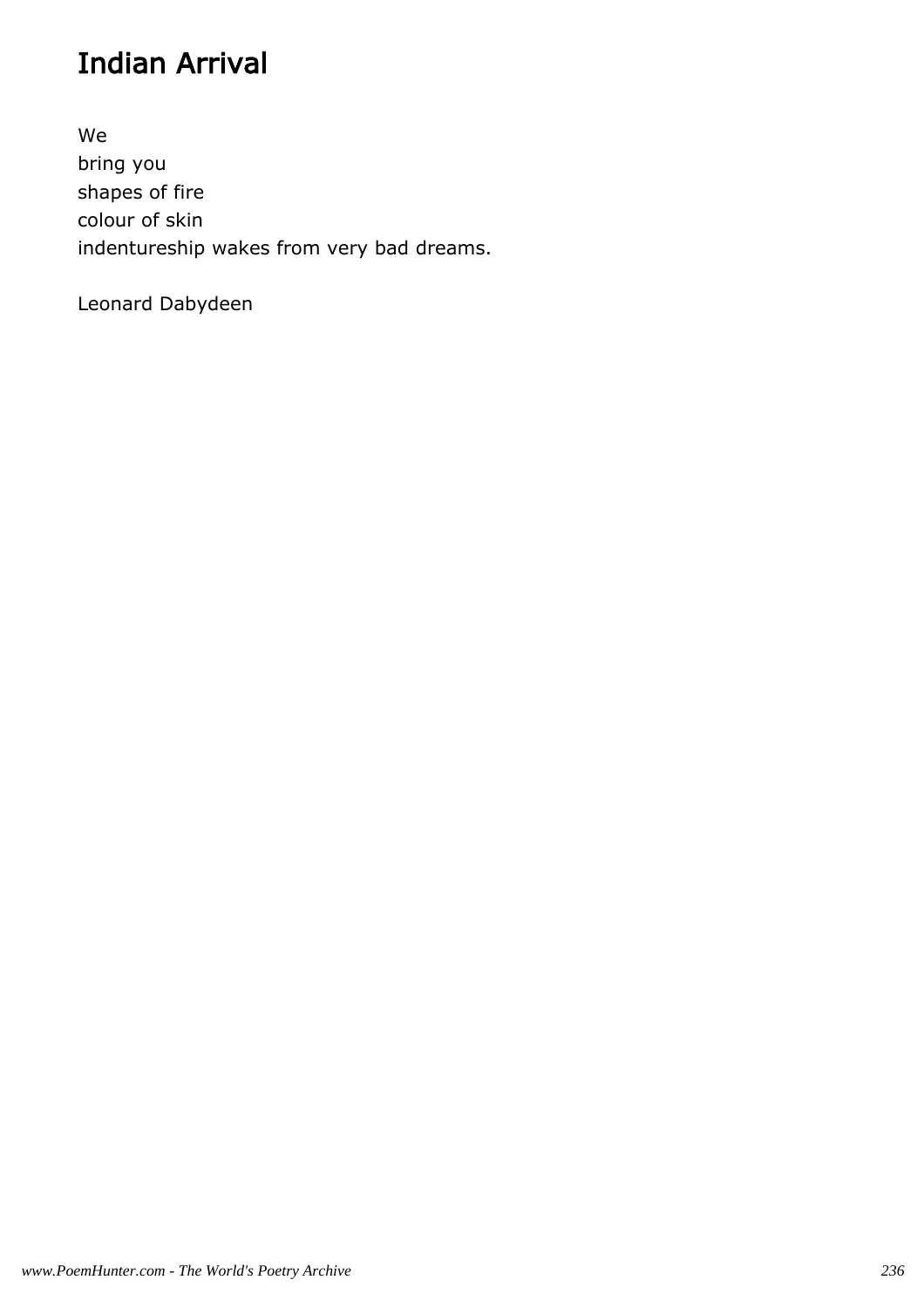# Indian Arrival

We  
bring you  
shapes of fire  
colour of skin  
indentureship wakes from very bad dreams.

Leonard Dabydeen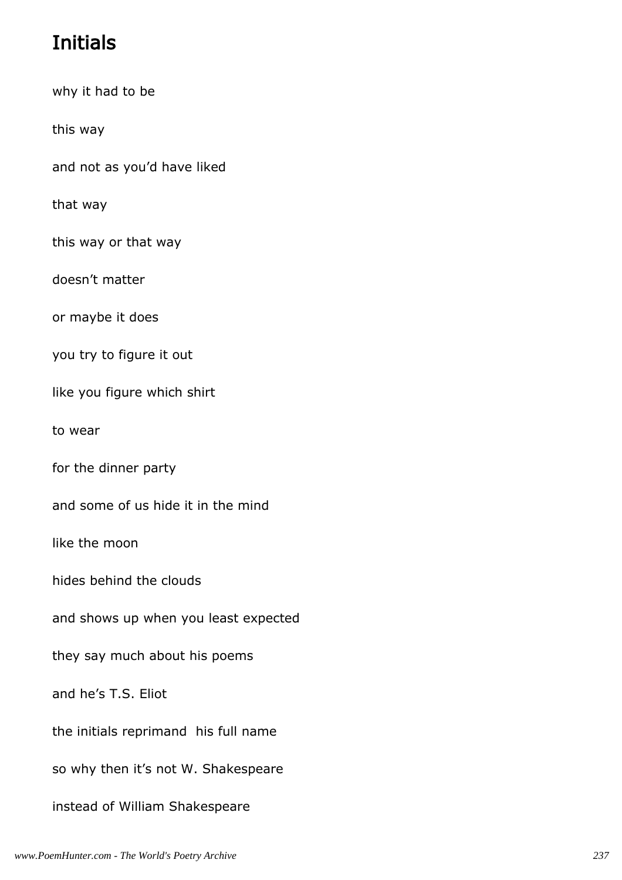# Initials

why it had to be

this way

and not as you'd have liked

that way

this way or that way

doesn't matter

or maybe it does

you try to figure it out

like you figure which shirt

to wear

for the dinner party

and some of us hide it in the mind

like the moon

hides behind the clouds

and shows up when you least expected

they say much about his poems

and he's T.S. Eliot

the initials reprimand  his full name

so why then it's not W. Shakespeare

instead of William Shakespeare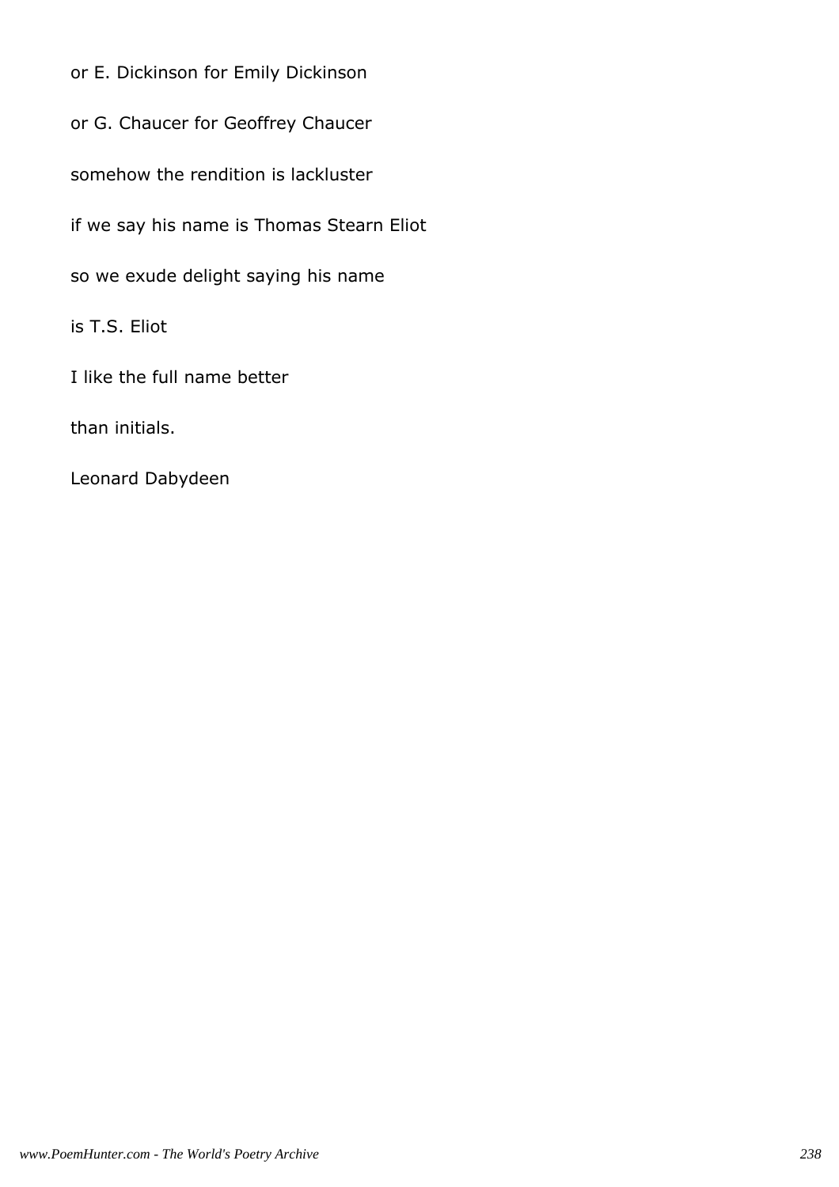or E. Dickinson for Emily Dickinson

or G. Chaucer for Geoffrey Chaucer

somehow the rendition is lackluster

if we say his name is Thomas Stearn Eliot

so we exude delight saying his name

is T.S. Eliot

I like the full name better

than initials.

Leonard Dabydeen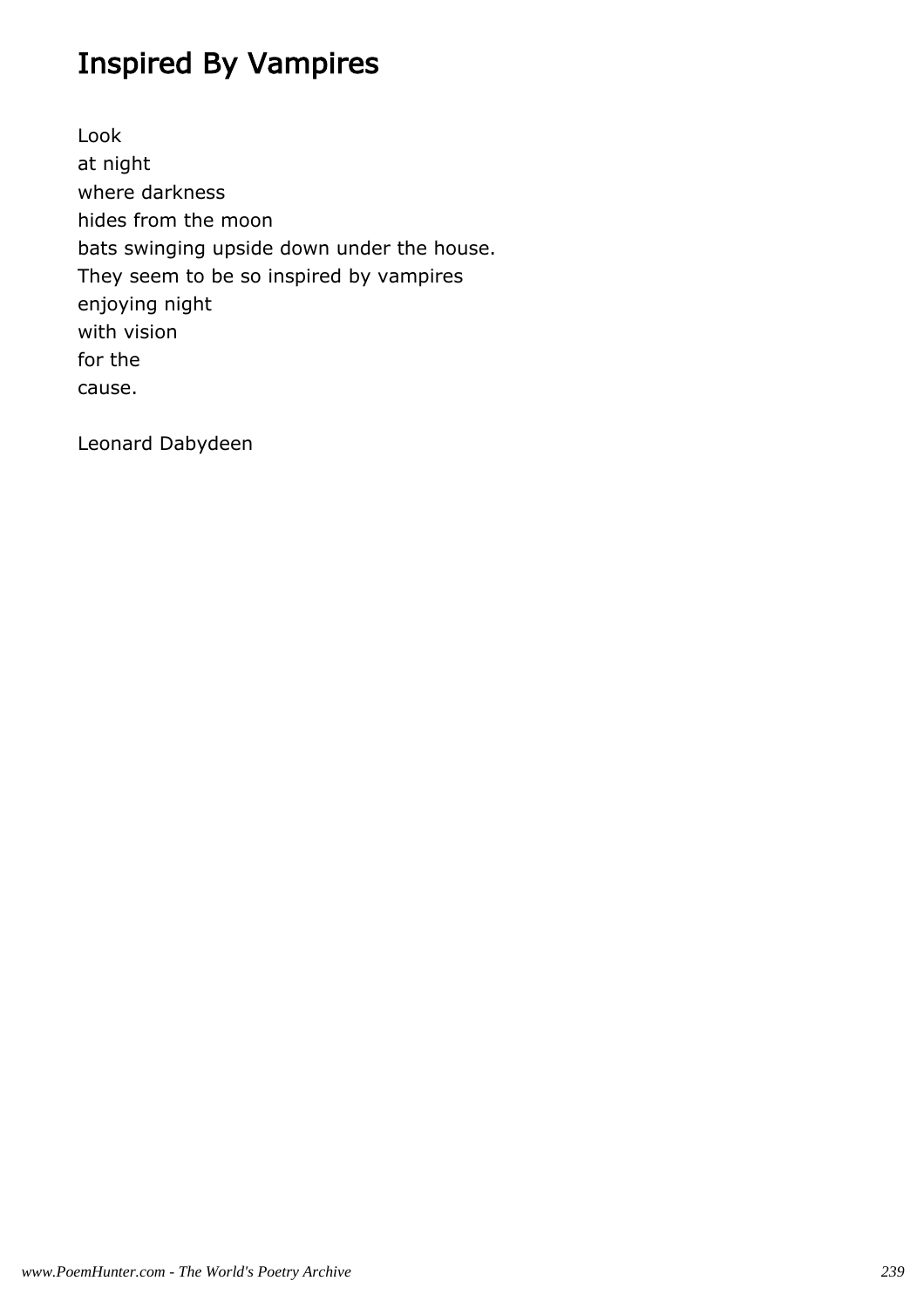# Inspired By Vampires

Look
at night
where darkness
hides from the moon
bats swinging upside down under the house.
They seem to be so inspired by vampires
enjoying night
with vision
for the
cause.

Leonard Dabydeen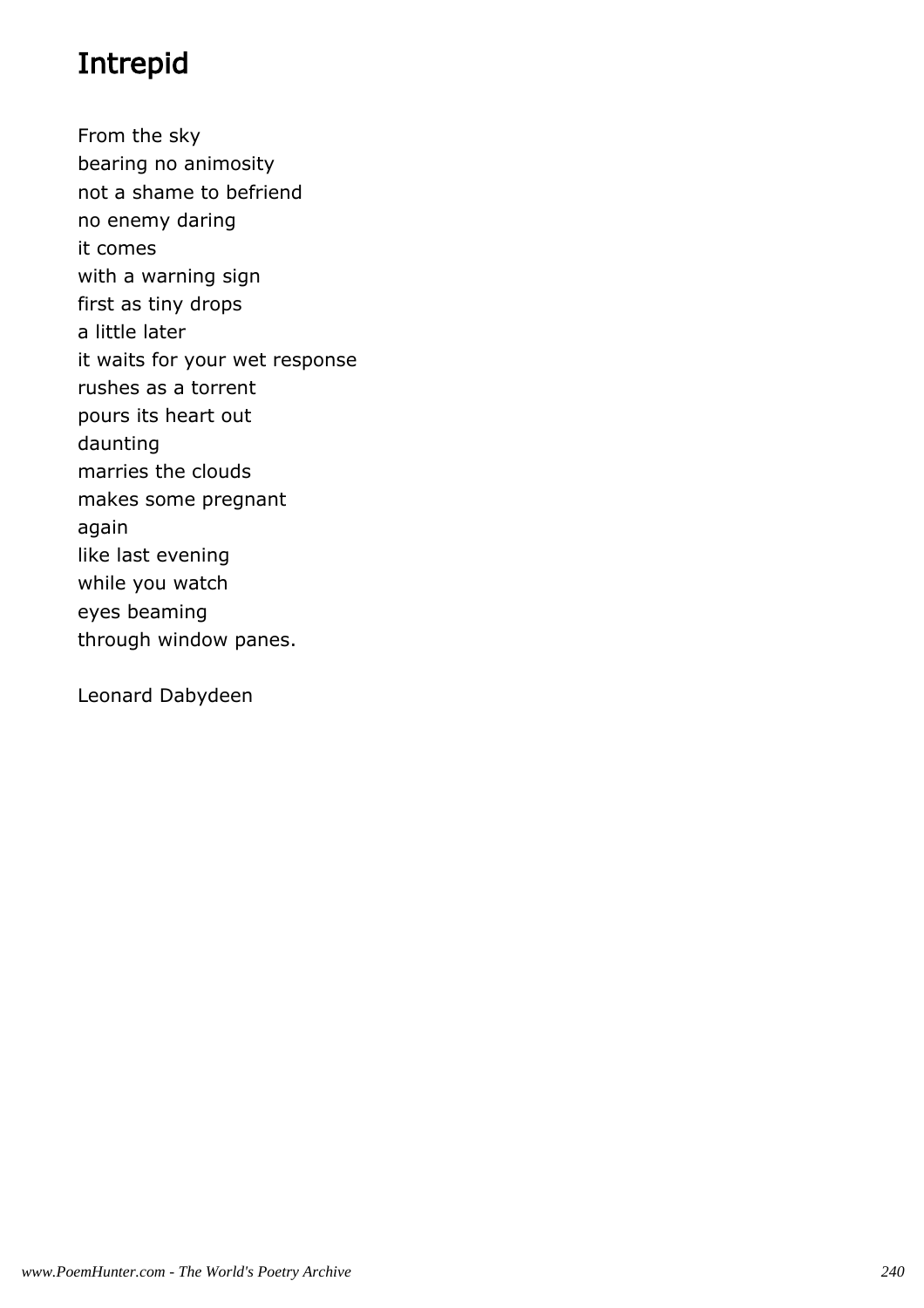# Intrepid

From the sky
bearing no animosity
not a shame to befriend
no enemy daring
it comes
with a warning sign
first as tiny drops
a little later
it waits for your wet response
rushes as a torrent
pours its heart out
daunting
marries the clouds
makes some pregnant
again
like last evening
while you watch
eyes beaming
through window panes.

Leonard Dabydeen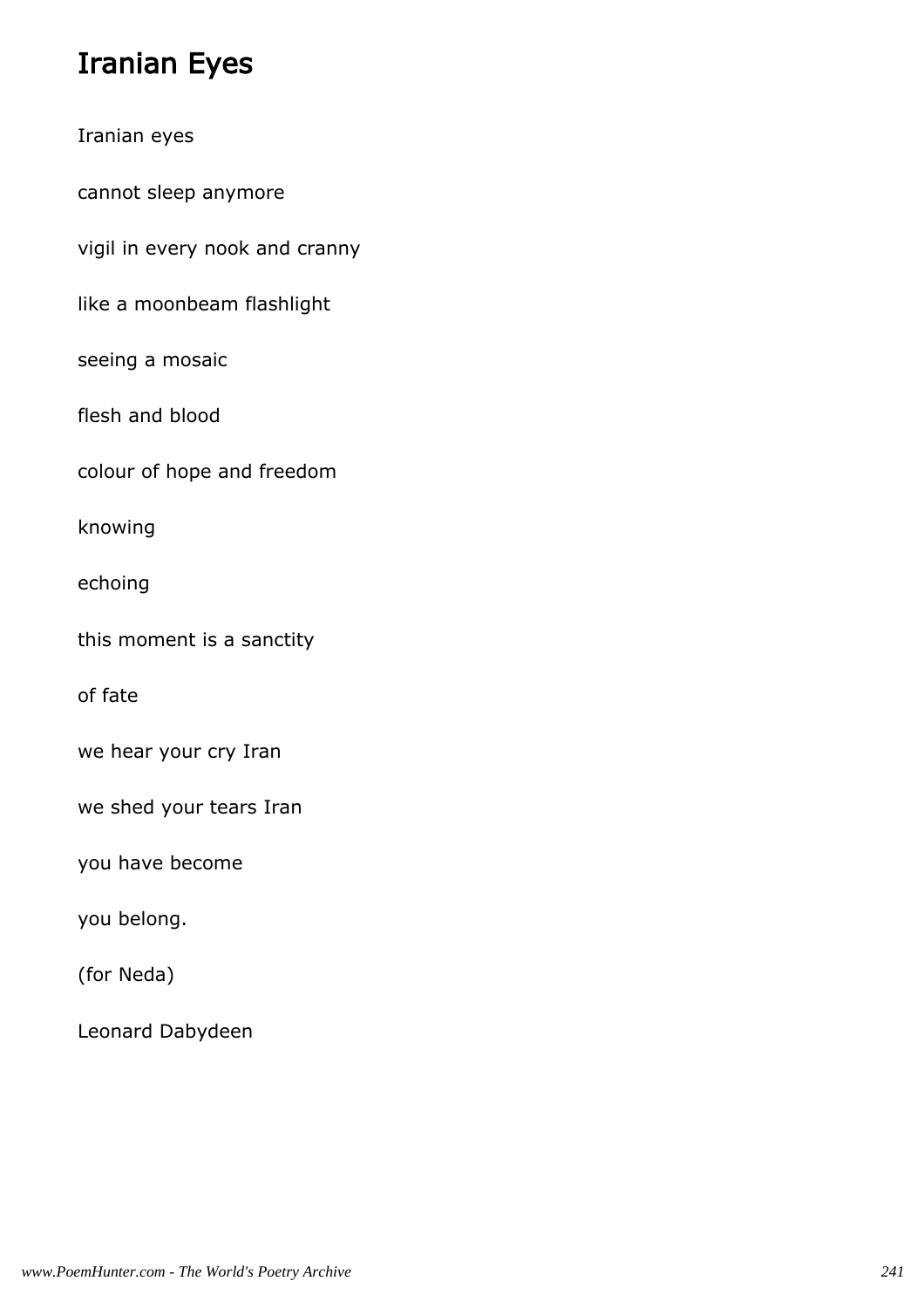# Iranian Eyes

Iranian eyes

cannot sleep anymore

vigil in every nook and cranny

like a moonbeam flashlight

seeing a mosaic

flesh and blood

colour of hope and freedom

knowing

echoing

this moment is a sanctity

of fate

we hear your cry Iran

we shed your tears Iran

you have become

you belong.

(for Neda)

Leonard Dabydeen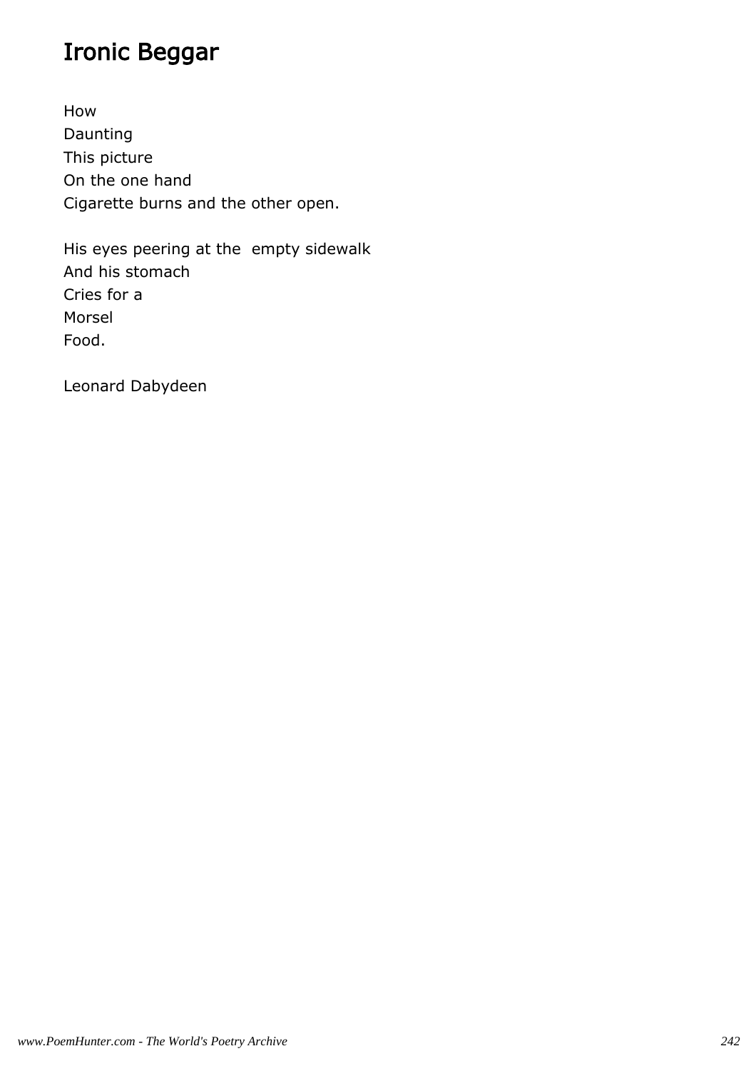# Ironic Beggar

How  
Daunting  
This picture  
On the one hand  
Cigarette burns and the other open.

His eyes peering at the  empty sidewalk  
And his stomach  
Cries for a  
Morsel  
Food.

Leonard Dabydeen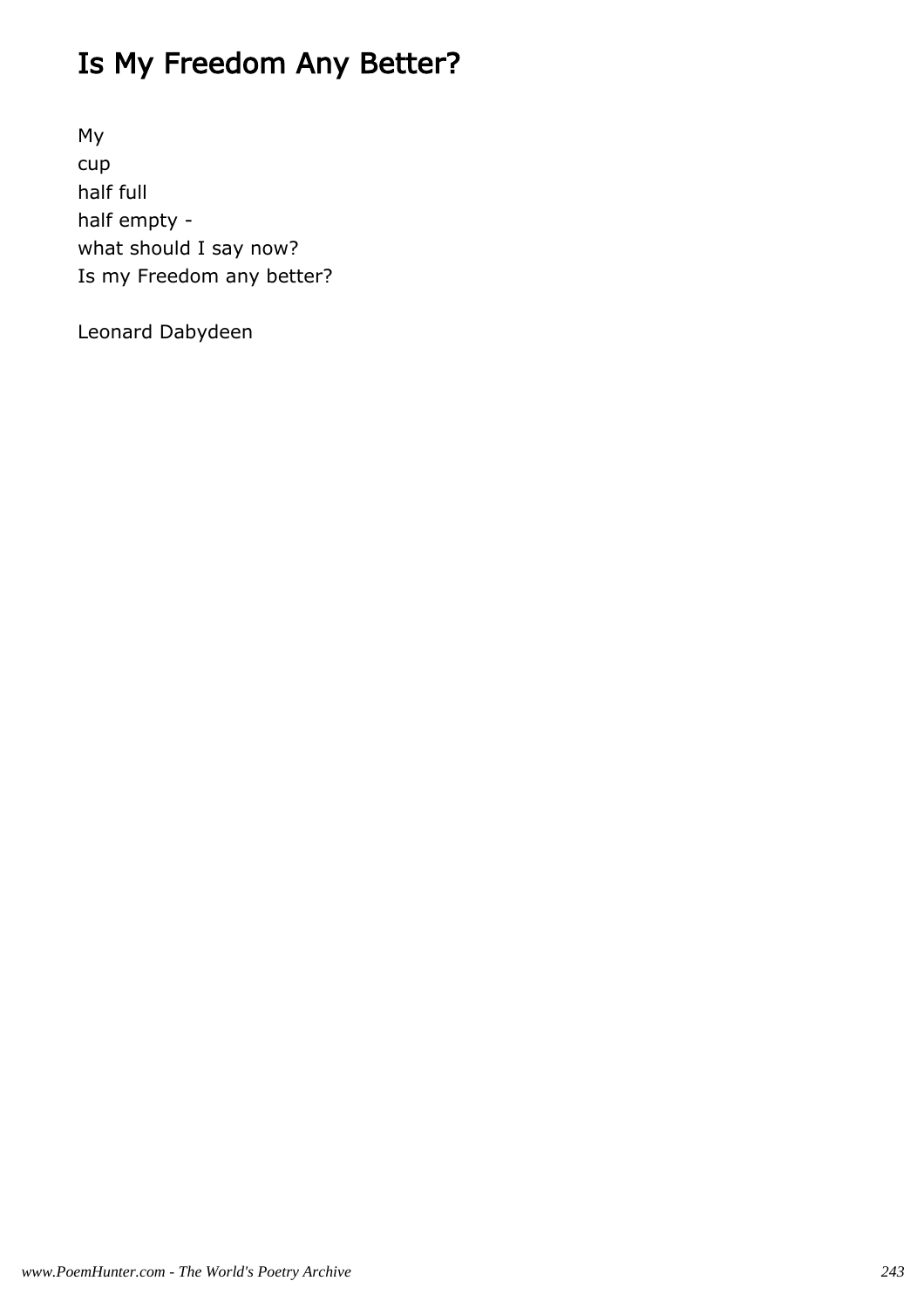# Is My Freedom Any Better?

My
cup
half full
half empty -
what should I say now?
Is my Freedom any better?

Leonard Dabydeen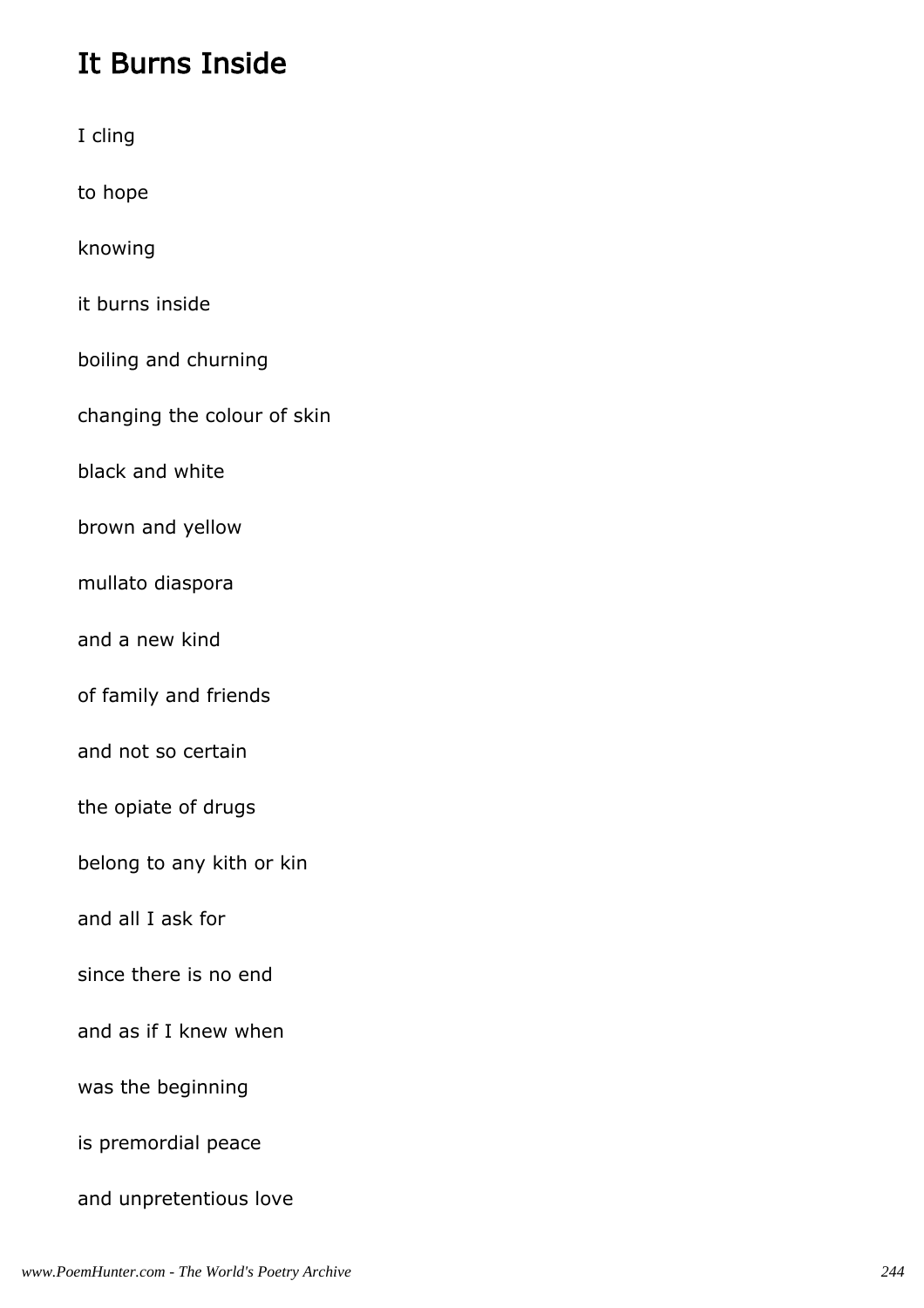## It Burns Inside

I cling

to hope

knowing

it burns inside

boiling and churning

changing the colour of skin

black and white

brown and yellow

mullato diaspora

and a new kind

of family and friends

and not so certain

the opiate of drugs

belong to any kith or kin

and all I ask for

since there is no end

and as if I knew when

was the beginning

is premordial peace

and unpretentious love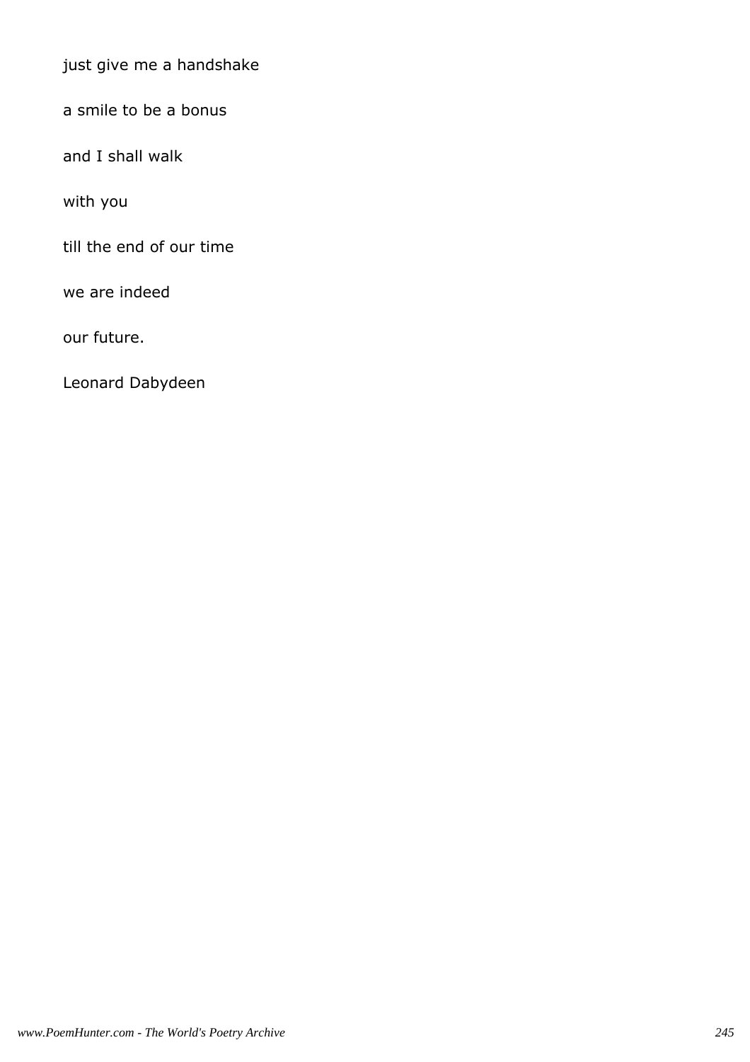just give me a handshake

a smile to be a bonus

and I shall walk

with you

till the end of our time

we are indeed

our future.

Leonard Dabydeen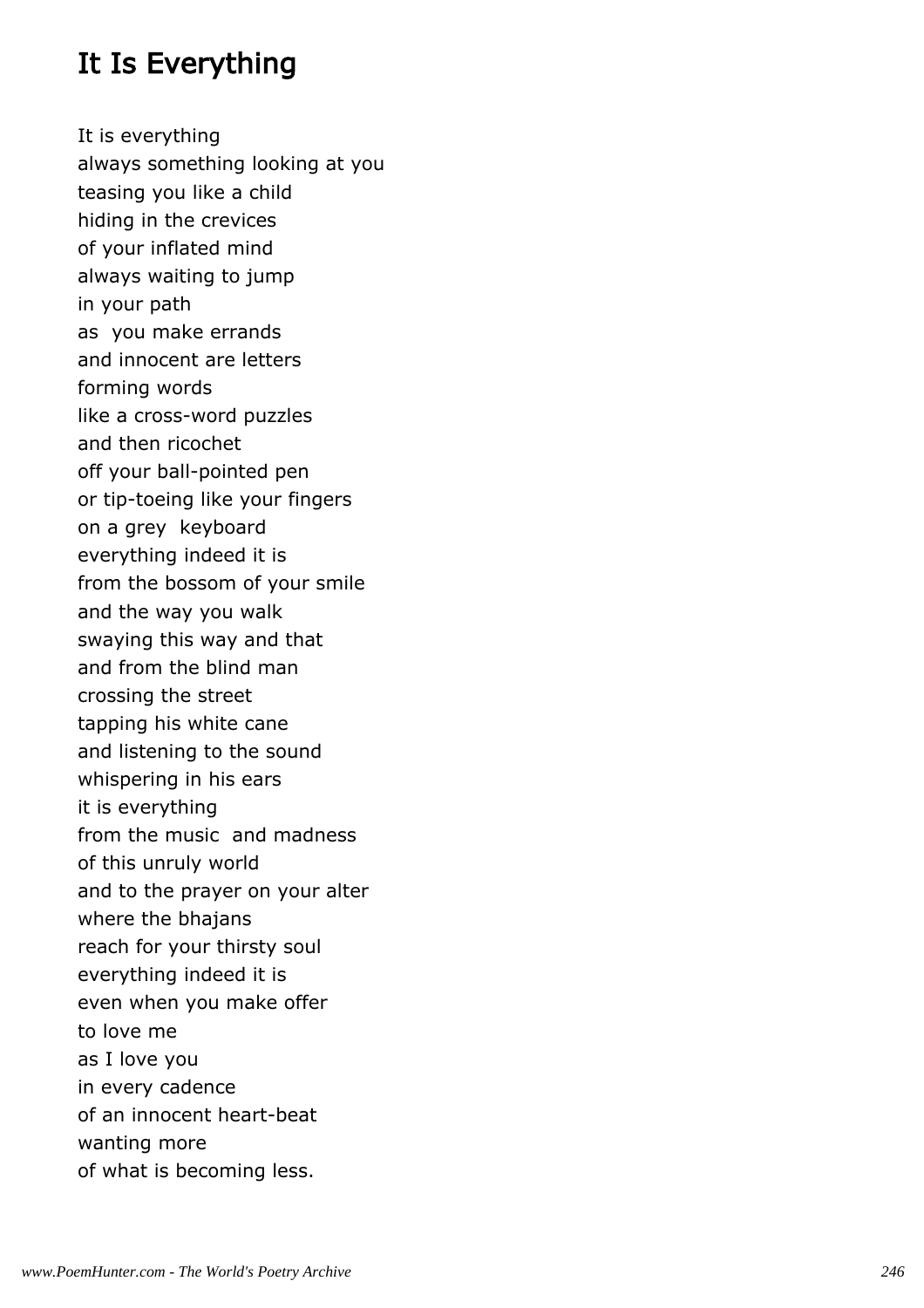# It Is Everything

It is everything
always something looking at you
teasing you like a child
hiding in the crevices
of your inflated mind
always waiting to jump
in your path
as you make errands
and innocent are letters
forming words
like a cross-word puzzles
and then ricochet
off your ball-pointed pen
or tip-toeing like your fingers
on a grey keyboard
everything indeed it is
from the bossom of your smile
and the way you walk
swaying this way and that
and from the blind man
crossing the street
tapping his white cane
and listening to the sound
whispering in his ears
it is everything
from the music and madness
of this unruly world
and to the prayer on your alter
where the bhajans
reach for your thirsty soul
everything indeed it is
even when you make offer
to love me
as I love you
in every cadence
of an innocent heart-beat
wanting more
of what is becoming less.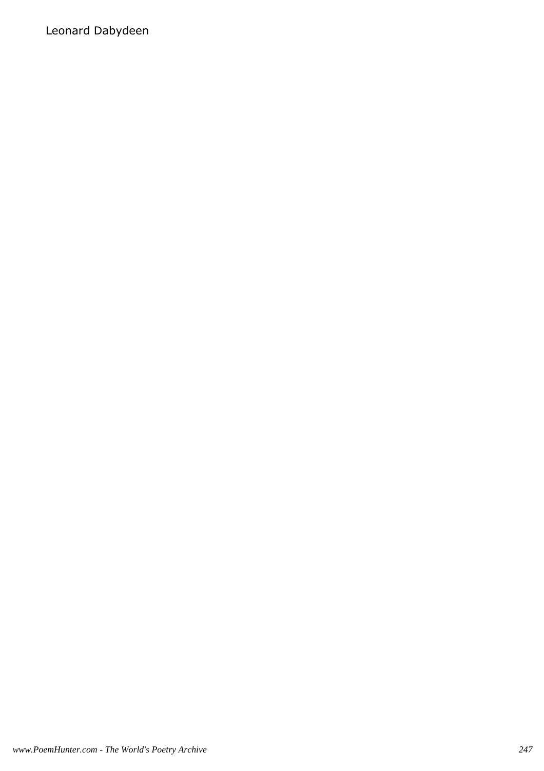Leonard Dabydeen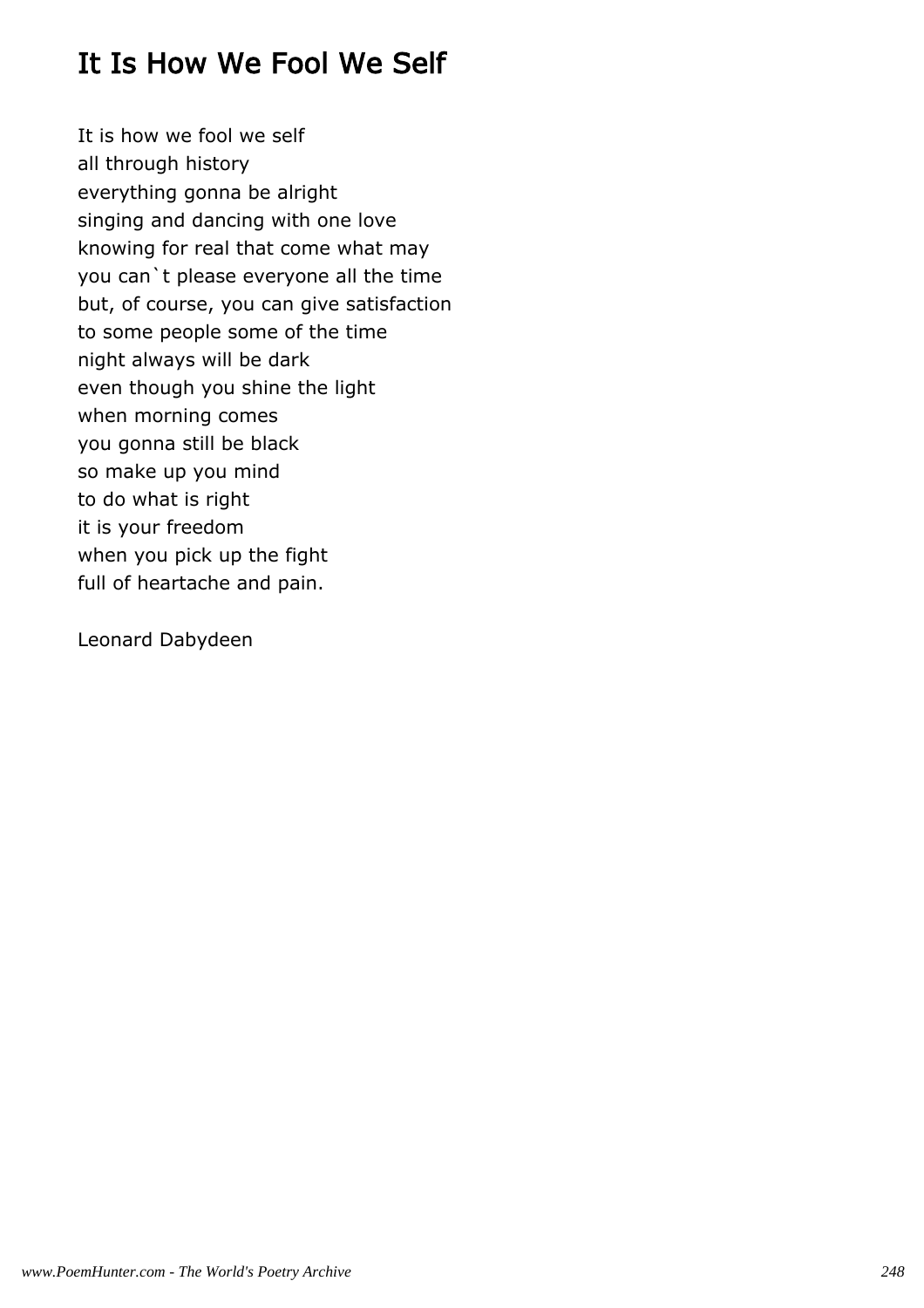# It Is How We Fool We Self

It is how we fool we self  
all through history  
everything gonna be alright  
singing and dancing with one love  
knowing for real that come what may  
you can`t please everyone all the time  
but, of course, you can give satisfaction  
to some people some of the time  
night always will be dark  
even though you shine the light  
when morning comes  
you gonna still be black  
so make up you mind  
to do what is right  
it is your freedom  
when you pick up the fight  
full of heartache and pain.

Leonard Dabydeen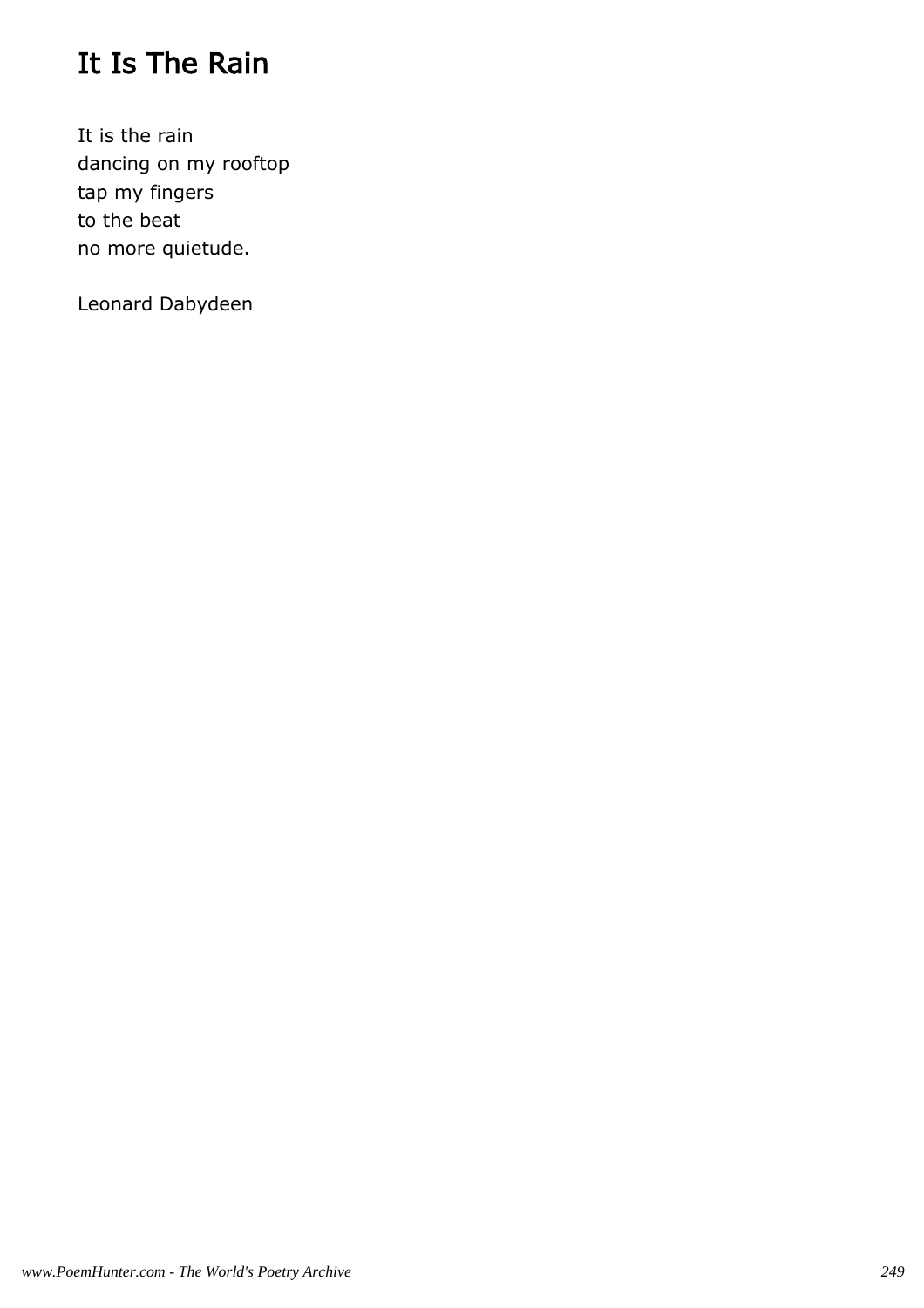# It Is The Rain

It is the rain
dancing on my rooftop
tap my fingers
to the beat
no more quietude.

Leonard Dabydeen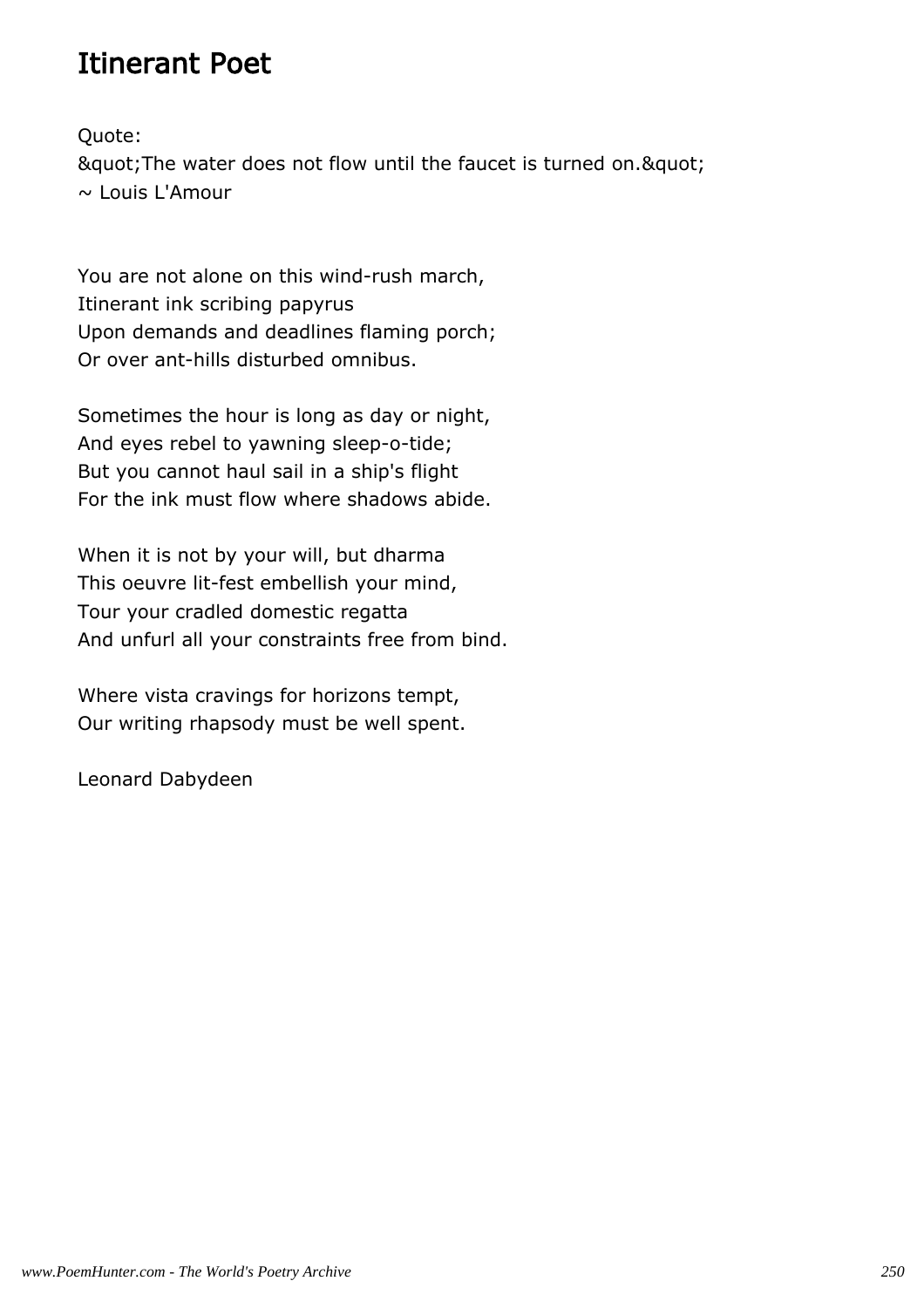# Itinerant Poet

Quote:
&quot;The water does not flow until the faucet is turned on.&quot;
~ Louis L'Amour

You are not alone on this wind-rush march,
Itinerant ink scribing papyrus
Upon demands and deadlines flaming porch;
Or over ant-hills disturbed omnibus.

Sometimes the hour is long as day or night,
And eyes rebel to yawning sleep-o-tide;
But you cannot haul sail in a ship's flight
For the ink must flow where shadows abide.

When it is not by your will, but dharma
This oeuvre lit-fest embellish your mind,
Tour your cradled domestic regatta
And unfurl all your constraints free from bind.

Where vista cravings for horizons tempt,
Our writing rhapsody must be well spent.

Leonard Dabydeen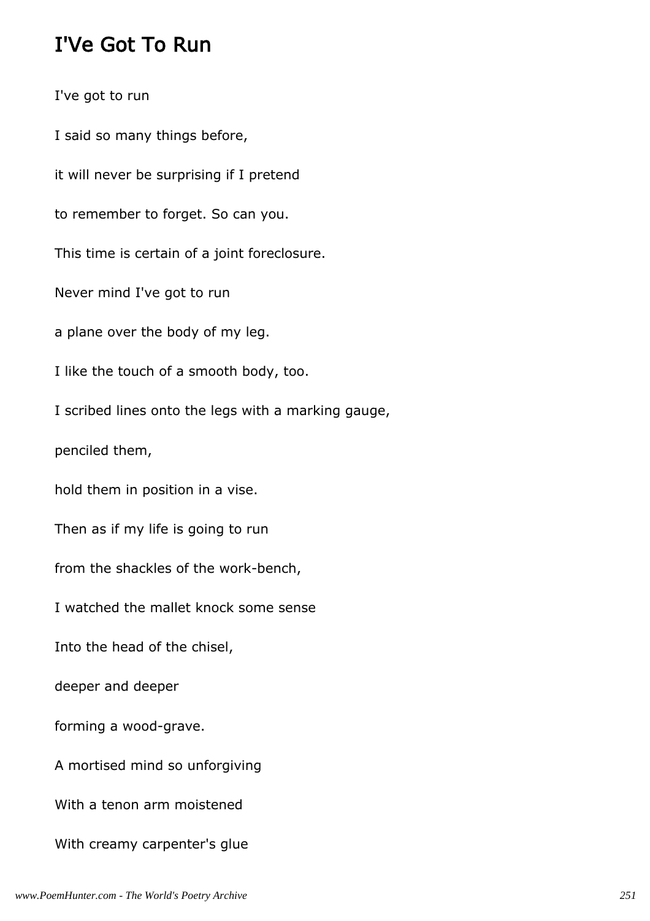# I'Ve Got To Run

I've got to run

I said so many things before,

it will never be surprising if I pretend

to remember to forget. So can you.

This time is certain of a joint foreclosure.

Never mind I've got to run

a plane over the body of my leg.

I like the touch of a smooth body, too.

I scribed lines onto the legs with a marking gauge,

penciled them,

hold them in position in a vise.

Then as if my life is going to run

from the shackles of the work-bench,

I watched the mallet knock some sense

Into the head of the chisel,

deeper and deeper

forming a wood-grave.

A mortised mind so unforgiving

With a tenon arm moistened

With creamy carpenter's glue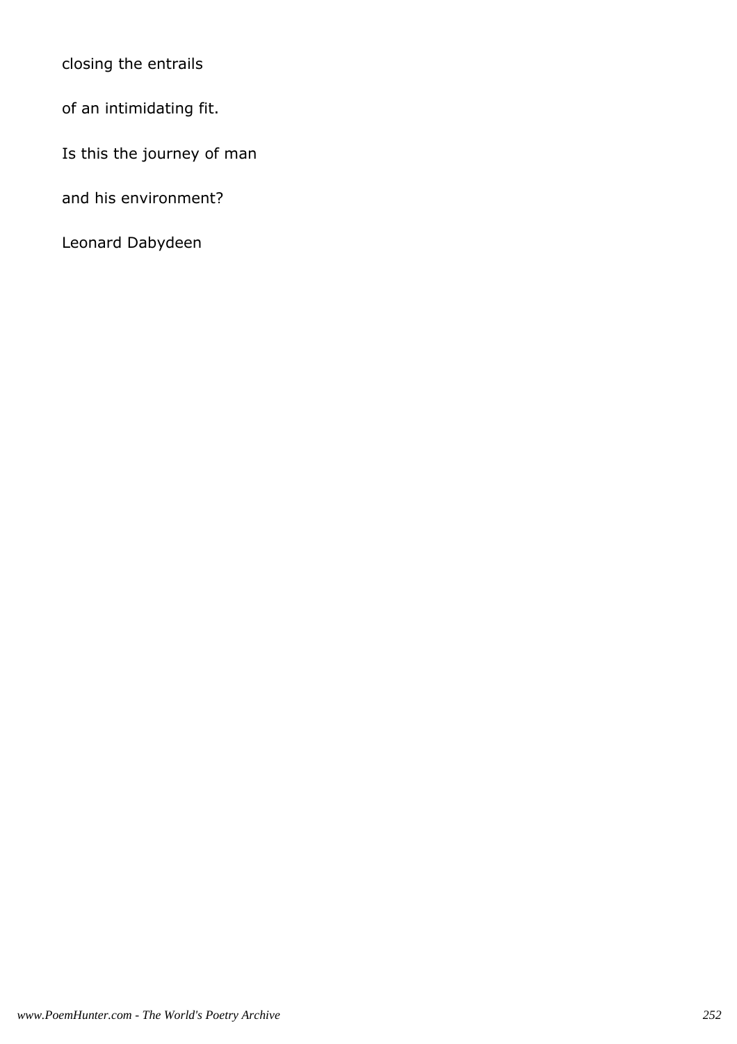closing the entrails

of an intimidating fit.

Is this the journey of man

and his environment?

Leonard Dabydeen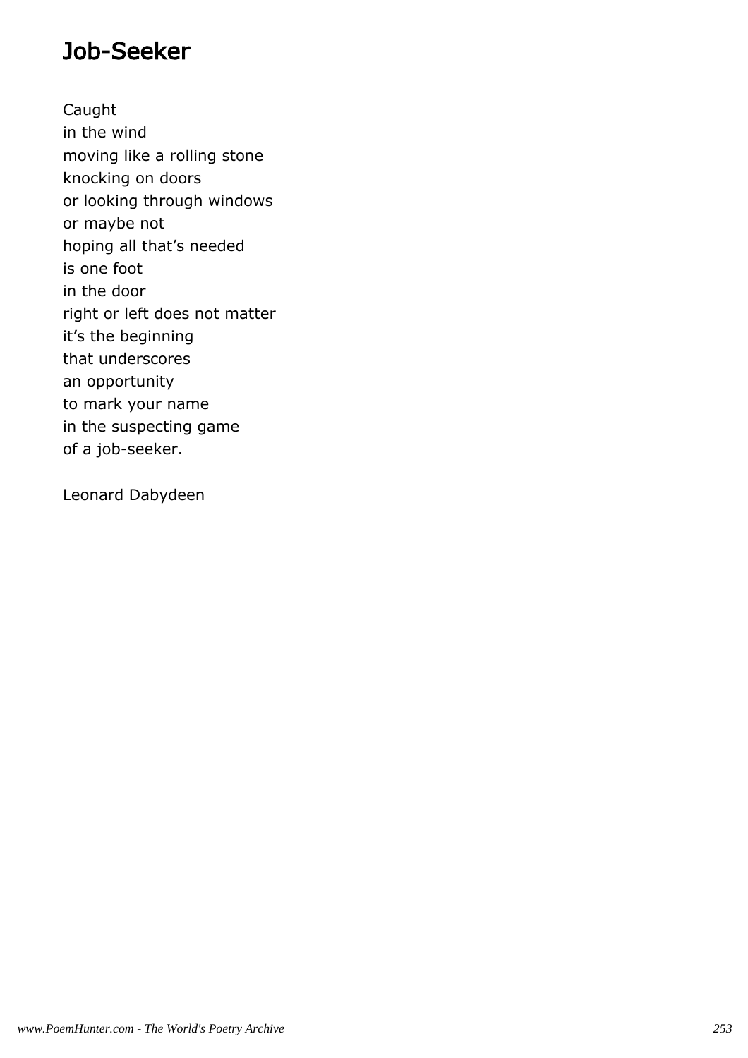# Job-Seeker

Caught
in the wind
moving like a rolling stone
knocking on doors
or looking through windows
or maybe not
hoping all that's needed
is one foot
in the door
right or left does not matter
it's the beginning
that underscores
an opportunity
to mark your name
in the suspecting game
of a job-seeker.

Leonard Dabydeen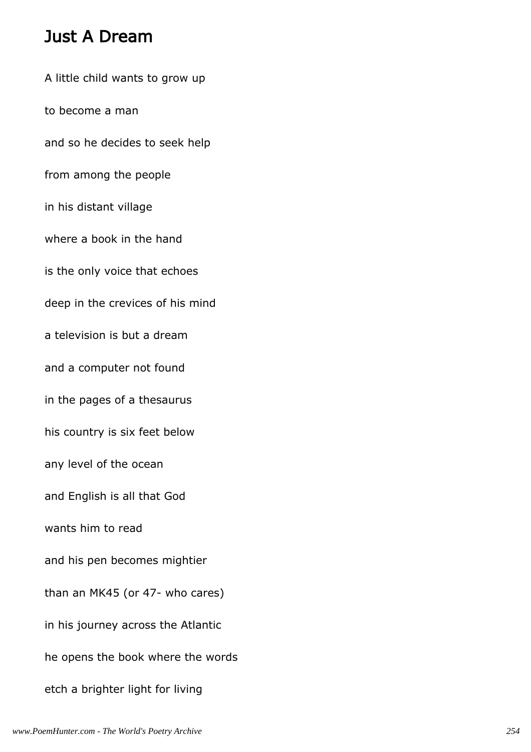## Just A Dream

A little child wants to grow up

to become a man

and so he decides to seek help

from among the people

in his distant village

where a book in the hand

is the only voice that echoes

deep in the crevices of his mind

a television is but a dream

and a computer not found

in the pages of a thesaurus

his country is six feet below

any level of the ocean

and English is all that God

wants him to read

and his pen becomes mightier

than an MK45 (or 47- who cares)

in his journey across the Atlantic

he opens the book where the words

etch a brighter light for living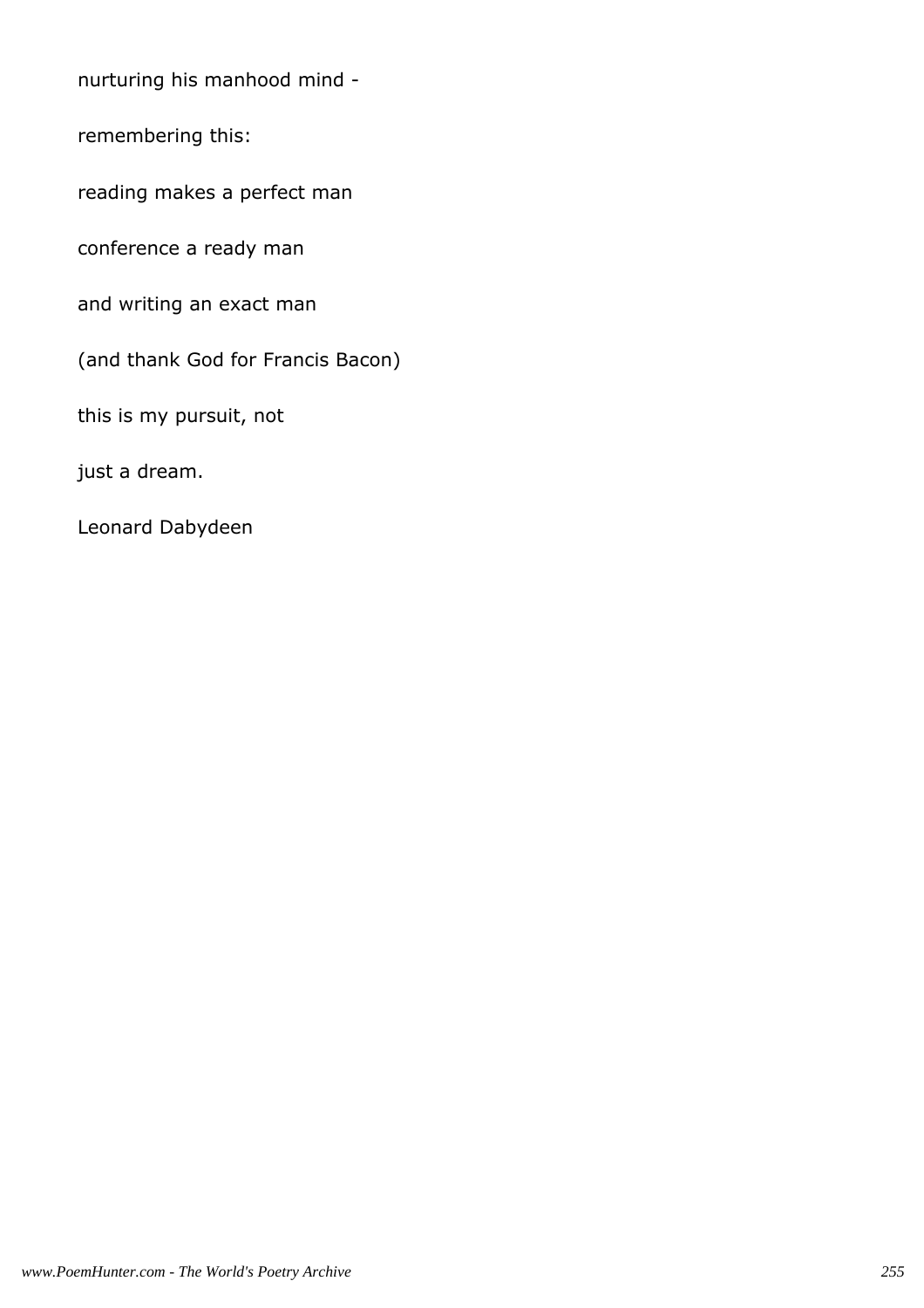nurturing his manhood mind -

remembering this:

reading makes a perfect man

conference a ready man

and writing an exact man

(and thank God for Francis Bacon)

this is my pursuit, not

just a dream.

Leonard Dabydeen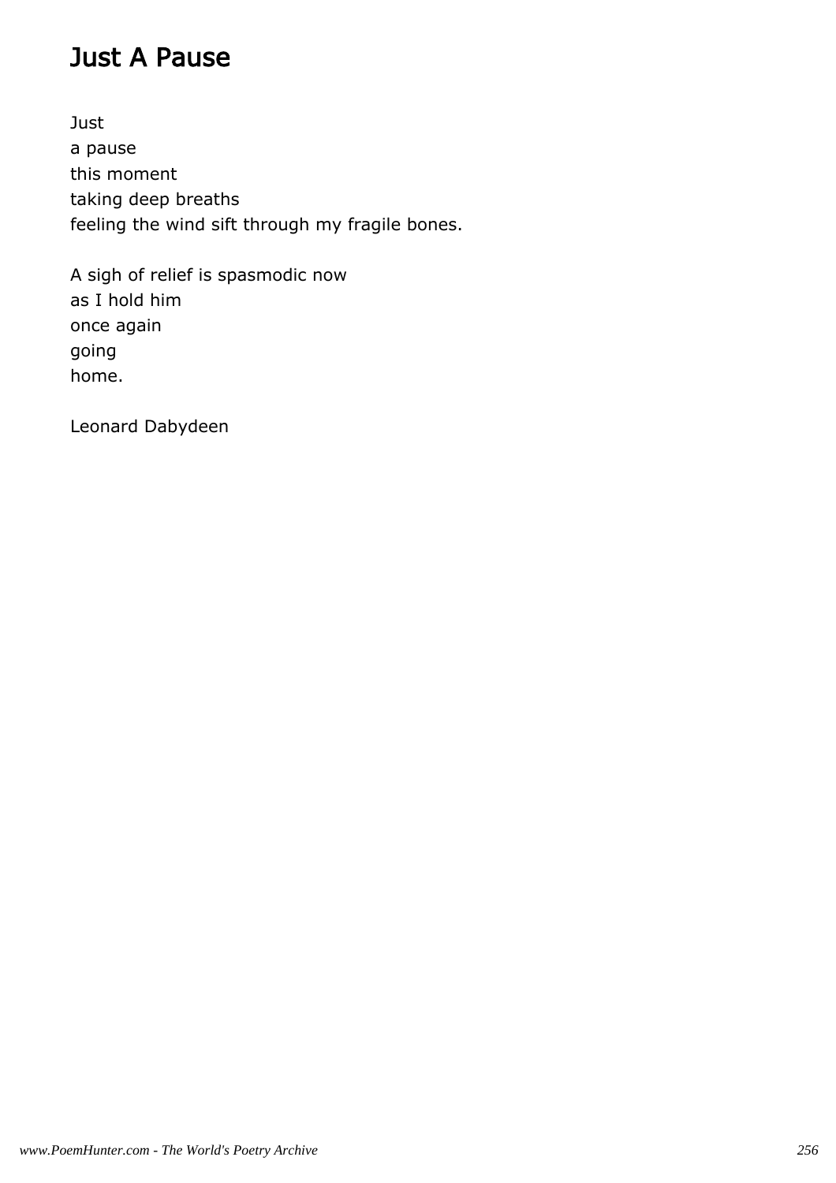# Just A Pause

Just  
a pause  
this moment  
taking deep breaths  
feeling the wind sift through my fragile bones.

A sigh of relief is spasmodic now  
as I hold him  
once again  
going  
home.

Leonard Dabydeen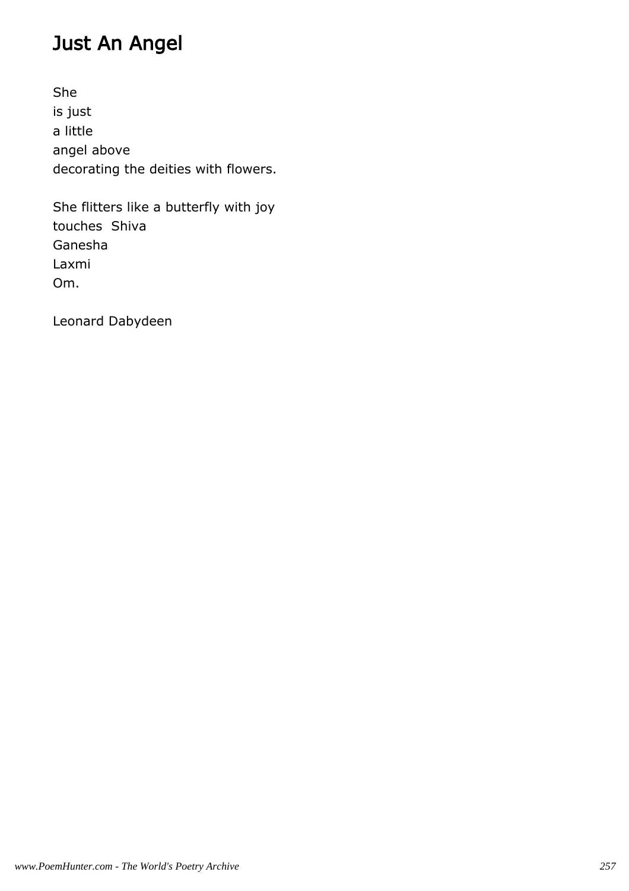# Just An Angel

She
is just
a little
angel above
decorating the deities with flowers.

She flitters like a butterfly with joy
touches  Shiva
Ganesha
Laxmi
Om.

Leonard Dabydeen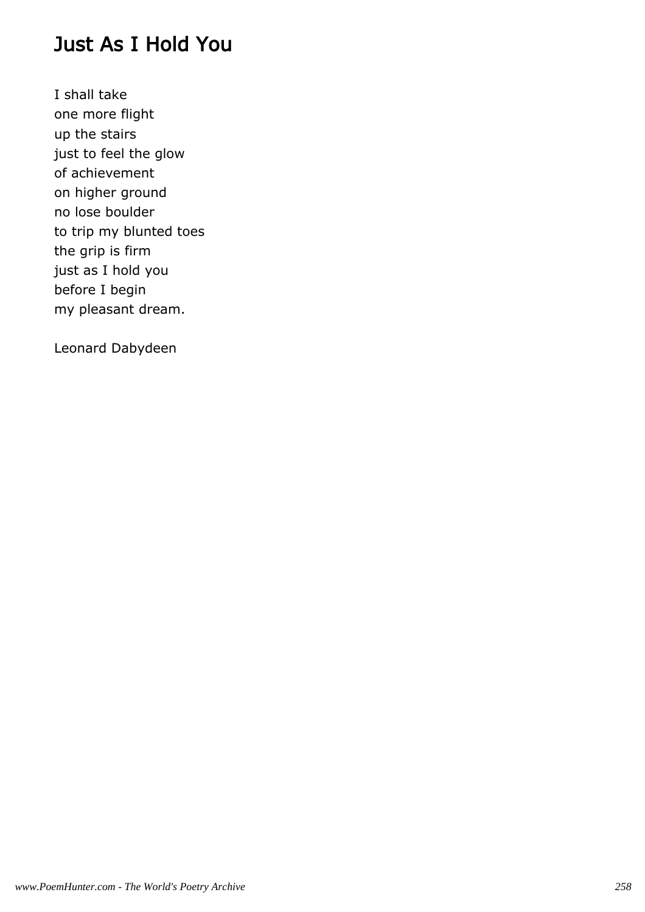# Just As I Hold You

I shall take
one more flight
up the stairs
just to feel the glow
of achievement
on higher ground
no lose boulder
to trip my blunted toes
the grip is firm
just as I hold you
before I begin
my pleasant dream.

Leonard Dabydeen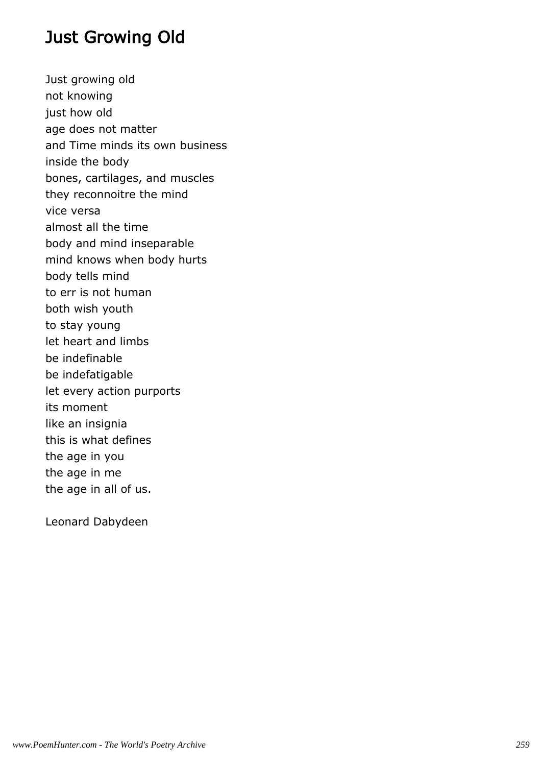# Just Growing Old

Just growing old  
not knowing  
just how old  
age does not matter  
and Time minds its own business  
inside the body  
bones, cartilages, and muscles  
they reconnoitre the mind  
vice versa  
almost all the time  
body and mind inseparable  
mind knows when body hurts  
body tells mind  
to err is not human  
both wish youth  
to stay young  
let heart and limbs  
be indefinable  
be indefatigable  
let every action purports  
its moment  
like an insignia  
this is what defines  
the age in you  
the age in me  
the age in all of us.

Leonard Dabydeen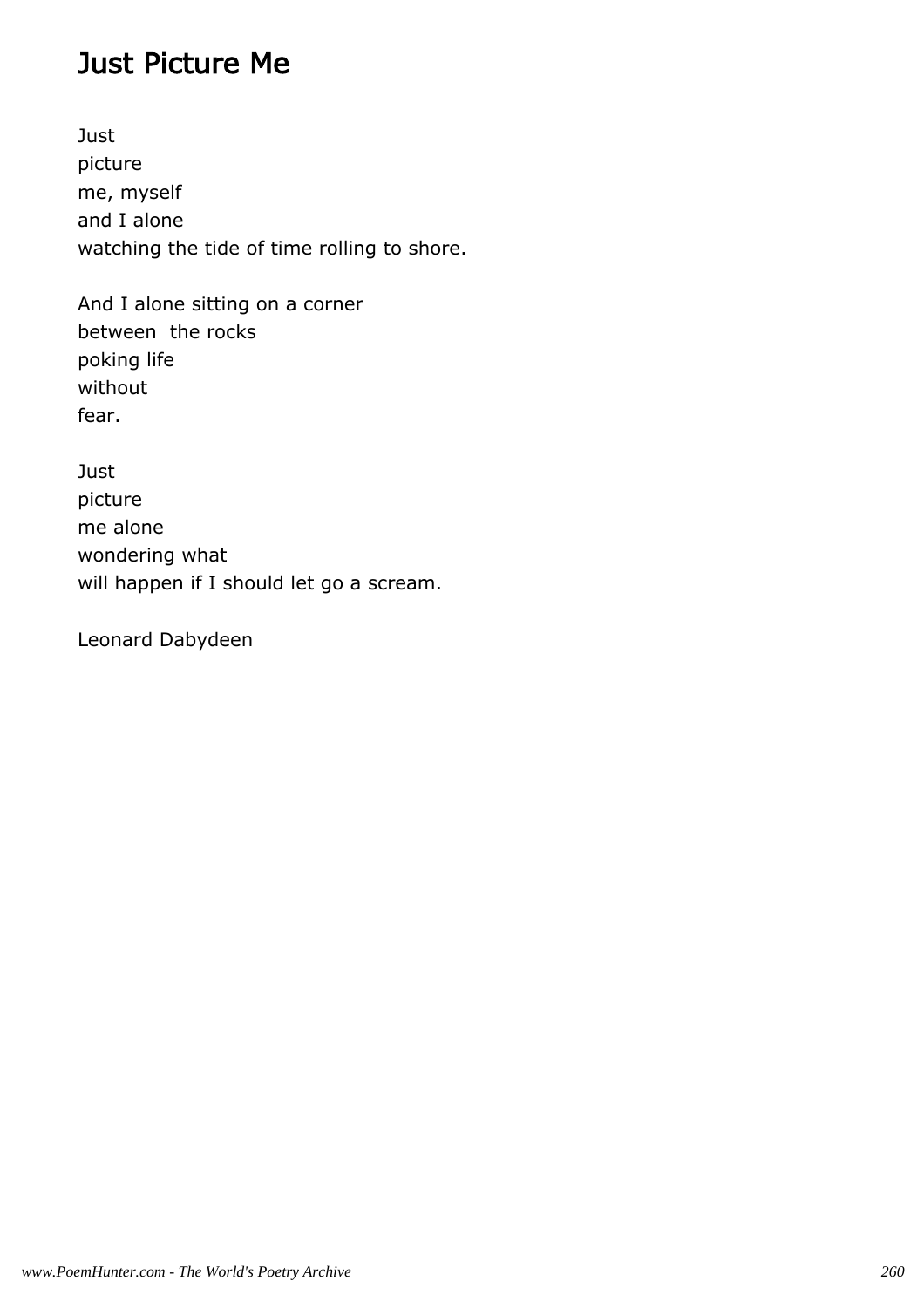# Just Picture Me

Just
picture
me, myself
and I alone
watching the tide of time rolling to shore.

And I alone sitting on a corner
between the rocks
poking life
without
fear.

Just
picture
me alone
wondering what
will happen if I should let go a scream.

Leonard Dabydeen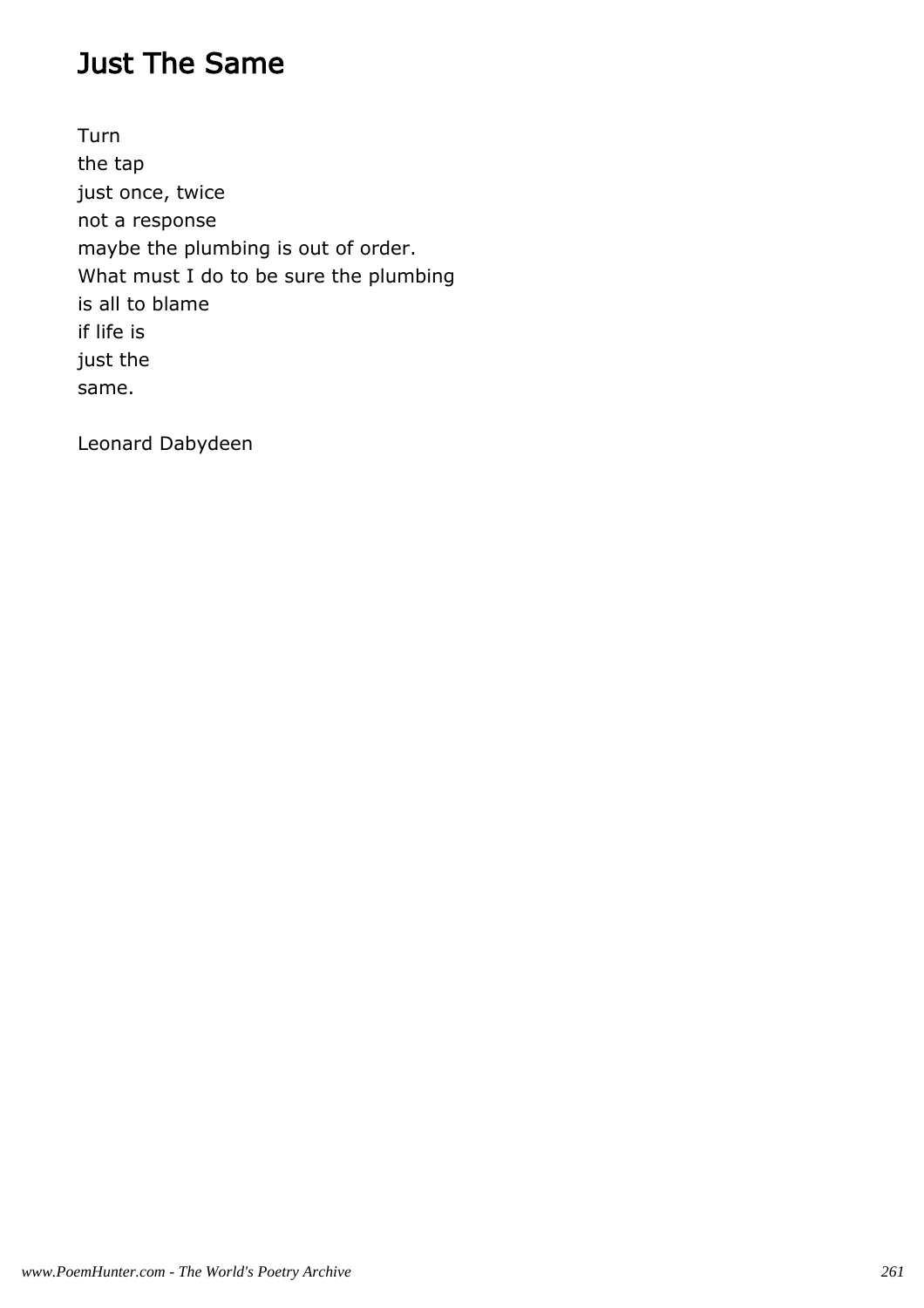# Just The Same

Turn
the tap
just once, twice
not a response
maybe the plumbing is out of order.
What must I do to be sure the plumbing
is all to blame
if life is
just the
same.

Leonard Dabydeen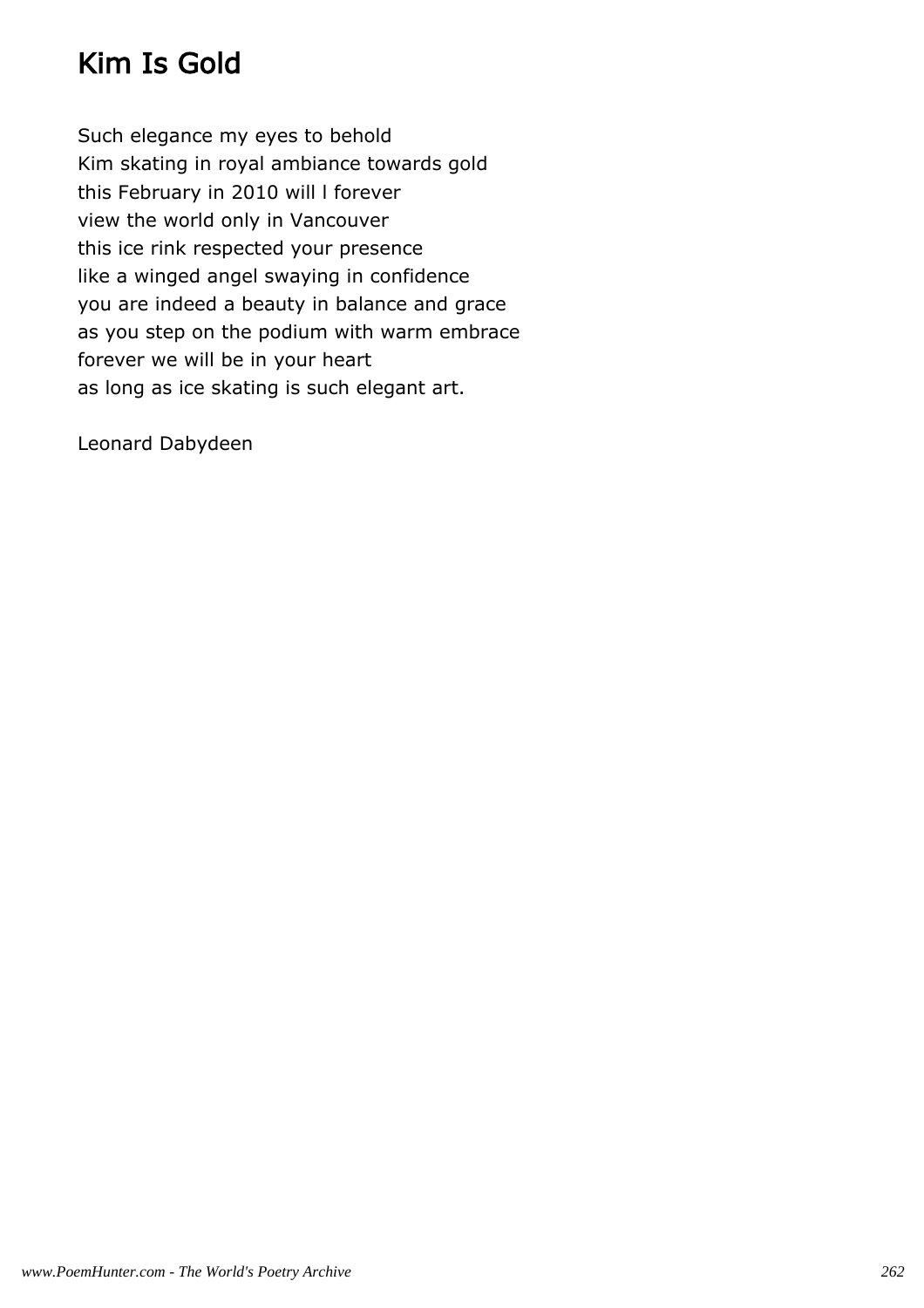# Kim Is Gold

Such elegance my eyes to behold  
Kim skating in royal ambiance towards gold  
this February in 2010 will l forever  
view the world only in Vancouver  
this ice rink respected your presence  
like a winged angel swaying in confidence  
you are indeed a beauty in balance and grace  
as you step on the podium with warm embrace  
forever we will be in your heart  
as long as ice skating is such elegant art.

Leonard Dabydeen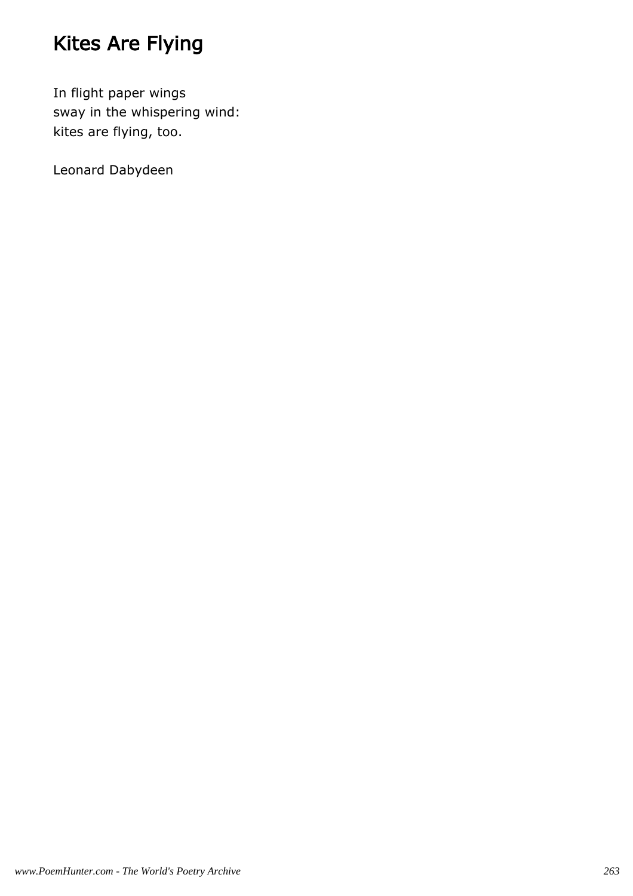# Kites Are Flying

In flight paper wings  
sway in the whispering wind:  
kites are flying, too.

Leonard Dabydeen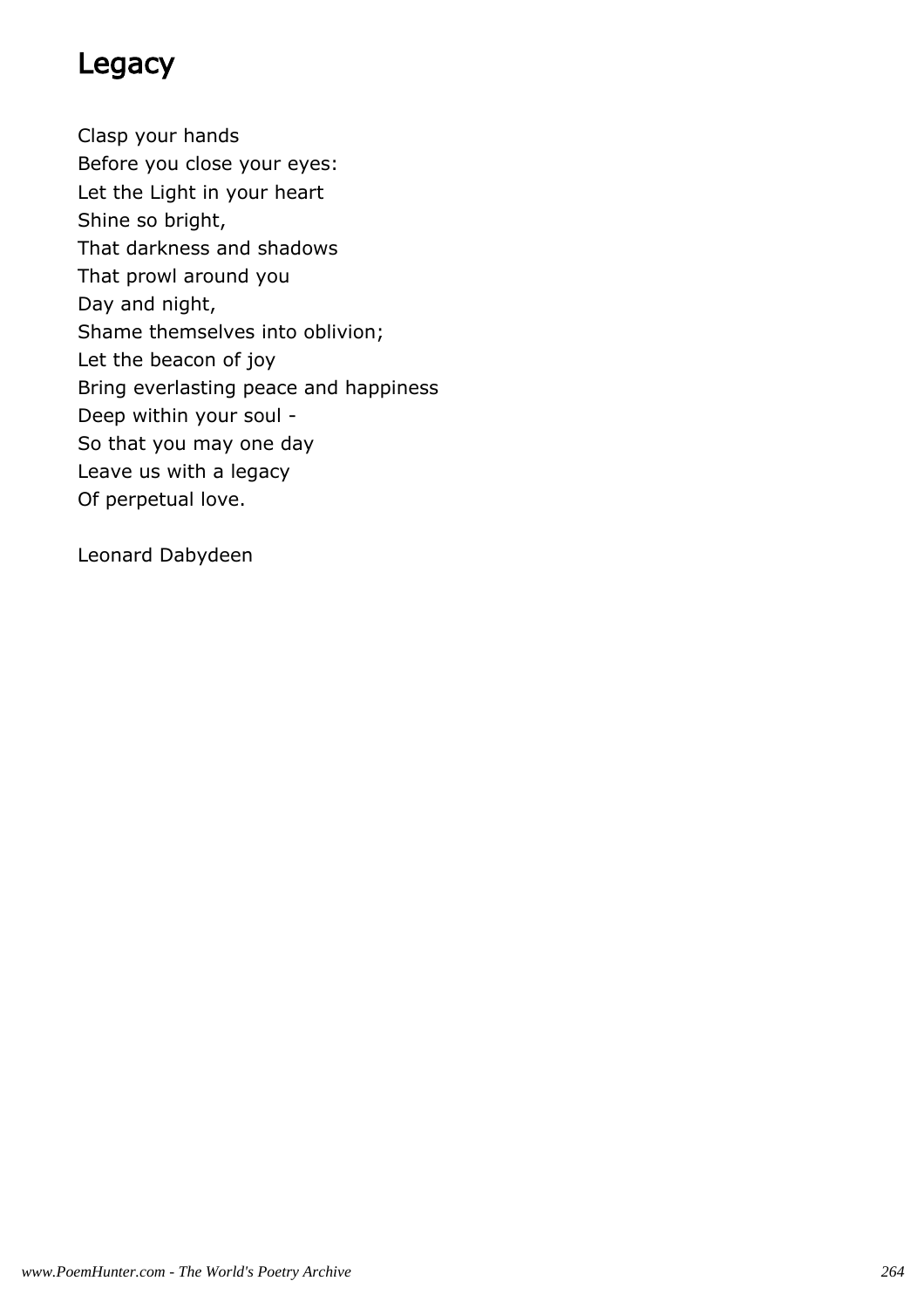# Legacy

Clasp your hands  
Before you close your eyes:  
Let the Light in your heart  
Shine so bright,  
That darkness and shadows  
That prowl around you  
Day and night,  
Shame themselves into oblivion;  
Let the beacon of joy  
Bring everlasting peace and happiness  
Deep within your soul -  
So that you may one day  
Leave us with a legacy  
Of perpetual love.

Leonard Dabydeen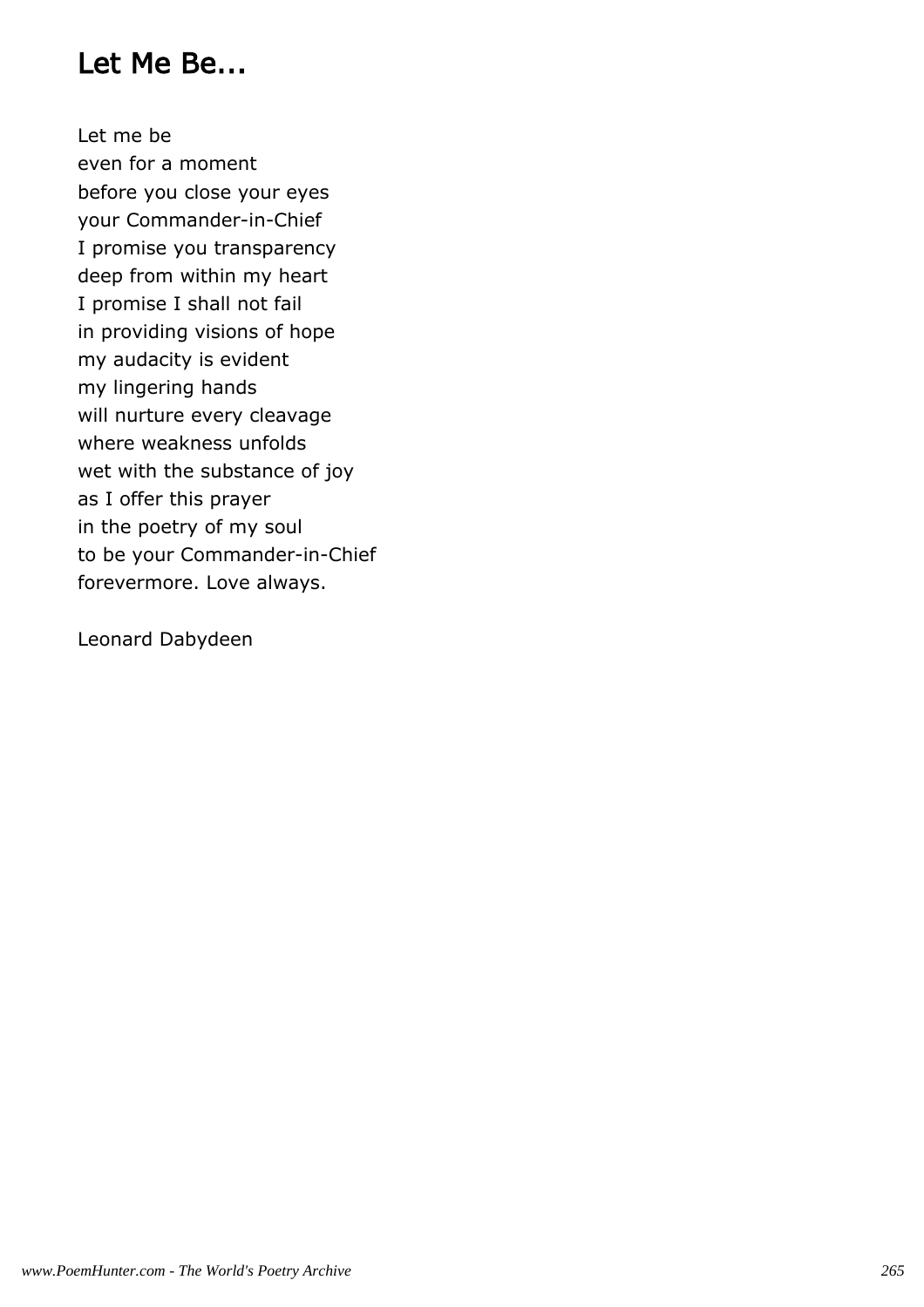## Let Me Be...

Let me be  
even for a moment  
before you close your eyes  
your Commander-in-Chief  
I promise you transparency  
deep from within my heart  
I promise I shall not fail  
in providing visions of hope  
my audacity is evident  
my lingering hands  
will nurture every cleavage  
where weakness unfolds  
wet with the substance of joy  
as I offer this prayer  
in the poetry of my soul  
to be your Commander-in-Chief  
forevermore. Love always.

Leonard Dabydeen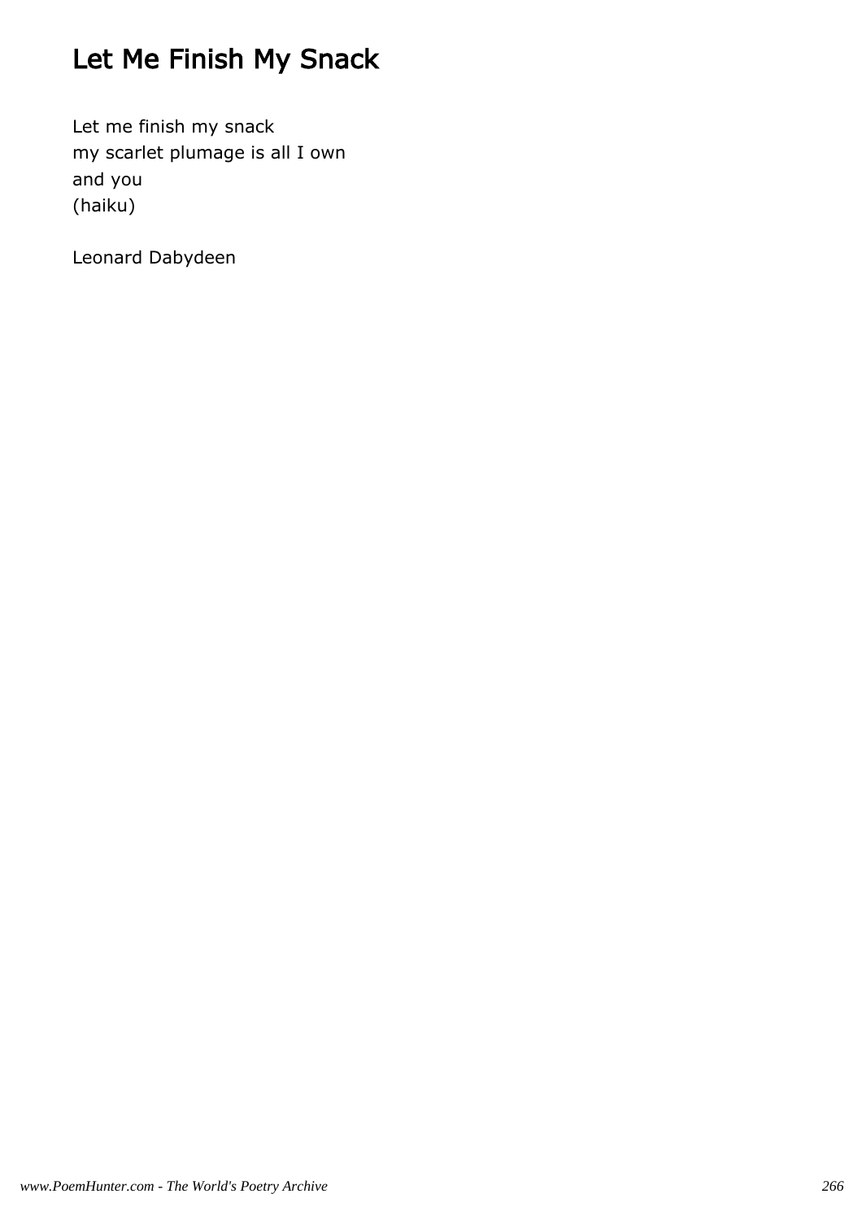# Let Me Finish My Snack

Let me finish my snack  
my scarlet plumage is all I own  
and you  
(haiku)

Leonard Dabydeen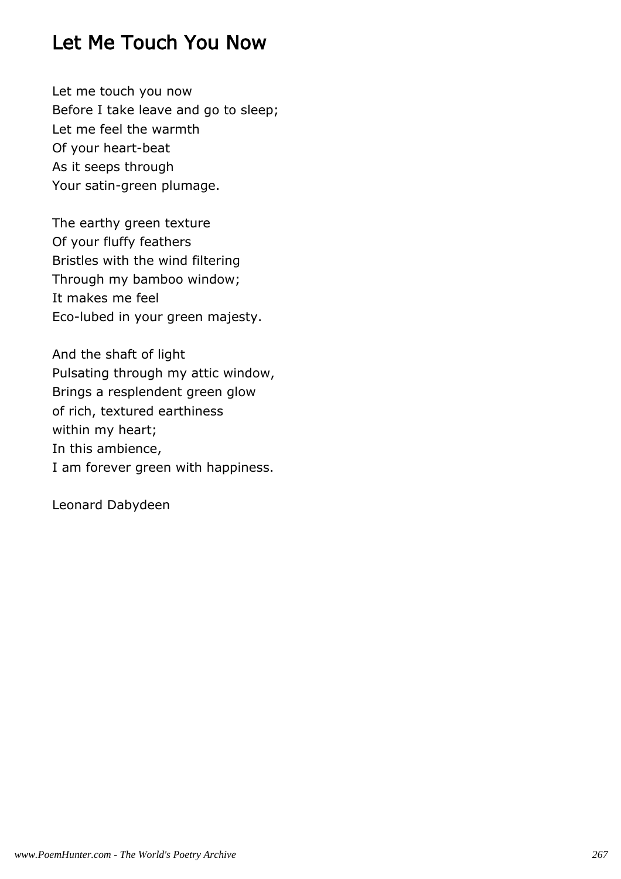## Let Me Touch You Now

Let me touch you now  
Before I take leave and go to sleep;  
Let me feel the warmth  
Of your heart-beat  
As it seeps through  
Your satin-green plumage.

The earthy green texture  
Of your fluffy feathers  
Bristles with the wind filtering  
Through my bamboo window;  
It makes me feel  
Eco-lubed in your green majesty.

And the shaft of light  
Pulsating through my attic window,  
Brings a resplendent green glow  
of rich, textured earthiness  
within my heart;  
In this ambience,  
I am forever green with happiness.

Leonard Dabydeen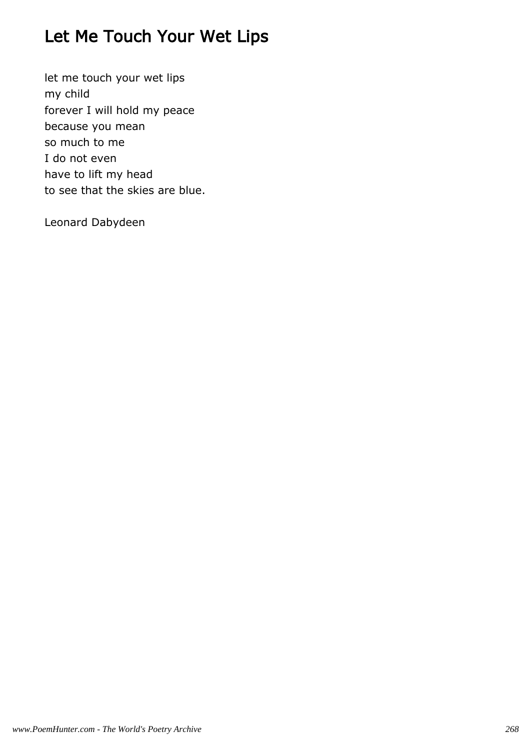# Let Me Touch Your Wet Lips

let me touch your wet lips
my child
forever I will hold my peace
because you mean
so much to me
I do not even
have to lift my head
to see that the skies are blue.

Leonard Dabydeen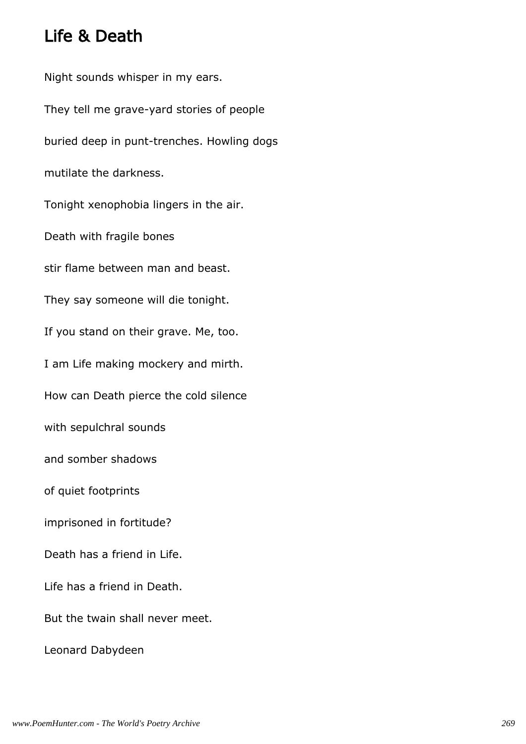## Life & Death

Night sounds whisper in my ears.

They tell me grave-yard stories of people

buried deep in punt-trenches. Howling dogs

mutilate the darkness.

Tonight xenophobia lingers in the air.

Death with fragile bones

stir flame between man and beast.

They say someone will die tonight.

If you stand on their grave. Me, too.

I am Life making mockery and mirth.

How can Death pierce the cold silence

with sepulchral sounds

and somber shadows

of quiet footprints

imprisoned in fortitude?

Death has a friend in Life.

Life has a friend in Death.

But the twain shall never meet.

Leonard Dabydeen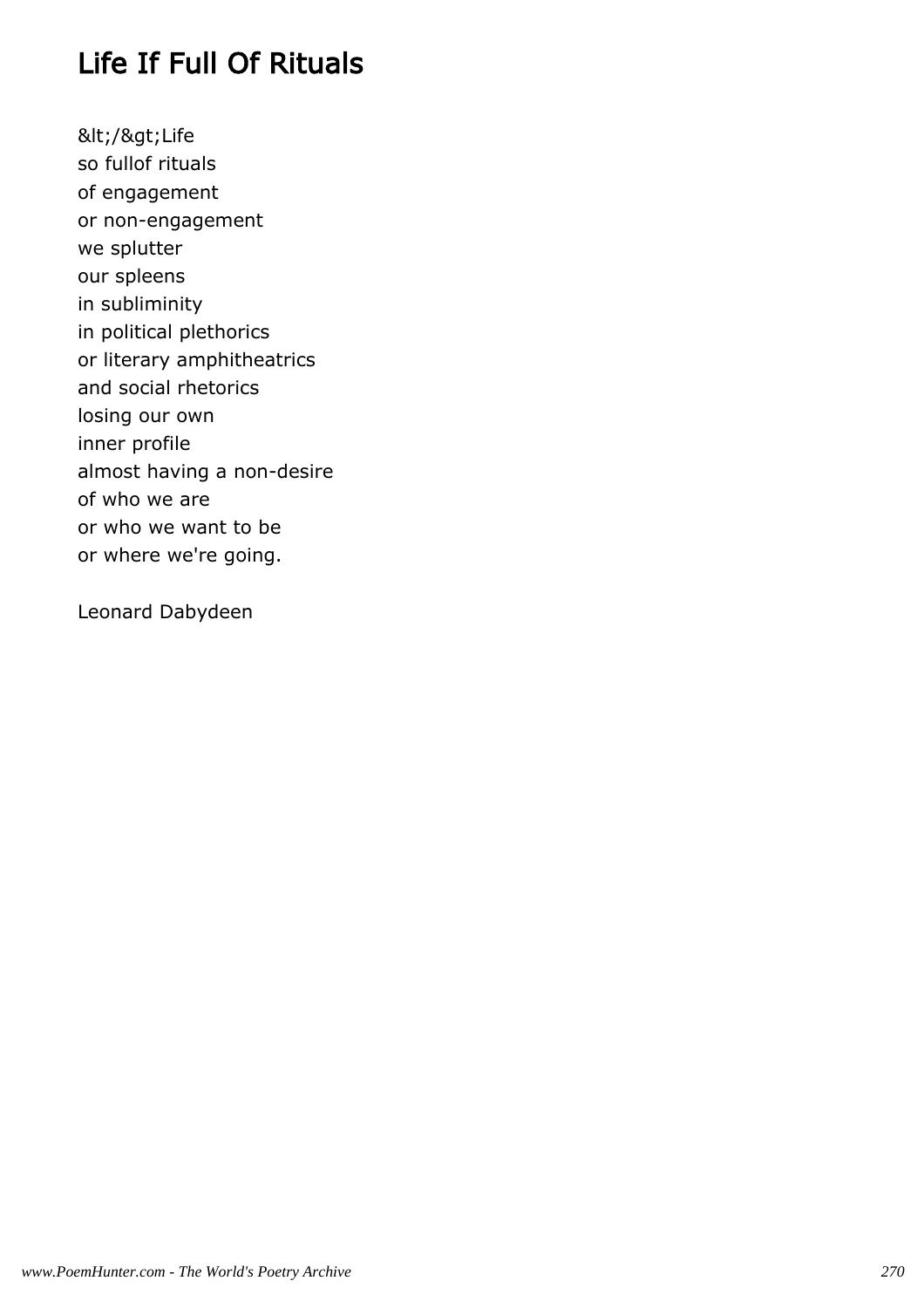# Life If Full Of Rituals

&lt;/&gt;Life
so fullof rituals
of engagement
or non-engagement
we splutter
our spleens
in subliminity
in political plethorics
or literary amphitheatrics
and social rhetorics
losing our own
inner profile
almost having a non-desire
of who we are
or who we want to be
or where we're going.

Leonard Dabydeen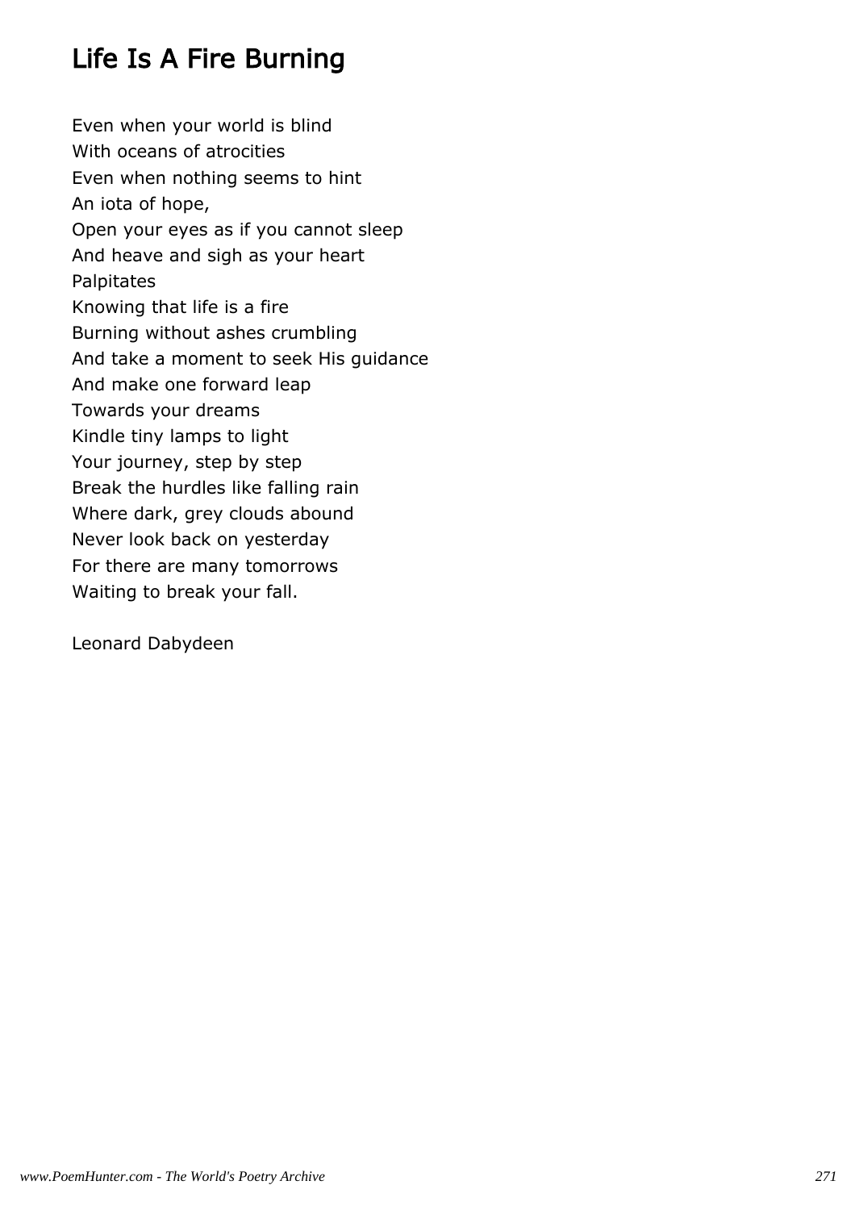# Life Is A Fire Burning

Even when your world is blind  
With oceans of atrocities  
Even when nothing seems to hint  
An iota of hope,  
Open your eyes as if you cannot sleep  
And heave and sigh as your heart  
Palpitates  
Knowing that life is a fire  
Burning without ashes crumbling  
And take a moment to seek His guidance  
And make one forward leap  
Towards your dreams  
Kindle tiny lamps to light  
Your journey, step by step  
Break the hurdles like falling rain  
Where dark, grey clouds abound  
Never look back on yesterday  
For there are many tomorrows  
Waiting to break your fall.

Leonard Dabydeen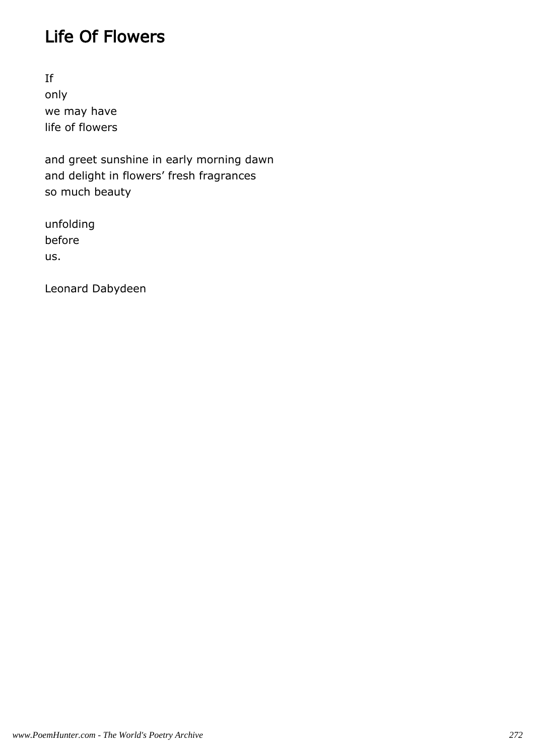# Life Of Flowers

If
only
we may have
life of flowers

and greet sunshine in early morning dawn
and delight in flowers' fresh fragrances
so much beauty

unfolding
before
us.

Leonard Dabydeen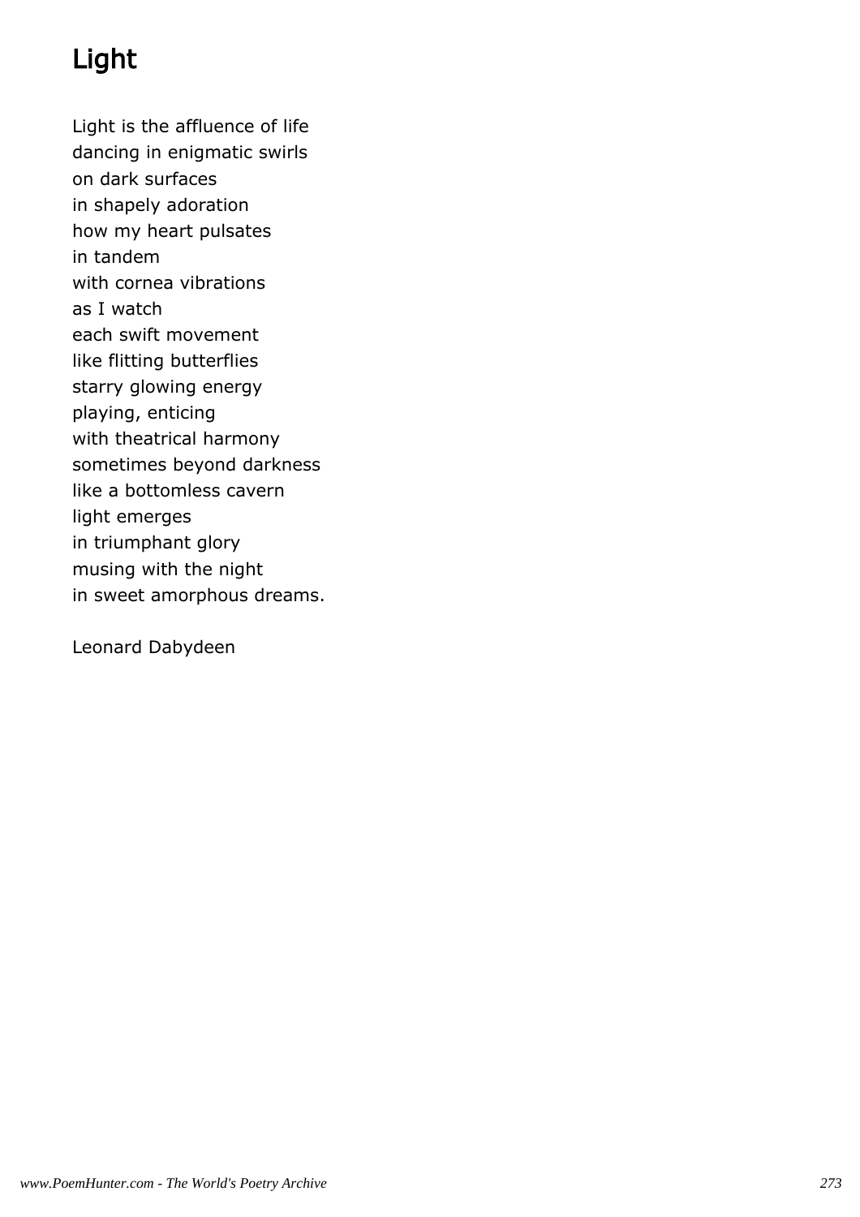# Light

Light is the affluence of life
dancing in enigmatic swirls
on dark surfaces
in shapely adoration
how my heart pulsates
in tandem
with cornea vibrations
as I watch
each swift movement
like flitting butterflies
starry glowing energy
playing, enticing
with theatrical harmony
sometimes beyond darkness
like a bottomless cavern
light emerges
in triumphant glory
musing with the night
in sweet amorphous dreams.

Leonard Dabydeen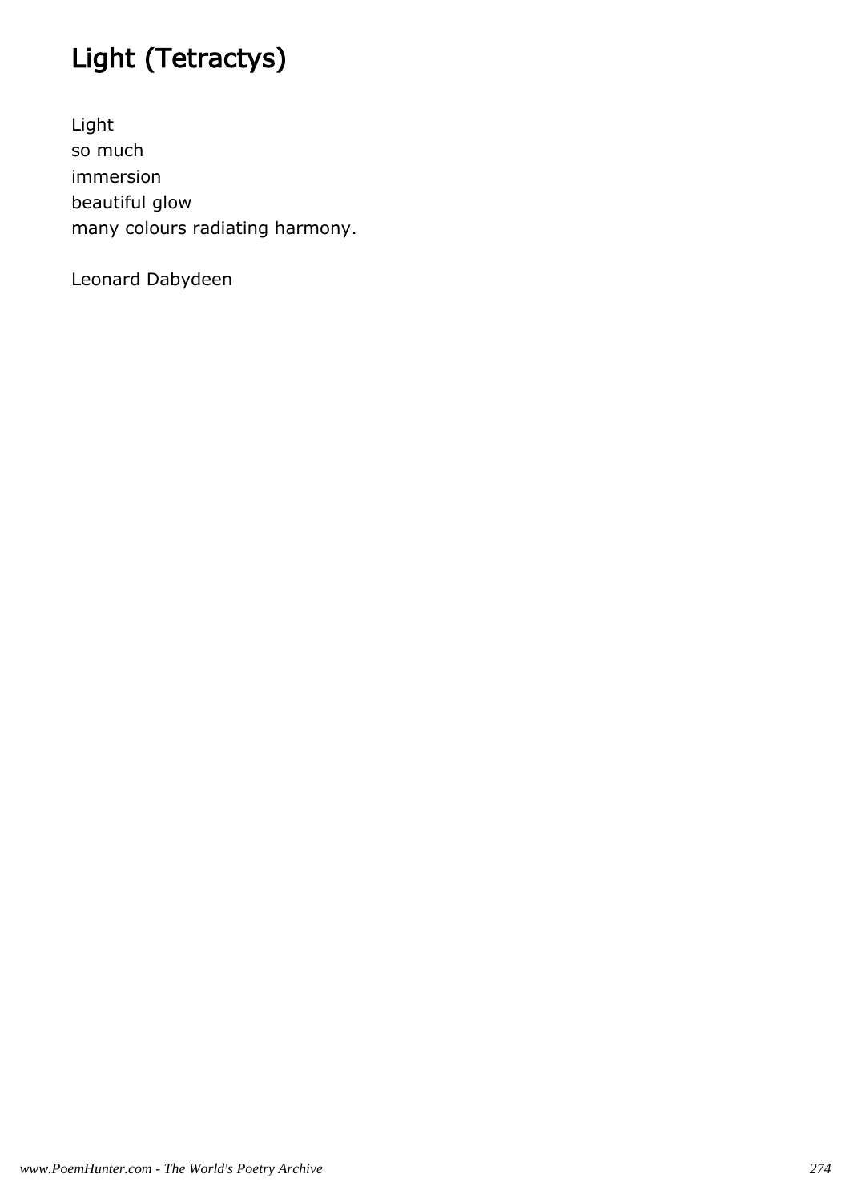# Light (Tetractys)

Light
so much
immersion
beautiful glow
many colours radiating harmony.

Leonard Dabydeen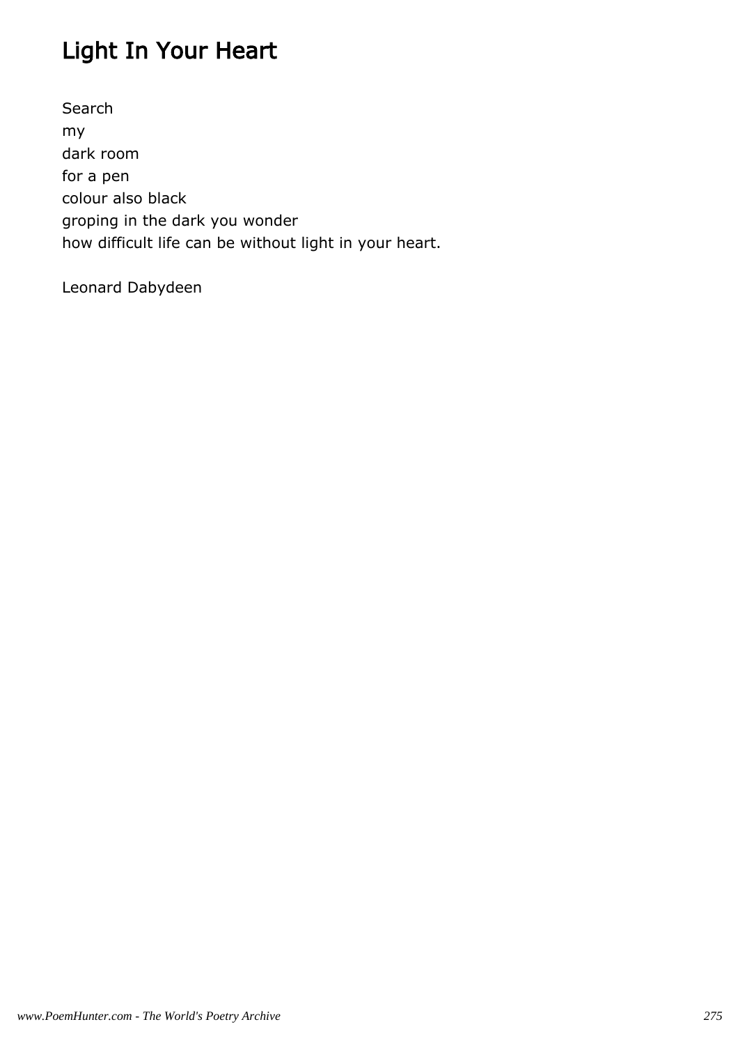# Light In Your Heart

Search
my
dark room
for a pen
colour also black
groping in the dark you wonder
how difficult life can be without light in your heart.

Leonard Dabydeen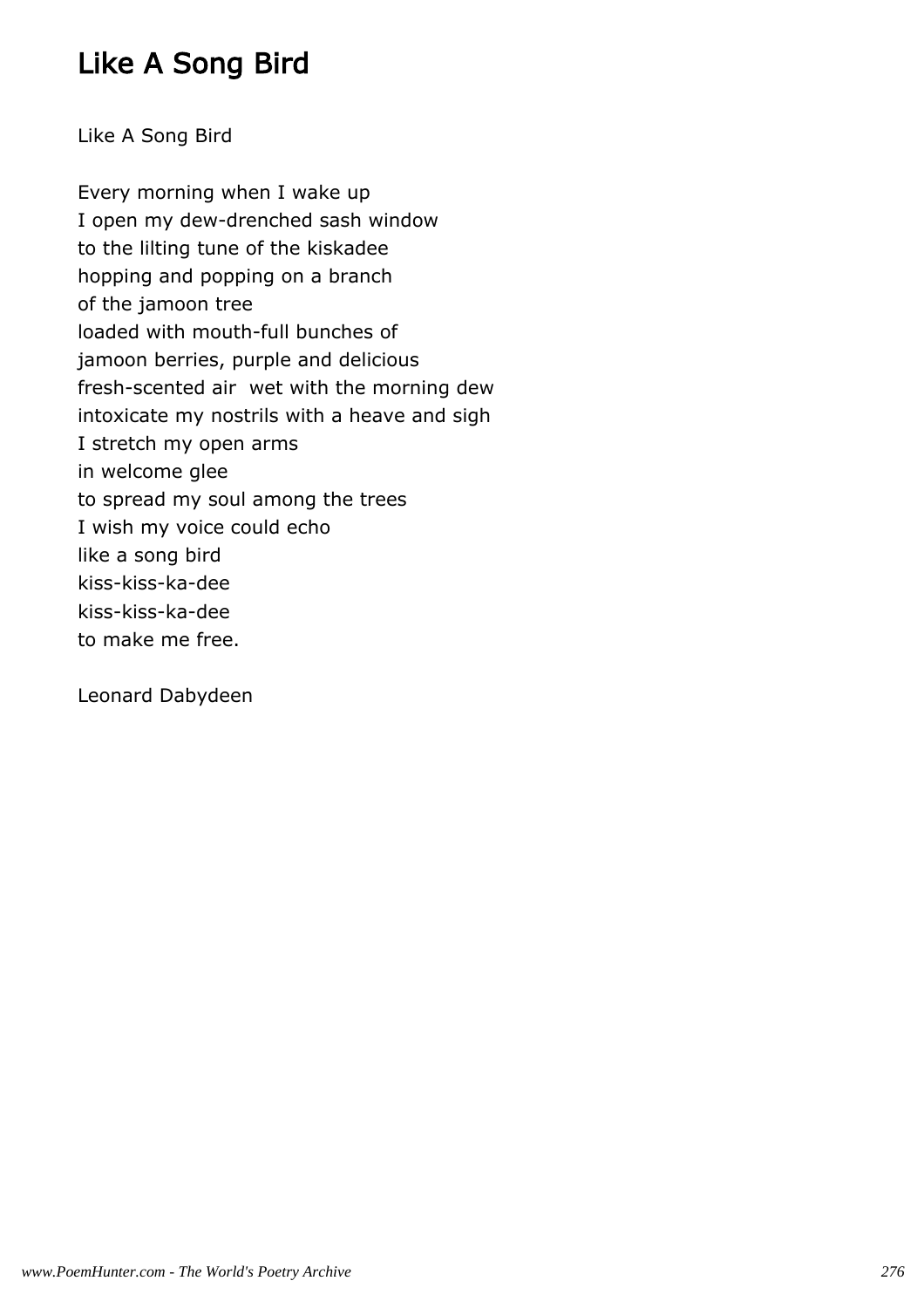# Like A Song Bird

Like A Song Bird

Every morning when I wake up
I open my dew-drenched sash window
to the lilting tune of the kiskadee
hopping and popping on a branch
of the jamoon tree
loaded with mouth-full bunches of
jamoon berries, purple and delicious
fresh-scented air  wet with the morning dew
intoxicate my nostrils with a heave and sigh
I stretch my open arms
in welcome glee
to spread my soul among the trees
I wish my voice could echo
like a song bird
kiss-kiss-ka-dee
kiss-kiss-ka-dee
to make me free.

Leonard Dabydeen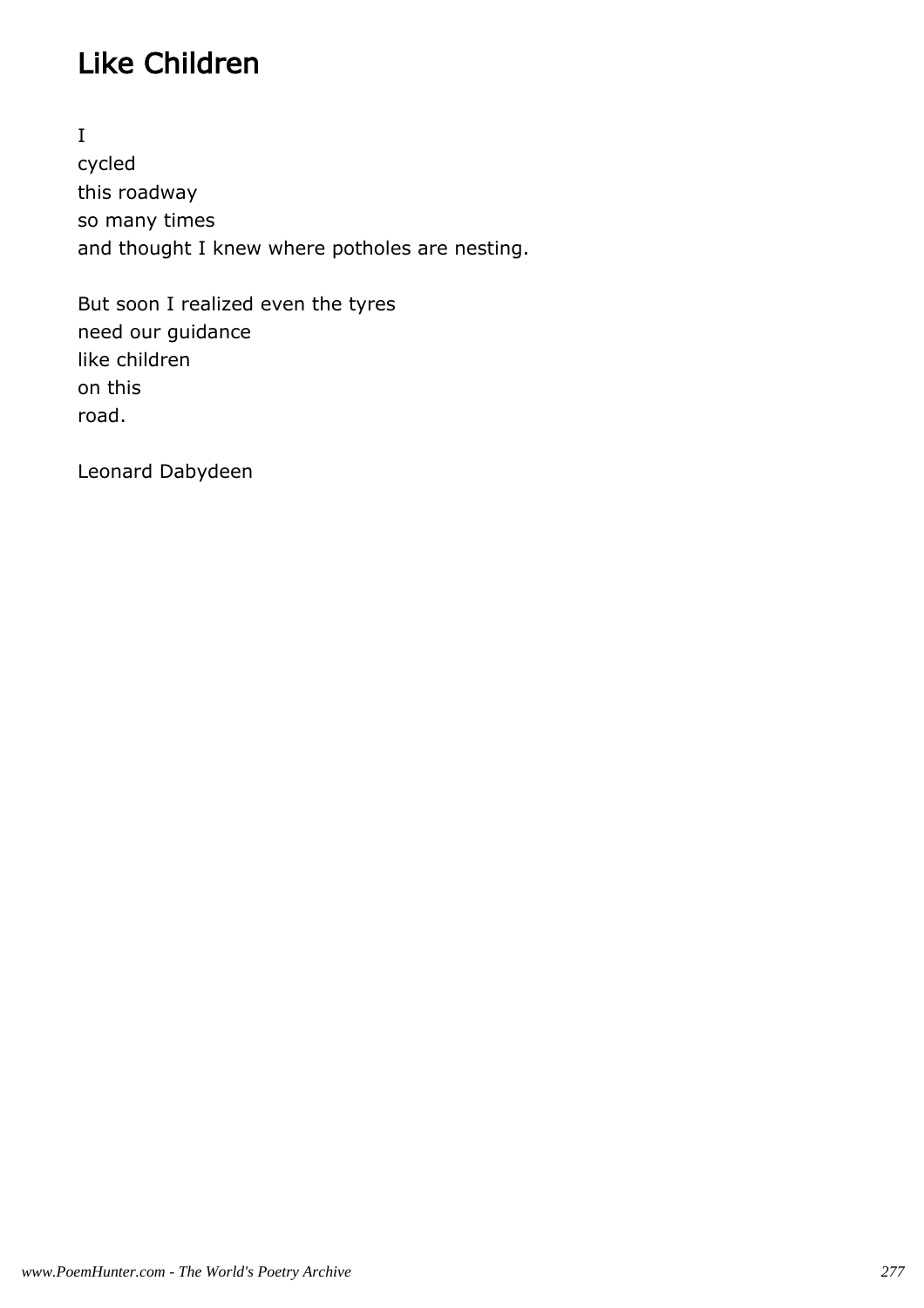# Like Children

I
cycled
this roadway
so many times
and thought I knew where potholes are nesting.

But soon I realized even the tyres
need our guidance
like children
on this
road.

Leonard Dabydeen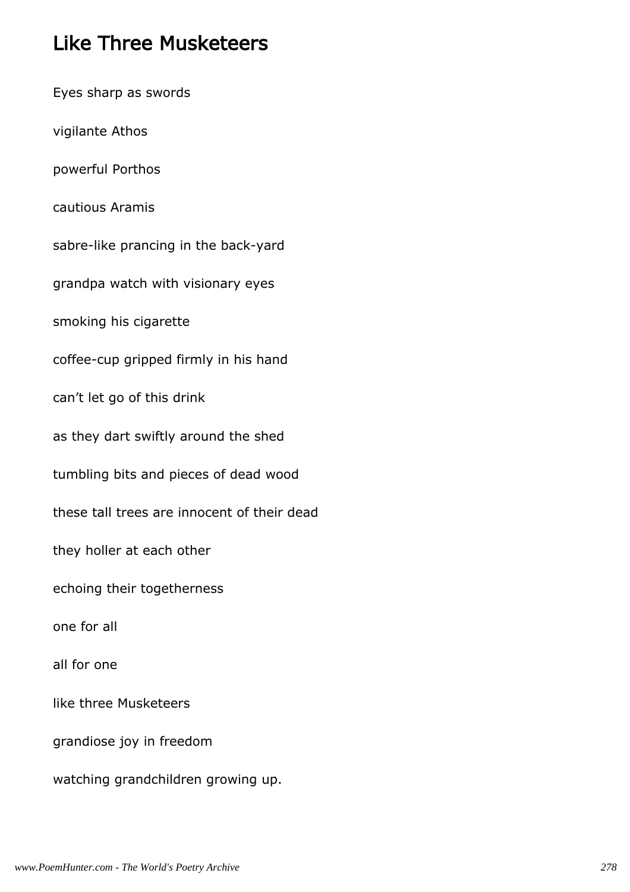# Like Three Musketeers

Eyes sharp as swords

vigilante Athos

powerful Porthos

cautious Aramis

sabre-like prancing in the back-yard

grandpa watch with visionary eyes

smoking his cigarette

coffee-cup gripped firmly in his hand

can’t let go of this drink

as they dart swiftly around the shed

tumbling bits and pieces of dead wood

these tall trees are innocent of their dead

they holler at each other

echoing their togetherness

one for all

all for one

like three Musketeers

grandiose joy in freedom

watching grandchildren growing up.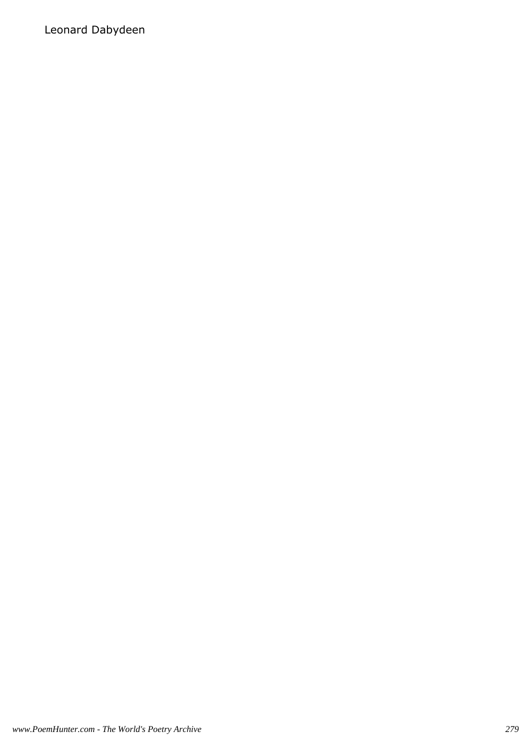Leonard Dabydeen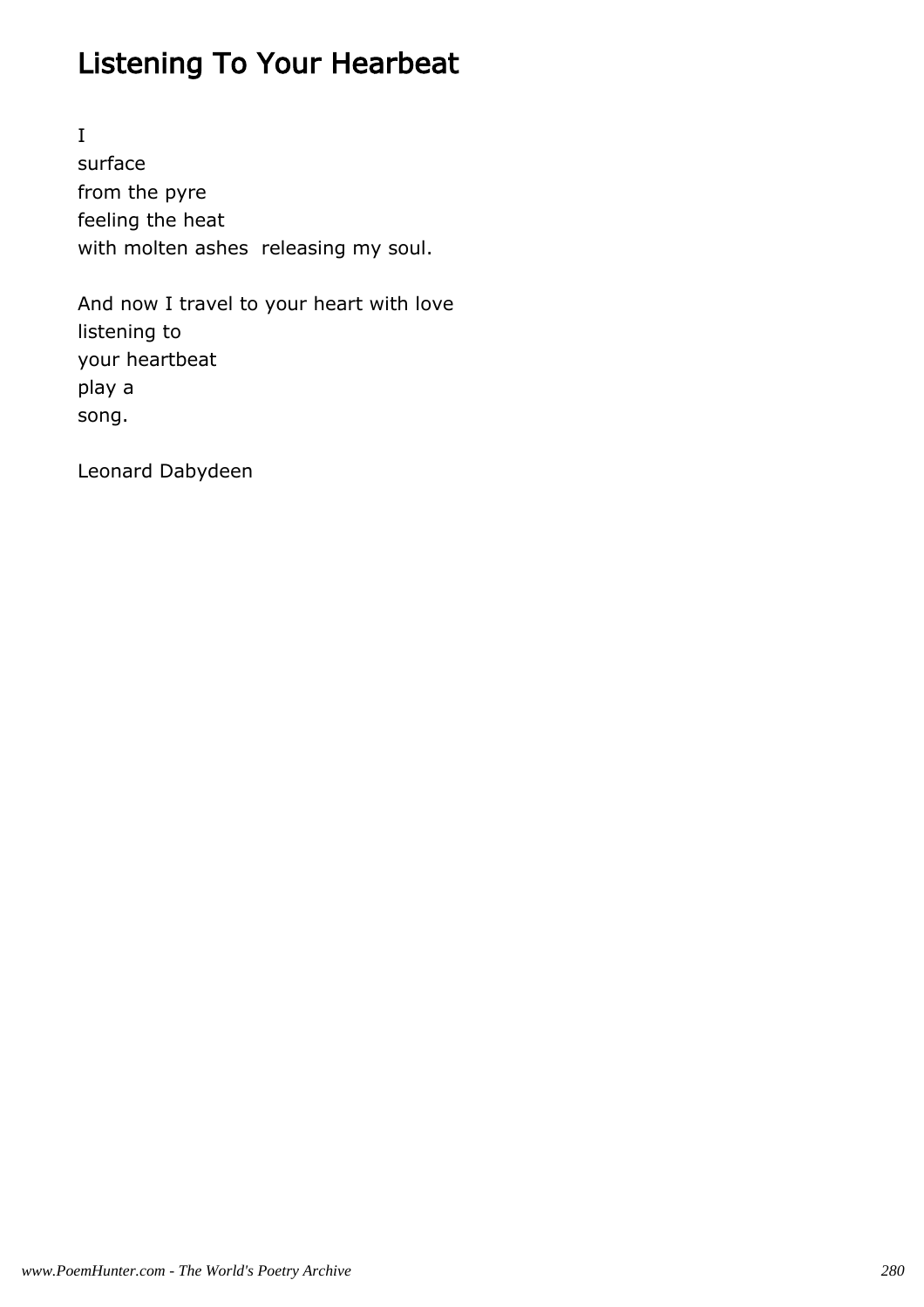# Listening To Your Hearbeat

I  
surface  
from the pyre  
feeling the heat  
with molten ashes  releasing my soul.

And now I travel to your heart with love  
listening to  
your heartbeat  
play a  
song.

Leonard Dabydeen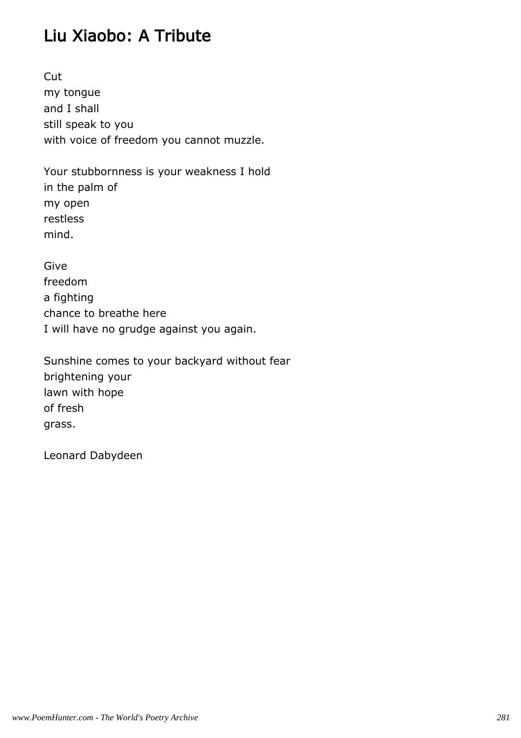# Liu Xiaobo: A Tribute

Cut  
my tongue  
and I shall  
still speak to you  
with voice of freedom you cannot muzzle.

Your stubbornness is your weakness I hold  
in the palm of  
my open  
restless  
mind.

Give  
freedom  
a fighting  
chance to breathe here  
I will have no grudge against you again.

Sunshine comes to your backyard without fear  
brightening your  
lawn with hope  
of fresh  
grass.

Leonard Dabydeen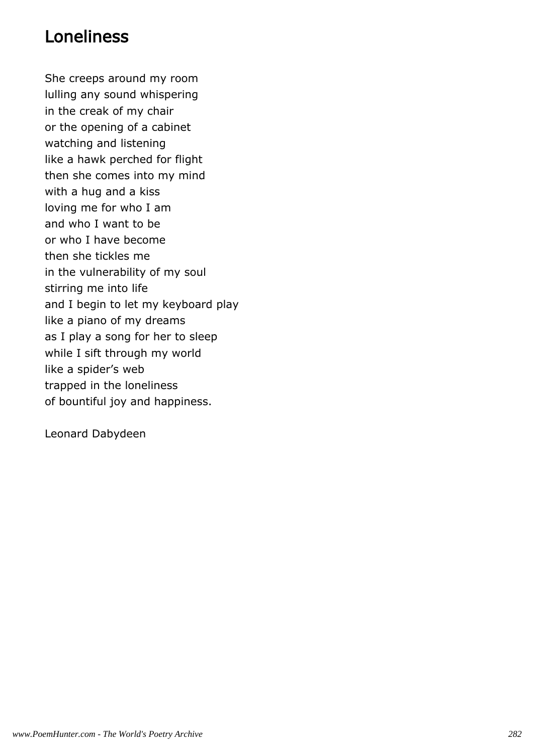# Loneliness

She creeps around my room
lulling any sound whispering
in the creak of my chair
or the opening of a cabinet
watching and listening
like a hawk perched for flight
then she comes into my mind
with a hug and a kiss
loving me for who I am
and who I want to be
or who I have become
then she tickles me
in the vulnerability of my soul
stirring me into life
and I begin to let my keyboard play
like a piano of my dreams
as I play a song for her to sleep
while I sift through my world
like a spider's web
trapped in the loneliness
of bountiful joy and happiness.

Leonard Dabydeen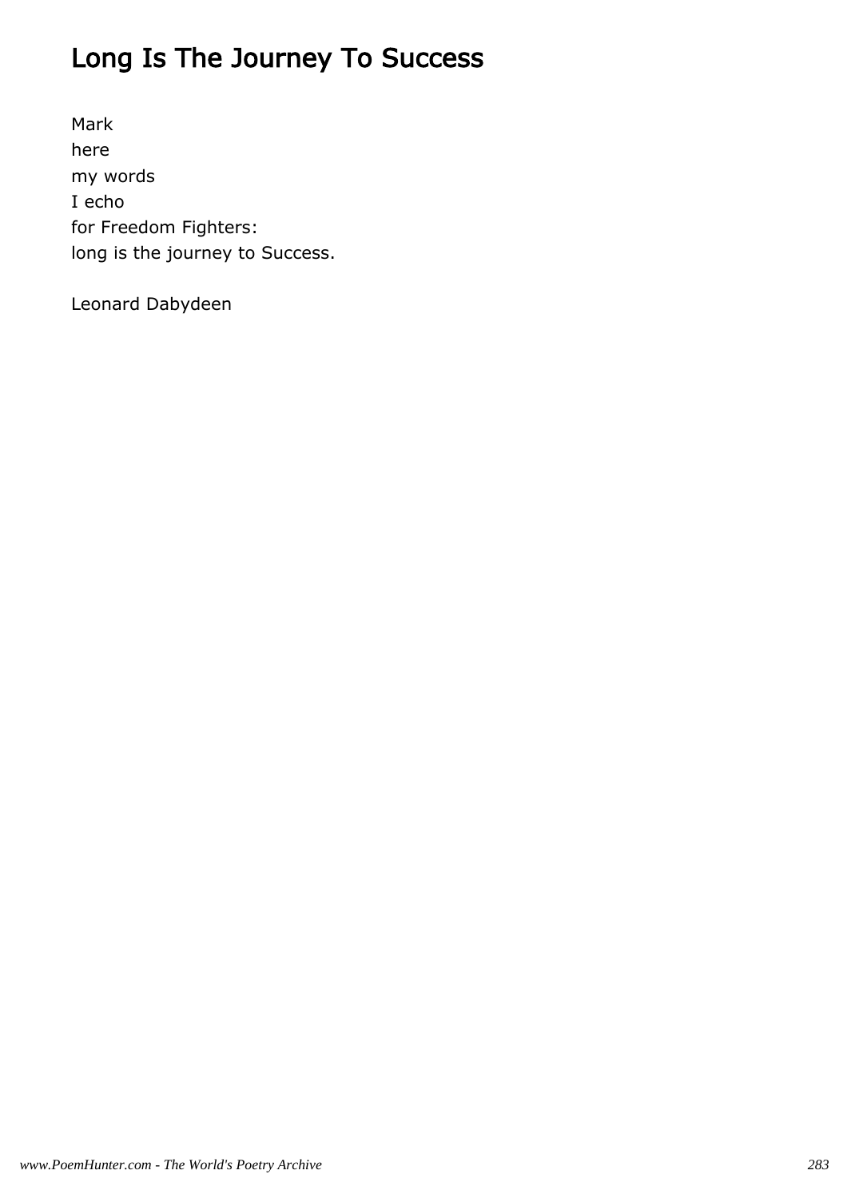# Long Is The Journey To Success

Mark
here
my words
I echo
for Freedom Fighters:
long is the journey to Success.

Leonard Dabydeen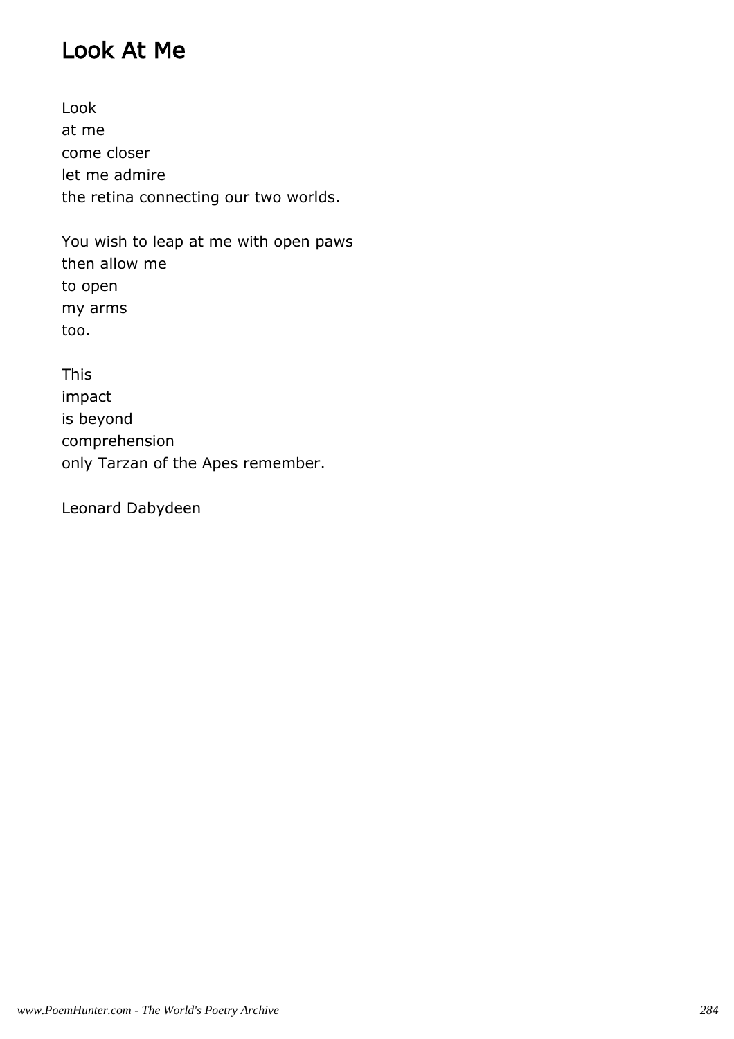# Look At Me

Look  
at me  
come closer  
let me admire  
the retina connecting our two worlds.

You wish to leap at me with open paws  
then allow me  
to open  
my arms  
too.

This  
impact  
is beyond  
comprehension  
only Tarzan of the Apes remember.

Leonard Dabydeen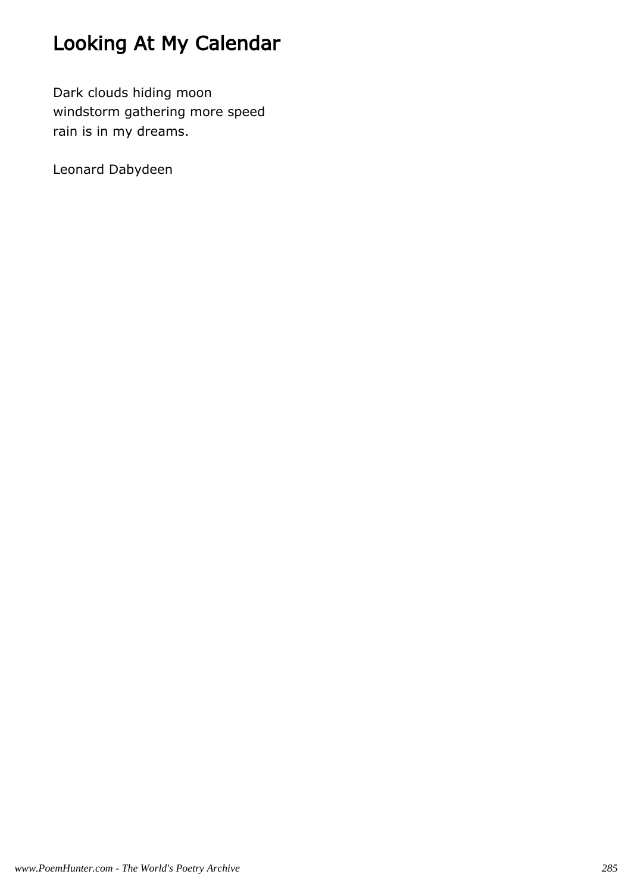# Looking At My Calendar

Dark clouds hiding moon  
windstorm gathering more speed  
rain is in my dreams.

Leonard Dabydeen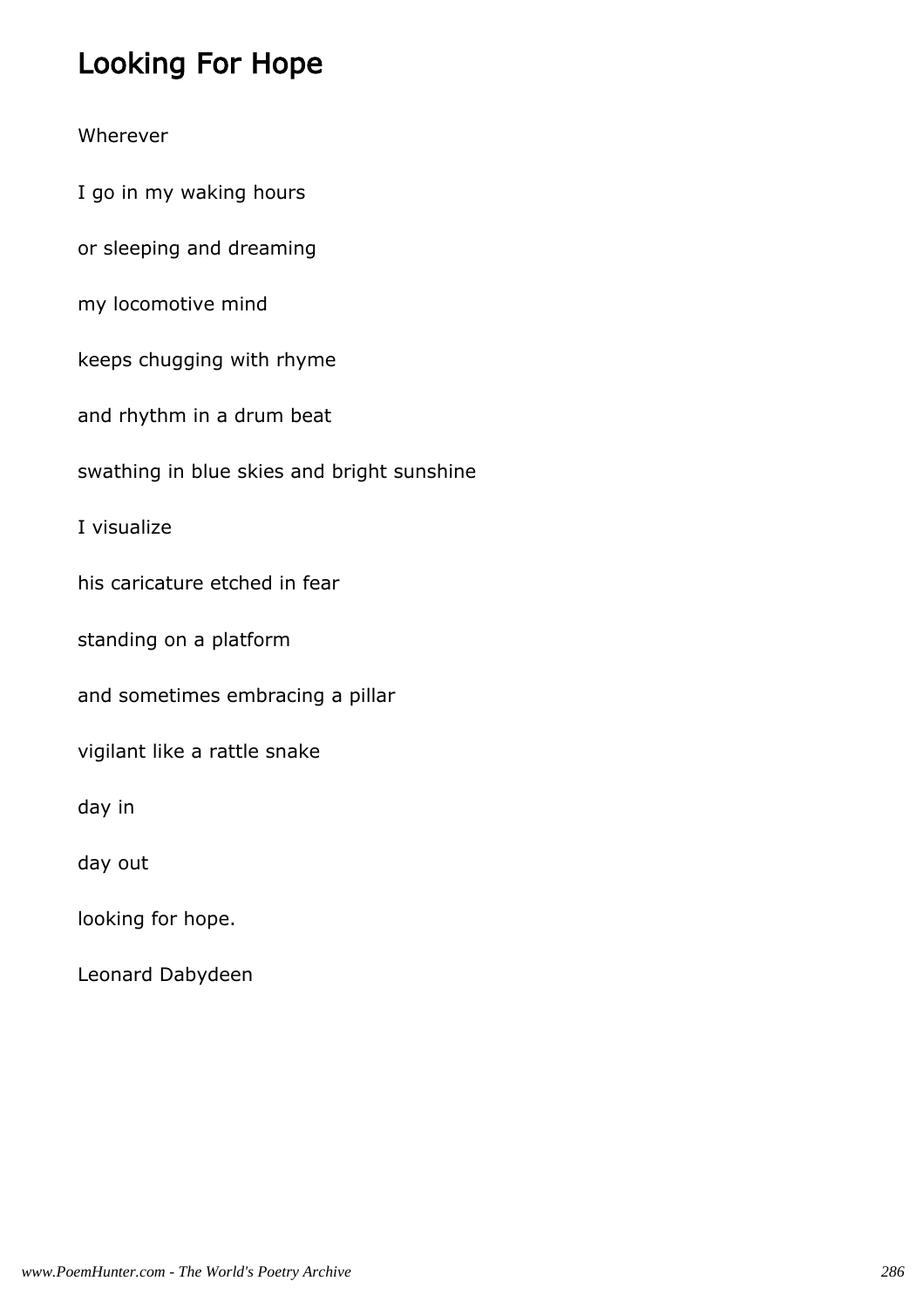# Looking For Hope

Wherever

I go in my waking hours

or sleeping and dreaming

my locomotive mind

keeps chugging with rhyme

and rhythm in a drum beat

swathing in blue skies and bright sunshine

I visualize

his caricature etched in fear

standing on a platform

and sometimes embracing a pillar

vigilant like a rattle snake

day in

day out

looking for hope.

Leonard Dabydeen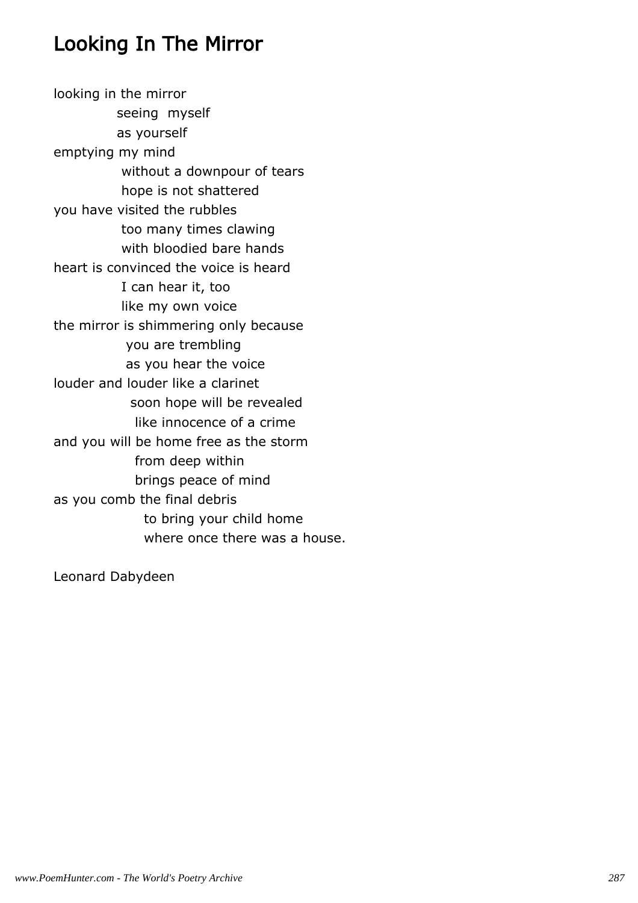## Looking In The Mirror

looking in the mirror
seeing myself
as yourself
emptying my mind
without a downpour of tears
hope is not shattered
you have visited the rubbles
too many times clawing
with bloodied bare hands
heart is convinced the voice is heard
I can hear it, too
like my own voice
the mirror is shimmering only because
you are trembling
as you hear the voice
louder and louder like a clarinet
soon hope will be revealed
like innocence of a crime
and you will be home free as the storm
from deep within
brings peace of mind
as you comb the final debris
to bring your child home
where once there was a house.

Leonard Dabydeen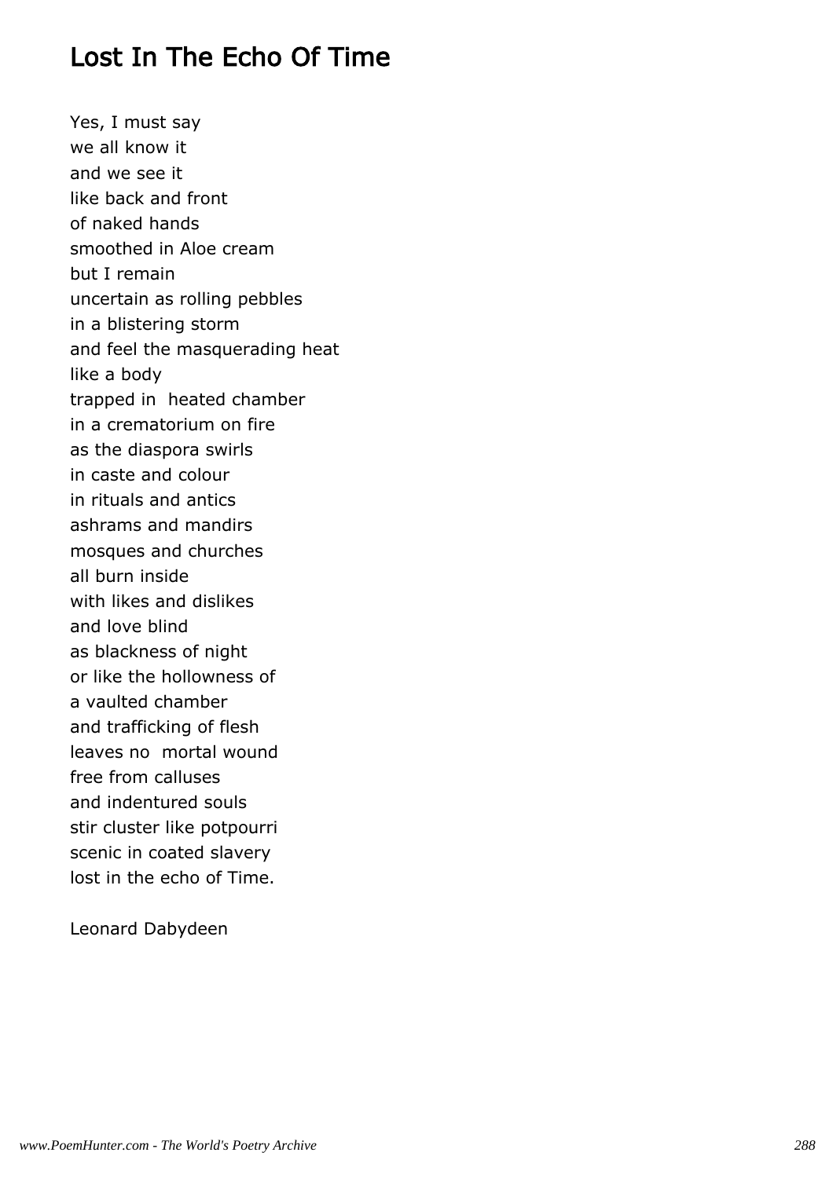# Lost In The Echo Of Time

Yes, I must say
we all know it
and we see it
like back and front
of naked hands
smoothed in Aloe cream
but I remain
uncertain as rolling pebbles
in a blistering storm
and feel the masquerading heat
like a body
trapped in  heated chamber
in a crematorium on fire
as the diaspora swirls
in caste and colour
in rituals and antics
ashrams and mandirs
mosques and churches
all burn inside
with likes and dislikes
and love blind
as blackness of night
or like the hollowness of
a vaulted chamber
and trafficking of flesh
leaves no  mortal wound
free from calluses
and indentured souls
stir cluster like potpourri
scenic in coated slavery
lost in the echo of Time.

Leonard Dabydeen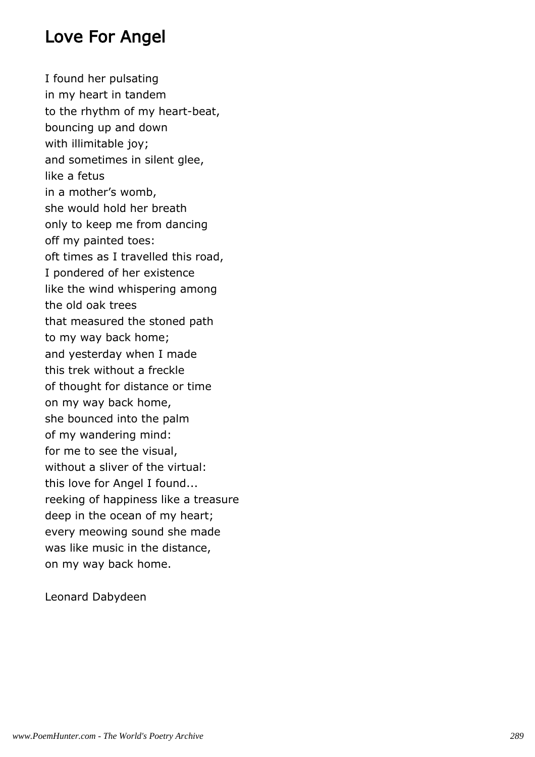# Love For Angel

I found her pulsating  
in my heart in tandem  
to the rhythm of my heart-beat,  
bouncing up and down  
with illimitable joy;  
and sometimes in silent glee,  
like a fetus  
in a mother's womb,  
she would hold her breath  
only to keep me from dancing  
off my painted toes:  
oft times as I travelled this road,  
I pondered of her existence  
like the wind whispering among  
the old oak trees  
that measured the stoned path  
to my way back home;  
and yesterday when I made  
this trek without a freckle  
of thought for distance or time  
on my way back home,  
she bounced into the palm  
of my wandering mind:  
for me to see the visual,  
without a sliver of the virtual:  
this love for Angel I found...  
reeking of happiness like a treasure  
deep in the ocean of my heart;  
every meowing sound she made  
was like music in the distance,  
on my way back home.

Leonard Dabydeen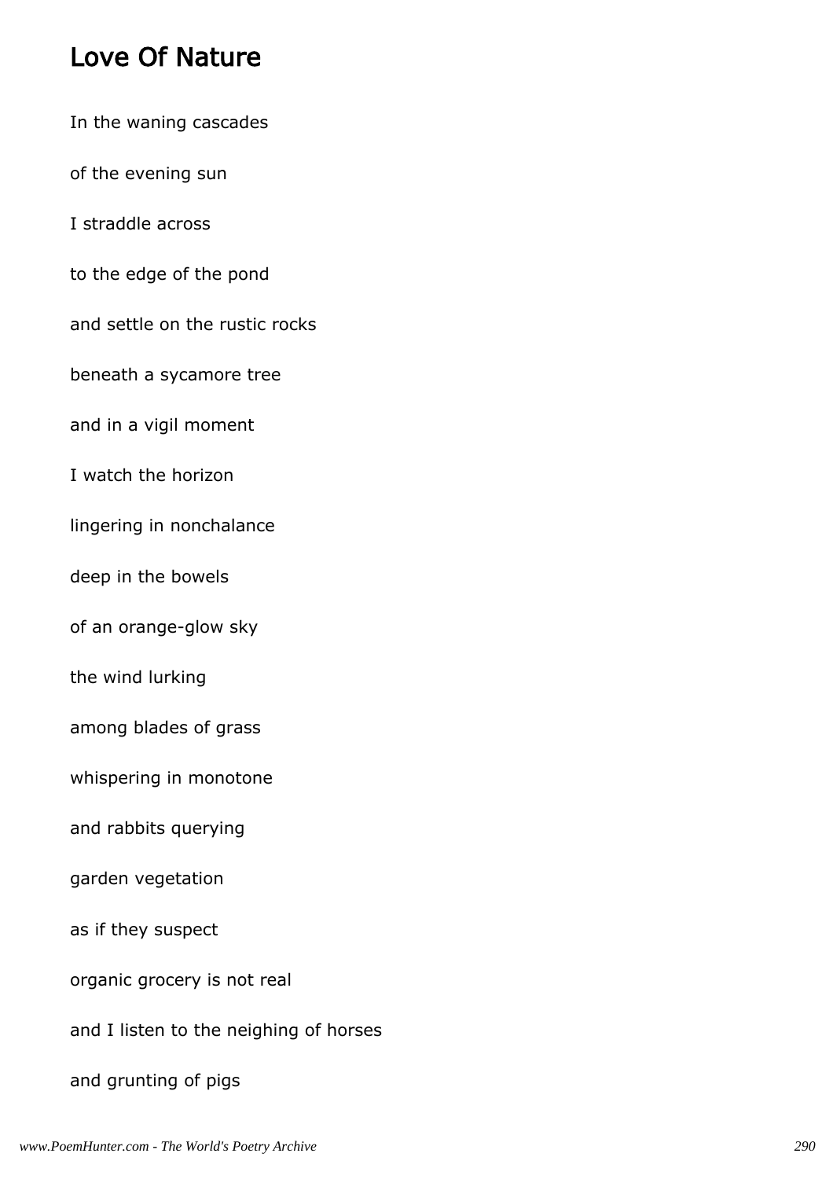## Love Of Nature

In the waning cascades

of the evening sun

I straddle across

to the edge of the pond

and settle on the rustic rocks

beneath a sycamore tree

and in a vigil moment

I watch the horizon

lingering in nonchalance

deep in the bowels

of an orange-glow sky

the wind lurking

among blades of grass

whispering in monotone

and rabbits querying

garden vegetation

as if they suspect

organic grocery is not real

and I listen to the neighing of horses

and grunting of pigs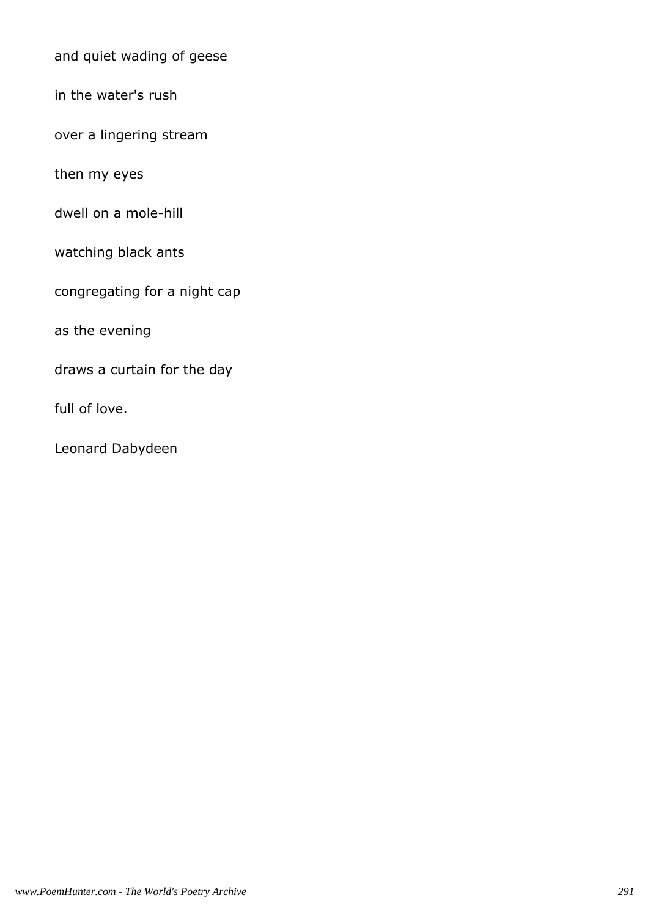and quiet wading of geese

in the water's rush

over a lingering stream

then my eyes

dwell on a mole-hill

watching black ants

congregating for a night cap

as the evening

draws a curtain for the day

full of love.

Leonard Dabydeen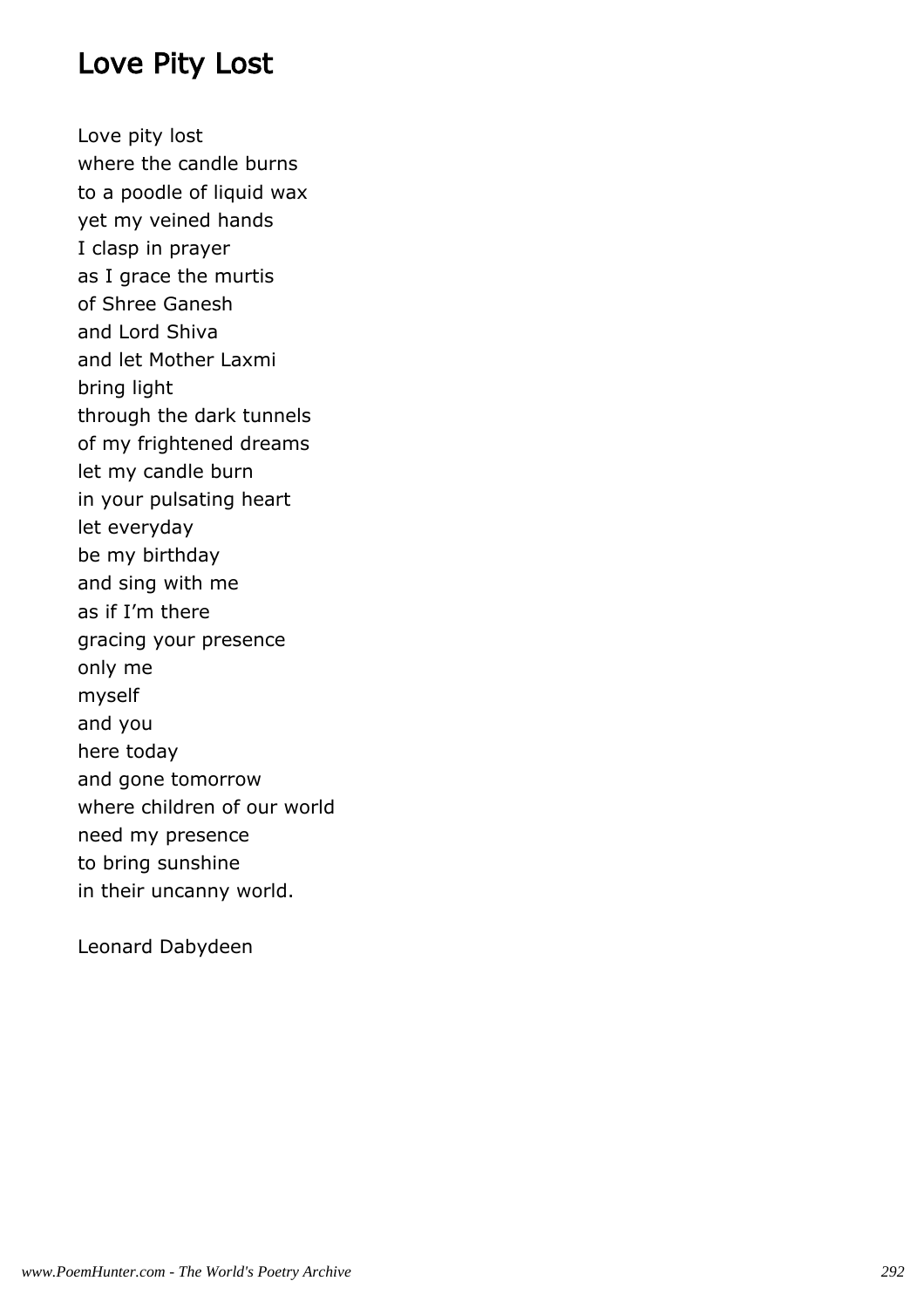# Love Pity Lost

Love pity lost
where the candle burns
to a poodle of liquid wax
yet my veined hands
I clasp in prayer
as I grace the murtis
of Shree Ganesh
and Lord Shiva
and let Mother Laxmi
bring light
through the dark tunnels
of my frightened dreams
let my candle burn
in your pulsating heart
let everyday
be my birthday
and sing with me
as if I'm there
gracing your presence
only me
myself
and you
here today
and gone tomorrow
where children of our world
need my presence
to bring sunshine
in their uncanny world.

Leonard Dabydeen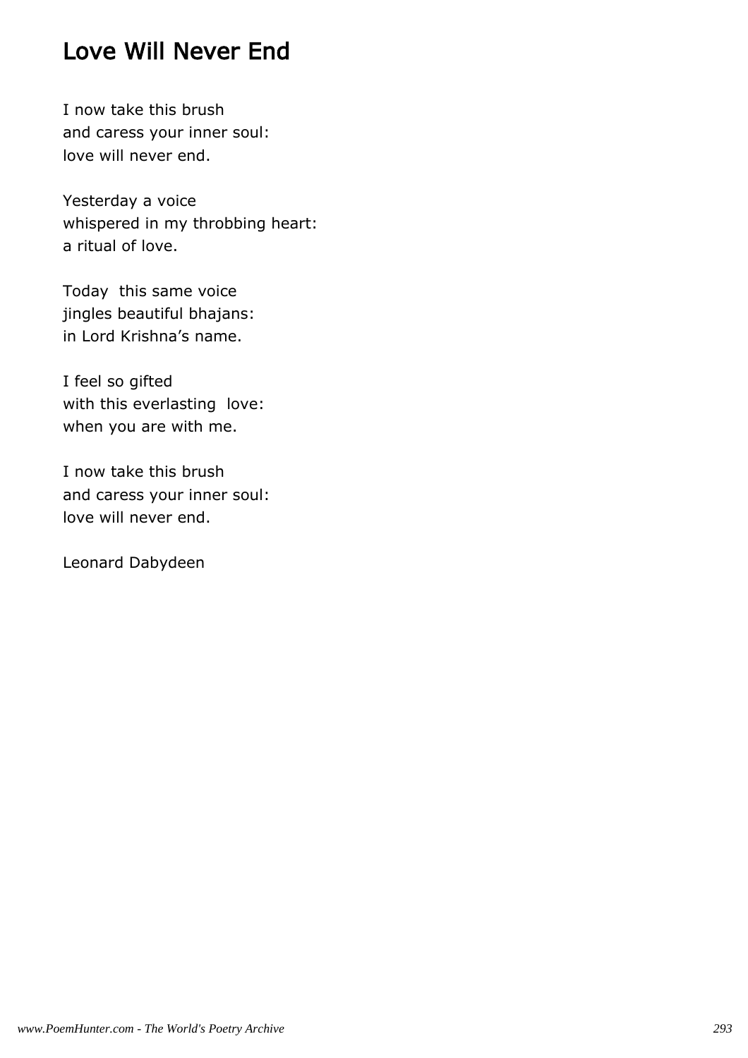# Love Will Never End

I now take this brush
and caress your inner soul:
love will never end.

Yesterday a voice
whispered in my throbbing heart:
a ritual of love.

Today this same voice
jingles beautiful bhajans:
in Lord Krishna's name.

I feel so gifted
with this everlasting love:
when you are with me.

I now take this brush
and caress your inner soul:
love will never end.

Leonard Dabydeen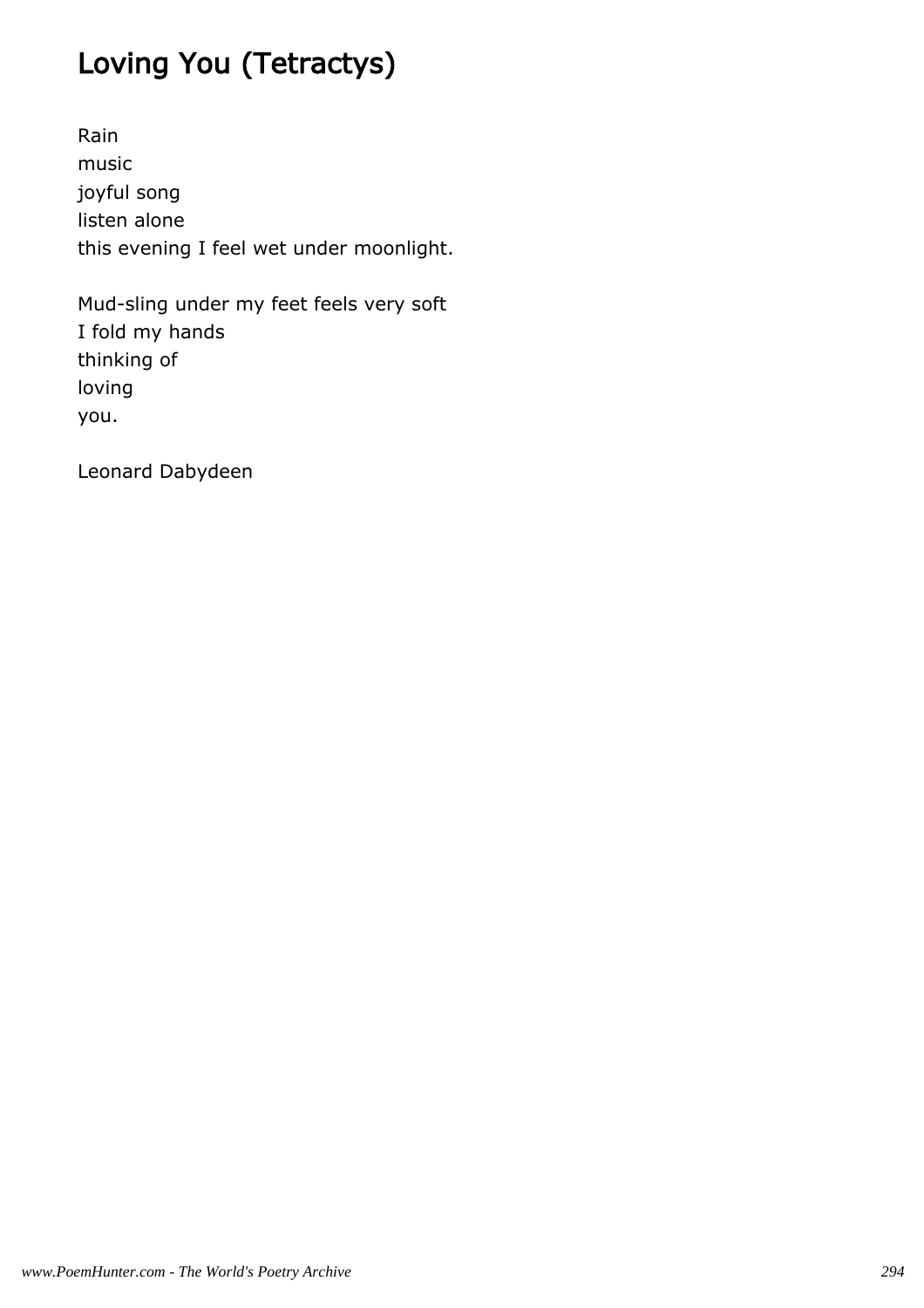# Loving You (Tetractys)

Rain  
music  
joyful song  
listen alone  
this evening I feel wet under moonlight.

Mud-sling under my feet feels very soft  
I fold my hands  
thinking of  
loving  
you.

Leonard Dabydeen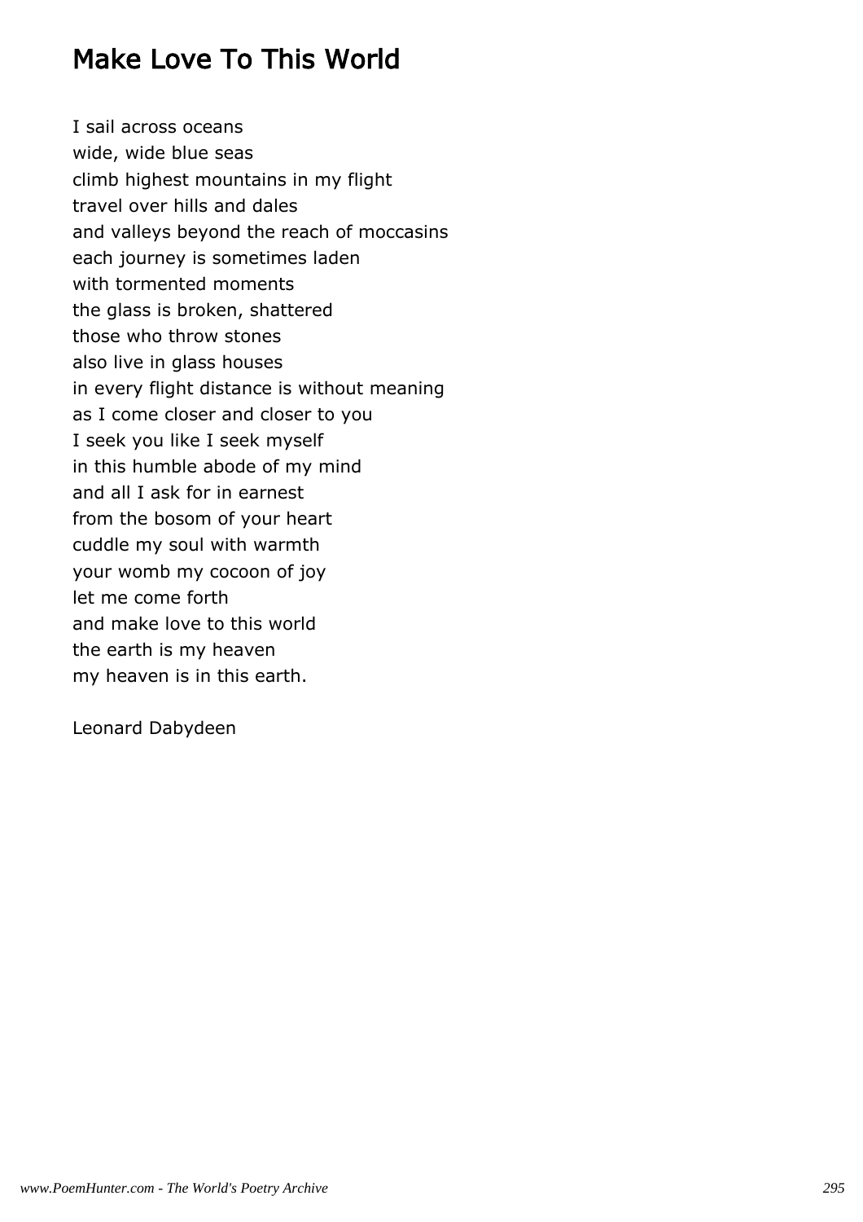# Make Love To This World

I sail across oceans
wide, wide blue seas
climb highest mountains in my flight
travel over hills and dales
and valleys beyond the reach of moccasins
each journey is sometimes laden
with tormented moments
the glass is broken, shattered
those who throw stones
also live in glass houses
in every flight distance is without meaning
as I come closer and closer to you
I seek you like I seek myself
in this humble abode of my mind
and all I ask for in earnest
from the bosom of your heart
cuddle my soul with warmth
your womb my cocoon of joy
let me come forth
and make love to this world
the earth is my heaven
my heaven is in this earth.

Leonard Dabydeen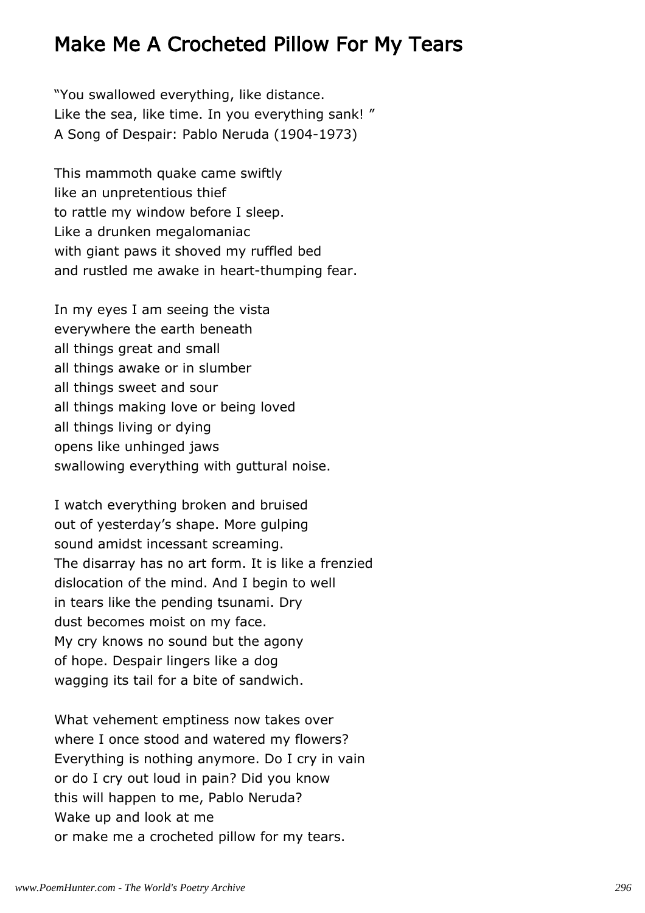# Make Me A Crocheted Pillow For My Tears

"You swallowed everything, like distance.
Like the sea, like time. In you everything sank! "
A Song of Despair: Pablo Neruda (1904-1973)

This mammoth quake came swiftly
like an unpretentious thief
to rattle my window before I sleep.
Like a drunken megalomaniac
with giant paws it shoved my ruffled bed
and rustled me awake in heart-thumping fear.

In my eyes I am seeing the vista
everywhere the earth beneath
all things great and small
all things awake or in slumber
all things sweet and sour
all things making love or being loved
all things living or dying
opens like unhinged jaws
swallowing everything with guttural noise.

I watch everything broken and bruised
out of yesterday's shape. More gulping
sound amidst incessant screaming.
The disarray has no art form. It is like a frenzied
dislocation of the mind. And I begin to well
in tears like the pending tsunami. Dry
dust becomes moist on my face.
My cry knows no sound but the agony
of hope. Despair lingers like a dog
wagging its tail for a bite of sandwich.

What vehement emptiness now takes over
where I once stood and watered my flowers?
Everything is nothing anymore. Do I cry in vain
or do I cry out loud in pain? Did you know
this will happen to me, Pablo Neruda?
Wake up and look at me
or make me a crocheted pillow for my tears.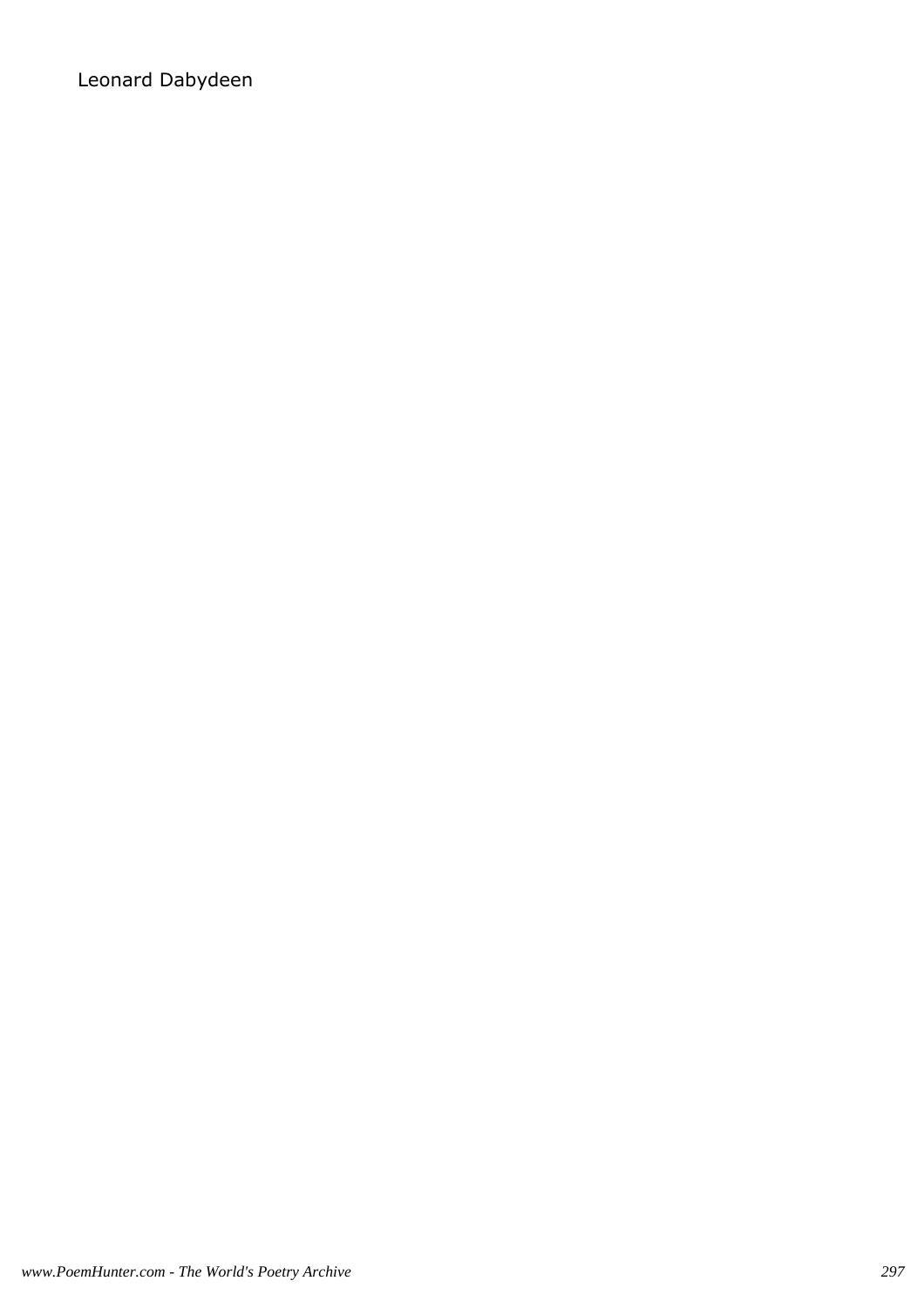Leonard Dabydeen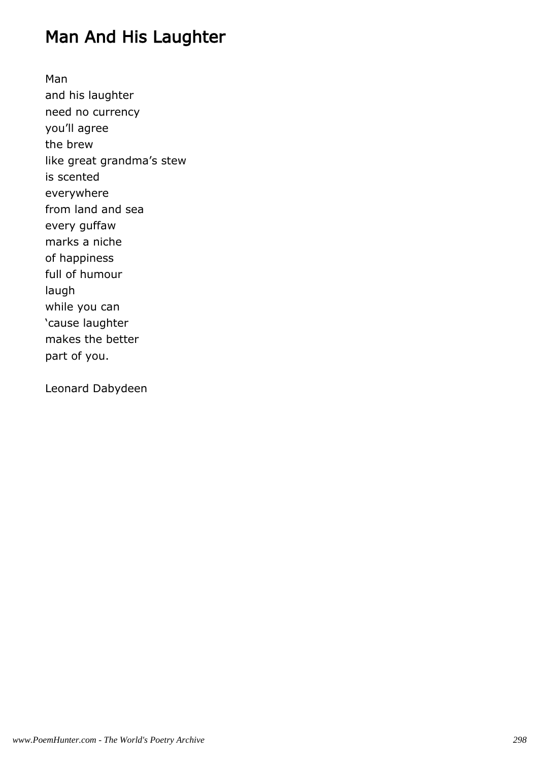# Man And His Laughter

Man
and his laughter
need no currency
you'll agree
the brew
like great grandma's stew
is scented
everywhere
from land and sea
every guffaw
marks a niche
of happiness
full of humour
laugh
while you can
'cause laughter
makes the better
part of you.

Leonard Dabydeen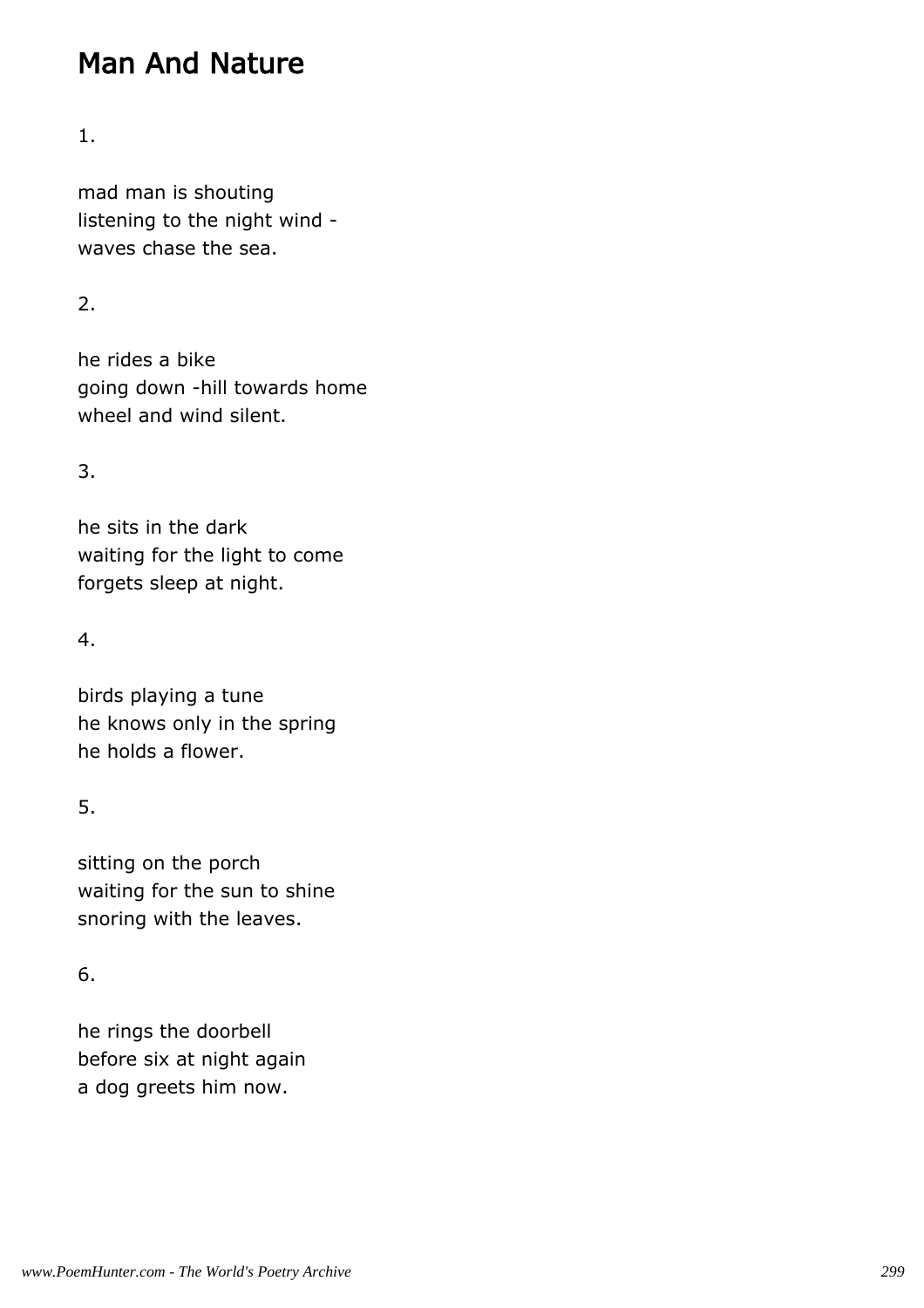# Man And Nature

1.

mad man is shouting
listening to the night wind -
waves chase the sea.

2.

he rides a bike
going down -hill towards home
wheel and wind silent.

3.

he sits in the dark
waiting for the light to come
forgets sleep at night.

4.

birds playing a tune
he knows only in the spring
he holds a flower.

5.

sitting on the porch
waiting for the sun to shine
snoring with the leaves.

6.

he rings the doorbell
before six at night again
a dog greets him now.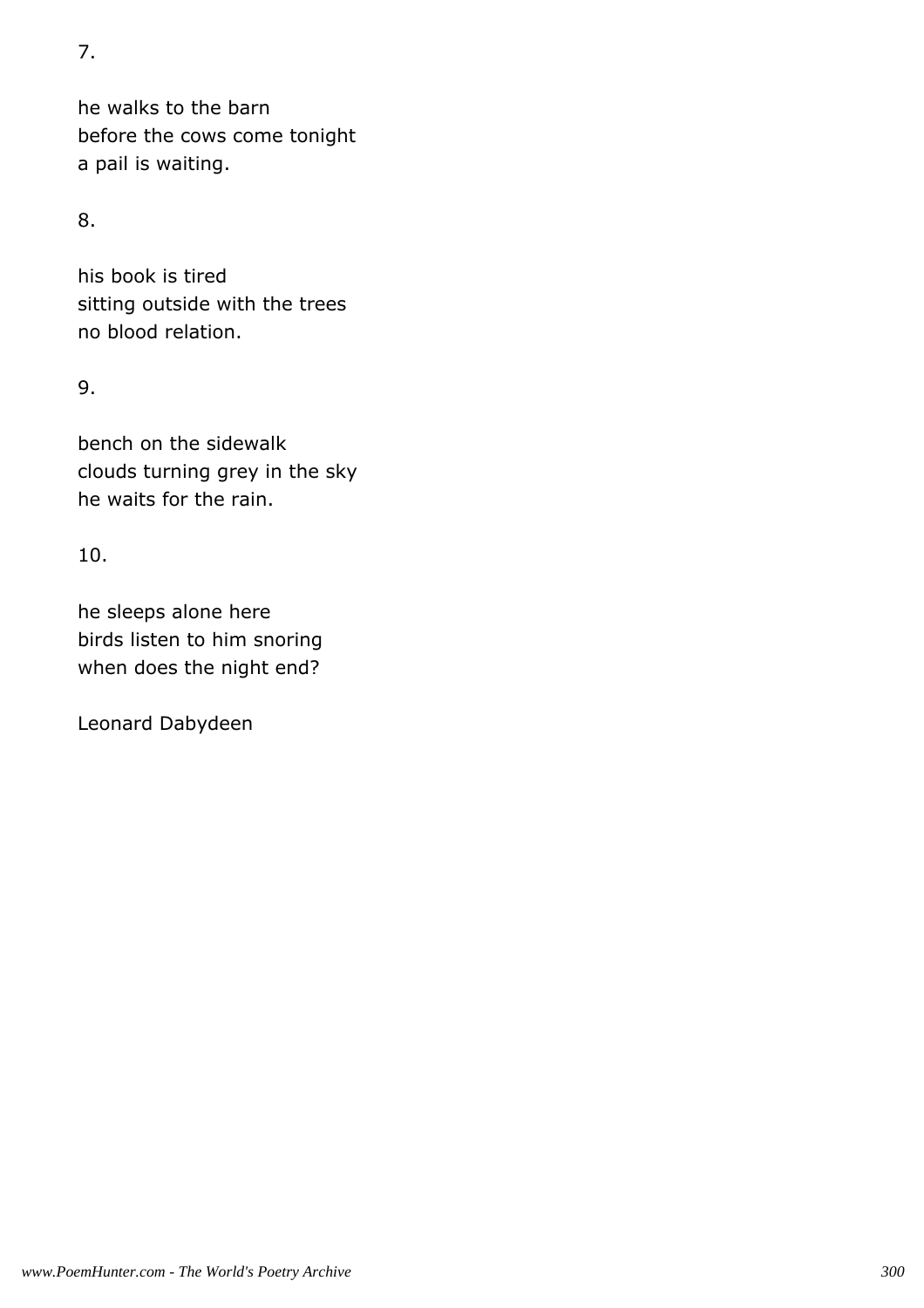7.

he walks to the barn  
before the cows come tonight  
a pail is waiting.

8.

his book is tired  
sitting outside with the trees  
no blood relation.

9.

bench on the sidewalk  
clouds turning grey in the sky  
he waits for the rain.

10.

he sleeps alone here  
birds listen to him snoring  
when does the night end?

Leonard Dabydeen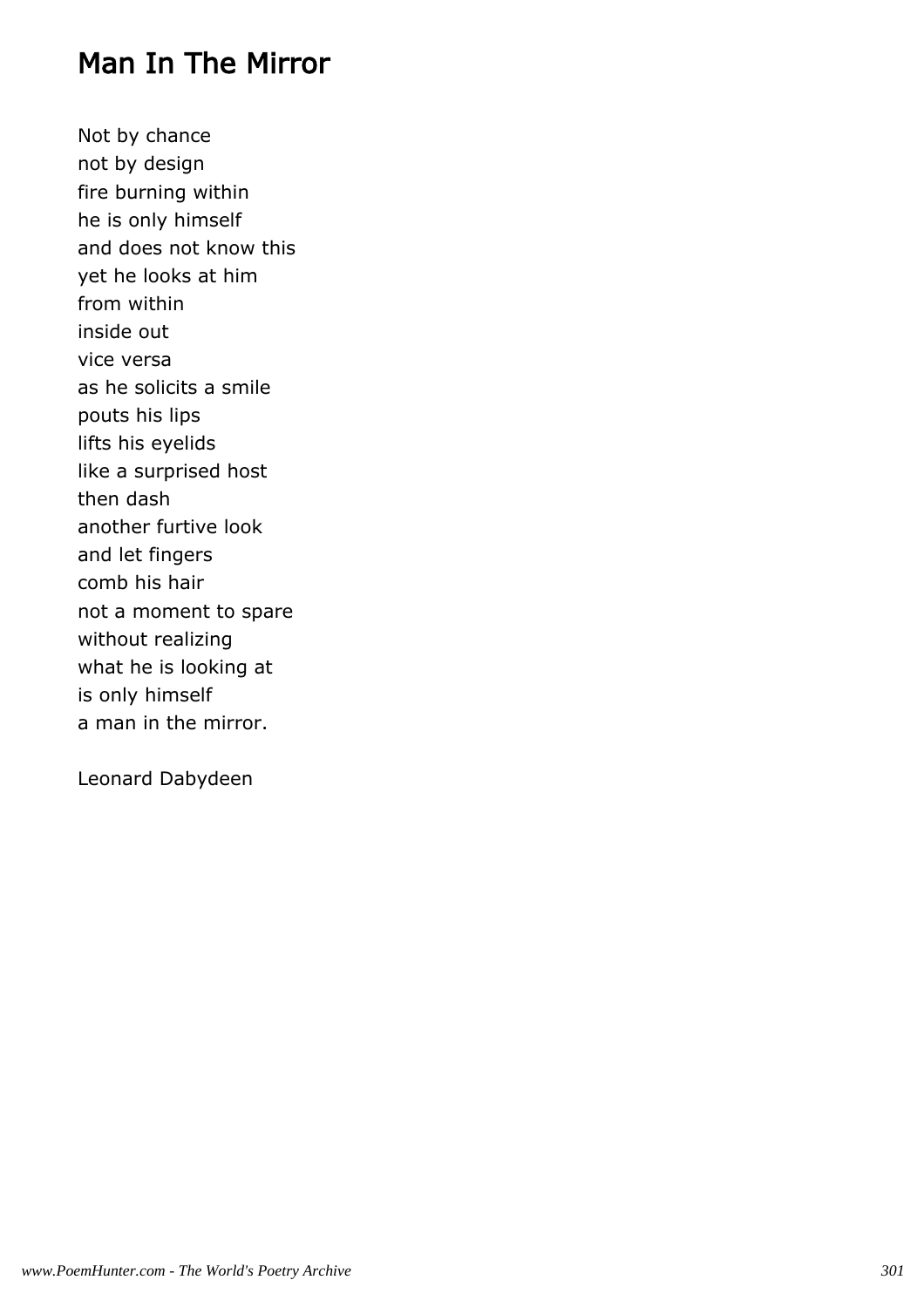# Man In The Mirror

Not by chance
not by design
fire burning within
he is only himself
and does not know this
yet he looks at him
from within
inside out
vice versa
as he solicits a smile
pouts his lips
lifts his eyelids
like a surprised host
then dash
another furtive look
and let fingers
comb his hair
not a moment to spare
without realizing
what he is looking at
is only himself
a man in the mirror.

Leonard Dabydeen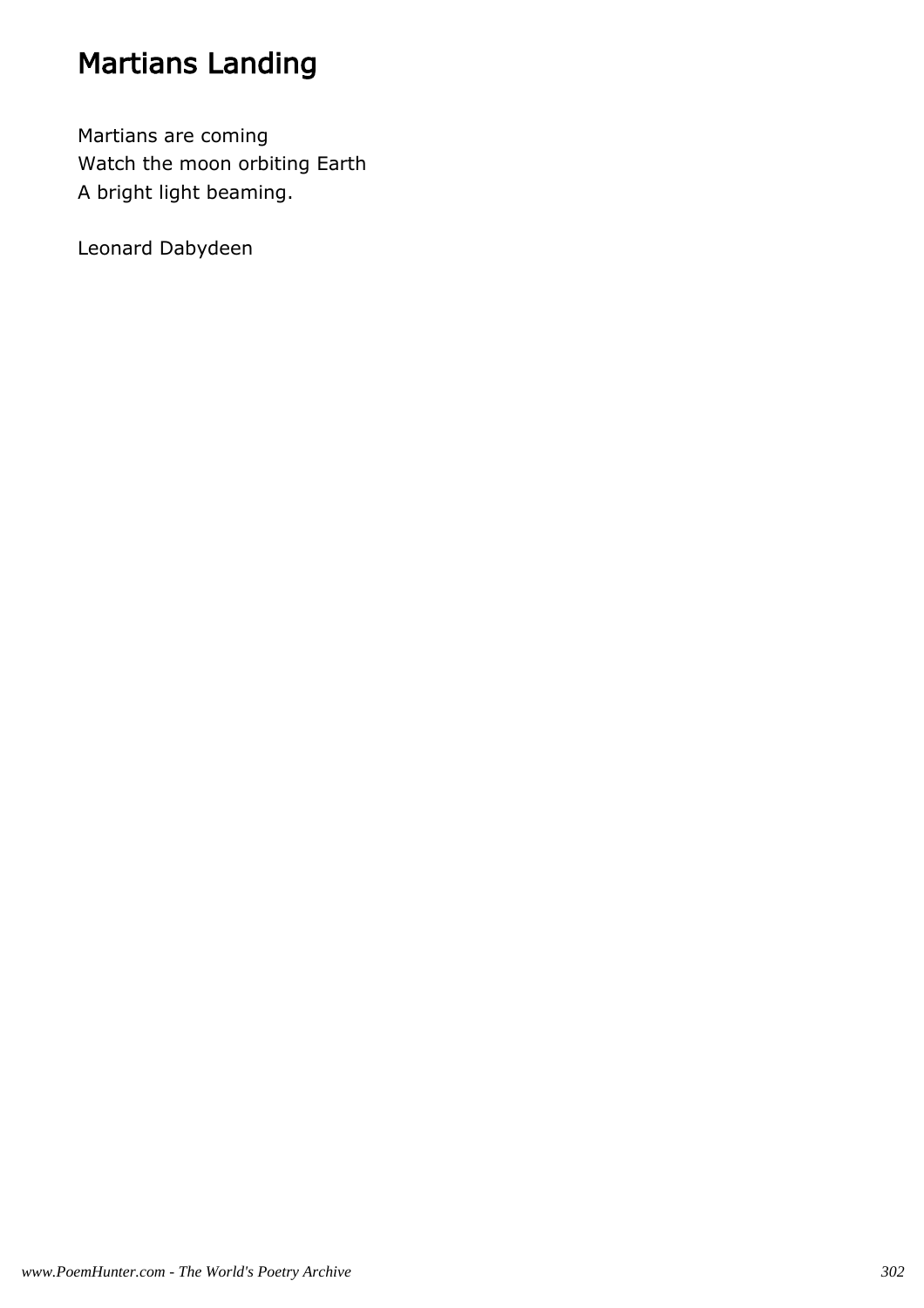# Martians Landing

Martians are coming
Watch the moon orbiting Earth
A bright light beaming.

Leonard Dabydeen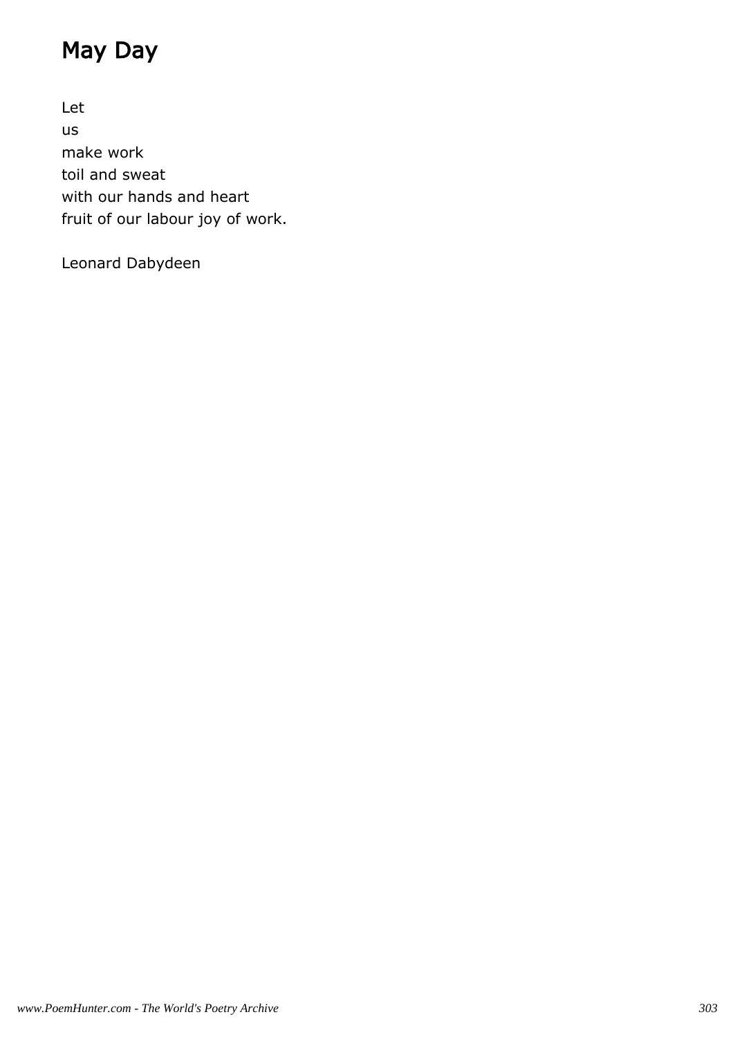# May Day

Let  
us  
make work  
toil and sweat  
with our hands and heart  
fruit of our labour joy of work.

Leonard Dabydeen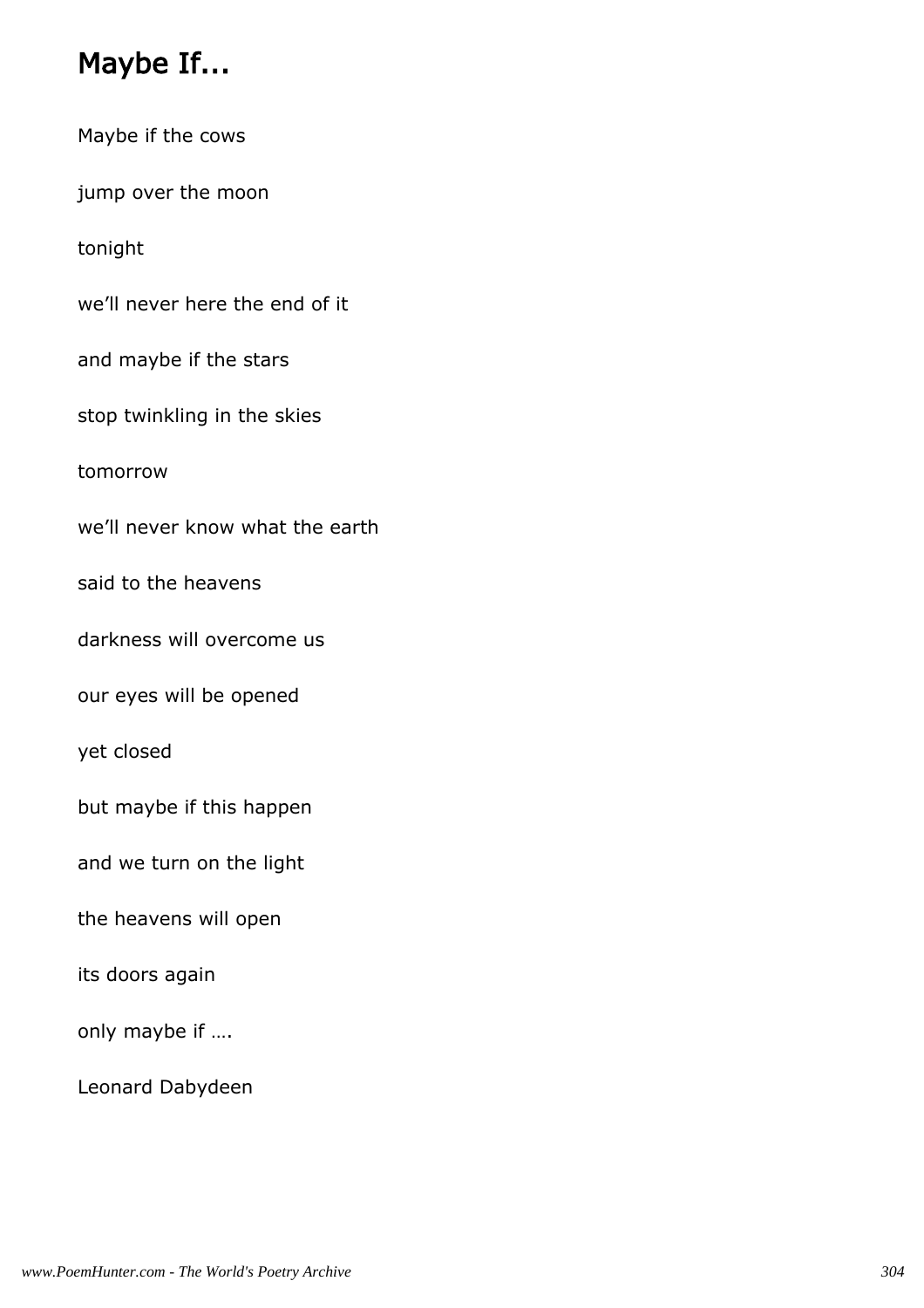# Maybe If...

Maybe if the cows

jump over the moon

tonight

we'll never here the end of it

and maybe if the stars

stop twinkling in the skies

tomorrow

we'll never know what the earth

said to the heavens

darkness will overcome us

our eyes will be opened

yet closed

but maybe if this happen

and we turn on the light

the heavens will open

its doors again

only maybe if ….

Leonard Dabydeen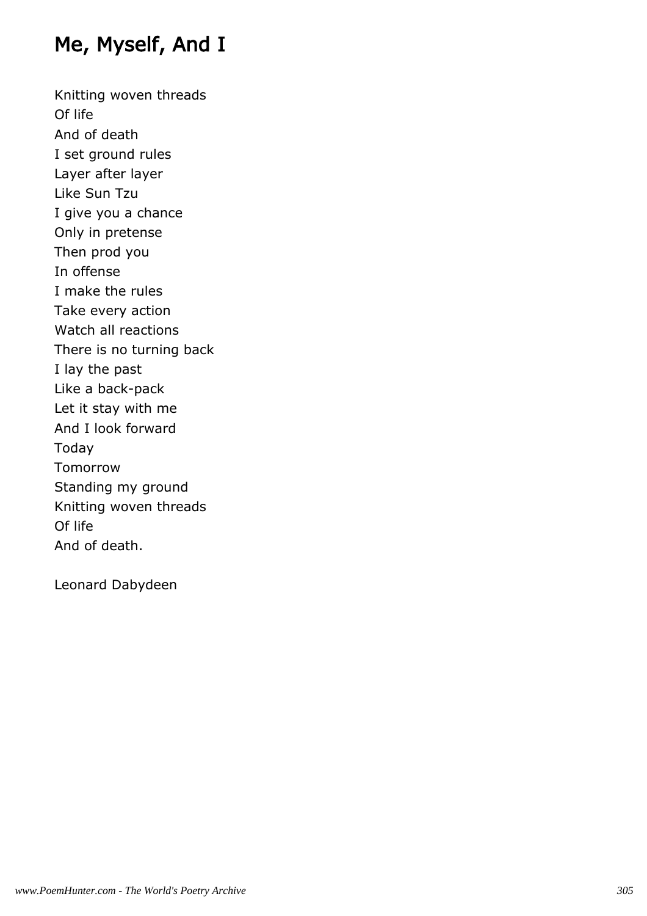# Me, Myself, And I

Knitting woven threads  
Of life  
And of death  
I set ground rules  
Layer after layer  
Like Sun Tzu  
I give you a chance  
Only in pretense  
Then prod you  
In offense  
I make the rules  
Take every action  
Watch all reactions  
There is no turning back  
I lay the past  
Like a back-pack  
Let it stay with me  
And I look forward  
Today  
Tomorrow  
Standing my ground  
Knitting woven threads  
Of life  
And of death.

Leonard Dabydeen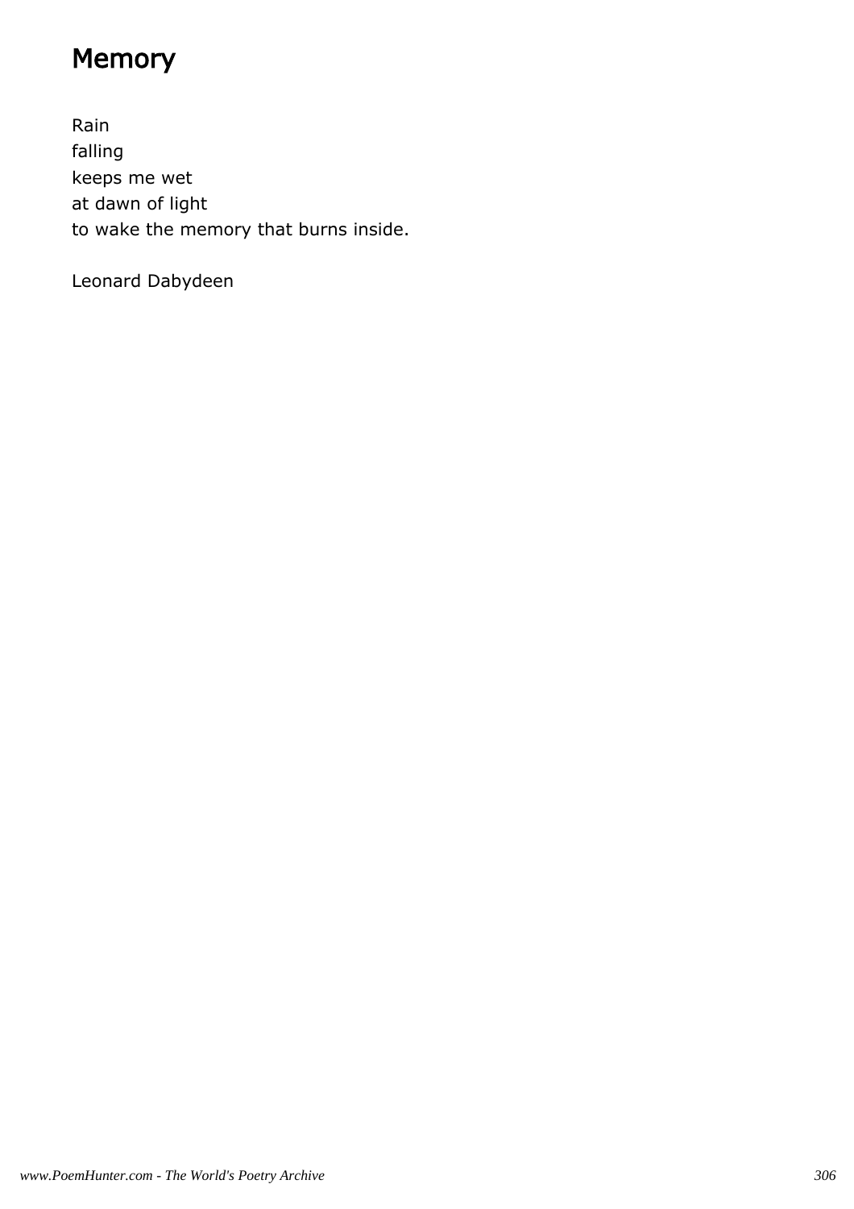# Memory

Rain
falling
keeps me wet
at dawn of light
to wake the memory that burns inside.

Leonard Dabydeen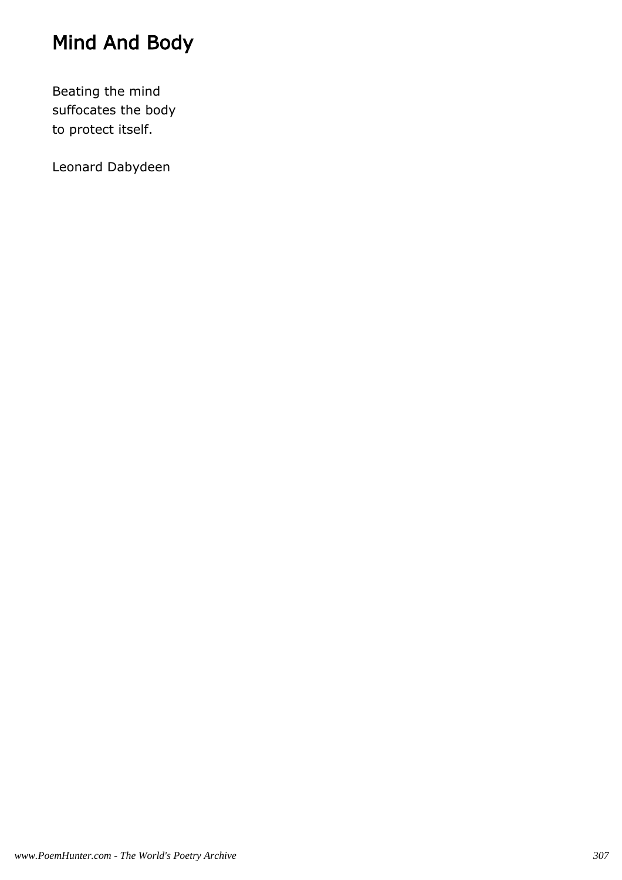# Mind And Body

Beating the mind  
suffocates the body  
to protect itself.

Leonard Dabydeen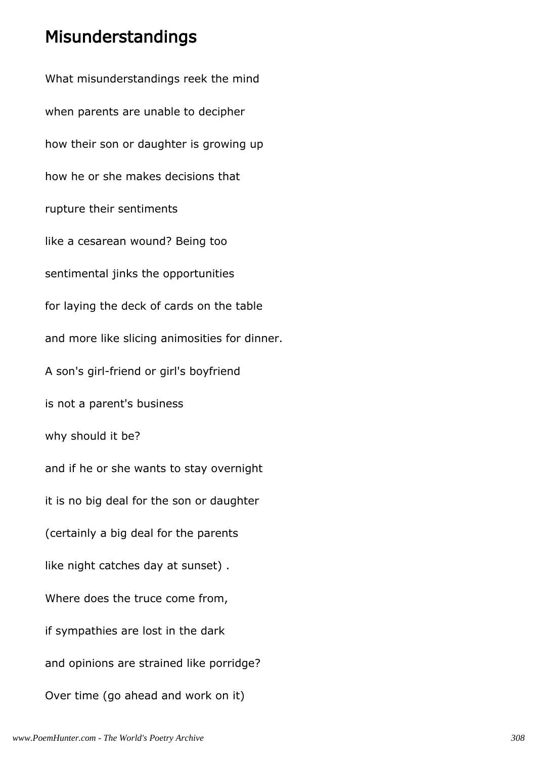## Misunderstandings

What misunderstandings reek the mind

when parents are unable to decipher

how their son or daughter is growing up

how he or she makes decisions that

rupture their sentiments

like a cesarean wound? Being too

sentimental jinks the opportunities

for laying the deck of cards on the table

and more like slicing animosities for dinner.

A son's girl-friend or girl's boyfriend

is not a parent's business

why should it be?

and if he or she wants to stay overnight

it is no big deal for the son or daughter

(certainly a big deal for the parents

like night catches day at sunset) .

Where does the truce come from,

if sympathies are lost in the dark

and opinions are strained like porridge?

Over time (go ahead and work on it)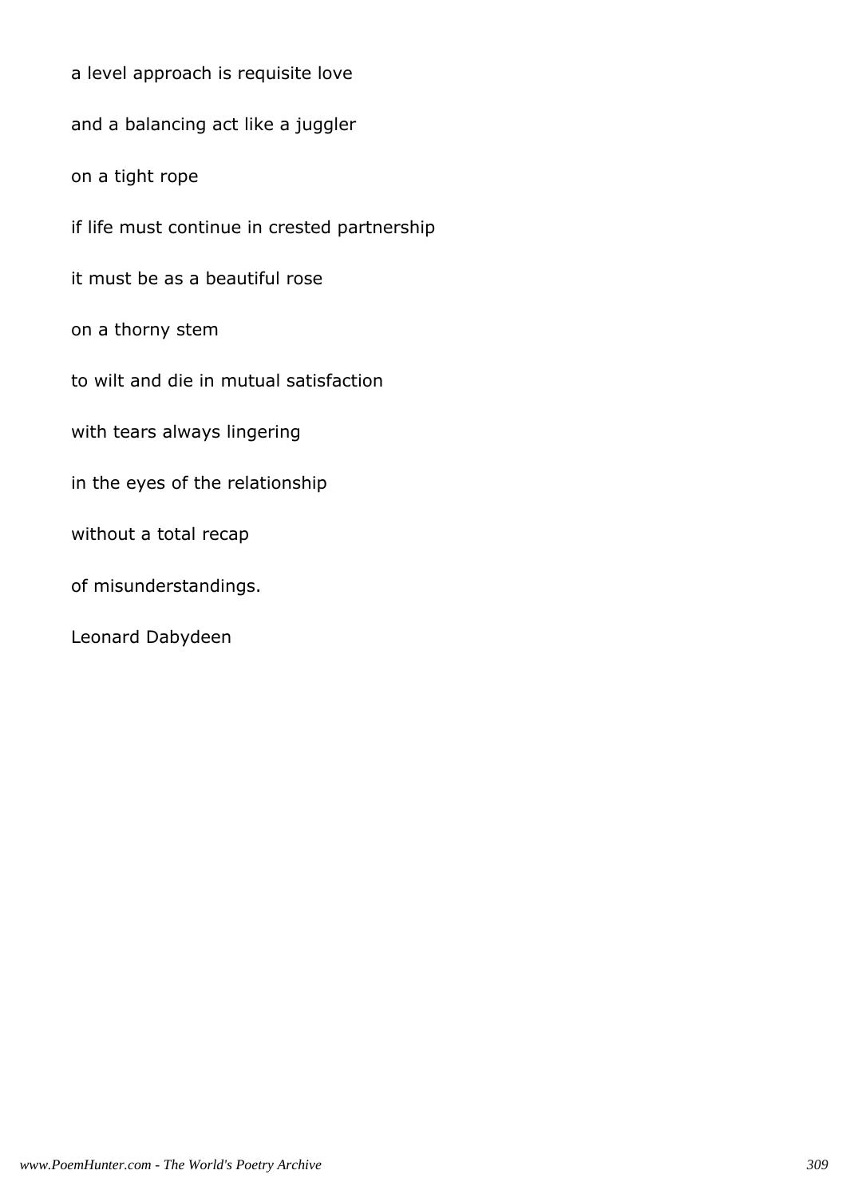a level approach is requisite love

and a balancing act like a juggler

on a tight rope

if life must continue in crested partnership

it must be as a beautiful rose

on a thorny stem

to wilt and die in mutual satisfaction

with tears always lingering

in the eyes of the relationship

without a total recap

of misunderstandings.

Leonard Dabydeen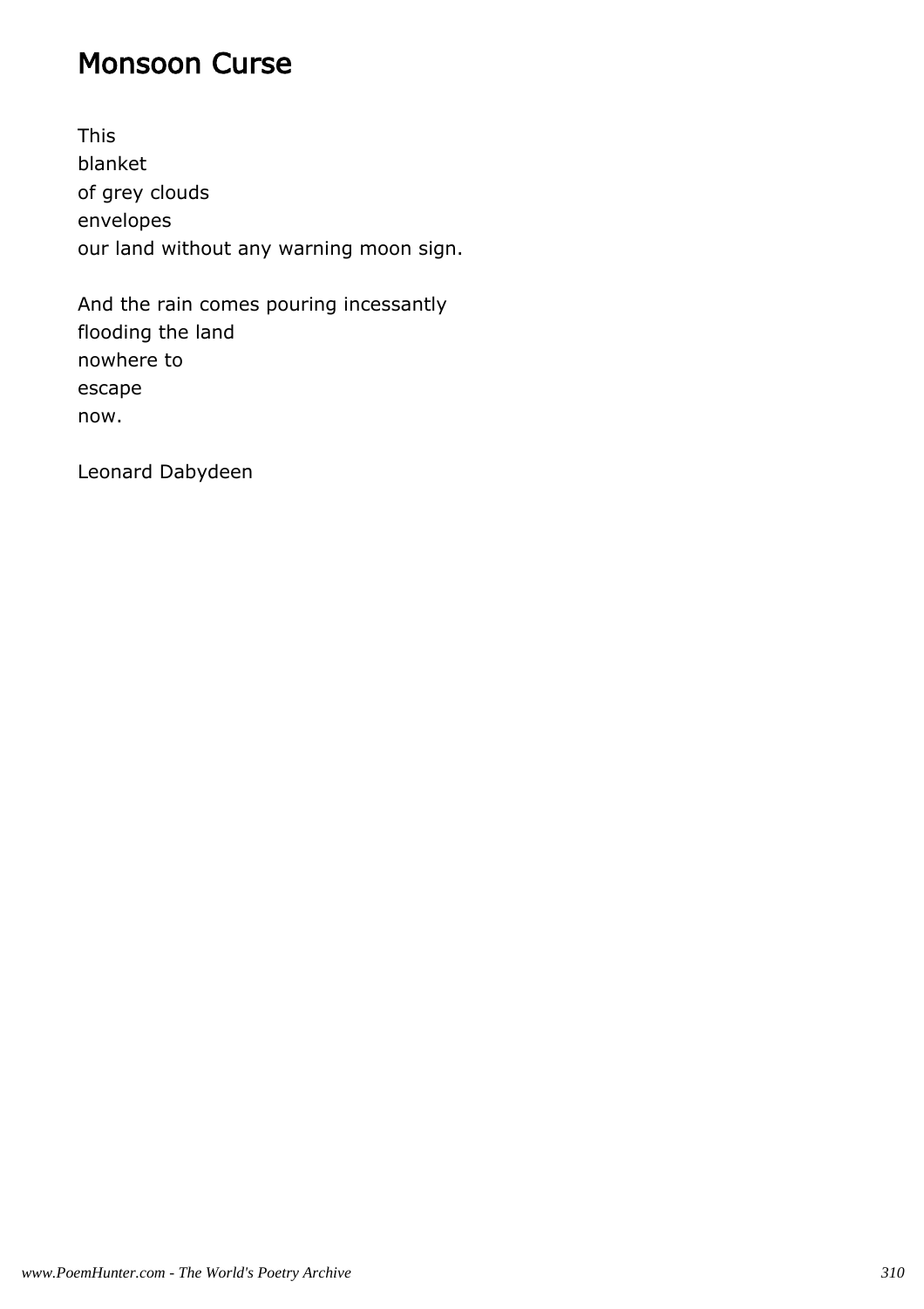# Monsoon Curse

This
blanket
of grey clouds
envelopes
our land without any warning moon sign.

And the rain comes pouring incessantly
flooding the land
nowhere to
escape
now.

Leonard Dabydeen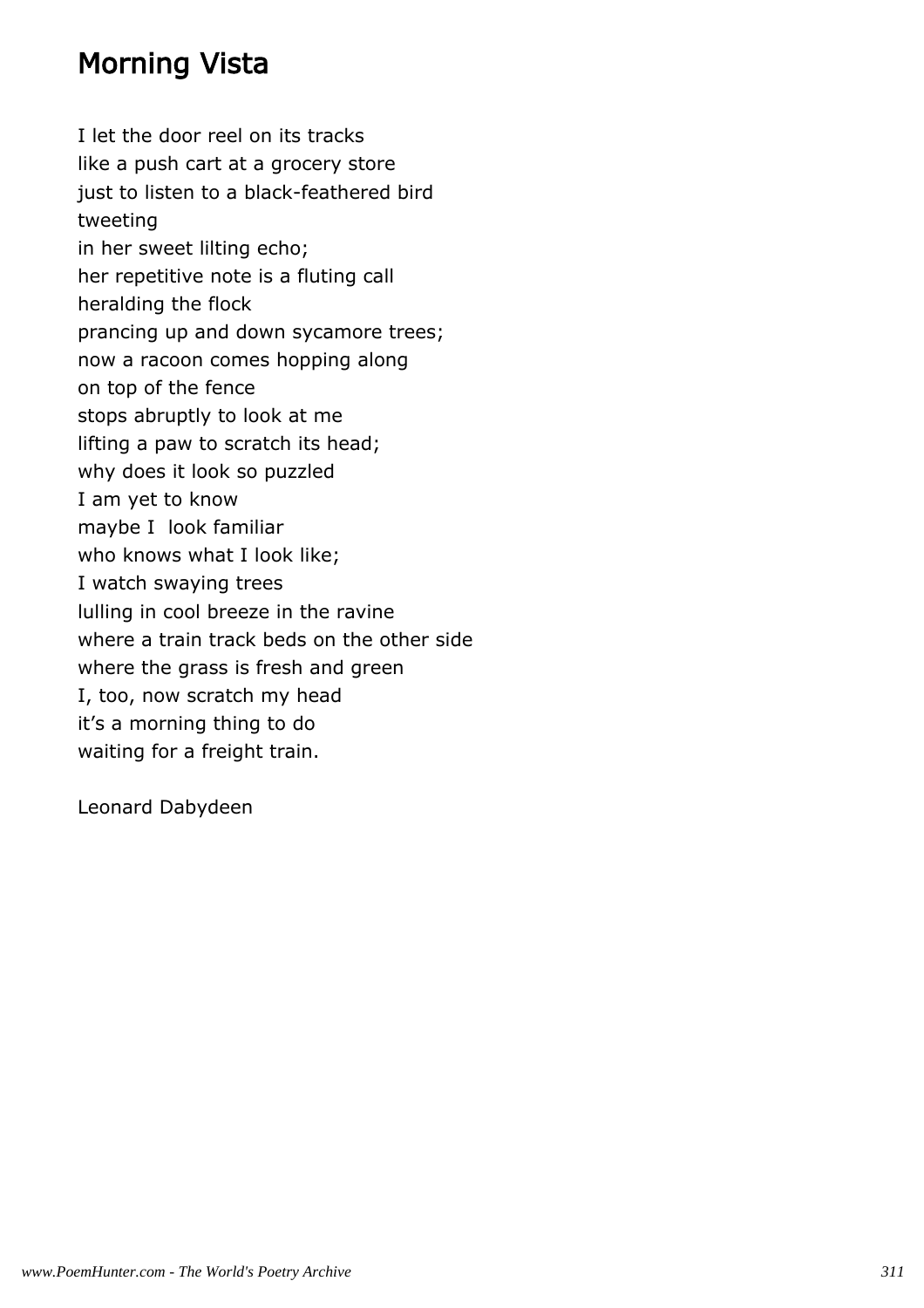## Morning Vista

I let the door reel on its tracks
like a push cart at a grocery store
just to listen to a black-feathered bird
tweeting
in her sweet lilting echo;
her repetitive note is a fluting call
heralding the flock
prancing up and down sycamore trees;
now a racoon comes hopping along
on top of the fence
stops abruptly to look at me
lifting a paw to scratch its head;
why does it look so puzzled
I am yet to know
maybe I  look familiar
who knows what I look like;
I watch swaying trees
lulling in cool breeze in the ravine
where a train track beds on the other side
where the grass is fresh and green
I, too, now scratch my head
it's a morning thing to do
waiting for a freight train.

Leonard Dabydeen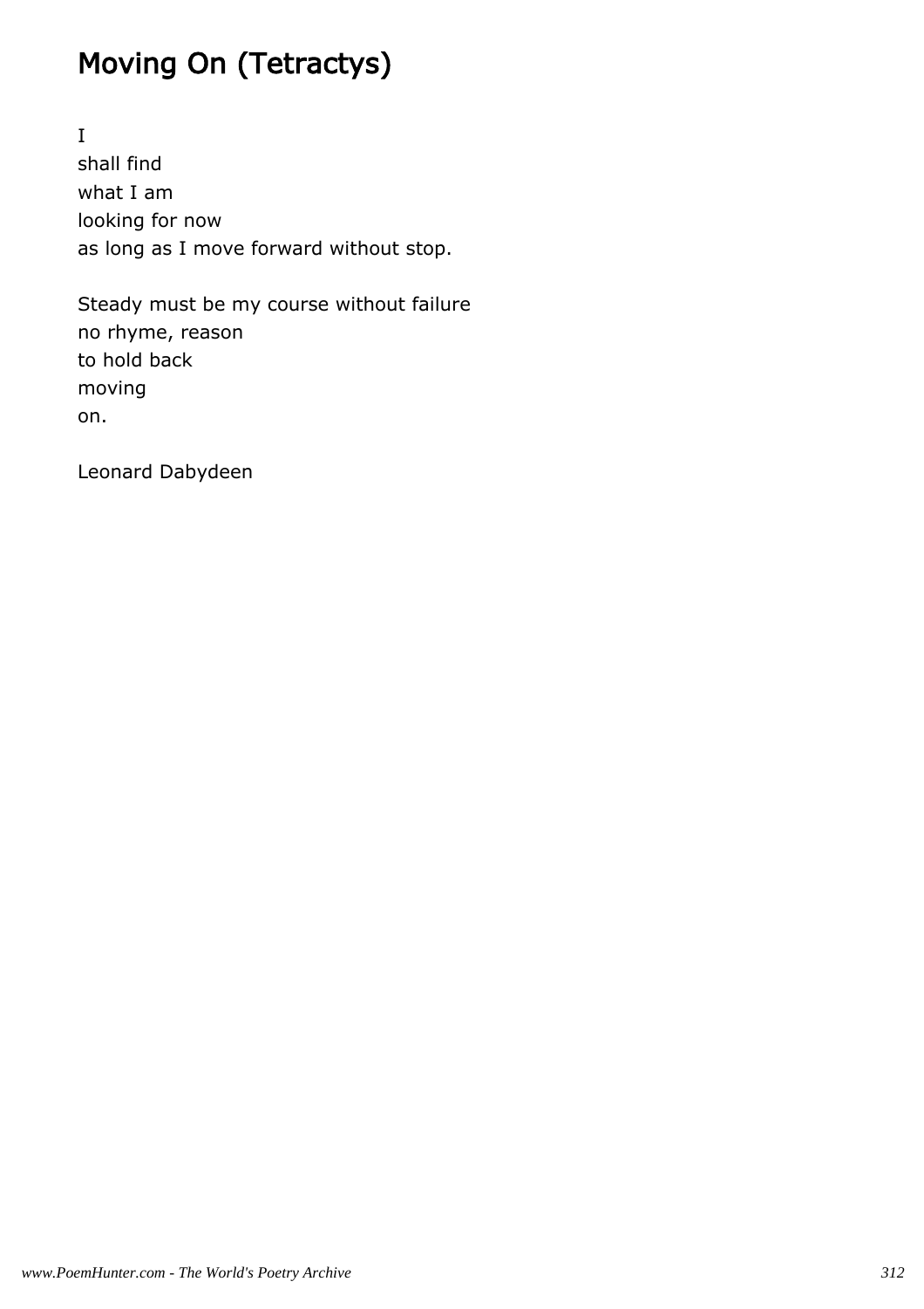# Moving On (Tetractys)

I  
shall find  
what I am  
looking for now  
as long as I move forward without stop.

Steady must be my course without failure  
no rhyme, reason  
to hold back  
moving  
on.

Leonard Dabydeen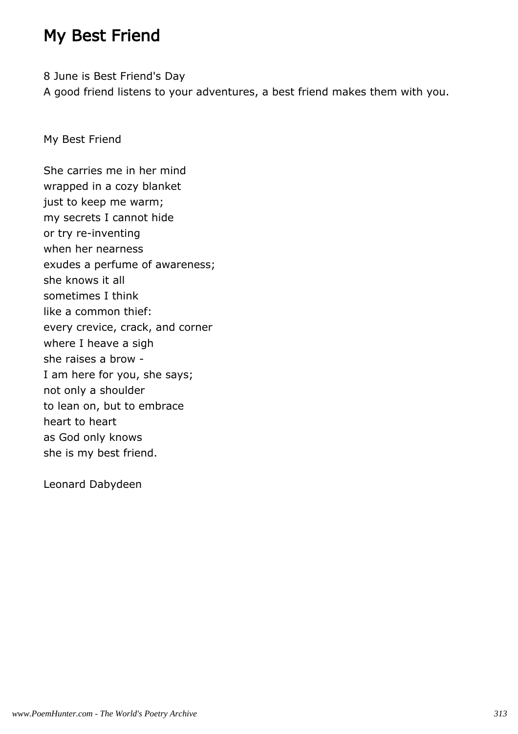# My Best Friend

8 June is Best Friend's Day  
A good friend listens to your adventures, a best friend makes them with you.

My Best Friend

She carries me in her mind  
wrapped in a cozy blanket  
just to keep me warm;  
my secrets I cannot hide  
or try re-inventing  
when her nearness  
exudes a perfume of awareness;  
she knows it all  
sometimes I think  
like a common thief:  
every crevice, crack, and corner  
where I heave a sigh  
she raises a brow -  
I am here for you, she says;  
not only a shoulder  
to lean on, but to embrace  
heart to heart  
as God only knows  
she is my best friend.

Leonard Dabydeen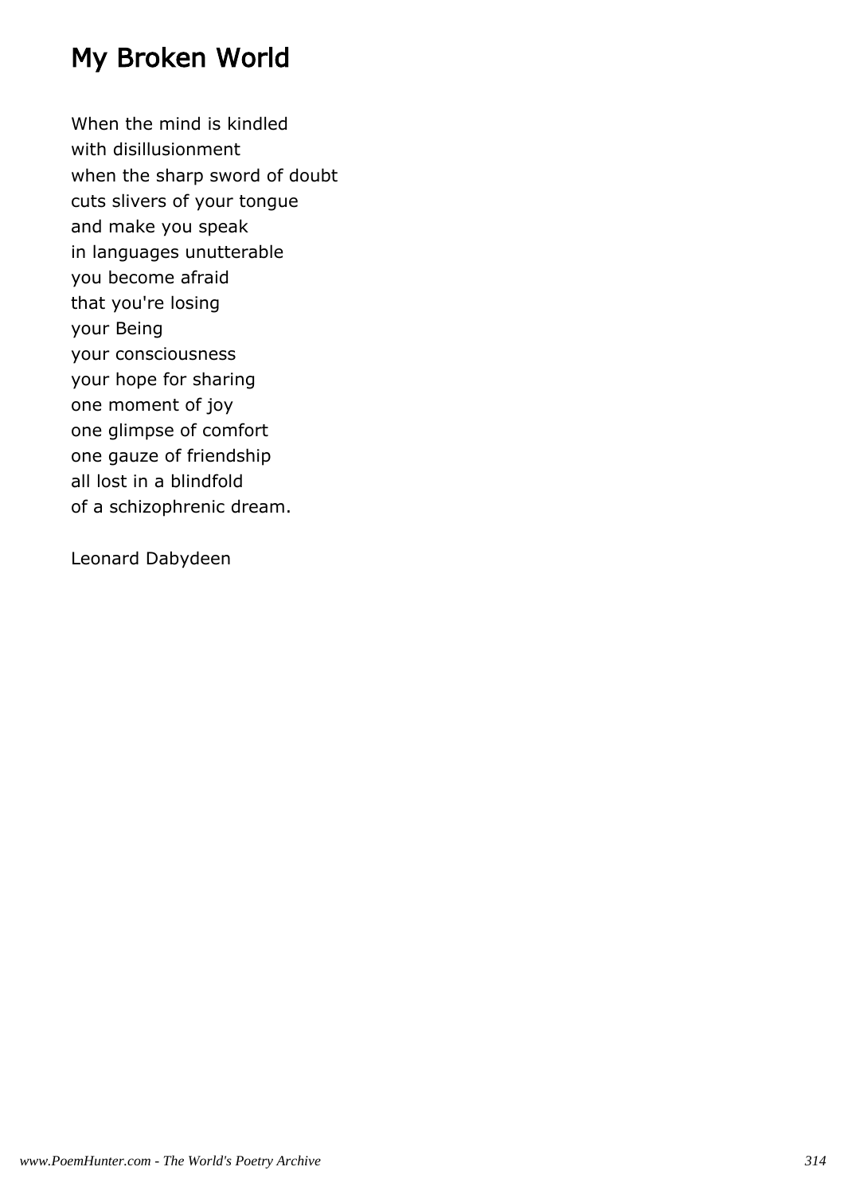# My Broken World

When the mind is kindled  
with disillusionment  
when the sharp sword of doubt  
cuts slivers of your tongue  
and make you speak  
in languages unutterable  
you become afraid  
that you're losing  
your Being  
your consciousness  
your hope for sharing  
one moment of joy  
one glimpse of comfort  
one gauze of friendship  
all lost in a blindfold  
of a schizophrenic dream.

Leonard Dabydeen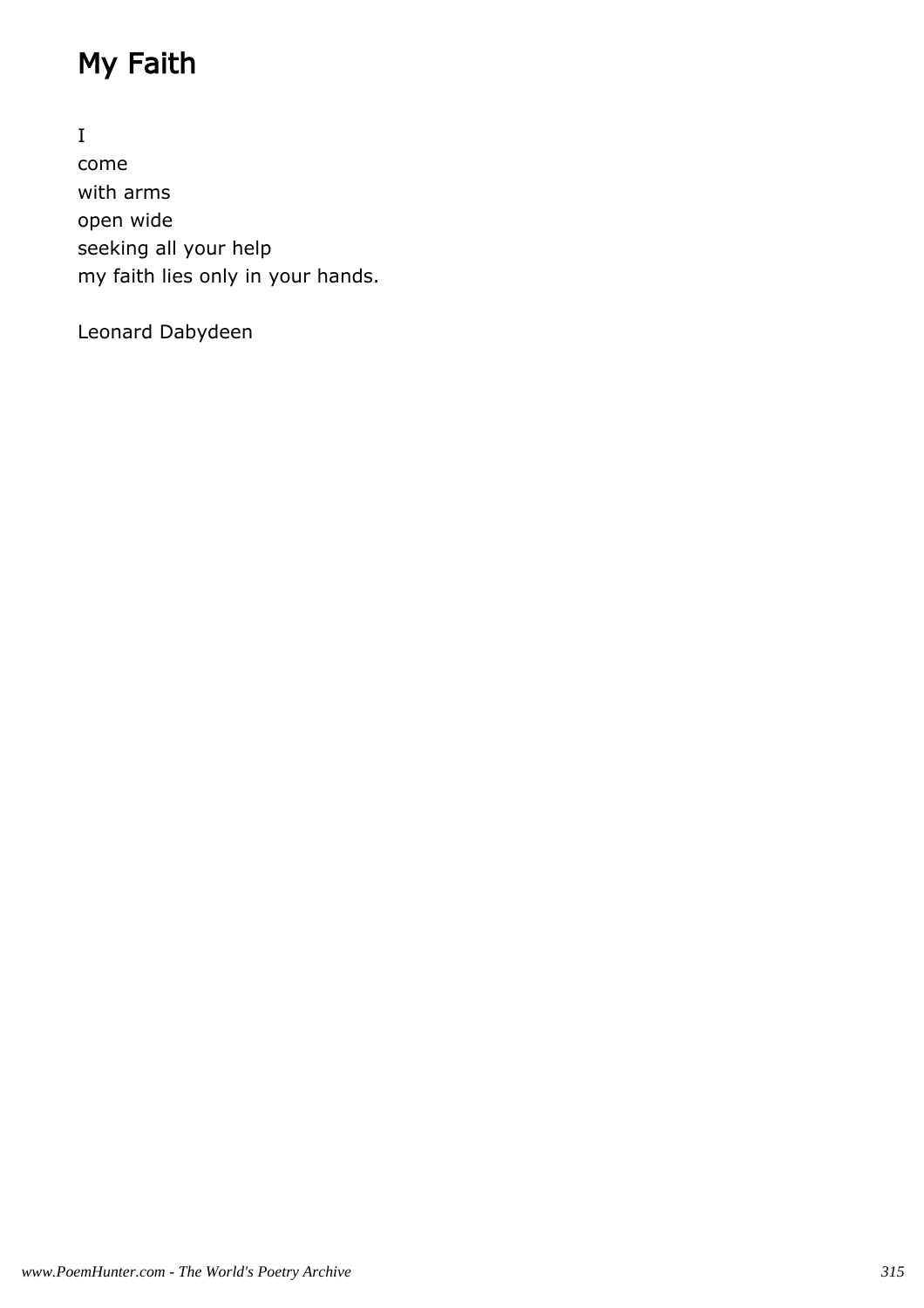# My Faith

I
come
with arms
open wide
seeking all your help
my faith lies only in your hands.

Leonard Dabydeen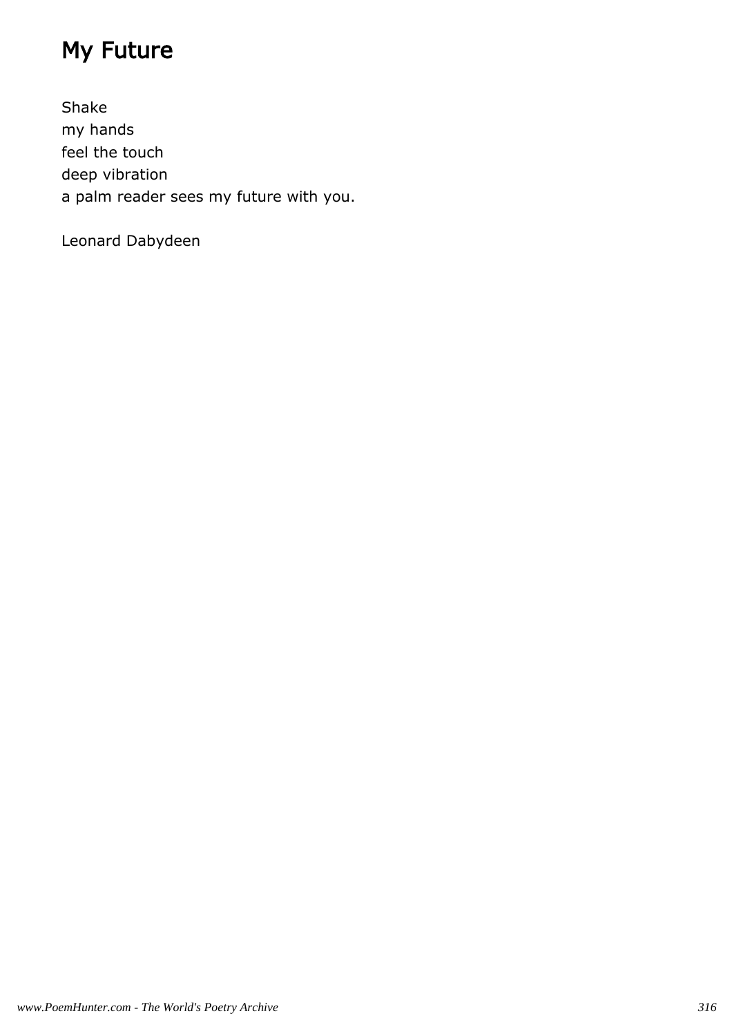# My Future

Shake  
my hands  
feel the touch  
deep vibration  
a palm reader sees my future with you.

Leonard Dabydeen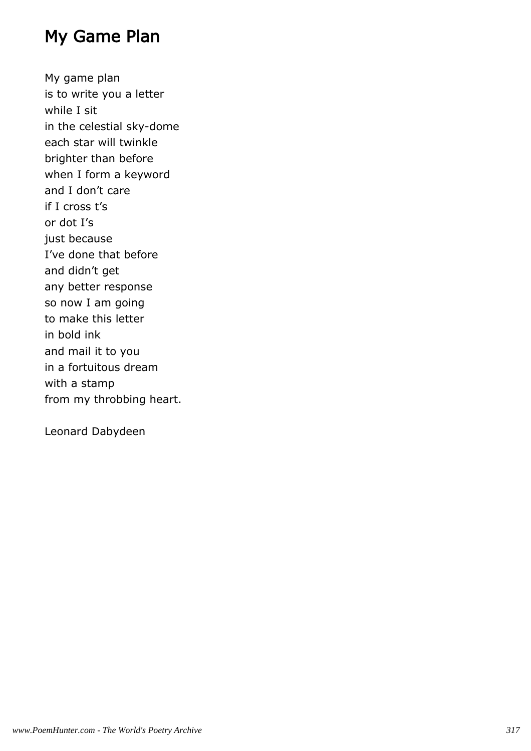# My Game Plan

My game plan
is to write you a letter
while I sit
in the celestial sky-dome
each star will twinkle
brighter than before
when I form a keyword
and I don’t care
if I cross t’s
or dot I’s
just because
I’ve done that before
and didn’t get
any better response
so now I am going
to make this letter
in bold ink
and mail it to you
in a fortuitous dream
with a stamp
from my throbbing heart.

Leonard Dabydeen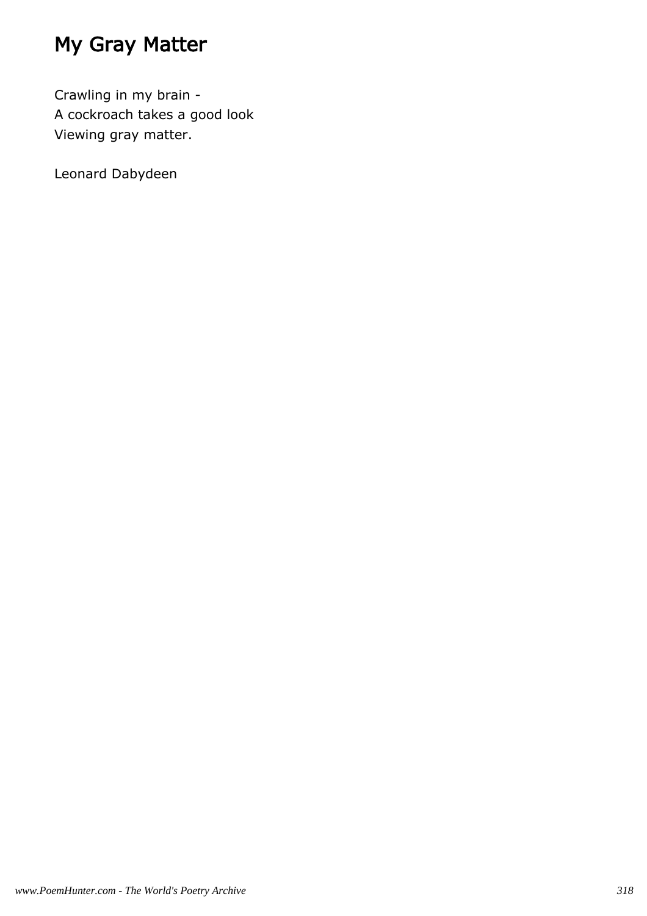# My Gray Matter

Crawling in my brain -
A cockroach takes a good look
Viewing gray matter.

Leonard Dabydeen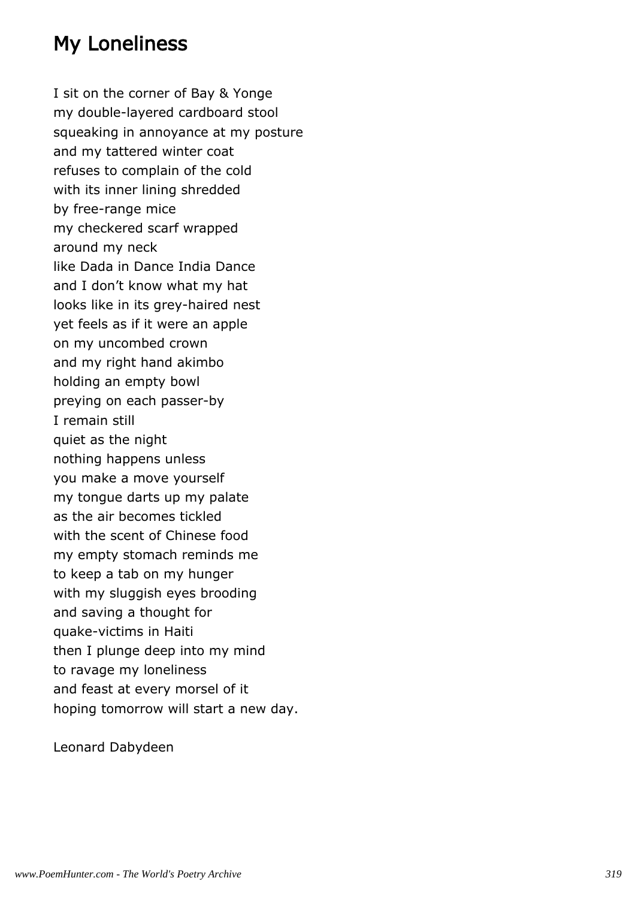## My Loneliness

I sit on the corner of Bay & Yonge
my double-layered cardboard stool
squeaking in annoyance at my posture
and my tattered winter coat
refuses to complain of the cold
with its inner lining shredded
by free-range mice
my checkered scarf wrapped
around my neck
like Dada in Dance India Dance
and I don't know what my hat
looks like in its grey-haired nest
yet feels as if it were an apple
on my uncombed crown
and my right hand akimbo
holding an empty bowl
preying on each passer-by
I remain still
quiet as the night
nothing happens unless
you make a move yourself
my tongue darts up my palate
as the air becomes tickled
with the scent of Chinese food
my empty stomach reminds me
to keep a tab on my hunger
with my sluggish eyes brooding
and saving a thought for
quake-victims in Haiti
then I plunge deep into my mind
to ravage my loneliness
and feast at every morsel of it
hoping tomorrow will start a new day.

Leonard Dabydeen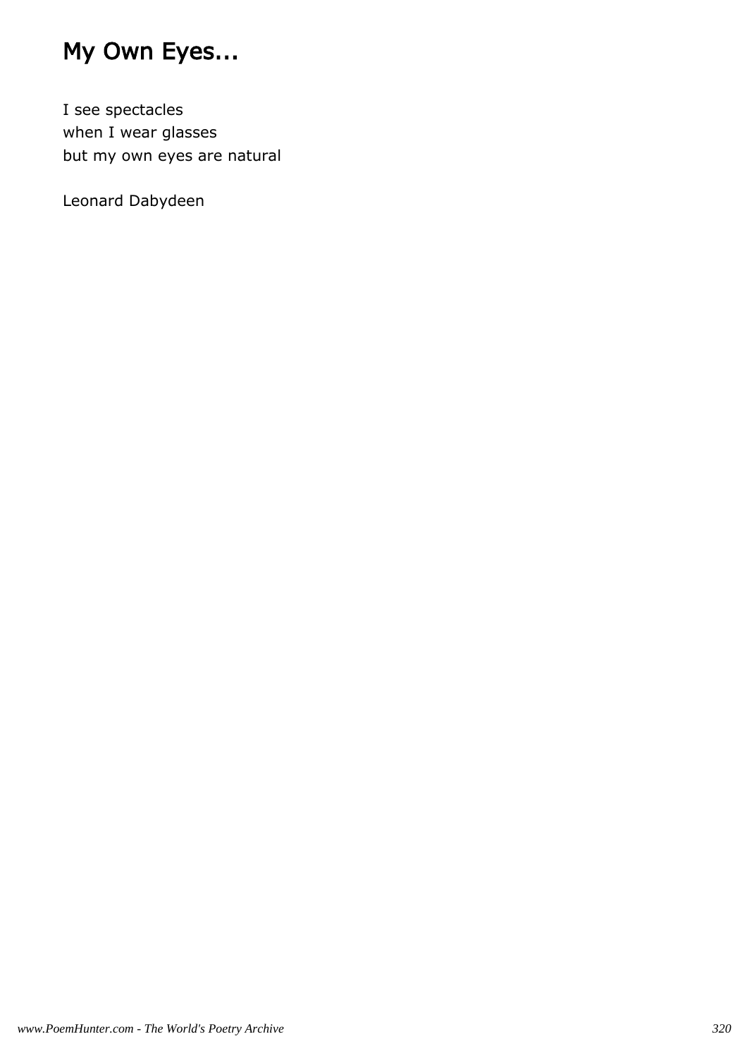# My Own Eyes...

I see spectacles  
when I wear glasses  
but my own eyes are natural

Leonard Dabydeen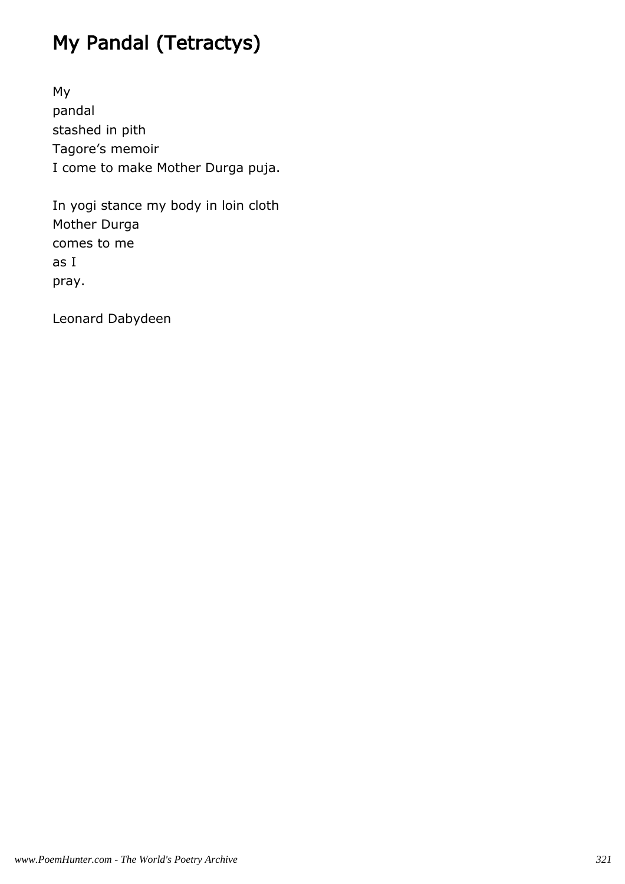# My Pandal (Tetractys)

My
pandal
stashed in pith
Tagore's memoir
I come to make Mother Durga puja.

In yogi stance my body in loin cloth
Mother Durga
comes to me
as I
pray.

Leonard Dabydeen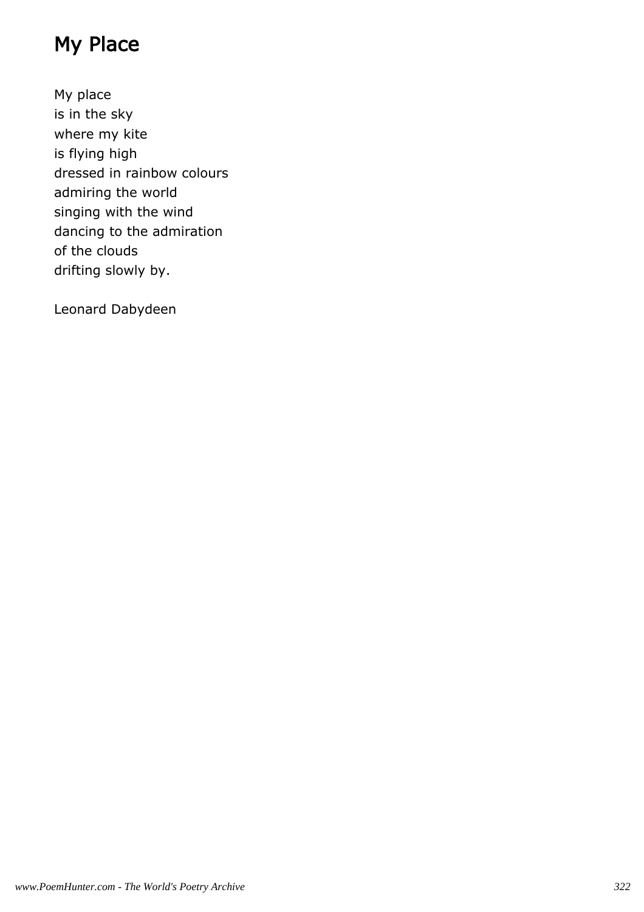# My Place

My place
is in the sky
where my kite
is flying high
dressed in rainbow colours
admiring the world
singing with the wind
dancing to the admiration
of the clouds
drifting slowly by.

Leonard Dabydeen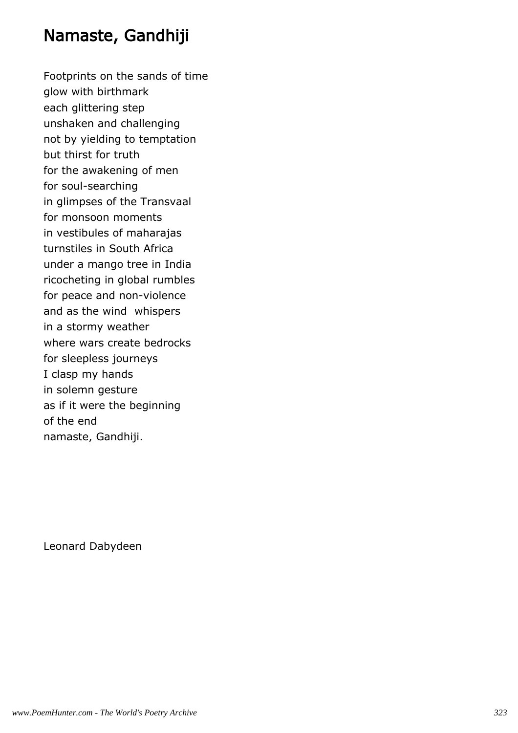# Namaste, Gandhiji

Footprints on the sands of time
glow with birthmark
each glittering step
unshaken and challenging
not by yielding to temptation
but thirst for truth
for the awakening of men
for soul-searching
in glimpses of the Transvaal
for monsoon moments
in vestibules of maharajas
turnstiles in South Africa
under a mango tree in India
ricocheting in global rumbles
for peace and non-violence
and as the wind whispers
in a stormy weather
where wars create bedrocks
for sleepless journeys
I clasp my hands
in solemn gesture
as if it were the beginning
of the end
namaste, Gandhiji.

Leonard Dabydeen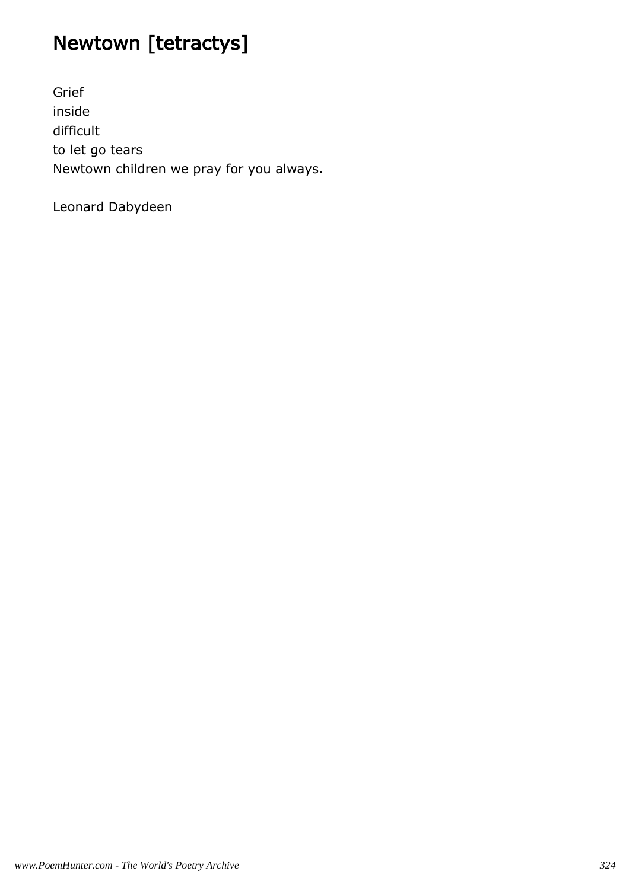# Newtown [tetractys]

Grief  
inside  
difficult  
to let go tears  
Newtown children we pray for you always.

Leonard Dabydeen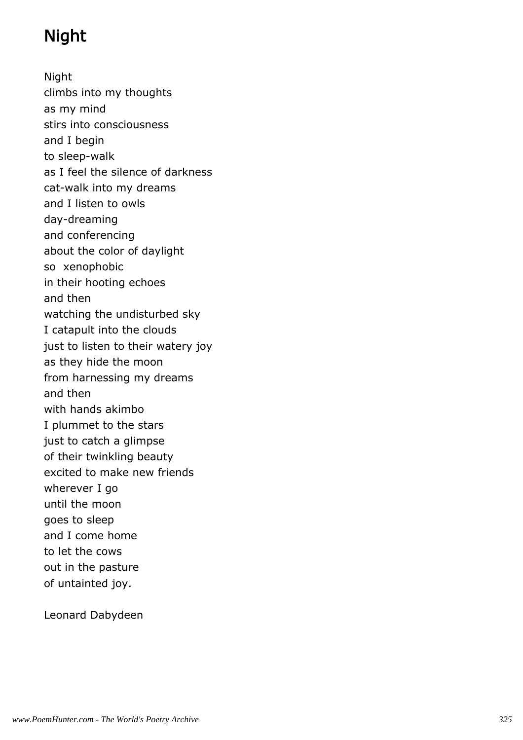# Night

Night  
climbs into my thoughts  
as my mind  
stirs into consciousness  
and I begin  
to sleep-walk  
as I feel the silence of darkness  
cat-walk into my dreams  
and I listen to owls  
day-dreaming  
and conferencing  
about the color of daylight  
so xenophobic  
in their hooting echoes  
and then  
watching the undisturbed sky  
I catapult into the clouds  
just to listen to their watery joy  
as they hide the moon  
from harnessing my dreams  
and then  
with hands akimbo  
I plummet to the stars  
just to catch a glimpse  
of their twinkling beauty  
excited to make new friends  
wherever I go  
until the moon  
goes to sleep  
and I come home  
to let the cows  
out in the pasture  
of untainted joy.

Leonard Dabydeen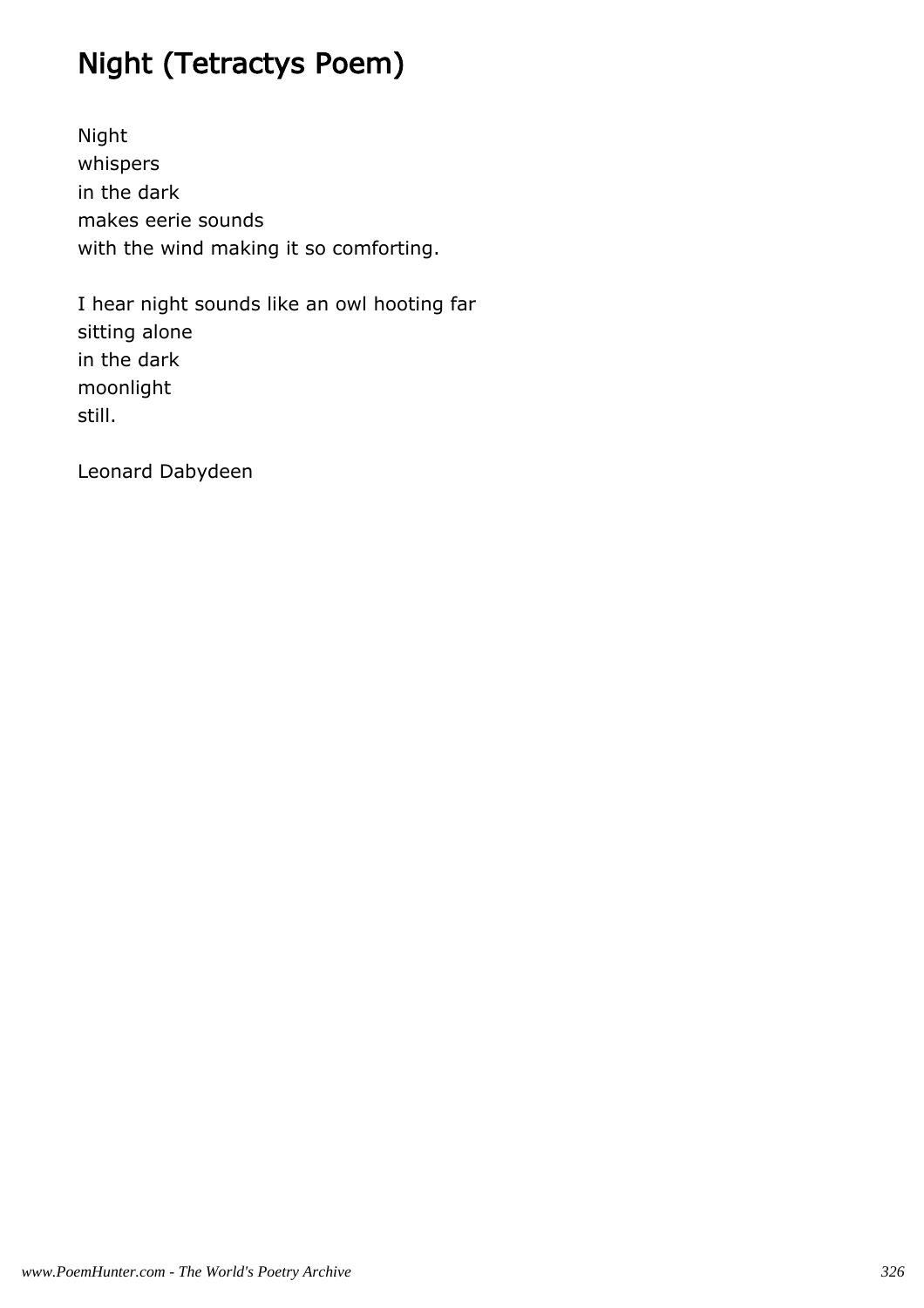# Night (Tetractys Poem)

Night  
whispers  
in the dark  
makes eerie sounds  
with the wind making it so comforting.

I hear night sounds like an owl hooting far  
sitting alone  
in the dark  
moonlight  
still.

Leonard Dabydeen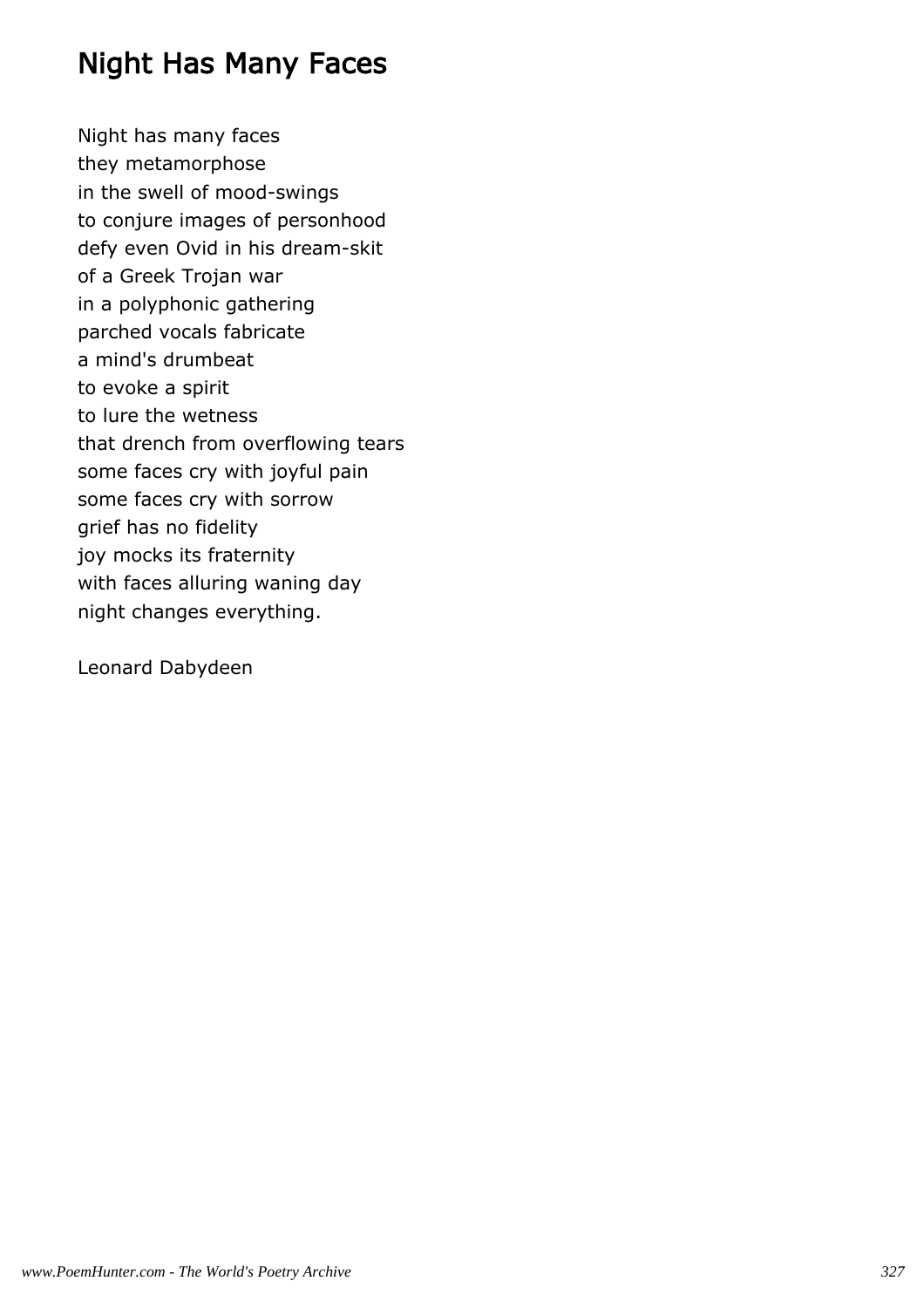# Night Has Many Faces

Night has many faces  
they metamorphose  
in the swell of mood-swings  
to conjure images of personhood  
defy even Ovid in his dream-skit  
of a Greek Trojan war  
in a polyphonic gathering  
parched vocals fabricate  
a mind's drumbeat  
to evoke a spirit  
to lure the wetness  
that drench from overflowing tears  
some faces cry with joyful pain  
some faces cry with sorrow  
grief has no fidelity  
joy mocks its fraternity  
with faces alluring waning day  
night changes everything.

Leonard Dabydeen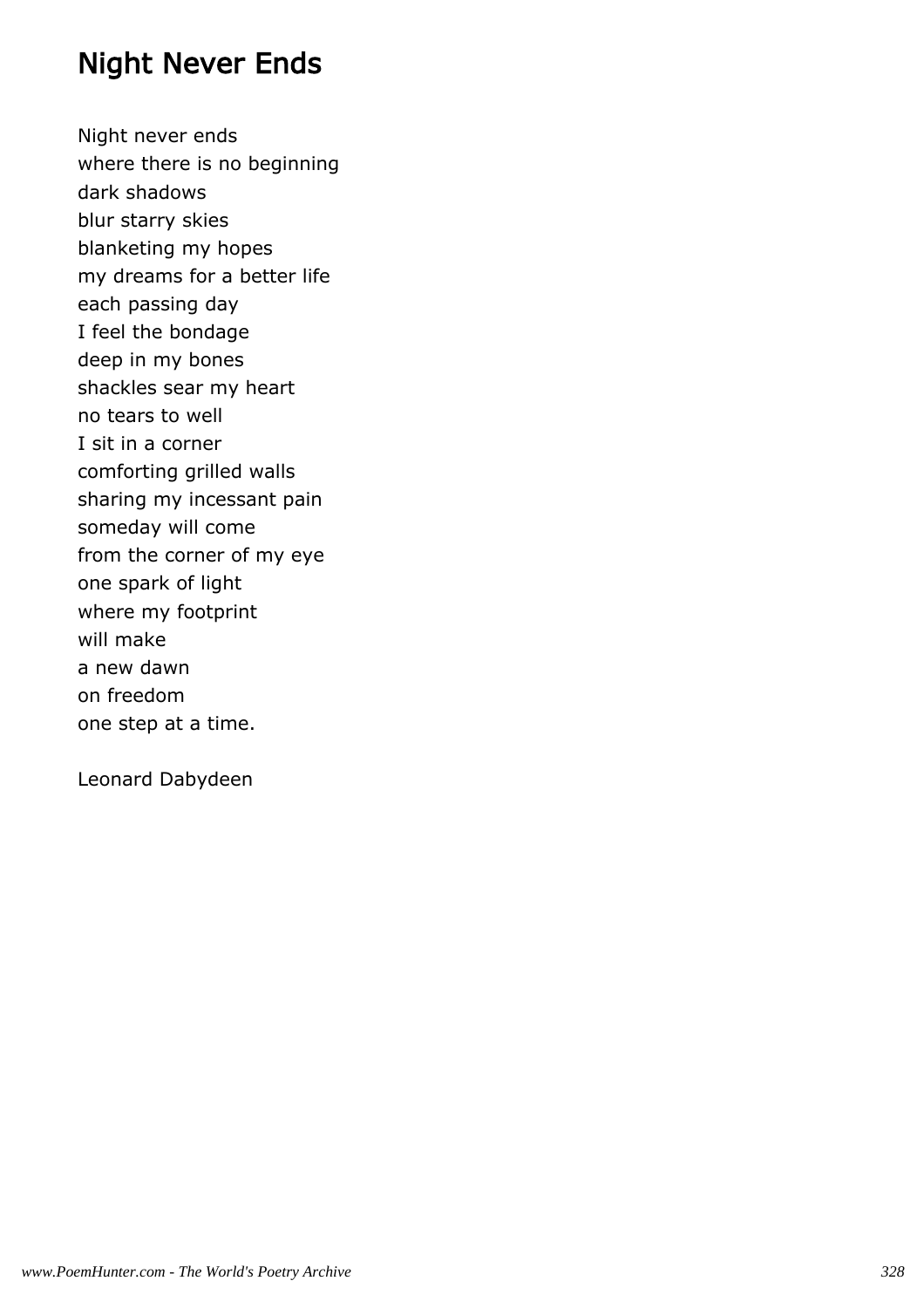# Night Never Ends

Night never ends  
where there is no beginning  
dark shadows  
blur starry skies  
blanketing my hopes  
my dreams for a better life  
each passing day  
I feel the bondage  
deep in my bones  
shackles sear my heart  
no tears to well  
I sit in a corner  
comforting grilled walls  
sharing my incessant pain  
someday will come  
from the corner of my eye  
one spark of light  
where my footprint  
will make  
a new dawn  
on freedom  
one step at a time.

Leonard Dabydeen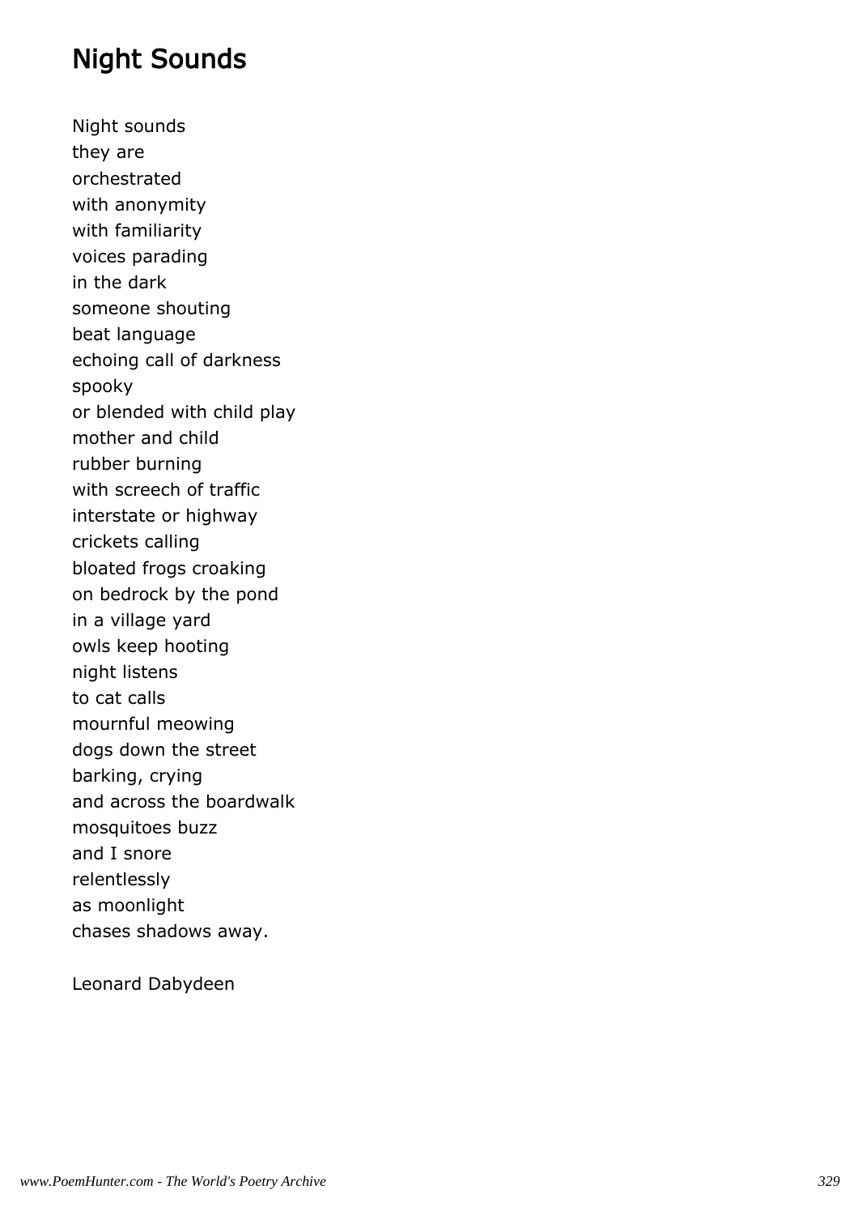## Night Sounds

Night sounds  
they are  
orchestrated  
with anonymity  
with familiarity  
voices parading  
in the dark  
someone shouting  
beat language  
echoing call of darkness  
spooky  
or blended with child play  
mother and child  
rubber burning  
with screech of traffic  
interstate or highway  
crickets calling  
bloated frogs croaking  
on bedrock by the pond  
in a village yard  
owls keep hooting  
night listens  
to cat calls  
mournful meowing  
dogs down the street  
barking, crying  
and across the boardwalk  
mosquitoes buzz  
and I snore  
relentlessly  
as moonlight  
chases shadows away.

Leonard Dabydeen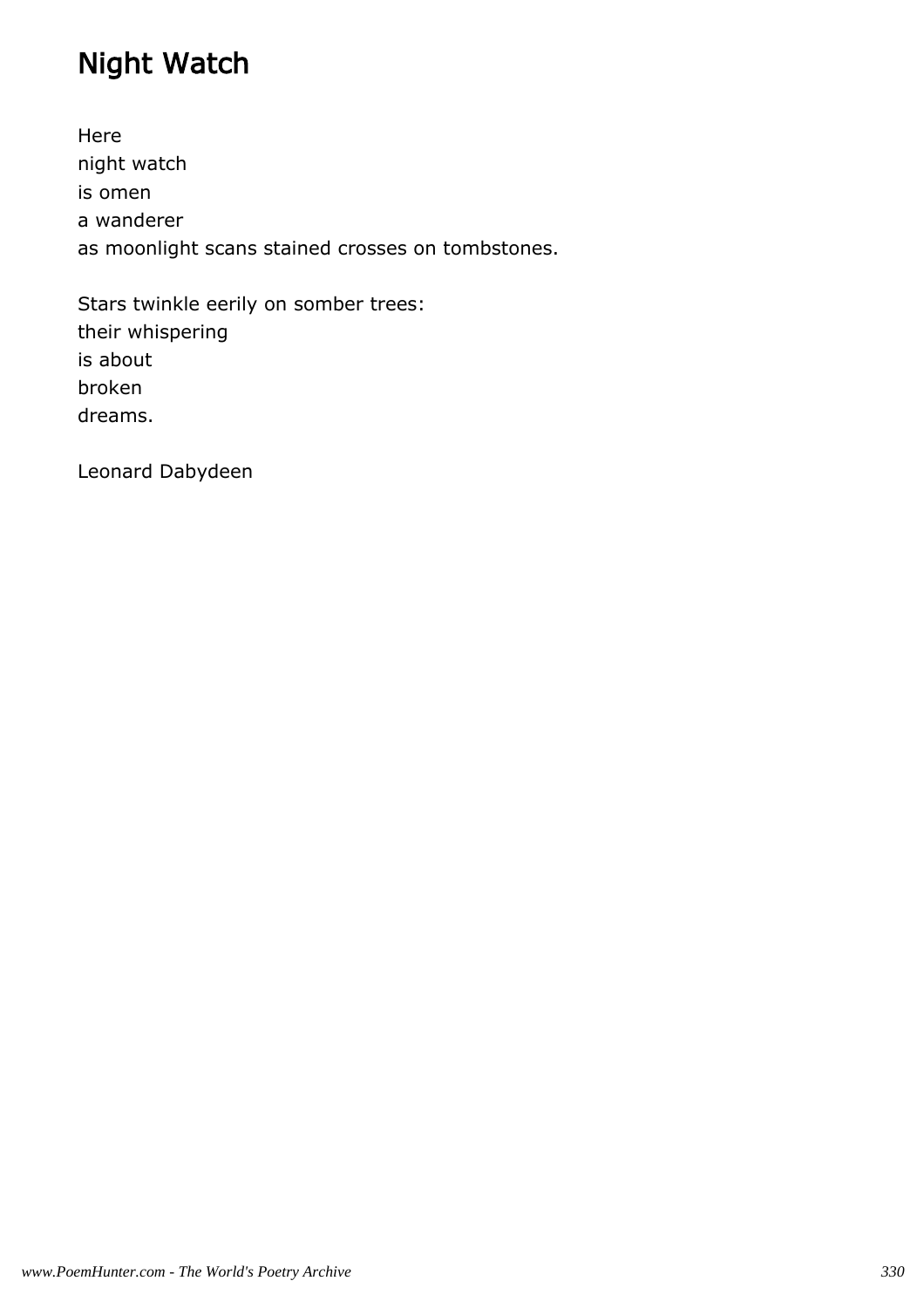# Night Watch

Here
night watch
is omen
a wanderer
as moonlight scans stained crosses on tombstones.

Stars twinkle eerily on somber trees:
their whispering
is about
broken
dreams.

Leonard Dabydeen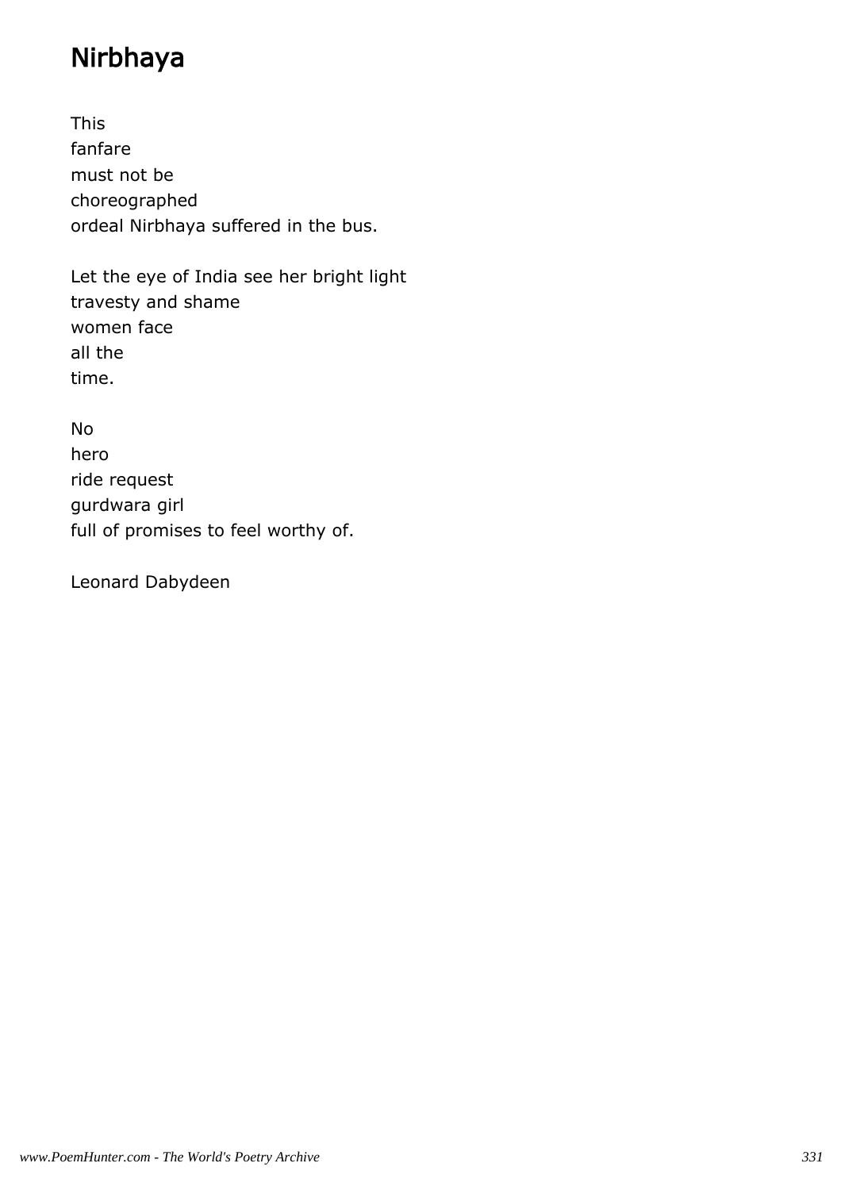# Nirbhaya

This
fanfare
must not be
choreographed
ordeal Nirbhaya suffered in the bus.

Let the eye of India see her bright light
travesty and shame
women face
all the
time.

No
hero
ride request
gurdwara girl
full of promises to feel worthy of.

Leonard Dabydeen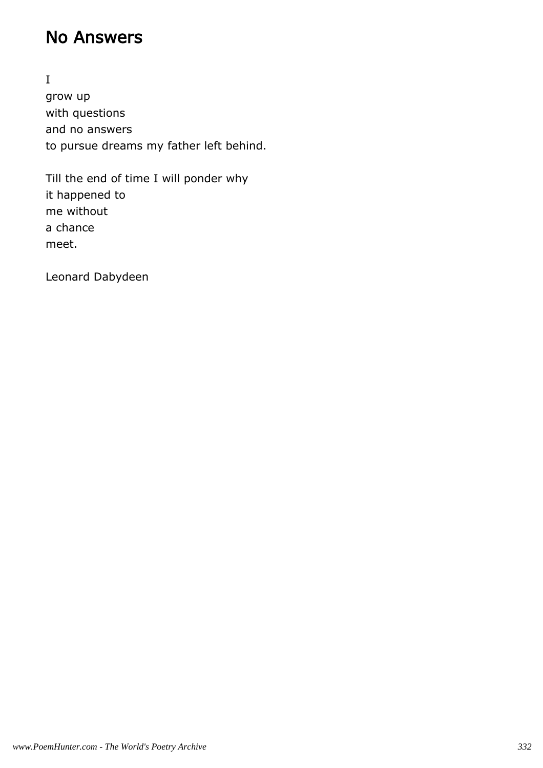## No Answers

I
grow up
with questions
and no answers
to pursue dreams my father left behind.

Till the end of time I will ponder why
it happened to
me without
a chance
meet.

Leonard Dabydeen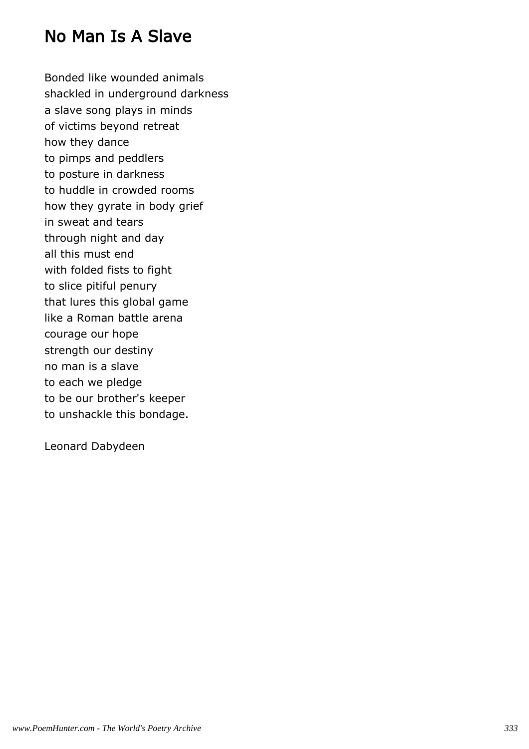# No Man Is A Slave

Bonded like wounded animals
shackled in underground darkness
a slave song plays in minds
of victims beyond retreat
how they dance
to pimps and peddlers
to posture in darkness
to huddle in crowded rooms
how they gyrate in body grief
in sweat and tears
through night and day
all this must end
with folded fists to fight
to slice pitiful penury
that lures this global game
like a Roman battle arena
courage our hope
strength our destiny
no man is a slave
to each we pledge
to be our brother's keeper
to unshackle this bondage.

Leonard Dabydeen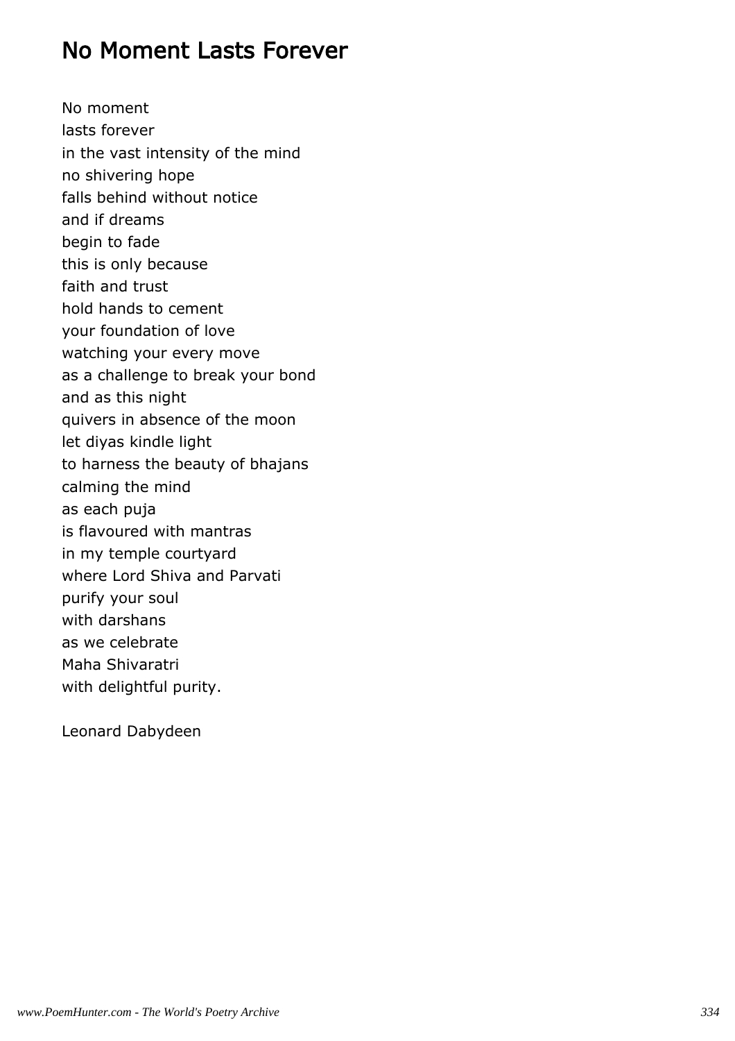# No Moment Lasts Forever

No moment  
lasts forever  
in the vast intensity of the mind  
no shivering hope  
falls behind without notice  
and if dreams  
begin to fade  
this is only because  
faith and trust  
hold hands to cement  
your foundation of love  
watching your every move  
as a challenge to break your bond  
and as this night  
quivers in absence of the moon  
let diyas kindle light  
to harness the beauty of bhajans  
calming the mind  
as each puja  
is flavoured with mantras  
in my temple courtyard  
where Lord Shiva and Parvati  
purify your soul  
with darshans  
as we celebrate  
Maha Shivaratri  
with delightful purity.

Leonard Dabydeen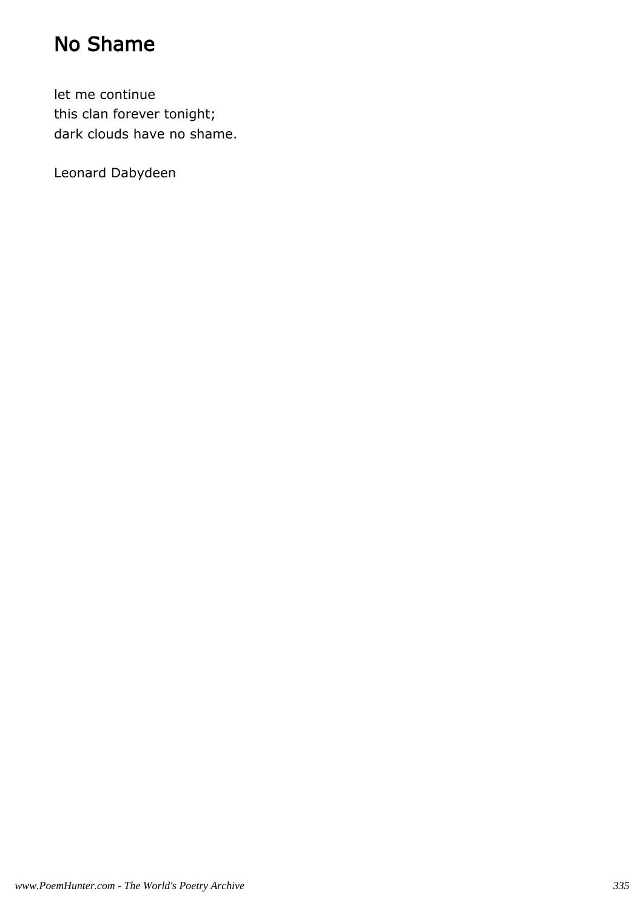# No Shame

let me continue
this clan forever tonight;
dark clouds have no shame.

Leonard Dabydeen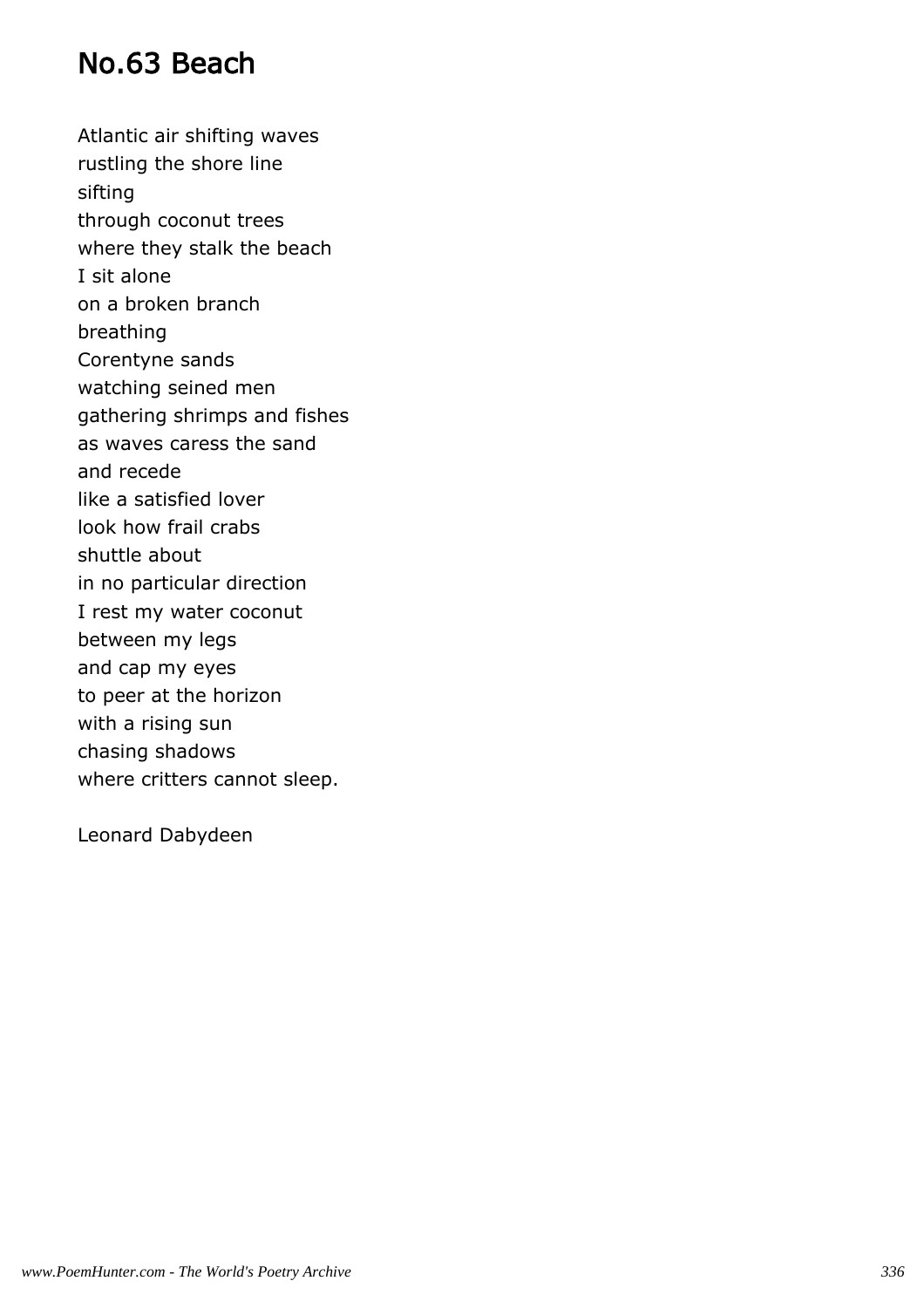## No.63 Beach

Atlantic air shifting waves  
rustling the shore line  
sifting  
through coconut trees  
where they stalk the beach  
I sit alone  
on a broken branch  
breathing  
Corentyne sands  
watching seined men  
gathering shrimps and fishes  
as waves caress the sand  
and recede  
like a satisfied lover  
look how frail crabs  
shuttle about  
in no particular direction  
I rest my water coconut  
between my legs  
and cap my eyes  
to peer at the horizon  
with a rising sun  
chasing shadows  
where critters cannot sleep.

Leonard Dabydeen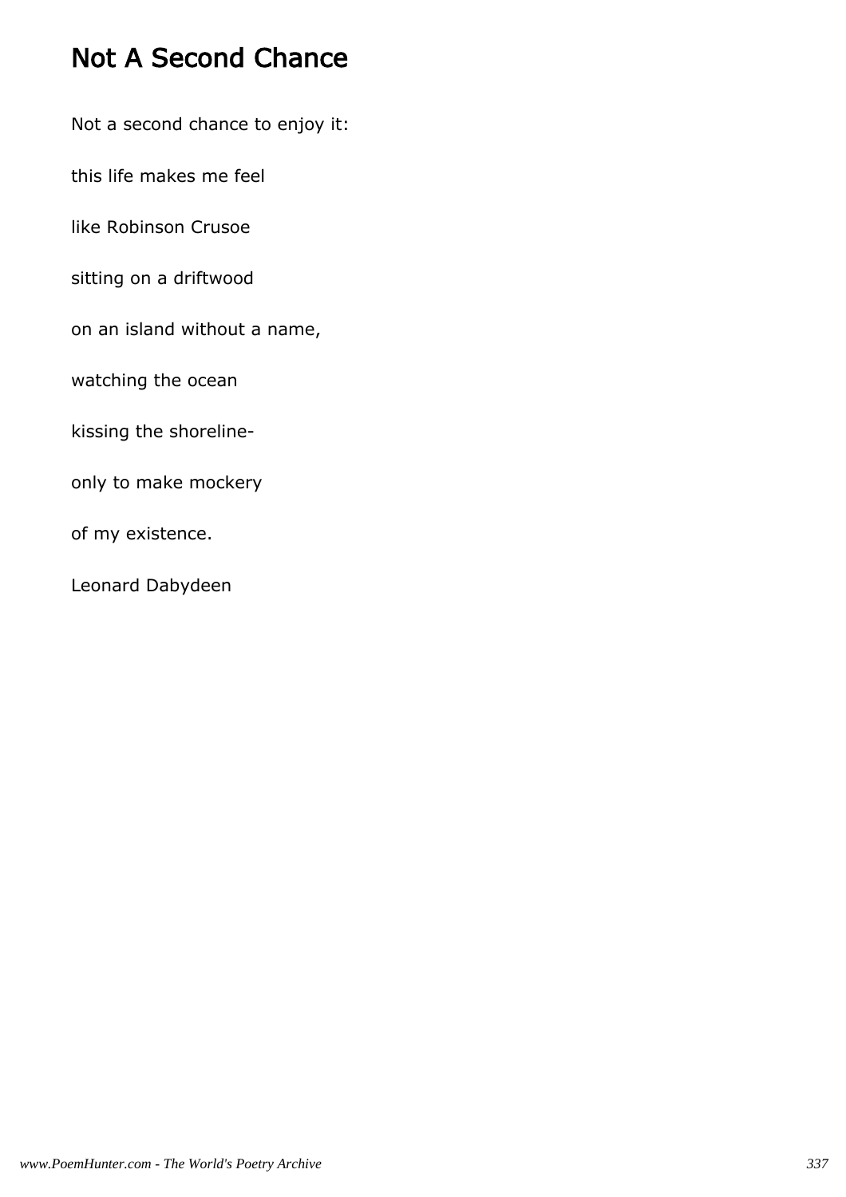# Not A Second Chance

Not a second chance to enjoy it:

this life makes me feel

like Robinson Crusoe

sitting on a driftwood

on an island without a name,

watching the ocean

kissing the shoreline-

only to make mockery

of my existence.

Leonard Dabydeen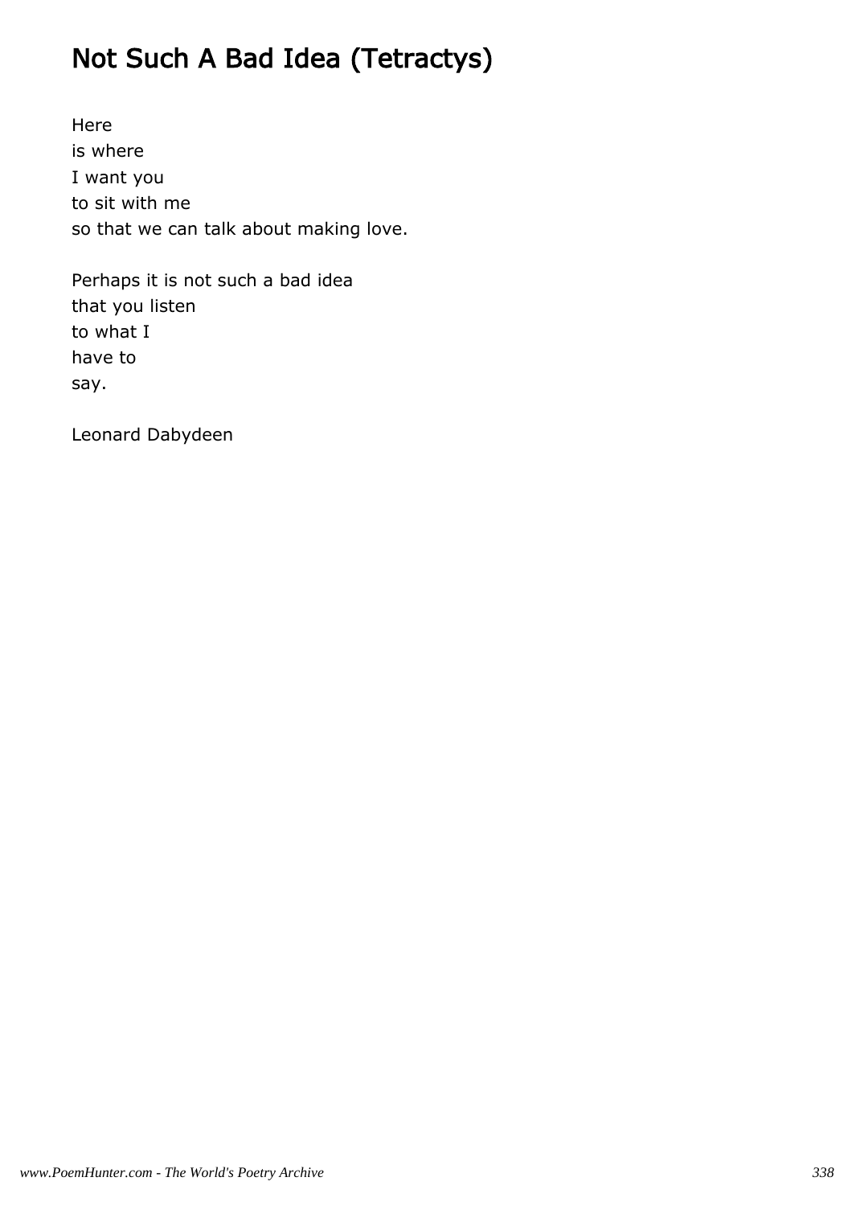# Not Such A Bad Idea (Tetractys)

Here
is where
I want you
to sit with me
so that we can talk about making love.

Perhaps it is not such a bad idea
that you listen
to what I
have to
say.

Leonard Dabydeen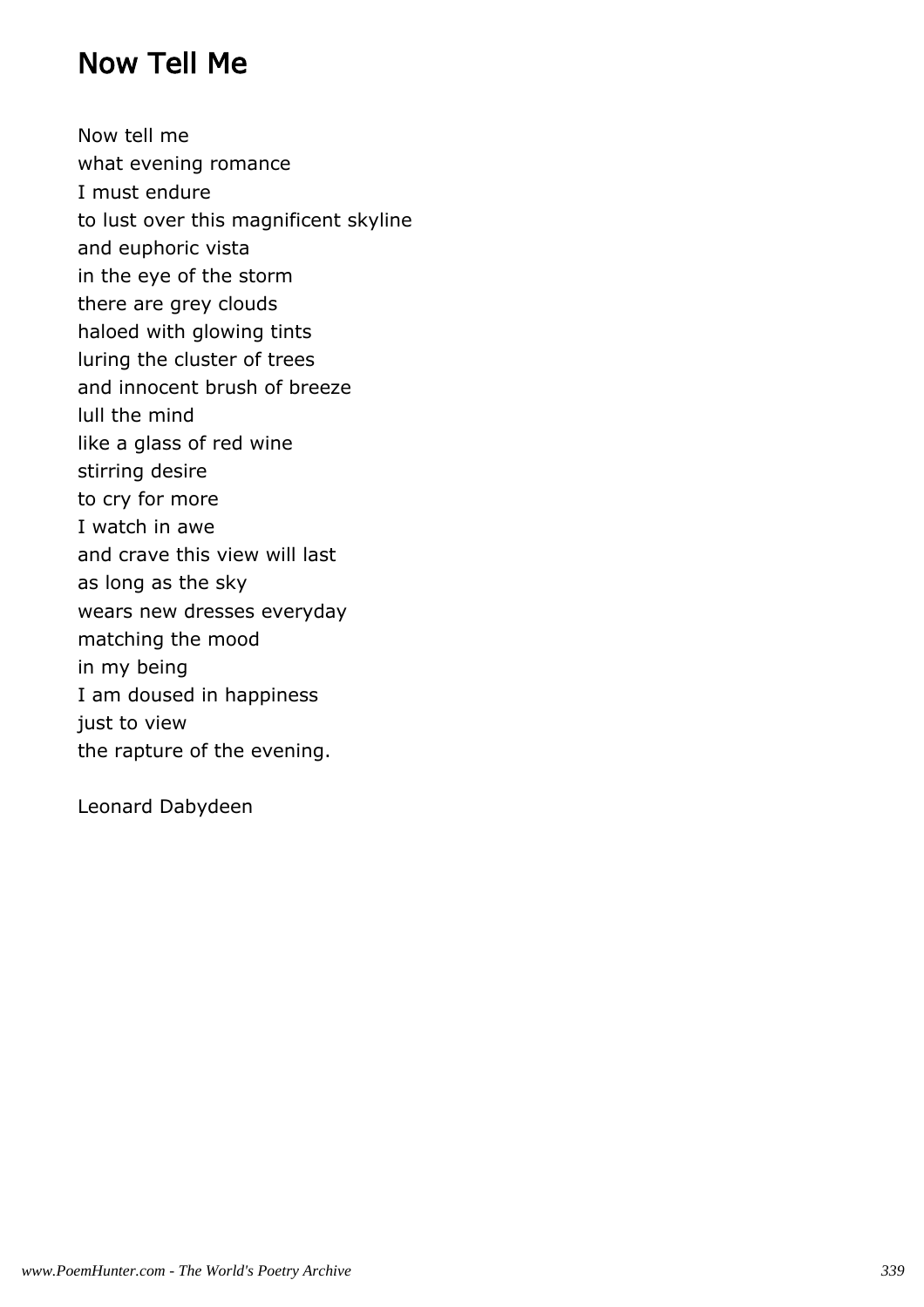## Now Tell Me

Now tell me  
what evening romance  
I must endure  
to lust over this magnificent skyline  
and euphoric vista  
in the eye of the storm  
there are grey clouds  
haloed with glowing tints  
luring the cluster of trees  
and innocent brush of breeze  
lull the mind  
like a glass of red wine  
stirring desire  
to cry for more  
I watch in awe  
and crave this view will last  
as long as the sky  
wears new dresses everyday  
matching the mood  
in my being  
I am doused in happiness  
just to view  
the rapture of the evening.

Leonard Dabydeen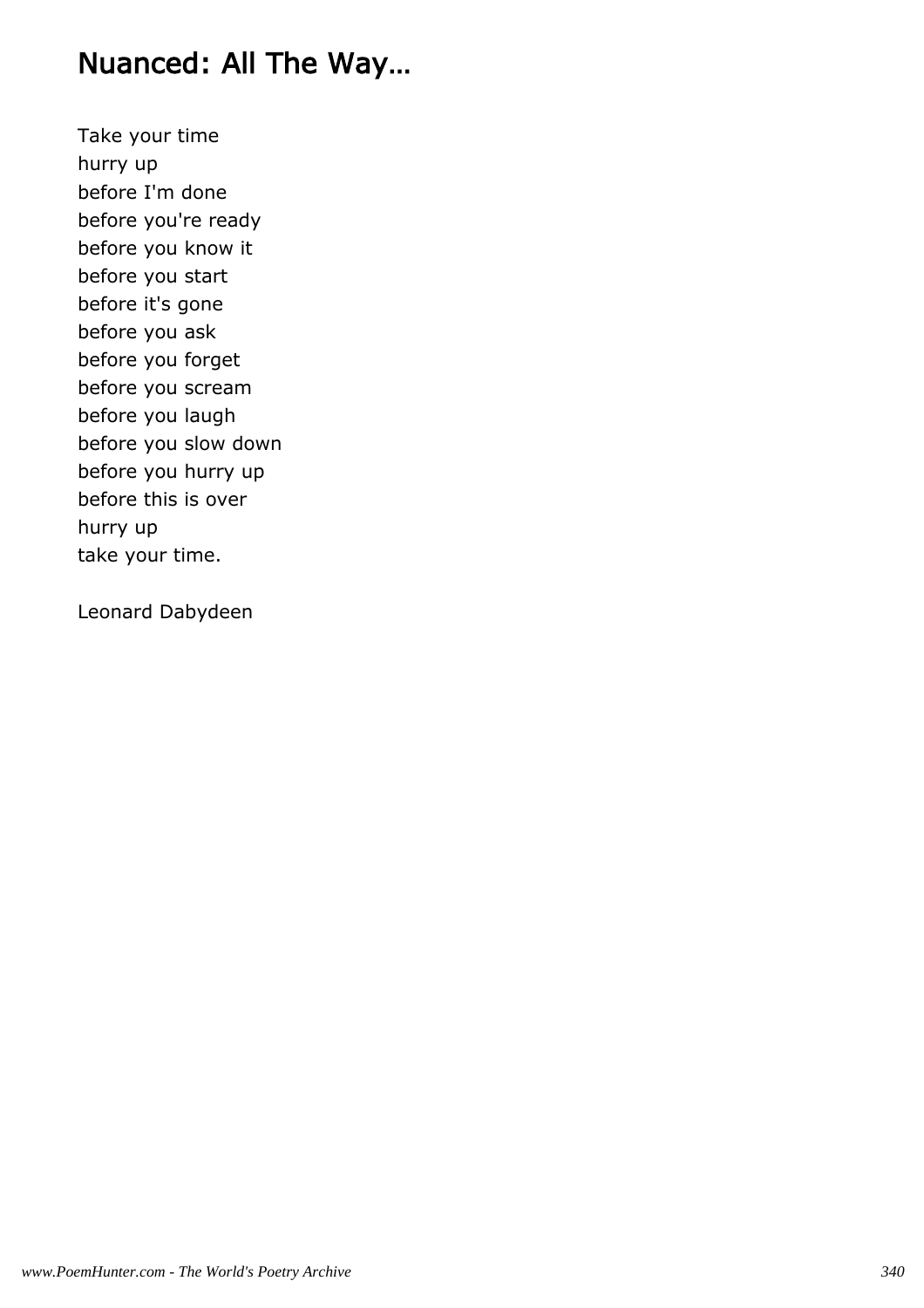# Nuanced: All The Way…

Take your time
hurry up
before I'm done
before you're ready
before you know it
before you start
before it's gone
before you ask
before you forget
before you scream
before you laugh
before you slow down
before you hurry up
before this is over
hurry up
take your time.

Leonard Dabydeen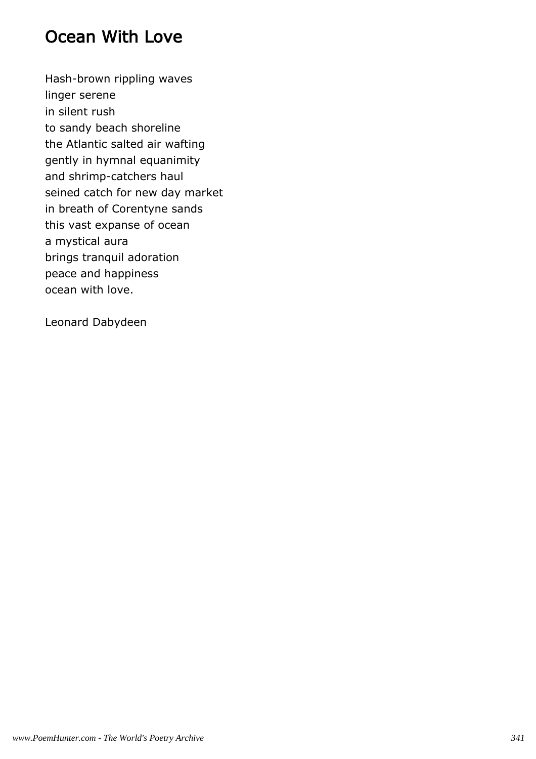## Ocean With Love

Hash-brown rippling waves
linger serene
in silent rush
to sandy beach shoreline
the Atlantic salted air wafting
gently in hymnal equanimity
and shrimp-catchers haul
seined catch for new day market
in breath of Corentyne sands
this vast expanse of ocean
a mystical aura
brings tranquil adoration
peace and happiness
ocean with love.

Leonard Dabydeen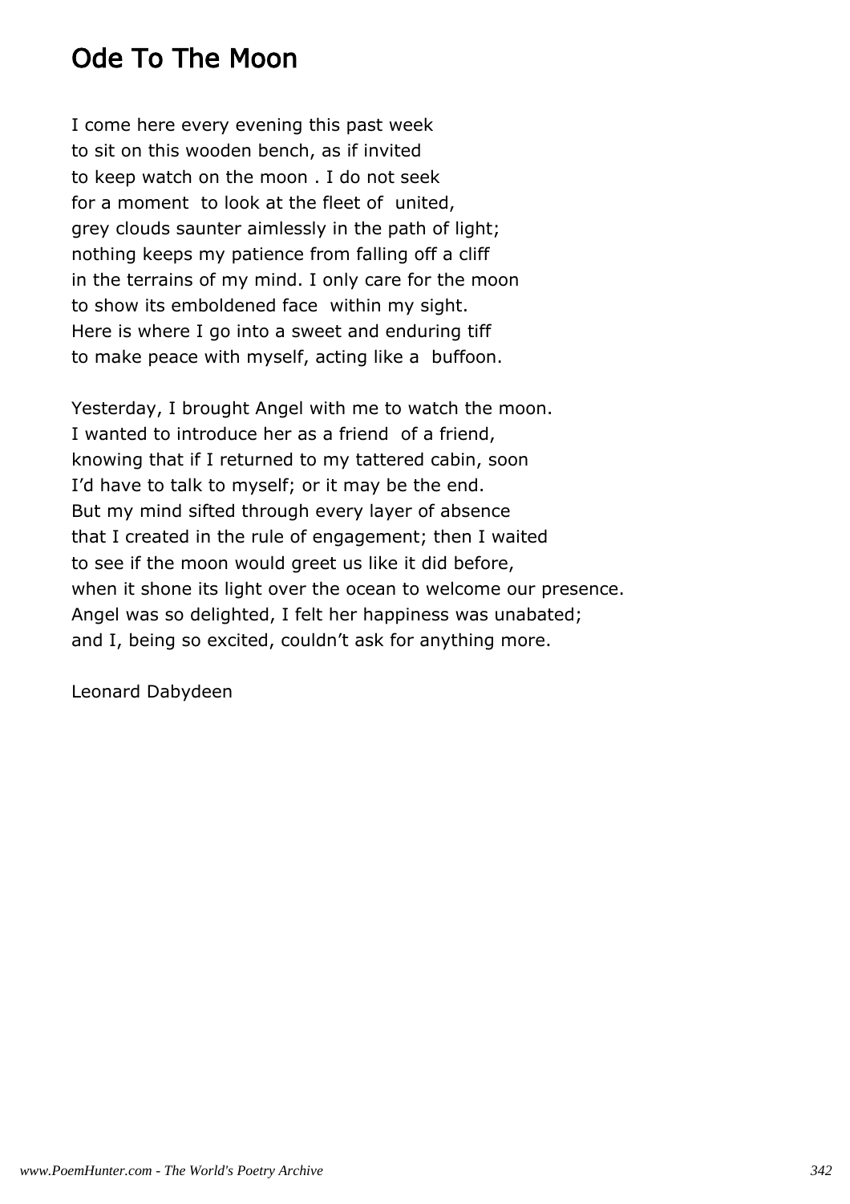## Ode To The Moon

I come here every evening this past week
to sit on this wooden bench, as if invited
to keep watch on the moon . I do not seek
for a moment to look at the fleet of united,
grey clouds saunter aimlessly in the path of light;
nothing keeps my patience from falling off a cliff
in the terrains of my mind. I only care for the moon
to show its emboldened face within my sight.
Here is where I go into a sweet and enduring tiff
to make peace with myself, acting like a buffoon.

Yesterday, I brought Angel with me to watch the moon.
I wanted to introduce her as a friend of a friend,
knowing that if I returned to my tattered cabin, soon
I'd have to talk to myself; or it may be the end.
But my mind sifted through every layer of absence
that I created in the rule of engagement; then I waited
to see if the moon would greet us like it did before,
when it shone its light over the ocean to welcome our presence.
Angel was so delighted, I felt her happiness was unabated;
and I, being so excited, couldn't ask for anything more.

Leonard Dabydeen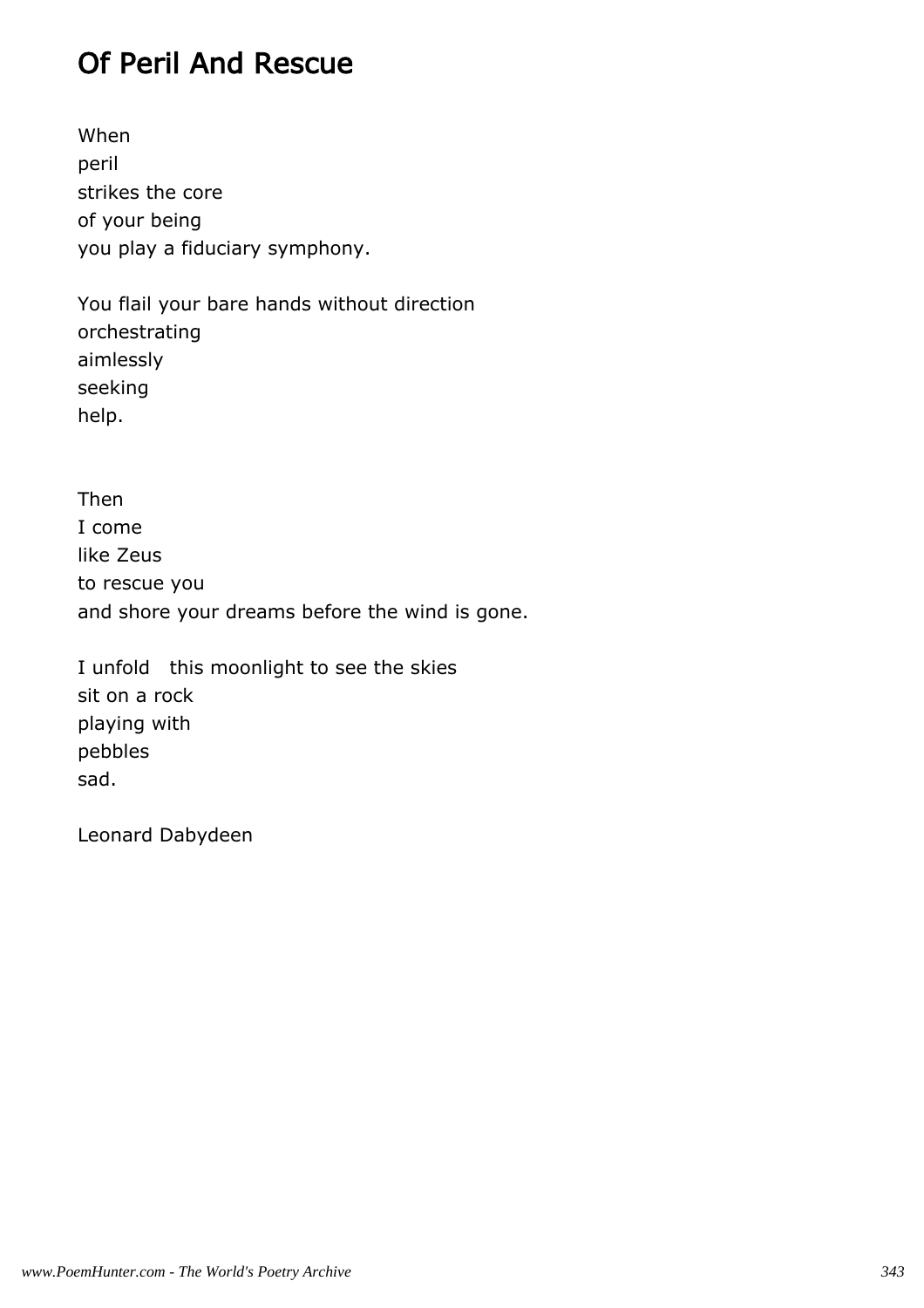# Of Peril And Rescue

When
peril
strikes the core
of your being
you play a fiduciary symphony.

You flail your bare hands without direction
orchestrating
aimlessly
seeking
help.

Then
I come
like Zeus
to rescue you
and shore your dreams before the wind is gone.

I unfold   this moonlight to see the skies
sit on a rock
playing with
pebbles
sad.

Leonard Dabydeen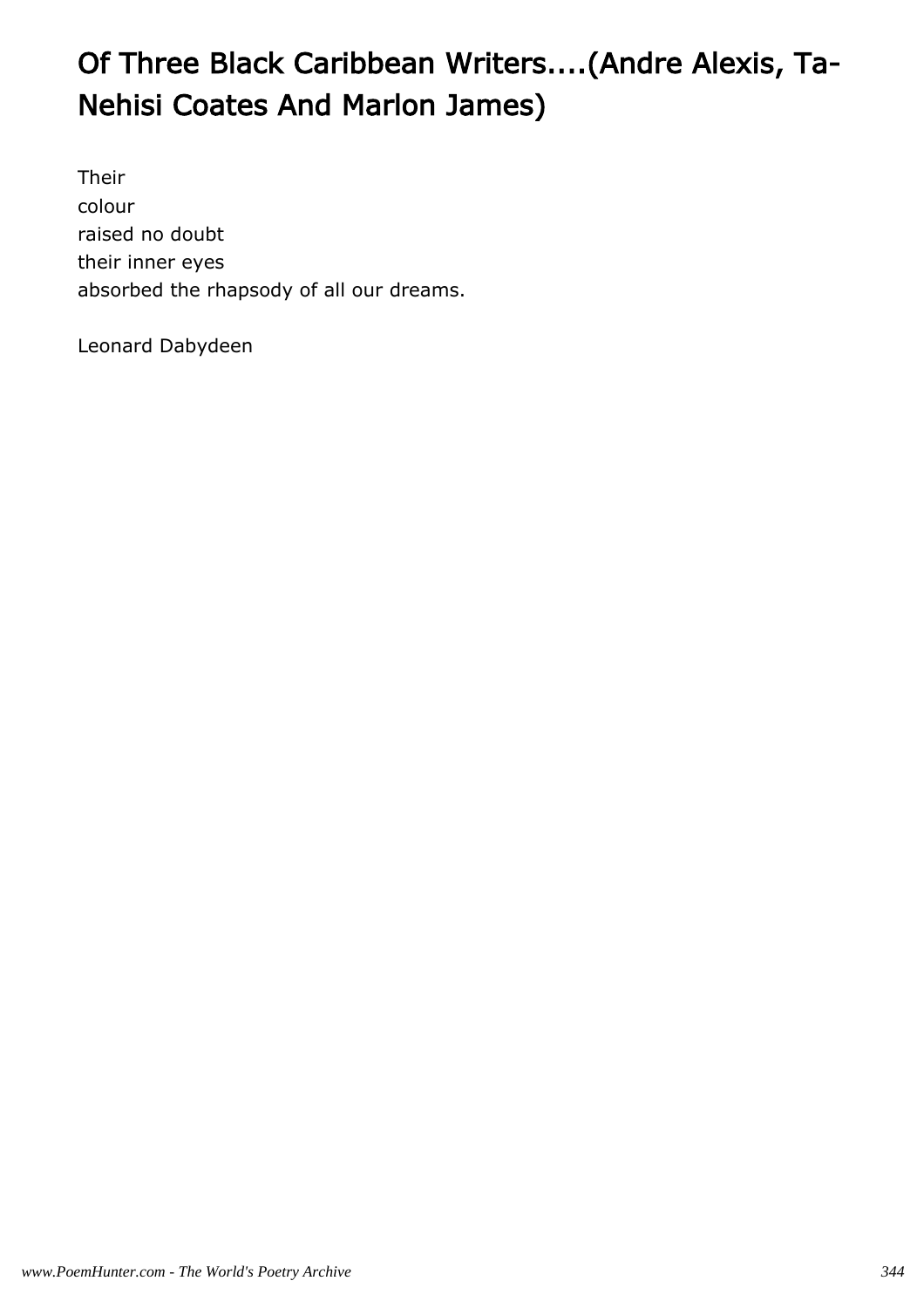# Of Three Black Caribbean Writers....(Andre Alexis, Ta-Nehisi Coates And Marlon James)

Their
colour
raised no doubt
their inner eyes
absorbed the rhapsody of all our dreams.

Leonard Dabydeen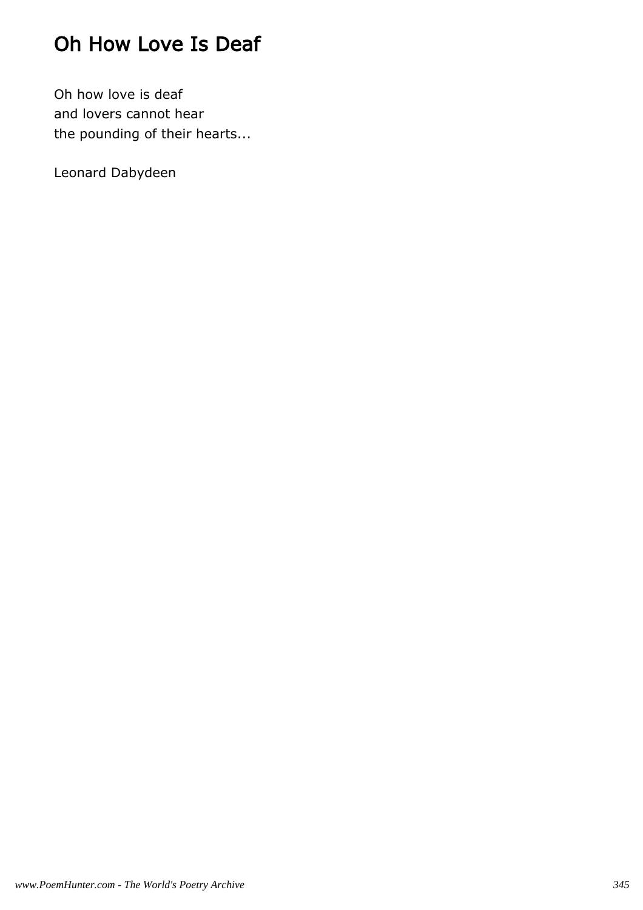# Oh How Love Is Deaf

Oh how love is deaf
and lovers cannot hear
the pounding of their hearts...

Leonard Dabydeen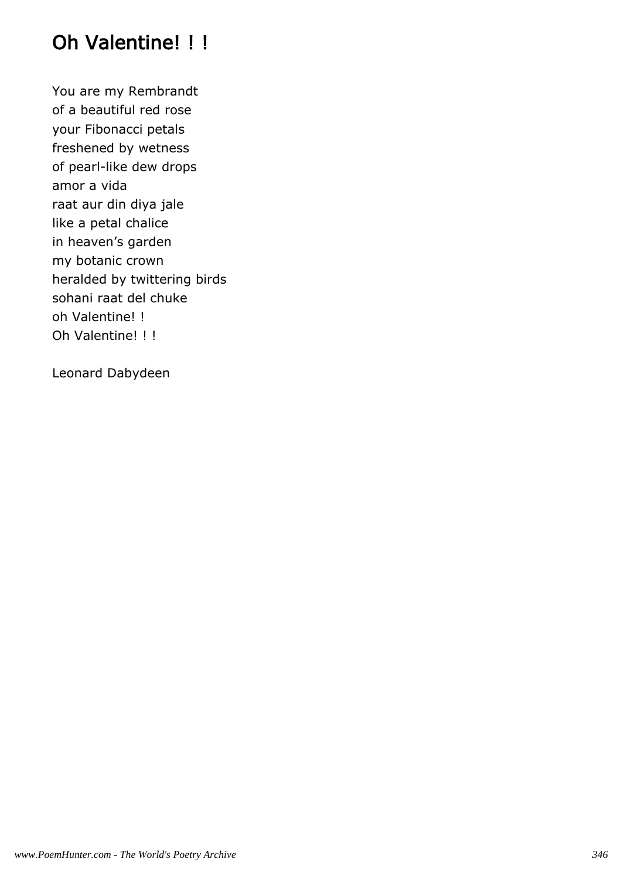# Oh Valentine! ! !

You are my Rembrandt
of a beautiful red rose
your Fibonacci petals
freshened by wetness
of pearl-like dew drops
amor a vida
raat aur din diya jale
like a petal chalice
in heaven's garden
my botanic crown
heralded by twittering birds
sohani raat del chuke
oh Valentine! !
Oh Valentine! ! !

Leonard Dabydeen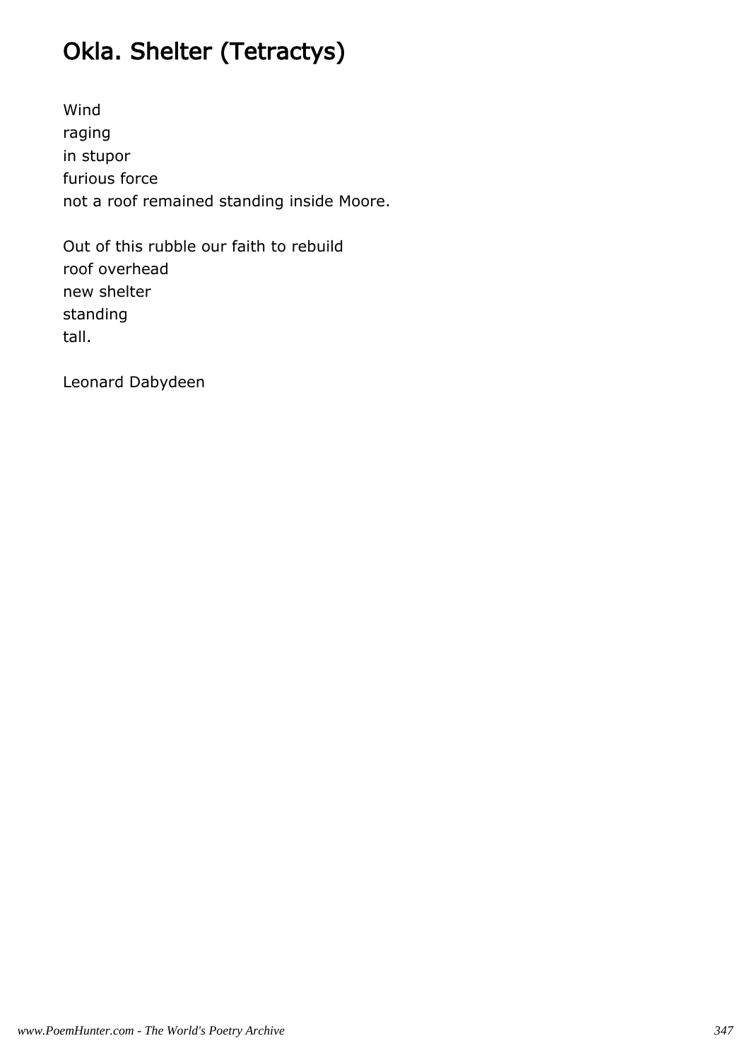# Okla. Shelter (Tetractys)

Wind  
raging  
in stupor  
furious force  
not a roof remained standing inside Moore.

Out of this rubble our faith to rebuild  
roof overhead  
new shelter  
standing  
tall.

Leonard Dabydeen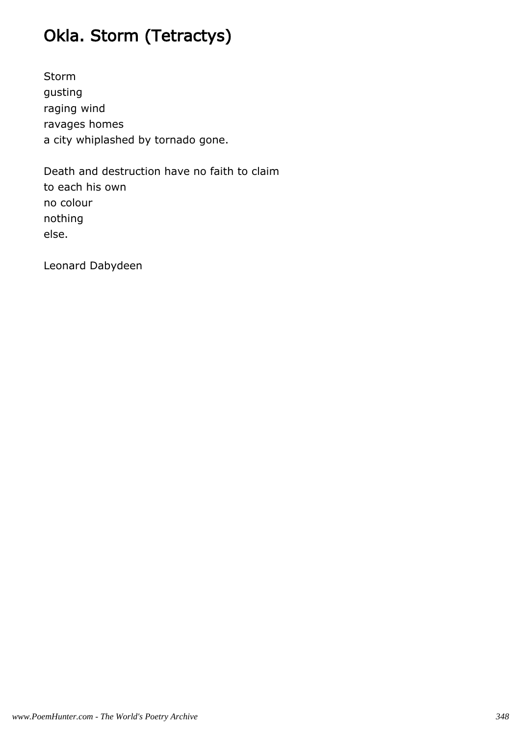# Okla. Storm (Tetractys)

Storm
gusting
raging wind
ravages homes
a city whiplashed by tornado gone.

Death and destruction have no faith to claim
to each his own
no colour
nothing
else.

Leonard Dabydeen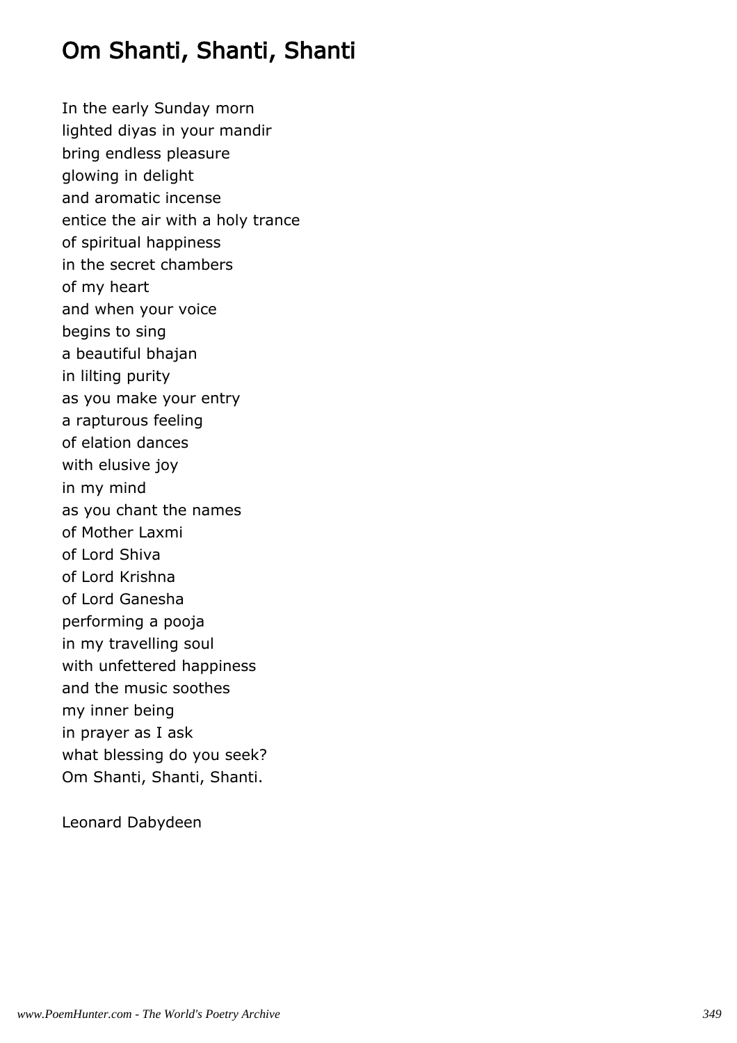# Om Shanti, Shanti, Shanti

In the early Sunday morn
lighted diyas in your mandir
bring endless pleasure
glowing in delight
and aromatic incense
entice the air with a holy trance
of spiritual happiness
in the secret chambers
of my heart
and when your voice
begins to sing
a beautiful bhajan
in lilting purity
as you make your entry
a rapturous feeling
of elation dances
with elusive joy
in my mind
as you chant the names
of Mother Laxmi
of Lord Shiva
of Lord Krishna
of Lord Ganesha
performing a pooja
in my travelling soul
with unfettered happiness
and the music soothes
my inner being
in prayer as I ask
what blessing do you seek?
Om Shanti, Shanti, Shanti.

Leonard Dabydeen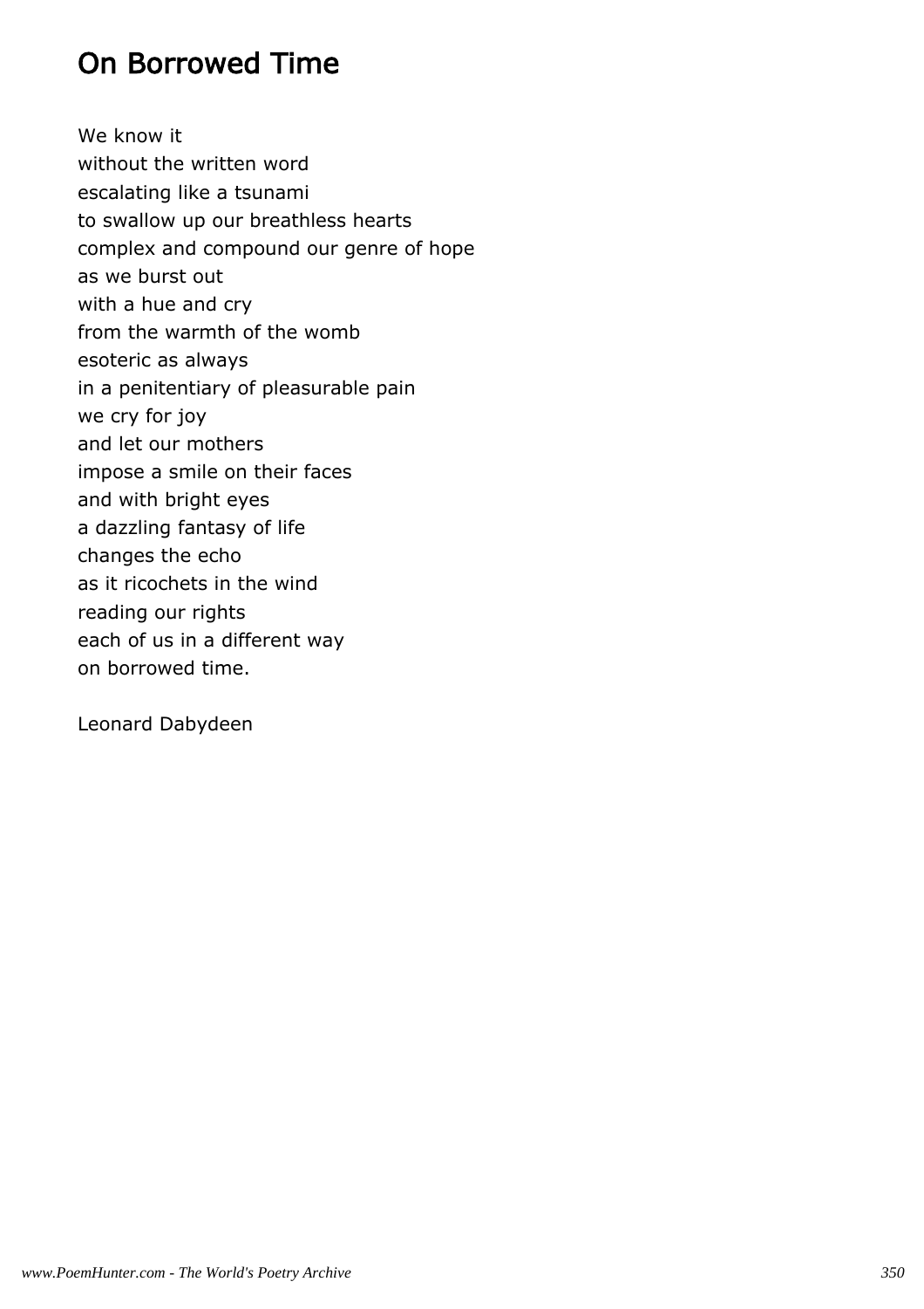## On Borrowed Time

We know it  
without the written word  
escalating like a tsunami  
to swallow up our breathless hearts  
complex and compound our genre of hope  
as we burst out  
with a hue and cry  
from the warmth of the womb  
esoteric as always  
in a penitentiary of pleasurable pain  
we cry for joy  
and let our mothers  
impose a smile on their faces  
and with bright eyes  
a dazzling fantasy of life  
changes the echo  
as it ricochets in the wind  
reading our rights  
each of us in a different way  
on borrowed time.

Leonard Dabydeen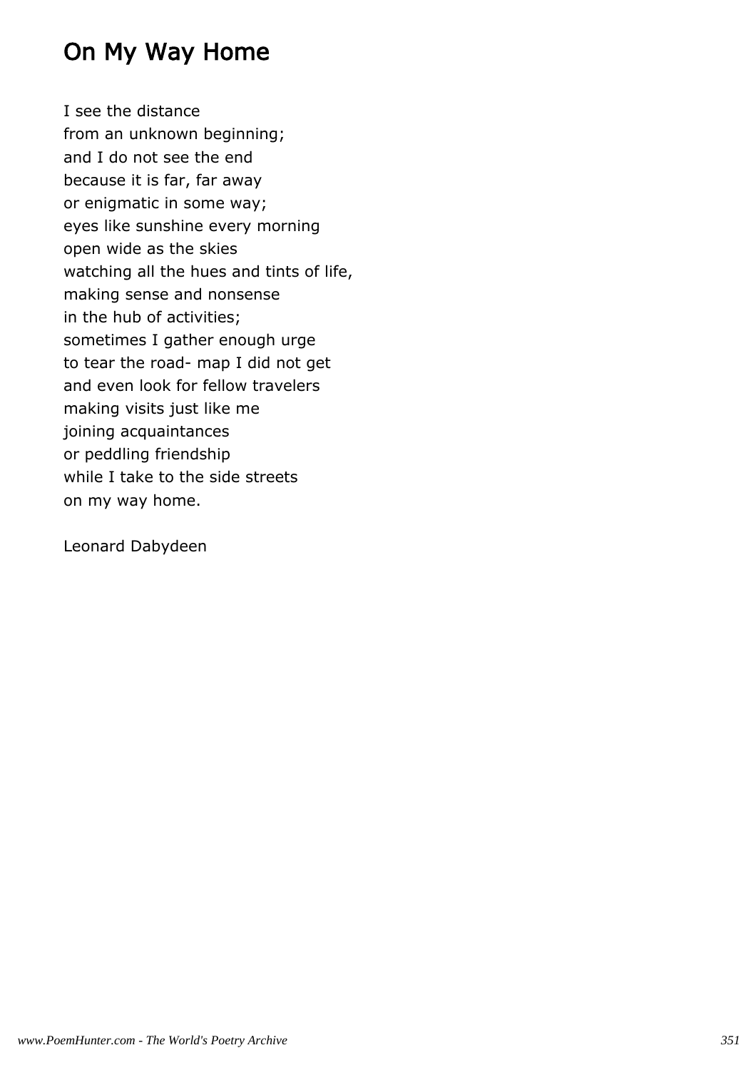## On My Way Home

I see the distance  
from an unknown beginning;  
and I do not see the end  
because it is far, far away  
or enigmatic in some way;  
eyes like sunshine every morning  
open wide as the skies  
watching all the hues and tints of life,  
making sense and nonsense  
in the hub of activities;  
sometimes I gather enough urge  
to tear the road- map I did not get  
and even look for fellow travelers  
making visits just like me  
joining acquaintances  
or peddling friendship  
while I take to the side streets  
on my way home.

Leonard Dabydeen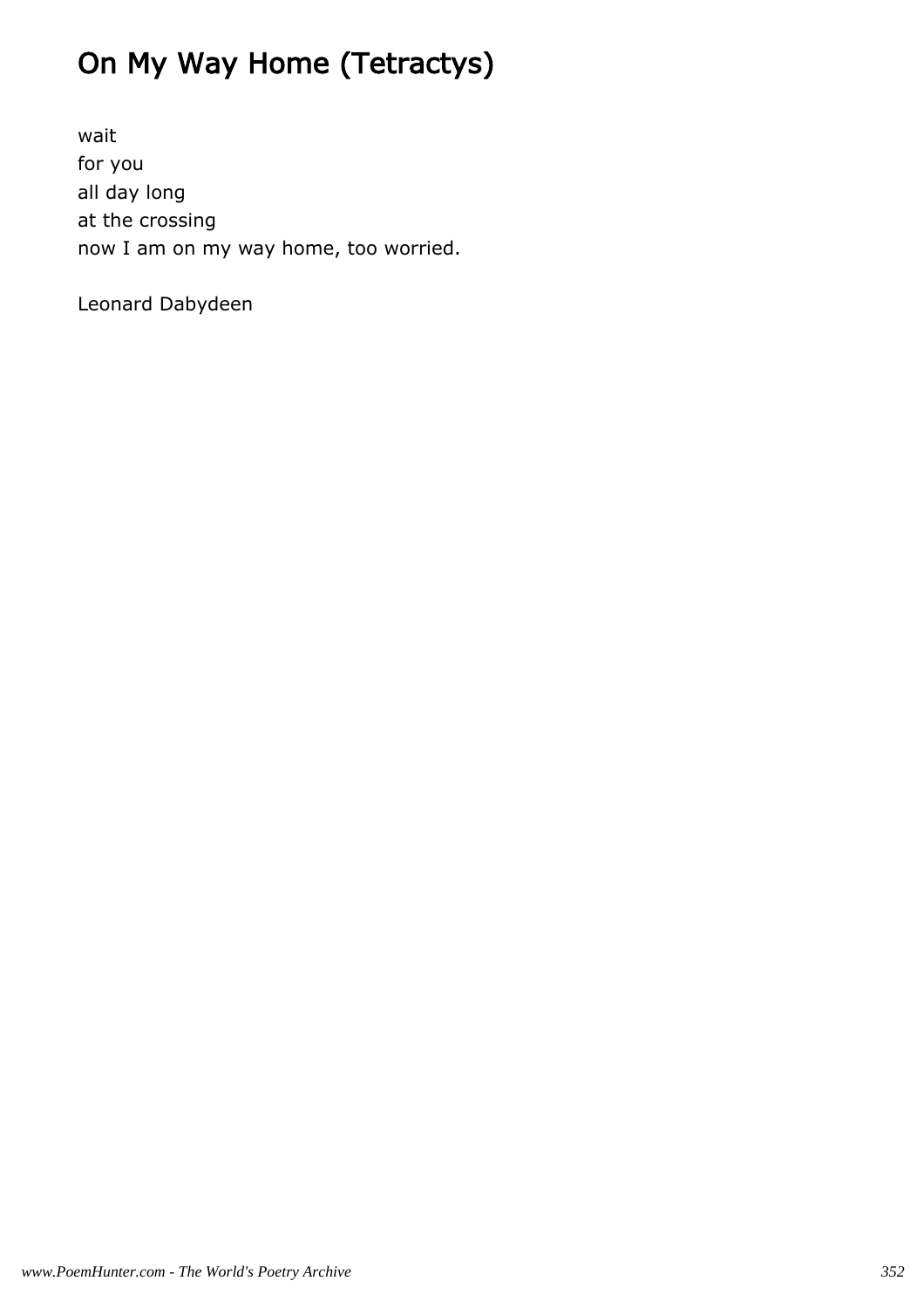# On My Way Home (Tetractys)

wait
for you
all day long
at the crossing
now I am on my way home, too worried.

Leonard Dabydeen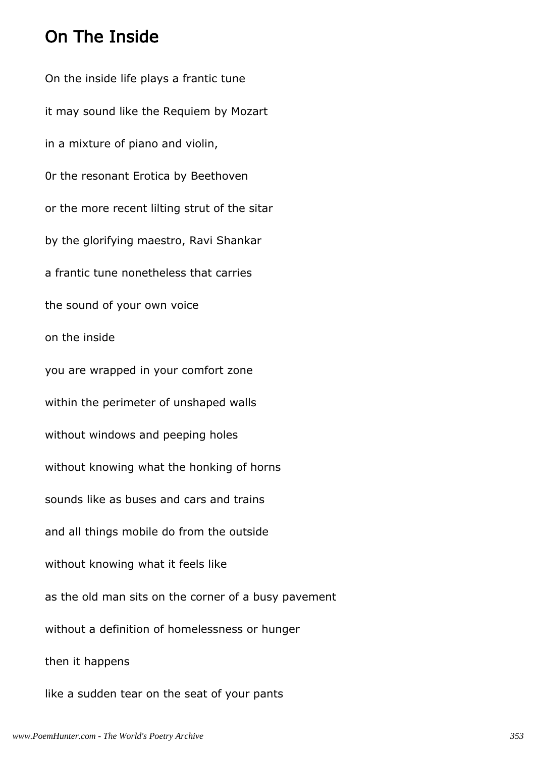## On The Inside

On the inside life plays a frantic tune

it may sound like the Requiem by Mozart

in a mixture of piano and violin,

0r the resonant Erotica by Beethoven

or the more recent lilting strut of the sitar

by the glorifying maestro, Ravi Shankar

a frantic tune nonetheless that carries

the sound of your own voice

on the inside

you are wrapped in your comfort zone

within the perimeter of unshaped walls

without windows and peeping holes

without knowing what the honking of horns

sounds like as buses and cars and trains

and all things mobile do from the outside

without knowing what it feels like

as the old man sits on the corner of a busy pavement

without a definition of homelessness or hunger

then it happens

like a sudden tear on the seat of your pants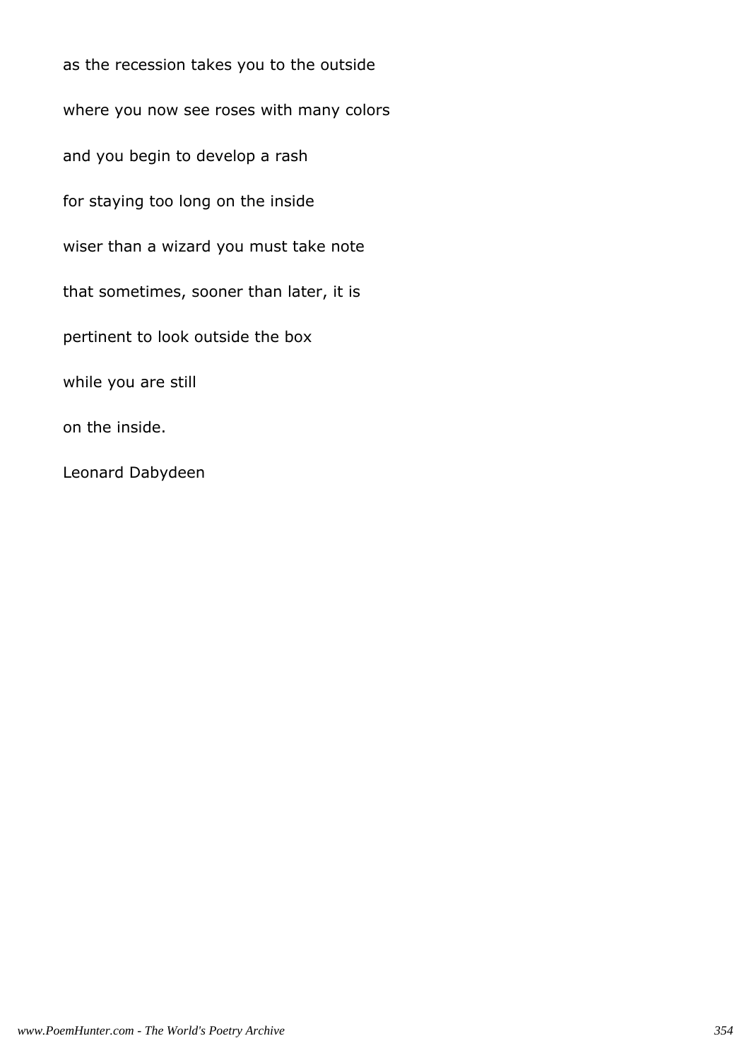as the recession takes you to the outside

where you now see roses with many colors

and you begin to develop a rash

for staying too long on the inside

wiser than a wizard you must take note

that sometimes, sooner than later, it is

pertinent to look outside the box

while you are still

on the inside.

Leonard Dabydeen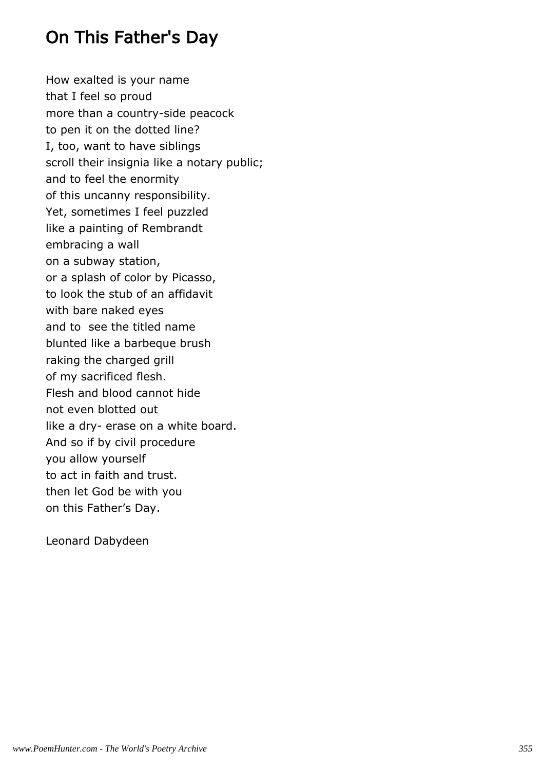## On This Father's Day

How exalted is your name
that I feel so proud
more than a country-side peacock
to pen it on the dotted line?
I, too, want to have siblings
scroll their insignia like a notary public;
and to feel the enormity
of this uncanny responsibility.
Yet, sometimes I feel puzzled
like a painting of Rembrandt
embracing a wall
on a subway station,
or a splash of color by Picasso,
to look the stub of an affidavit
with bare naked eyes
and to  see the titled name
blunted like a barbeque brush
raking the charged grill
of my sacrificed flesh.
Flesh and blood cannot hide
not even blotted out
like a dry- erase on a white board.
And so if by civil procedure
you allow yourself
to act in faith and trust.
then let God be with you
on this Father's Day.

Leonard Dabydeen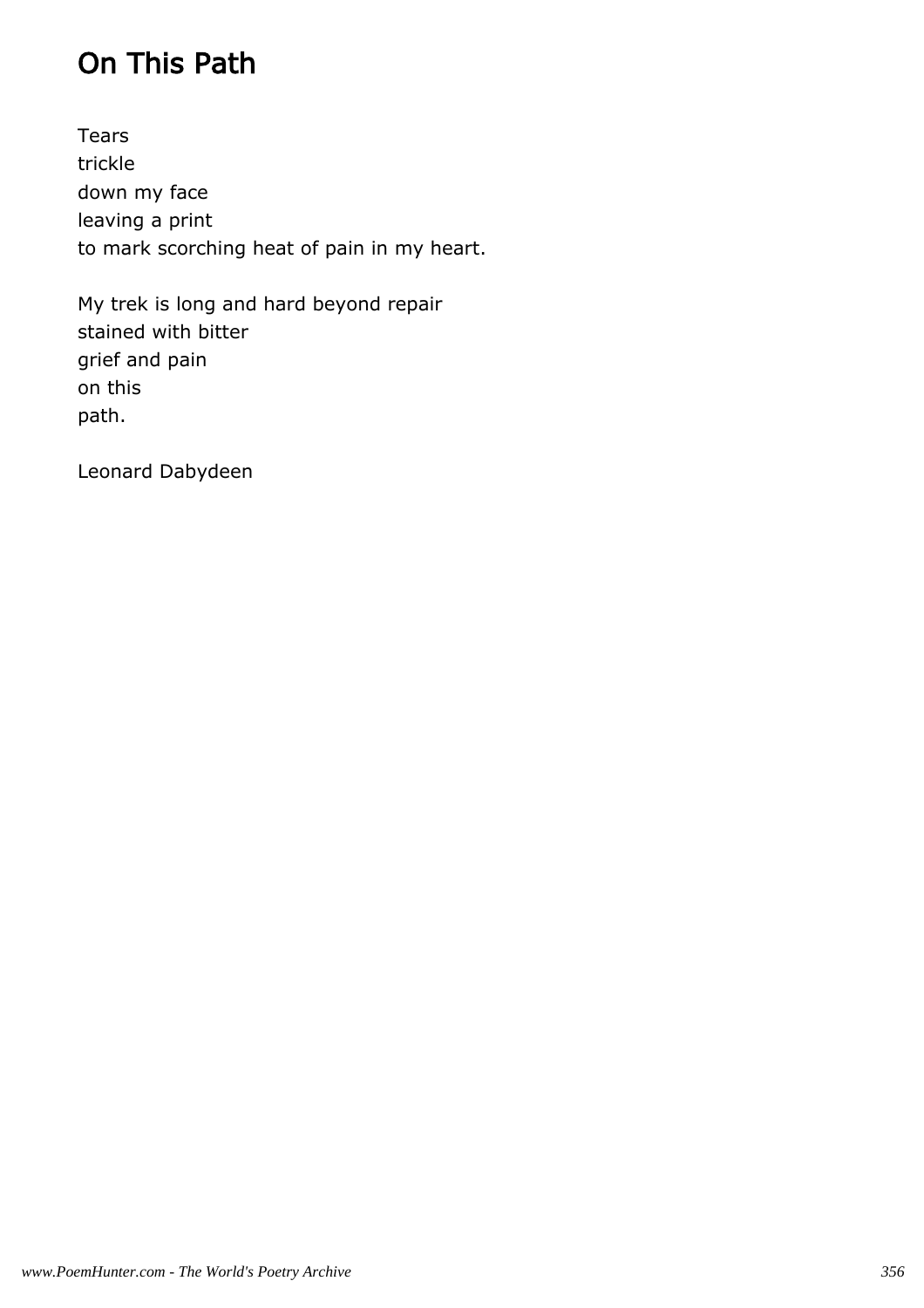## On This Path

Tears  
trickle  
down my face  
leaving a print  
to mark scorching heat of pain in my heart.

My trek is long and hard beyond repair  
stained with bitter  
grief and pain  
on this  
path.

Leonard Dabydeen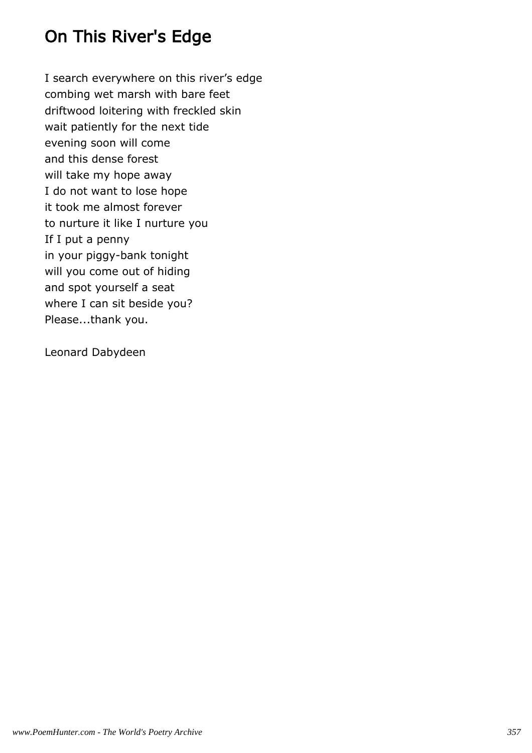# On This River's Edge

I search everywhere on this river’s edge
combing wet marsh with bare feet
driftwood loitering with freckled skin
wait patiently for the next tide
evening soon will come
and this dense forest
will take my hope away
I do not want to lose hope
it took me almost forever
to nurture it like I nurture you
If I put a penny
in your piggy-bank tonight
will you come out of hiding
and spot yourself a seat
where I can sit beside you?
Please...thank you.

Leonard Dabydeen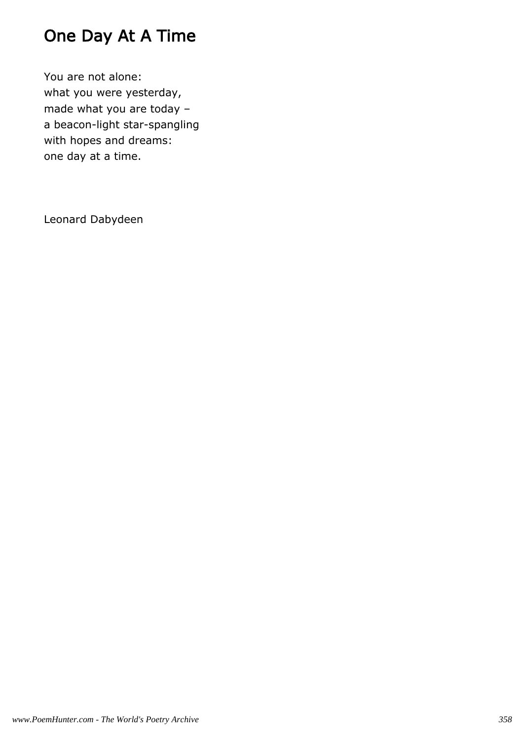# One Day At A Time

You are not alone:  
what you were yesterday,  
made what you are today –  
a beacon-light star-spangling  
with hopes and dreams:  
one day at a time.

Leonard Dabydeen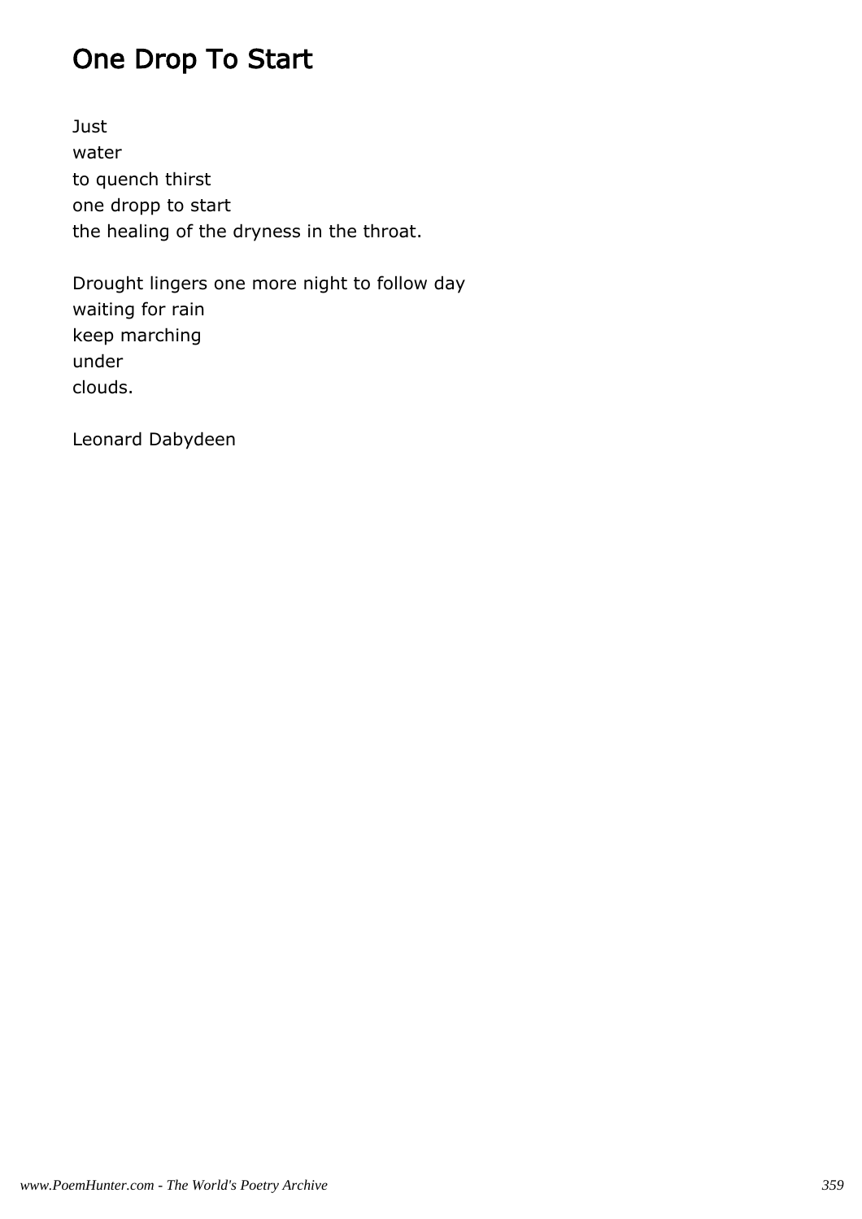# One Drop To Start

Just  
water  
to quench thirst  
one dropp to start  
the healing of the dryness in the throat.

Drought lingers one more night to follow day  
waiting for rain  
keep marching  
under  
clouds.

Leonard Dabydeen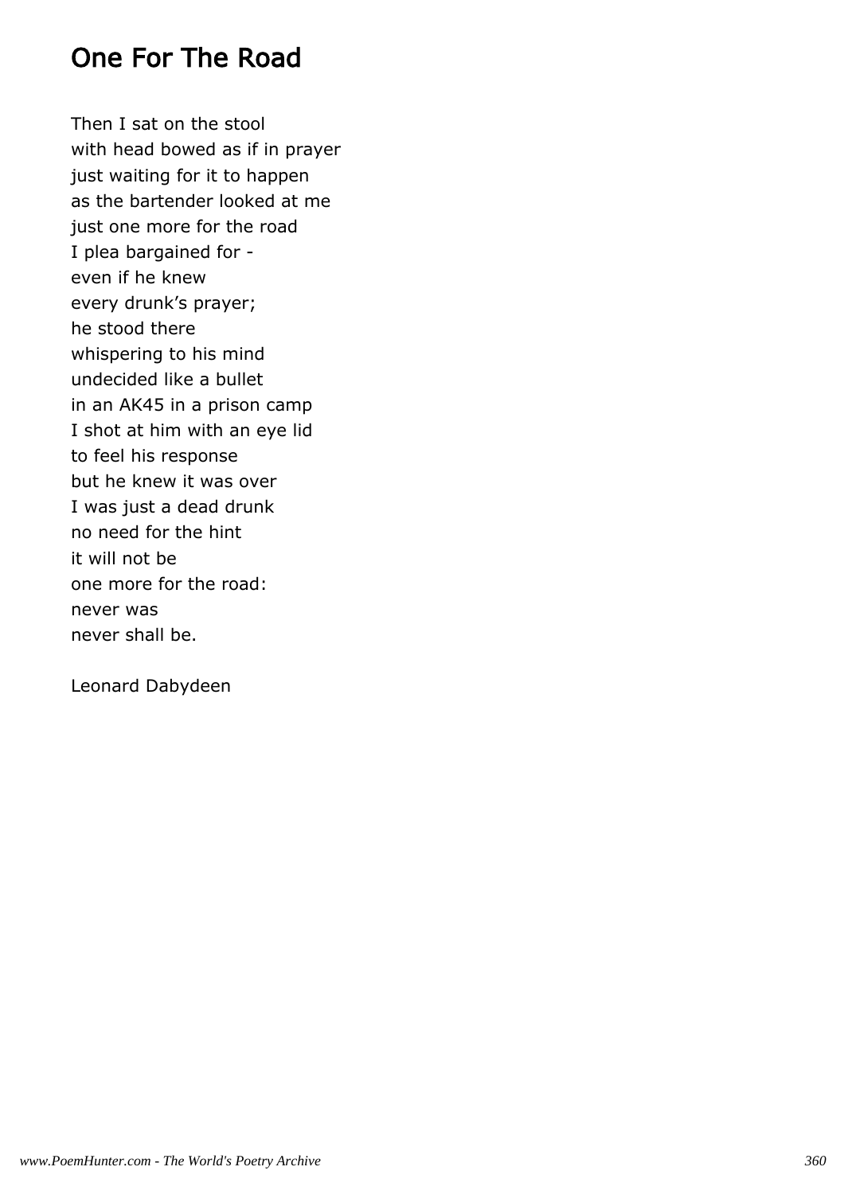# One For The Road

Then I sat on the stool
with head bowed as if in prayer
just waiting for it to happen
as the bartender looked at me
just one more for the road
I plea bargained for -
even if he knew
every drunk's prayer;
he stood there
whispering to his mind
undecided like a bullet
in an AK45 in a prison camp
I shot at him with an eye lid
to feel his response
but he knew it was over
I was just a dead drunk
no need for the hint
it will not be
one more for the road:
never was
never shall be.

Leonard Dabydeen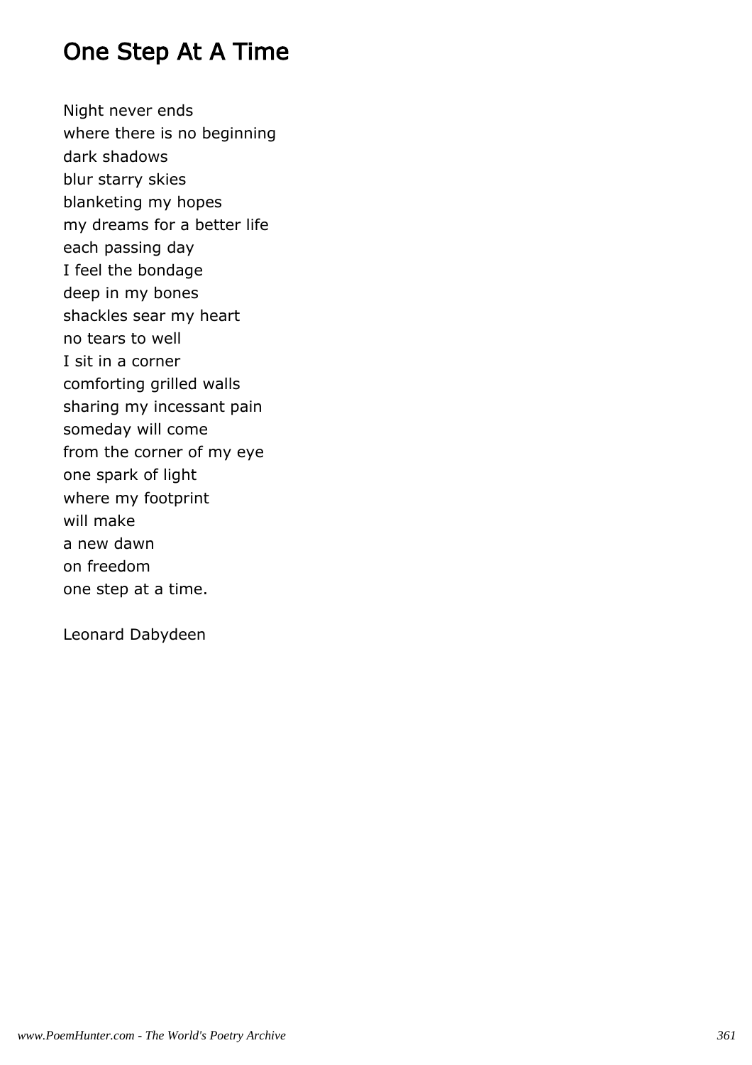# One Step At A Time

Night never ends  
where there is no beginning  
dark shadows  
blur starry skies  
blanketing my hopes  
my dreams for a better life  
each passing day  
I feel the bondage  
deep in my bones  
shackles sear my heart  
no tears to well  
I sit in a corner  
comforting grilled walls  
sharing my incessant pain  
someday will come  
from the corner of my eye  
one spark of light  
where my footprint  
will make  
a new dawn  
on freedom  
one step at a time.

Leonard Dabydeen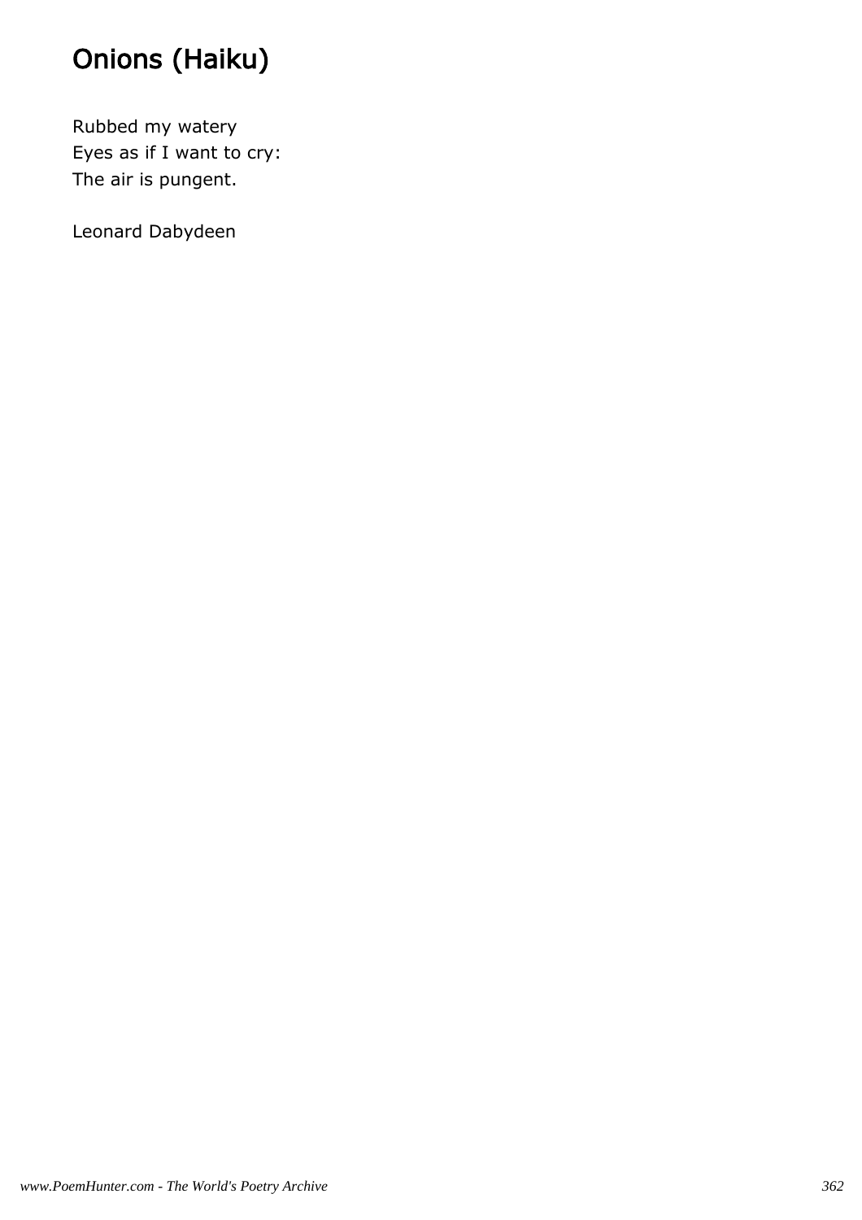# Onions (Haiku)

Rubbed my watery
Eyes as if I want to cry:
The air is pungent.

Leonard Dabydeen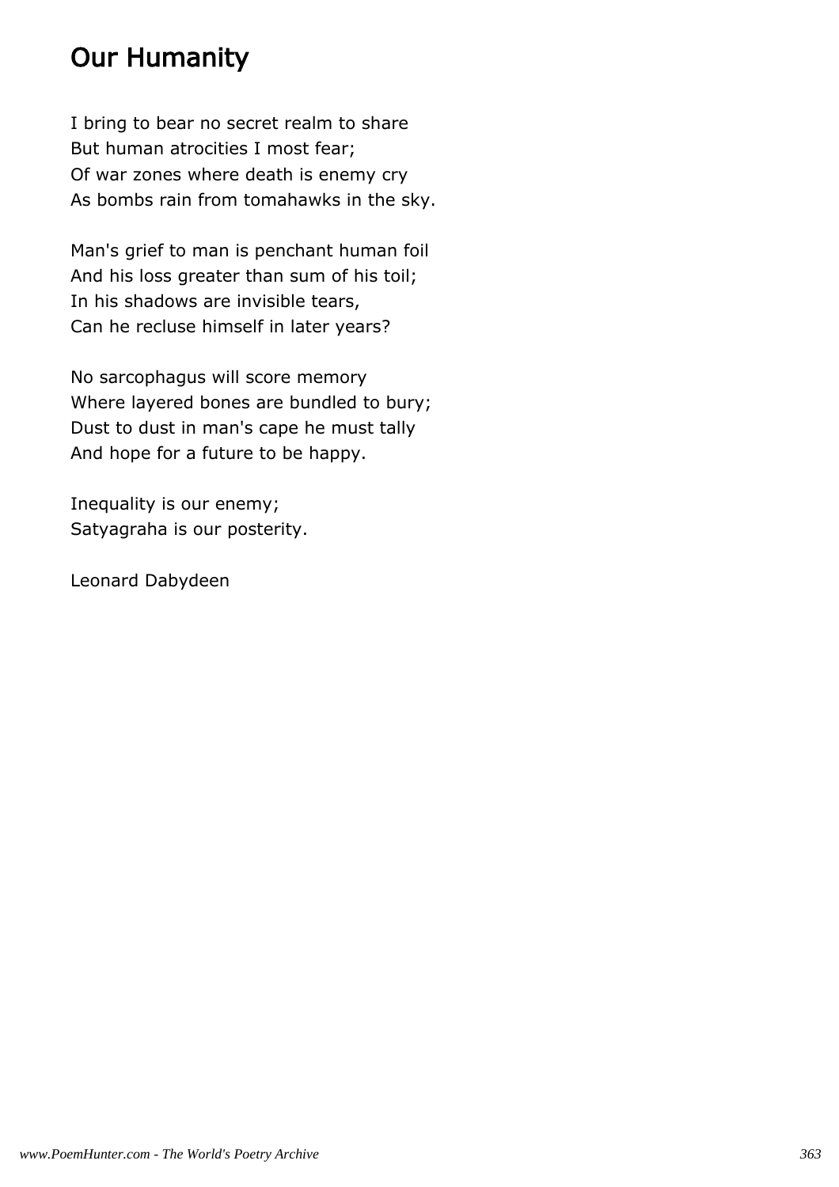# Our Humanity

I bring to bear no secret realm to share
But human atrocities I most fear;
Of war zones where death is enemy cry
As bombs rain from tomahawks in the sky.

Man's grief to man is penchant human foil
And his loss greater than sum of his toil;
In his shadows are invisible tears,
Can he recluse himself in later years?

No sarcophagus will score memory
Where layered bones are bundled to bury;
Dust to dust in man's cape he must tally
And hope for a future to be happy.

Inequality is our enemy;
Satyagraha is our posterity.

Leonard Dabydeen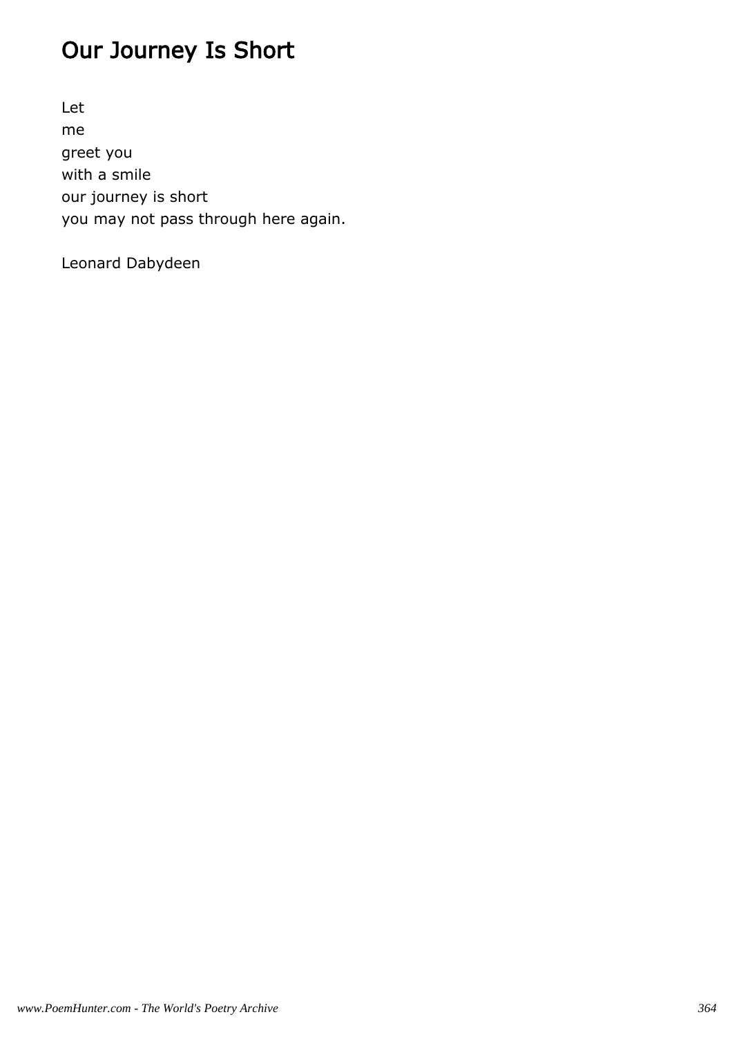# Our Journey Is Short

Let
me
greet you
with a smile
our journey is short
you may not pass through here again.

Leonard Dabydeen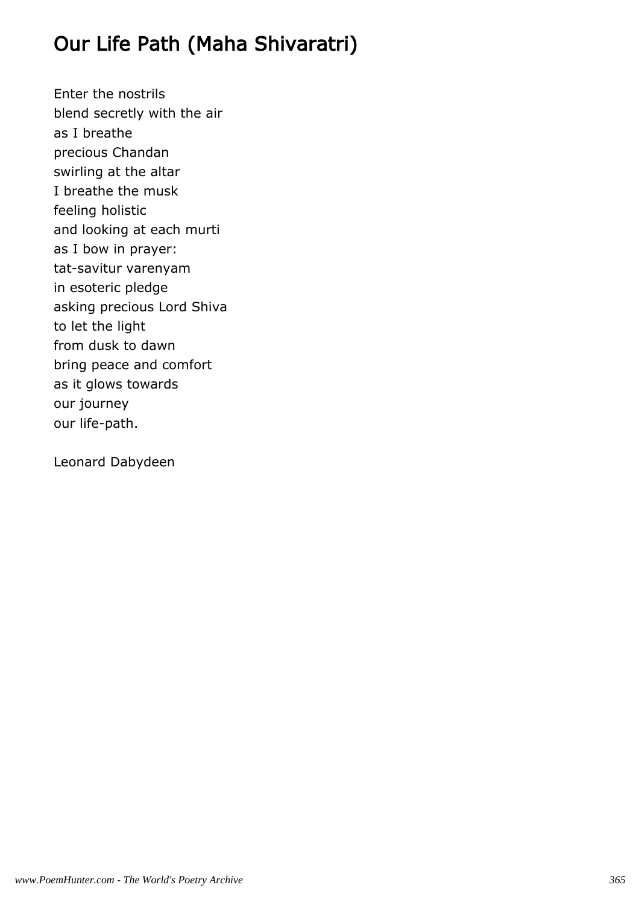# Our Life Path (Maha Shivaratri)

Enter the nostrils
blend secretly with the air
as I breathe
precious Chandan
swirling at the altar
I breathe the musk
feeling holistic
and looking at each murti
as I bow in prayer:
tat-savitur varenyam
in esoteric pledge
asking precious Lord Shiva
to let the light
from dusk to dawn
bring peace and comfort
as it glows towards
our journey
our life-path.

Leonard Dabydeen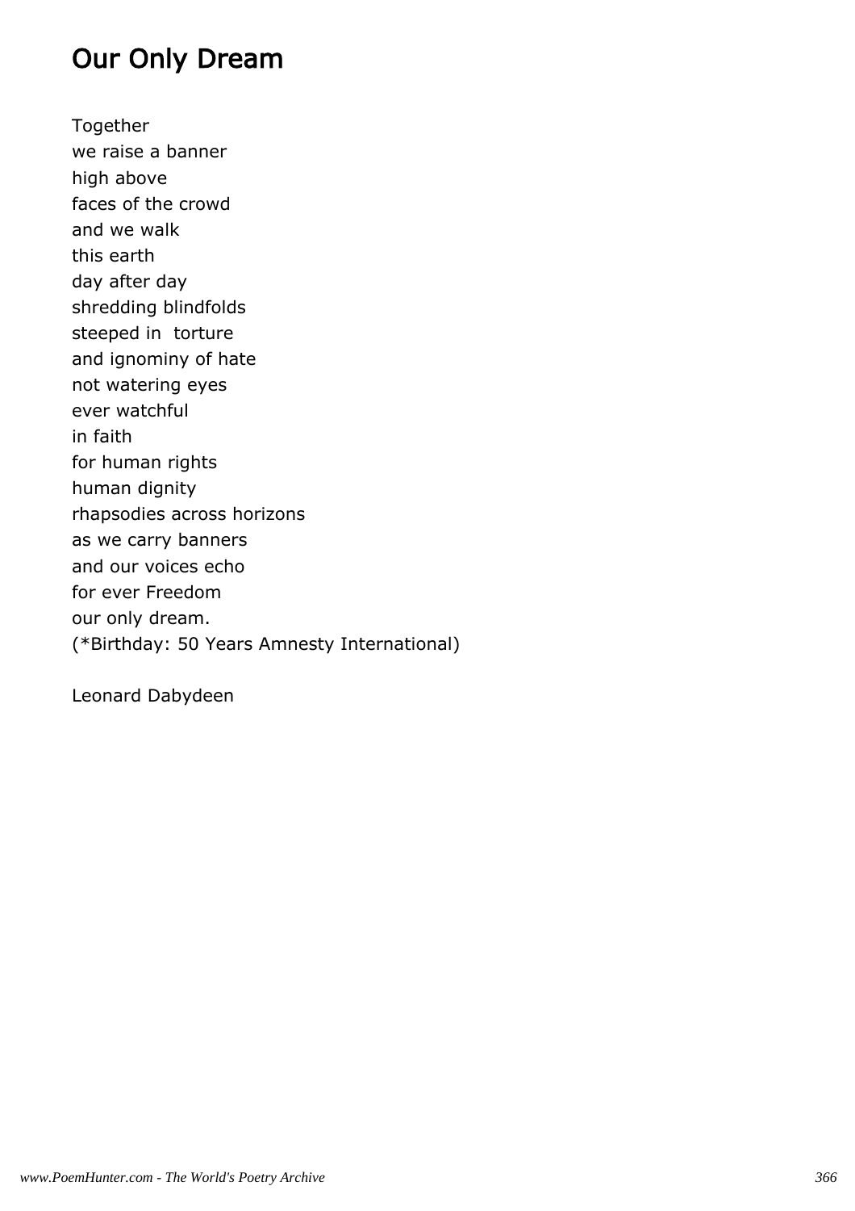## Our Only Dream

Together  
we raise a banner  
high above  
faces of the crowd  
and we walk  
this earth  
day after day  
shredding blindfolds  
steeped in  torture  
and ignominy of hate  
not watering eyes  
ever watchful  
in faith  
for human rights  
human dignity  
rhapsodies across horizons  
as we carry banners  
and our voices echo  
for ever Freedom  
our only dream.  
(*Birthday: 50 Years Amnesty International)

Leonard Dabydeen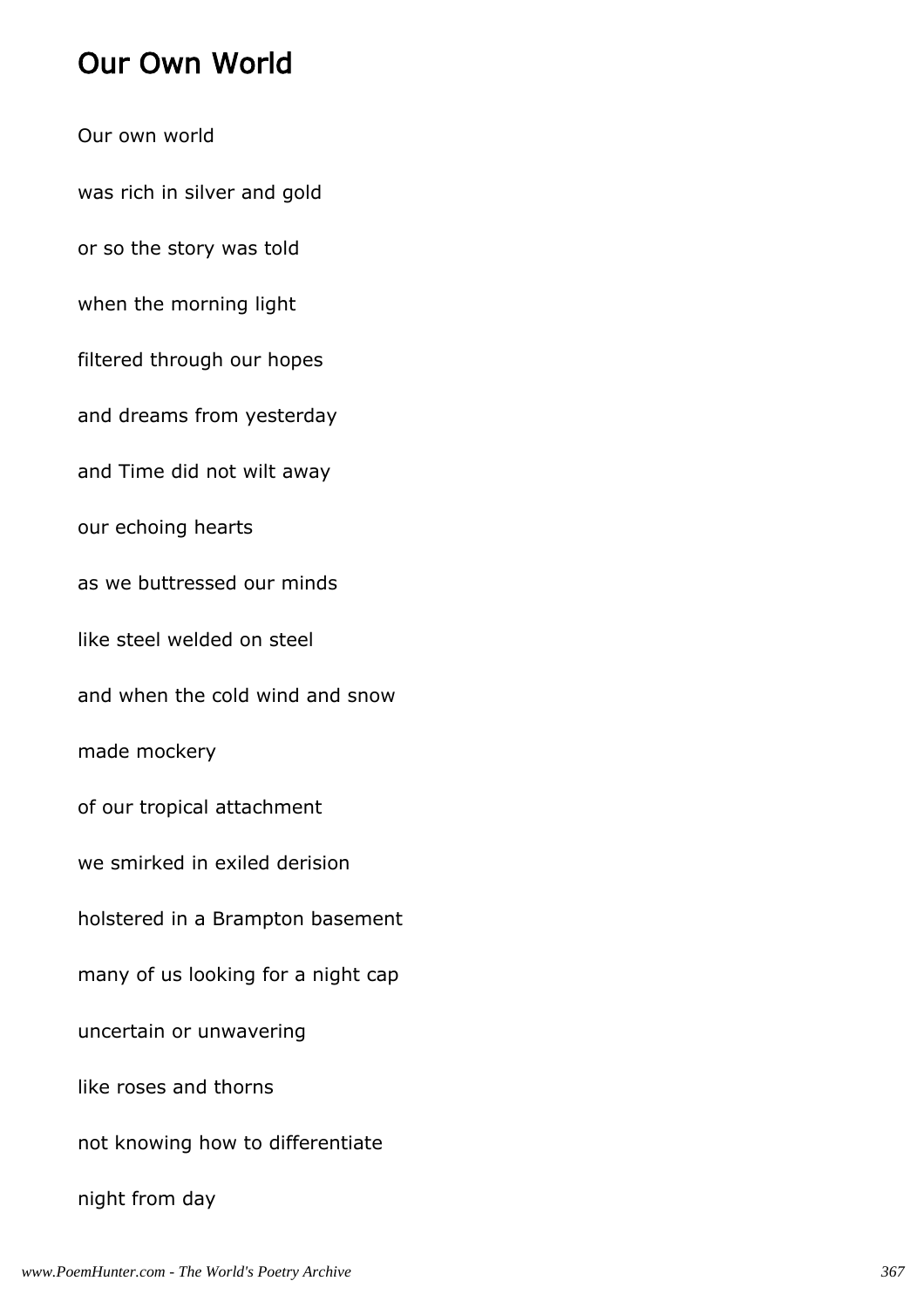# Our Own World

Our own world

was rich in silver and gold

or so the story was told

when the morning light

filtered through our hopes

and dreams from yesterday

and Time did not wilt away

our echoing hearts

as we buttressed our minds

like steel welded on steel

and when the cold wind and snow

made mockery

of our tropical attachment

we smirked in exiled derision

holstered in a Brampton basement

many of us looking for a night cap

uncertain or unwavering

like roses and thorns

not knowing how to differentiate

night from day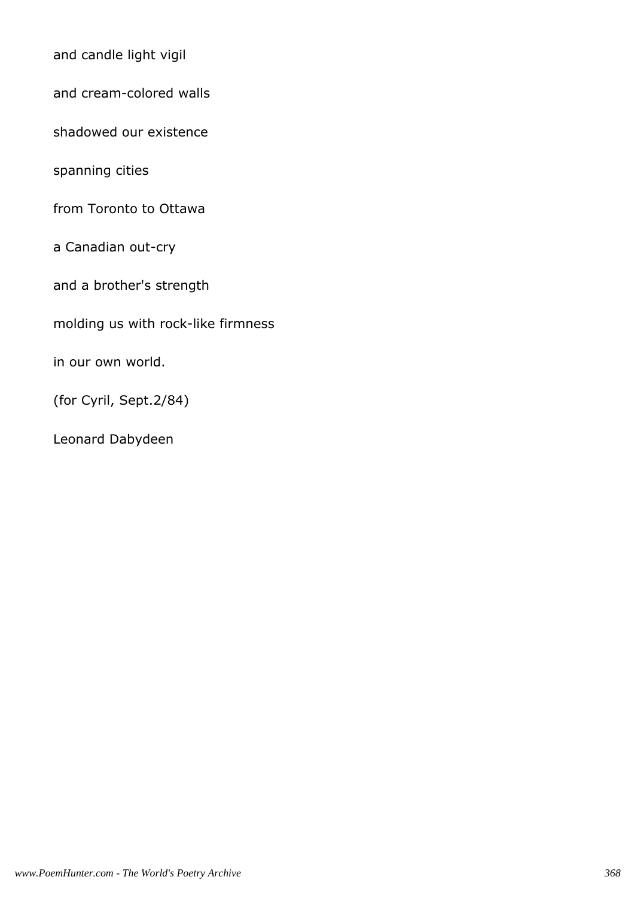and candle light vigil

and cream-colored walls

shadowed our existence

spanning cities

from Toronto to Ottawa

a Canadian out-cry

and a brother's strength

molding us with rock-like firmness

in our own world.

(for Cyril, Sept.2/84)

Leonard Dabydeen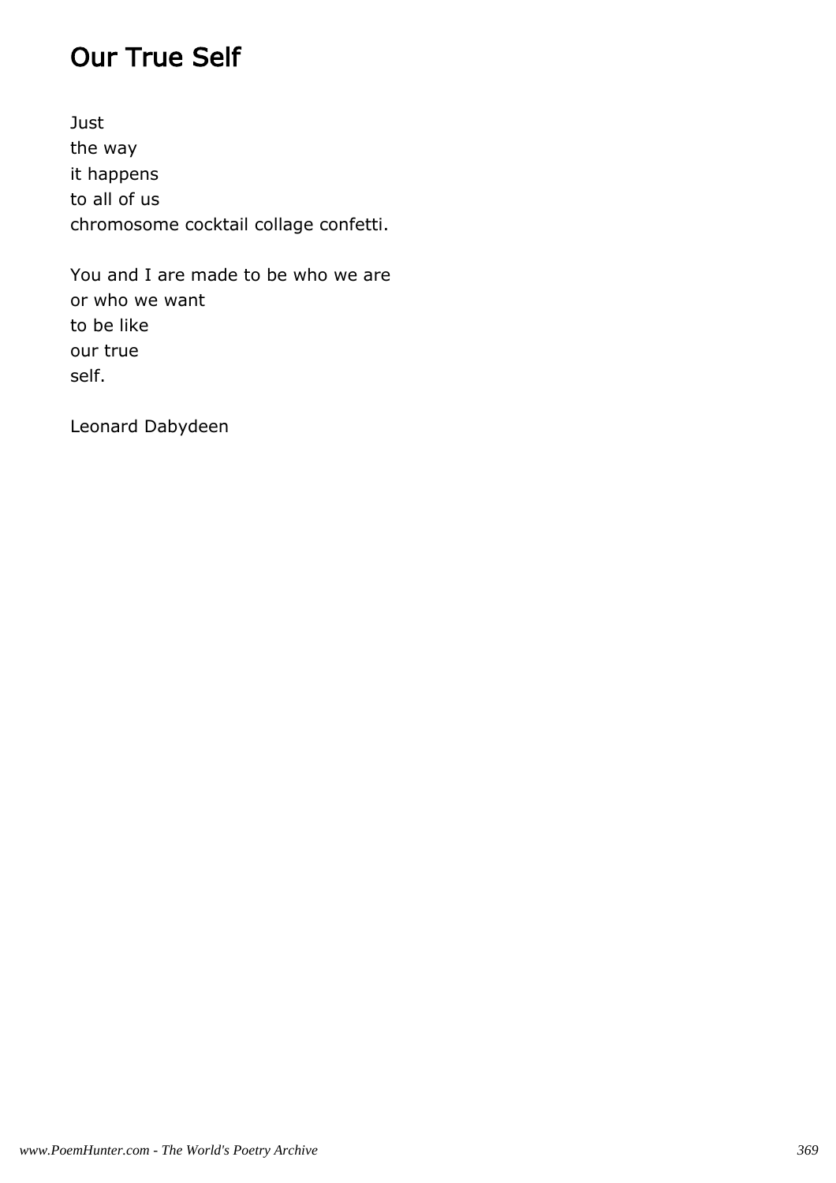# Our True Self

Just
the way
it happens
to all of us
chromosome cocktail collage confetti.

You and I are made to be who we are
or who we want
to be like
our true
self.

Leonard Dabydeen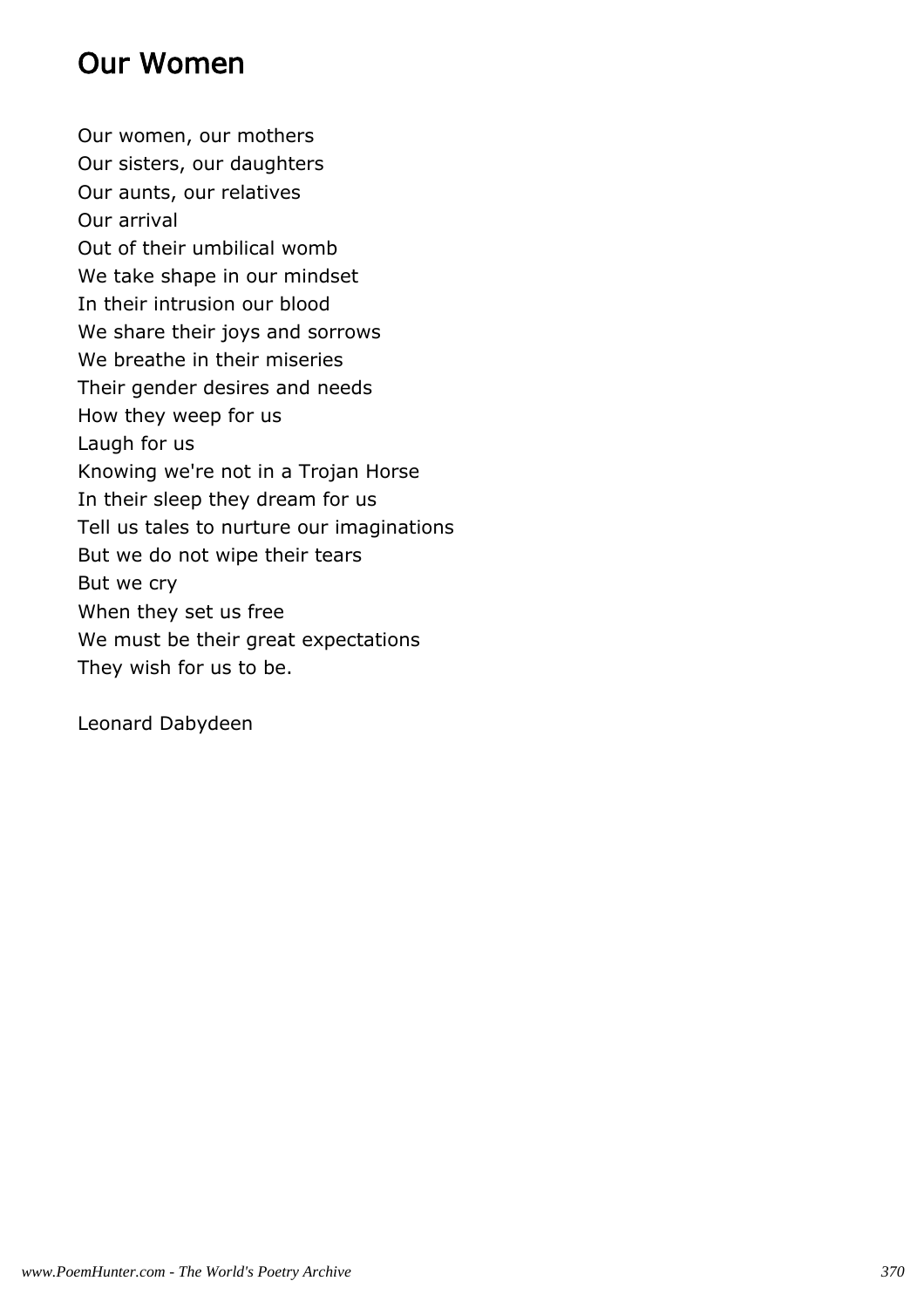## Our Women

Our women, our mothers  
Our sisters, our daughters  
Our aunts, our relatives  
Our arrival  
Out of their umbilical womb  
We take shape in our mindset  
In their intrusion our blood  
We share their joys and sorrows  
We breathe in their miseries  
Their gender desires and needs  
How they weep for us  
Laugh for us  
Knowing we're not in a Trojan Horse  
In their sleep they dream for us  
Tell us tales to nurture our imaginations  
But we do not wipe their tears  
But we cry  
When they set us free  
We must be their great expectations  
They wish for us to be.

Leonard Dabydeen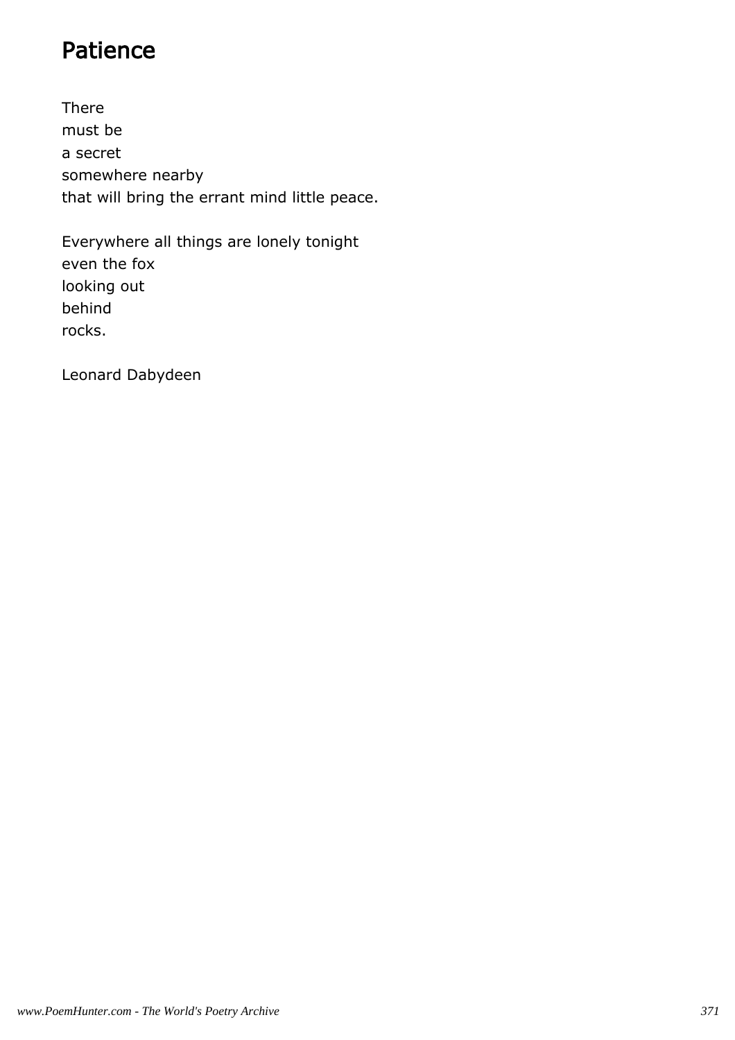# Patience

There
must be
a secret
somewhere nearby
that will bring the errant mind little peace.

Everywhere all things are lonely tonight
even the fox
looking out
behind
rocks.

Leonard Dabydeen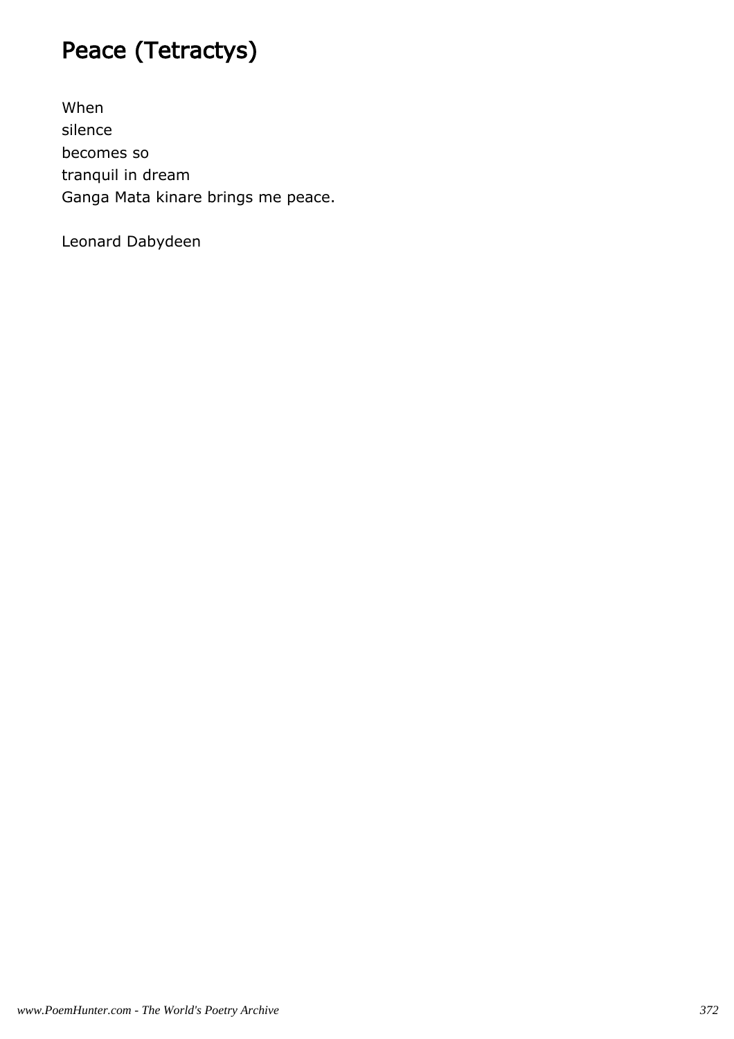# Peace (Tetractys)

When  
silence  
becomes so  
tranquil in dream  
Ganga Mata kinare brings me peace.

Leonard Dabydeen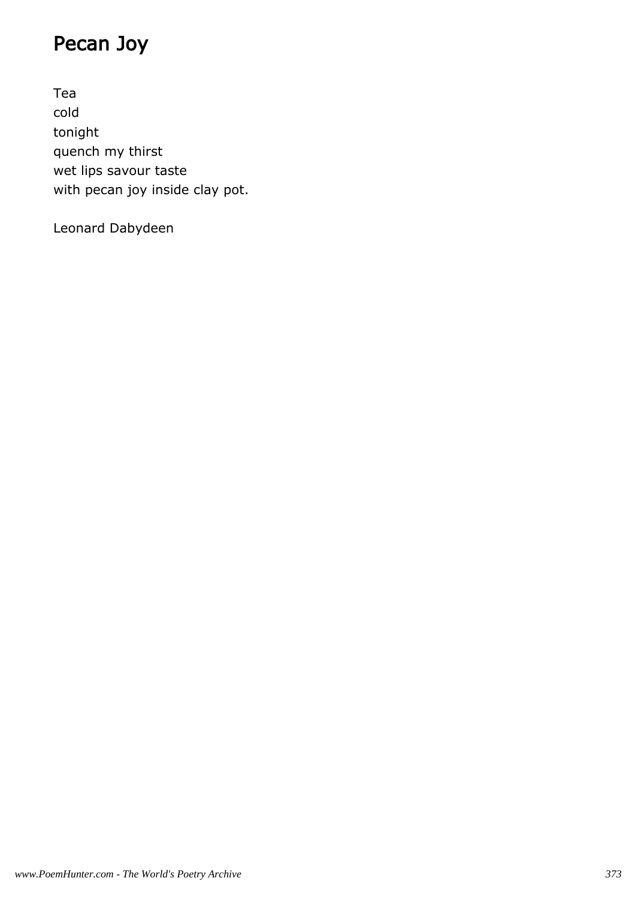# Pecan Joy

Tea  
cold  
tonight  
quench my thirst  
wet lips savour taste  
with pecan joy inside clay pot.

Leonard Dabydeen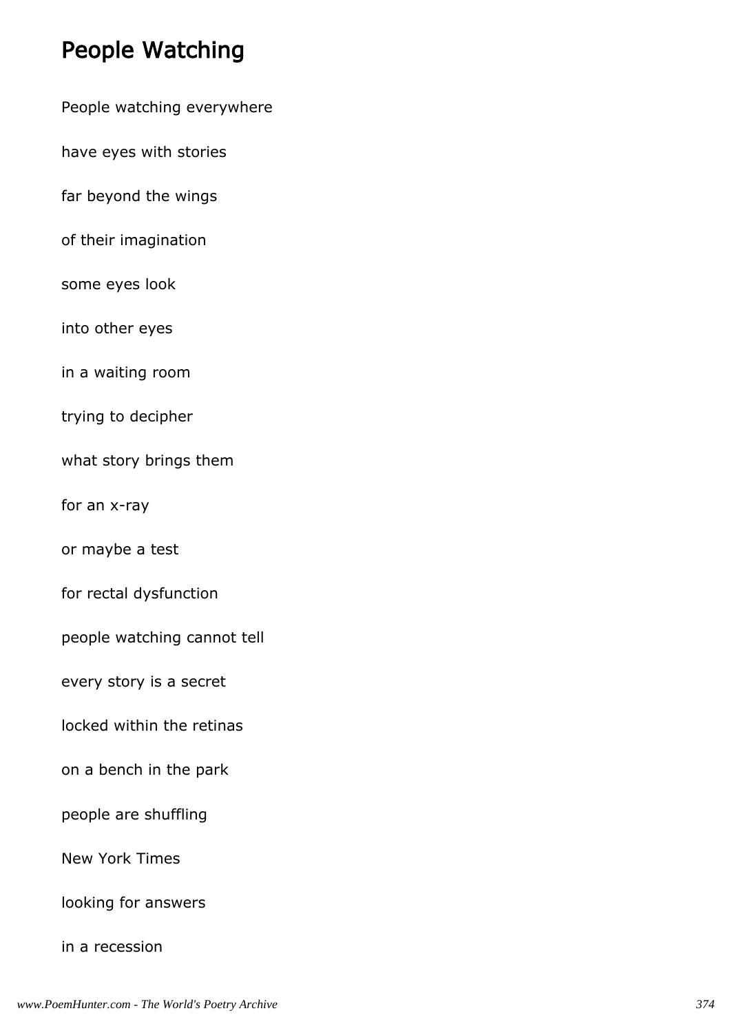## People Watching

People watching everywhere

have eyes with stories

far beyond the wings

of their imagination

some eyes look

into other eyes

in a waiting room

trying to decipher

what story brings them

for an x-ray

or maybe a test

for rectal dysfunction

people watching cannot tell

every story is a secret

locked within the retinas

on a bench in the park

people are shuffling

New York Times

looking for answers

in a recession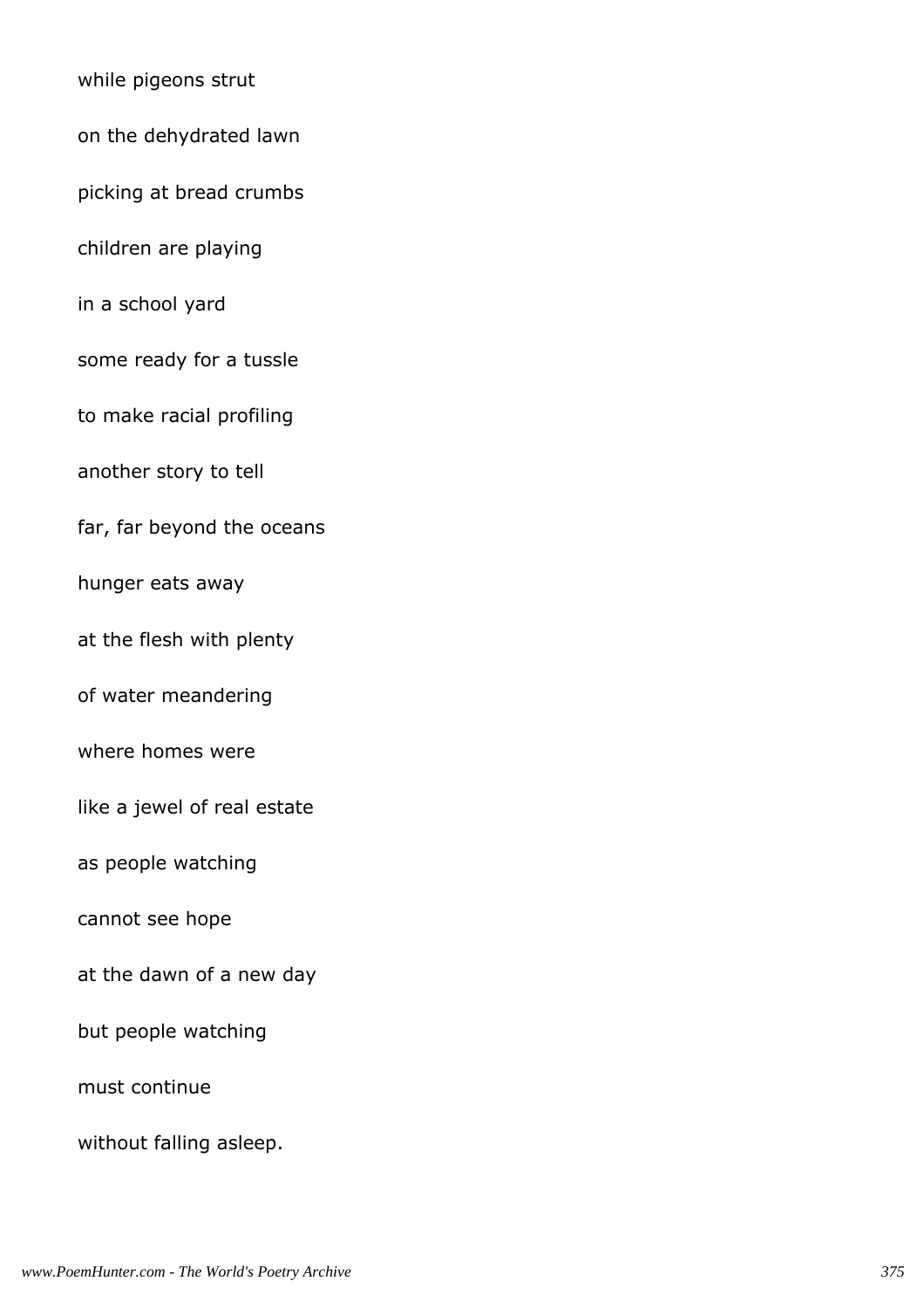while pigeons strut

on the dehydrated lawn

picking at bread crumbs

children are playing

in a school yard

some ready for a tussle

to make racial profiling

another story to tell

far, far beyond the oceans

hunger eats away

at the flesh with plenty

of water meandering

where homes were

like a jewel of real estate

as people watching

cannot see hope

at the dawn of a new day

but people watching

must continue

without falling asleep.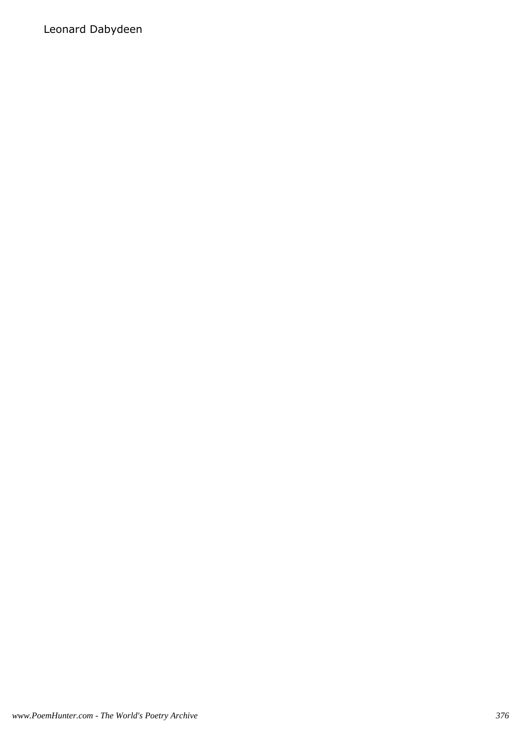Leonard Dabydeen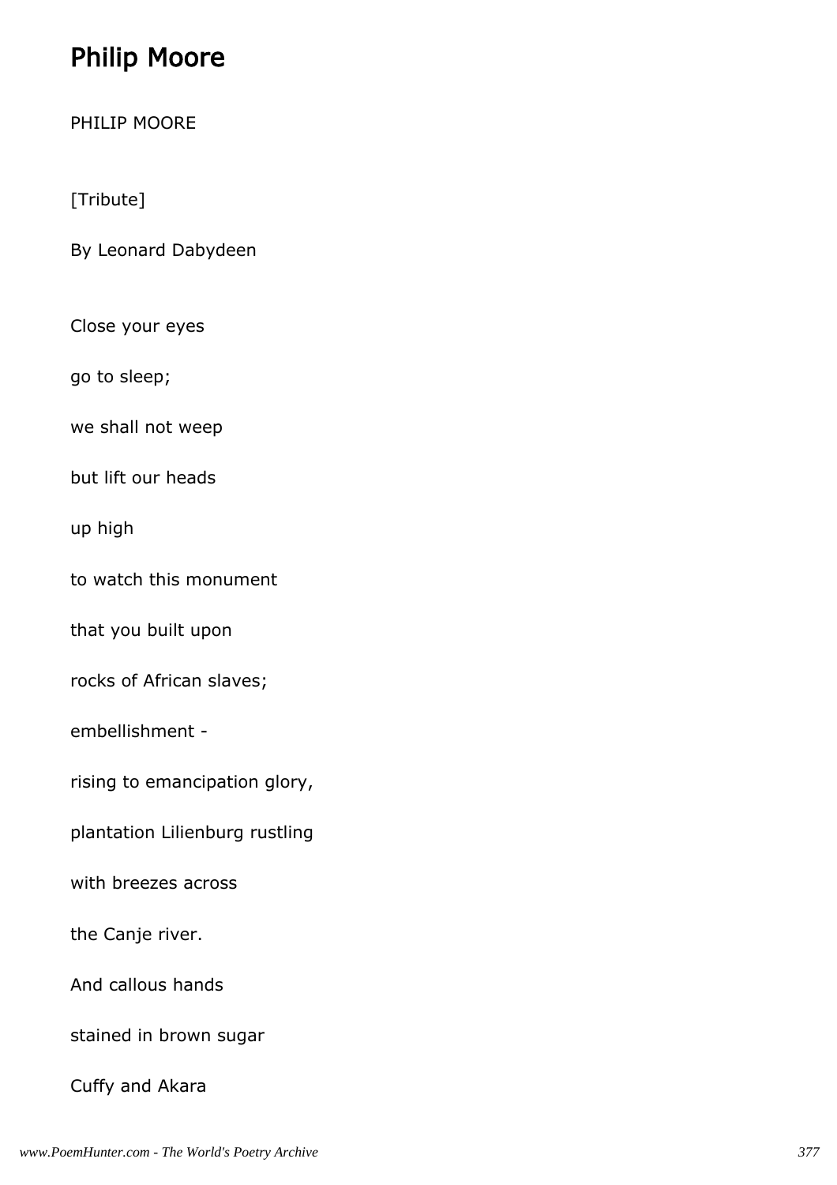## Philip Moore

PHILIP MOORE

[Tribute]

By Leonard Dabydeen

Close your eyes

go to sleep;

we shall not weep

but lift our heads

up high

to watch this monument

that you built upon

rocks of African slaves;

embellishment -

rising to emancipation glory,

plantation Lilienburg rustling

with breezes across

the Canje river.

And callous hands

stained in brown sugar

Cuffy and Akara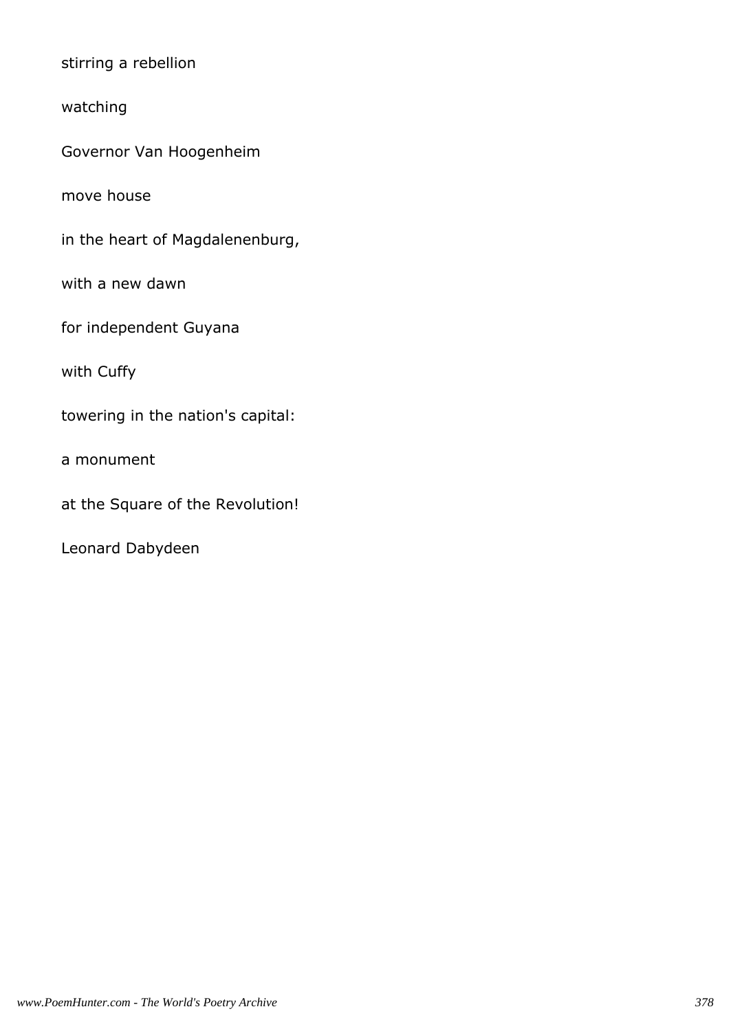stirring a rebellion

watching

Governor Van Hoogenheim

move house

in the heart of Magdalenenburg,

with a new dawn

for independent Guyana

with Cuffy

towering in the nation's capital:

a monument

at the Square of the Revolution!

Leonard Dabydeen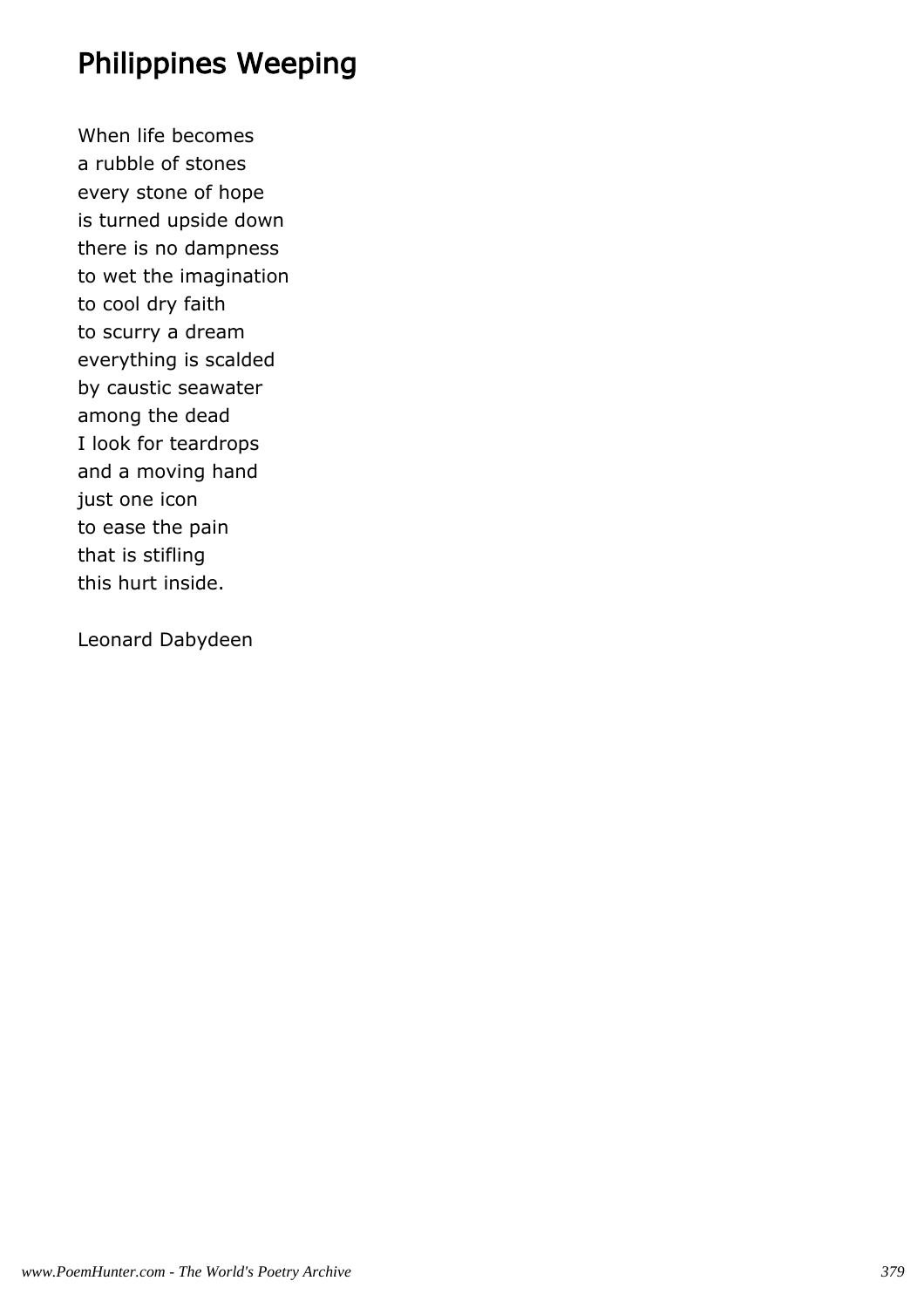# Philippines Weeping

When life becomes
a rubble of stones
every stone of hope
is turned upside down
there is no dampness
to wet the imagination
to cool dry faith
to scurry a dream
everything is scalded
by caustic seawater
among the dead
I look for teardrops
and a moving hand
just one icon
to ease the pain
that is stifling
this hurt inside.

Leonard Dabydeen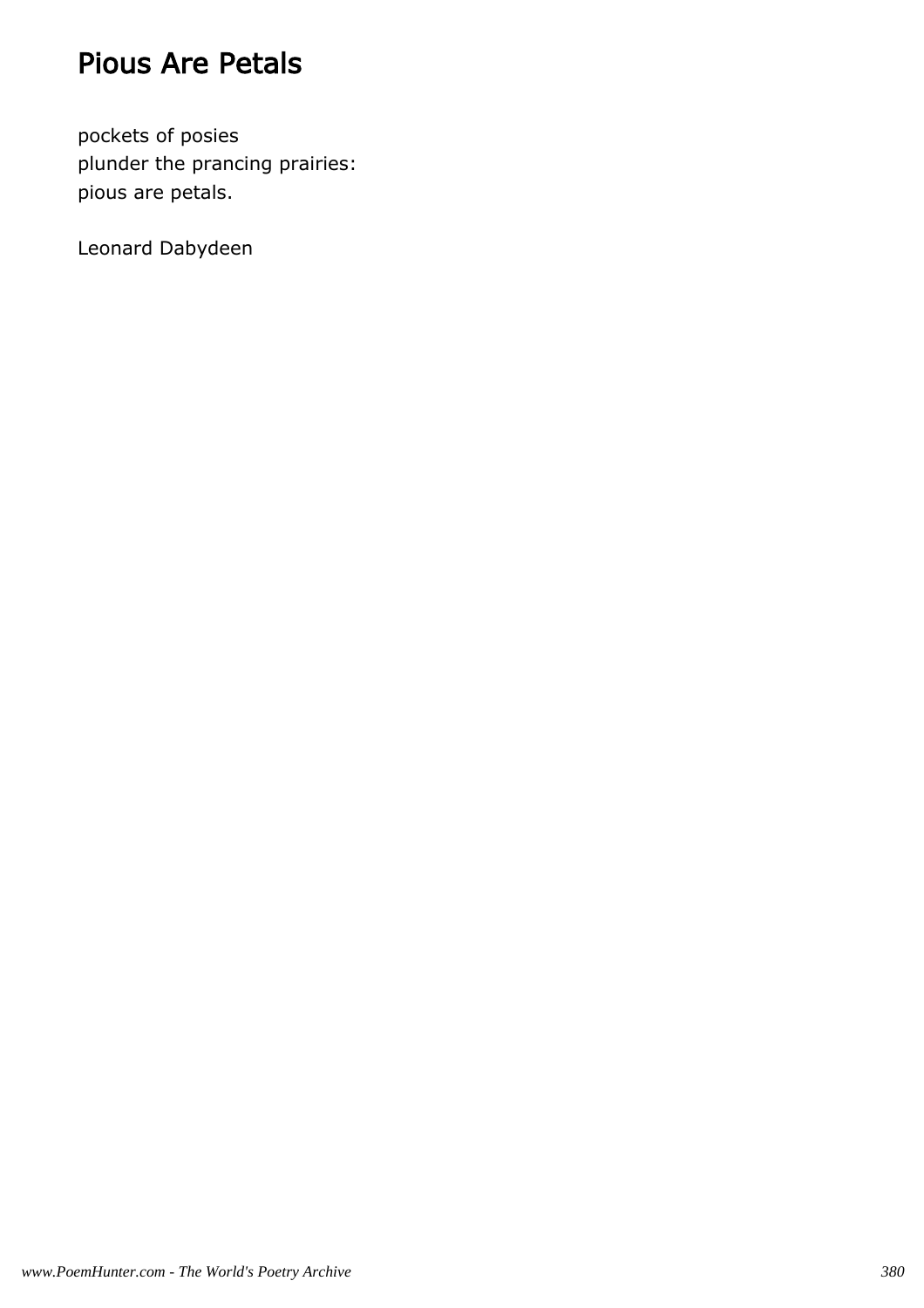# Pious Are Petals

pockets of posies
plunder the prancing prairies:
pious are petals.

Leonard Dabydeen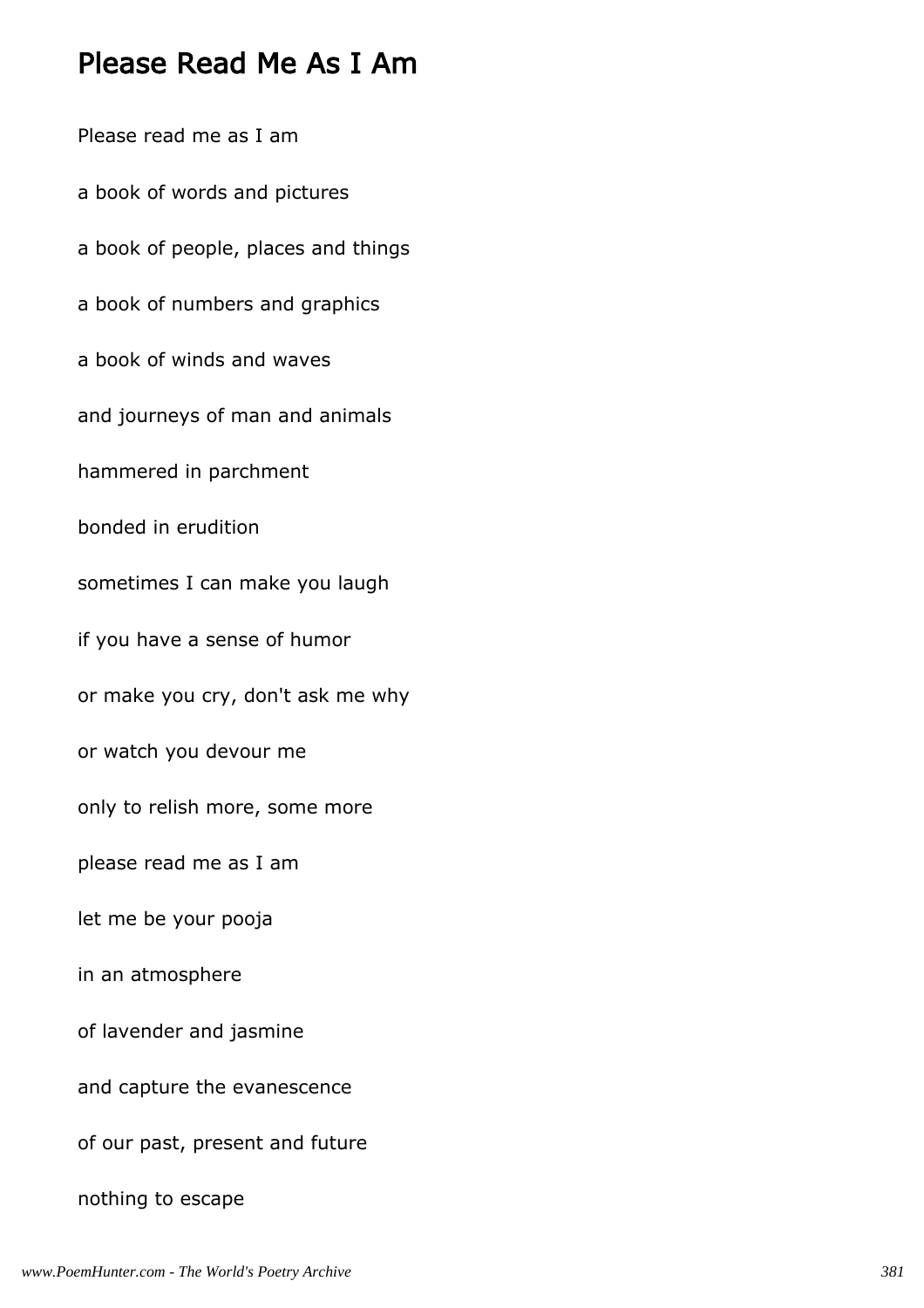## Please Read Me As I Am

Please read me as I am

a book of words and pictures

a book of people, places and things

a book of numbers and graphics

a book of winds and waves

and journeys of man and animals

hammered in parchment

bonded in erudition

sometimes I can make you laugh

if you have a sense of humor

or make you cry, don't ask me why

or watch you devour me

only to relish more, some more

please read me as I am

let me be your pooja

in an atmosphere

of lavender and jasmine

and capture the evanescence

of our past, present and future

nothing to escape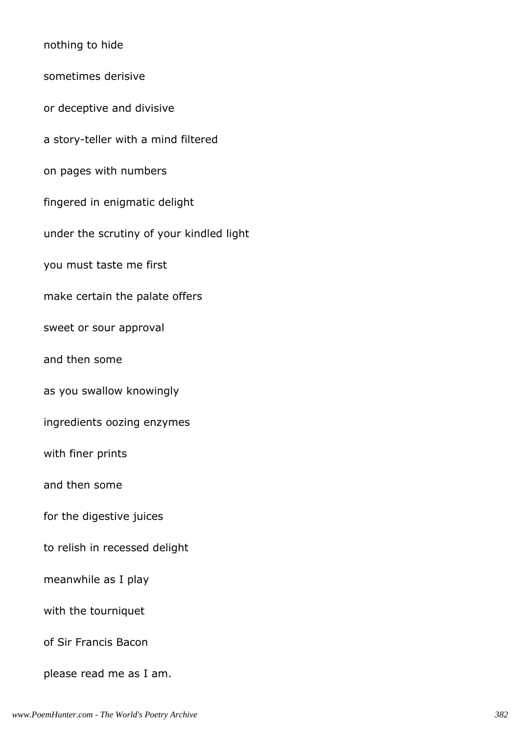nothing to hide

sometimes derisive

or deceptive and divisive

a story-teller with a mind filtered

on pages with numbers

fingered in enigmatic delight

under the scrutiny of your kindled light

you must taste me first

make certain the palate offers

sweet or sour approval

and then some

as you swallow knowingly

ingredients oozing enzymes

with finer prints

and then some

for the digestive juices

to relish in recessed delight

meanwhile as I play

with the tourniquet

of Sir Francis Bacon

please read me as I am.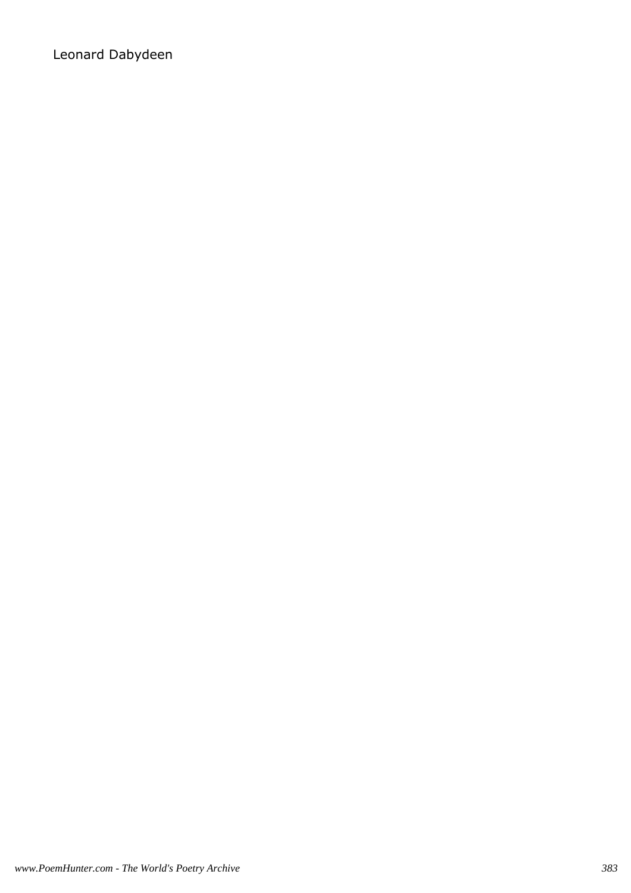Leonard Dabydeen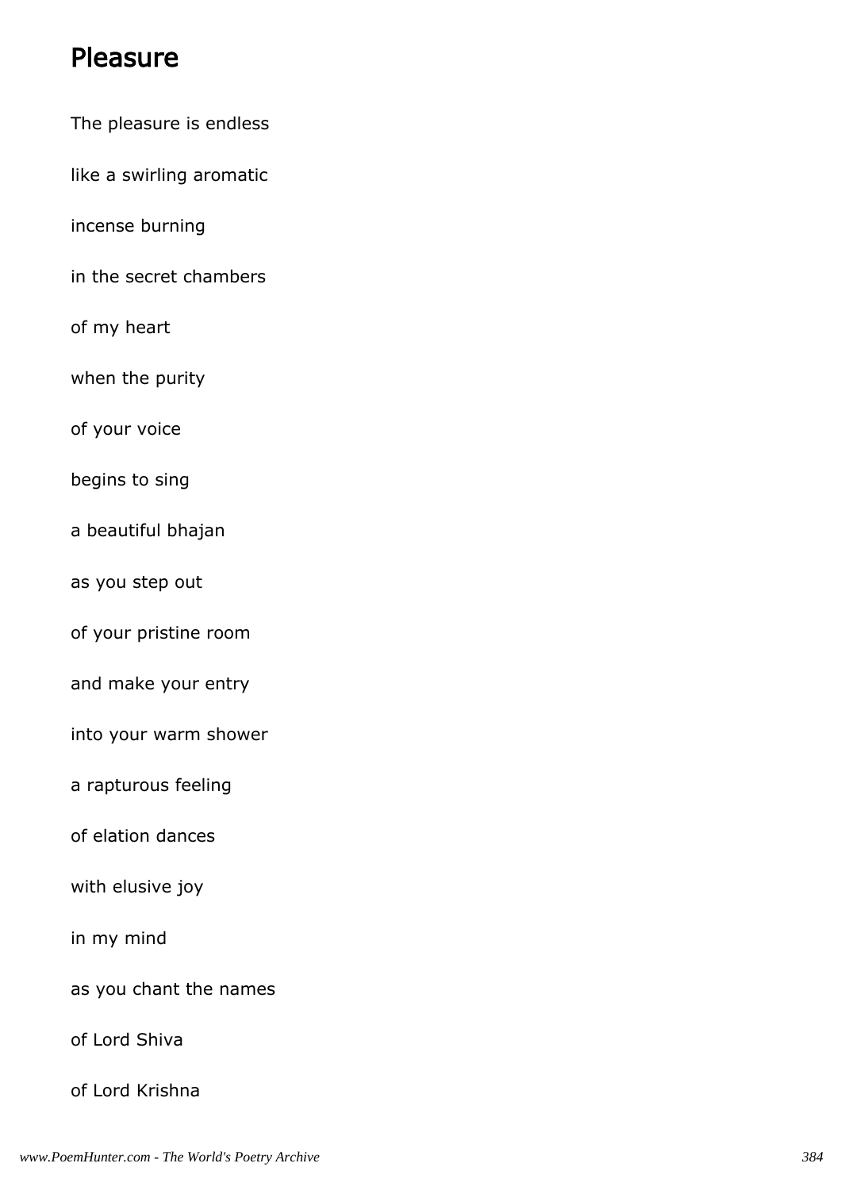## Pleasure

The pleasure is endless

like a swirling aromatic

incense burning

in the secret chambers

of my heart

when the purity

of your voice

begins to sing

a beautiful bhajan

as you step out

of your pristine room

and make your entry

into your warm shower

a rapturous feeling

of elation dances

with elusive joy

in my mind

as you chant the names

of Lord Shiva

of Lord Krishna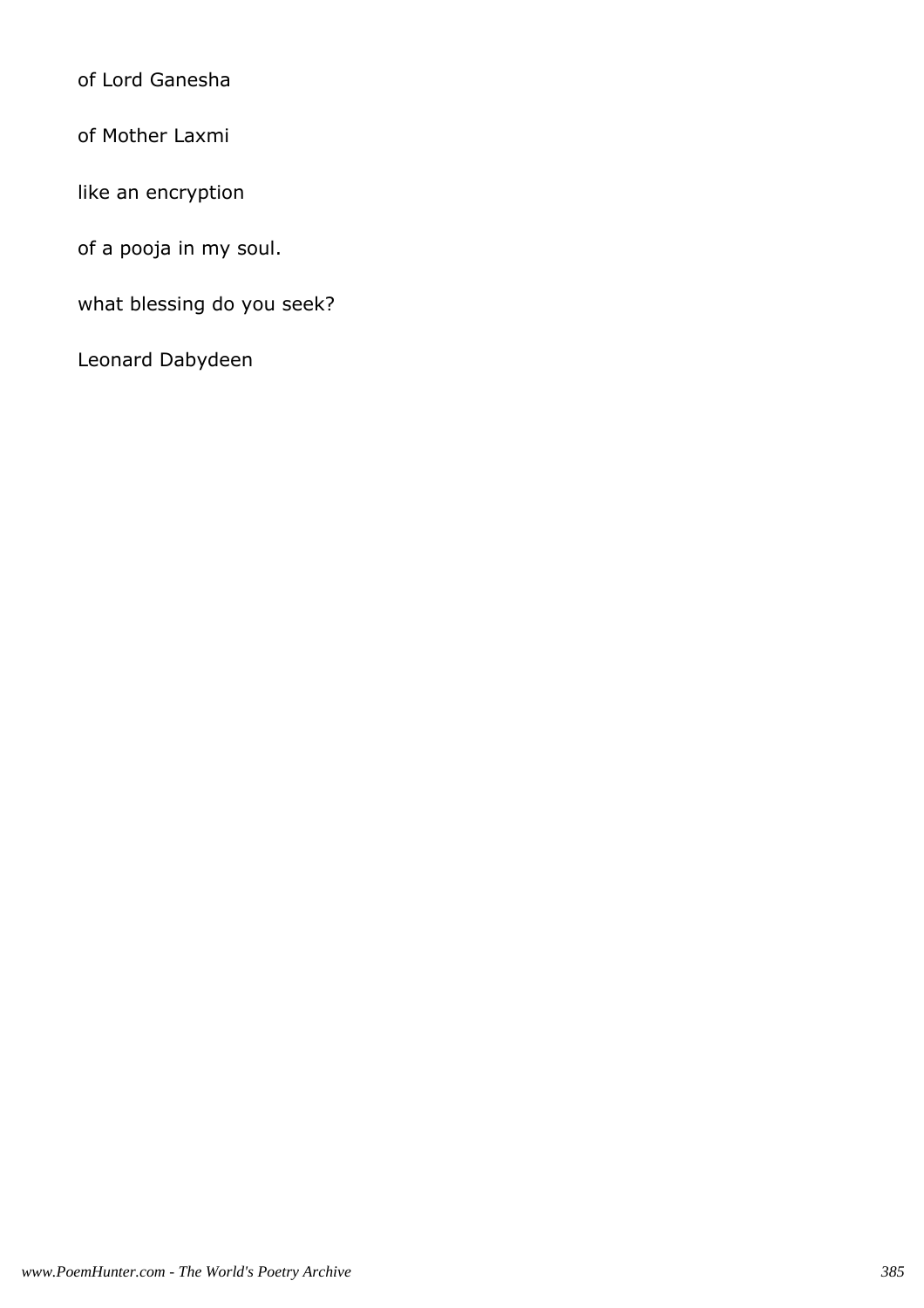of Lord Ganesha

of Mother Laxmi

like an encryption

of a pooja in my soul.

what blessing do you seek?

Leonard Dabydeen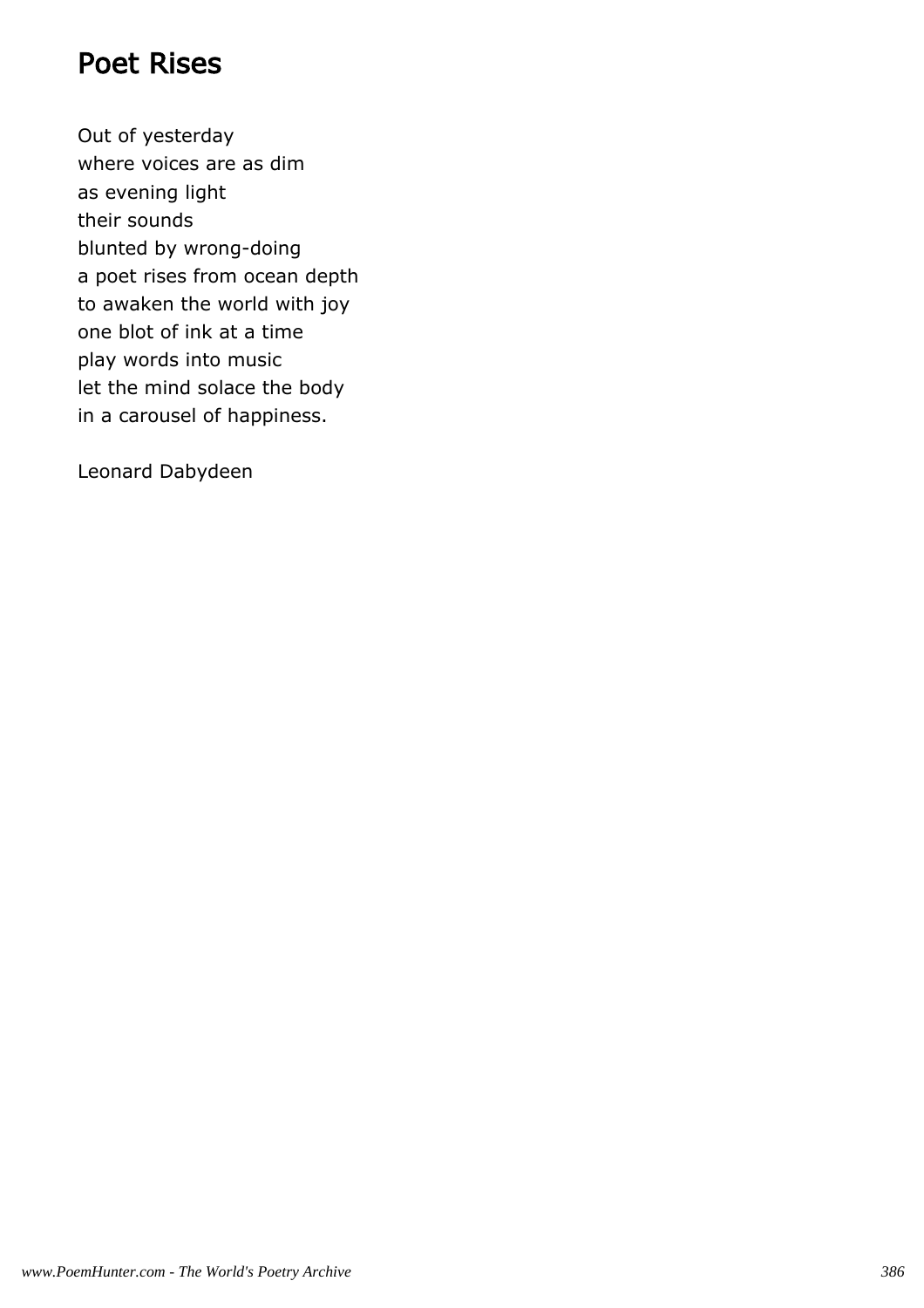# Poet Rises

Out of yesterday  
where voices are as dim  
as evening light  
their sounds  
blunted by wrong-doing  
a poet rises from ocean depth  
to awaken the world with joy  
one blot of ink at a time  
play words into music  
let the mind solace the body  
in a carousel of happiness.

Leonard Dabydeen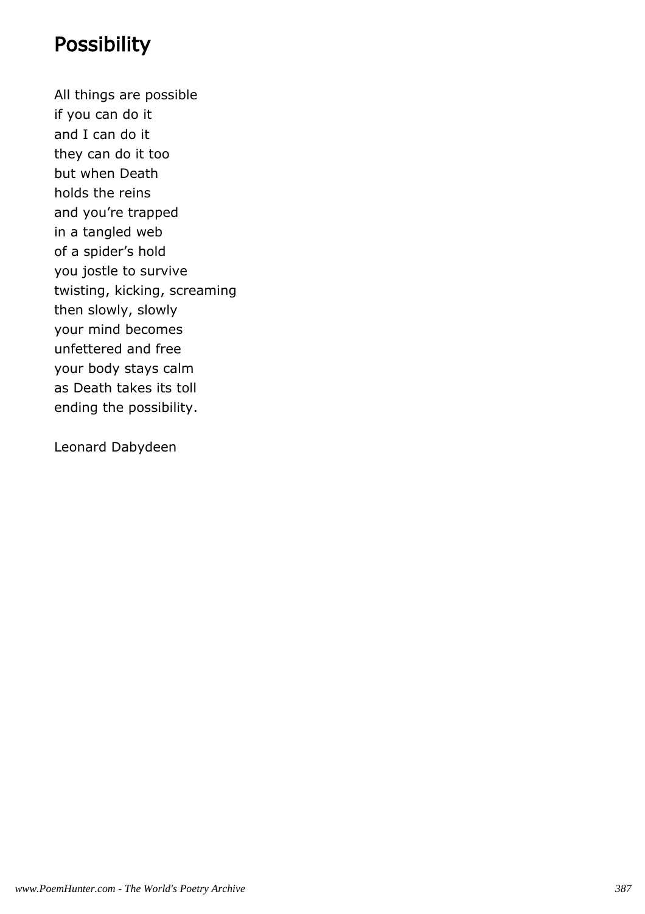# Possibility

All things are possible  
if you can do it  
and I can do it  
they can do it too  
but when Death  
holds the reins  
and you're trapped  
in a tangled web  
of a spider's hold  
you jostle to survive  
twisting, kicking, screaming  
then slowly, slowly  
your mind becomes  
unfettered and free  
your body stays calm  
as Death takes its toll  
ending the possibility.

Leonard Dabydeen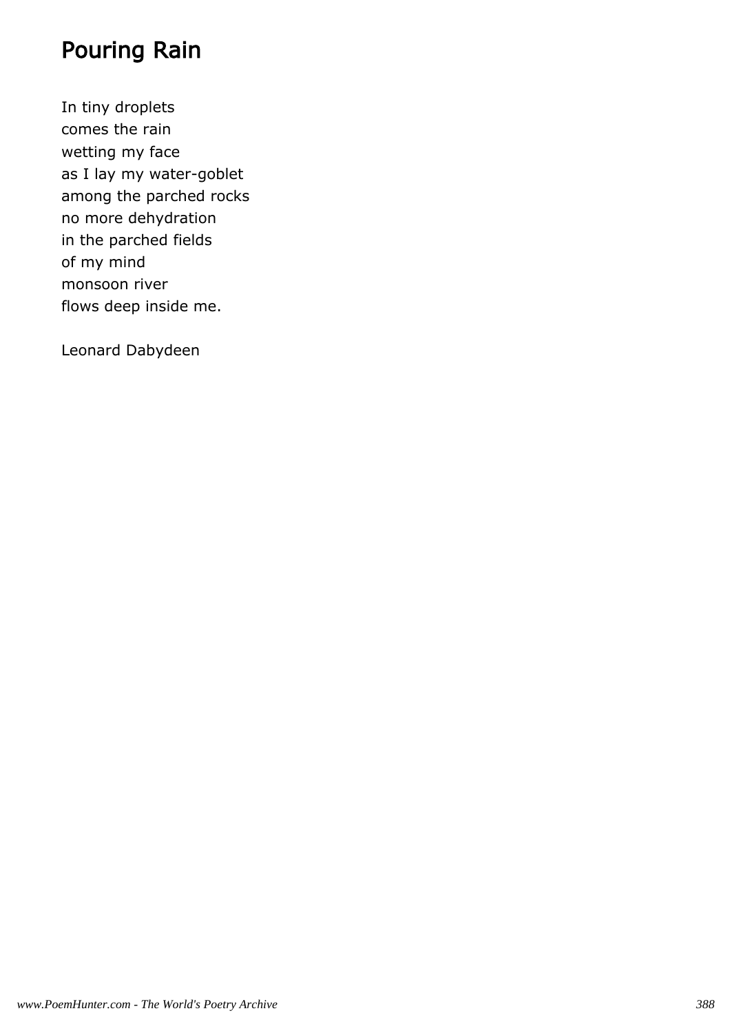# Pouring Rain

In tiny droplets
comes the rain
wetting my face
as I lay my water-goblet
among the parched rocks
no more dehydration
in the parched fields
of my mind
monsoon river
flows deep inside me.

Leonard Dabydeen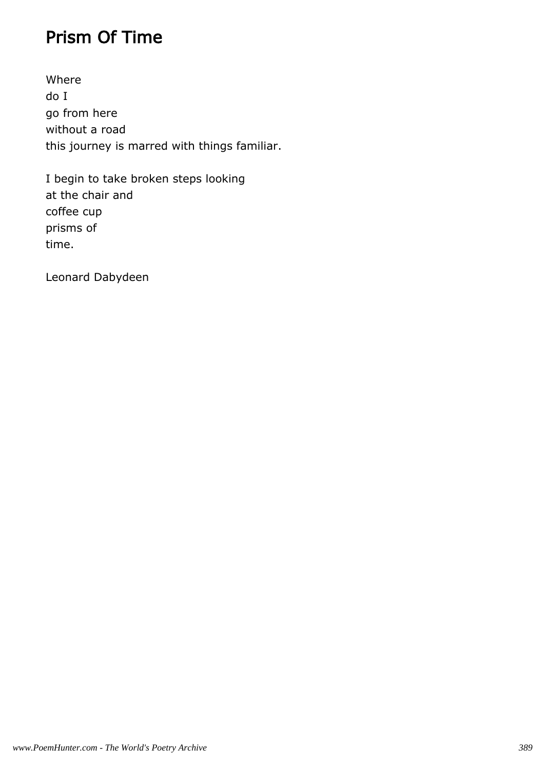# Prism Of Time

Where  
do I  
go from here  
without a road  
this journey is marred with things familiar.

I begin to take broken steps looking  
at the chair and  
coffee cup  
prisms of  
time.

Leonard Dabydeen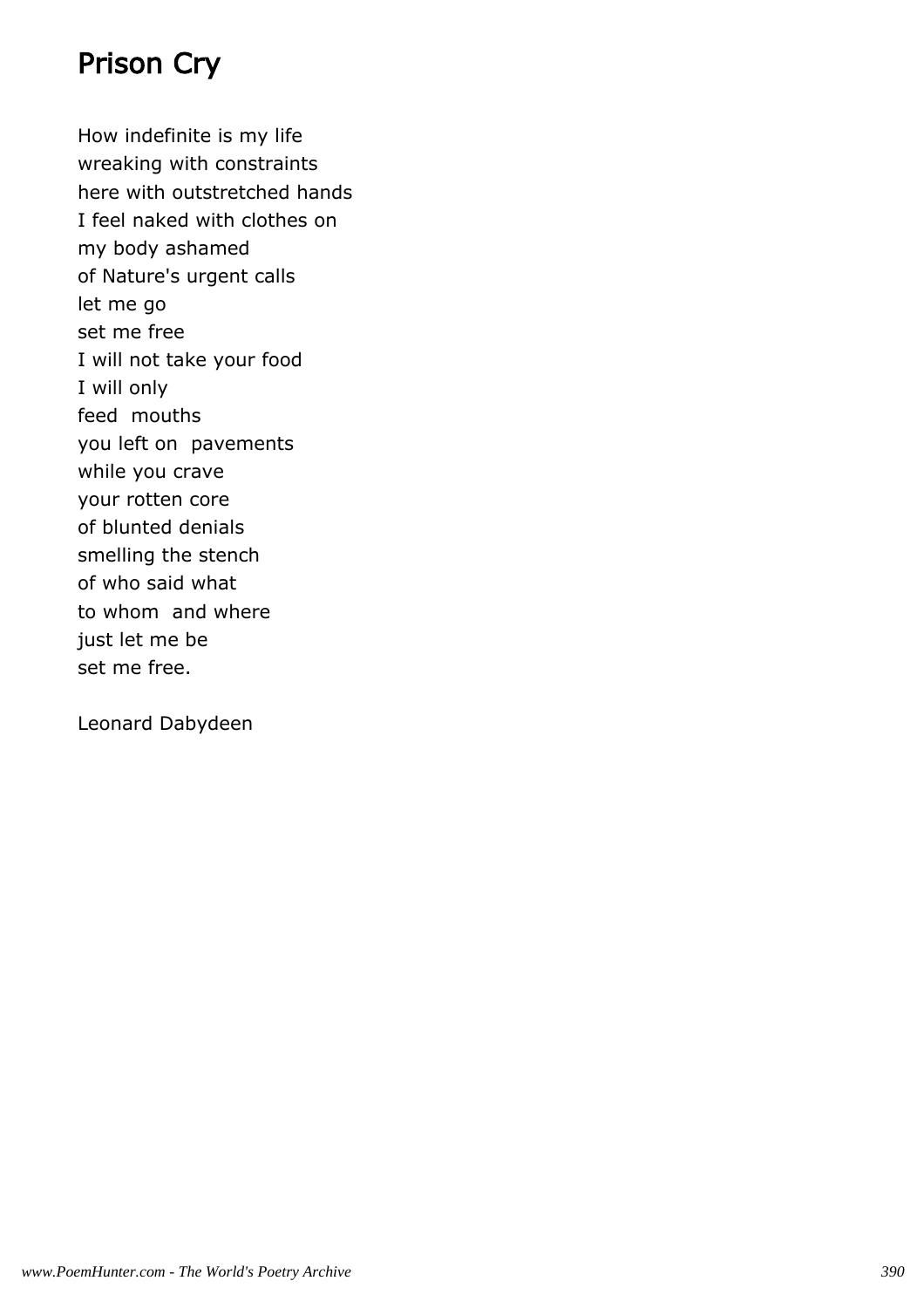# Prison Cry

How indefinite is my life  
wreaking with constraints  
here with outstretched hands  
I feel naked with clothes on  
my body ashamed  
of Nature's urgent calls  
let me go  
set me free  
I will not take your food  
I will only  
feed  mouths  
you left on  pavements  
while you crave  
your rotten core  
of blunted denials  
smelling the stench  
of who said what  
to whom  and where  
just let me be  
set me free.

Leonard Dabydeen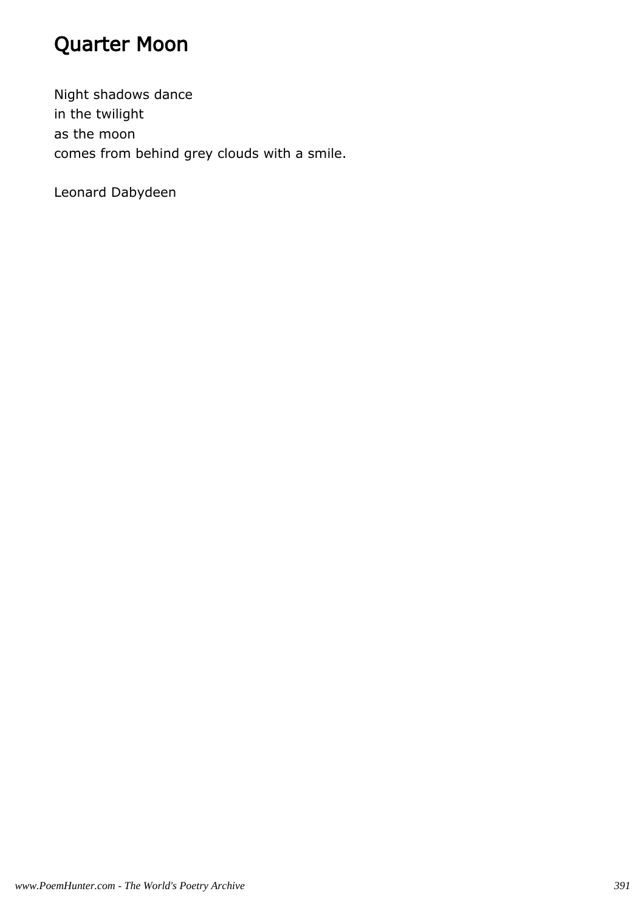# Quarter Moon

Night shadows dance
in the twilight
as the moon
comes from behind grey clouds with a smile.

Leonard Dabydeen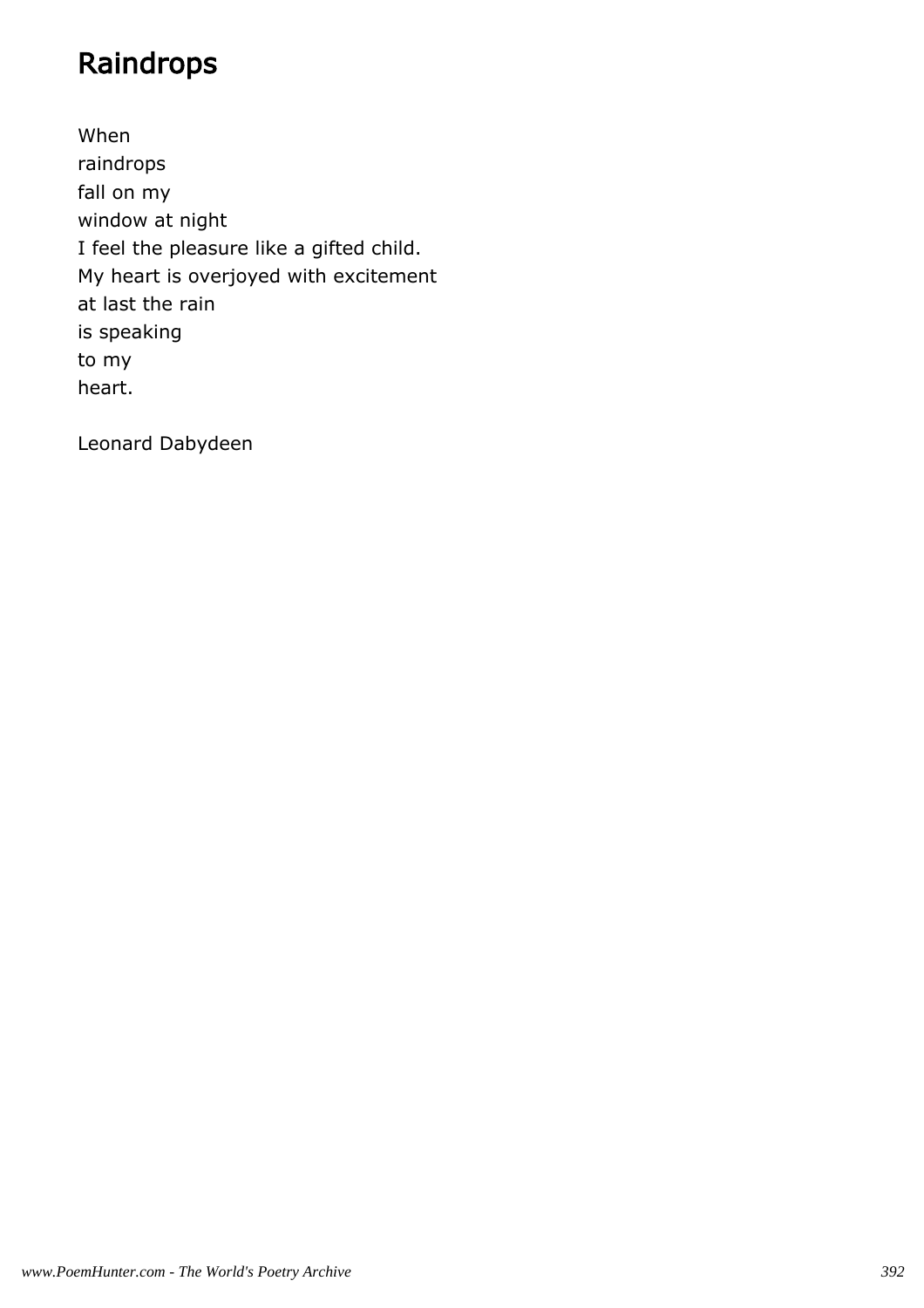# Raindrops

When  
raindrops  
fall on my  
window at night  
I feel the pleasure like a gifted child.  
My heart is overjoyed with excitement  
at last the rain  
is speaking  
to my  
heart.

Leonard Dabydeen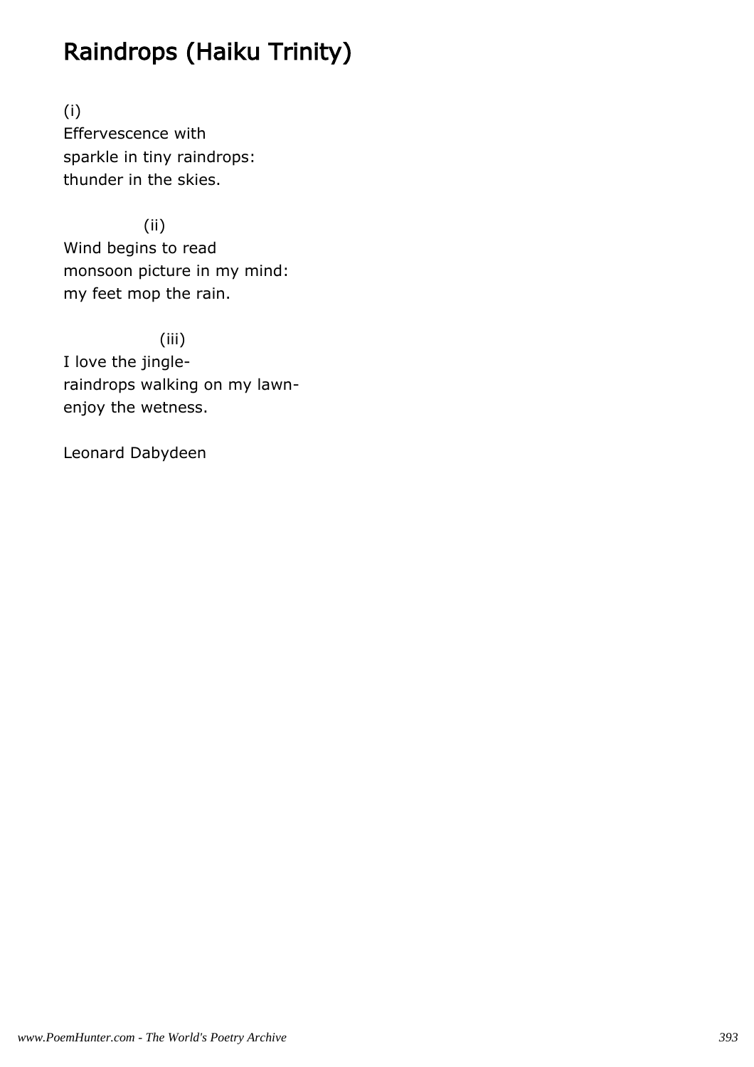# Raindrops (Haiku Trinity)

(i)
Effervescence with
sparkle in tiny raindrops:
thunder in the skies.

(ii)
Wind begins to read
monsoon picture in my mind:
my feet mop the rain.

(iii)
I love the jingle-
raindrops walking on my lawn-
enjoy the wetness.

Leonard Dabydeen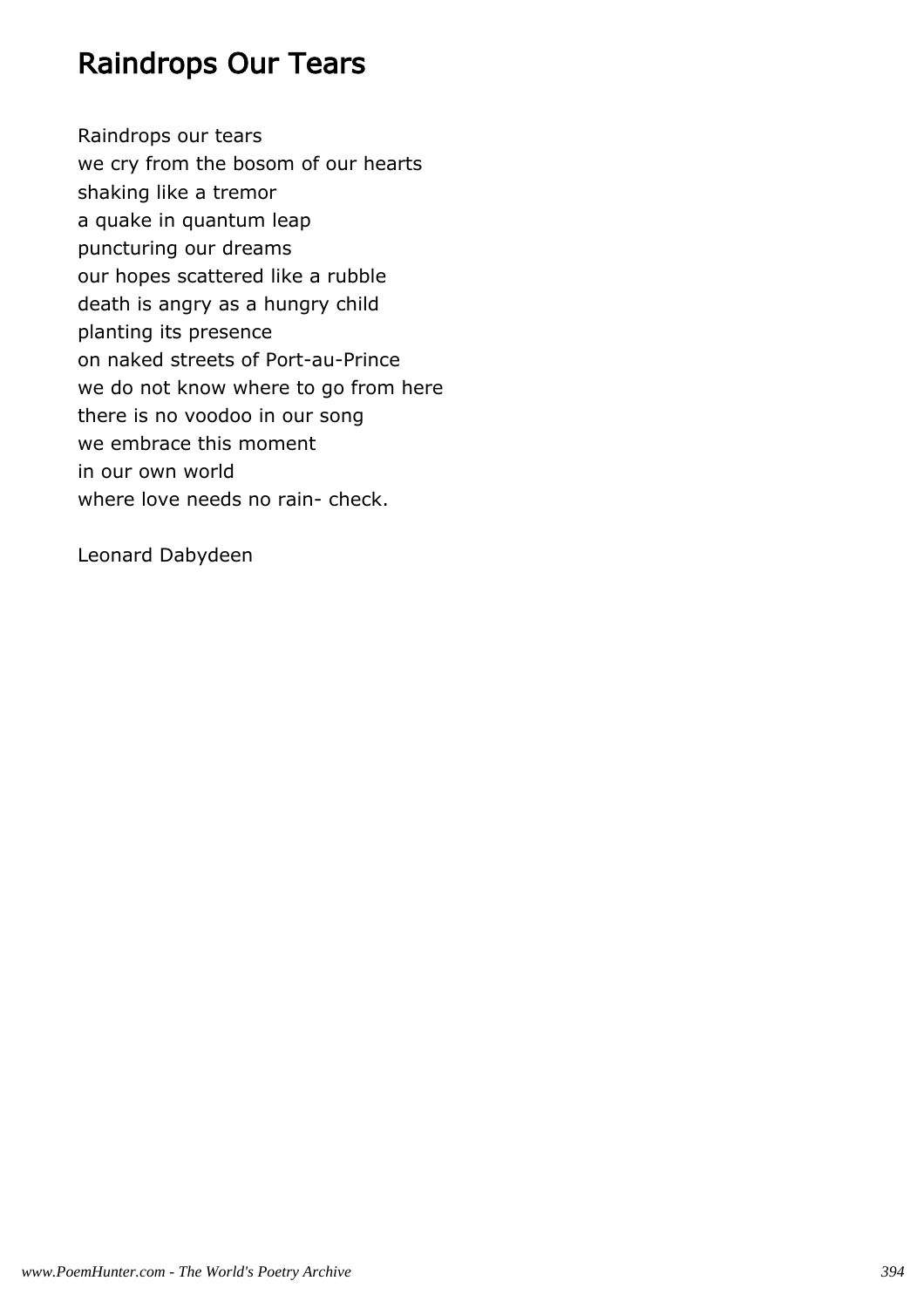# Raindrops Our Tears

Raindrops our tears
we cry from the bosom of our hearts
shaking like a tremor
a quake in quantum leap
puncturing our dreams
our hopes scattered like a rubble
death is angry as a hungry child
planting its presence
on naked streets of Port-au-Prince
we do not know where to go from here
there is no voodoo in our song
we embrace this moment
in our own world
where love needs no rain- check.

Leonard Dabydeen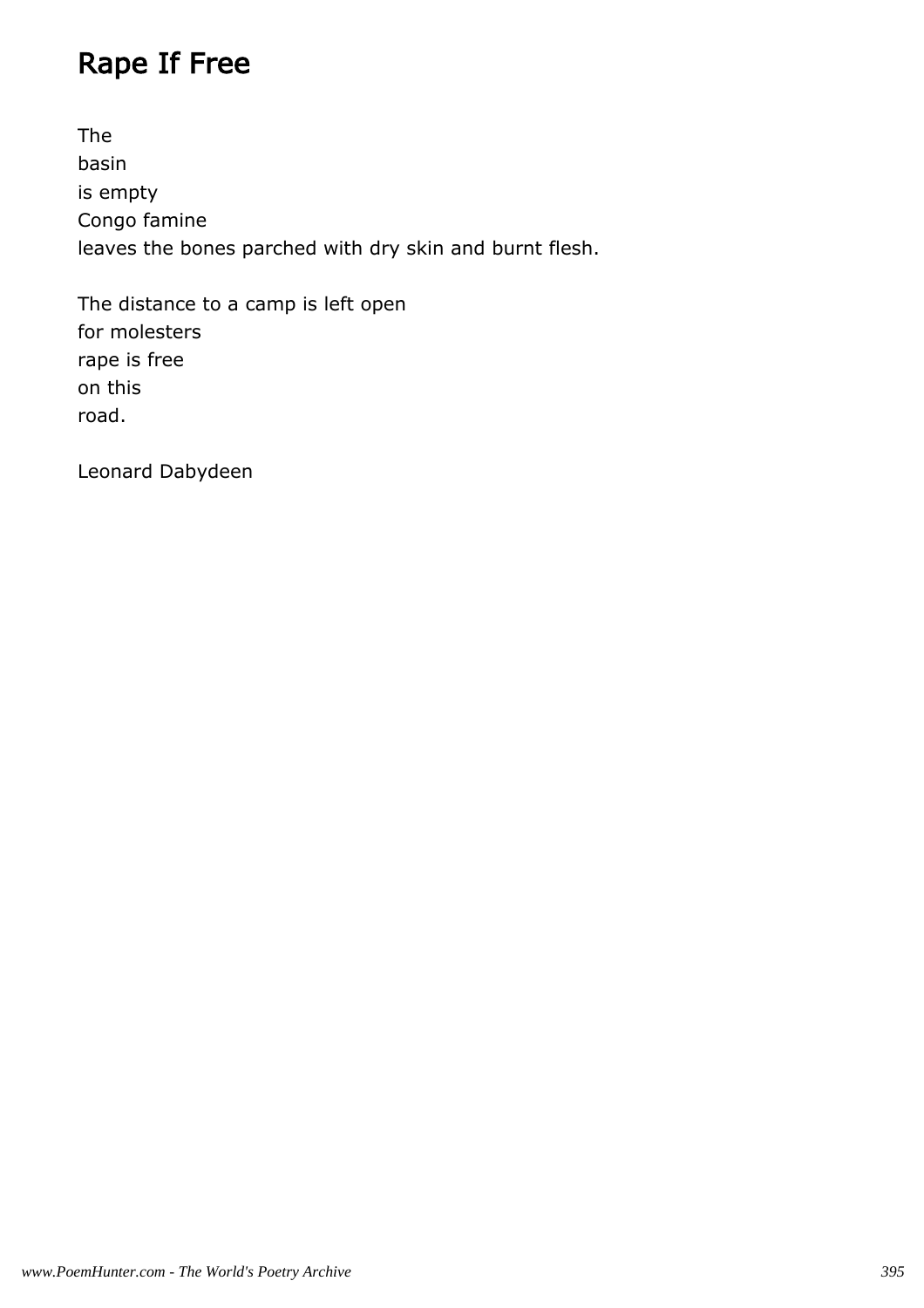# Rape If Free

The
basin
is empty
Congo famine
leaves the bones parched with dry skin and burnt flesh.

The distance to a camp is left open
for molesters
rape is free
on this
road.

Leonard Dabydeen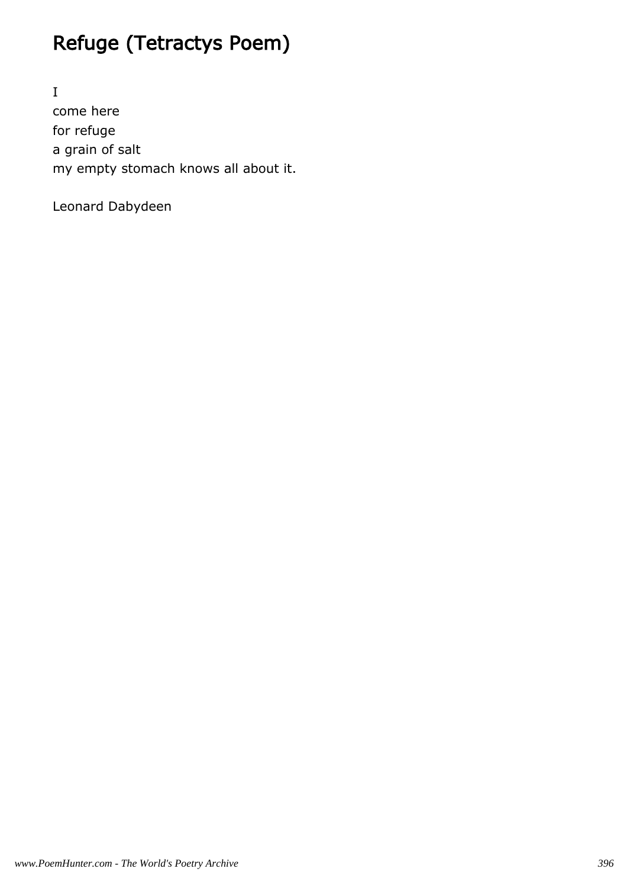# Refuge (Tetractys Poem)

I
come here
for refuge
a grain of salt
my empty stomach knows all about it.

Leonard Dabydeen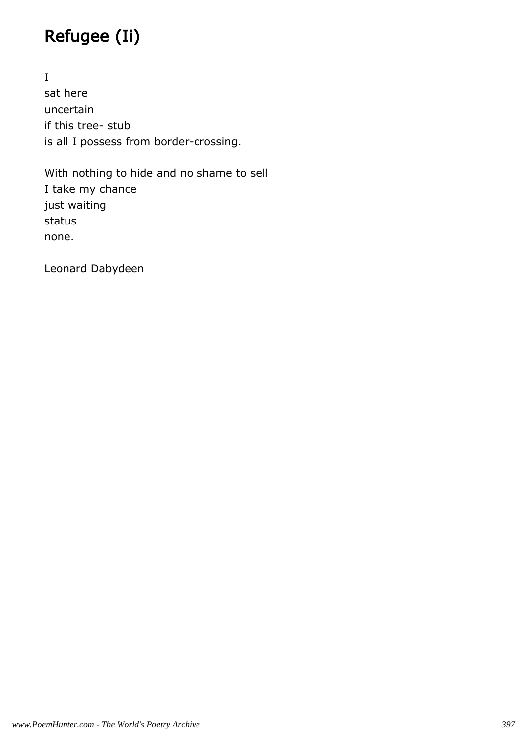# Refugee (Ii)

I  
sat here  
uncertain  
if this tree- stub  
is all I possess from border-crossing.

With nothing to hide and no shame to sell  
I take my chance  
just waiting  
status  
none.

Leonard Dabydeen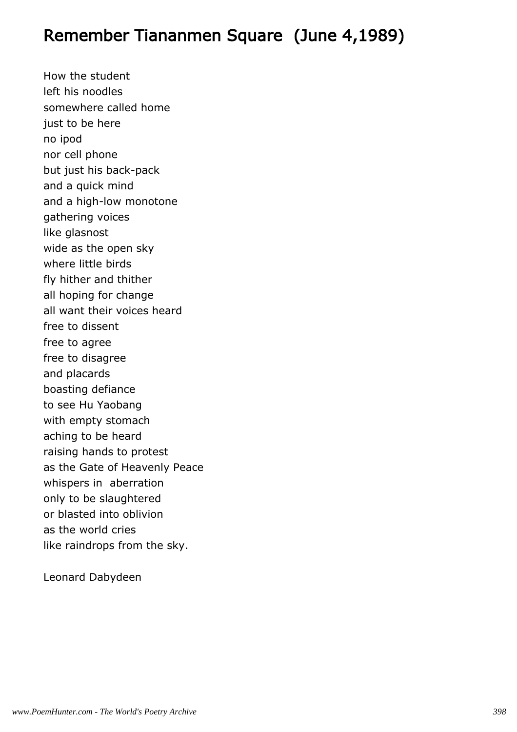# Remember Tiananmen Square (June 4,1989)

How the student  
left his noodles  
somewhere called home  
just to be here  
no ipod  
nor cell phone  
but just his back-pack  
and a quick mind  
and a high-low monotone  
gathering voices  
like glasnost  
wide as the open sky  
where little birds  
fly hither and thither  
all hoping for change  
all want their voices heard  
free to dissent  
free to agree  
free to disagree  
and placards  
boasting defiance  
to see Hu Yaobang  
with empty stomach  
aching to be heard  
raising hands to protest  
as the Gate of Heavenly Peace  
whispers in aberration  
only to be slaughtered  
or blasted into oblivion  
as the world cries  
like raindrops from the sky.

Leonard Dabydeen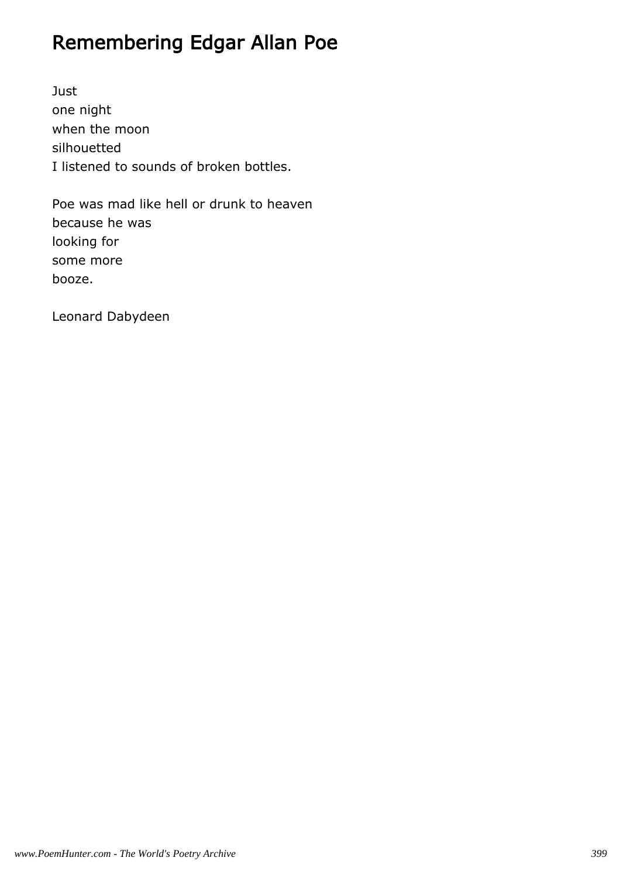# Remembering Edgar Allan Poe

Just  
one night  
when the moon  
silhouetted  
I listened to sounds of broken bottles.

Poe was mad like hell or drunk to heaven  
because he was  
looking for  
some more  
booze.

Leonard Dabydeen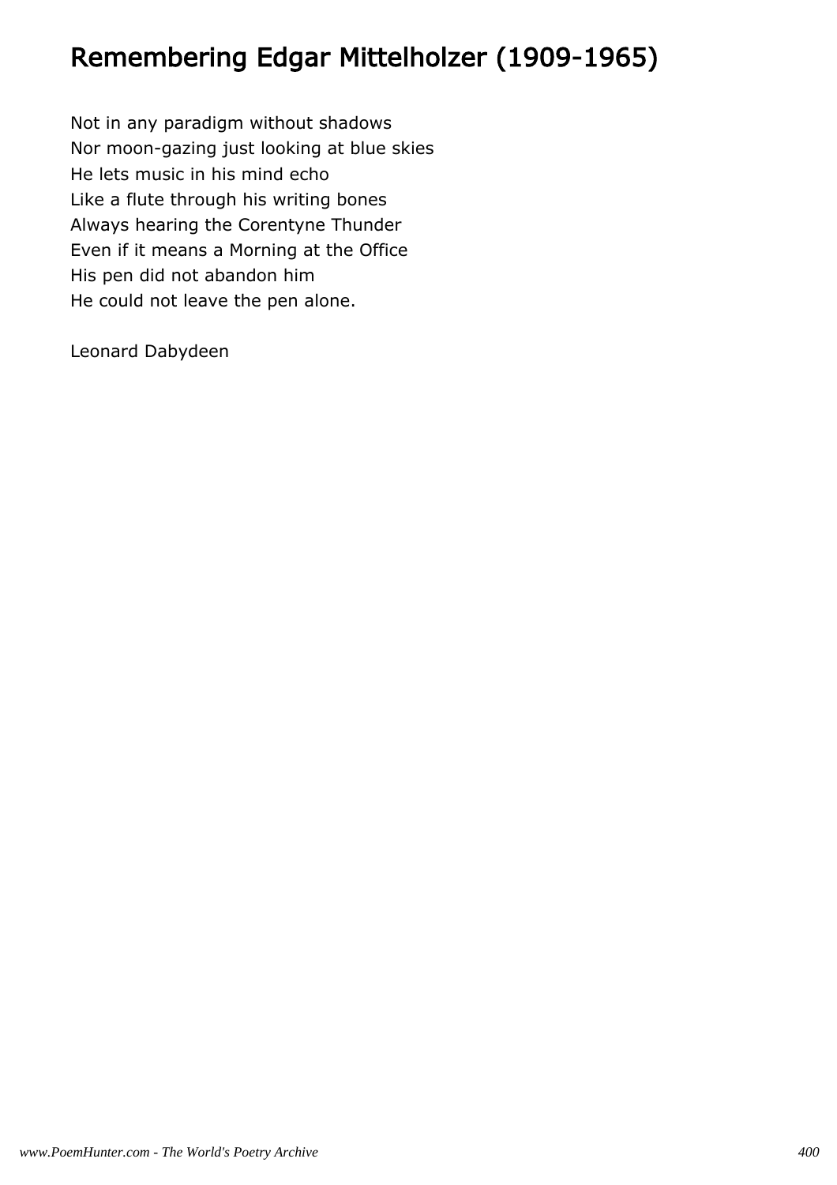# Remembering Edgar Mittelholzer (1909-1965)

Not in any paradigm without shadows  
Nor moon-gazing just looking at blue skies  
He lets music in his mind echo  
Like a flute through his writing bones  
Always hearing the Corentyne Thunder  
Even if it means a Morning at the Office  
His pen did not abandon him  
He could not leave the pen alone.

Leonard Dabydeen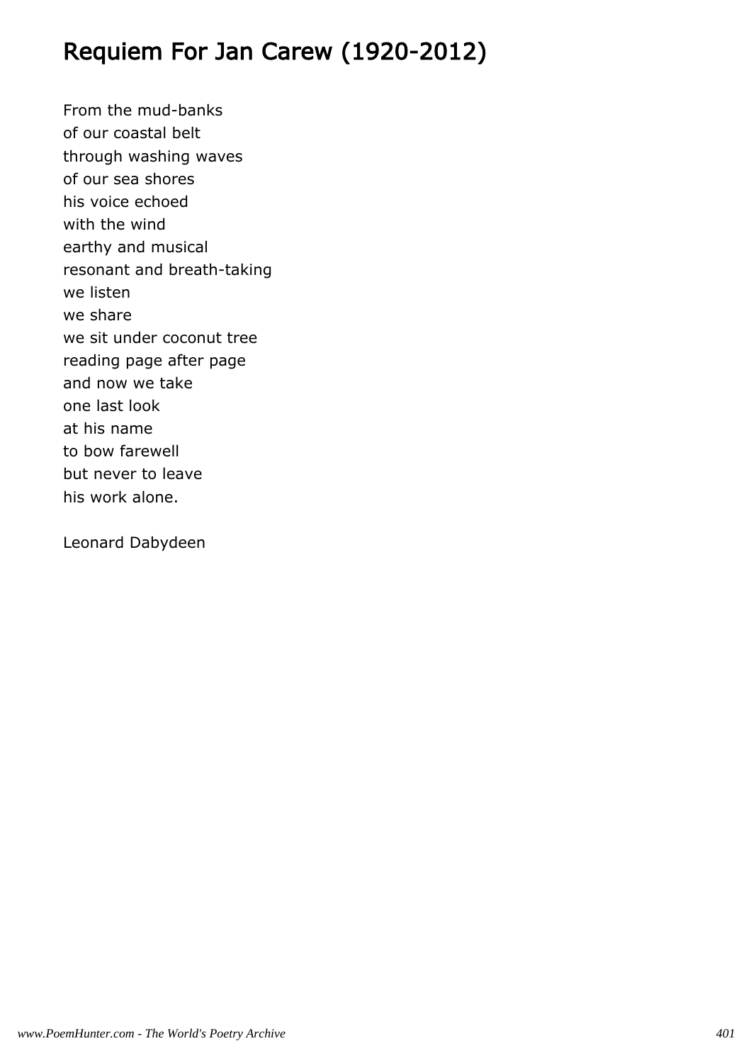# Requiem For Jan Carew (1920-2012)

From the mud-banks  
of our coastal belt  
through washing waves  
of our sea shores  
his voice echoed  
with the wind  
earthy and musical  
resonant and breath-taking  
we listen  
we share  
we sit under coconut tree  
reading page after page  
and now we take  
one last look  
at his name  
to bow farewell  
but never to leave  
his work alone.

Leonard Dabydeen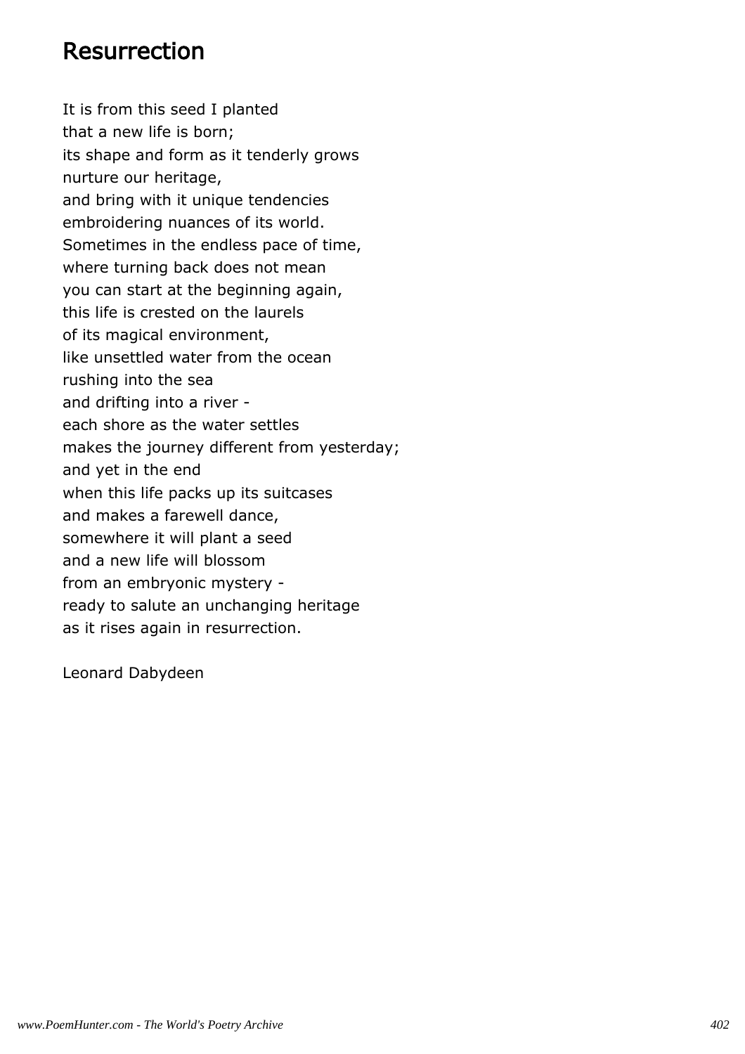## Resurrection

It is from this seed I planted  
that a new life is born;  
its shape and form as it tenderly grows  
nurture our heritage,  
and bring with it unique tendencies  
embroidering nuances of its world.  
Sometimes in the endless pace of time,  
where turning back does not mean  
you can start at the beginning again,  
this life is crested on the laurels  
of its magical environment,  
like unsettled water from the ocean  
rushing into the sea  
and drifting into a river -  
each shore as the water settles  
makes the journey different from yesterday;  
and yet in the end  
when this life packs up its suitcases  
and makes a farewell dance,  
somewhere it will plant a seed  
and a new life will blossom  
from an embryonic mystery -  
ready to salute an unchanging heritage  
as it rises again in resurrection.

Leonard Dabydeen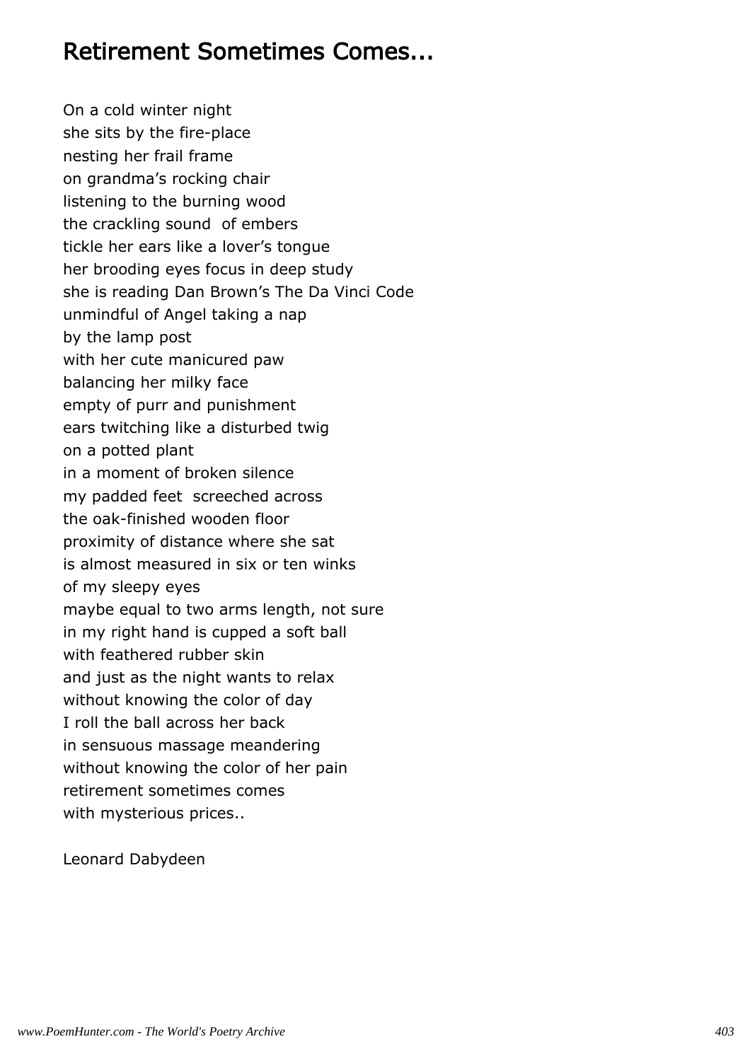# Retirement Sometimes Comes...

On a cold winter night  
she sits by the fire-place  
nesting her frail frame  
on grandma's rocking chair  
listening to the burning wood  
the crackling sound  of embers  
tickle her ears like a lover's tongue  
her brooding eyes focus in deep study  
she is reading Dan Brown's The Da Vinci Code  
unmindful of Angel taking a nap  
by the lamp post  
with her cute manicured paw  
balancing her milky face  
empty of purr and punishment  
ears twitching like a disturbed twig  
on a potted plant  
in a moment of broken silence  
my padded feet  screeched across  
the oak-finished wooden floor  
proximity of distance where she sat  
is almost measured in six or ten winks  
of my sleepy eyes  
maybe equal to two arms length, not sure  
in my right hand is cupped a soft ball  
with feathered rubber skin  
and just as the night wants to relax  
without knowing the color of day  
I roll the ball across her back  
in sensuous massage meandering  
without knowing the color of her pain  
retirement sometimes comes  
with mysterious prices..

Leonard Dabydeen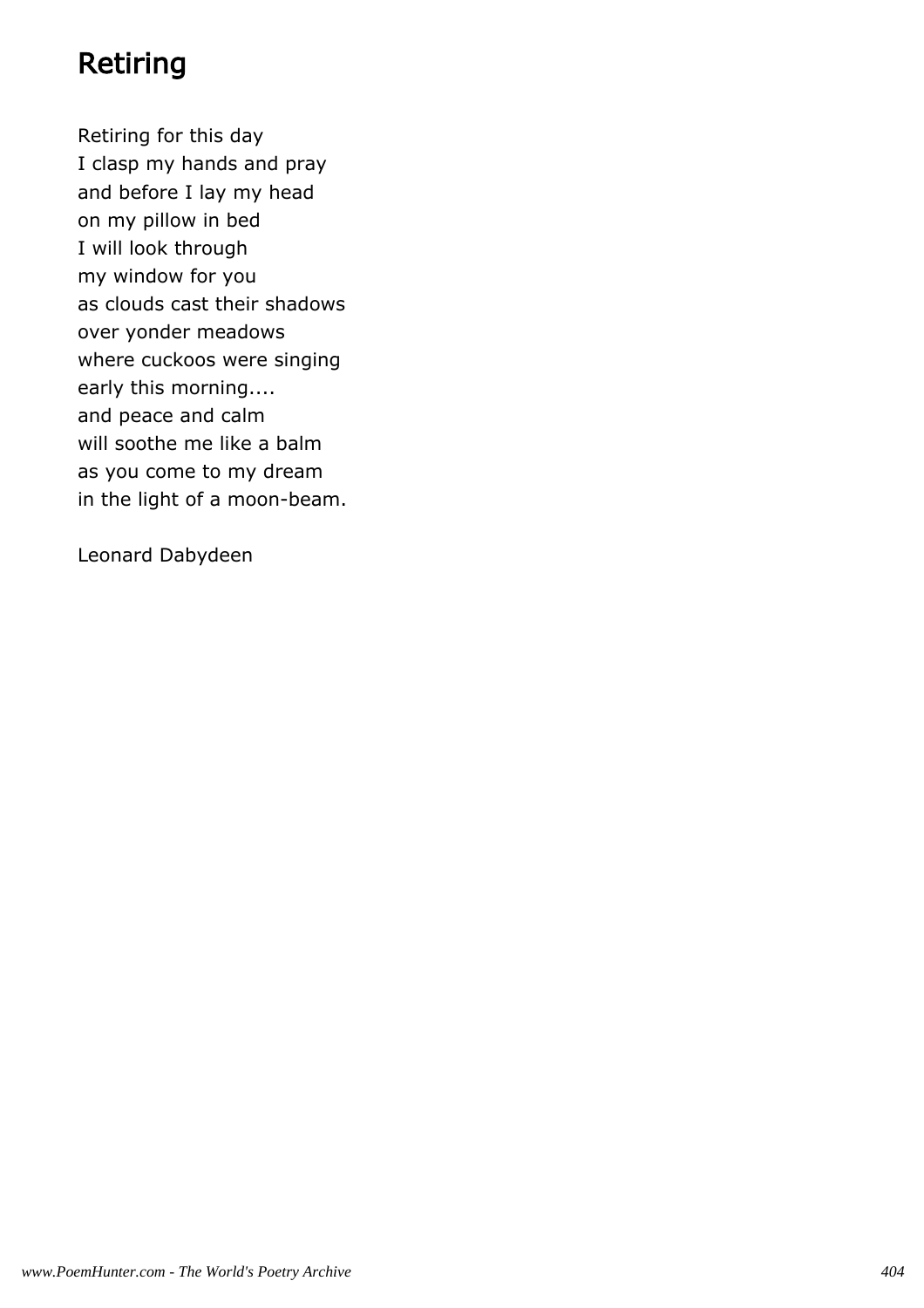# Retiring

Retiring for this day
I clasp my hands and pray
and before I lay my head
on my pillow in bed
I will look through
my window for you
as clouds cast their shadows
over yonder meadows
where cuckoos were singing
early this morning....
and peace and calm
will soothe me like a balm
as you come to my dream
in the light of a moon-beam.

Leonard Dabydeen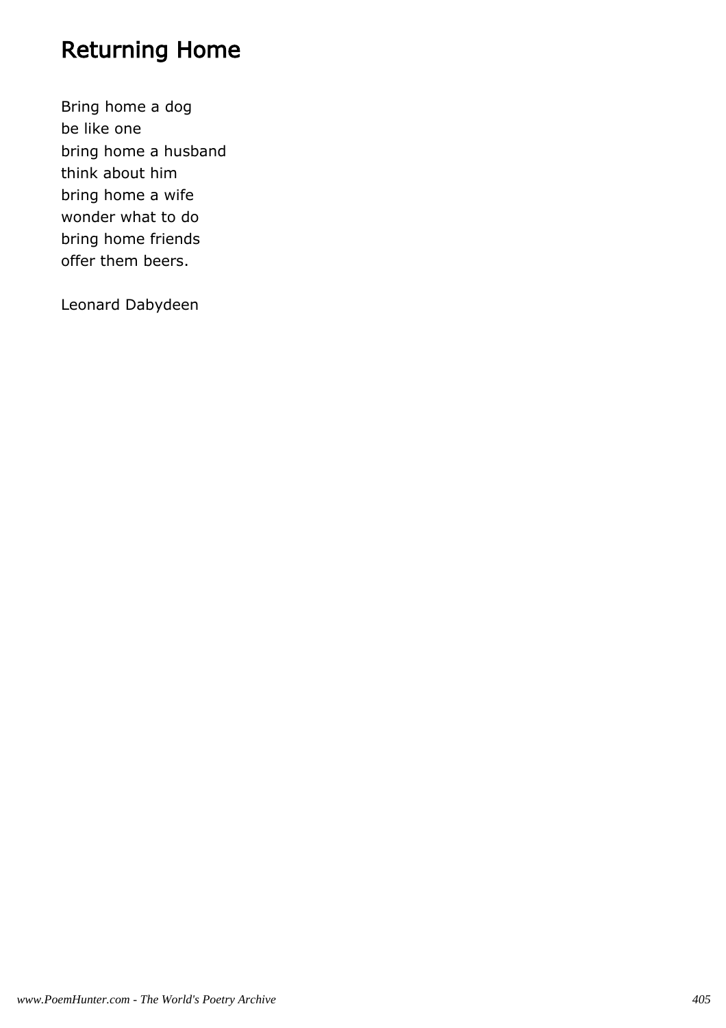# Returning Home

Bring home a dog
be like one
bring home a husband
think about him
bring home a wife
wonder what to do
bring home friends
offer them beers.

Leonard Dabydeen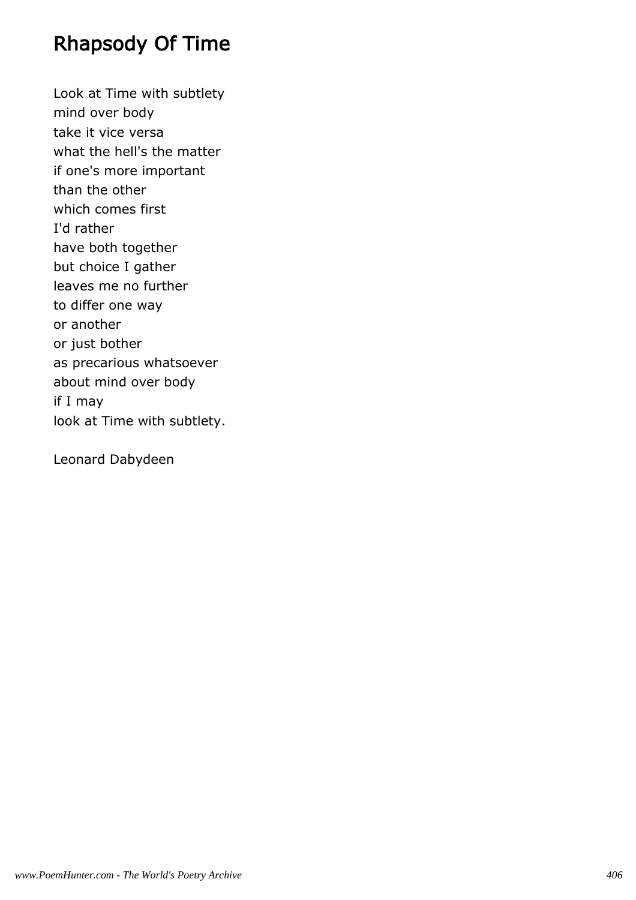# Rhapsody Of Time

Look at Time with subtlety
mind over body
take it vice versa
what the hell's the matter
if one's more important
than the other
which comes first
I'd rather
have both together
but choice I gather
leaves me no further
to differ one way
or another
or just bother
as precarious whatsoever
about mind over body
if I may
look at Time with subtlety.

Leonard Dabydeen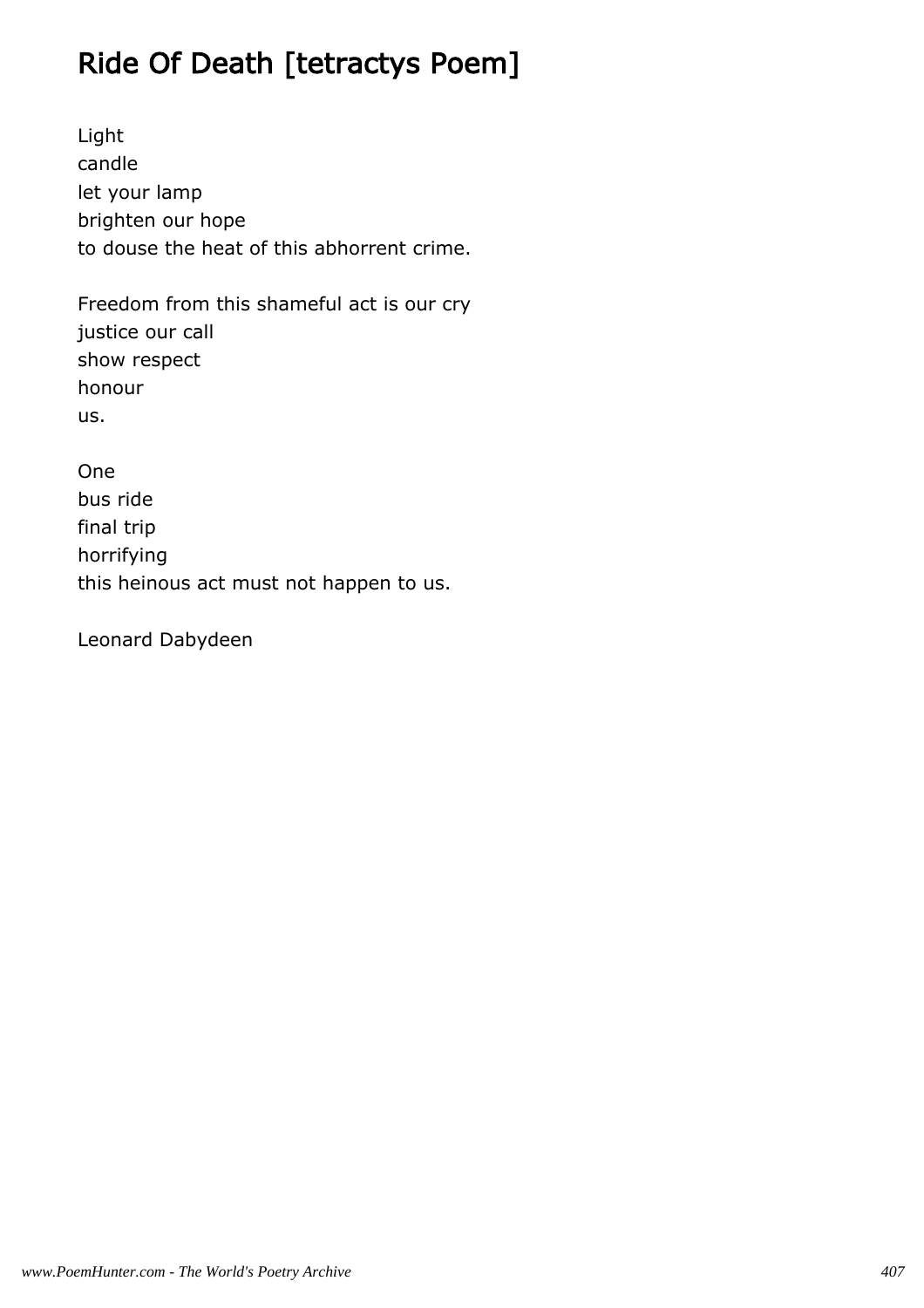# Ride Of Death [tetractys Poem]

Light  
candle  
let your lamp  
brighten our hope  
to douse the heat of this abhorrent crime.

Freedom from this shameful act is our cry  
justice our call  
show respect  
honour  
us.

One  
bus ride  
final trip  
horrifying  
this heinous act must not happen to us.

Leonard Dabydeen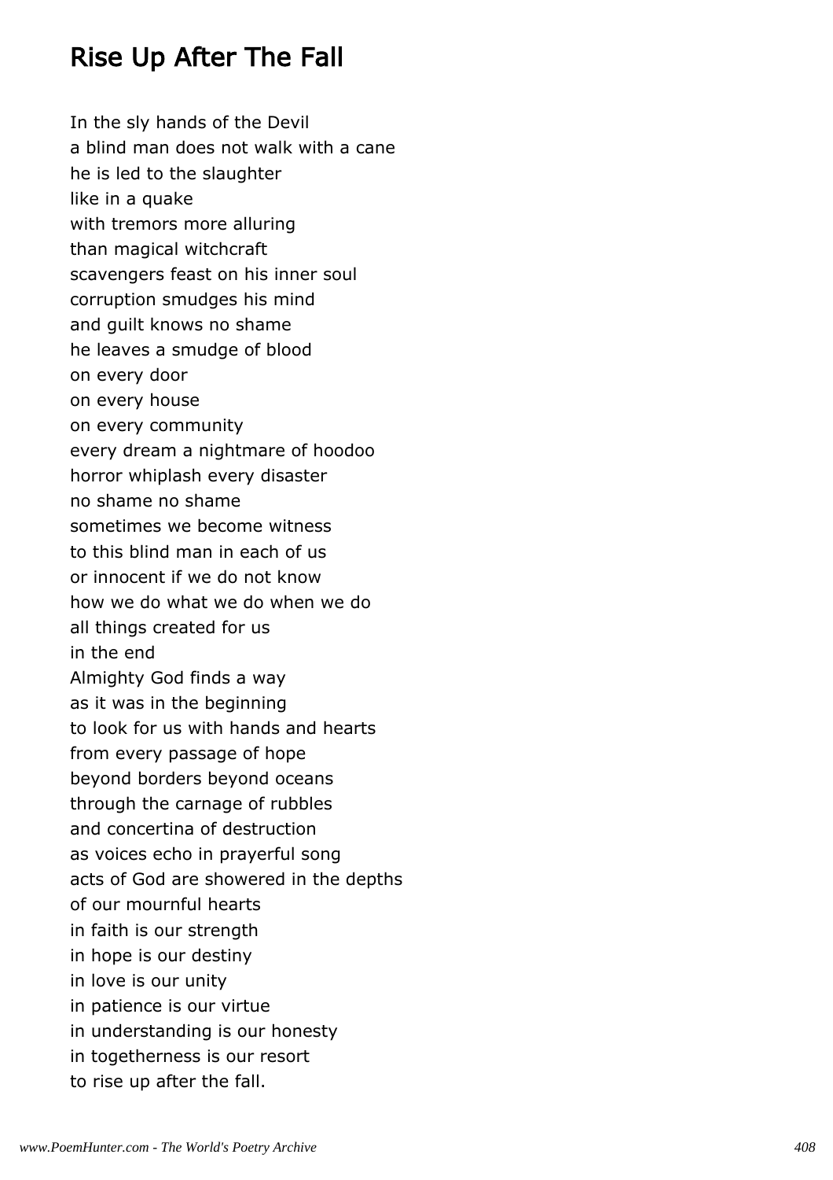## Rise Up After The Fall

In the sly hands of the Devil
a blind man does not walk with a cane
he is led to the slaughter
like in a quake
with tremors more alluring
than magical witchcraft
scavengers feast on his inner soul
corruption smudges his mind
and guilt knows no shame
he leaves a smudge of blood
on every door
on every house
on every community
every dream a nightmare of hoodoo
horror whiplash every disaster
no shame no shame
sometimes we become witness
to this blind man in each of us
or innocent if we do not know
how we do what we do when we do
all things created for us
in the end
Almighty God finds a way
as it was in the beginning
to look for us with hands and hearts
from every passage of hope
beyond borders beyond oceans
through the carnage of rubbles
and concertina of destruction
as voices echo in prayerful song
acts of God are showered in the depths
of our mournful hearts
in faith is our strength
in hope is our destiny
in love is our unity
in patience is our virtue
in understanding is our honesty
in togetherness is our resort
to rise up after the fall.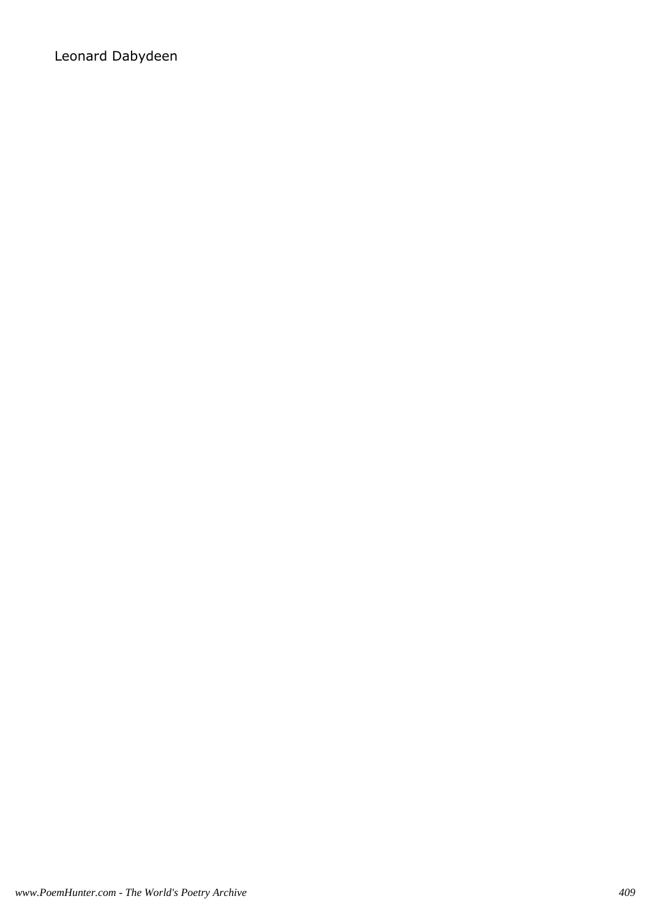Leonard Dabydeen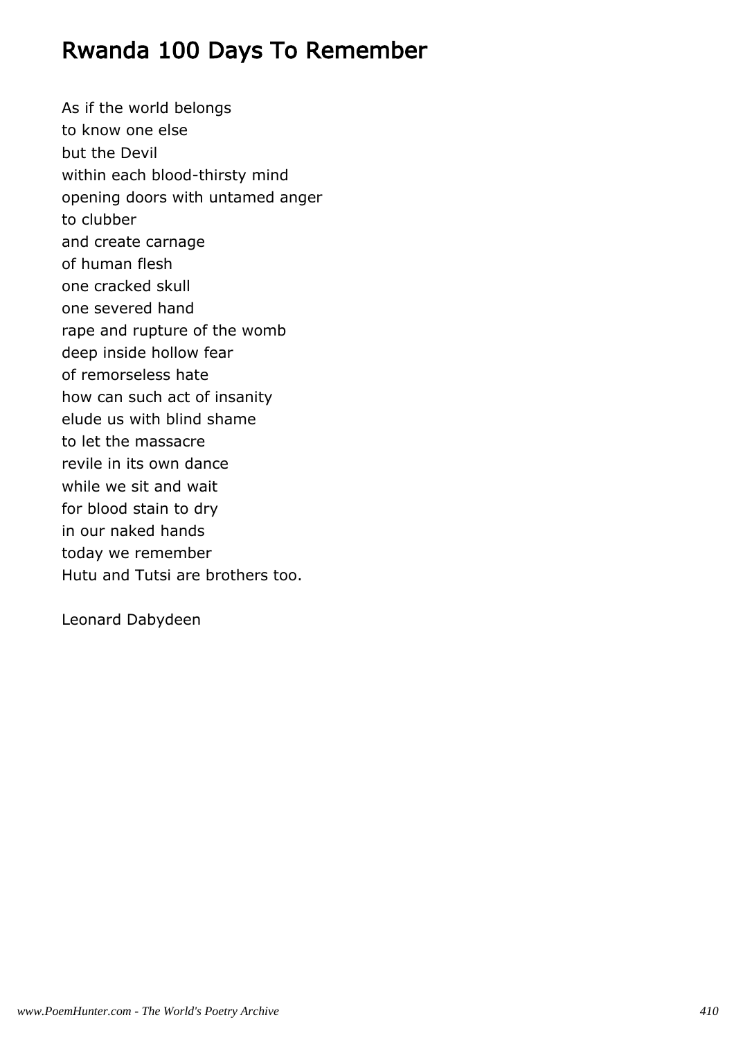# Rwanda 100 Days To Remember

As if the world belongs  
to know one else  
but the Devil  
within each blood-thirsty mind  
opening doors with untamed anger  
to clubber  
and create carnage  
of human flesh  
one cracked skull  
one severed hand  
rape and rupture of the womb  
deep inside hollow fear  
of remorseless hate  
how can such act of insanity  
elude us with blind shame  
to let the massacre  
revile in its own dance  
while we sit and wait  
for blood stain to dry  
in our naked hands  
today we remember  
Hutu and Tutsi are brothers too.

Leonard Dabydeen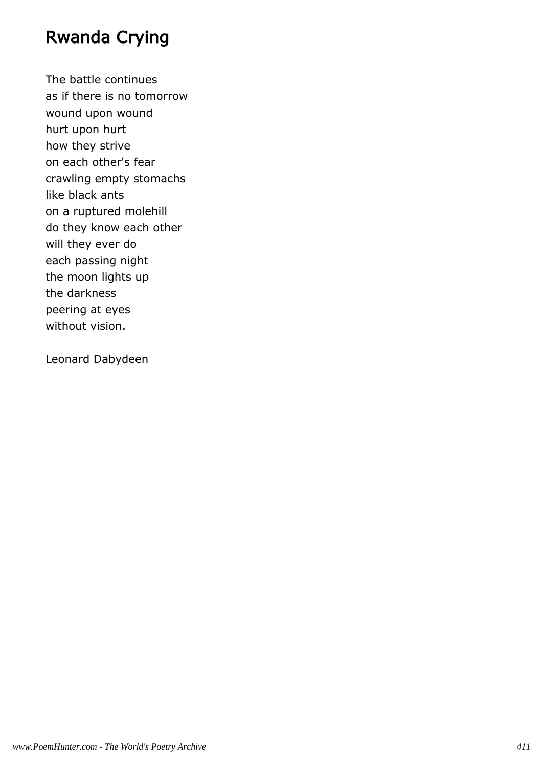# Rwanda Crying

The battle continues  
as if there is no tomorrow  
wound upon wound  
hurt upon hurt  
how they strive  
on each other's fear  
crawling empty stomachs  
like black ants  
on a ruptured molehill  
do they know each other  
will they ever do  
each passing night  
the moon lights up  
the darkness  
peering at eyes  
without vision.

Leonard Dabydeen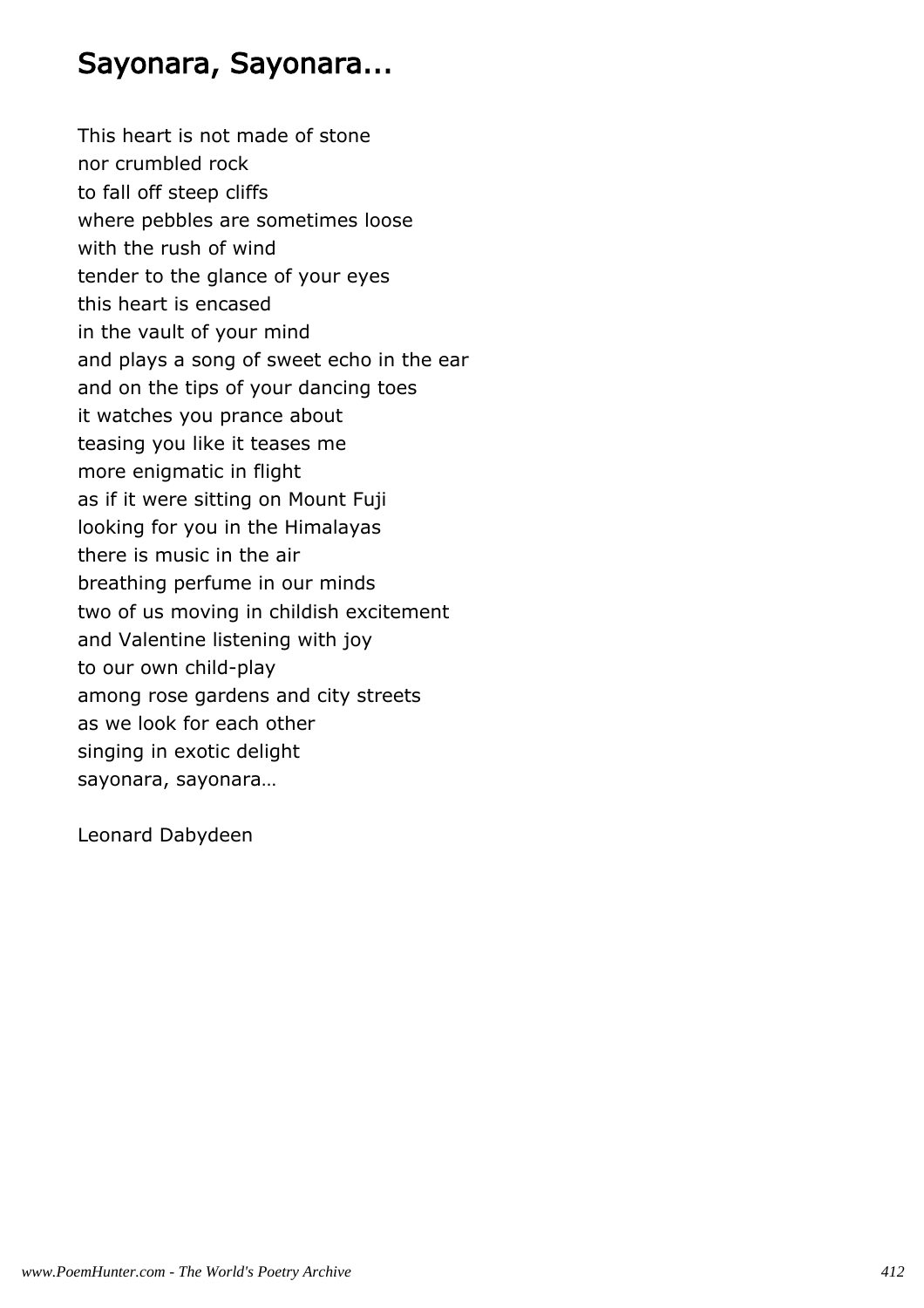# Sayonara, Sayonara...

This heart is not made of stone  
nor crumbled rock  
to fall off steep cliffs  
where pebbles are sometimes loose  
with the rush of wind  
tender to the glance of your eyes  
this heart is encased  
in the vault of your mind  
and plays a song of sweet echo in the ear  
and on the tips of your dancing toes  
it watches you prance about  
teasing you like it teases me  
more enigmatic in flight  
as if it were sitting on Mount Fuji  
looking for you in the Himalayas  
there is music in the air  
breathing perfume in our minds  
two of us moving in childish excitement  
and Valentine listening with joy  
to our own child-play  
among rose gardens and city streets  
as we look for each other  
singing in exotic delight  
sayonara, sayonara…

Leonard Dabydeen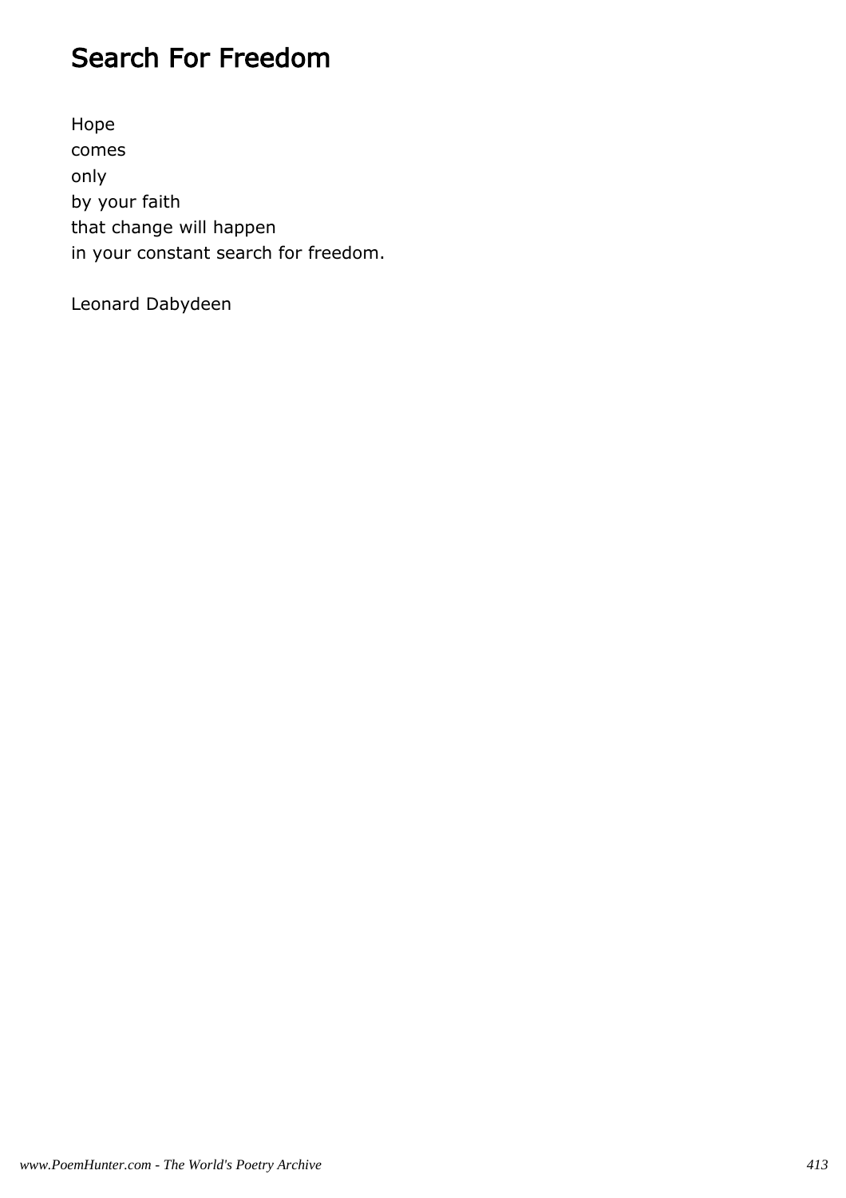# Search For Freedom

Hope
comes
only
by your faith
that change will happen
in your constant search for freedom.

Leonard Dabydeen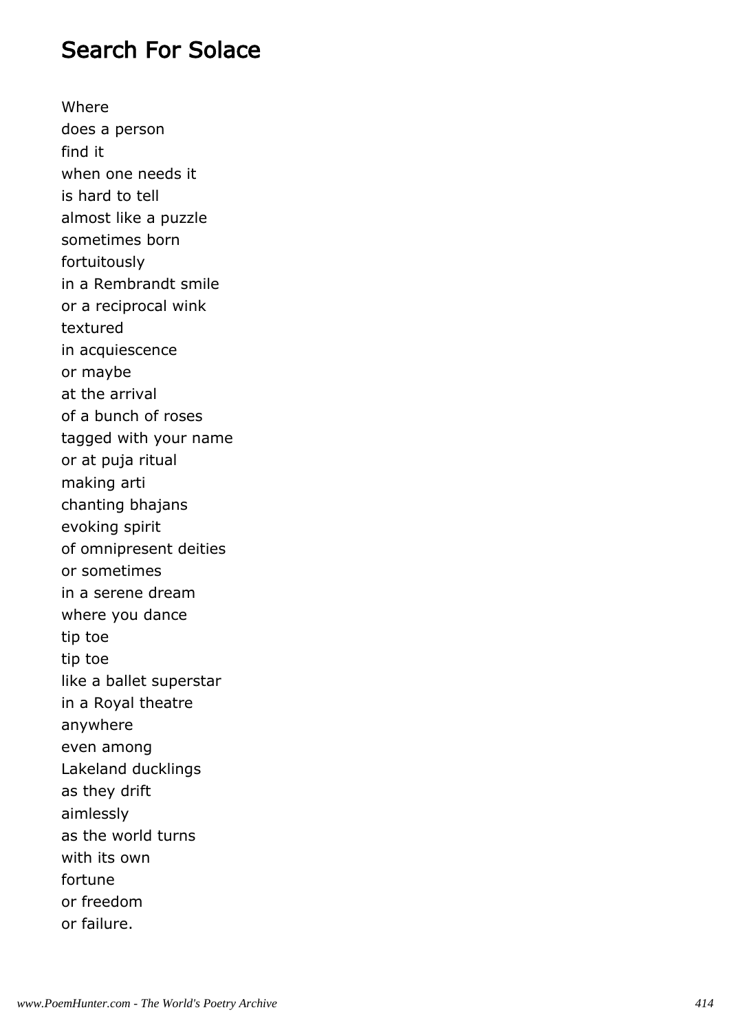## Search For Solace

Where  
does a person  
find it  
when one needs it  
is hard to tell  
almost like a puzzle  
sometimes born  
fortuitously  
in a Rembrandt smile  
or a reciprocal wink  
textured  
in acquiescence  
or maybe  
at the arrival  
of a bunch of roses  
tagged with your name  
or at puja ritual  
making arti  
chanting bhajans  
evoking spirit  
of omnipresent deities  
or sometimes  
in a serene dream  
where you dance  
tip toe  
tip toe  
like a ballet superstar  
in a Royal theatre  
anywhere  
even among  
Lakeland ducklings  
as they drift  
aimlessly  
as the world turns  
with its own  
fortune  
or freedom  
or failure.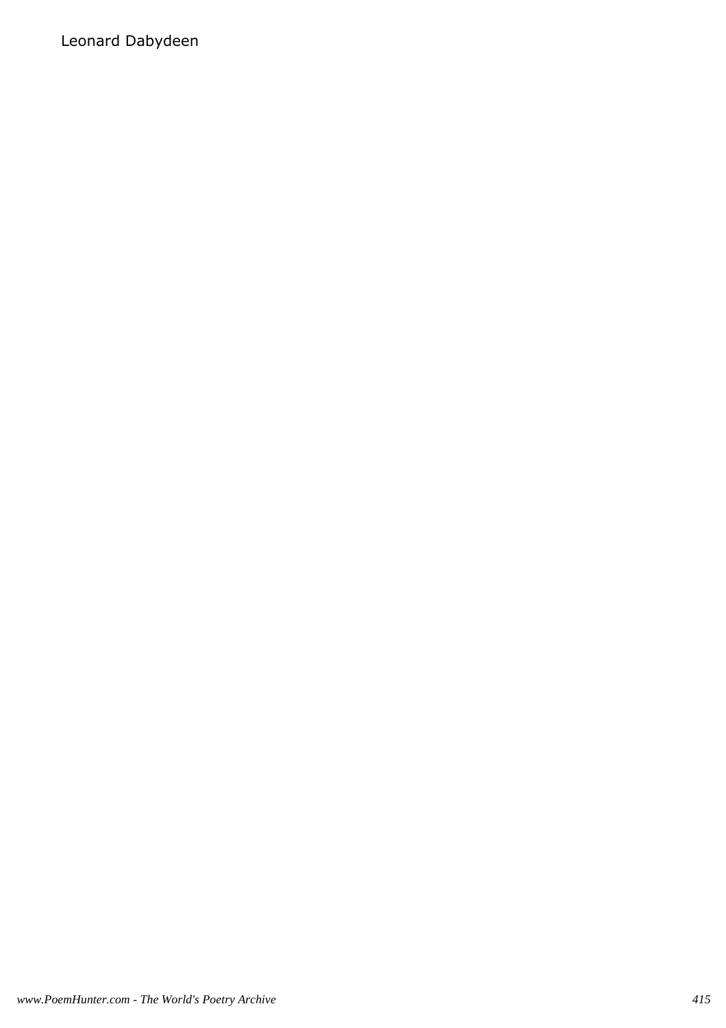Leonard Dabydeen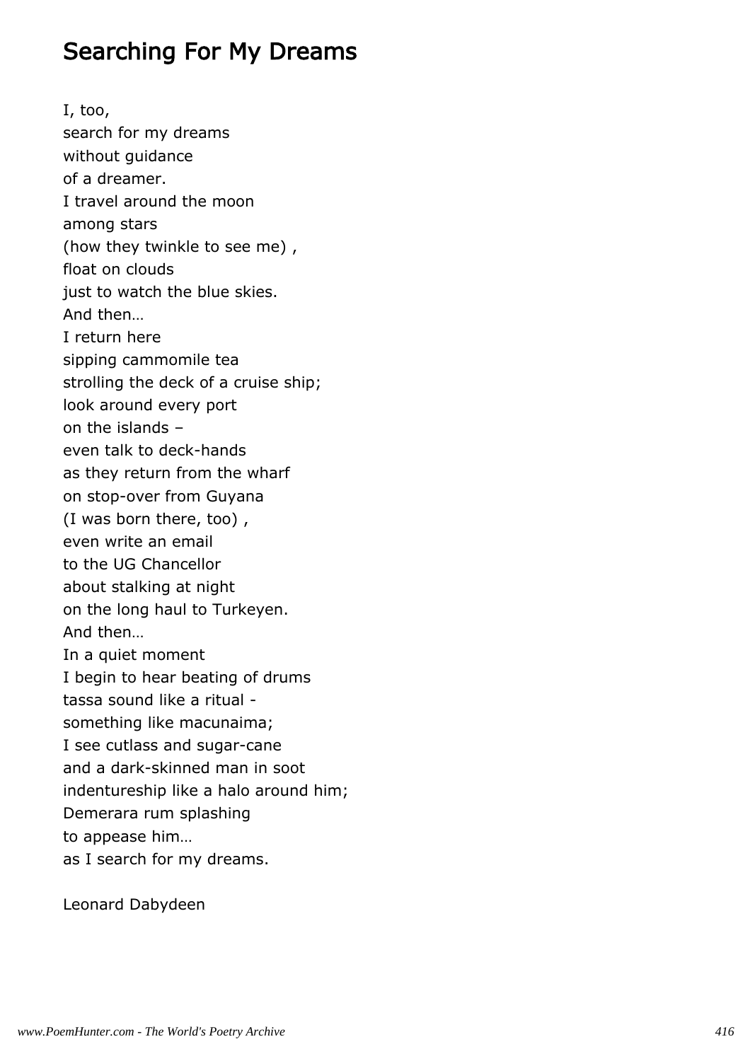## Searching For My Dreams

I, too,
search for my dreams
without guidance
of a dreamer.
I travel around the moon
among stars
(how they twinkle to see me) ,
float on clouds
just to watch the blue skies.
And then…
I return here
sipping cammomile tea
strolling the deck of a cruise ship;
look around every port
on the islands –
even talk to deck-hands
as they return from the wharf
on stop-over from Guyana
(I was born there, too) ,
even write an email
to the UG Chancellor
about stalking at night
on the long haul to Turkeyen.
And then…
In a quiet moment
I begin to hear beating of drums
tassa sound like a ritual -
something like macunaima;
I see cutlass and sugar-cane
and a dark-skinned man in soot
indentureship like a halo around him;
Demerara rum splashing
to appease him…
as I search for my dreams.

Leonard Dabydeen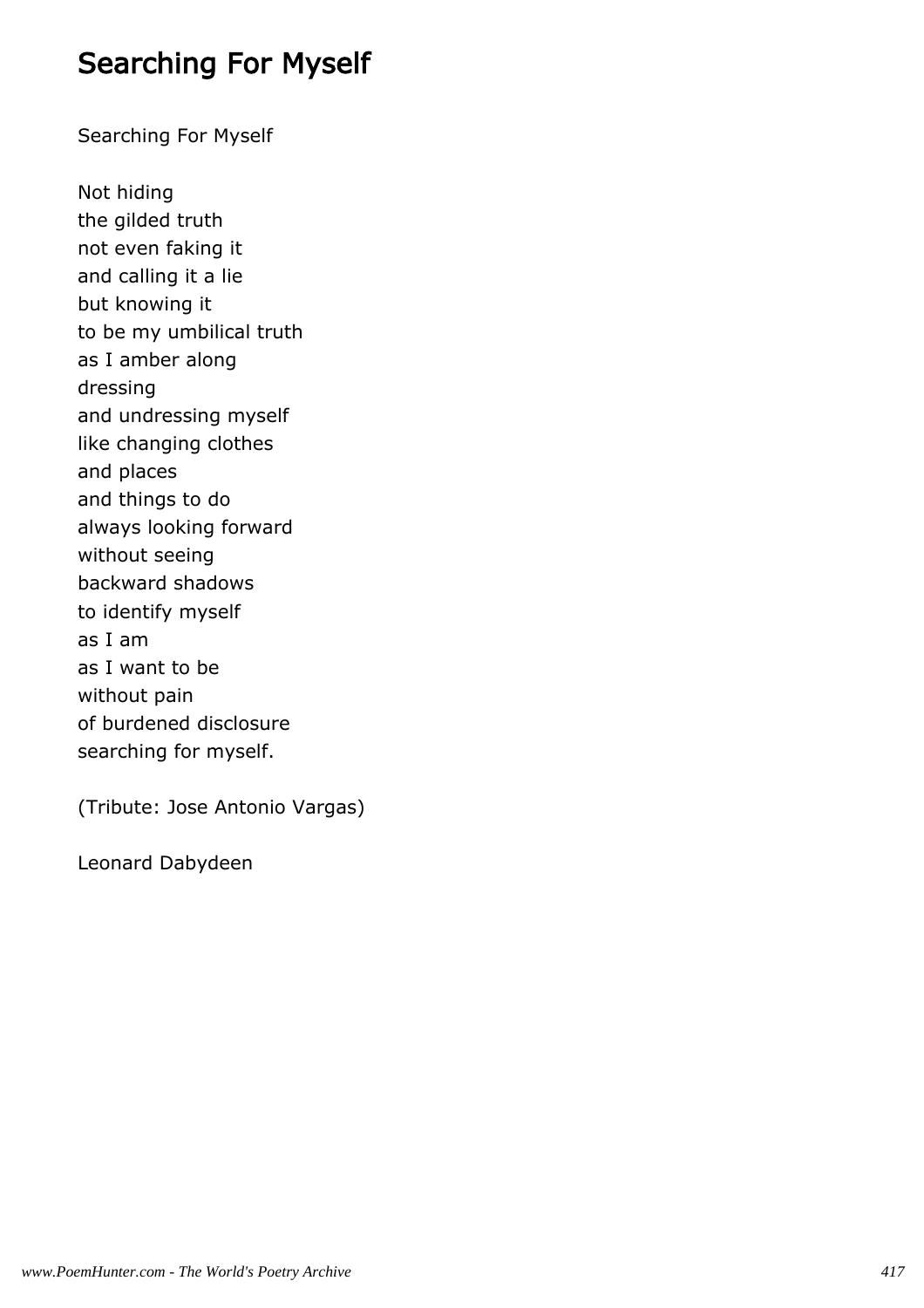# Searching For Myself

Searching For Myself

Not hiding
the gilded truth
not even faking it
and calling it a lie
but knowing it
to be my umbilical truth
as I amber along
dressing
and undressing myself
like changing clothes
and places
and things to do
always looking forward
without seeing
backward shadows
to identify myself
as I am
as I want to be
without pain
of burdened disclosure
searching for myself.

(Tribute: Jose Antonio Vargas)

Leonard Dabydeen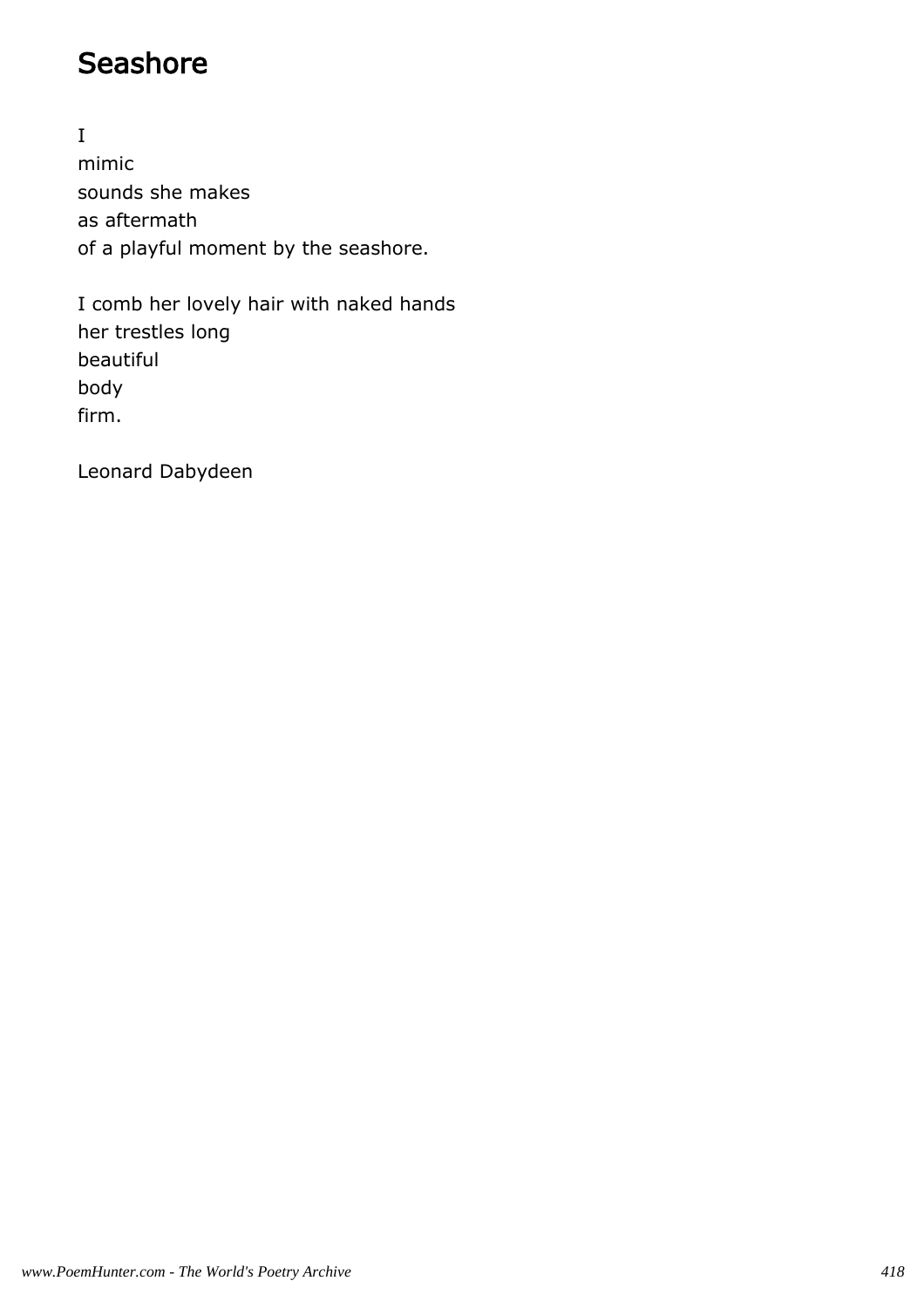# Seashore

I
mimic
sounds she makes
as aftermath
of a playful moment by the seashore.

I comb her lovely hair with naked hands
her trestles long
beautiful
body
firm.

Leonard Dabydeen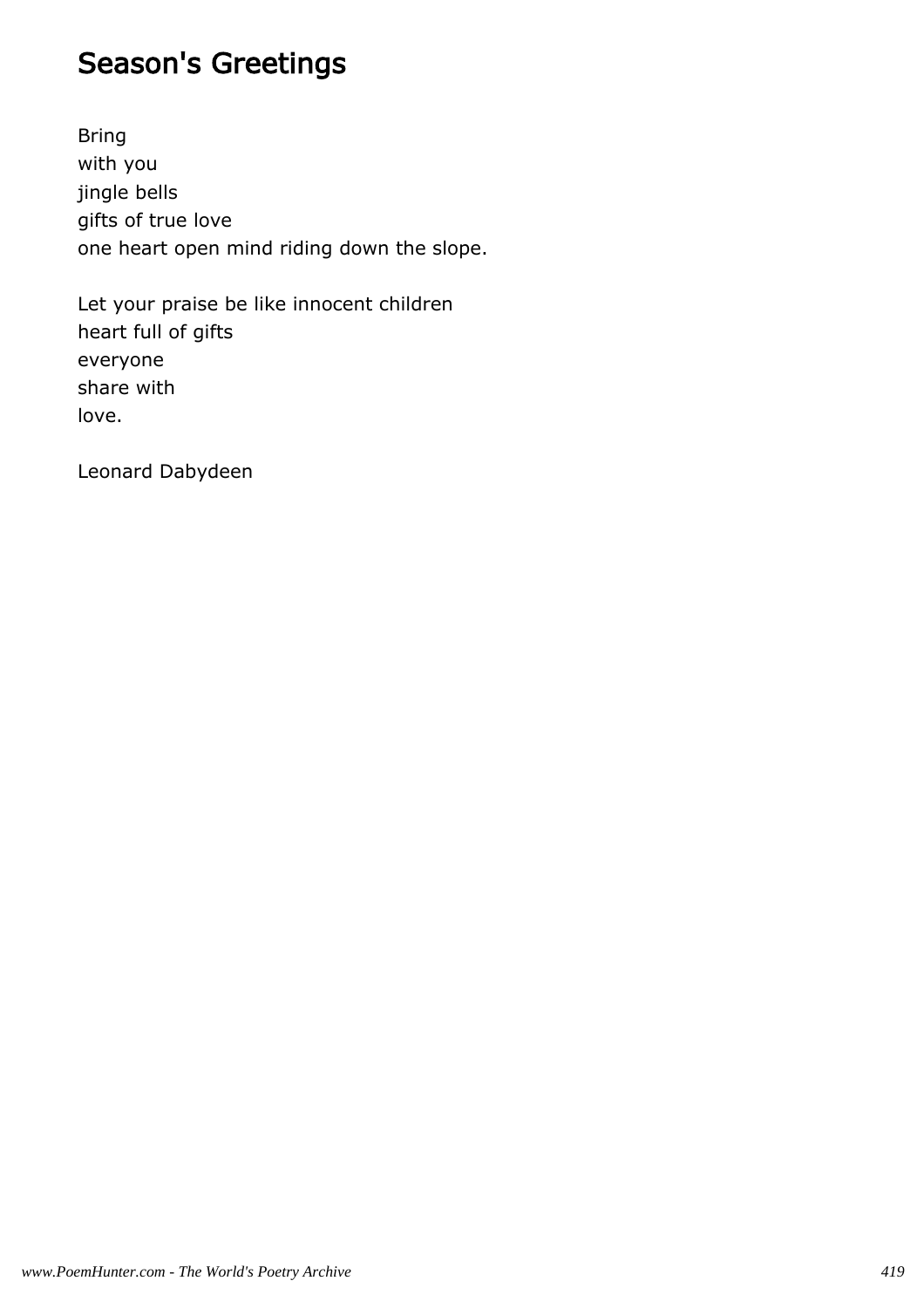## Season's Greetings

Bring  
with you  
jingle bells  
gifts of true love  
one heart open mind riding down the slope.

Let your praise be like innocent children  
heart full of gifts  
everyone  
share with  
love.

Leonard Dabydeen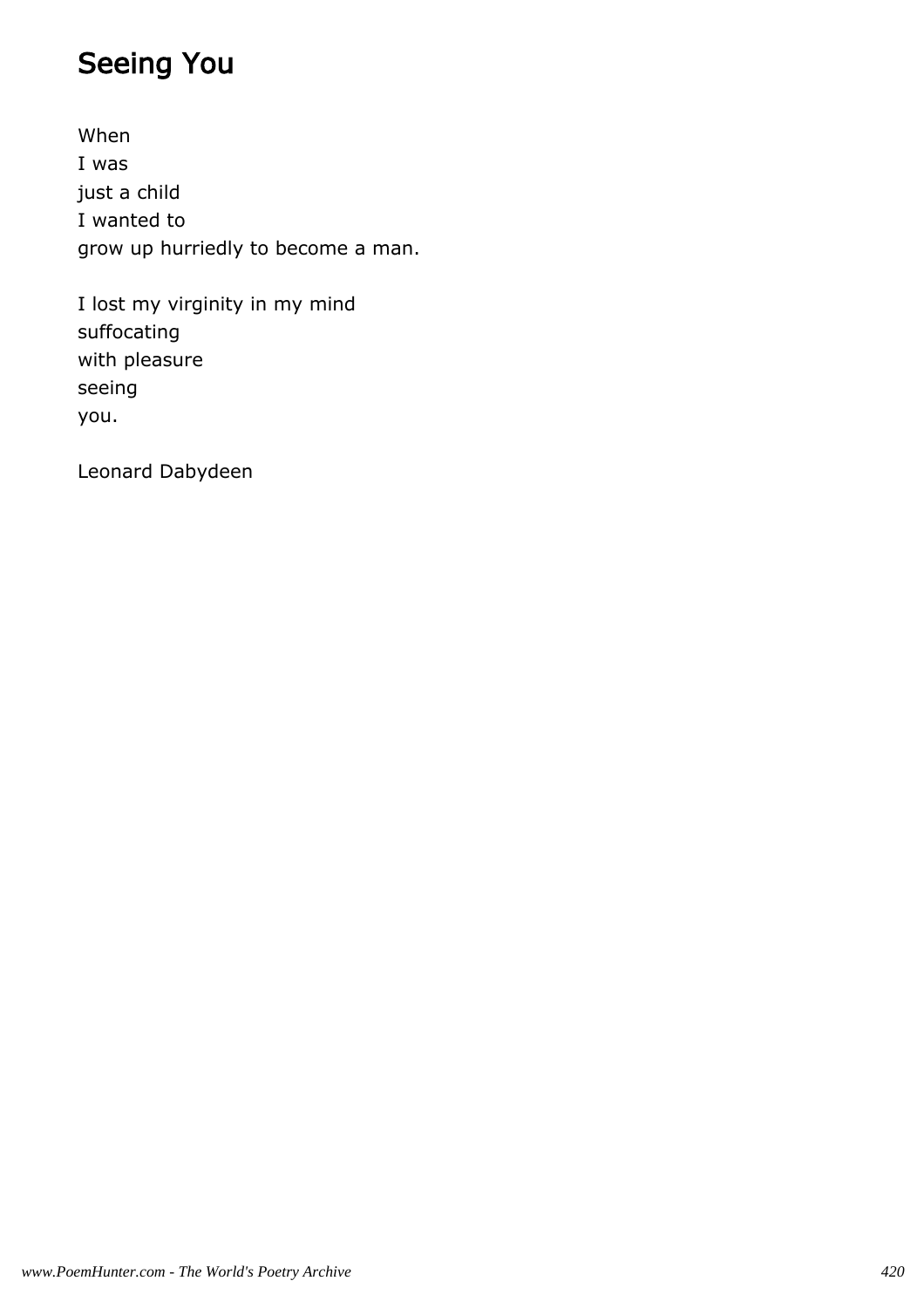# Seeing You

When
I was
just a child
I wanted to
grow up hurriedly to become a man.

I lost my virginity in my mind
suffocating
with pleasure
seeing
you.

Leonard Dabydeen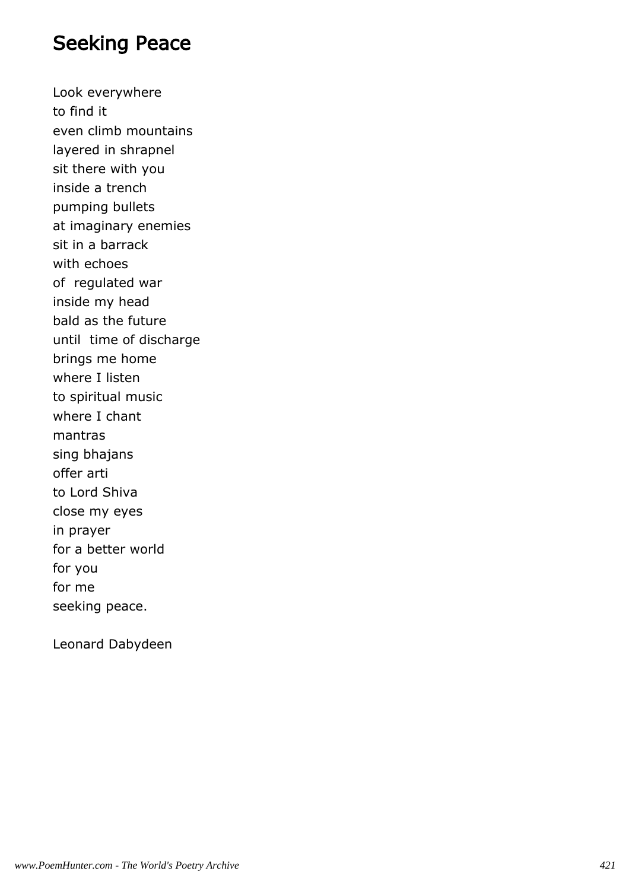# Seeking Peace

Look everywhere
to find it
even climb mountains
layered in shrapnel
sit there with you
inside a trench
pumping bullets
at imaginary enemies
sit in a barrack
with echoes
of regulated war
inside my head
bald as the future
until time of discharge
brings me home
where I listen
to spiritual music
where I chant
mantras
sing bhajans
offer arti
to Lord Shiva
close my eyes
in prayer
for a better world
for you
for me
seeking peace.

Leonard Dabydeen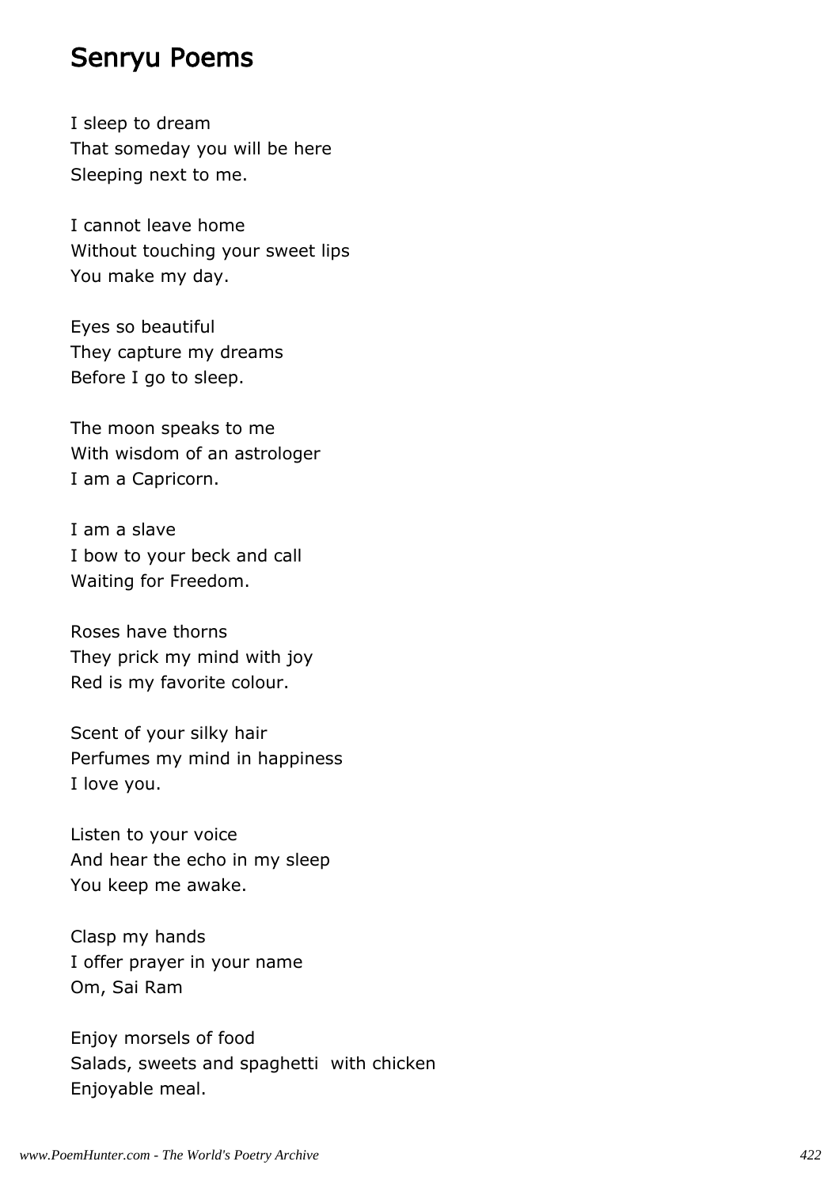# Senryu Poems

I sleep to dream
That someday you will be here
Sleeping next to me.

I cannot leave home
Without touching your sweet lips
You make my day.

Eyes so beautiful
They capture my dreams
Before I go to sleep.

The moon speaks to me
With wisdom of an astrologer
I am a Capricorn.

I am a slave
I bow to your beck and call
Waiting for Freedom.

Roses have thorns
They prick my mind with joy
Red is my favorite colour.

Scent of your silky hair
Perfumes my mind in happiness
I love you.

Listen to your voice
And hear the echo in my sleep
You keep me awake.

Clasp my hands
I offer prayer in your name
Om, Sai Ram

Enjoy morsels of food
Salads, sweets and spaghetti  with chicken
Enjoyable meal.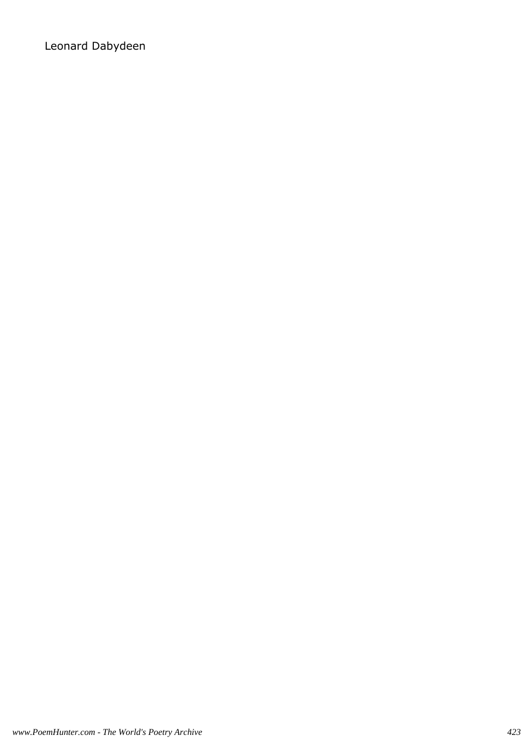Leonard Dabydeen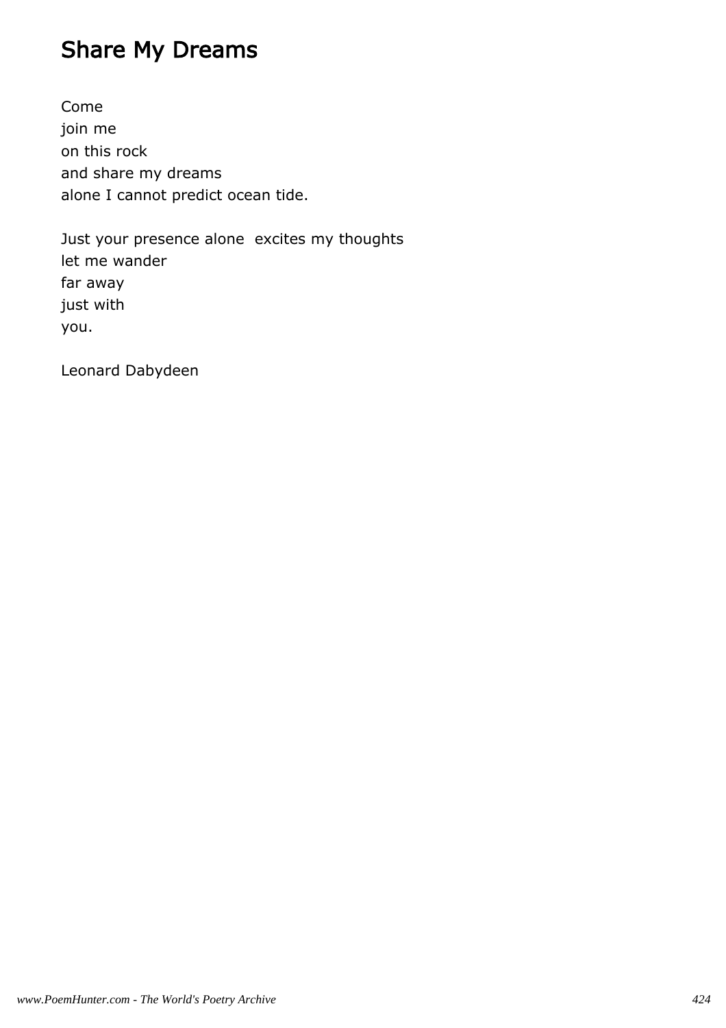# Share My Dreams

Come
join me
on this rock
and share my dreams
alone I cannot predict ocean tide.

Just your presence alone  excites my thoughts
let me wander
far away
just with
you.

Leonard Dabydeen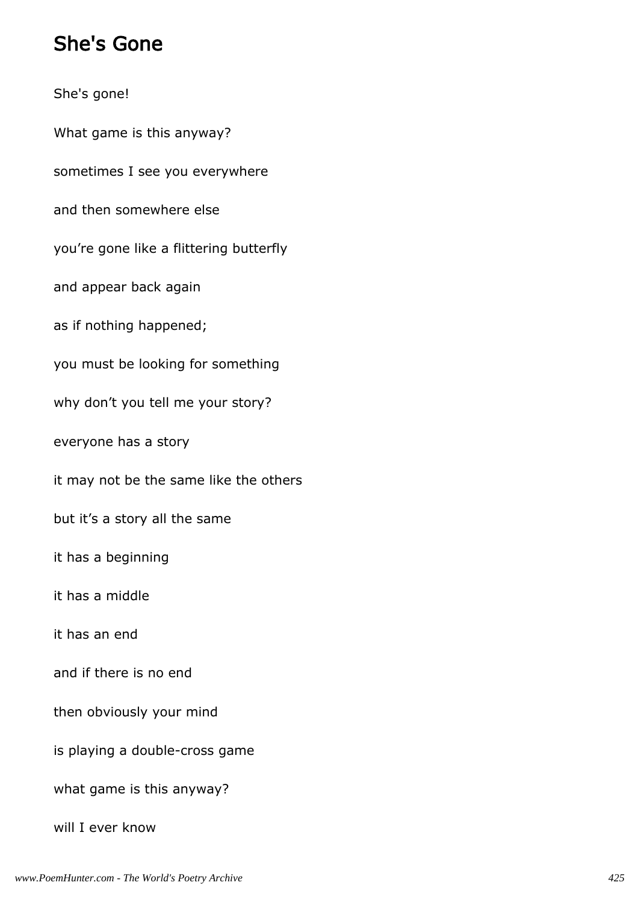## She's Gone

She's gone!

What game is this anyway?

sometimes I see you everywhere

and then somewhere else

you’re gone like a flittering butterfly

and appear back again

as if nothing happened;

you must be looking for something

why don’t you tell me your story?

everyone has a story

it may not be the same like the others

but it’s a story all the same

it has a beginning

it has a middle

it has an end

and if there is no end

then obviously your mind

is playing a double-cross game

what game is this anyway?

will I ever know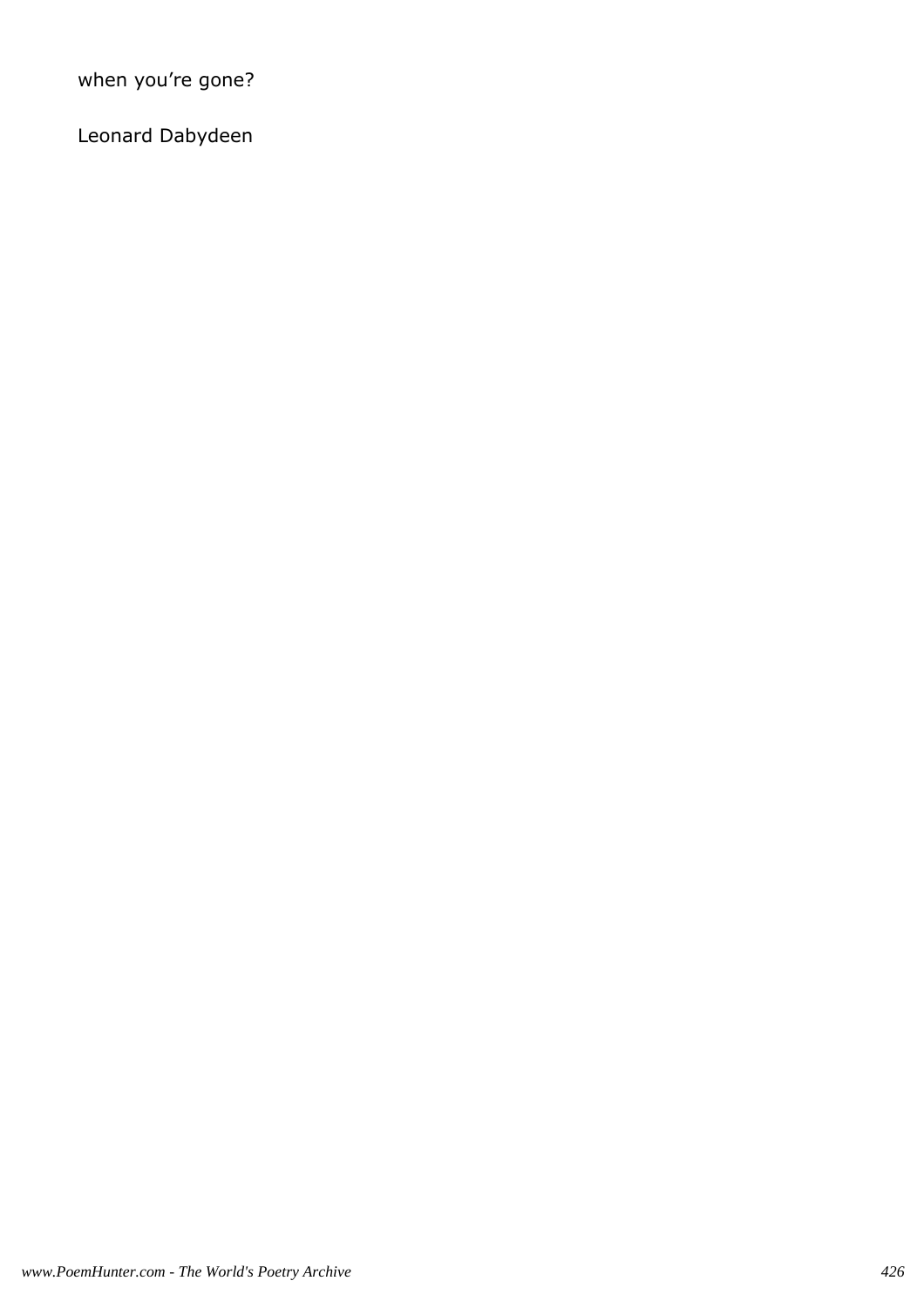when you’re gone?

Leonard Dabydeen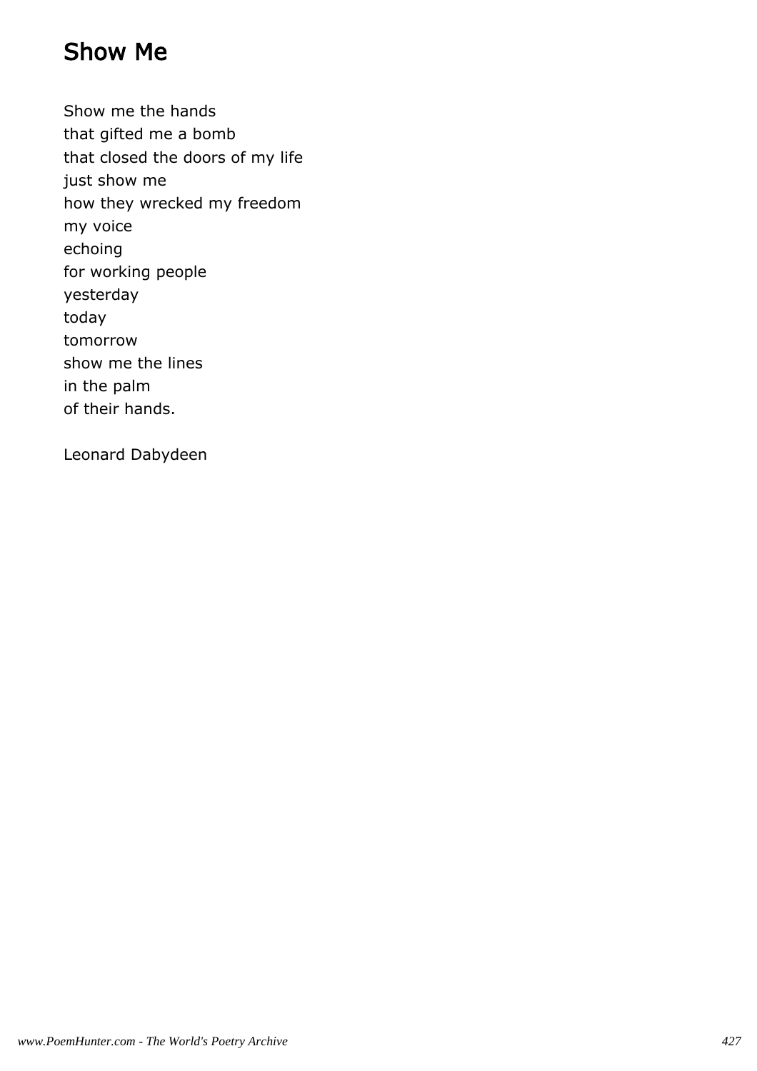# Show Me

Show me the hands  
that gifted me a bomb  
that closed the doors of my life  
just show me  
how they wrecked my freedom  
my voice  
echoing  
for working people  
yesterday  
today  
tomorrow  
show me the lines  
in the palm  
of their hands.

Leonard Dabydeen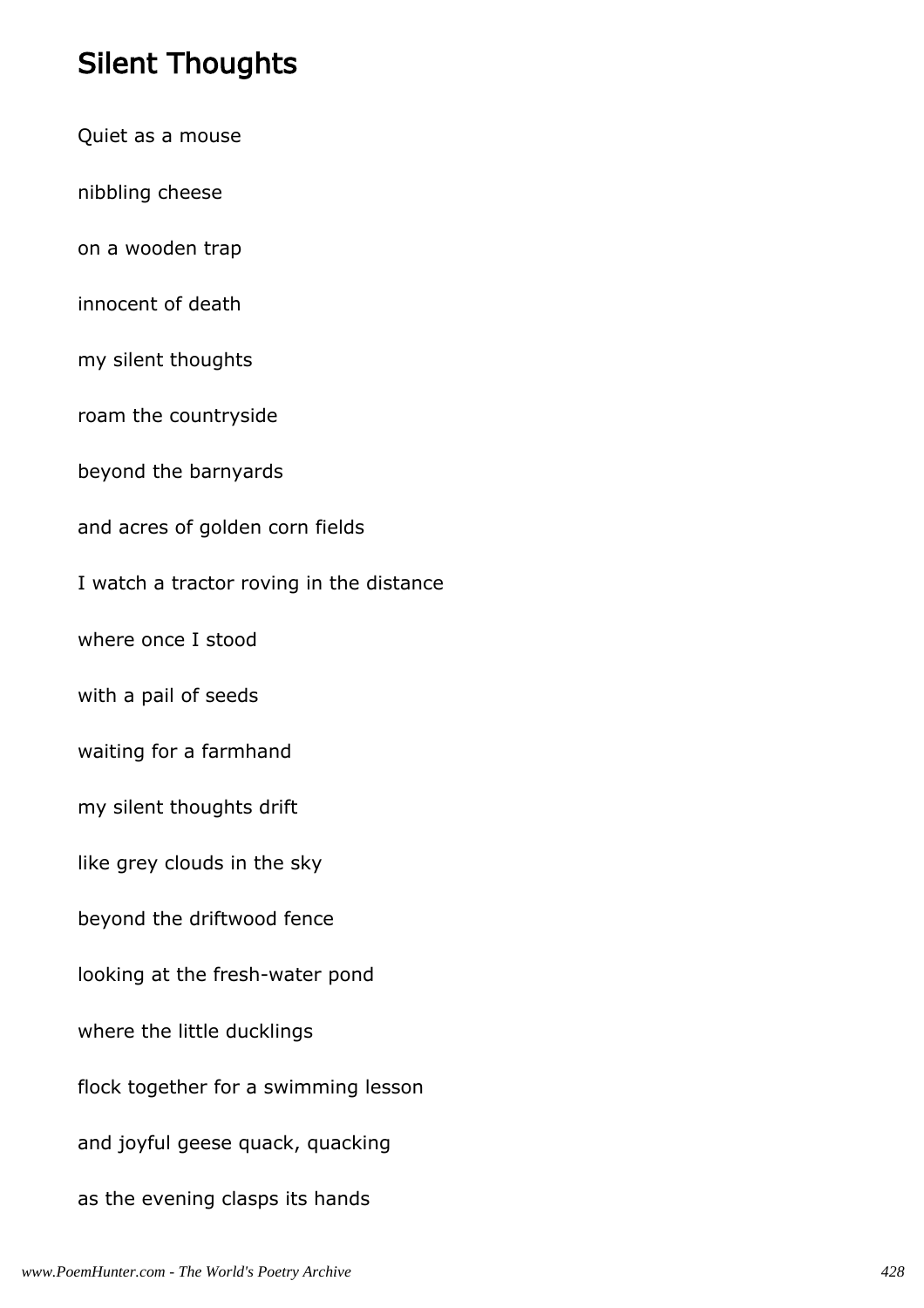## Silent Thoughts

Quiet as a mouse

nibbling cheese

on a wooden trap

innocent of death

my silent thoughts

roam the countryside

beyond the barnyards

and acres of golden corn fields

I watch a tractor roving in the distance

where once I stood

with a pail of seeds

waiting for a farmhand

my silent thoughts drift

like grey clouds in the sky

beyond the driftwood fence

looking at the fresh-water pond

where the little ducklings

flock together for a swimming lesson

and joyful geese quack, quacking

as the evening clasps its hands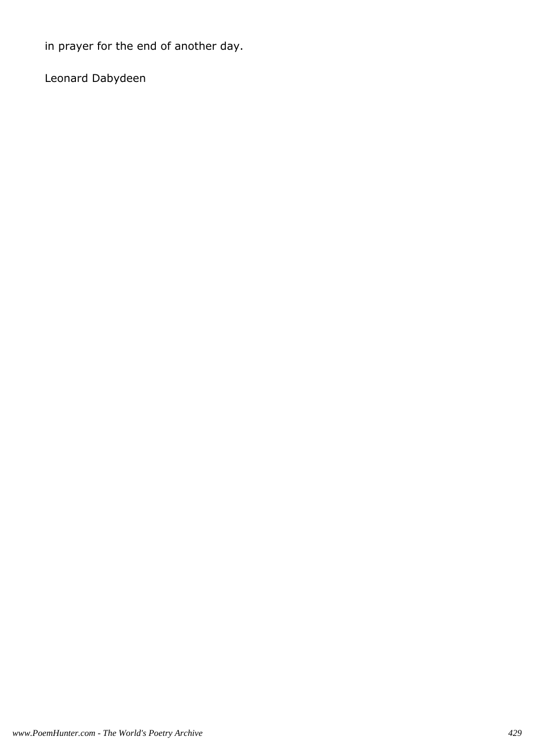in prayer for the end of another day.

Leonard Dabydeen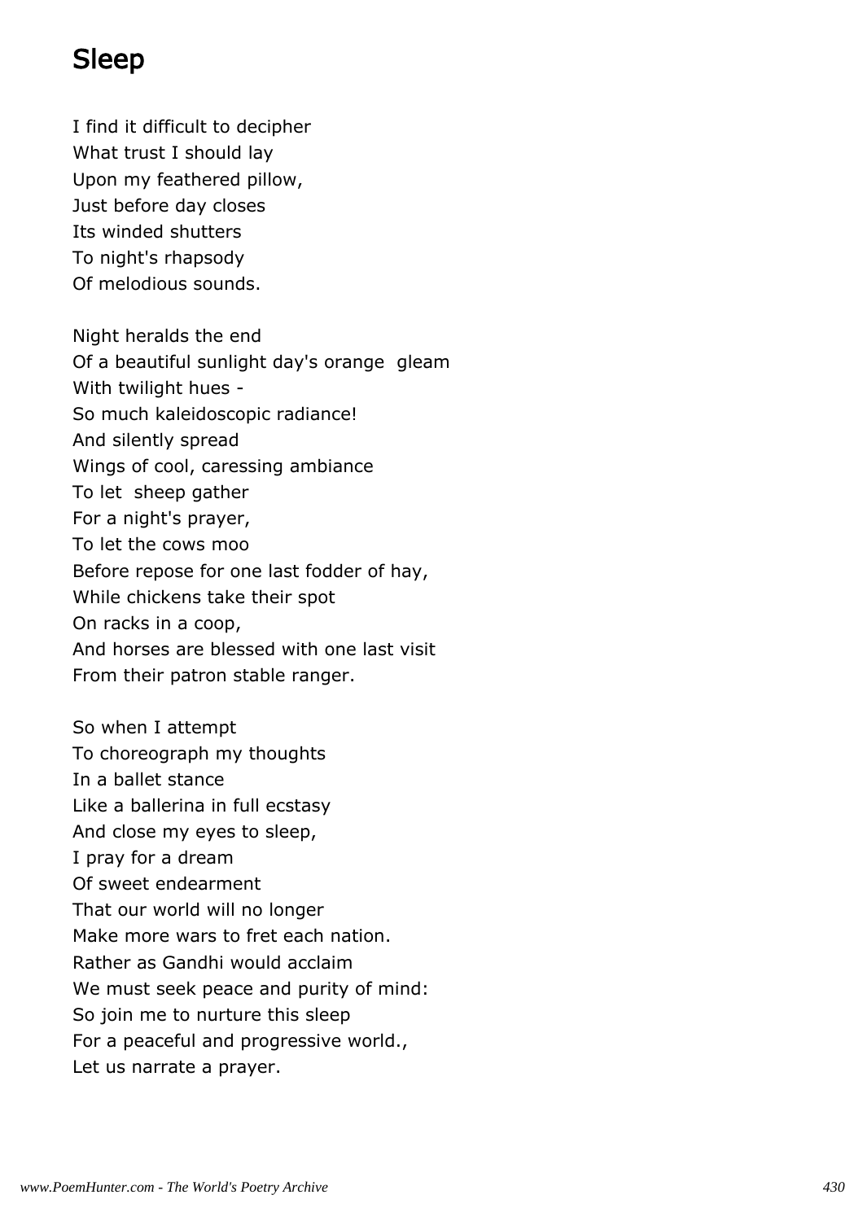# Sleep

I find it difficult to decipher
What trust I should lay
Upon my feathered pillow,
Just before day closes
Its winded shutters
To night's rhapsody
Of melodious sounds.

Night heralds the end
Of a beautiful sunlight day's orange  gleam
With twilight hues -
So much kaleidoscopic radiance!
And silently spread
Wings of cool, caressing ambiance
To let  sheep gather
For a night's prayer,
To let the cows moo
Before repose for one last fodder of hay,
While chickens take their spot
On racks in a coop,
And horses are blessed with one last visit
From their patron stable ranger.

So when I attempt
To choreograph my thoughts
In a ballet stance
Like a ballerina in full ecstasy
And close my eyes to sleep,
I pray for a dream
Of sweet endearment
That our world will no longer
Make more wars to fret each nation.
Rather as Gandhi would acclaim
We must seek peace and purity of mind:
So join me to nurture this sleep
For a peaceful and progressive world.,
Let us narrate a prayer.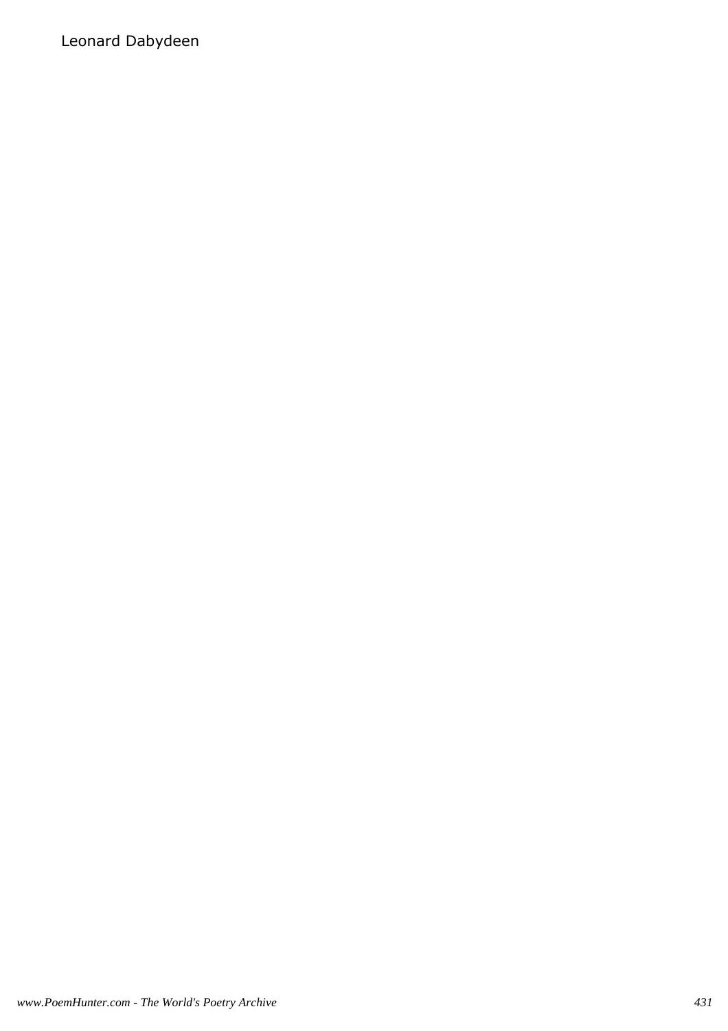Leonard Dabydeen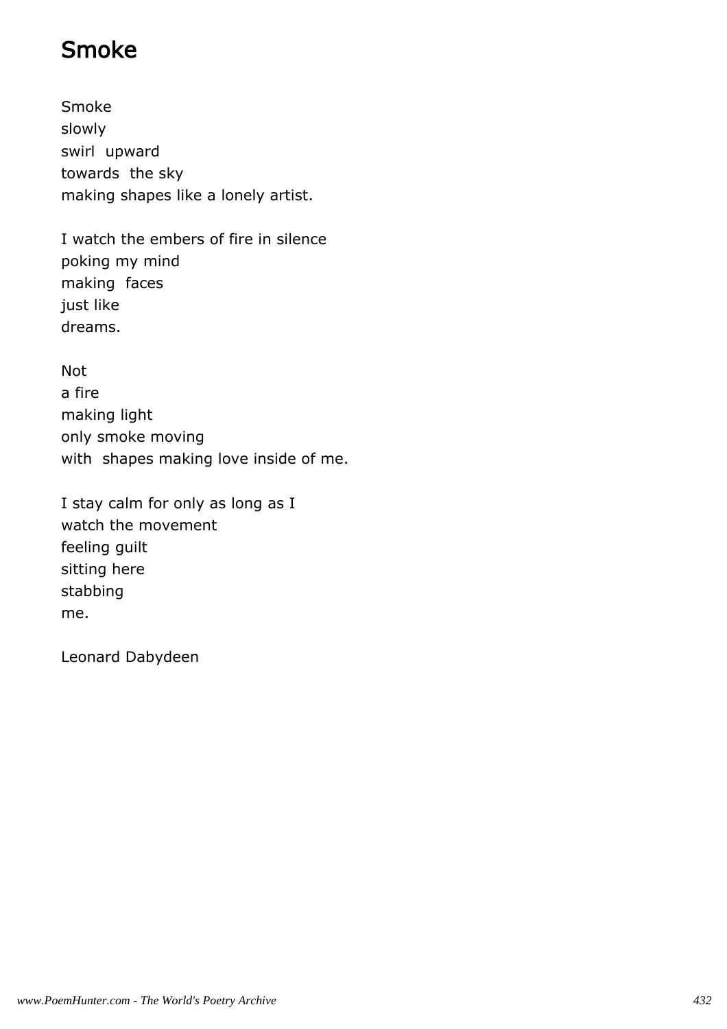# Smoke

Smoke
slowly
swirl upward
towards the sky
making shapes like a lonely artist.

I watch the embers of fire in silence
poking my mind
making faces
just like
dreams.

Not
a fire
making light
only smoke moving
with shapes making love inside of me.

I stay calm for only as long as I
watch the movement
feeling guilt
sitting here
stabbing
me.

Leonard Dabydeen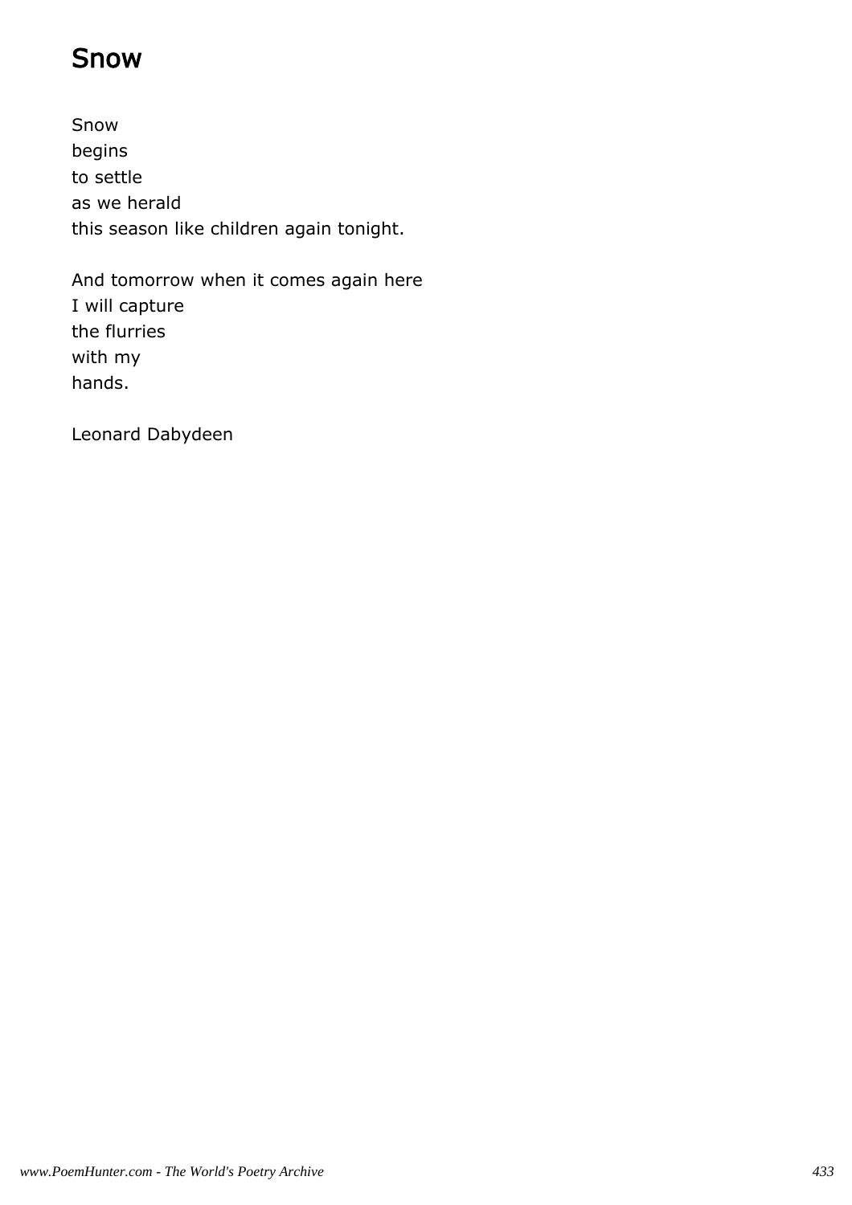# Snow

Snow  
begins  
to settle  
as we herald  
this season like children again tonight.

And tomorrow when it comes again here  
I will capture  
the flurries  
with my  
hands.

Leonard Dabydeen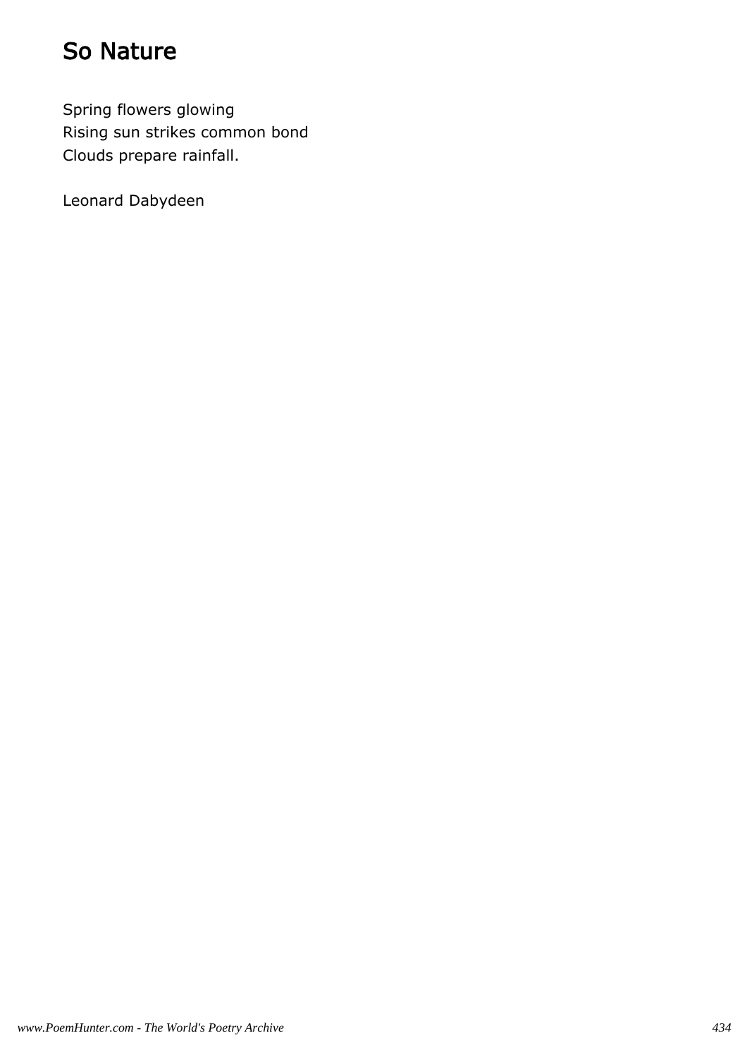# So Nature

Spring flowers glowing  
Rising sun strikes common bond  
Clouds prepare rainfall.

Leonard Dabydeen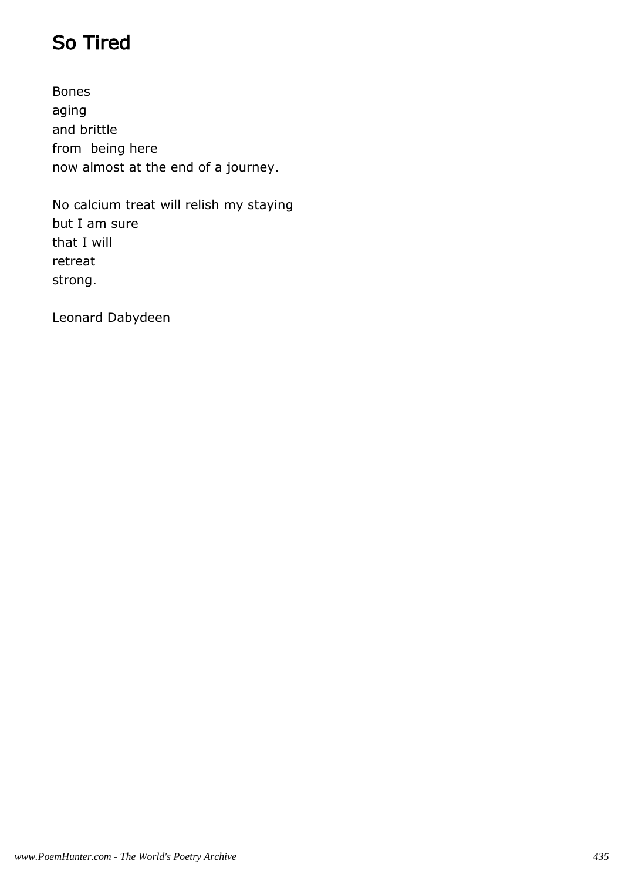# So Tired

Bones
aging
and brittle
from being here
now almost at the end of a journey.

No calcium treat will relish my staying
but I am sure
that I will
retreat
strong.

Leonard Dabydeen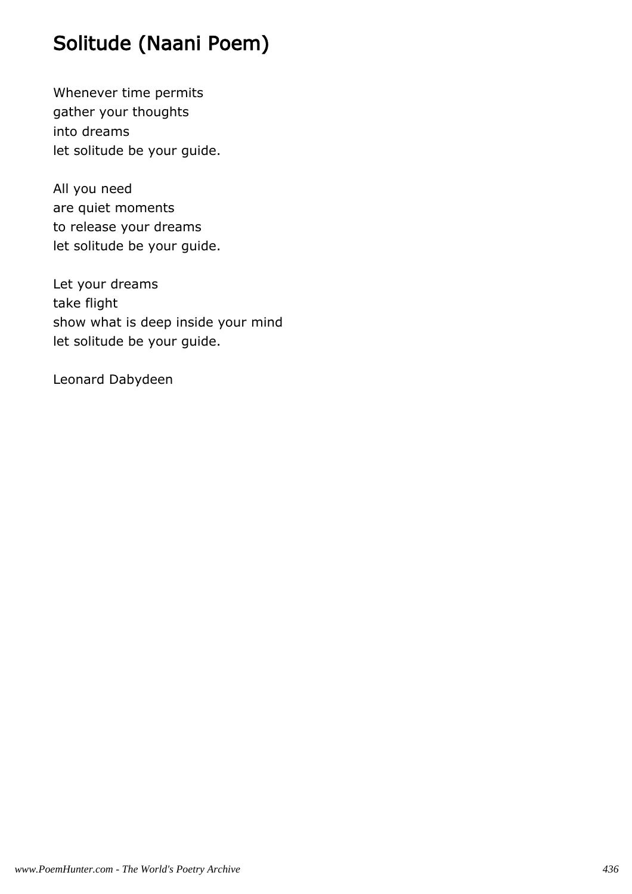# Solitude (Naani Poem)

Whenever time permits
gather your thoughts
into dreams
let solitude be your guide.

All you need
are quiet moments
to release your dreams
let solitude be your guide.

Let your dreams
take flight
show what is deep inside your mind
let solitude be your guide.

Leonard Dabydeen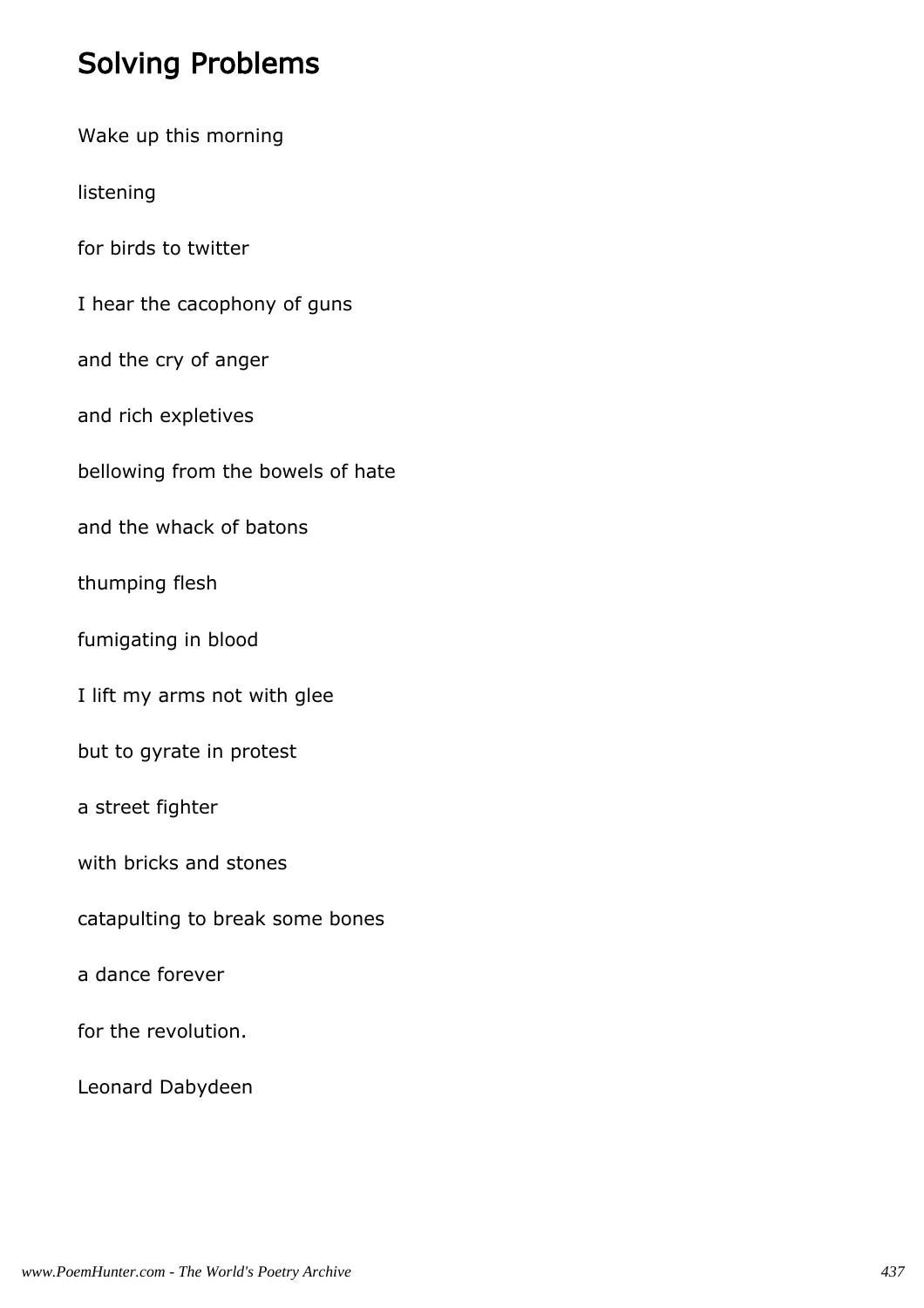## Solving Problems

Wake up this morning

listening

for birds to twitter

I hear the cacophony of guns

and the cry of anger

and rich expletives

bellowing from the bowels of hate

and the whack of batons

thumping flesh

fumigating in blood

I lift my arms not with glee

but to gyrate in protest

a street fighter

with bricks and stones

catapulting to break some bones

a dance forever

for the revolution.

Leonard Dabydeen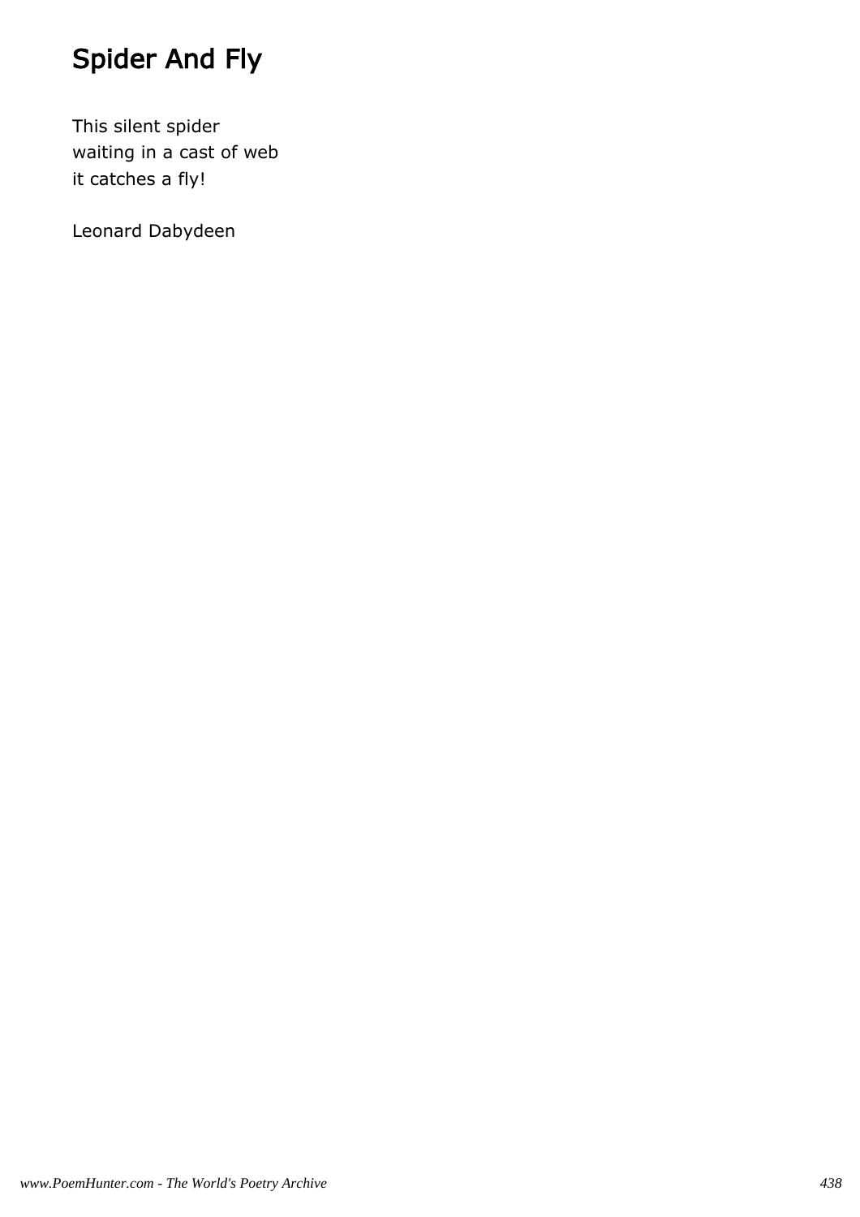# Spider And Fly

This silent spider  
waiting in a cast of web  
it catches a fly!

Leonard Dabydeen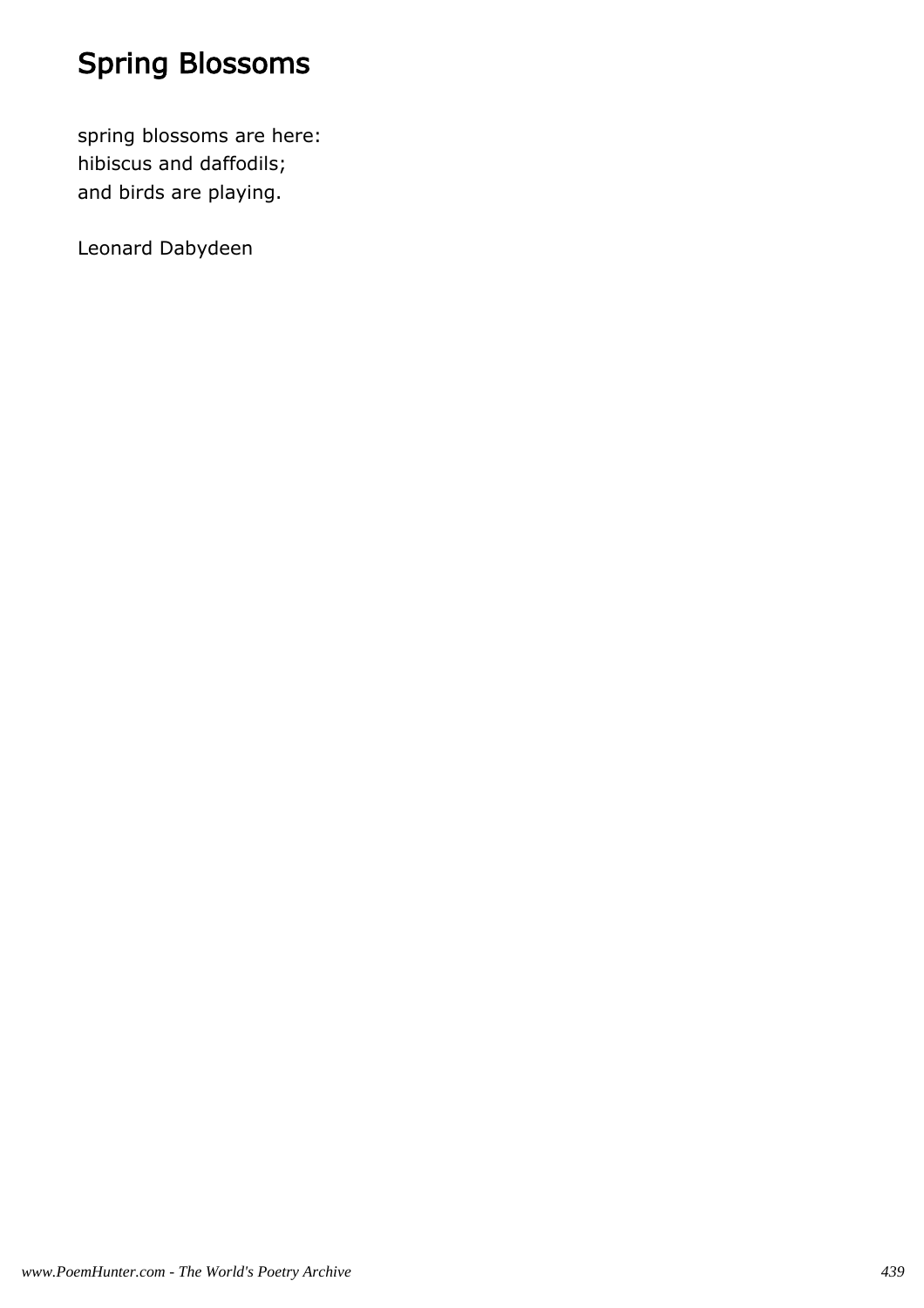# Spring Blossoms

spring blossoms are here:
hibiscus and daffodils;
and birds are playing.

Leonard Dabydeen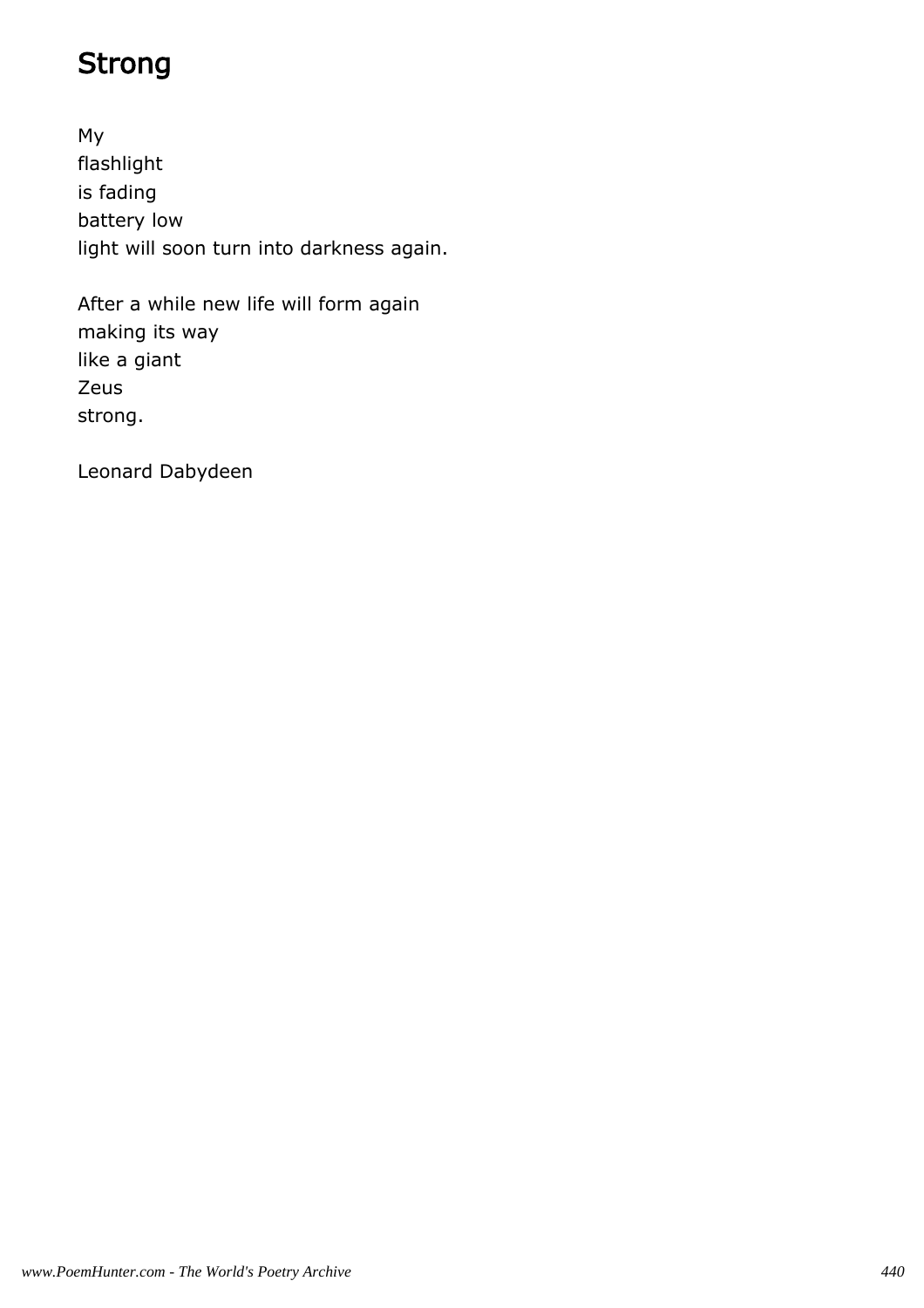# Strong

My
flashlight
is fading
battery low
light will soon turn into darkness again.

After a while new life will form again
making its way
like a giant
Zeus
strong.

Leonard Dabydeen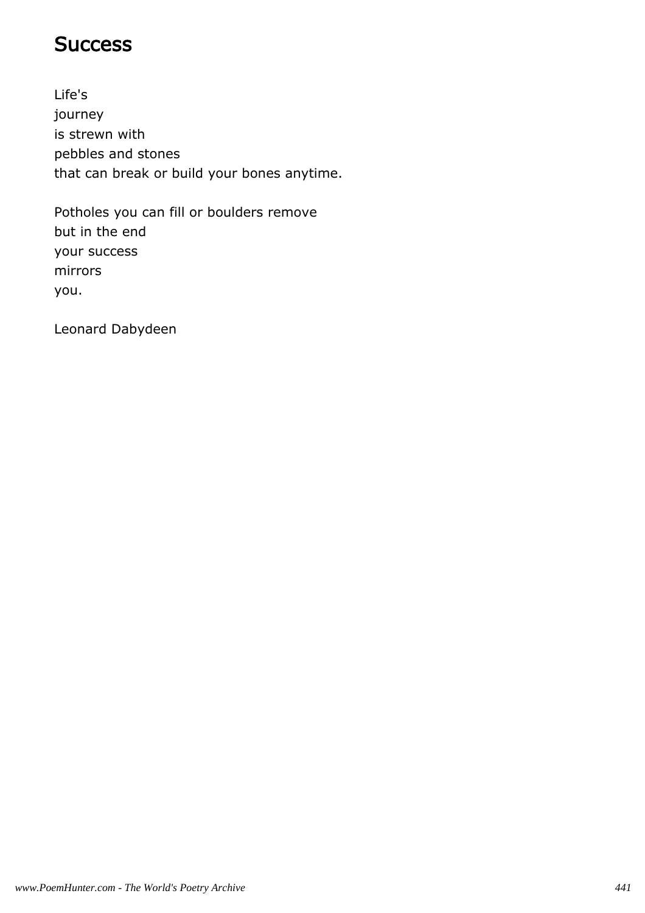# Success

Life's
journey
is strewn with
pebbles and stones
that can break or build your bones anytime.

Potholes you can fill or boulders remove
but in the end
your success
mirrors
you.

Leonard Dabydeen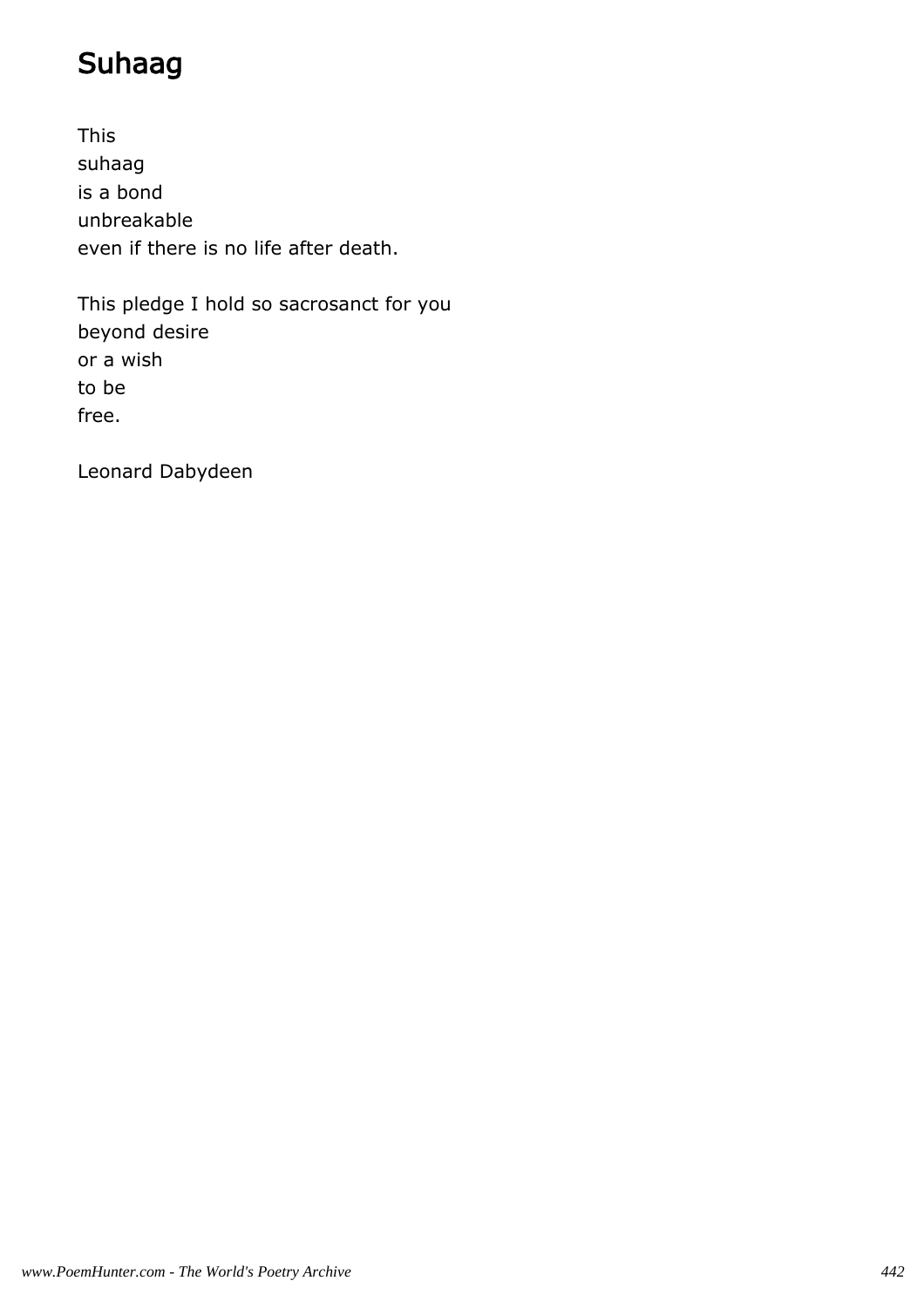# Suhaag

This
suhaag
is a bond
unbreakable
even if there is no life after death.

This pledge I hold so sacrosanct for you
beyond desire
or a wish
to be
free.

Leonard Dabydeen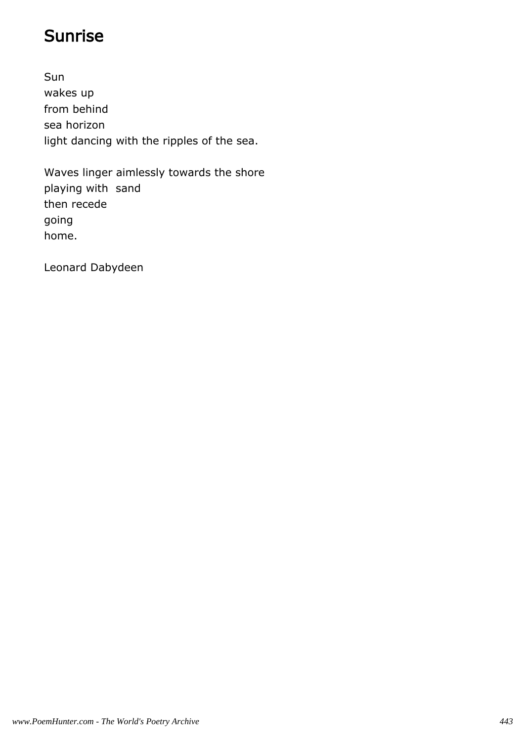# Sunrise

Sun
wakes up
from behind
sea horizon
light dancing with the ripples of the sea.

Waves linger aimlessly towards the shore
playing with  sand
then recede
going
home.

Leonard Dabydeen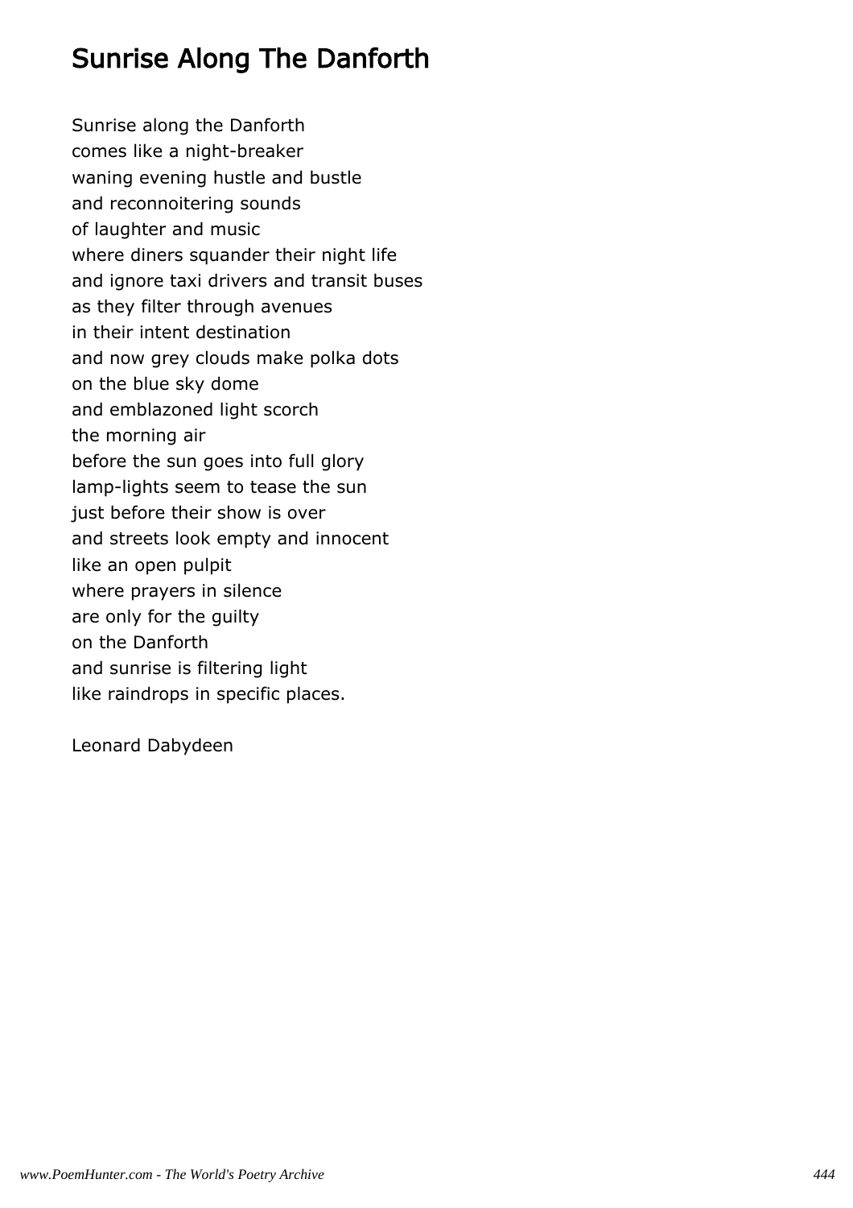# Sunrise Along The Danforth

Sunrise along the Danforth
comes like a night-breaker
waning evening hustle and bustle
and reconnoitering sounds
of laughter and music
where diners squander their night life
and ignore taxi drivers and transit buses
as they filter through avenues
in their intent destination
and now grey clouds make polka dots
on the blue sky dome
and emblazoned light scorch
the morning air
before the sun goes into full glory
lamp-lights seem to tease the sun
just before their show is over
and streets look empty and innocent
like an open pulpit
where prayers in silence
are only for the guilty
on the Danforth
and sunrise is filtering light
like raindrops in specific places.

Leonard Dabydeen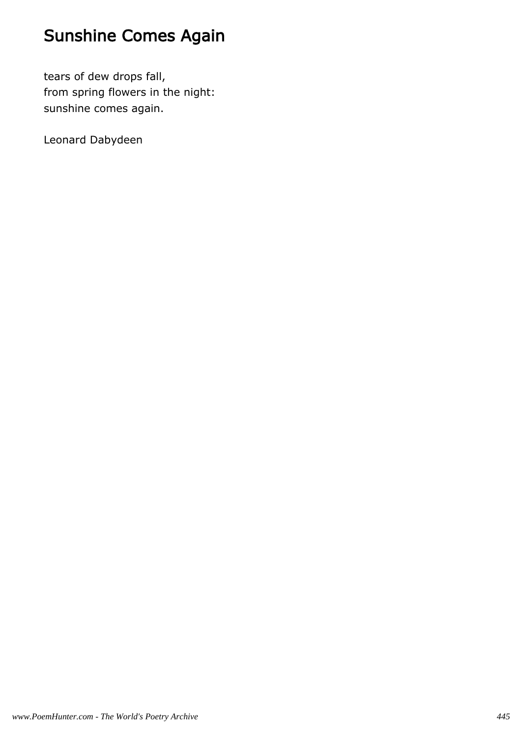# Sunshine Comes Again

tears of dew drops fall,  
from spring flowers in the night:  
sunshine comes again.

Leonard Dabydeen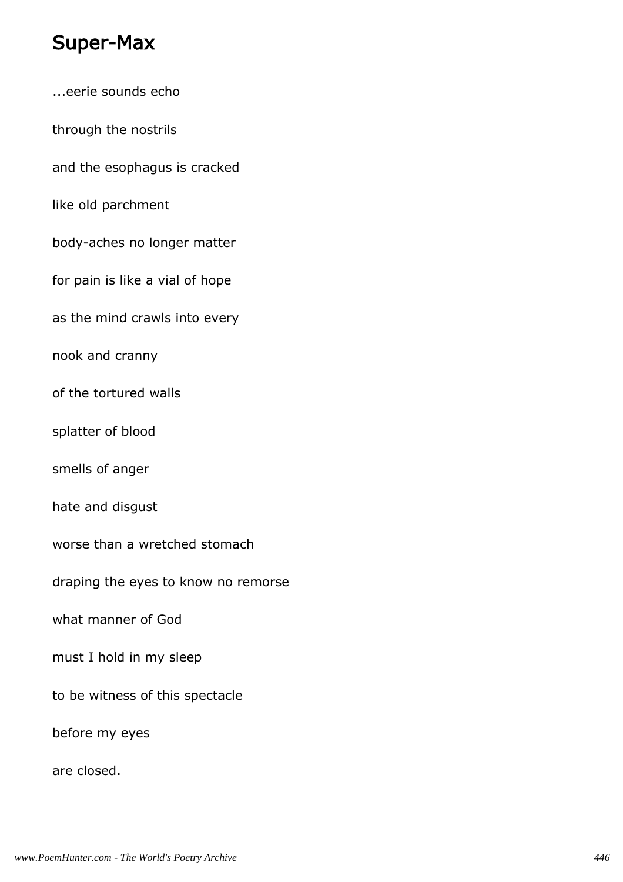# Super-Max

...eerie sounds echo

through the nostrils

and the esophagus is cracked

like old parchment

body-aches no longer matter

for pain is like a vial of hope

as the mind crawls into every

nook and cranny

of the tortured walls

splatter of blood

smells of anger

hate and disgust

worse than a wretched stomach

draping the eyes to know no remorse

what manner of God

must I hold in my sleep

to be witness of this spectacle

before my eyes

are closed.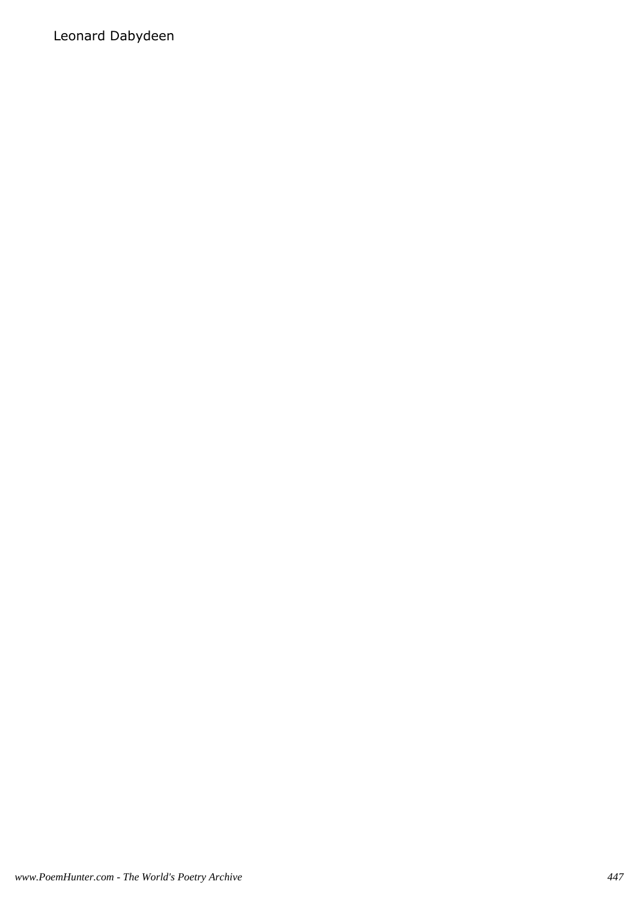Leonard Dabydeen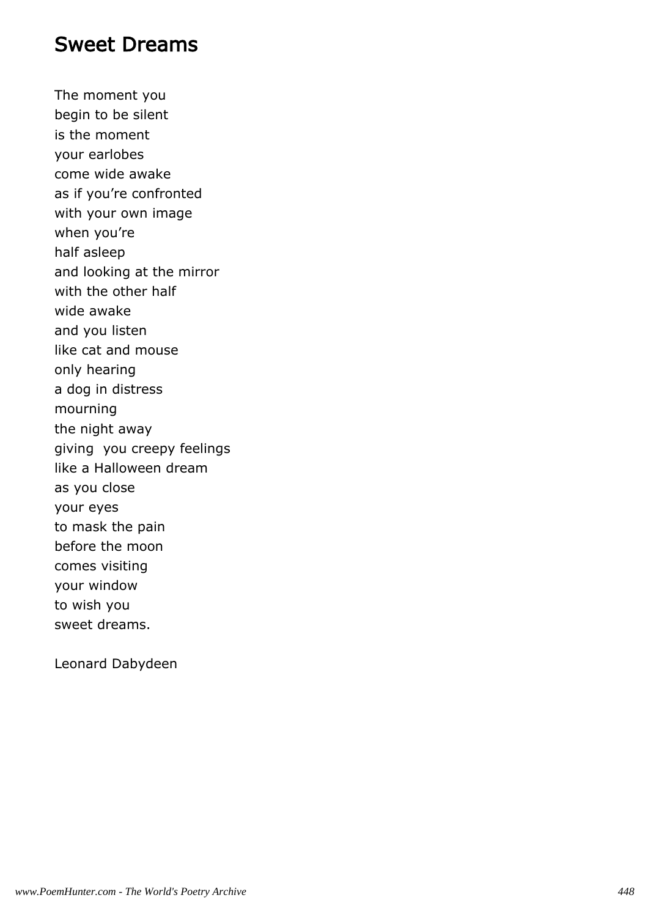## Sweet Dreams

The moment you
begin to be silent
is the moment
your earlobes
come wide awake
as if you're confronted
with your own image
when you're
half asleep
and looking at the mirror
with the other half
wide awake
and you listen
like cat and mouse
only hearing
a dog in distress
mourning
the night away
giving you creepy feelings
like a Halloween dream
as you close
your eyes
to mask the pain
before the moon
comes visiting
your window
to wish you
sweet dreams.

Leonard Dabydeen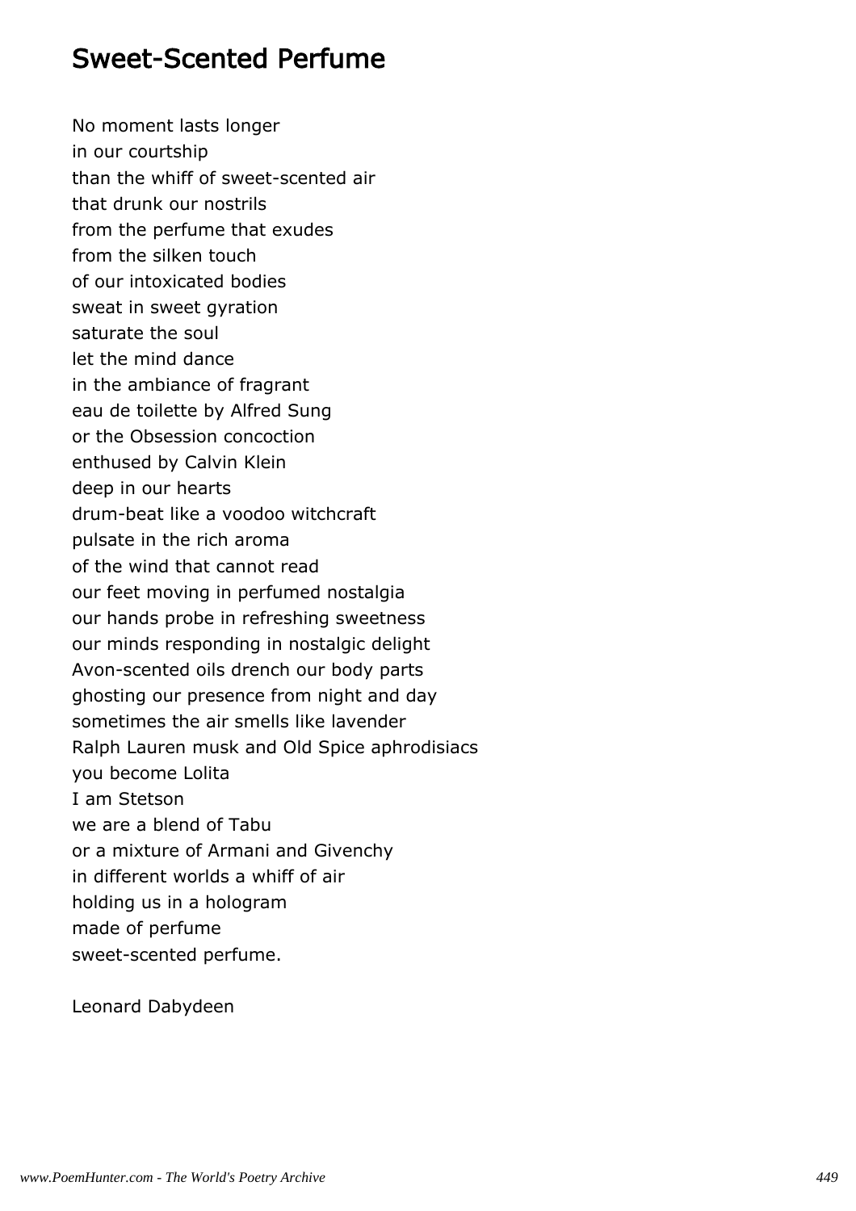## Sweet-Scented Perfume

No moment lasts longer
in our courtship
than the whiff of sweet-scented air
that drunk our nostrils
from the perfume that exudes
from the silken touch
of our intoxicated bodies
sweat in sweet gyration
saturate the soul
let the mind dance
in the ambiance of fragrant
eau de toilette by Alfred Sung
or the Obsession concoction
enthused by Calvin Klein
deep in our hearts
drum-beat like a voodoo witchcraft
pulsate in the rich aroma
of the wind that cannot read
our feet moving in perfumed nostalgia
our hands probe in refreshing sweetness
our minds responding in nostalgic delight
Avon-scented oils drench our body parts
ghosting our presence from night and day
sometimes the air smells like lavender
Ralph Lauren musk and Old Spice aphrodisiacs
you become Lolita
I am Stetson
we are a blend of Tabu
or a mixture of Armani and Givenchy
in different worlds a whiff of air
holding us in a hologram
made of perfume
sweet-scented perfume.

Leonard Dabydeen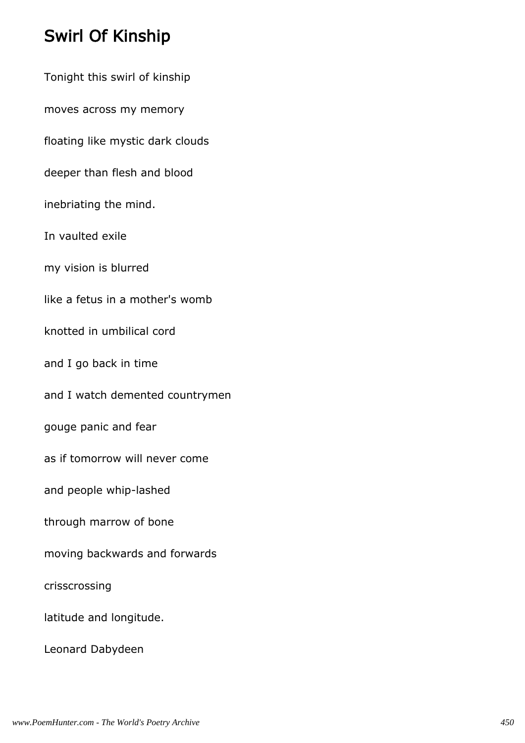# Swirl Of Kinship

Tonight this swirl of kinship

moves across my memory

floating like mystic dark clouds

deeper than flesh and blood

inebriating the mind.

In vaulted exile

my vision is blurred

like a fetus in a mother's womb

knotted in umbilical cord

and I go back in time

and I watch demented countrymen

gouge panic and fear

as if tomorrow will never come

and people whip-lashed

through marrow of bone

moving backwards and forwards

crisscrossing

latitude and longitude.

Leonard Dabydeen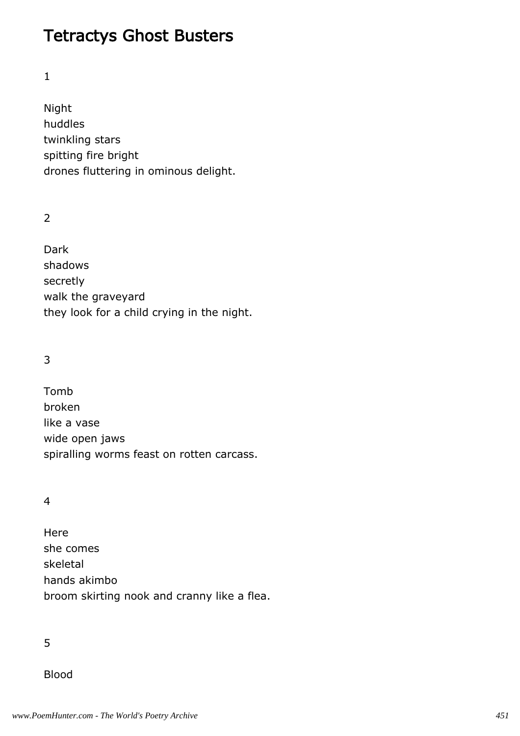# Tetractys Ghost Busters

1

Night
huddles
twinkling stars
spitting fire bright
drones fluttering in ominous delight.

2

Dark
shadows
secretly
walk the graveyard
they look for a child crying in the night.

3

Tomb
broken
like a vase
wide open jaws
spiralling worms feast on rotten carcass.

4

Here
she comes
skeletal
hands akimbo
broom skirting nook and cranny like a flea.

5

Blood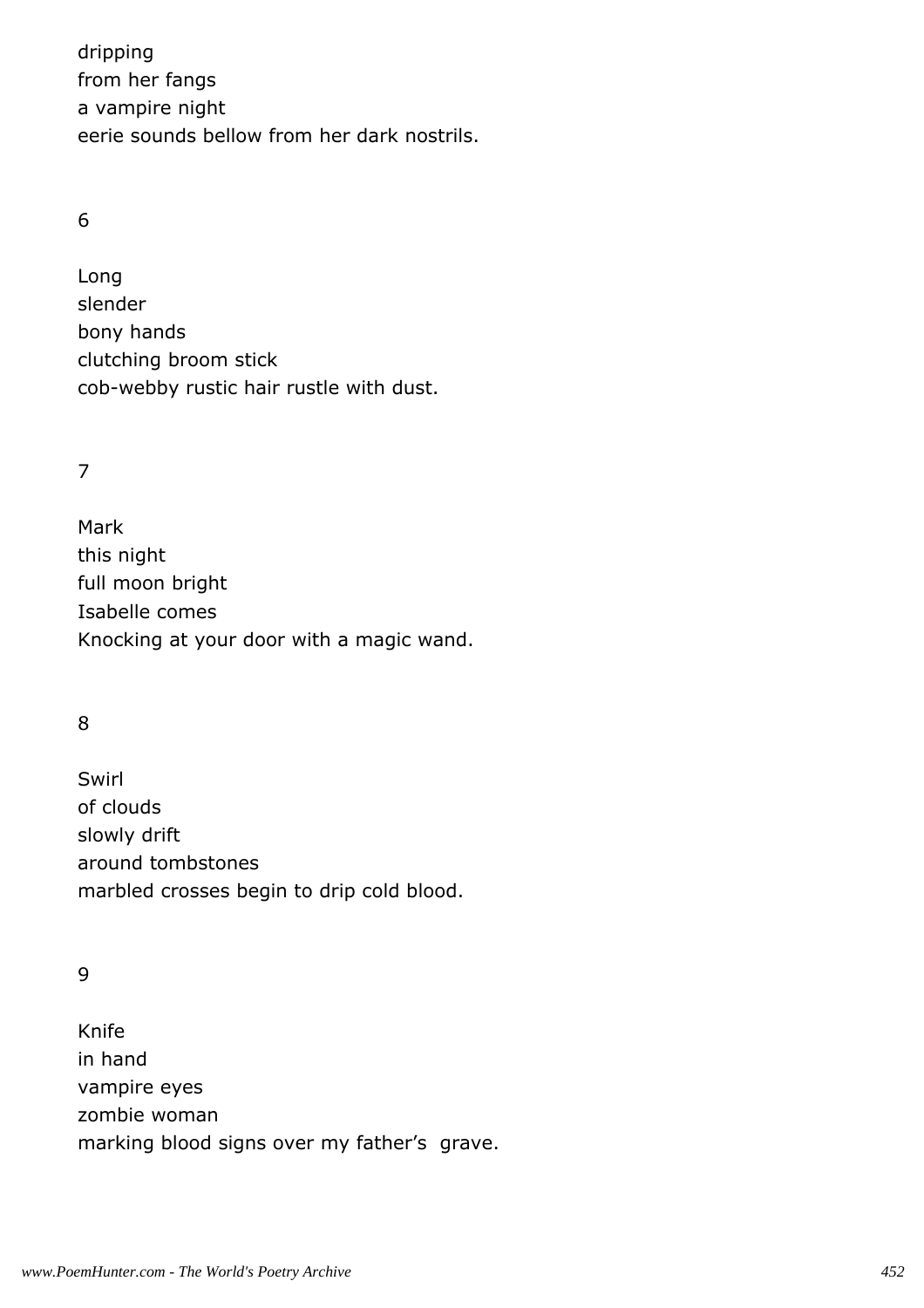dripping
from her fangs
a vampire night
eerie sounds bellow from her dark nostrils.

6

Long
slender
bony hands
clutching broom stick
cob-webby rustic hair rustle with dust.

7

Mark
this night
full moon bright
Isabelle comes
Knocking at your door with a magic wand.

8

Swirl
of clouds
slowly drift
around tombstones
marbled crosses begin to drip cold blood.

9

Knife
in hand
vampire eyes
zombie woman
marking blood signs over my father's grave.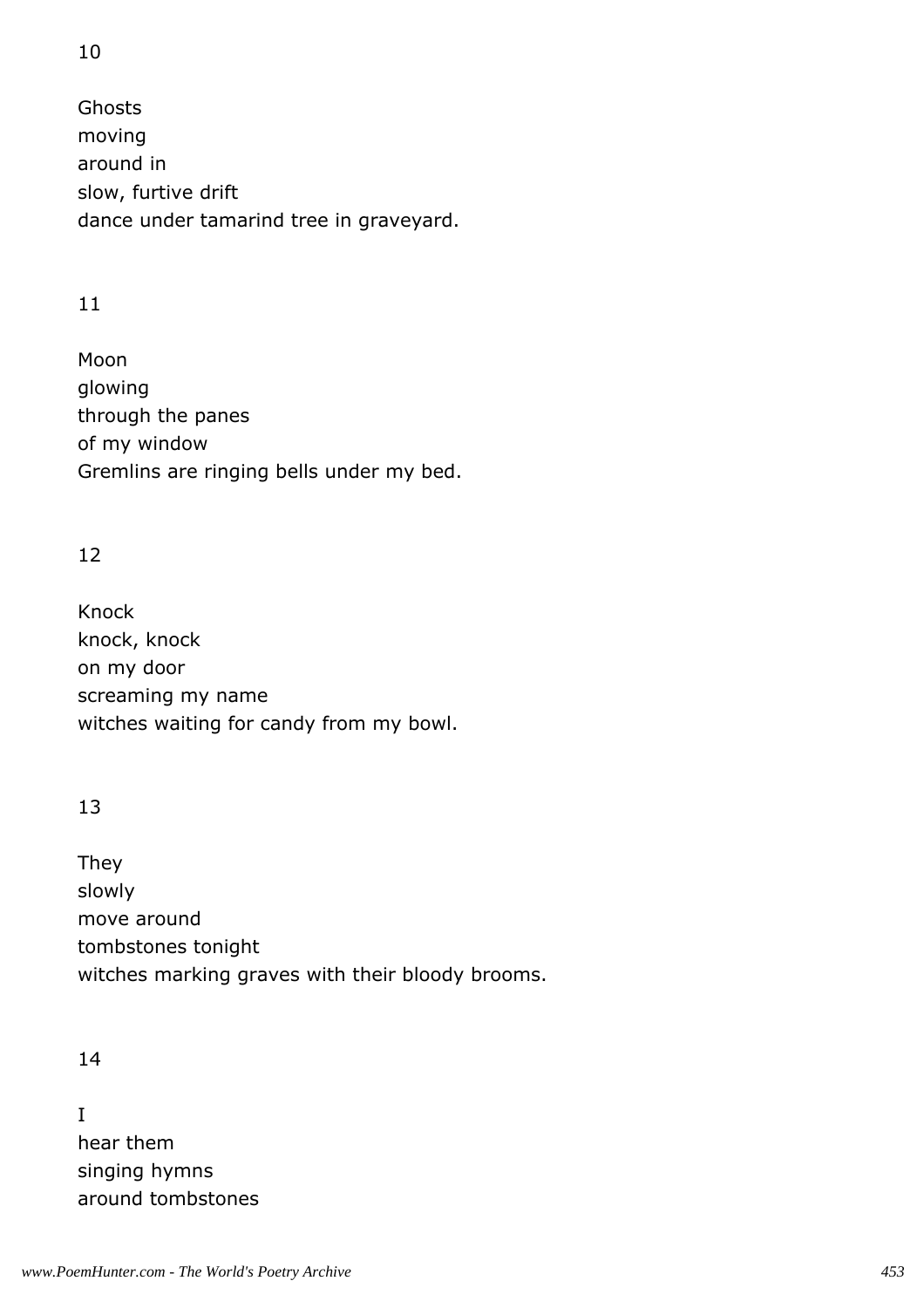10

Ghosts
moving
around in
slow, furtive drift
dance under tamarind tree in graveyard.

11

Moon
glowing
through the panes
of my window
Gremlins are ringing bells under my bed.

12

Knock
knock, knock
on my door
screaming my name
witches waiting for candy from my bowl.

13

They
slowly
move around
tombstones tonight
witches marking graves with their bloody brooms.

14

I
hear them
singing hymns
around tombstones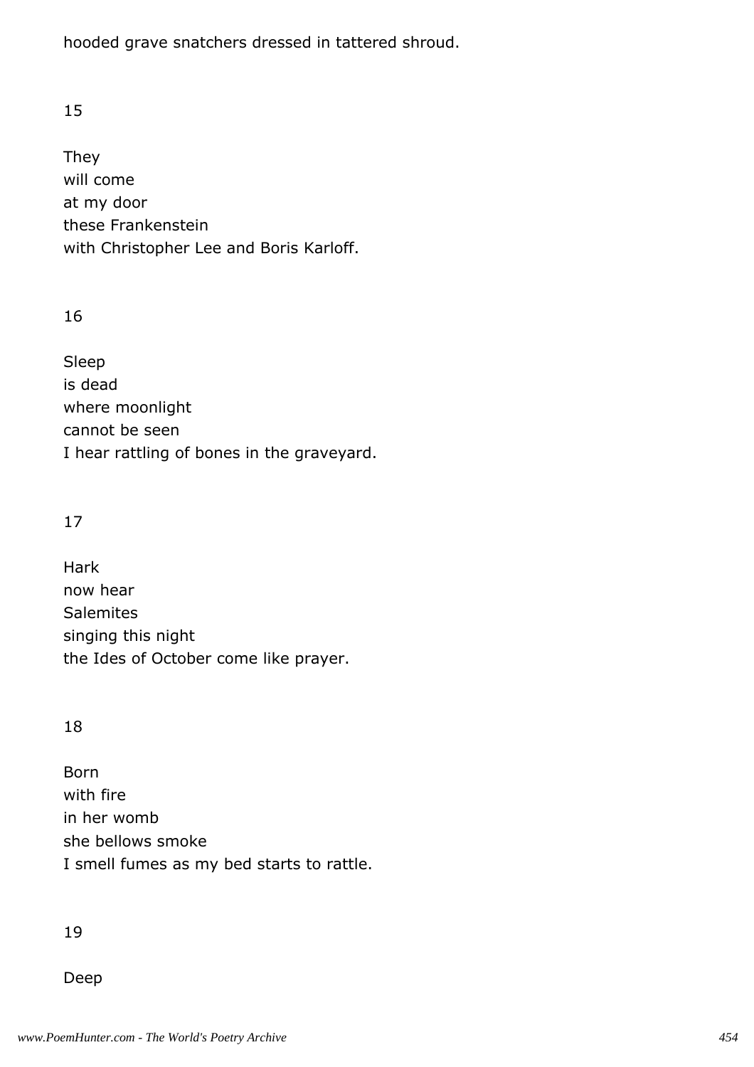hooded grave snatchers dressed in tattered shroud.

15

They
will come
at my door
these Frankenstein
with Christopher Lee and Boris Karloff.

16

Sleep
is dead
where moonlight
cannot be seen
I hear rattling of bones in the graveyard.

17

Hark
now hear
Salemites
singing this night
the Ides of October come like prayer.

18

Born
with fire
in her womb
she bellows smoke
I smell fumes as my bed starts to rattle.

19

Deep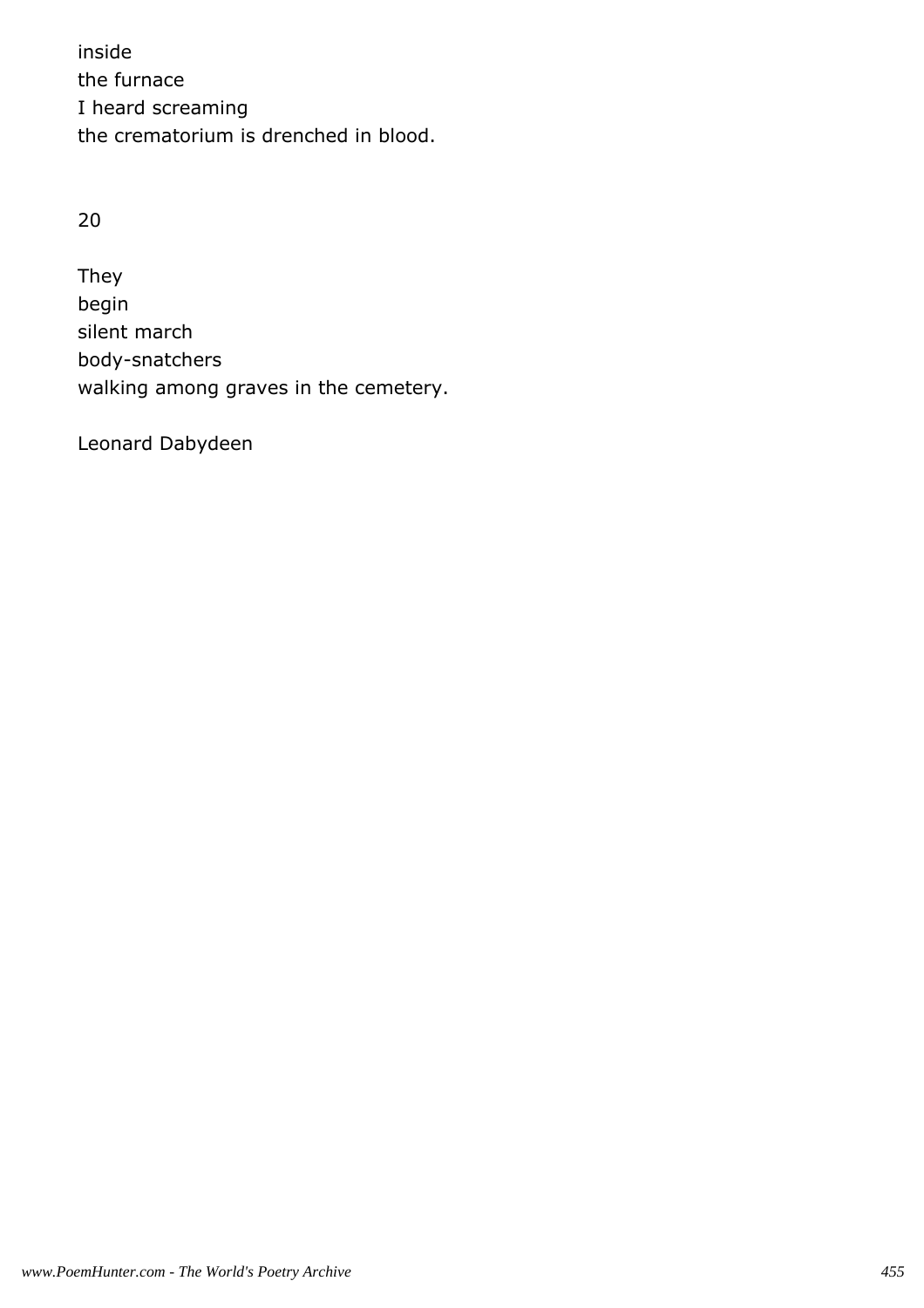inside
the furnace
I heard screaming
the crematorium is drenched in blood.

20

They
begin
silent march
body-snatchers
walking among graves in the cemetery.

Leonard Dabydeen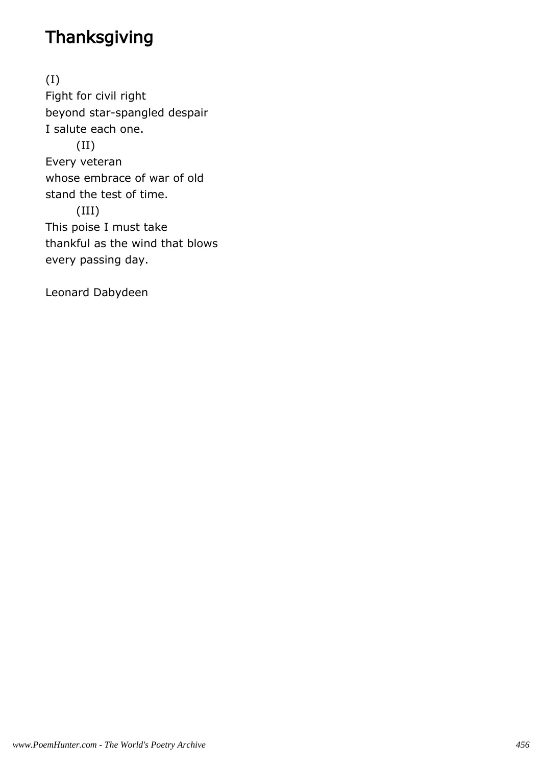# Thanksgiving

(I)
Fight for civil right
beyond star-spangled despair
I salute each one.
(II)
Every veteran
whose embrace of war of old
stand the test of time.
(III)
This poise I must take
thankful as the wind that blows
every passing day.

Leonard Dabydeen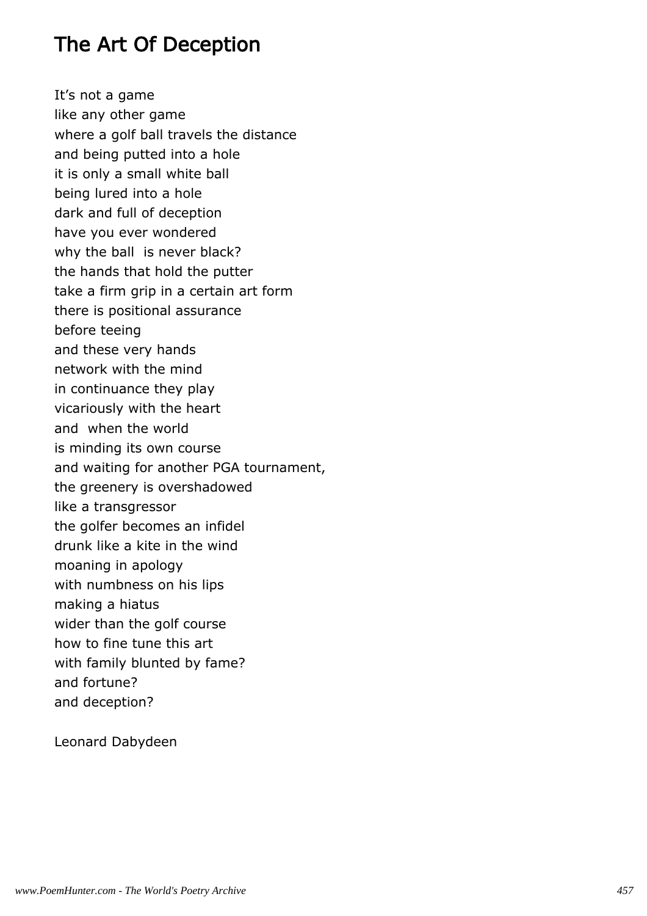# The Art Of Deception

It's not a game
like any other game
where a golf ball travels the distance
and being putted into a hole
it is only a small white ball
being lured into a hole
dark and full of deception
have you ever wondered
why the ball is never black?
the hands that hold the putter
take a firm grip in a certain art form
there is positional assurance
before teeing
and these very hands
network with the mind
in continuance they play
vicariously with the heart
and when the world
is minding its own course
and waiting for another PGA tournament,
the greenery is overshadowed
like a transgressor
the golfer becomes an infidel
drunk like a kite in the wind
moaning in apology
with numbness on his lips
making a hiatus
wider than the golf course
how to fine tune this art
with family blunted by fame?
and fortune?
and deception?

Leonard Dabydeen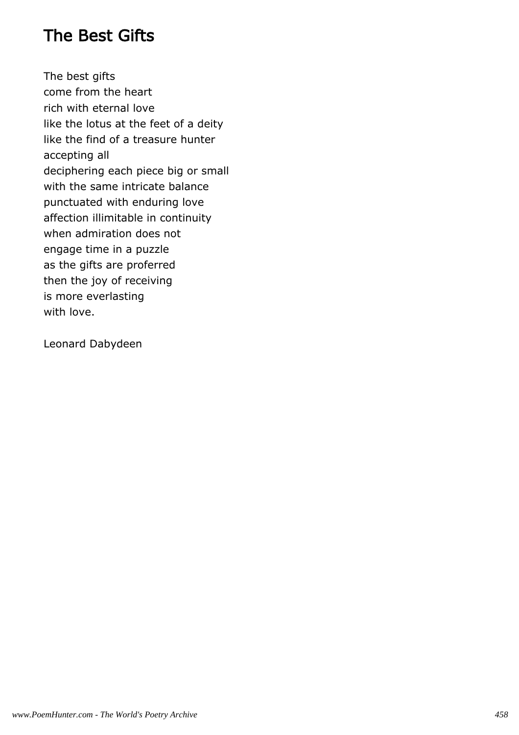## The Best Gifts

The best gifts
come from the heart
rich with eternal love
like the lotus at the feet of a deity
like the find of a treasure hunter
accepting all
deciphering each piece big or small
with the same intricate balance
punctuated with enduring love
affection illimitable in continuity
when admiration does not
engage time in a puzzle
as the gifts are proferred
then the joy of receiving
is more everlasting
with love.

Leonard Dabydeen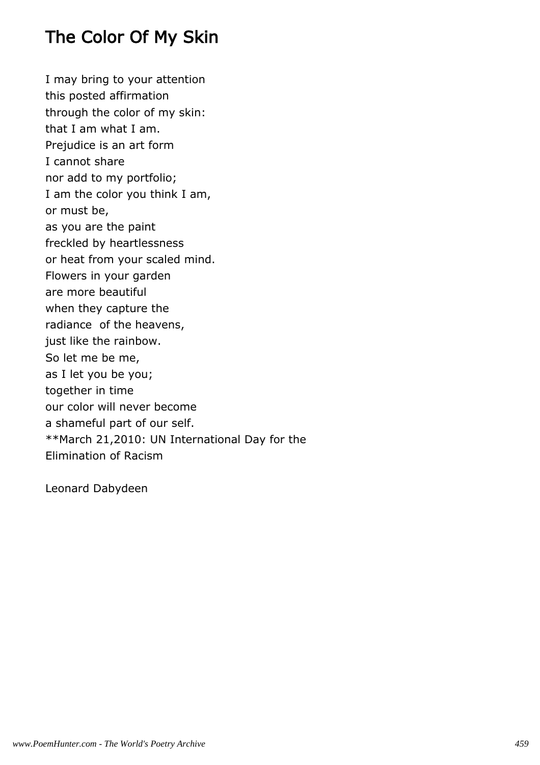# The Color Of My Skin

I may bring to your attention
this posted affirmation
through the color of my skin:
that I am what I am.
Prejudice is an art form
I cannot share
nor add to my portfolio;
I am the color you think I am,
or must be,
as you are the paint
freckled by heartlessness
or heat from your scaled mind.
Flowers in your garden
are more beautiful
when they capture the
radiance  of the heavens,
just like the rainbow.
So let me be me,
as I let you be you;
together in time
our color will never become
a shameful part of our self.
**March 21,2010: UN International Day for the
Elimination of Racism

Leonard Dabydeen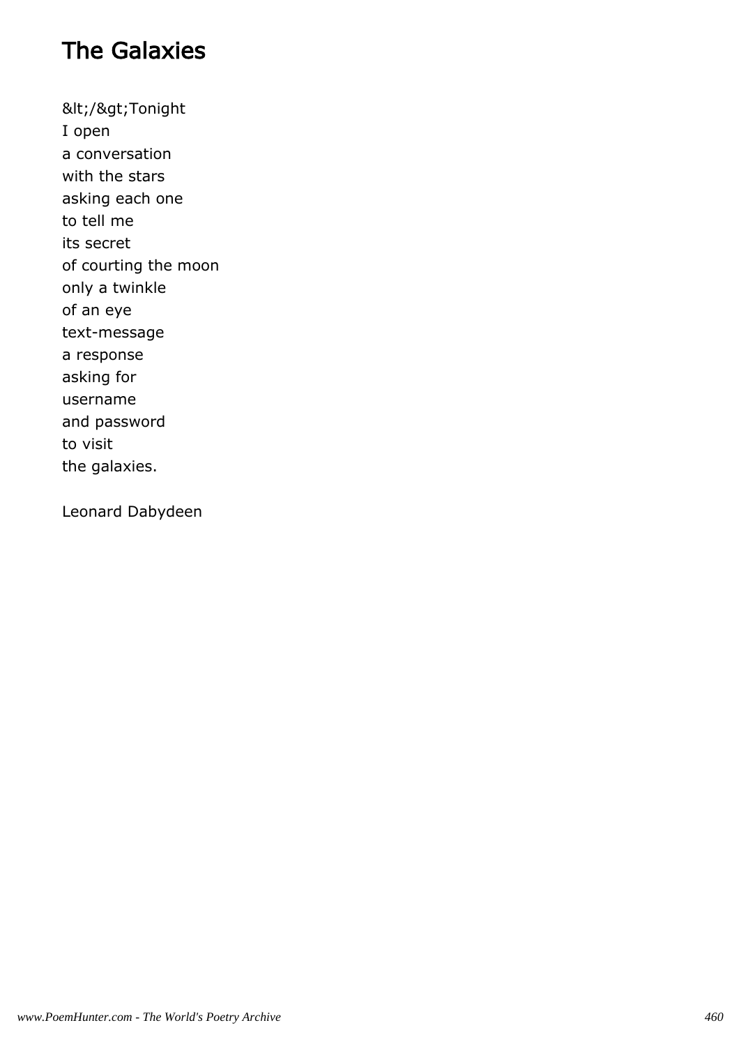## The Galaxies

&lt;/&gt;Tonight
I open
a conversation
with the stars
asking each one
to tell me
its secret
of courting the moon
only a twinkle
of an eye
text-message
a response
asking for
username
and password
to visit
the galaxies.

Leonard Dabydeen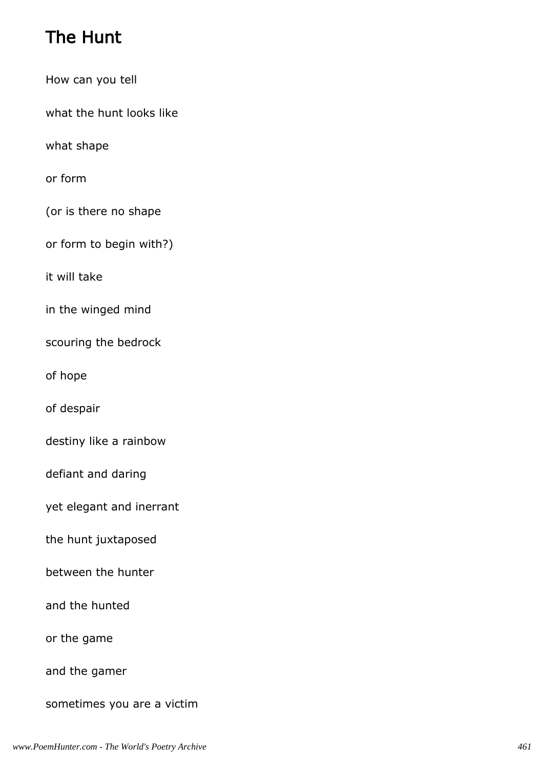## The Hunt

How can you tell

what the hunt looks like

what shape

or form

(or is there no shape

or form to begin with?)

it will take

in the winged mind

scouring the bedrock

of hope

of despair

destiny like a rainbow

defiant and daring

yet elegant and inerrant

the hunt juxtaposed

between the hunter

and the hunted

or the game

and the gamer

sometimes you are a victim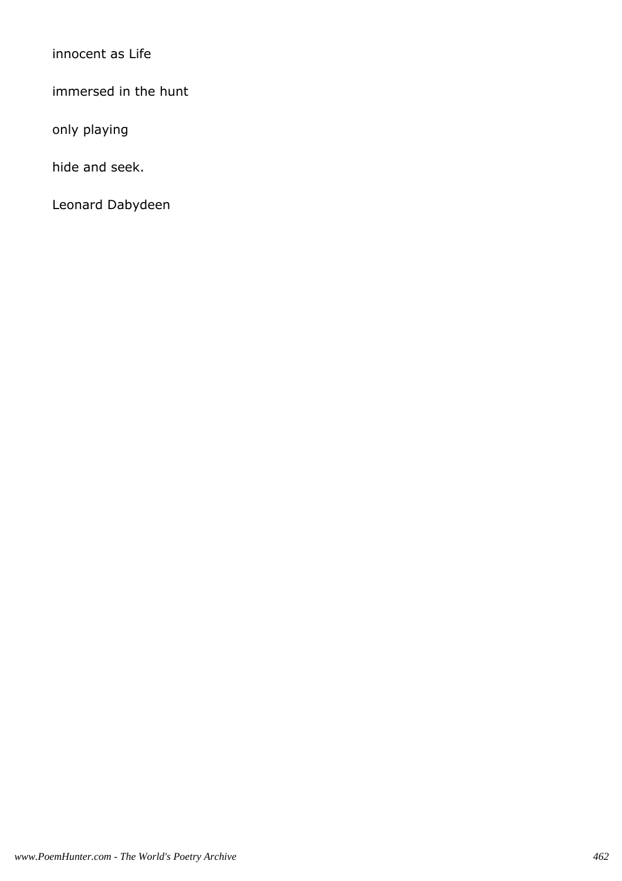innocent as Life

immersed in the hunt

only playing

hide and seek.

Leonard Dabydeen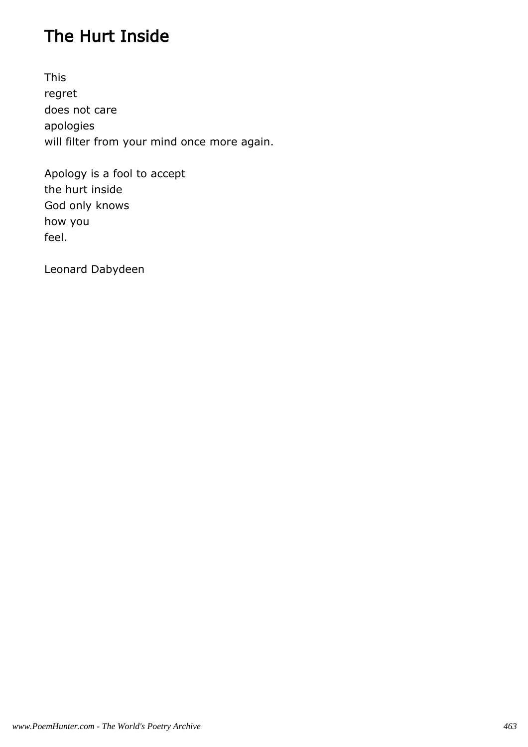## The Hurt Inside

This  
regret  
does not care  
apologies  
will filter from your mind once more again.

Apology is a fool to accept  
the hurt inside  
God only knows  
how you  
feel.

Leonard Dabydeen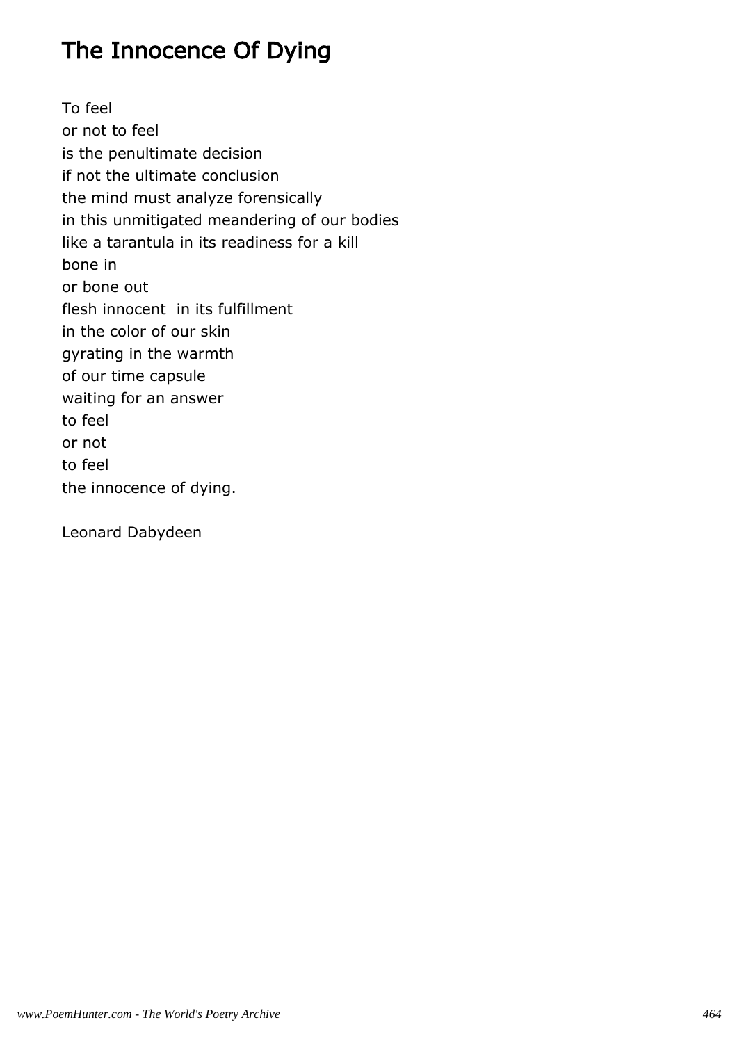# The Innocence Of Dying

To feel  
or not to feel  
is the penultimate decision  
if not the ultimate conclusion  
the mind must analyze forensically  
in this unmitigated meandering of our bodies  
like a tarantula in its readiness for a kill  
bone in  
or bone out  
flesh innocent  in its fulfillment  
in the color of our skin  
gyrating in the warmth  
of our time capsule  
waiting for an answer  
to feel  
or not  
to feel  
the innocence of dying.

Leonard Dabydeen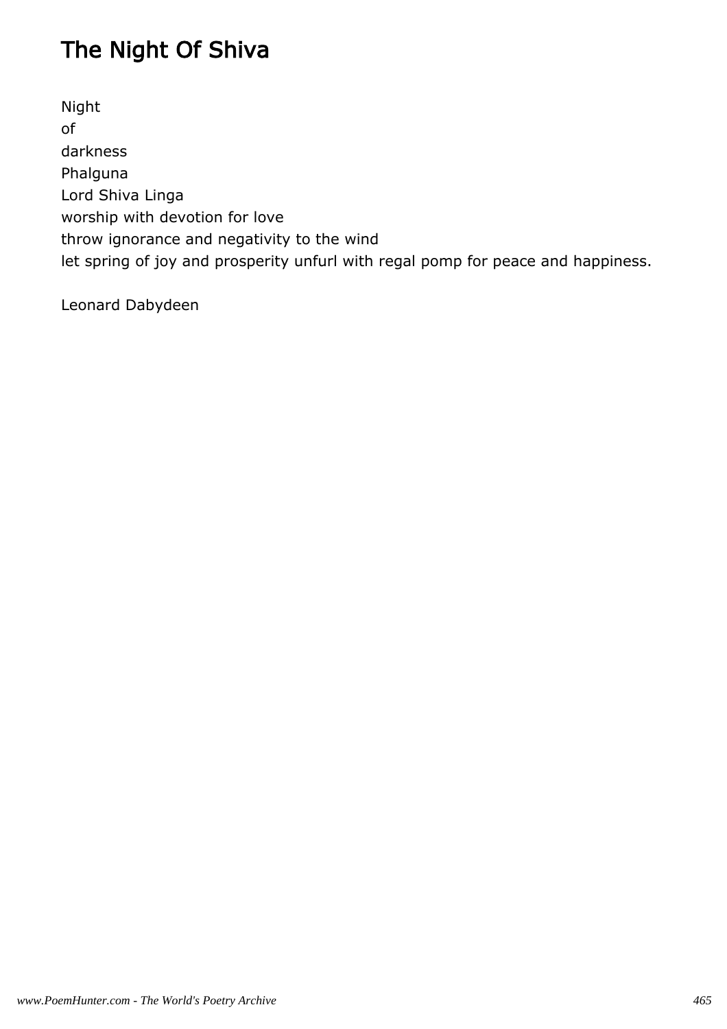# The Night Of Shiva

Night
of
darkness
Phalguna
Lord Shiva Linga
worship with devotion for love
throw ignorance and negativity to the wind
let spring of joy and prosperity unfurl with regal pomp for peace and happiness.

Leonard Dabydeen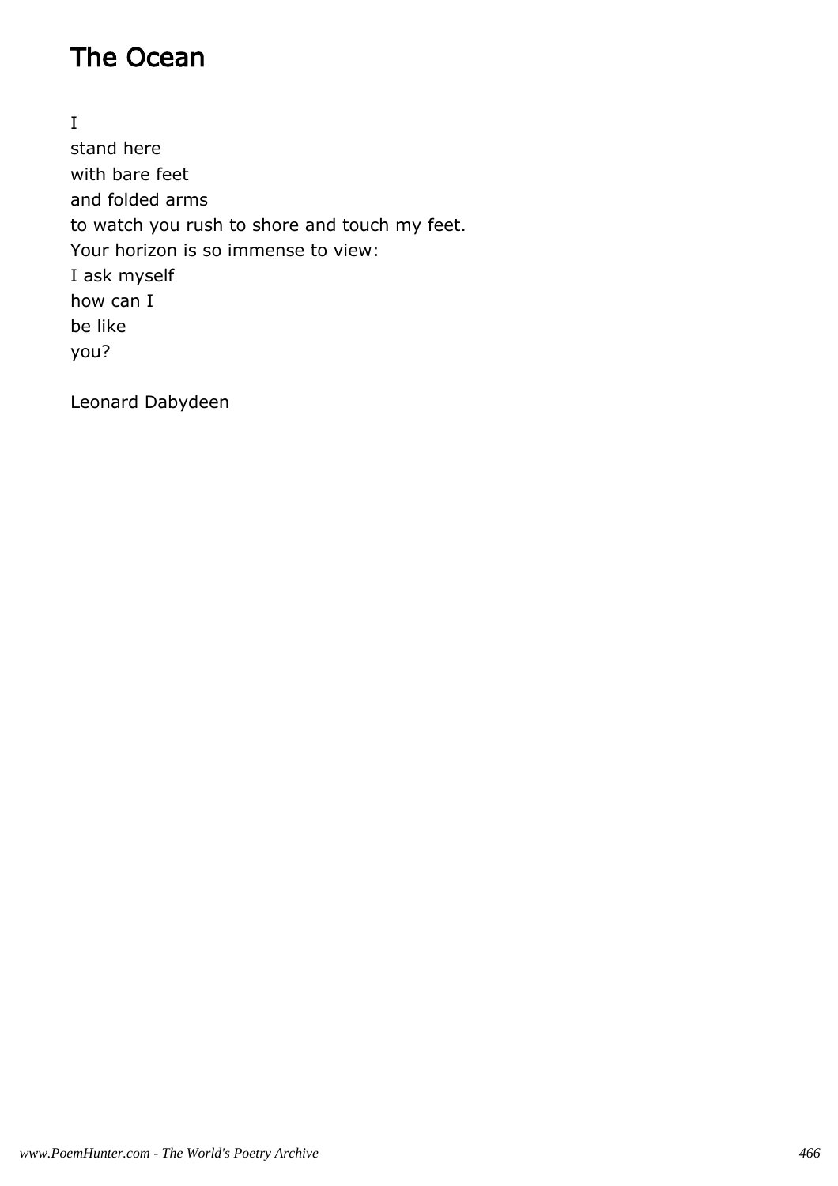# The Ocean

I  
stand here  
with bare feet  
and folded arms  
to watch you rush to shore and touch my feet.  
Your horizon is so immense to view:  
I ask myself  
how can I  
be like  
you?

Leonard Dabydeen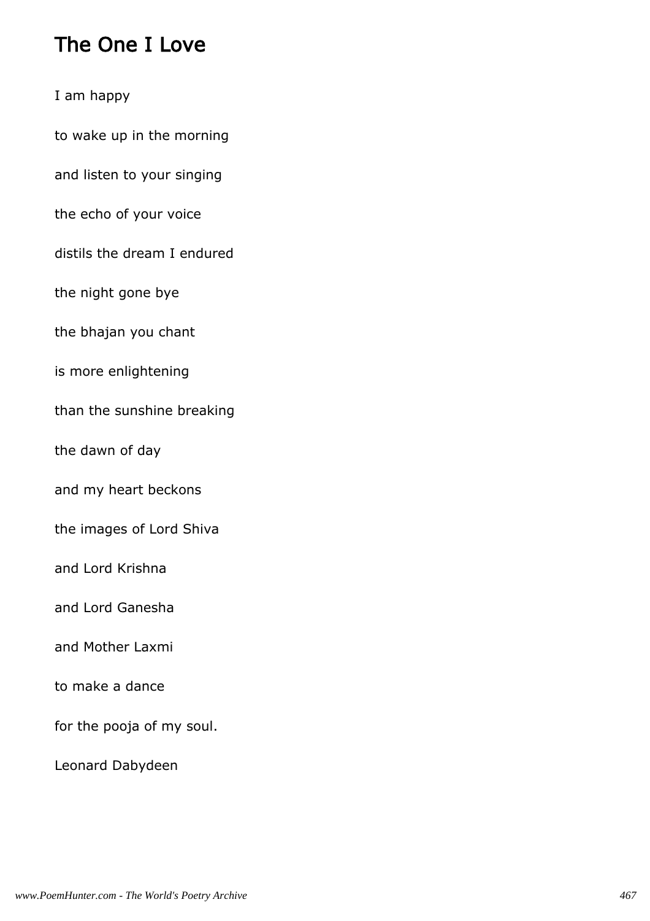# The One I Love

I am happy

to wake up in the morning

and listen to your singing

the echo of your voice

distils the dream I endured

the night gone bye

the bhajan you chant

is more enlightening

than the sunshine breaking

the dawn of day

and my heart beckons

the images of Lord Shiva

and Lord Krishna

and Lord Ganesha

and Mother Laxmi

to make a dance

for the pooja of my soul.

Leonard Dabydeen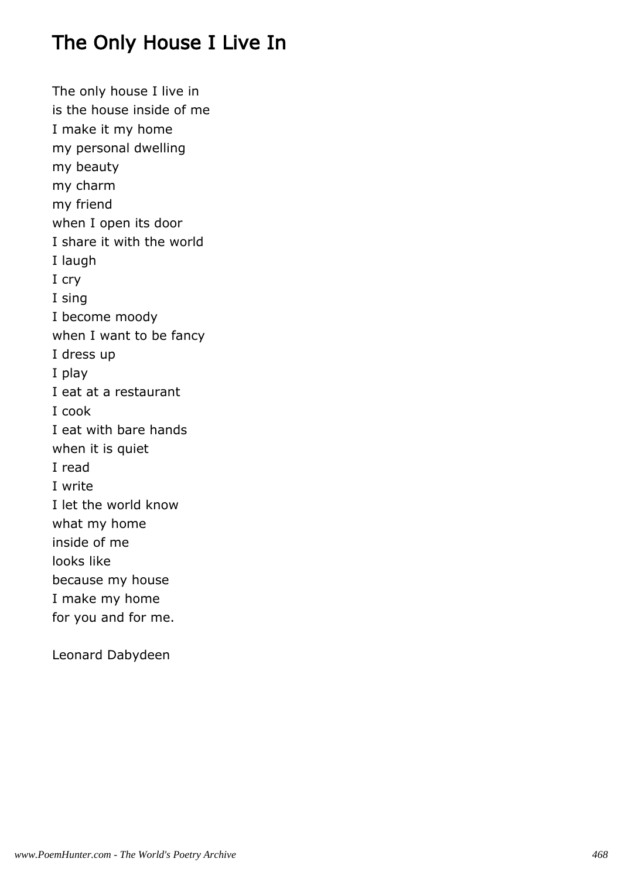# The Only House I Live In

The only house I live in
is the house inside of me
I make it my home
my personal dwelling
my beauty
my charm
my friend
when I open its door
I share it with the world
I laugh
I cry
I sing
I become moody
when I want to be fancy
I dress up
I play
I eat at a restaurant
I cook
I eat with bare hands
when it is quiet
I read
I write
I let the world know
what my home
inside of me
looks like
because my house
I make my home
for you and for me.

Leonard Dabydeen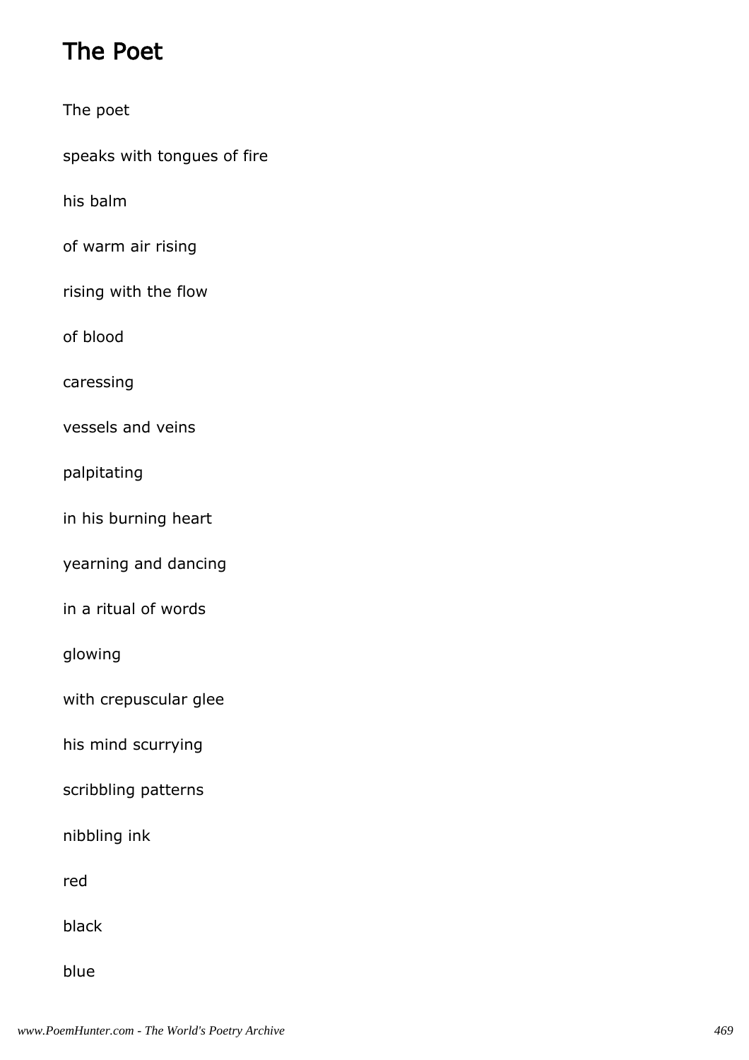## The Poet

The poet

speaks with tongues of fire

his balm

of warm air rising

rising with the flow

of blood

caressing

vessels and veins

palpitating

in his burning heart

yearning and dancing

in a ritual of words

glowing

with crepuscular glee

his mind scurrying

scribbling patterns

nibbling ink

red

black

blue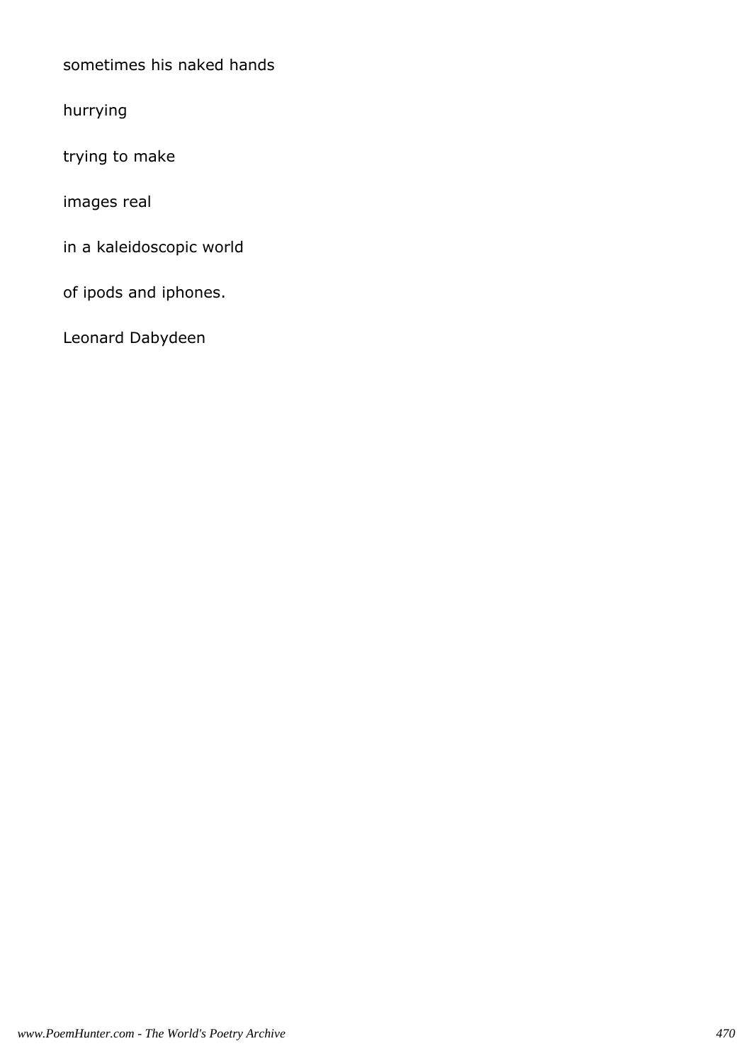sometimes his naked hands

hurrying

trying to make

images real

in a kaleidoscopic world

of ipods and iphones.

Leonard Dabydeen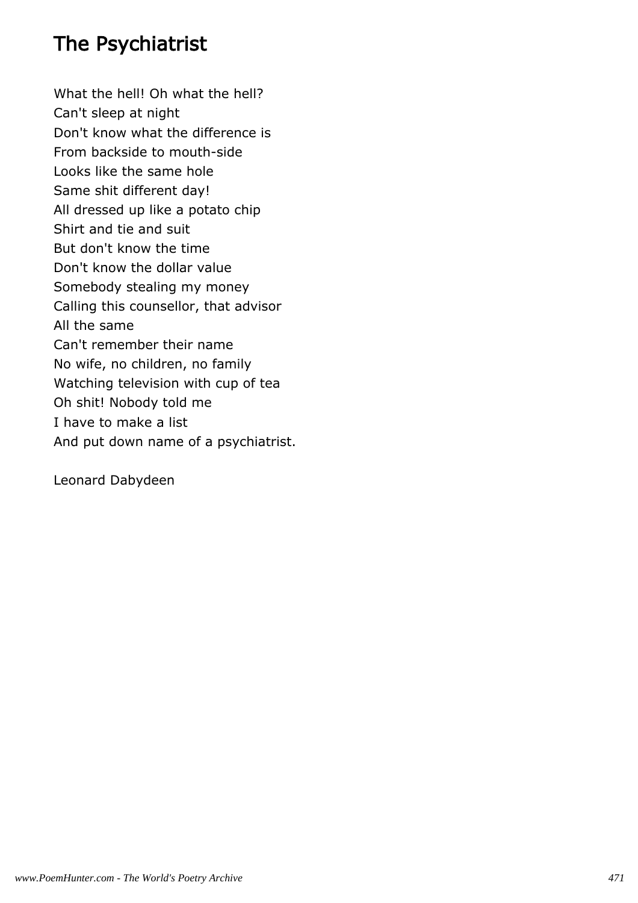## The Psychiatrist

What the hell! Oh what the hell?
Can't sleep at night
Don't know what the difference is
From backside to mouth-side
Looks like the same hole
Same shit different day!
All dressed up like a potato chip
Shirt and tie and suit
But don't know the time
Don't know the dollar value
Somebody stealing my money
Calling this counsellor, that advisor
All the same
Can't remember their name
No wife, no children, no family
Watching television with cup of tea
Oh shit! Nobody told me
I have to make a list
And put down name of a psychiatrist.

Leonard Dabydeen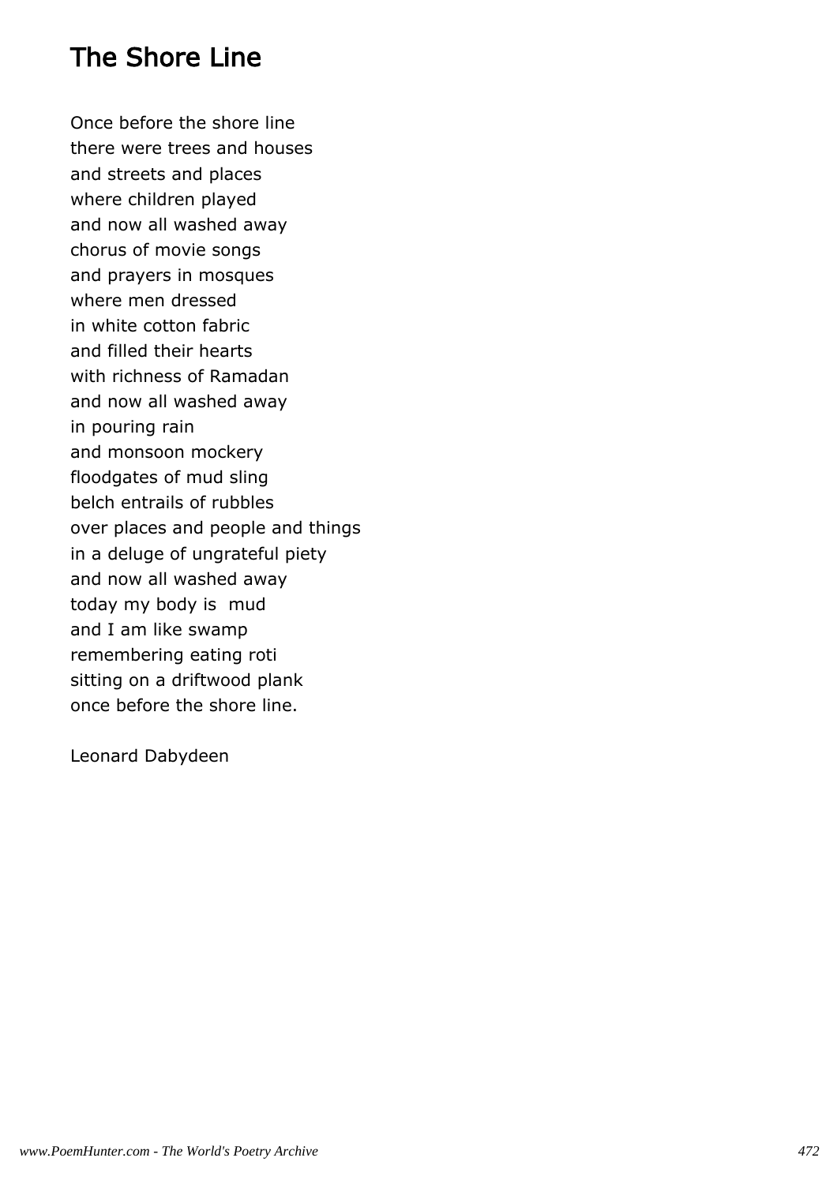# The Shore Line

Once before the shore line
there were trees and houses
and streets and places
where children played
and now all washed away
chorus of movie songs
and prayers in mosques
where men dressed
in white cotton fabric
and filled their hearts
with richness of Ramadan
and now all washed away
in pouring rain
and monsoon mockery
floodgates of mud sling
belch entrails of rubbles
over places and people and things
in a deluge of ungrateful piety
and now all washed away
today my body is mud
and I am like swamp
remembering eating roti
sitting on a driftwood plank
once before the shore line.

Leonard Dabydeen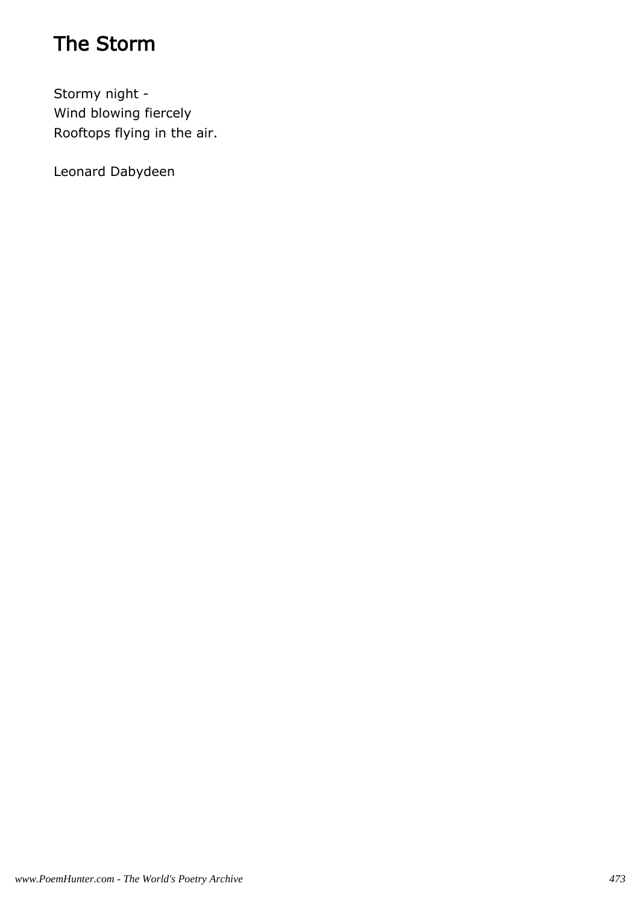# The Storm

Stormy night -
Wind blowing fiercely
Rooftops flying in the air.

Leonard Dabydeen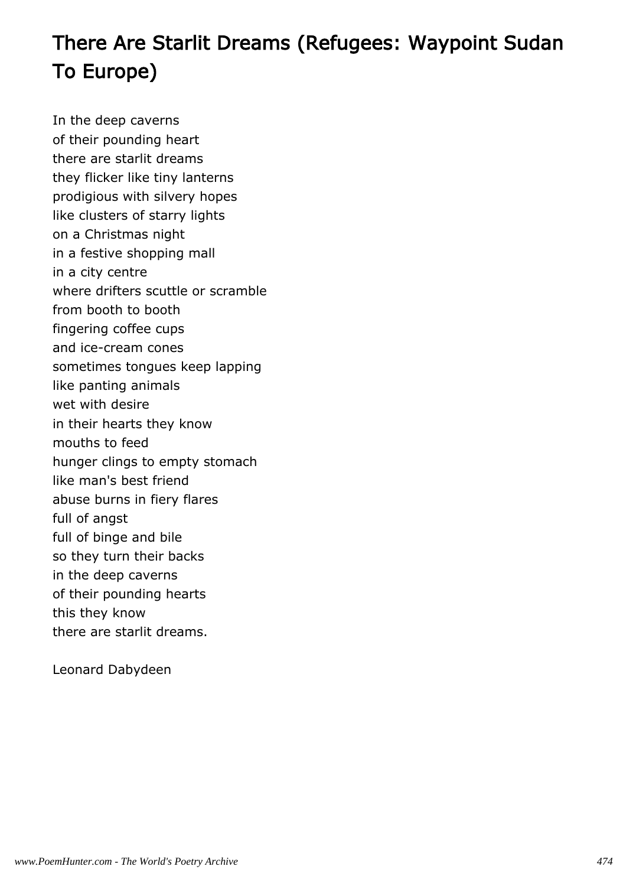# There Are Starlit Dreams (Refugees: Waypoint Sudan To Europe)

In the deep caverns
of their pounding heart
there are starlit dreams
they flicker like tiny lanterns
prodigious with silvery hopes
like clusters of starry lights
on a Christmas night
in a festive shopping mall
in a city centre
where drifters scuttle or scramble
from booth to booth
fingering coffee cups
and ice-cream cones
sometimes tongues keep lapping
like panting animals
wet with desire
in their hearts they know
mouths to feed
hunger clings to empty stomach
like man's best friend
abuse burns in fiery flares
full of angst
full of binge and bile
so they turn their backs
in the deep caverns
of their pounding hearts
this they know
there are starlit dreams.

Leonard Dabydeen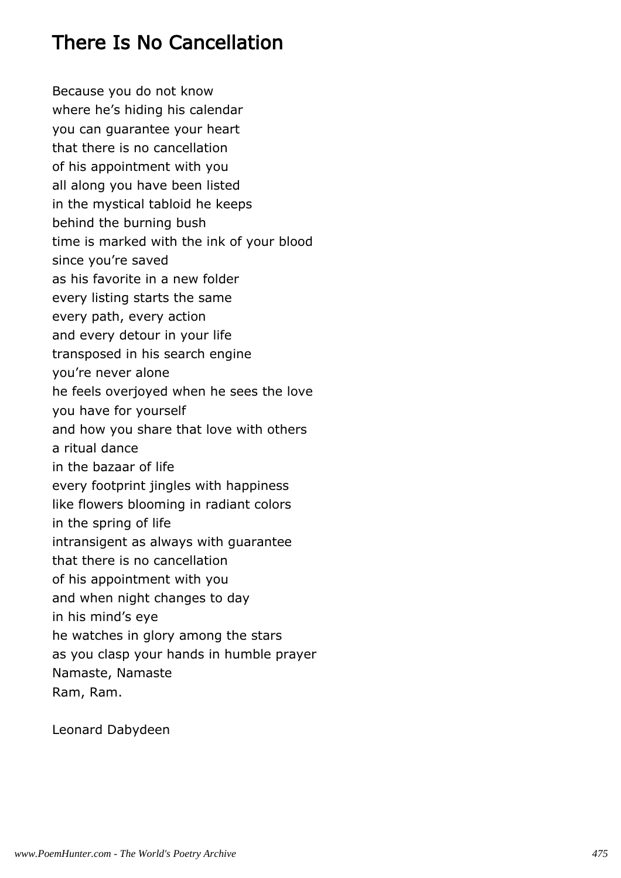# There Is No Cancellation

Because you do not know
where he's hiding his calendar
you can guarantee your heart
that there is no cancellation
of his appointment with you
all along you have been listed
in the mystical tabloid he keeps
behind the burning bush
time is marked with the ink of your blood
since you're saved
as his favorite in a new folder
every listing starts the same
every path, every action
and every detour in your life
transposed in his search engine
you're never alone
he feels overjoyed when he sees the love
you have for yourself
and how you share that love with others
a ritual dance
in the bazaar of life
every footprint jingles with happiness
like flowers blooming in radiant colors
in the spring of life
intransigent as always with guarantee
that there is no cancellation
of his appointment with you
and when night changes to day
in his mind's eye
he watches in glory among the stars
as you clasp your hands in humble prayer
Namaste, Namaste
Ram, Ram.

Leonard Dabydeen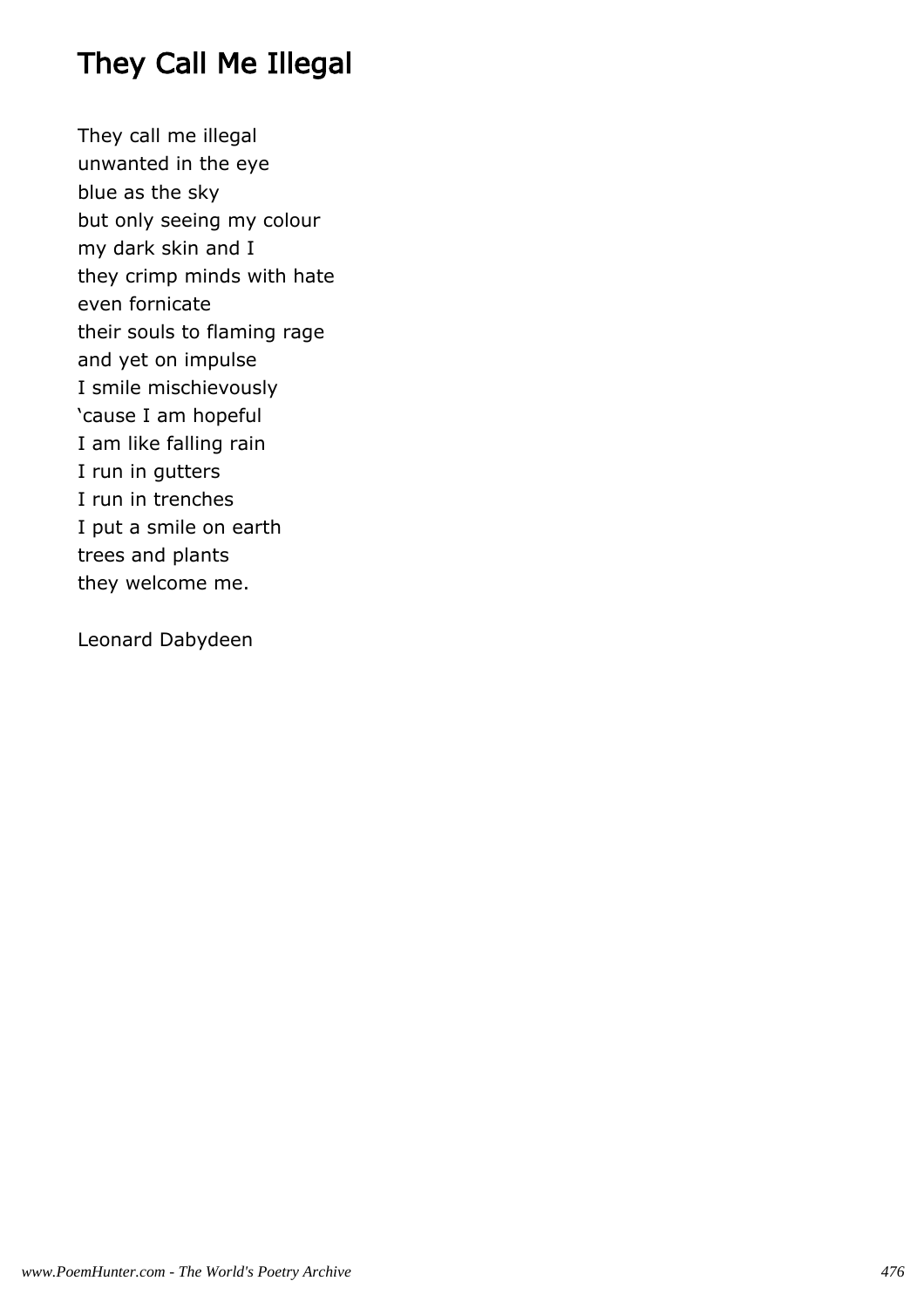# They Call Me Illegal

They call me illegal
unwanted in the eye
blue as the sky
but only seeing my colour
my dark skin and I
they crimp minds with hate
even fornicate
their souls to flaming rage
and yet on impulse
I smile mischievously
'cause I am hopeful
I am like falling rain
I run in gutters
I run in trenches
I put a smile on earth
trees and plants
they welcome me.

Leonard Dabydeen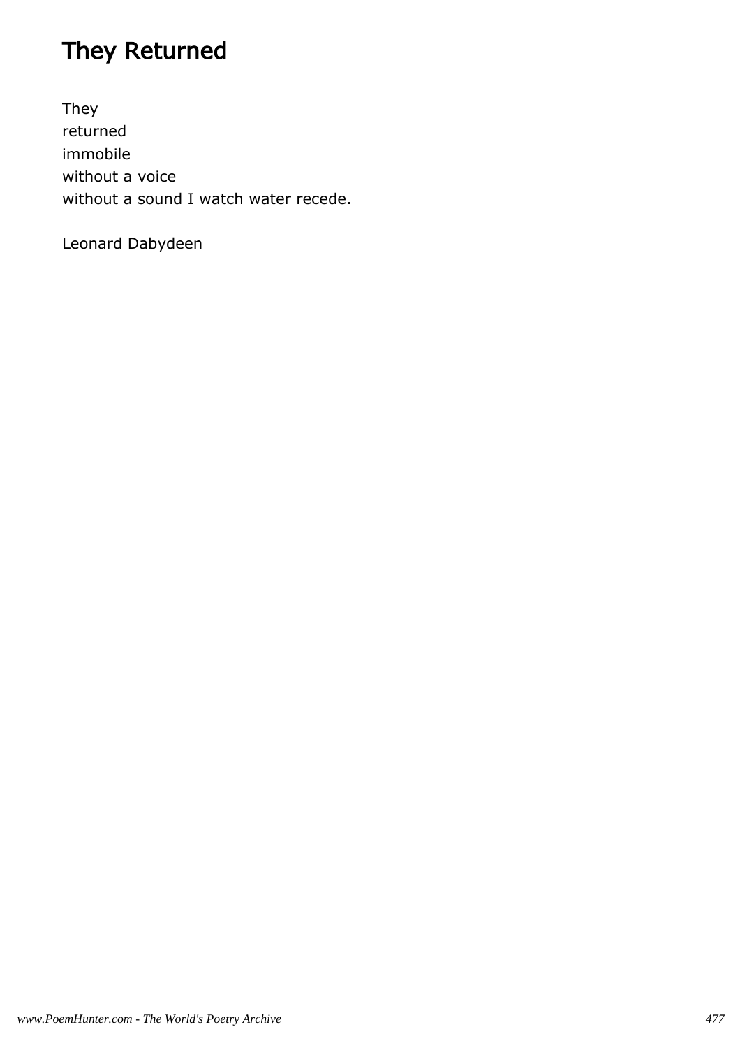# They Returned

They
returned
immobile
without a voice
without a sound I watch water recede.

Leonard Dabydeen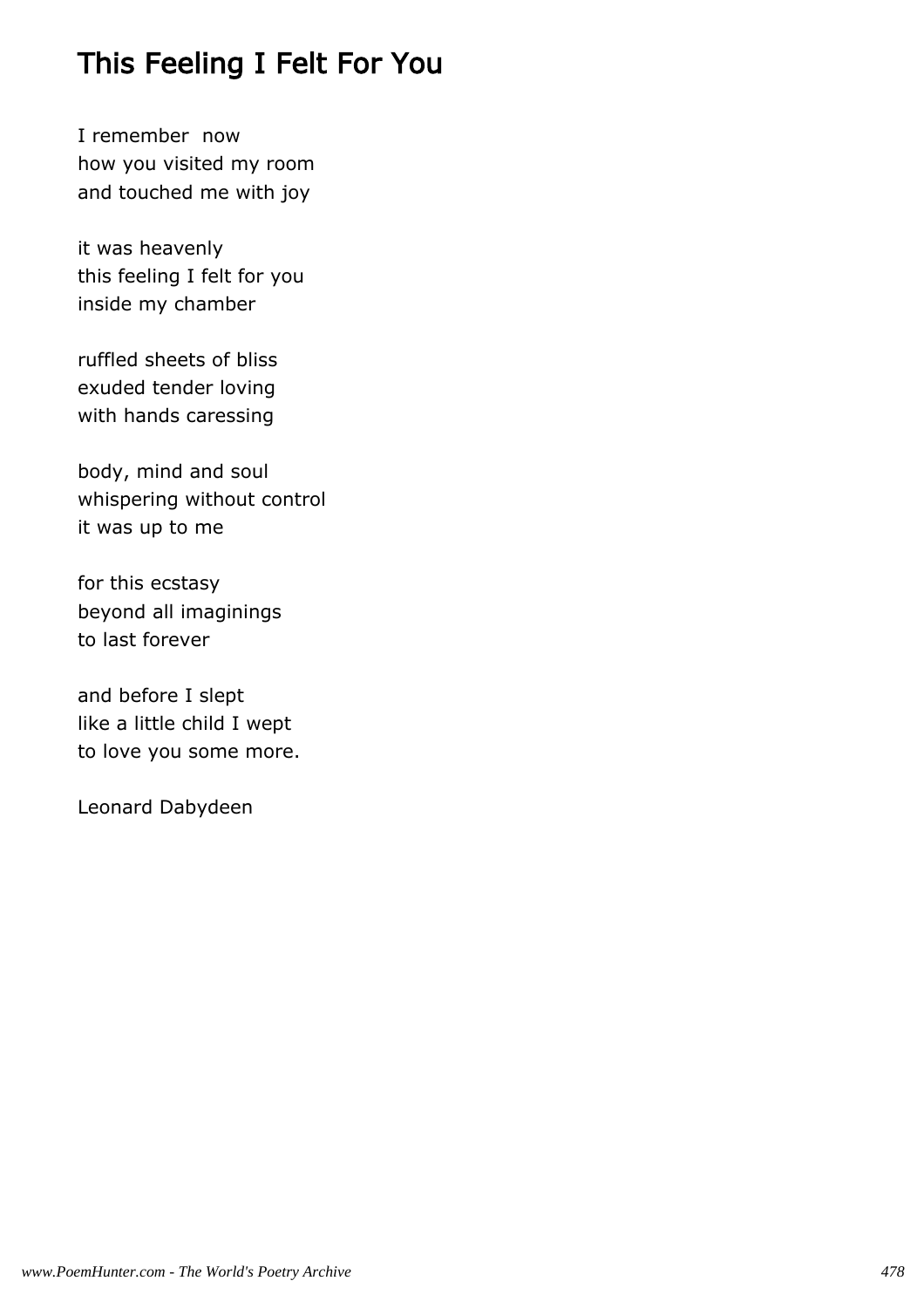# This Feeling I Felt For You

I remember now  
how you visited my room  
and touched me with joy

it was heavenly  
this feeling I felt for you  
inside my chamber

ruffled sheets of bliss  
exuded tender loving  
with hands caressing

body, mind and soul  
whispering without control  
it was up to me

for this ecstasy  
beyond all imaginings  
to last forever

and before I slept  
like a little child I wept  
to love you some more.

Leonard Dabydeen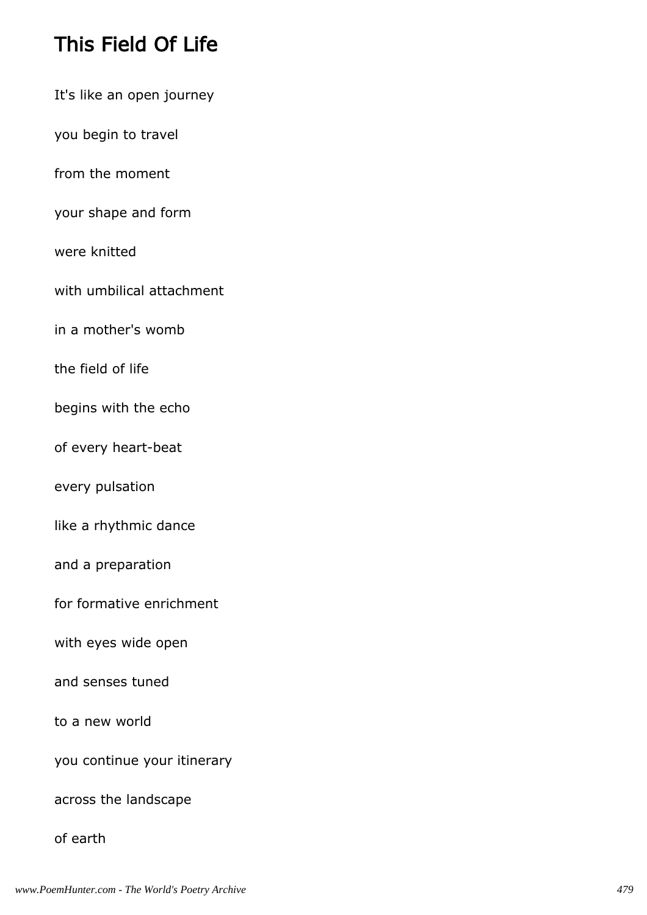## This Field Of Life

It's like an open journey

you begin to travel

from the moment

your shape and form

were knitted

with umbilical attachment

in a mother's womb

the field of life

begins with the echo

of every heart-beat

every pulsation

like a rhythmic dance

and a preparation

for formative enrichment

with eyes wide open

and senses tuned

to a new world

you continue your itinerary

across the landscape

of earth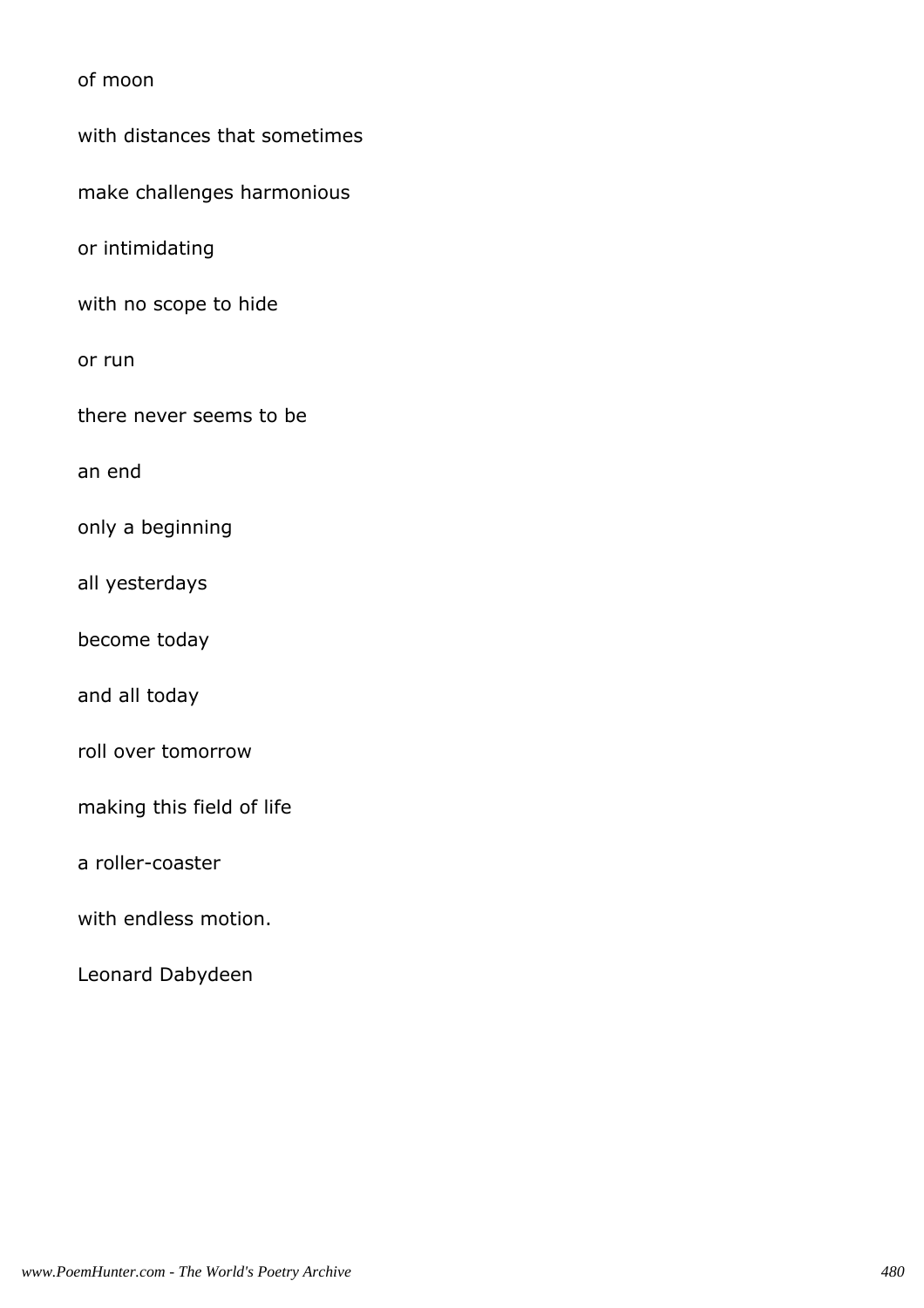of moon

with distances that sometimes

make challenges harmonious

or intimidating

with no scope to hide

or run

there never seems to be

an end

only a beginning

all yesterdays

become today

and all today

roll over tomorrow

making this field of life

a roller-coaster

with endless motion.

Leonard Dabydeen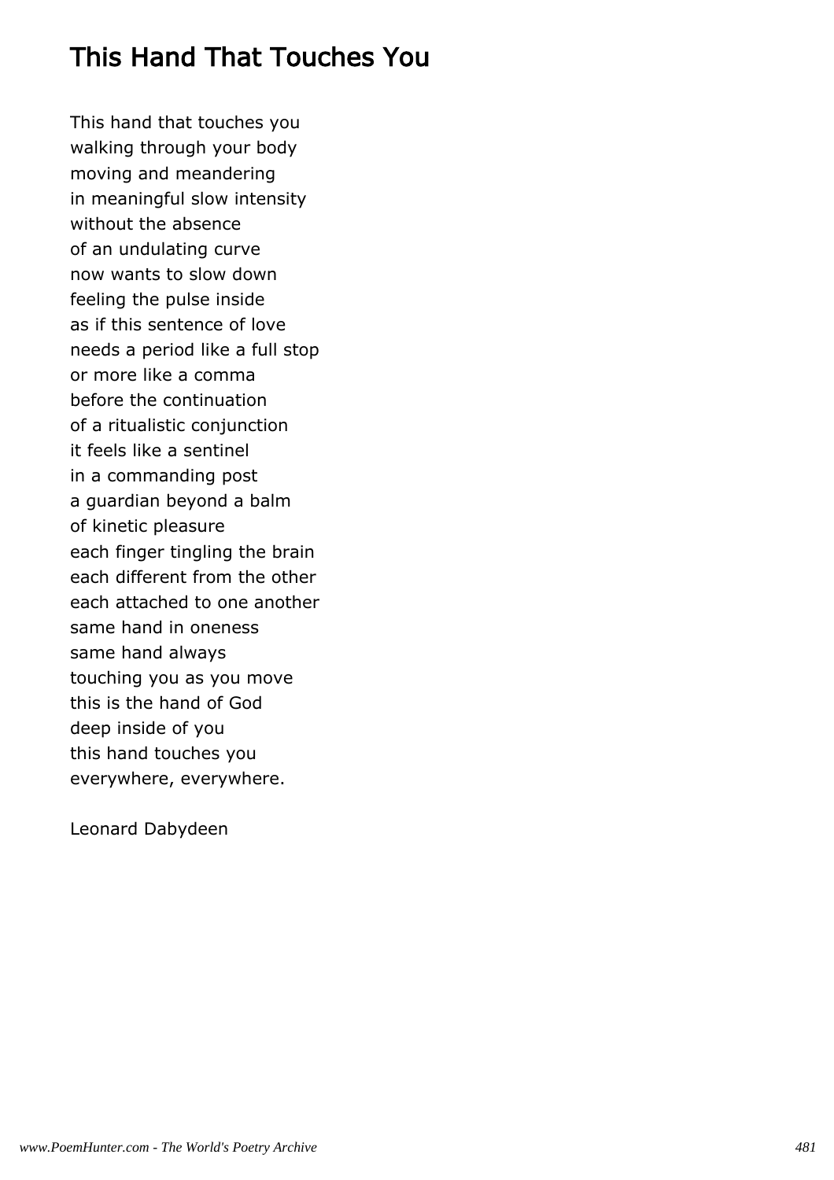# This Hand That Touches You

This hand that touches you
walking through your body
moving and meandering
in meaningful slow intensity
without the absence
of an undulating curve
now wants to slow down
feeling the pulse inside
as if this sentence of love
needs a period like a full stop
or more like a comma
before the continuation
of a ritualistic conjunction
it feels like a sentinel
in a commanding post
a guardian beyond a balm
of kinetic pleasure
each finger tingling the brain
each different from the other
each attached to one another
same hand in oneness
same hand always
touching you as you move
this is the hand of God
deep inside of you
this hand touches you
everywhere, everywhere.

Leonard Dabydeen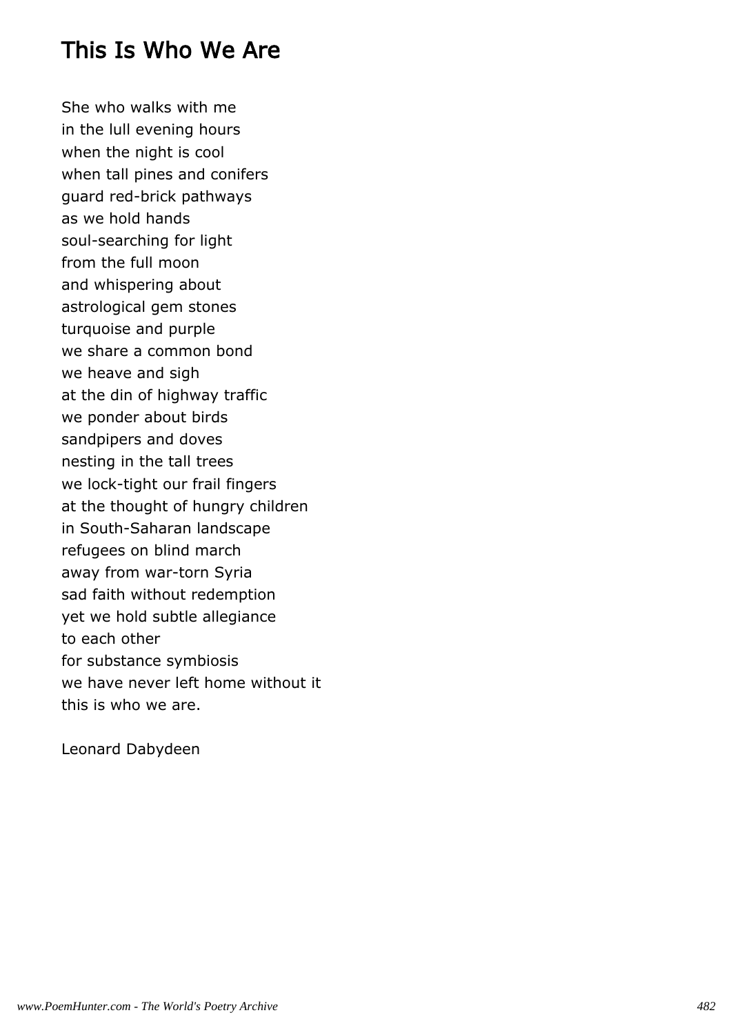## This Is Who We Are

She who walks with me
in the lull evening hours
when the night is cool
when tall pines and conifers
guard red-brick pathways
as we hold hands
soul-searching for light
from the full moon
and whispering about
astrological gem stones
turquoise and purple
we share a common bond
we heave and sigh
at the din of highway traffic
we ponder about birds
sandpipers and doves
nesting in the tall trees
we lock-tight our frail fingers
at the thought of hungry children
in South-Saharan landscape
refugees on blind march
away from war-torn Syria
sad faith without redemption
yet we hold subtle allegiance
to each other
for substance symbiosis
we have never left home without it
this is who we are.

Leonard Dabydeen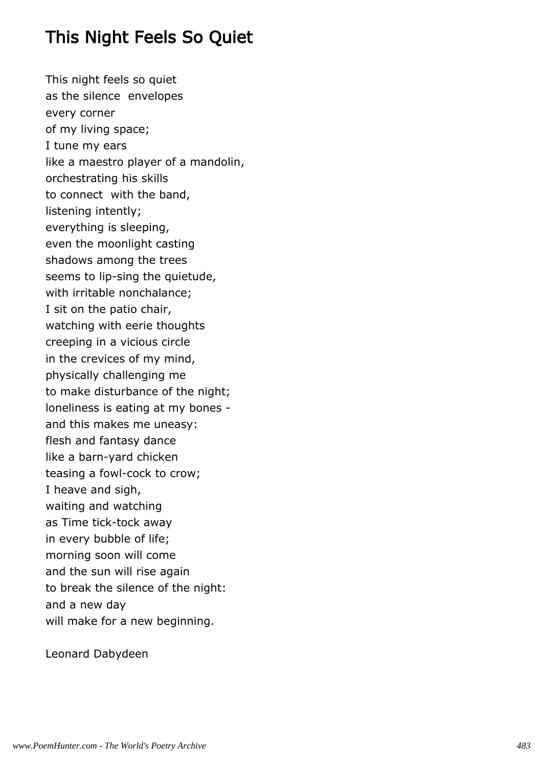# This Night Feels So Quiet

This night feels so quiet
as the silence envelopes
every corner
of my living space;
I tune my ears
like a maestro player of a mandolin,
orchestrating his skills
to connect with the band,
listening intently;
everything is sleeping,
even the moonlight casting
shadows among the trees
seems to lip-sing the quietude,
with irritable nonchalance;
I sit on the patio chair,
watching with eerie thoughts
creeping in a vicious circle
in the crevices of my mind,
physically challenging me
to make disturbance of the night;
loneliness is eating at my bones -
and this makes me uneasy:
flesh and fantasy dance
like a barn-yard chicken
teasing a fowl-cock to crow;
I heave and sigh,
waiting and watching
as Time tick-tock away
in every bubble of life;
morning soon will come
and the sun will rise again
to break the silence of the night:
and a new day
will make for a new beginning.

Leonard Dabydeen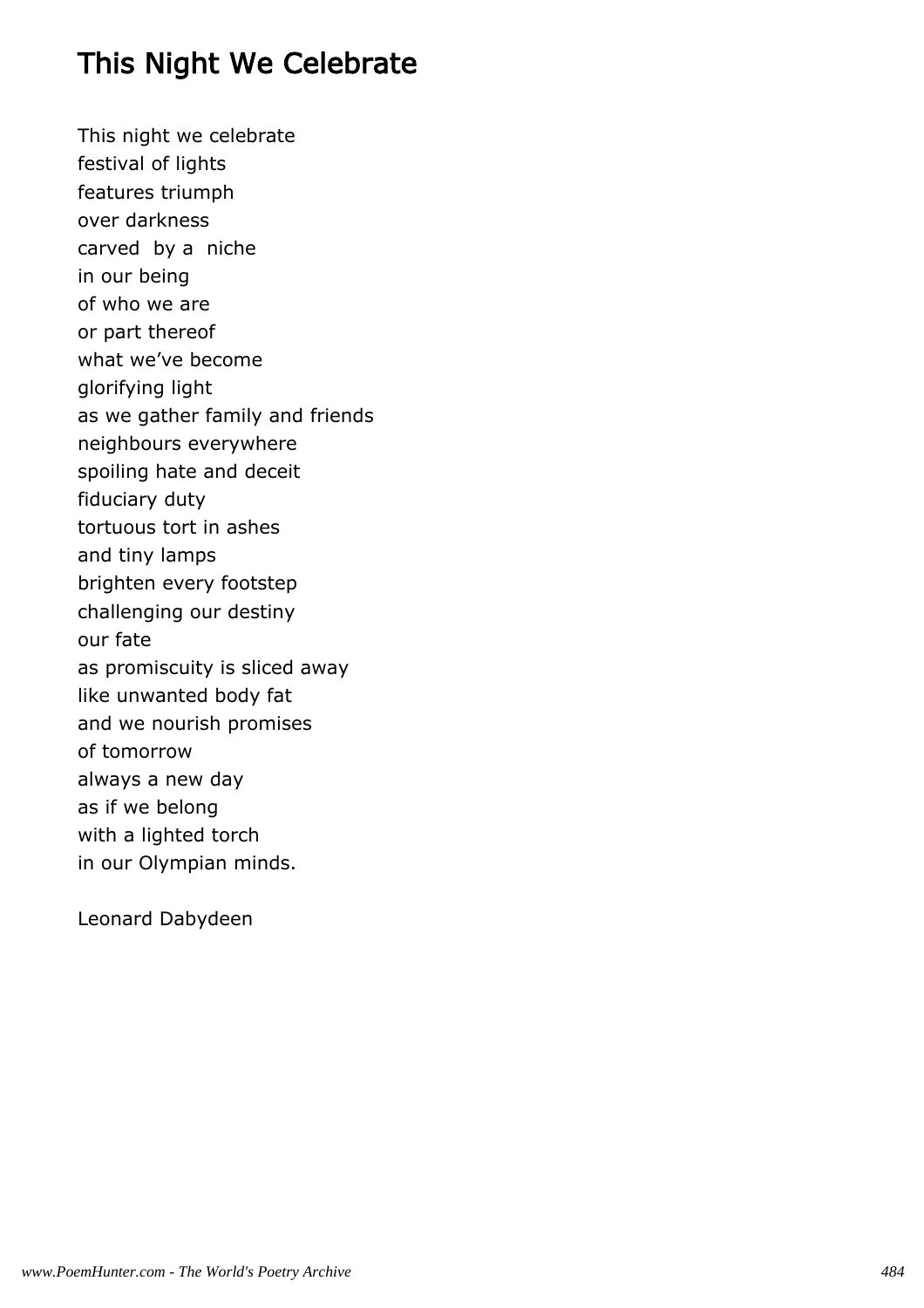# This Night We Celebrate

This night we celebrate  
festival of lights  
features triumph  
over darkness  
carved  by a  niche  
in our being  
of who we are  
or part thereof  
what we've become  
glorifying light  
as we gather family and friends  
neighbours everywhere  
spoiling hate and deceit  
fiduciary duty  
tortuous tort in ashes  
and tiny lamps  
brighten every footstep  
challenging our destiny  
our fate  
as promiscuity is sliced away  
like unwanted body fat  
and we nourish promises  
of tomorrow  
always a new day  
as if we belong  
with a lighted torch  
in our Olympian minds.

Leonard Dabydeen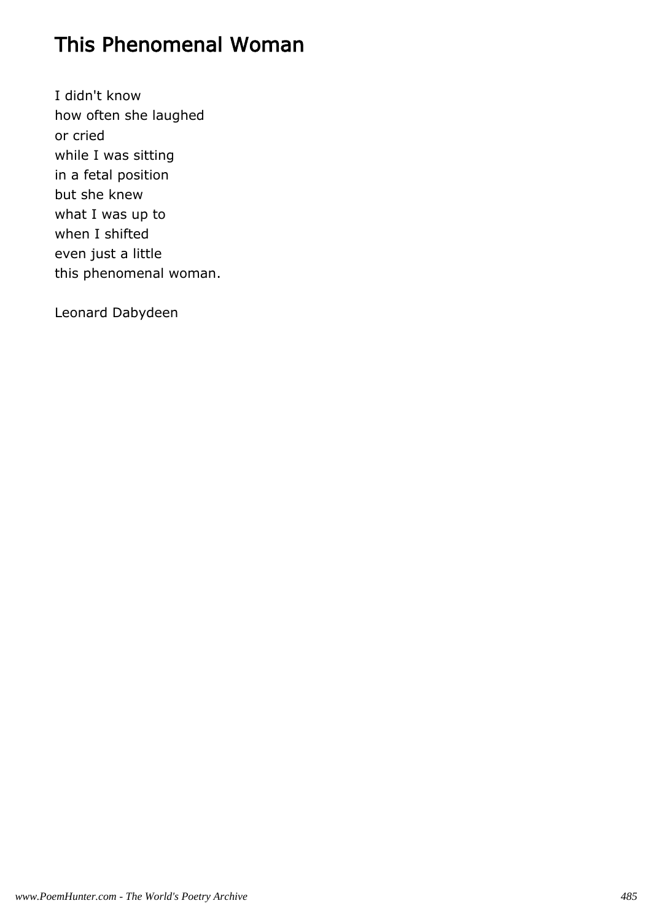# This Phenomenal Woman

I didn't know  
how often she laughed  
or cried  
while I was sitting  
in a fetal position  
but she knew  
what I was up to  
when I shifted  
even just a little  
this phenomenal woman.

Leonard Dabydeen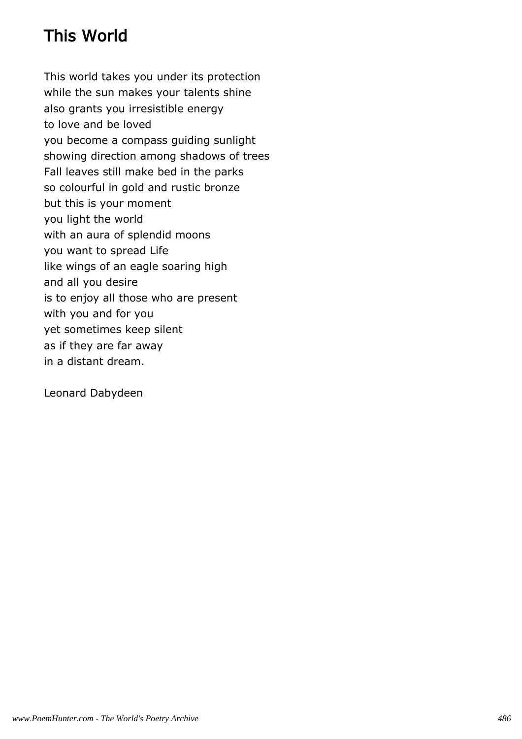# This World

This world takes you under its protection
while the sun makes your talents shine
also grants you irresistible energy
to love and be loved
you become a compass guiding sunlight
showing direction among shadows of trees
Fall leaves still make bed in the parks
so colourful in gold and rustic bronze
but this is your moment
you light the world
with an aura of splendid moons
you want to spread Life
like wings of an eagle soaring high
and all you desire
is to enjoy all those who are present
with you and for you
yet sometimes keep silent
as if they are far away
in a distant dream.

Leonard Dabydeen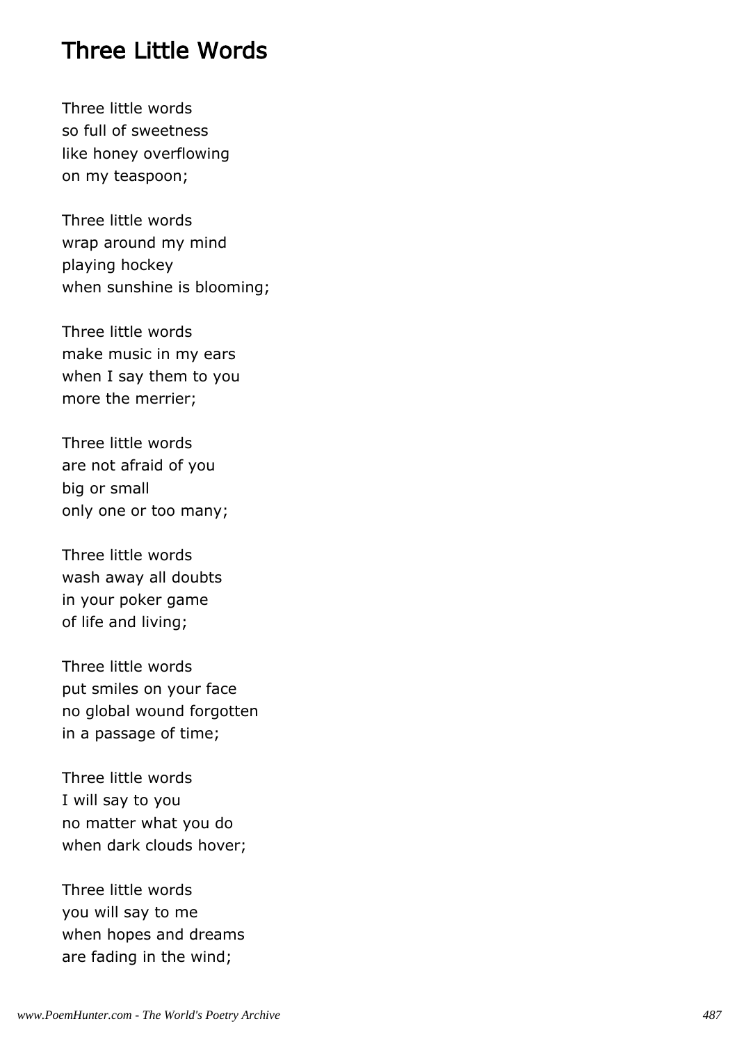# Three Little Words

Three little words  
so full of sweetness  
like honey overflowing  
on my teaspoon;

Three little words  
wrap around my mind  
playing hockey  
when sunshine is blooming;

Three little words  
make music in my ears  
when I say them to you  
more the merrier;

Three little words  
are not afraid of you  
big or small  
only one or too many;

Three little words  
wash away all doubts  
in your poker game  
of life and living;

Three little words  
put smiles on your face  
no global wound forgotten  
in a passage of time;

Three little words  
I will say to you  
no matter what you do  
when dark clouds hover;

Three little words  
you will say to me  
when hopes and dreams  
are fading in the wind;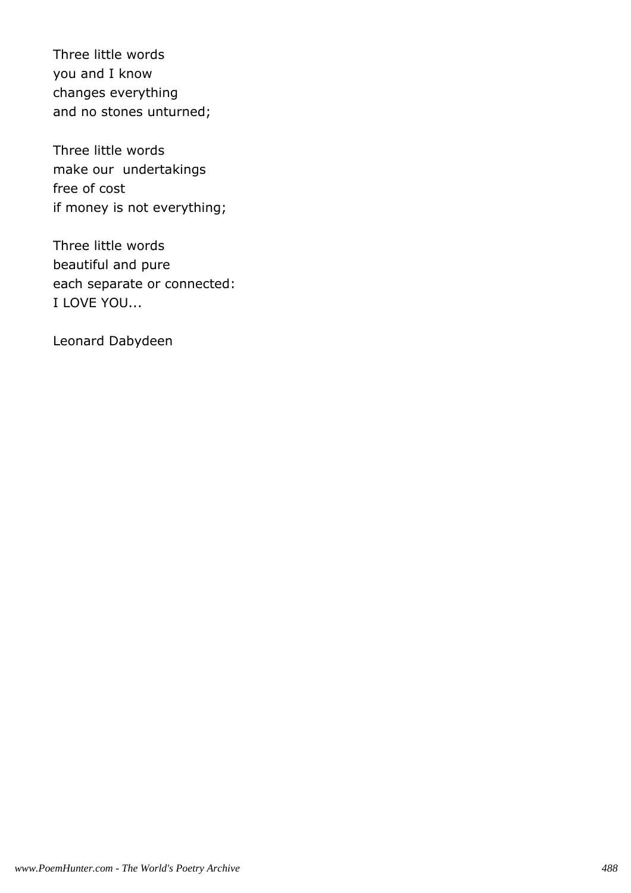Three little words  
you and I know  
changes everything  
and no stones unturned;

Three little words  
make our  undertakings  
free of cost  
if money is not everything;

Three little words  
beautiful and pure  
each separate or connected:  
I LOVE YOU...

Leonard Dabydeen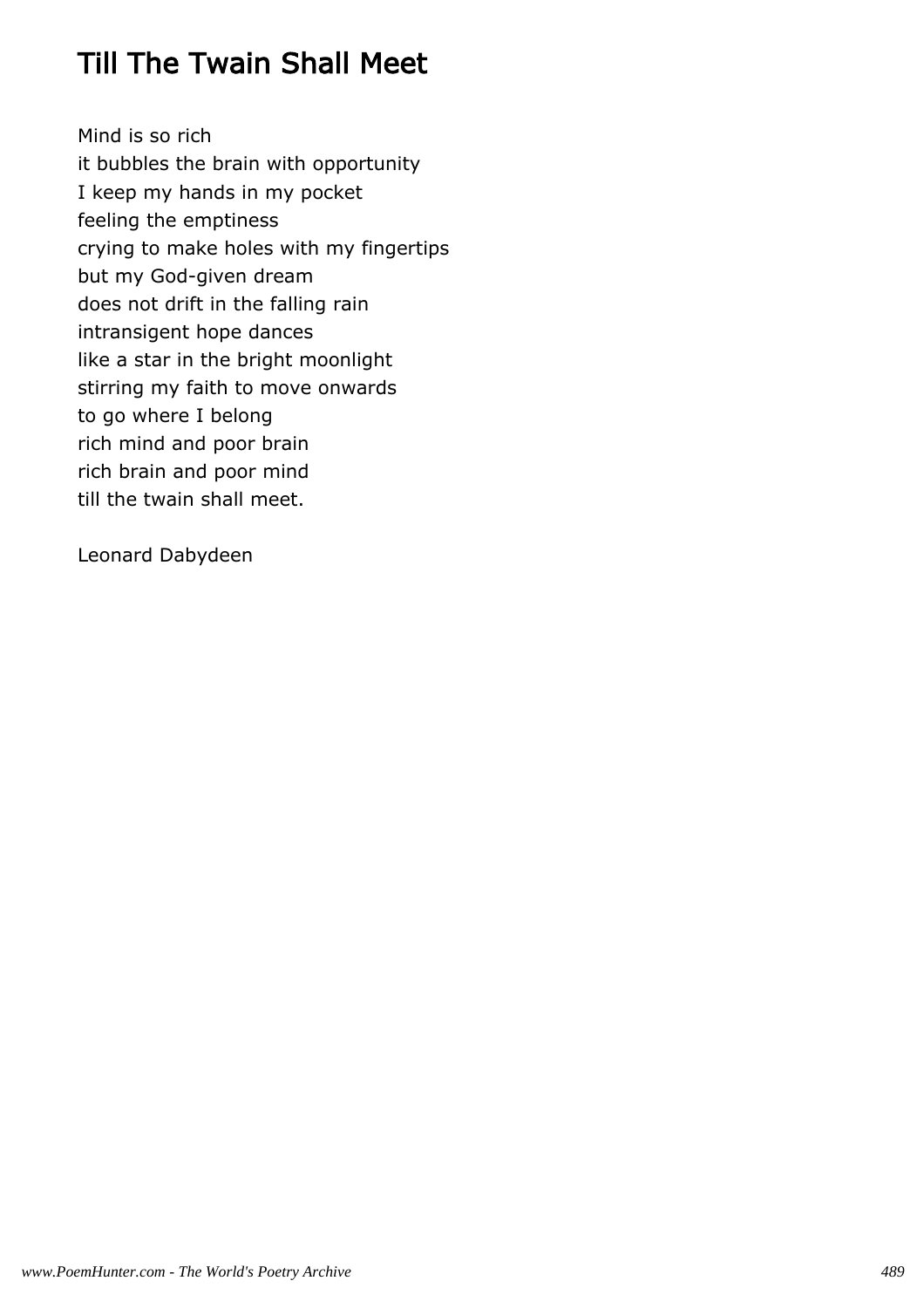# Till The Twain Shall Meet

Mind is so rich
it bubbles the brain with opportunity
I keep my hands in my pocket
feeling the emptiness
crying to make holes with my fingertips
but my God-given dream
does not drift in the falling rain
intransigent hope dances
like a star in the bright moonlight
stirring my faith to move onwards
to go where I belong
rich mind and poor brain
rich brain and poor mind
till the twain shall meet.

Leonard Dabydeen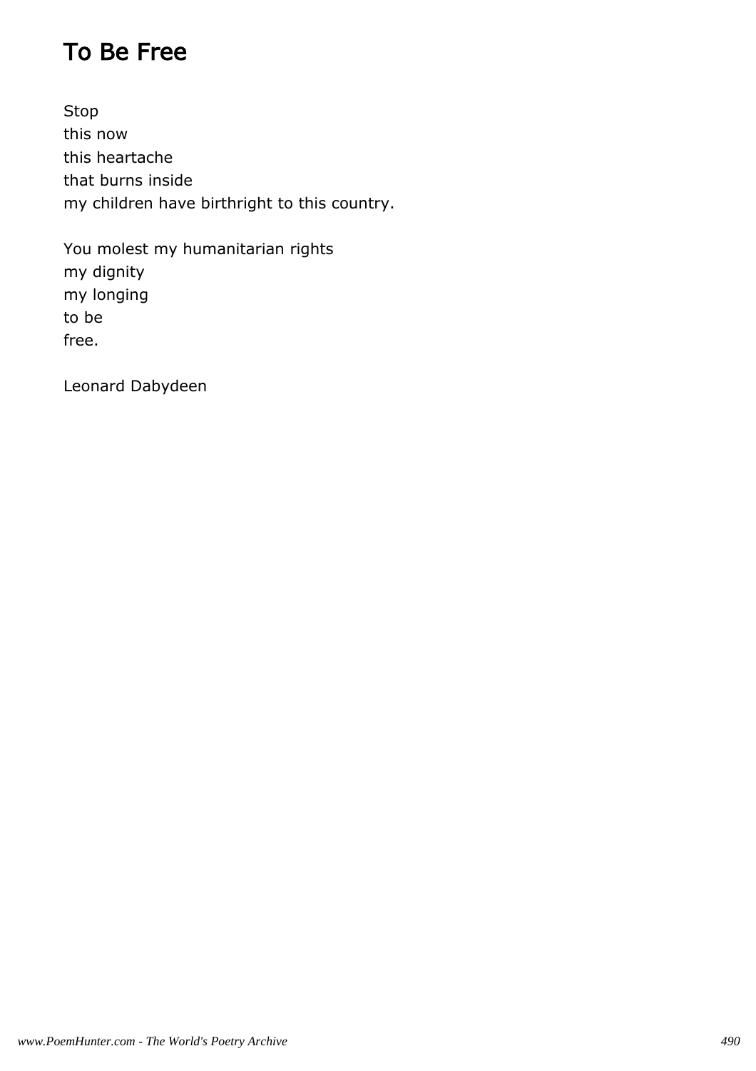# To Be Free

Stop
this now
this heartache
that burns inside
my children have birthright to this country.

You molest my humanitarian rights
my dignity
my longing
to be
free.

Leonard Dabydeen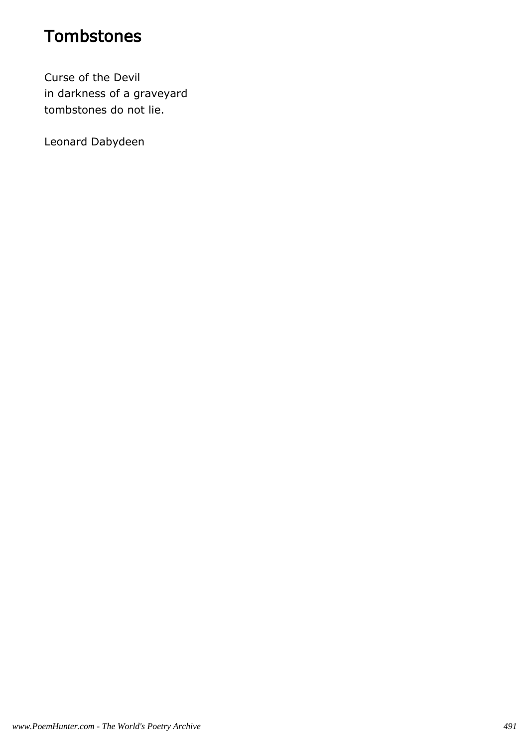# Tombstones

Curse of the Devil
in darkness of a graveyard
tombstones do not lie.

Leonard Dabydeen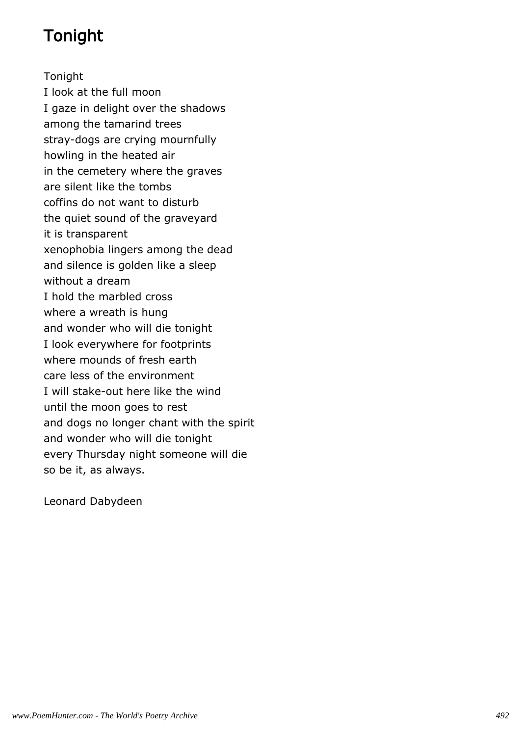# Tonight

Tonight
I look at the full moon
I gaze in delight over the shadows
among the tamarind trees
stray-dogs are crying mournfully
howling in the heated air
in the cemetery where the graves
are silent like the tombs
coffins do not want to disturb
the quiet sound of the graveyard
it is transparent
xenophobia lingers among the dead
and silence is golden like a sleep
without a dream
I hold the marbled cross
where a wreath is hung
and wonder who will die tonight
I look everywhere for footprints
where mounds of fresh earth
care less of the environment
I will stake-out here like the wind
until the moon goes to rest
and dogs no longer chant with the spirit
and wonder who will die tonight
every Thursday night someone will die
so be it, as always.

Leonard Dabydeen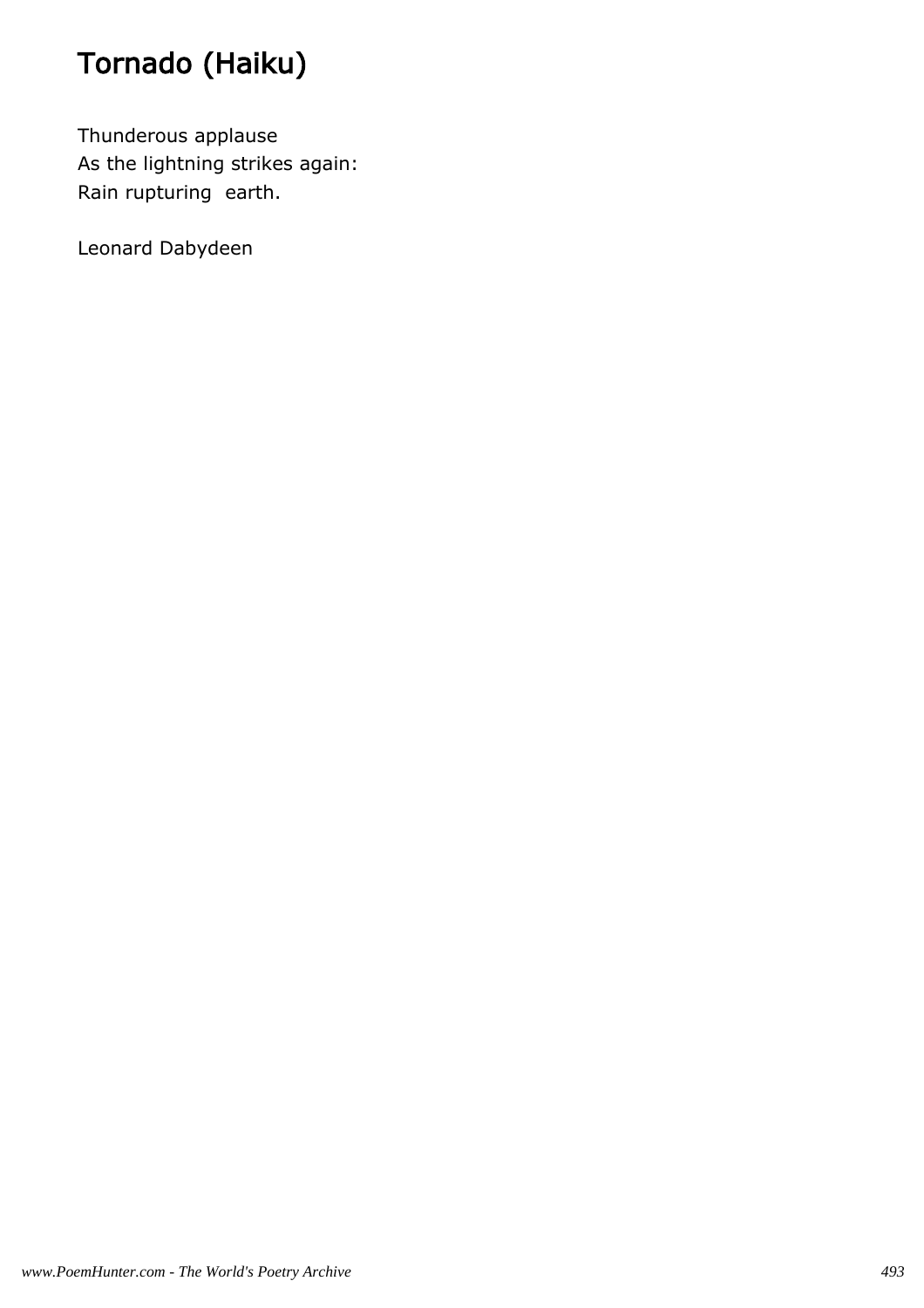# Tornado (Haiku)

Thunderous applause
As the lightning strikes again:
Rain rupturing  earth.

Leonard Dabydeen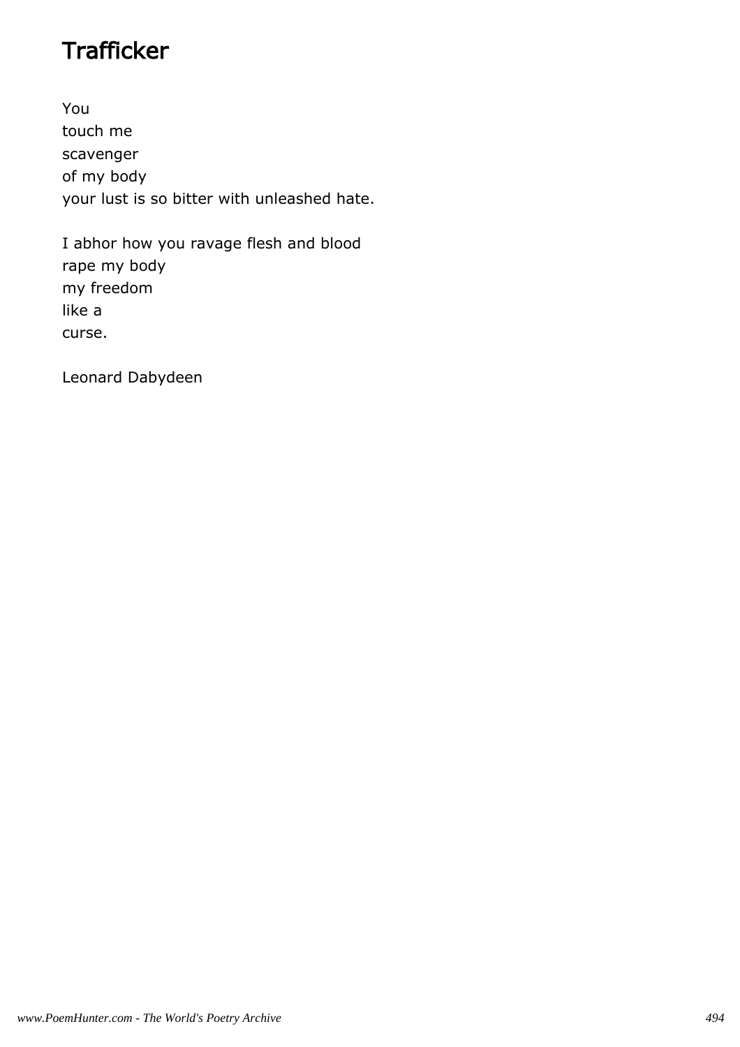# Trafficker

You  
touch me  
scavenger  
of my body  
your lust is so bitter with unleashed hate.

I abhor how you ravage flesh and blood  
rape my body  
my freedom  
like a  
curse.

Leonard Dabydeen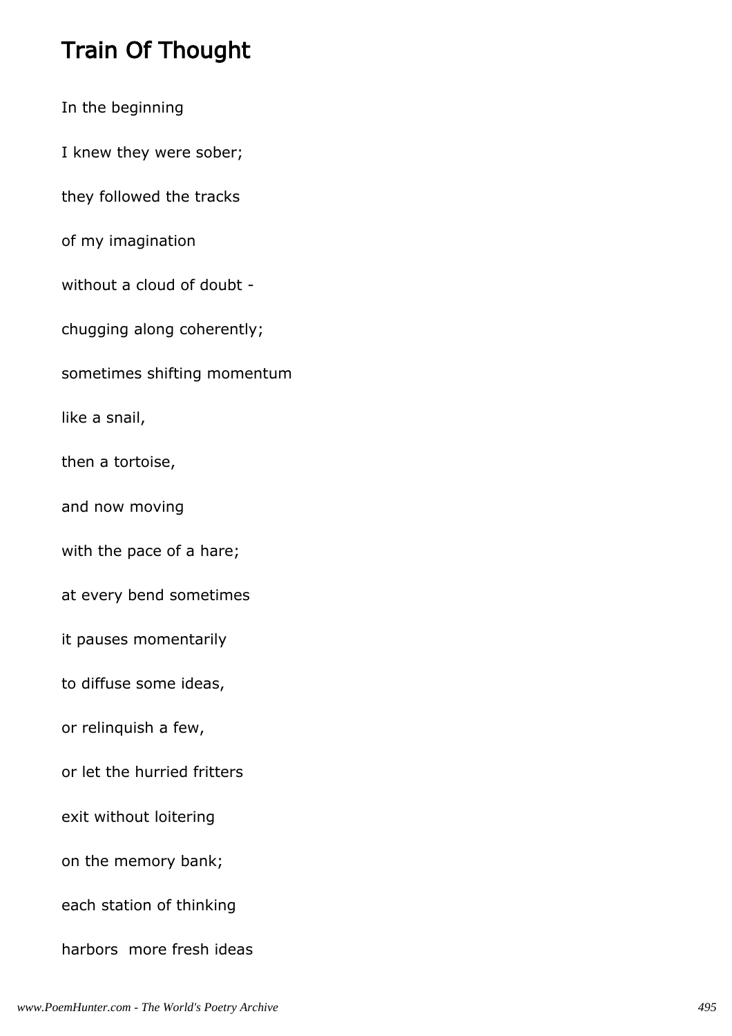## Train Of Thought

In the beginning

I knew they were sober;

they followed the tracks

of my imagination

without a cloud of doubt -

chugging along coherently;

sometimes shifting momentum

like a snail,

then a tortoise,

and now moving

with the pace of a hare;

at every bend sometimes

it pauses momentarily

to diffuse some ideas,

or relinquish a few,

or let the hurried fritters

exit without loitering

on the memory bank;

each station of thinking

harbors  more fresh ideas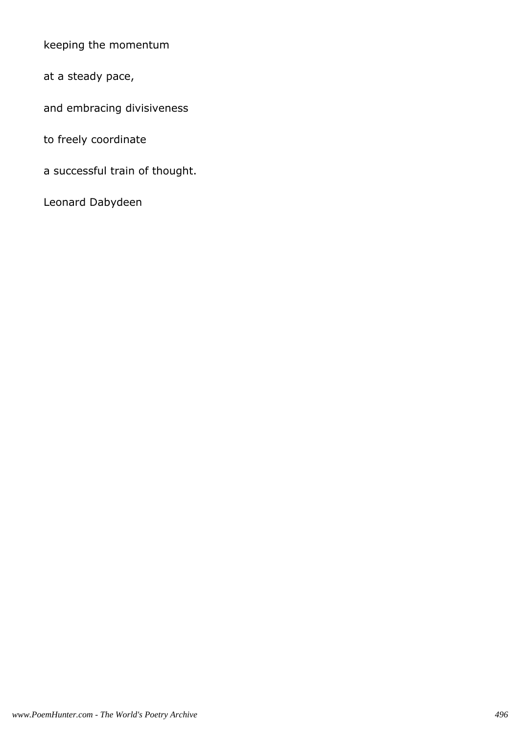keeping the momentum

at a steady pace,

and embracing divisiveness

to freely coordinate

a successful train of thought.

Leonard Dabydeen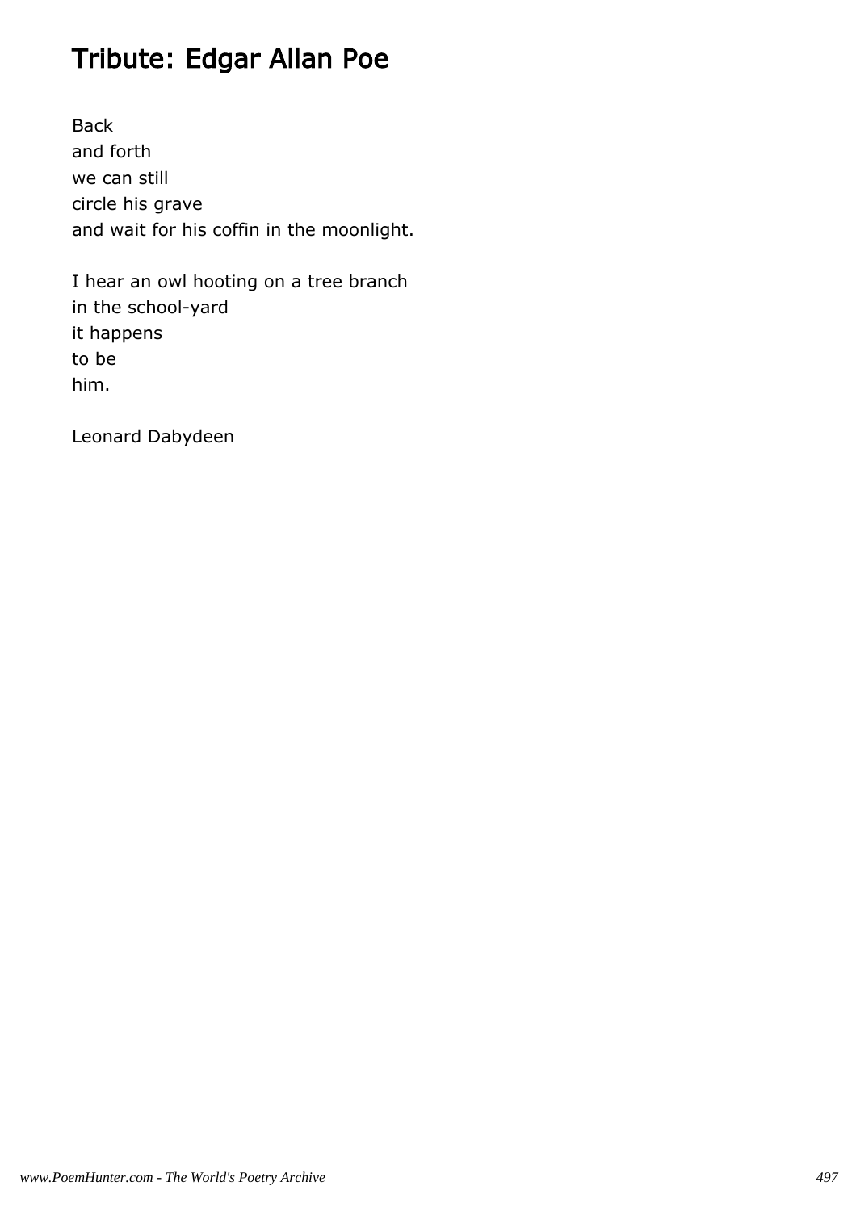# Tribute: Edgar Allan Poe

Back  
and forth  
we can still  
circle his grave  
and wait for his coffin in the moonlight.

I hear an owl hooting on a tree branch  
in the school-yard  
it happens  
to be  
him.

Leonard Dabydeen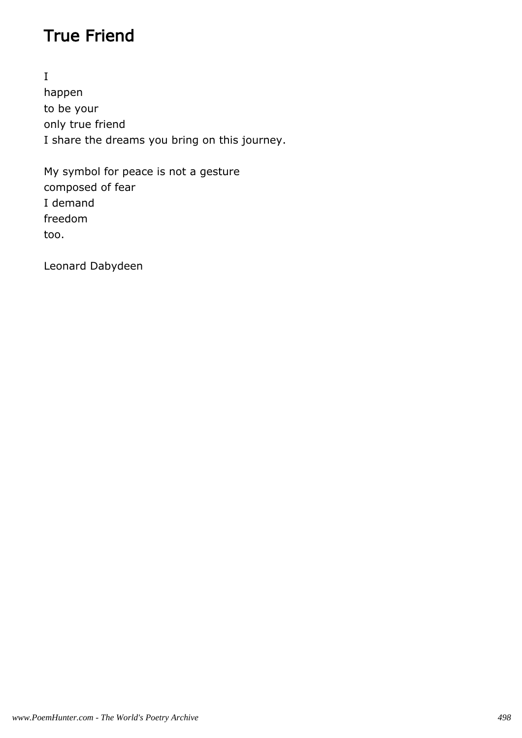# True Friend

I
happen
to be your
only true friend
I share the dreams you bring on this journey.

My symbol for peace is not a gesture
composed of fear
I demand
freedom
too.

Leonard Dabydeen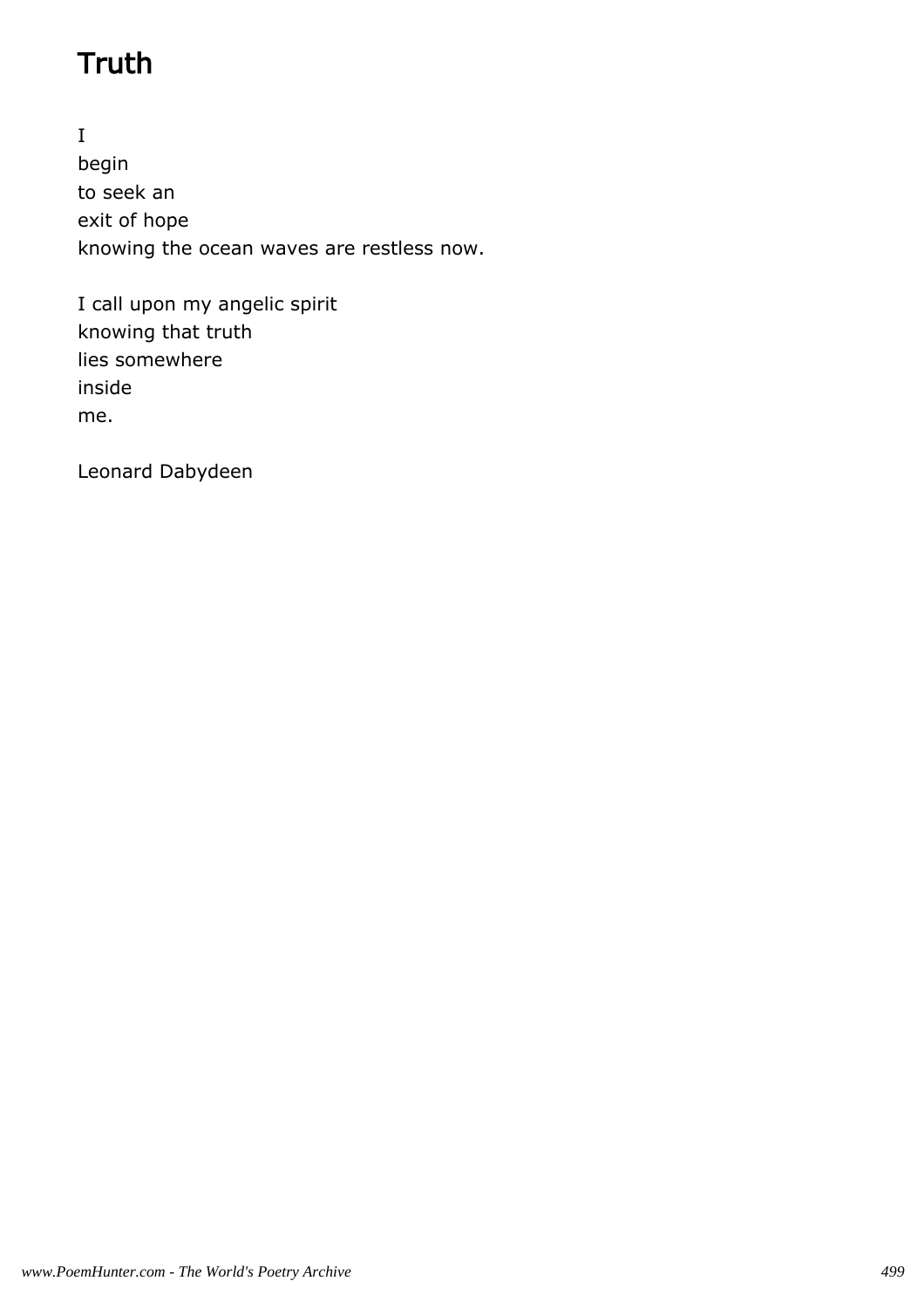# Truth

I
begin
to seek an
exit of hope
knowing the ocean waves are restless now.

I call upon my angelic spirit
knowing that truth
lies somewhere
inside
me.

Leonard Dabydeen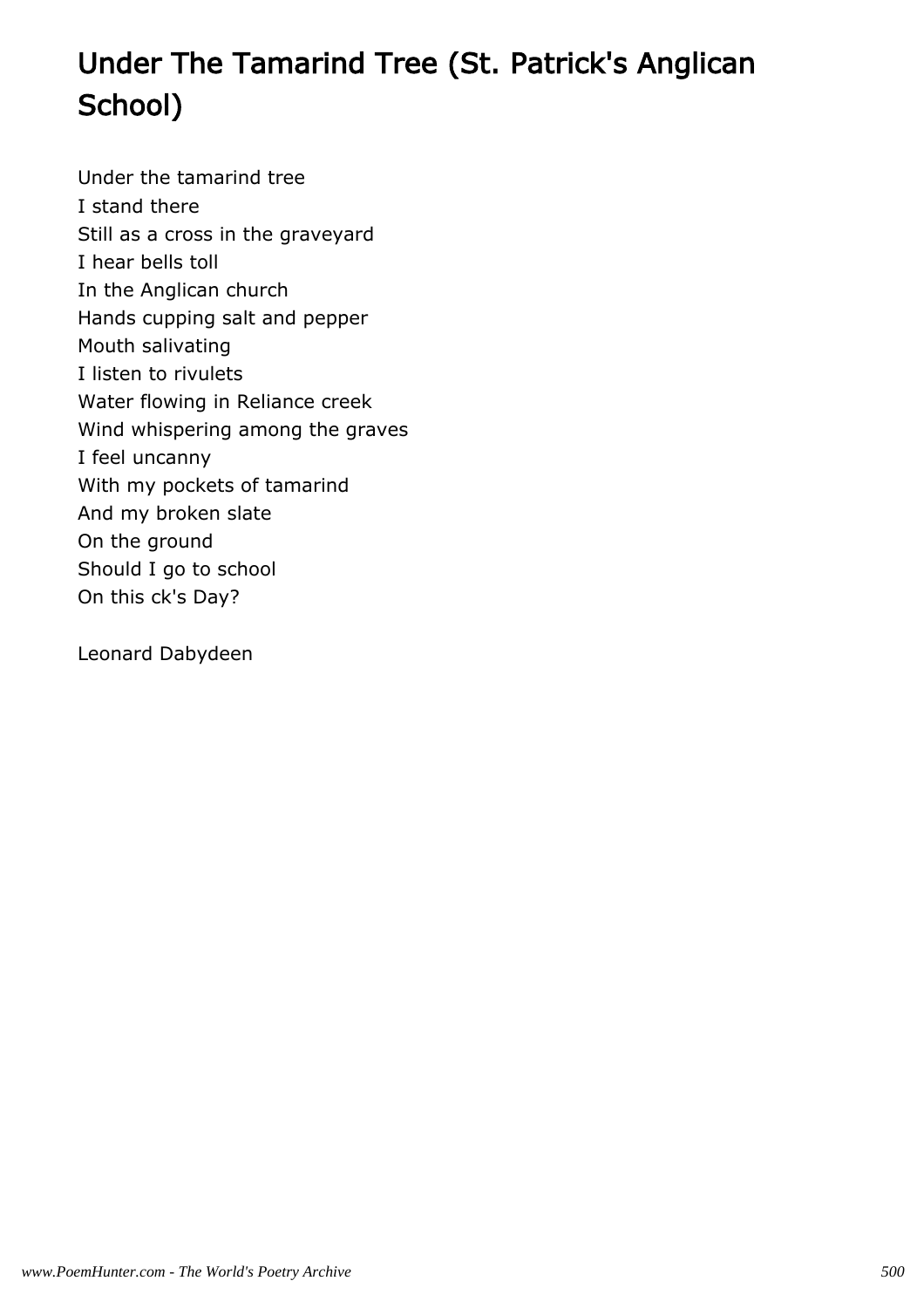# Under The Tamarind Tree (St. Patrick's Anglican School)

Under the tamarind tree  
I stand there  
Still as a cross in the graveyard  
I hear bells toll  
In the Anglican church  
Hands cupping salt and pepper  
Mouth salivating  
I listen to rivulets  
Water flowing in Reliance creek  
Wind whispering among the graves  
I feel uncanny  
With my pockets of tamarind  
And my broken slate  
On the ground  
Should I go to school  
On this ck's Day?

Leonard Dabydeen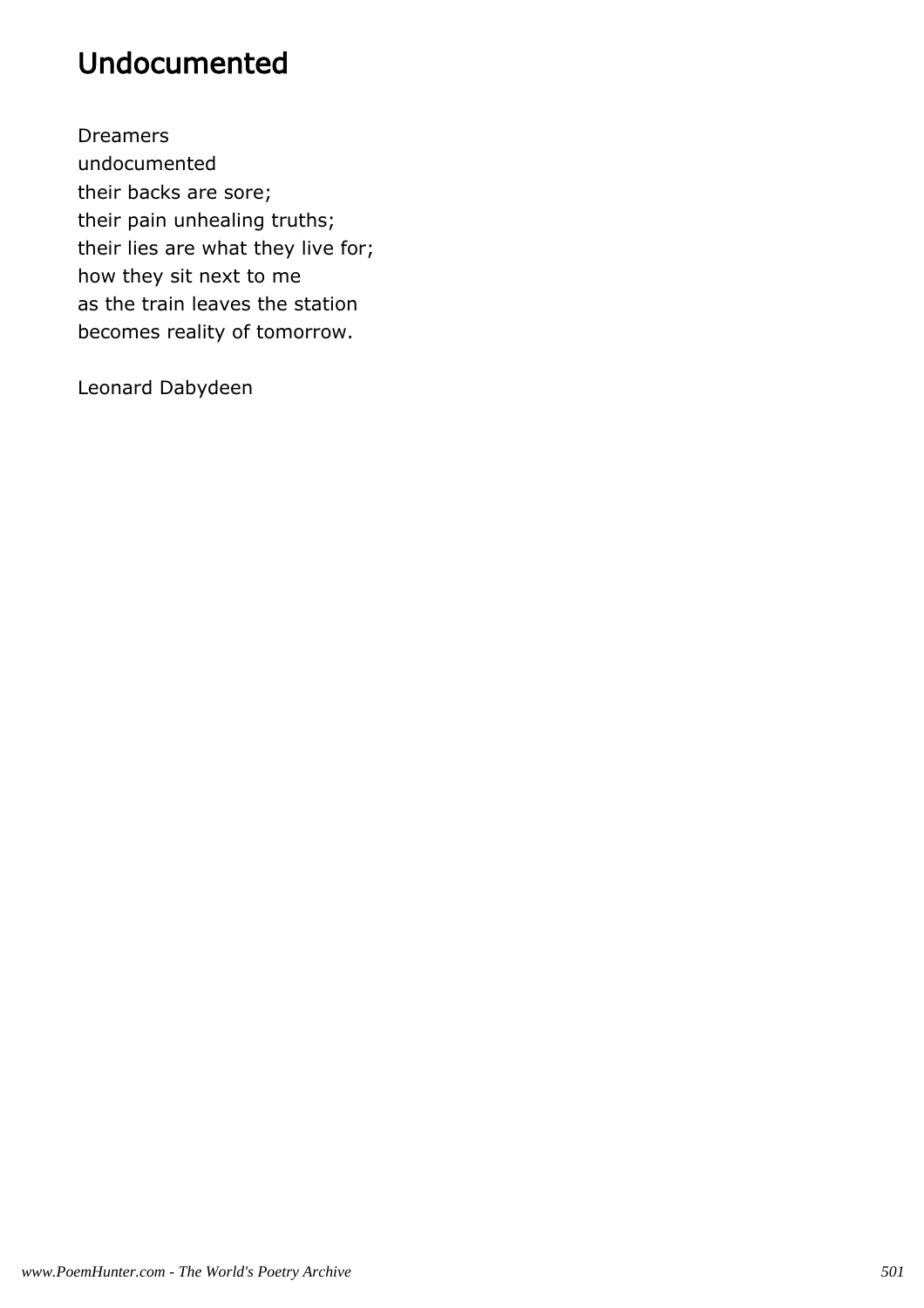# Undocumented

Dreamers  
undocumented  
their backs are sore;  
their pain unhealing truths;  
their lies are what they live for;  
how they sit next to me  
as the train leaves the station  
becomes reality of tomorrow.

Leonard Dabydeen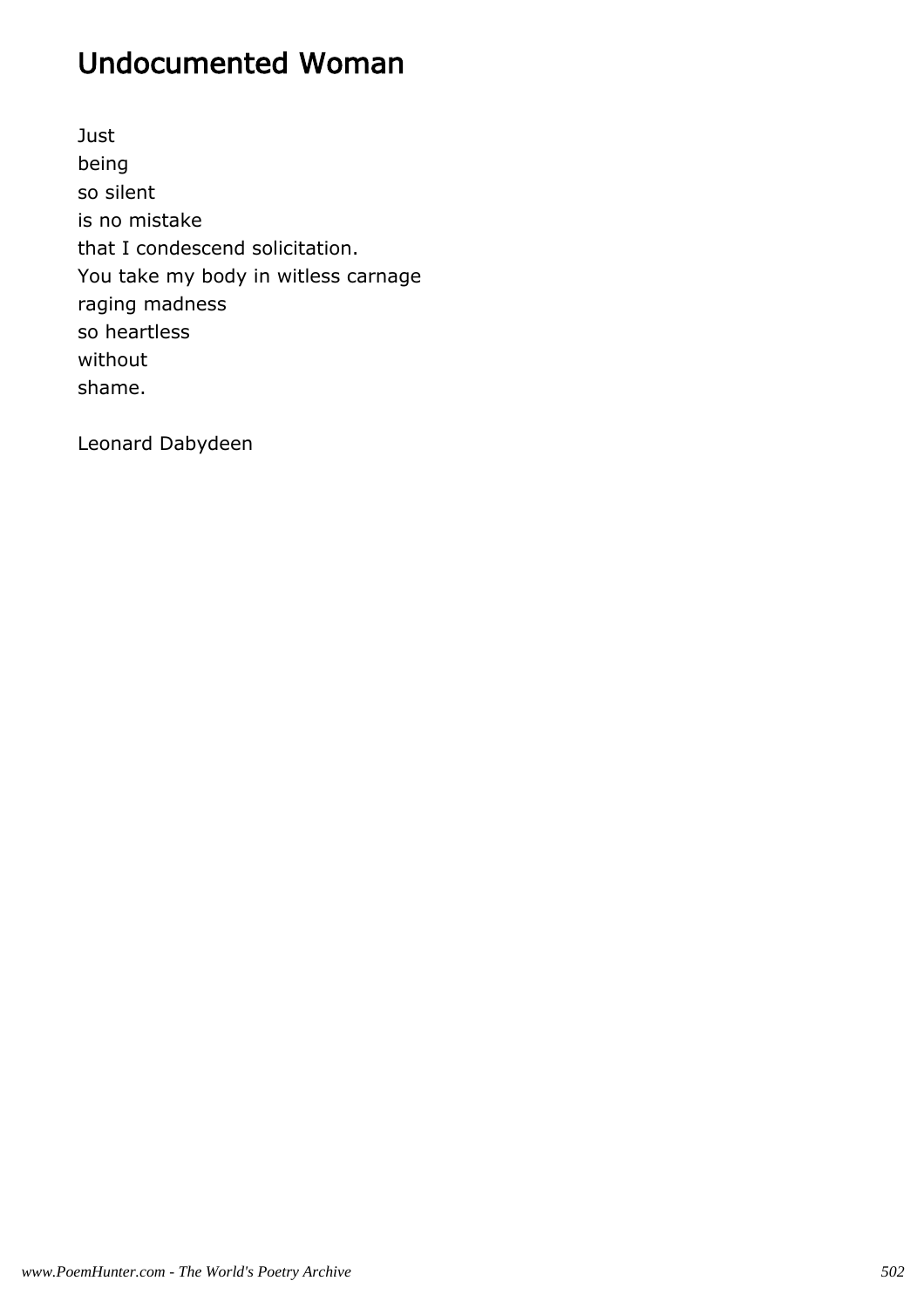# Undocumented Woman

Just
being
so silent
is no mistake
that I condescend solicitation.
You take my body in witless carnage
raging madness
so heartless
without
shame.

Leonard Dabydeen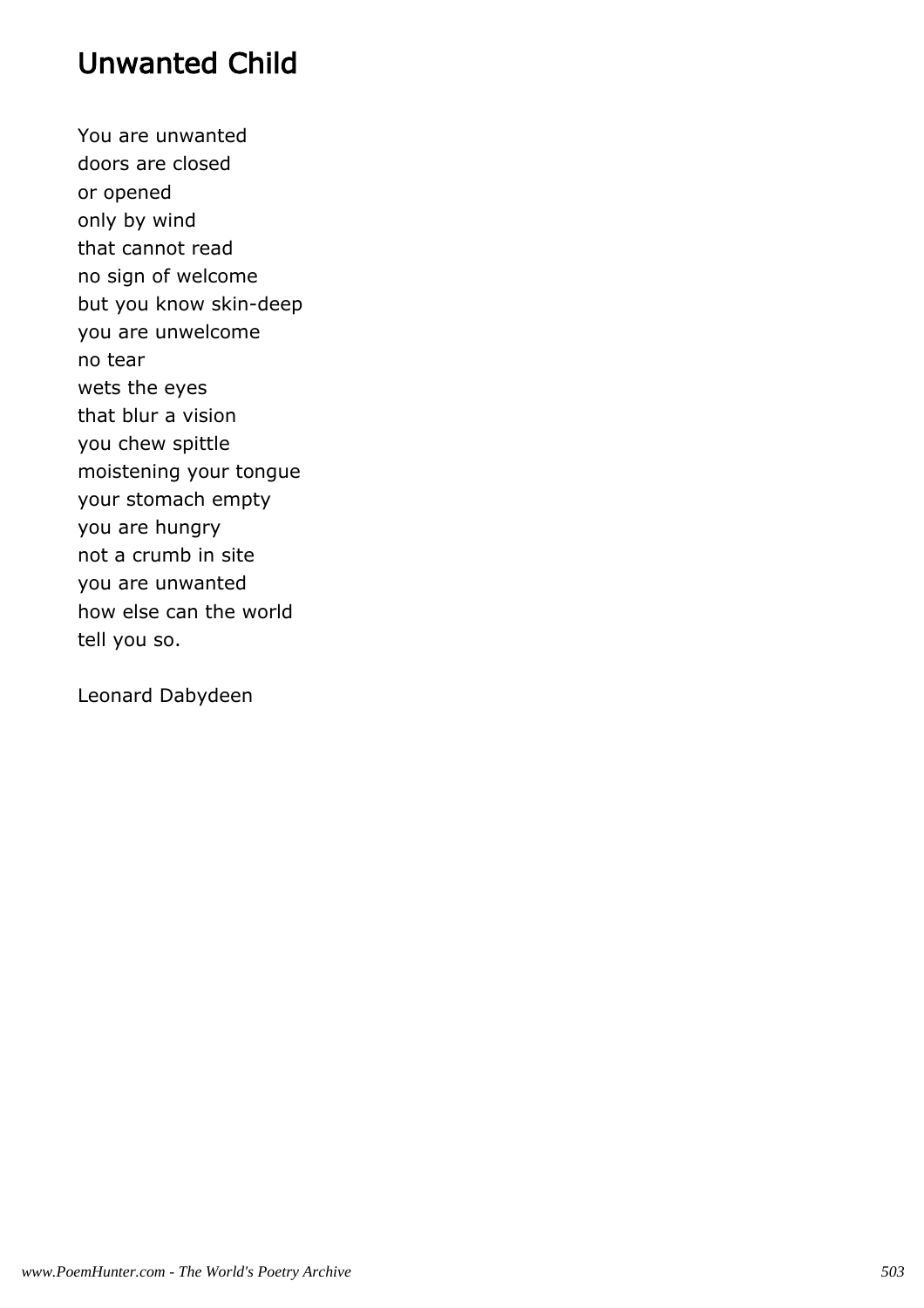# Unwanted Child

You are unwanted
doors are closed
or opened
only by wind
that cannot read
no sign of welcome
but you know skin-deep
you are unwelcome
no tear
wets the eyes
that blur a vision
you chew spittle
moistening your tongue
your stomach empty
you are hungry
not a crumb in site
you are unwanted
how else can the world
tell you so.

Leonard Dabydeen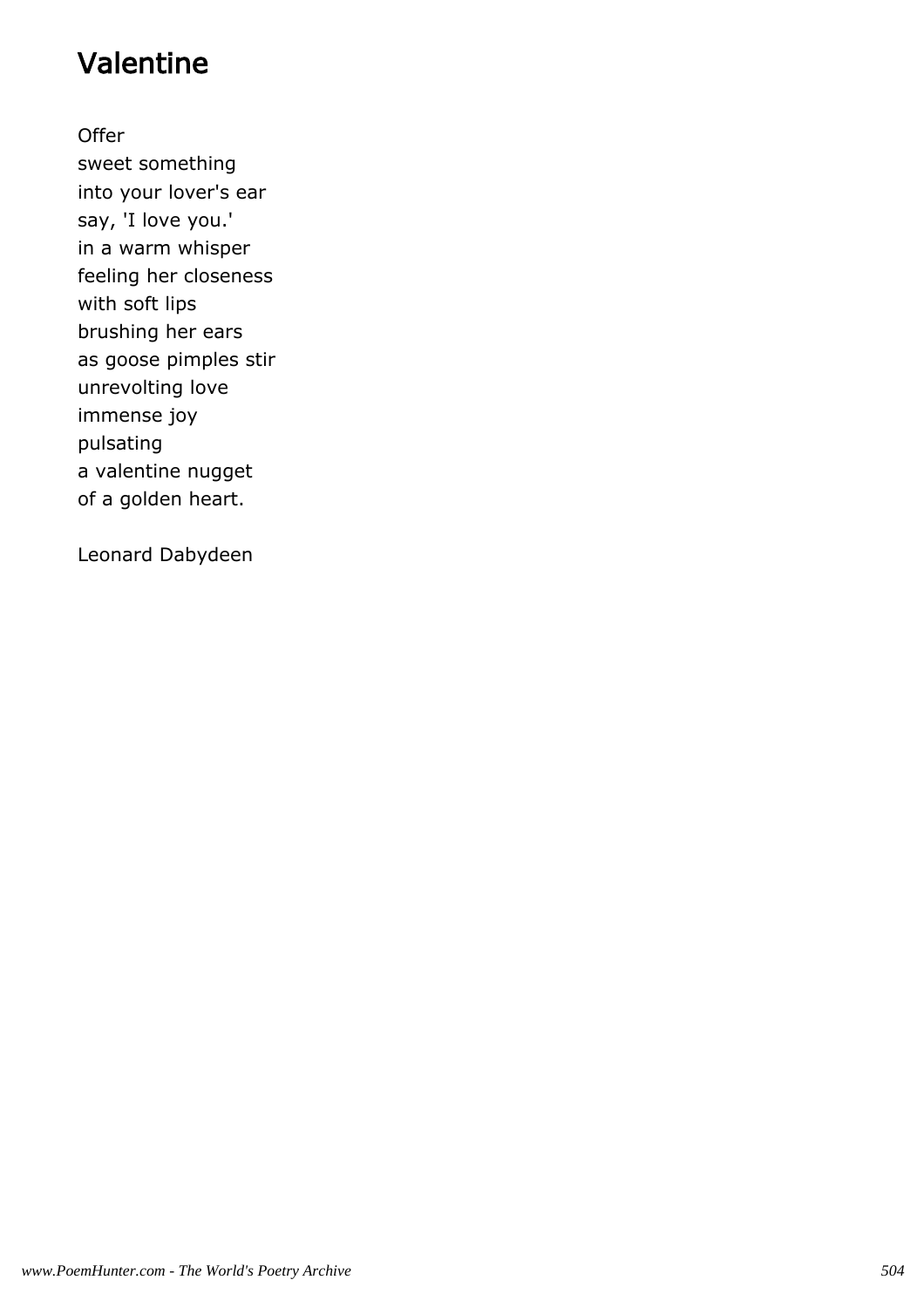# Valentine

Offer
sweet something
into your lover's ear
say, 'I love you.'
in a warm whisper
feeling her closeness
with soft lips
brushing her ears
as goose pimples stir
unrevolting love
immense joy
pulsating
a valentine nugget
of a golden heart.

Leonard Dabydeen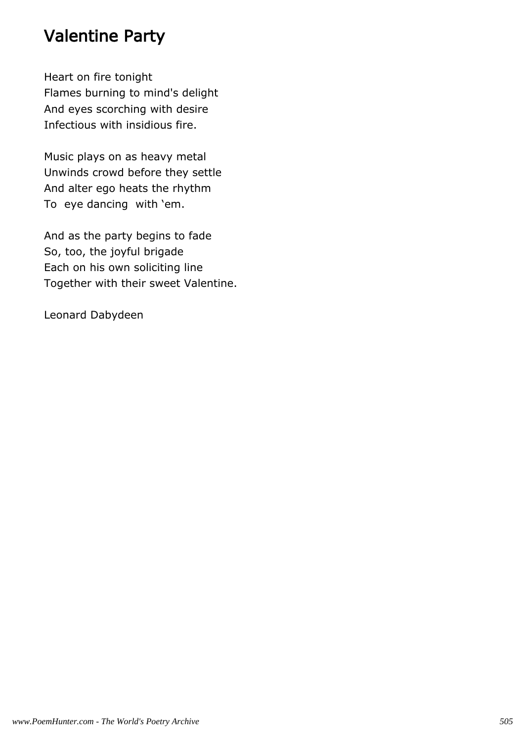# Valentine Party

Heart on fire tonight
Flames burning to mind's delight
And eyes scorching with desire
Infectious with insidious fire.

Music plays on as heavy metal
Unwinds crowd before they settle
And alter ego heats the rhythm
To  eye dancing  with 'em.

And as the party begins to fade
So, too, the joyful brigade
Each on his own soliciting line
Together with their sweet Valentine.

Leonard Dabydeen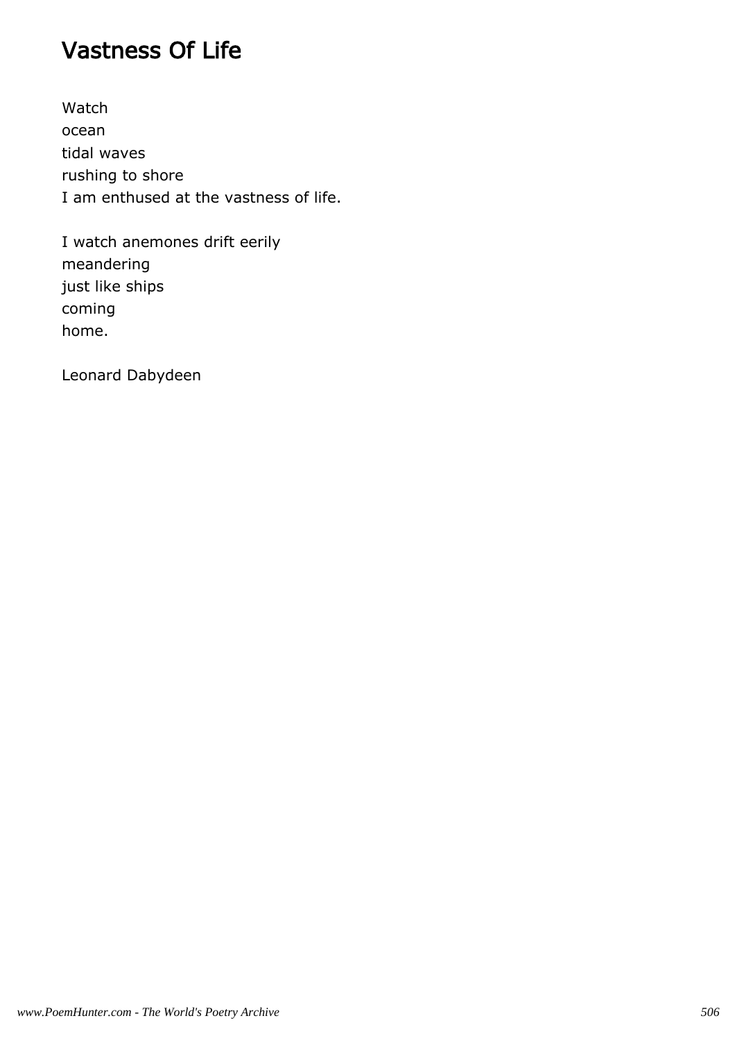# Vastness Of Life

Watch  
ocean  
tidal waves  
rushing to shore  
I am enthused at the vastness of life.

I watch anemones drift eerily  
meandering  
just like ships  
coming  
home.

Leonard Dabydeen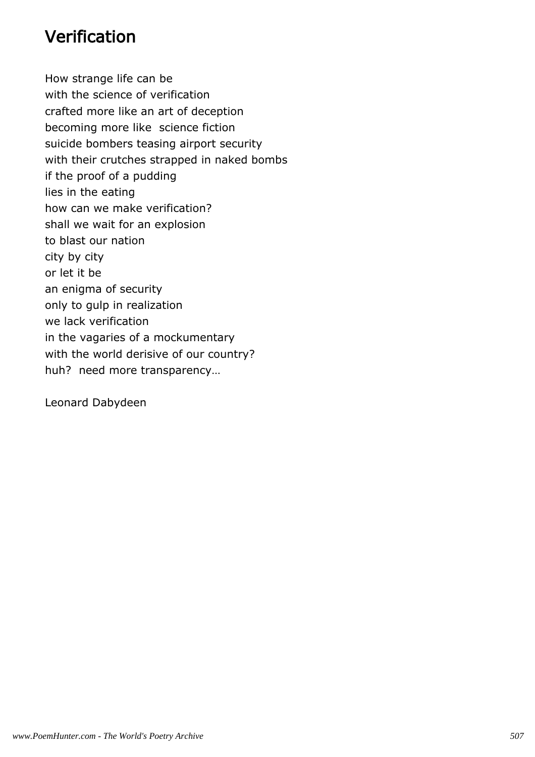# Verification

How strange life can be  
with the science of verification  
crafted more like an art of deception  
becoming more like  science fiction  
suicide bombers teasing airport security  
with their crutches strapped in naked bombs  
if the proof of a pudding  
lies in the eating  
how can we make verification?  
shall we wait for an explosion  
to blast our nation  
city by city  
or let it be  
an enigma of security  
only to gulp in realization  
we lack verification  
in the vagaries of a mockumentary  
with the world derisive of our country?  
huh?  need more transparency…

Leonard Dabydeen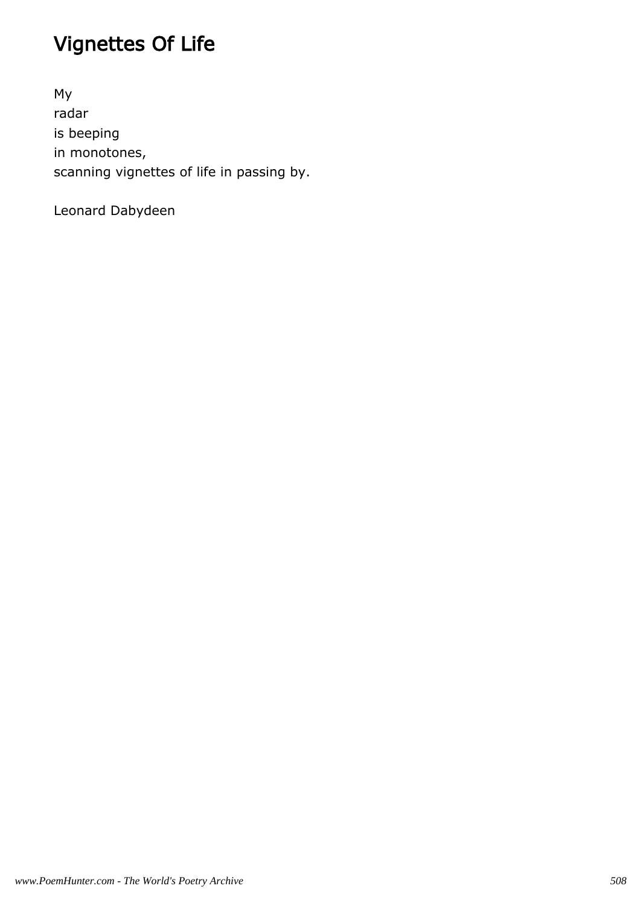# Vignettes Of Life

My
radar
is beeping
in monotones,
scanning vignettes of life in passing by.

Leonard Dabydeen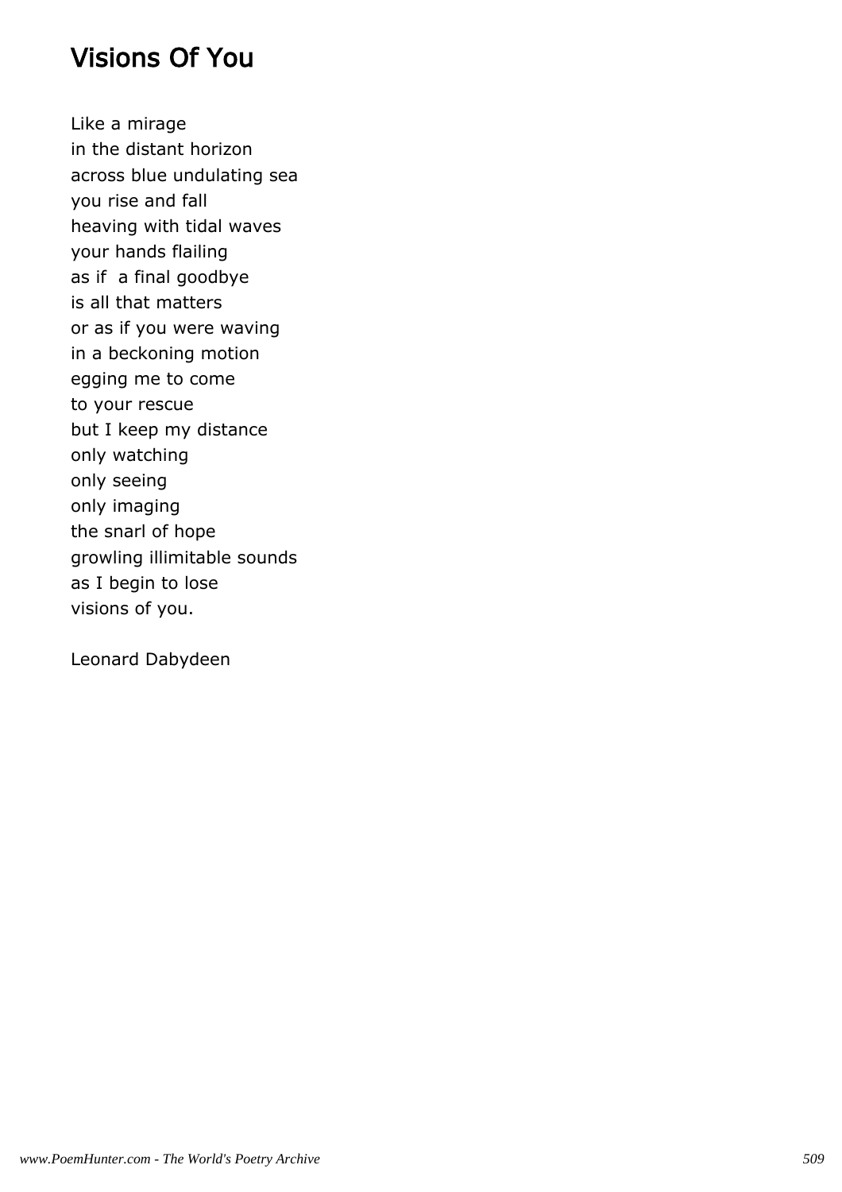# Visions Of You

Like a mirage
in the distant horizon
across blue undulating sea
you rise and fall
heaving with tidal waves
your hands flailing
as if  a final goodbye
is all that matters
or as if you were waving
in a beckoning motion
egging me to come
to your rescue
but I keep my distance
only watching
only seeing
only imaging
the snarl of hope
growling illimitable sounds
as I begin to lose
visions of you.

Leonard Dabydeen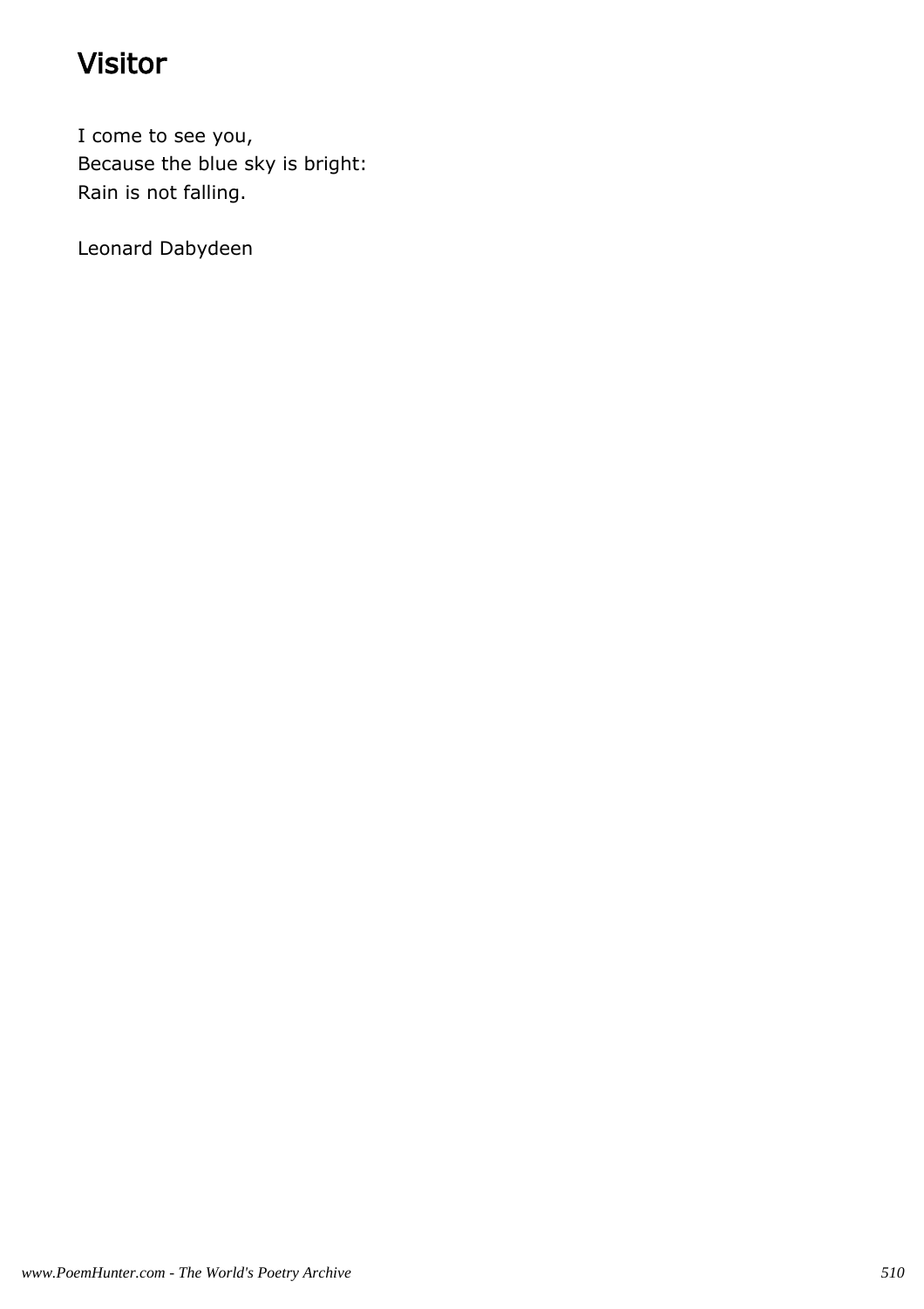# Visitor

I come to see you,  
Because the blue sky is bright:  
Rain is not falling.

Leonard Dabydeen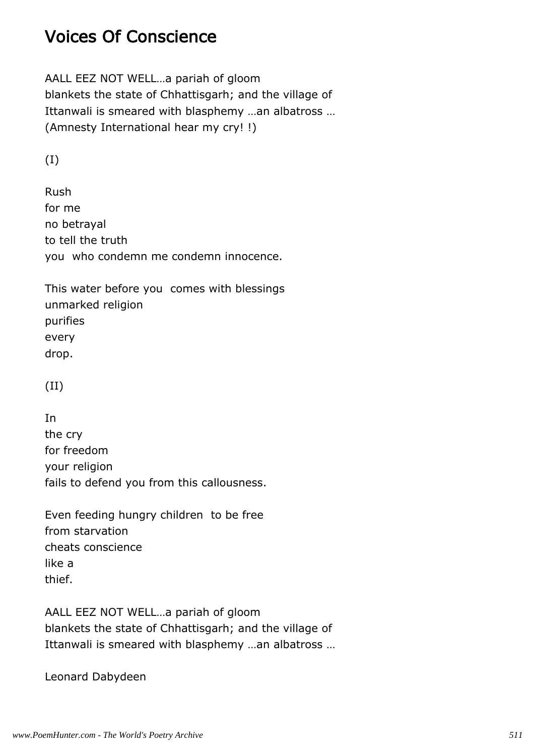# Voices Of Conscience

AALL EEZ NOT WELL…a pariah of gloom
blankets the state of Chhattisgarh; and the village of
Ittanwali is smeared with blasphemy …an albatross …
(Amnesty International hear my cry! !)

(I)

Rush
for me
no betrayal
to tell the truth
you  who condemn me condemn innocence.

This water before you  comes with blessings
unmarked religion
purifies
every
drop.

(II)

In
the cry
for freedom
your religion
fails to defend you from this callousness.

Even feeding hungry children  to be free
from starvation
cheats conscience
like a
thief.

AALL EEZ NOT WELL…a pariah of gloom
blankets the state of Chhattisgarh; and the village of
Ittanwali is smeared with blasphemy …an albatross …

Leonard Dabydeen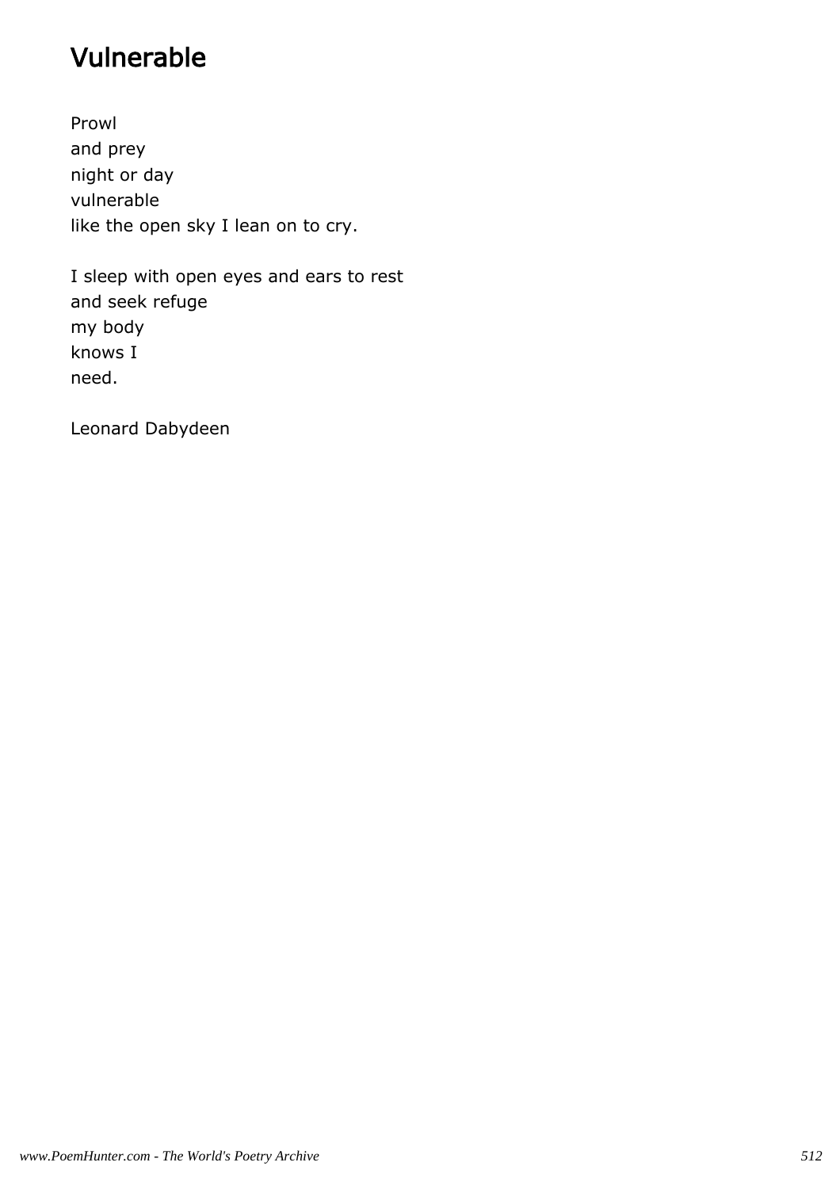# Vulnerable

Prowl
and prey
night or day
vulnerable
like the open sky I lean on to cry.

I sleep with open eyes and ears to rest
and seek refuge
my body
knows I
need.

Leonard Dabydeen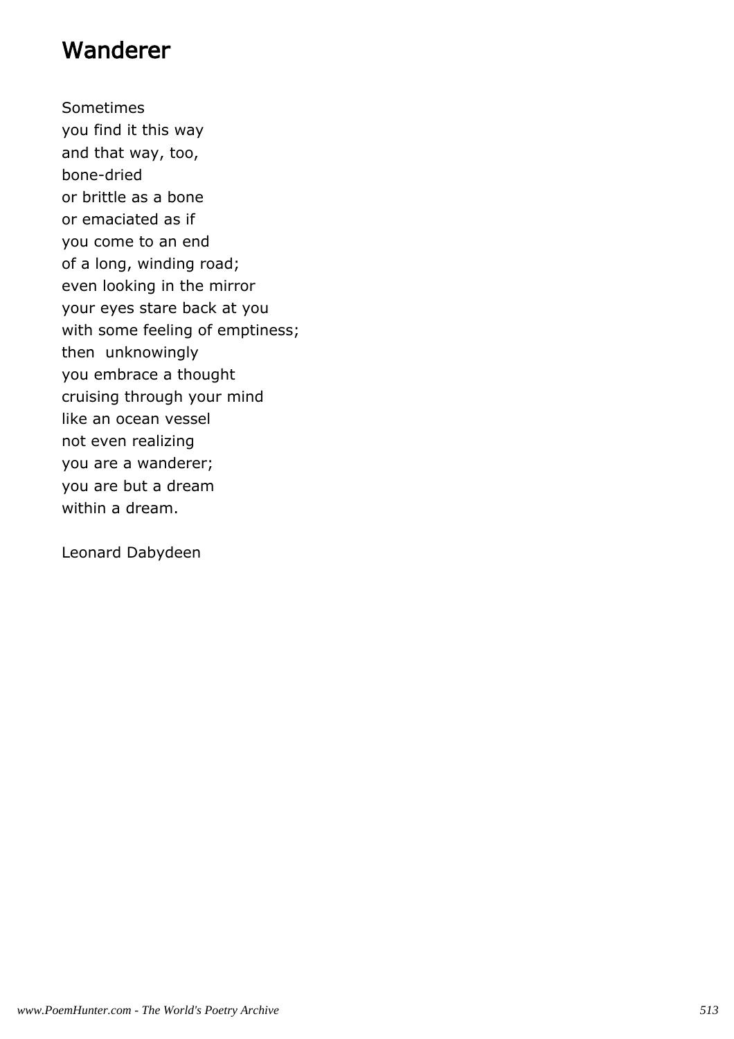## Wanderer

Sometimes  
you find it this way  
and that way, too,  
bone-dried  
or brittle as a bone  
or emaciated as if  
you come to an end  
of a long, winding road;  
even looking in the mirror  
your eyes stare back at you  
with some feeling of emptiness;  
then  unknowingly  
you embrace a thought  
cruising through your mind  
like an ocean vessel  
not even realizing  
you are a wanderer;  
you are but a dream  
within a dream.

Leonard Dabydeen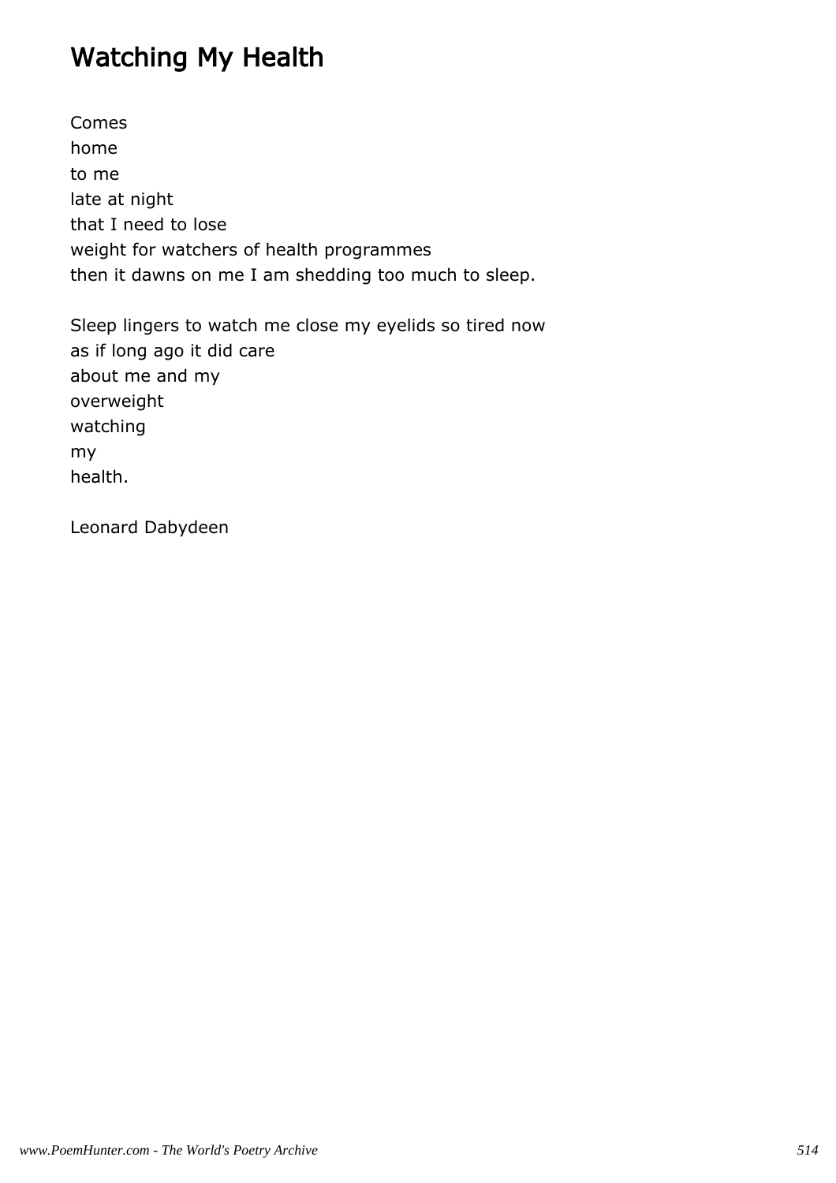# Watching My Health

Comes
home
to me
late at night
that I need to lose
weight for watchers of health programmes
then it dawns on me I am shedding too much to sleep.

Sleep lingers to watch me close my eyelids so tired now
as if long ago it did care
about me and my
overweight
watching
my
health.

Leonard Dabydeen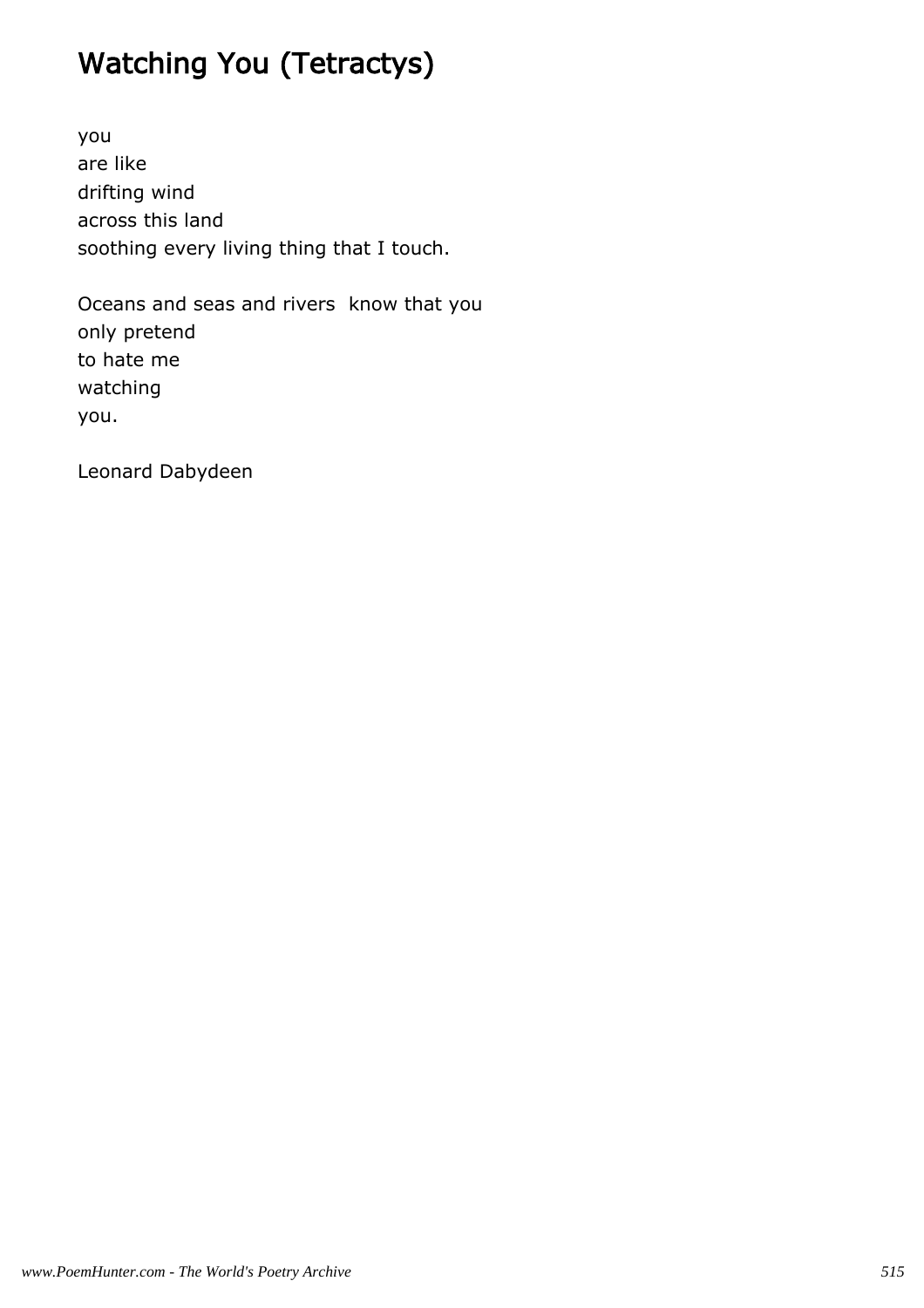# Watching You (Tetractys)

you  
are like  
drifting wind  
across this land  
soothing every living thing that I touch.

Oceans and seas and rivers  know that you  
only pretend  
to hate me  
watching  
you.

Leonard Dabydeen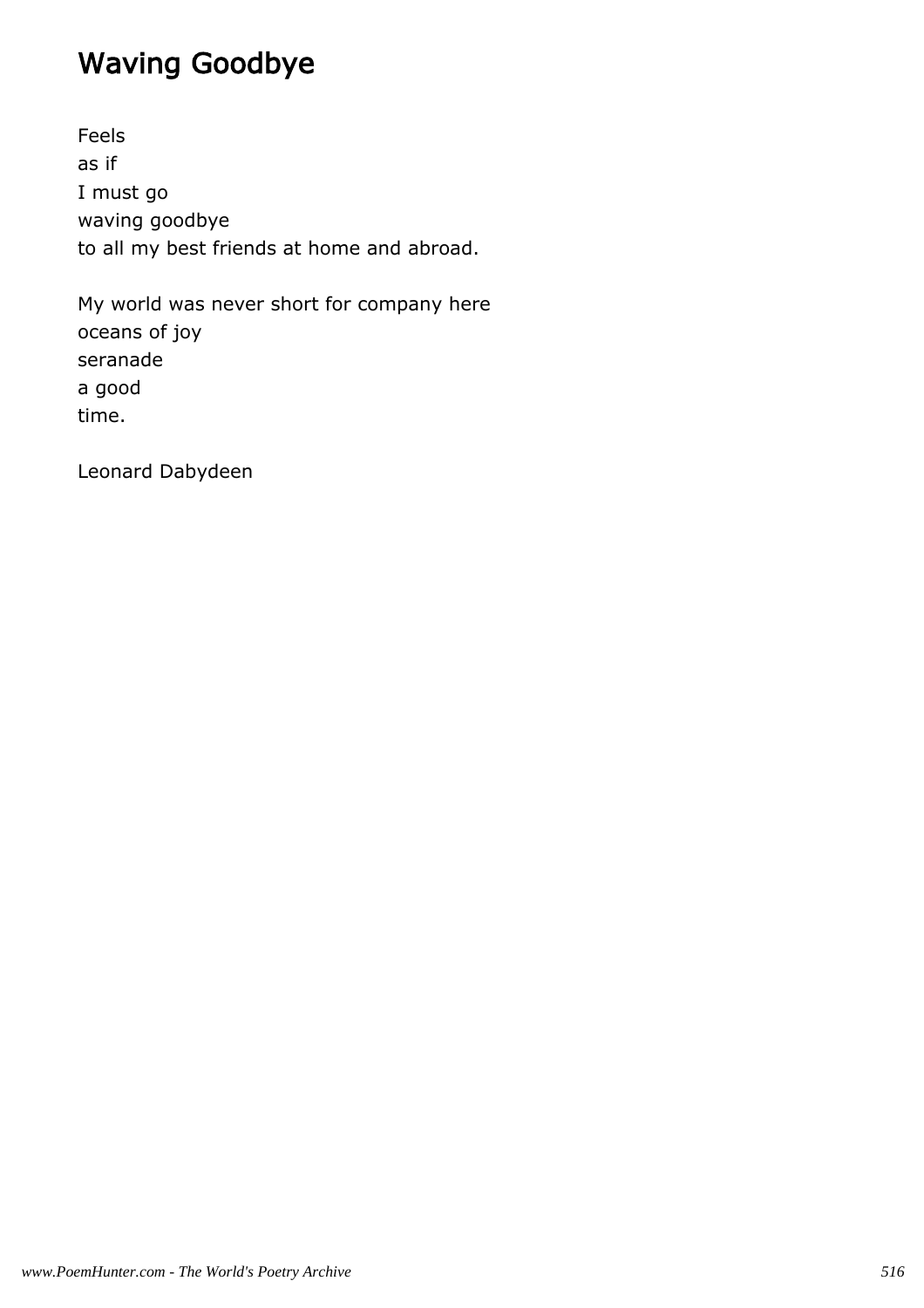## Waving Goodbye

Feels
as if
I must go
waving goodbye
to all my best friends at home and abroad.

My world was never short for company here
oceans of joy
seranade
a good
time.

Leonard Dabydeen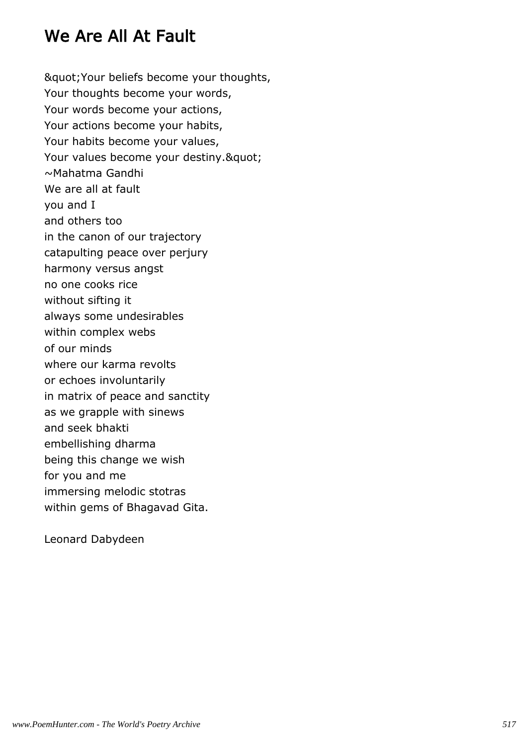# We Are All At Fault

&quot;Your beliefs become your thoughts,
Your thoughts become your words,
Your words become your actions,
Your actions become your habits,
Your habits become your values,
Your values become your destiny.&quot;
~Mahatma Gandhi
We are all at fault
you and I
and others too
in the canon of our trajectory
catapulting peace over perjury
harmony versus angst
no one cooks rice
without sifting it
always some undesirables
within complex webs
of our minds
where our karma revolts
or echoes involuntarily
in matrix of peace and sanctity
as we grapple with sinews
and seek bhakti
embellishing dharma
being this change we wish
for you and me
immersing melodic stotras
within gems of Bhagavad Gita.

Leonard Dabydeen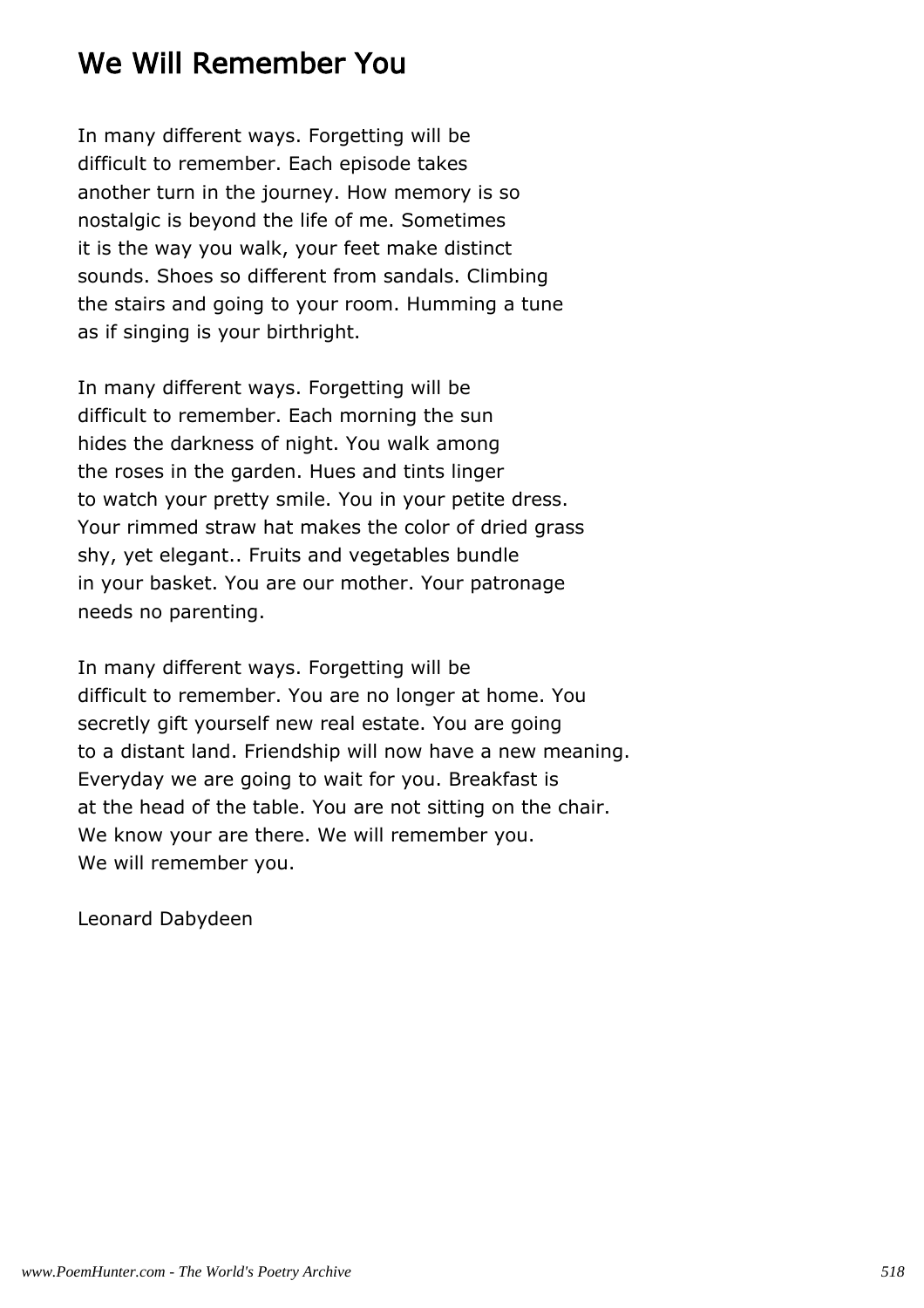## We Will Remember You

In many different ways. Forgetting will be
difficult to remember. Each episode takes
another turn in the journey. How memory is so
nostalgic is beyond the life of me. Sometimes
it is the way you walk, your feet make distinct
sounds. Shoes so different from sandals. Climbing
the stairs and going to your room. Humming a tune
as if singing is your birthright.

In many different ways. Forgetting will be
difficult to remember. Each morning the sun
hides the darkness of night. You walk among
the roses in the garden. Hues and tints linger
to watch your pretty smile. You in your petite dress.
Your rimmed straw hat makes the color of dried grass
shy, yet elegant.. Fruits and vegetables bundle
in your basket. You are our mother. Your patronage
needs no parenting.

In many different ways. Forgetting will be
difficult to remember. You are no longer at home. You
secretly gift yourself new real estate. You are going
to a distant land. Friendship will now have a new meaning.
Everyday we are going to wait for you. Breakfast is
at the head of the table. You are not sitting on the chair.
We know your are there. We will remember you.
We will remember you.

Leonard Dabydeen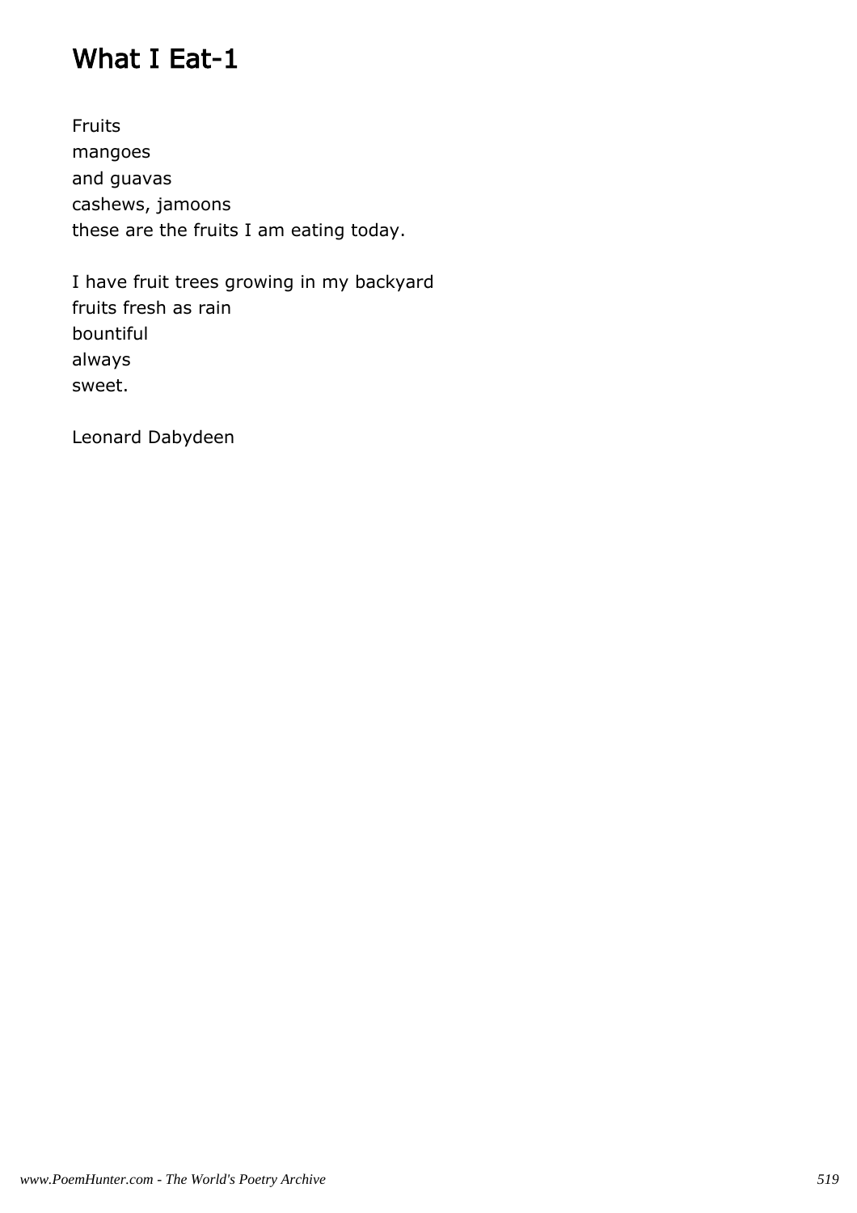# What I Eat-1

Fruits
mangoes
and guavas
cashews, jamoons
these are the fruits I am eating today.

I have fruit trees growing in my backyard
fruits fresh as rain
bountiful
always
sweet.

Leonard Dabydeen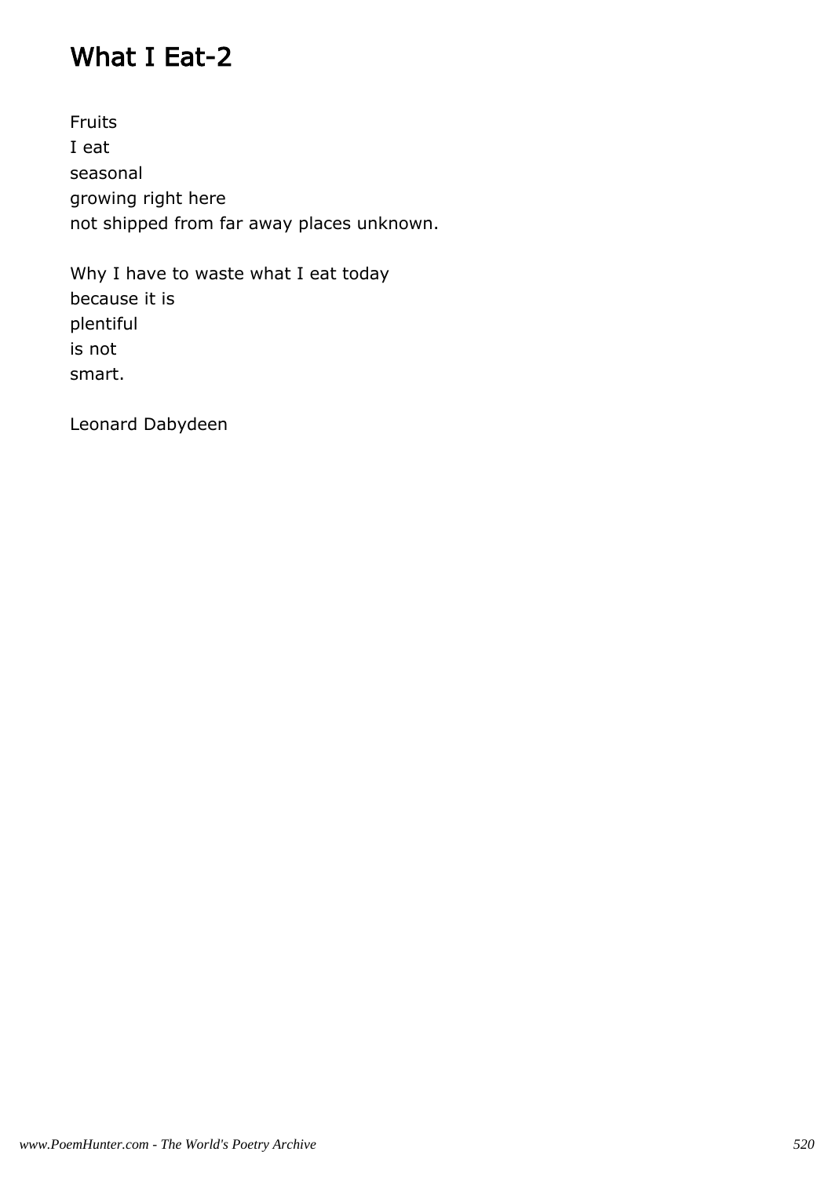# What I Eat-2

Fruits
I eat
seasonal
growing right here
not shipped from far away places unknown.

Why I have to waste what I eat today
because it is
plentiful
is not
smart.

Leonard Dabydeen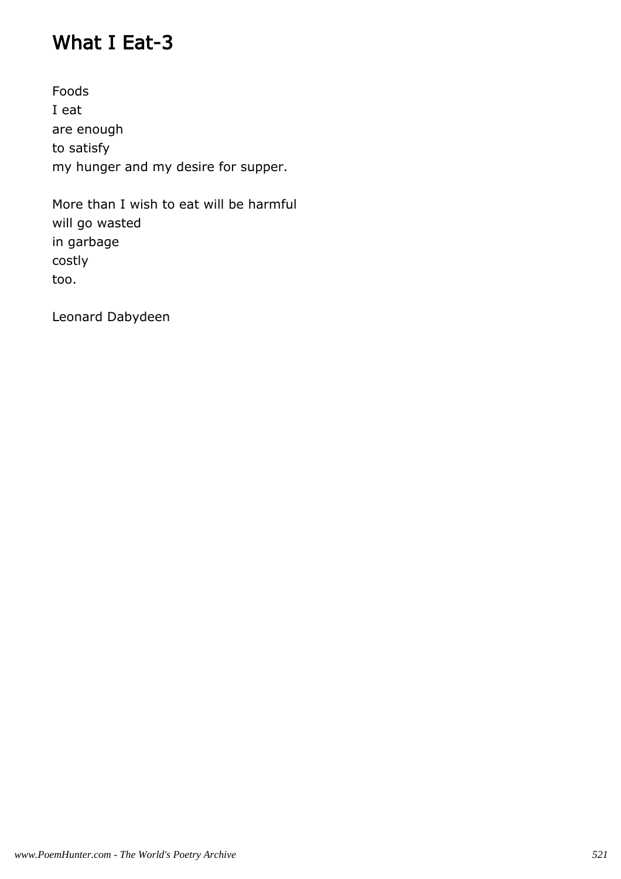# What I Eat-3

Foods
I eat
are enough
to satisfy
my hunger and my desire for supper.

More than I wish to eat will be harmful
will go wasted
in garbage
costly
too.

Leonard Dabydeen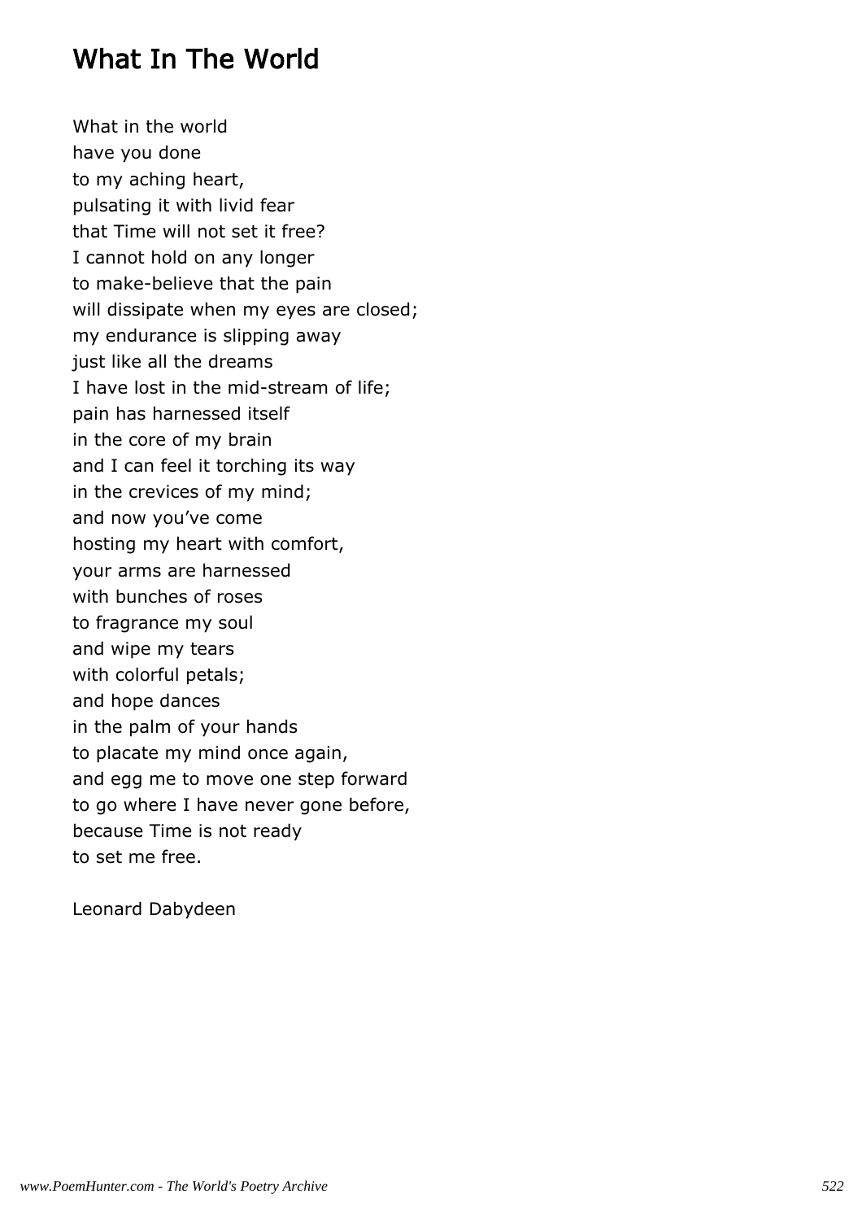# What In The World

What in the world
have you done
to my aching heart,
pulsating it with livid fear
that Time will not set it free?
I cannot hold on any longer
to make-believe that the pain
will dissipate when my eyes are closed;
my endurance is slipping away
just like all the dreams
I have lost in the mid-stream of life;
pain has harnessed itself
in the core of my brain
and I can feel it torching its way
in the crevices of my mind;
and now you've come
hosting my heart with comfort,
your arms are harnessed
with bunches of roses
to fragrance my soul
and wipe my tears
with colorful petals;
and hope dances
in the palm of your hands
to placate my mind once again,
and egg me to move one step forward
to go where I have never gone before,
because Time is not ready
to set me free.

Leonard Dabydeen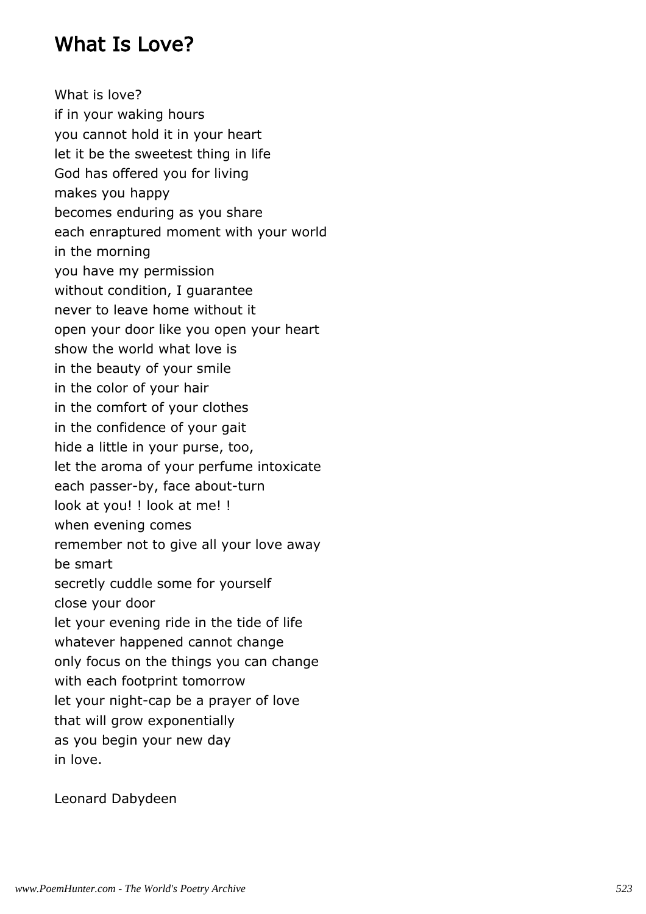## What Is Love?

What is love?  
if in your waking hours  
you cannot hold it in your heart  
let it be the sweetest thing in life  
God has offered you for living  
makes you happy  
becomes enduring as you share  
each enraptured moment with your world  
in the morning  
you have my permission  
without condition, I guarantee  
never to leave home without it  
open your door like you open your heart  
show the world what love is  
in the beauty of your smile  
in the color of your hair  
in the comfort of your clothes  
in the confidence of your gait  
hide a little in your purse, too,  
let the aroma of your perfume intoxicate  
each passer-by, face about-turn  
look at you! ! look at me! !  
when evening comes  
remember not to give all your love away  
be smart  
secretly cuddle some for yourself  
close your door  
let your evening ride in the tide of life  
whatever happened cannot change  
only focus on the things you can change  
with each footprint tomorrow  
let your night-cap be a prayer of love  
that will grow exponentially  
as you begin your new day  
in love.

Leonard Dabydeen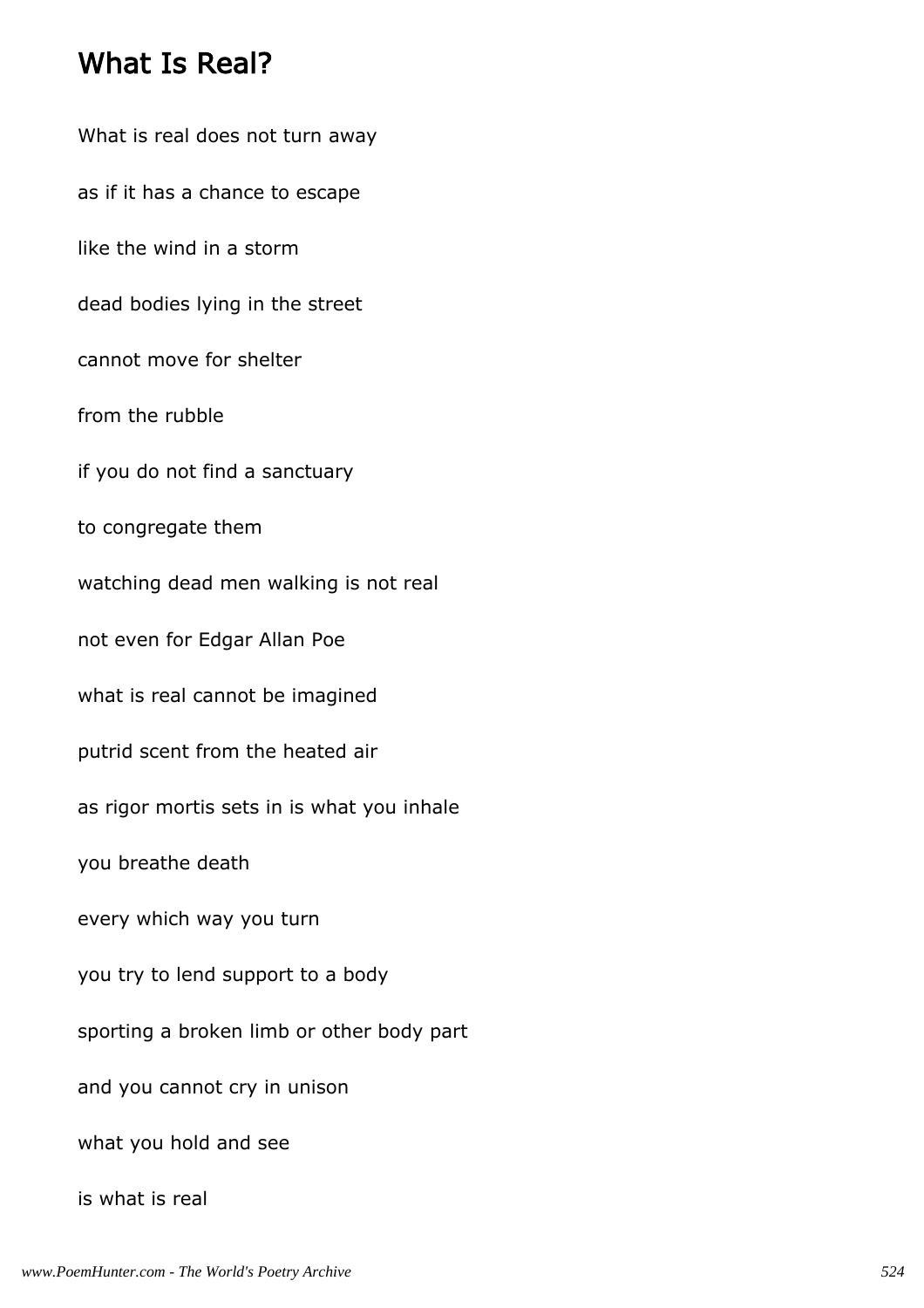## What Is Real?

What is real does not turn away

as if it has a chance to escape

like the wind in a storm

dead bodies lying in the street

cannot move for shelter

from the rubble

if you do not find a sanctuary

to congregate them

watching dead men walking is not real

not even for Edgar Allan Poe

what is real cannot be imagined

putrid scent from the heated air

as rigor mortis sets in is what you inhale

you breathe death

every which way you turn

you try to lend support to a body

sporting a broken limb or other body part

and you cannot cry in unison

what you hold and see

is what is real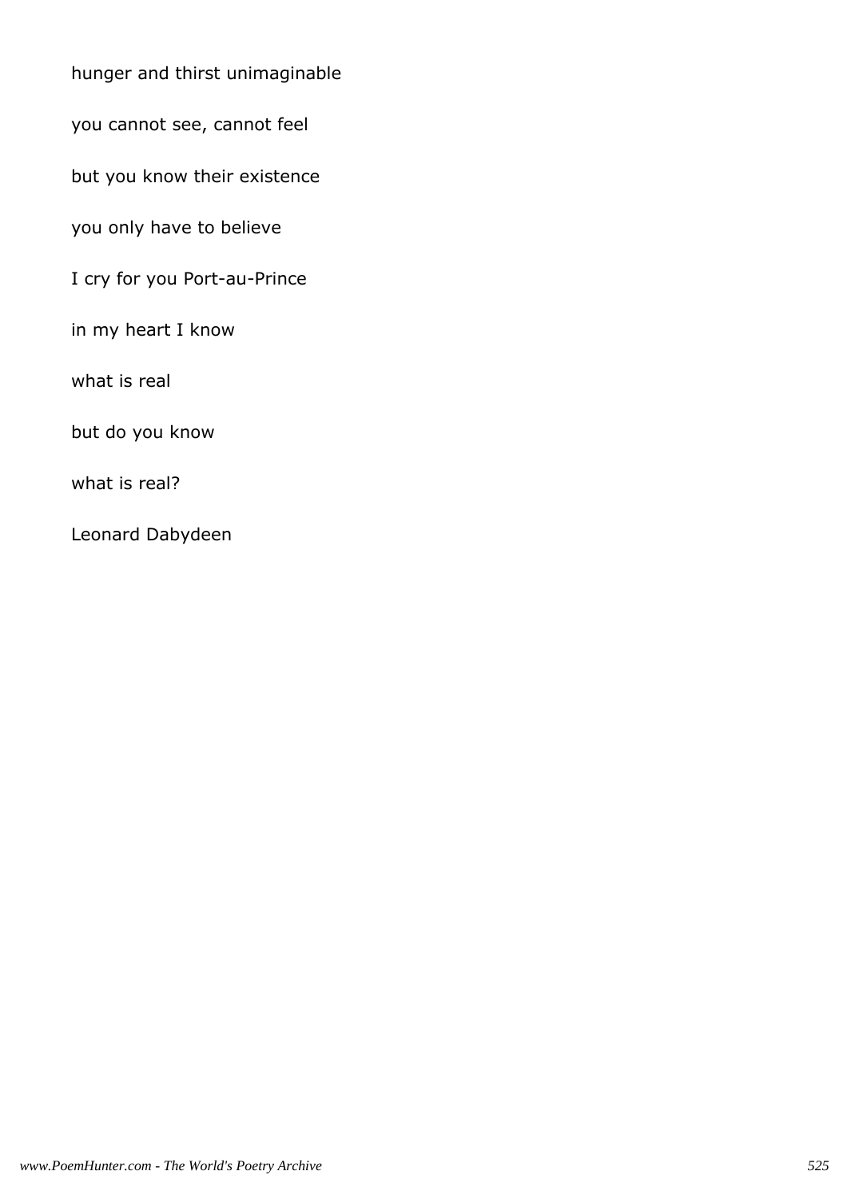hunger and thirst unimaginable

you cannot see, cannot feel

but you know their existence

you only have to believe

I cry for you Port-au-Prince

in my heart I know

what is real

but do you know

what is real?

Leonard Dabydeen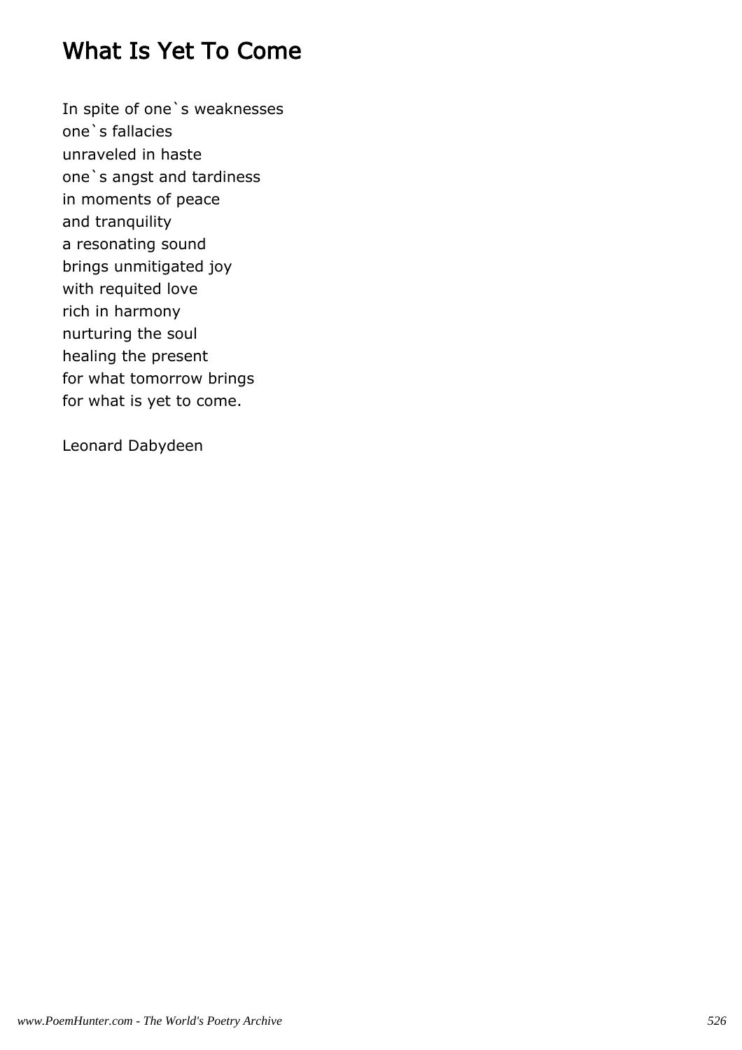# What Is Yet To Come

In spite of one`s weaknesses  
one`s fallacies  
unraveled in haste  
one`s angst and tardiness  
in moments of peace  
and tranquility  
a resonating sound  
brings unmitigated joy  
with requited love  
rich in harmony  
nurturing the soul  
healing the present  
for what tomorrow brings  
for what is yet to come.

Leonard Dabydeen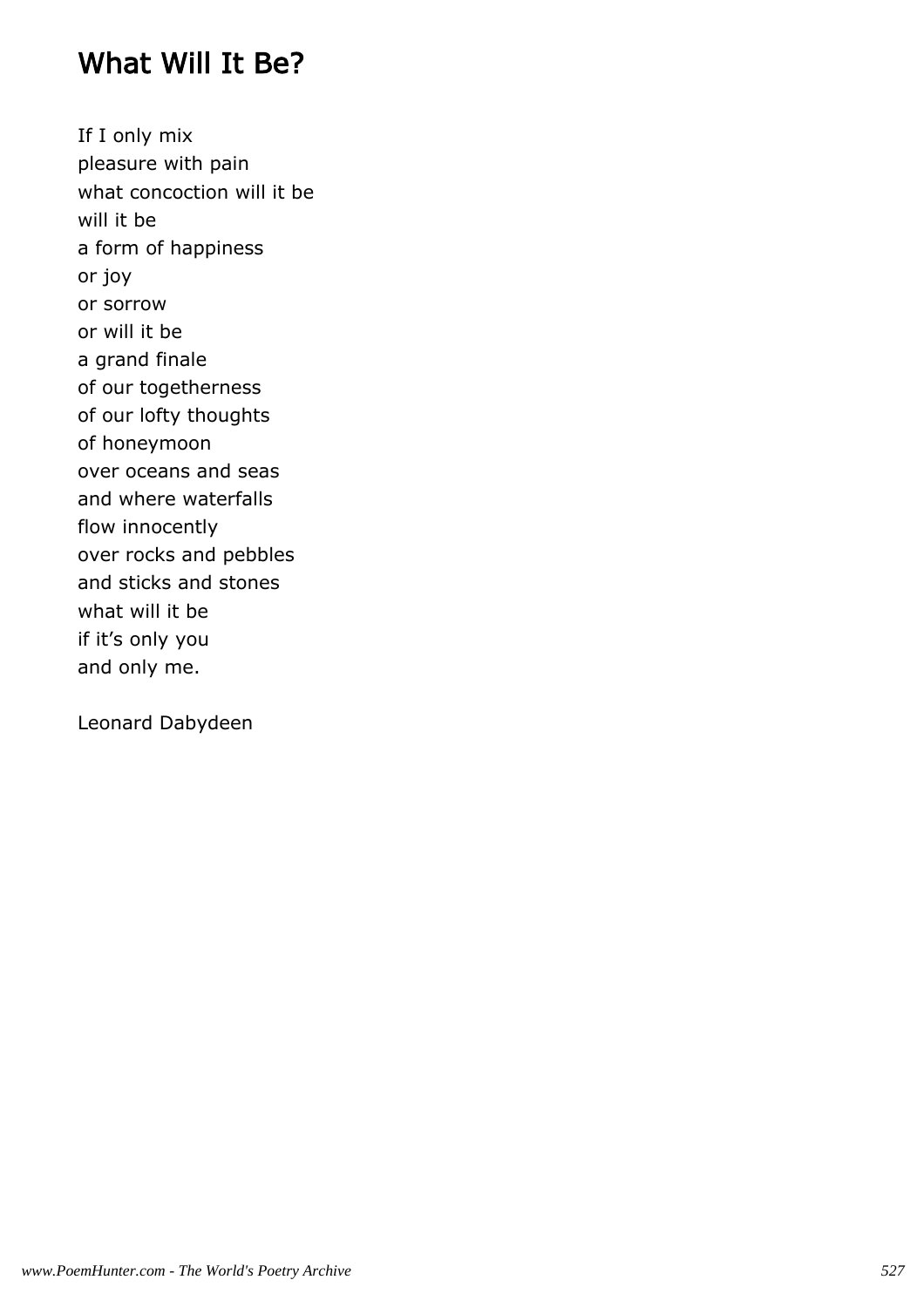# What Will It Be?

If I only mix
pleasure with pain
what concoction will it be
will it be
a form of happiness
or joy
or sorrow
or will it be
a grand finale
of our togetherness
of our lofty thoughts
of honeymoon
over oceans and seas
and where waterfalls
flow innocently
over rocks and pebbles
and sticks and stones
what will it be
if it’s only you
and only me.

Leonard Dabydeen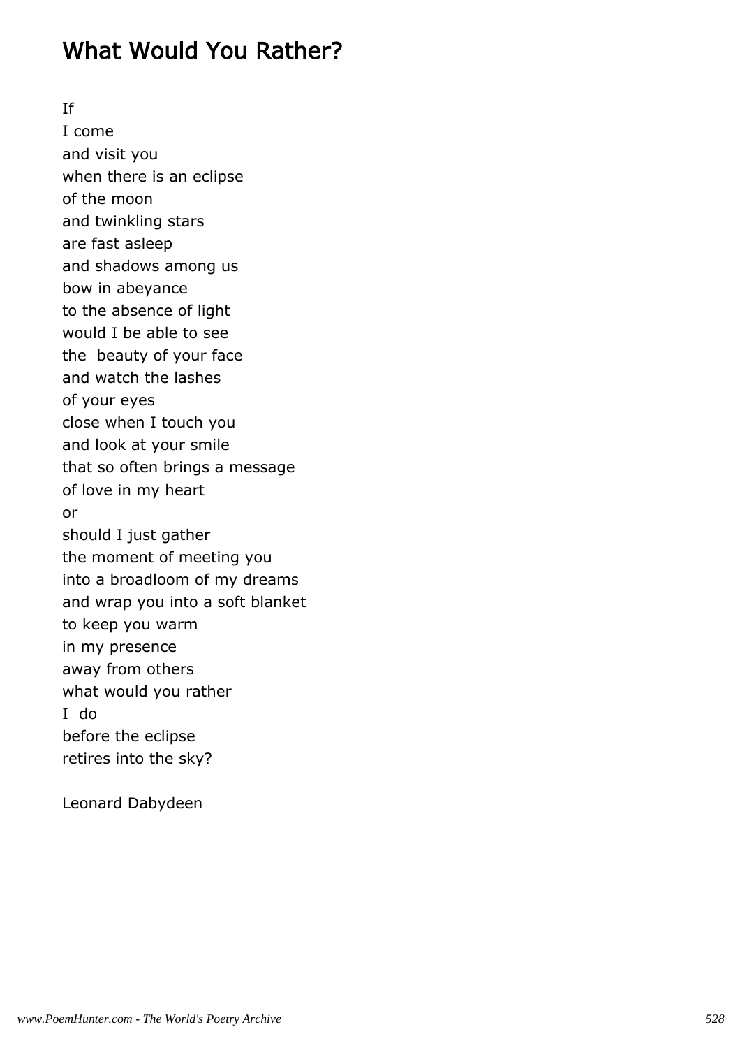## What Would You Rather?

If
I come
and visit you
when there is an eclipse
of the moon
and twinkling stars
are fast asleep
and shadows among us
bow in abeyance
to the absence of light
would I be able to see
the  beauty of your face
and watch the lashes
of your eyes
close when I touch you
and look at your smile
that so often brings a message
of love in my heart
or
should I just gather
the moment of meeting you
into a broadloom of my dreams
and wrap you into a soft blanket
to keep you warm
in my presence
away from others
what would you rather
I  do
before the eclipse
retires into the sky?

Leonard Dabydeen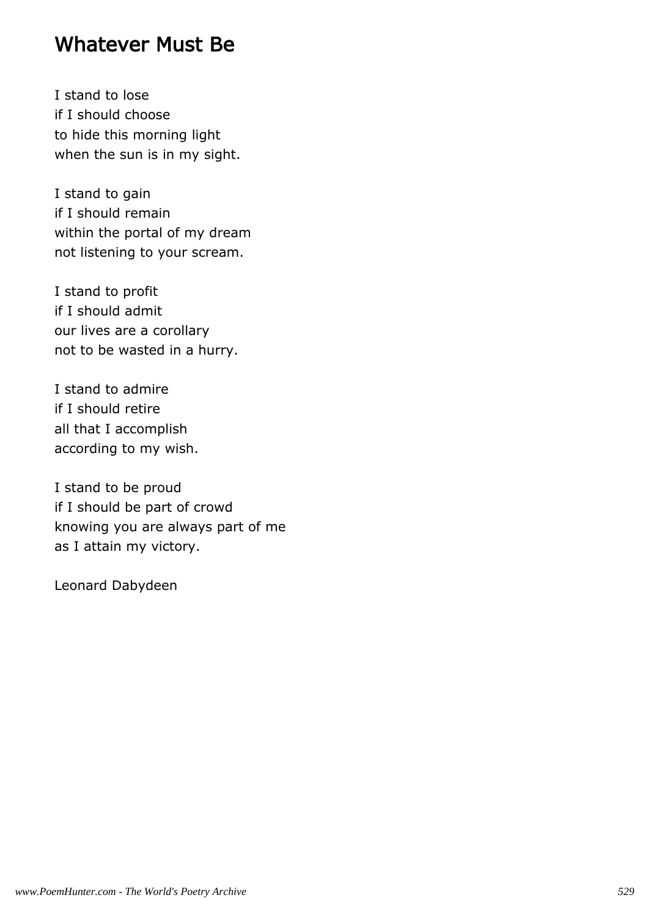## Whatever Must Be

I stand to lose
if I should choose
to hide this morning light
when the sun is in my sight.

I stand to gain
if I should remain
within the portal of my dream
not listening to your scream.

I stand to profit
if I should admit
our lives are a corollary
not to be wasted in a hurry.

I stand to admire
if I should retire
all that I accomplish
according to my wish.

I stand to be proud
if I should be part of crowd
knowing you are always part of me
as I attain my victory.

Leonard Dabydeen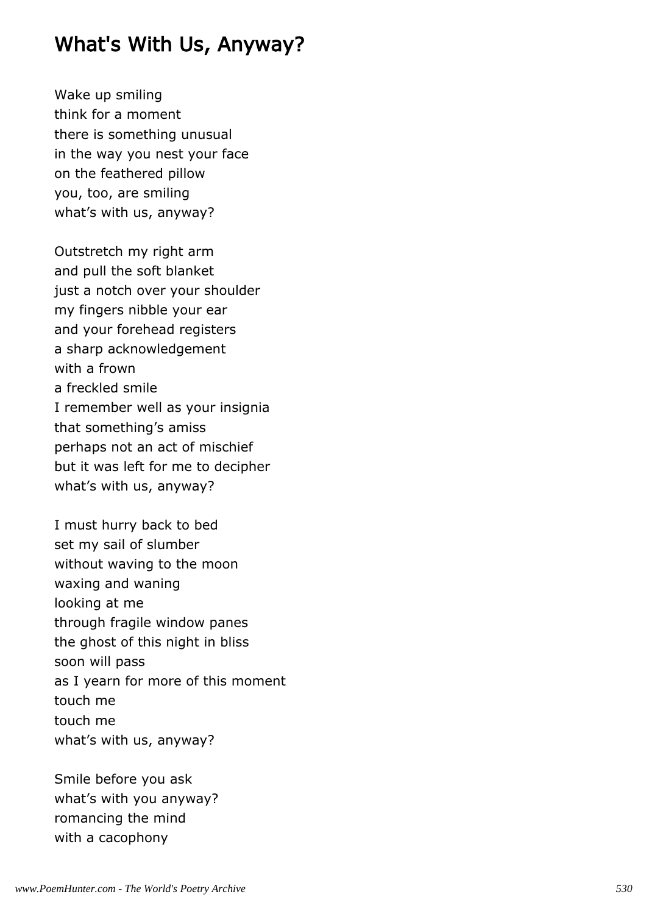## What's With Us, Anyway?

Wake up smiling
think for a moment
there is something unusual
in the way you nest your face
on the feathered pillow
you, too, are smiling
what's with us, anyway?

Outstretch my right arm
and pull the soft blanket
just a notch over your shoulder
my fingers nibble your ear
and your forehead registers
a sharp acknowledgement
with a frown
a freckled smile
I remember well as your insignia
that something's amiss
perhaps not an act of mischief
but it was left for me to decipher
what's with us, anyway?

I must hurry back to bed
set my sail of slumber
without waving to the moon
waxing and waning
looking at me
through fragile window panes
the ghost of this night in bliss
soon will pass
as I yearn for more of this moment
touch me
touch me
what's with us, anyway?

Smile before you ask
what's with you anyway?
romancing the mind
with a cacophony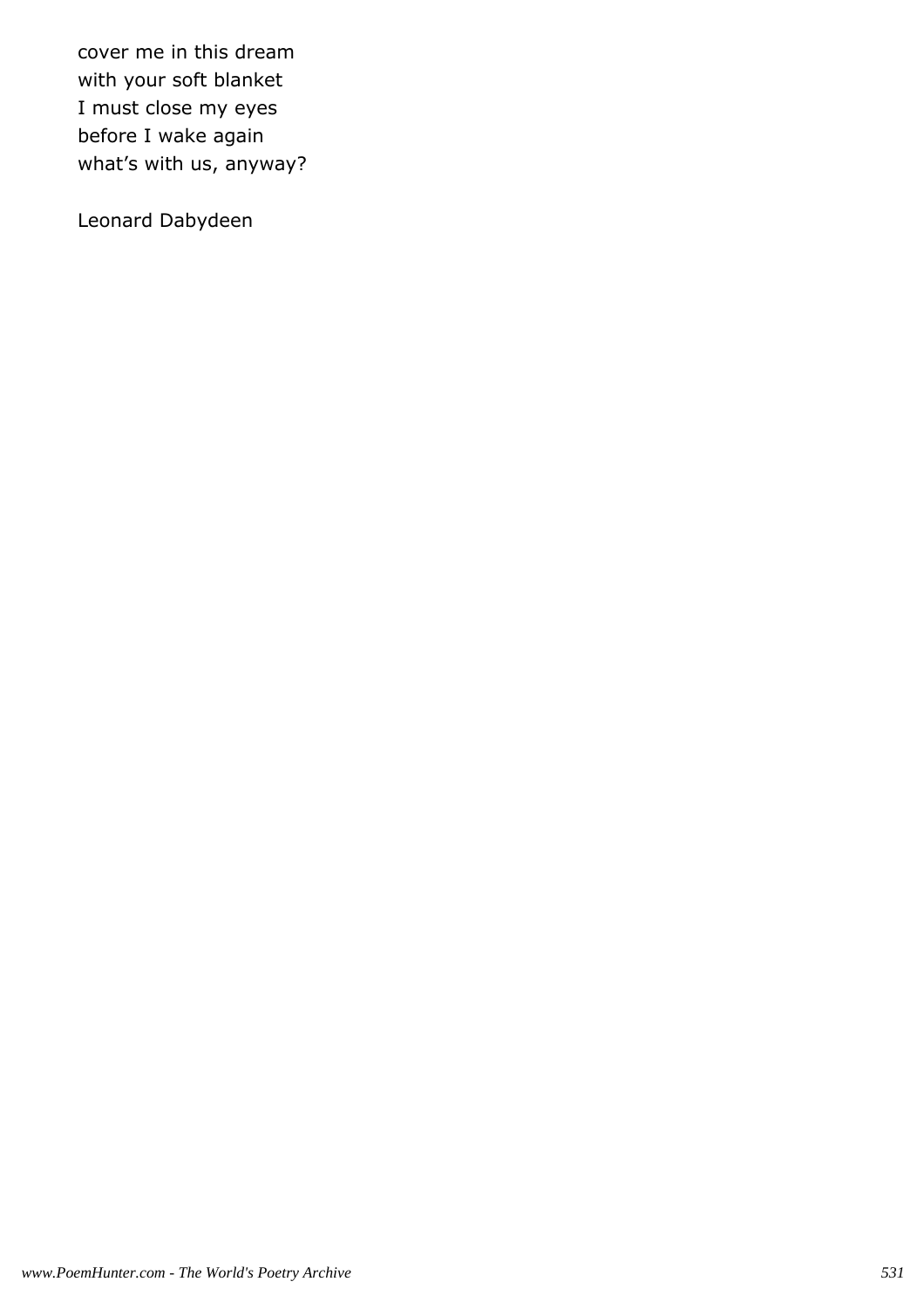cover me in this dream
with your soft blanket
I must close my eyes
before I wake again
what's with us, anyway?

Leonard Dabydeen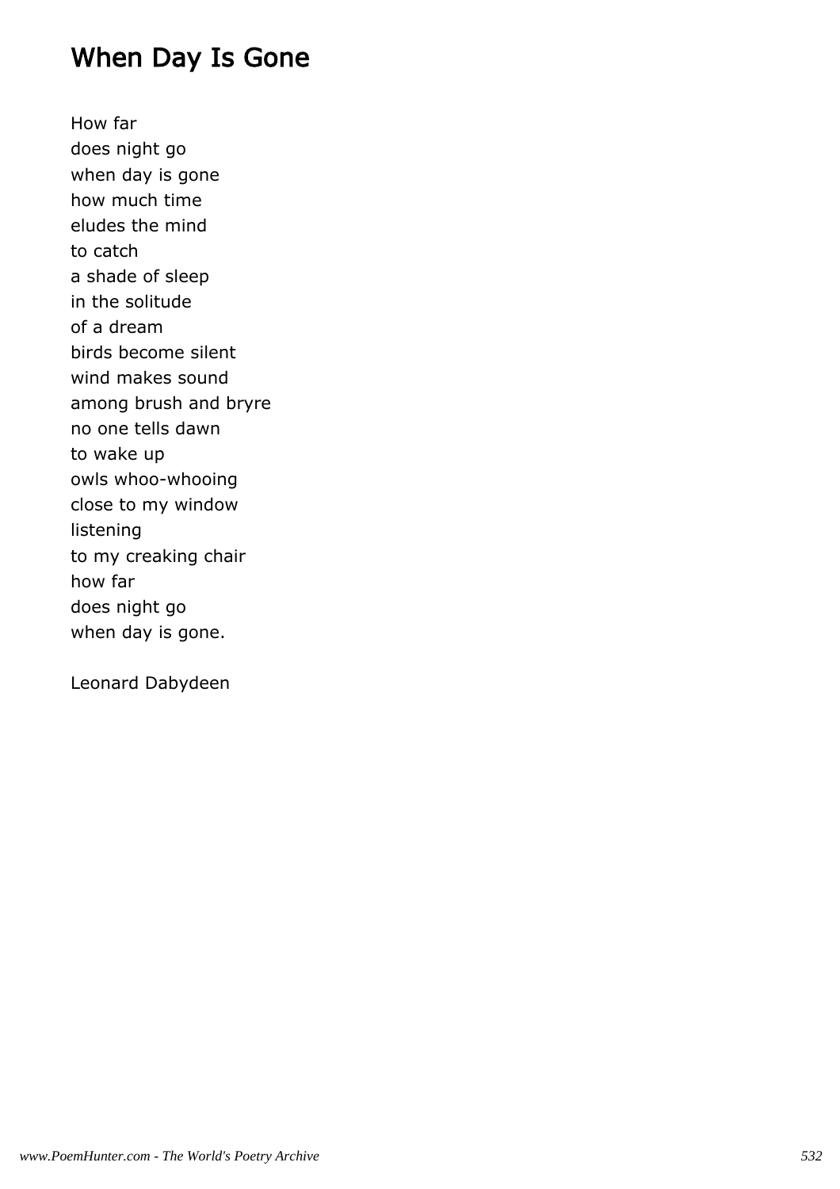## When Day Is Gone

How far
does night go
when day is gone
how much time
eludes the mind
to catch
a shade of sleep
in the solitude
of a dream
birds become silent
wind makes sound
among brush and bryre
no one tells dawn
to wake up
owls whoo-whooing
close to my window
listening
to my creaking chair
how far
does night go
when day is gone.

Leonard Dabydeen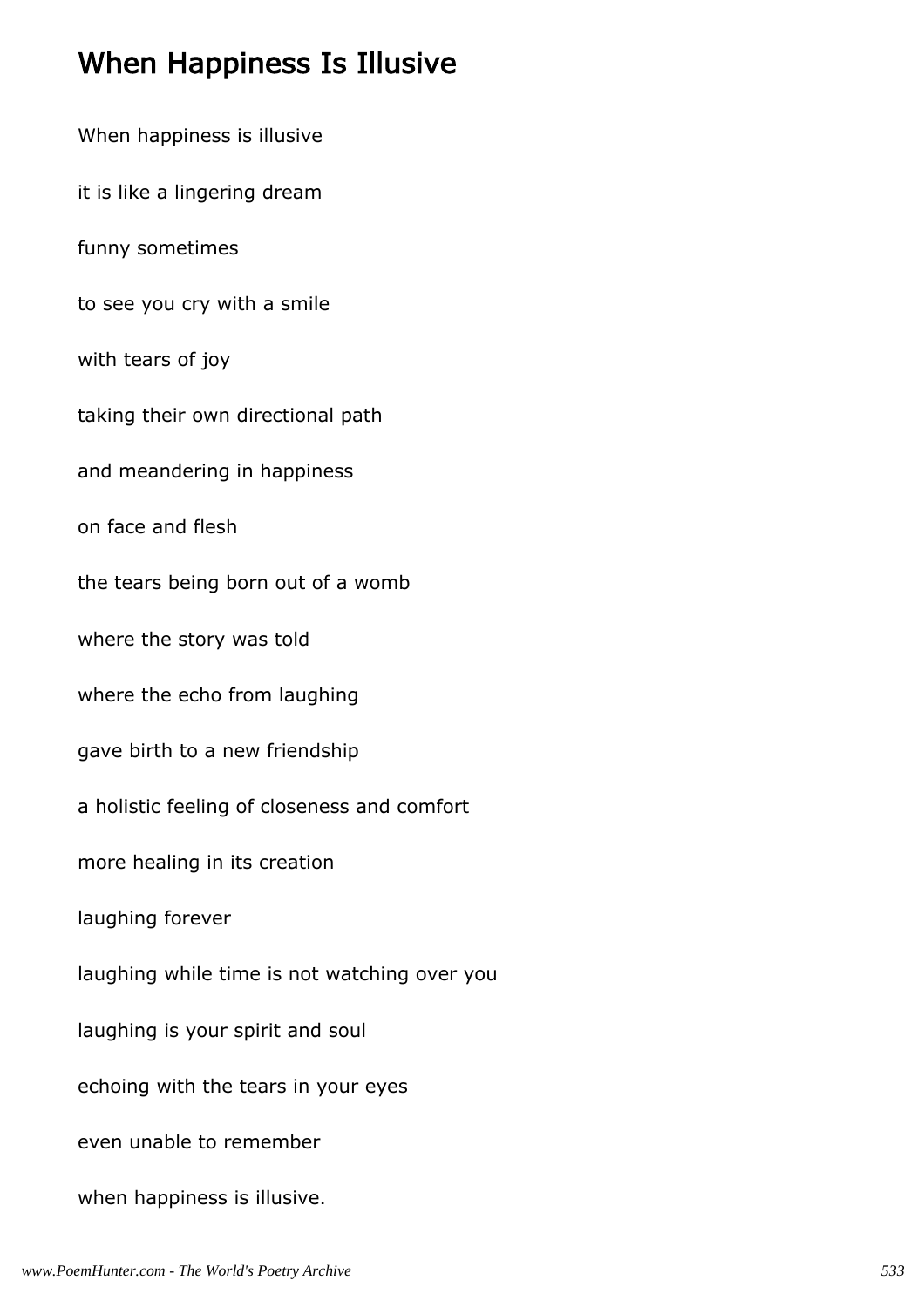# When Happiness Is Illusive

When happiness is illusive

it is like a lingering dream

funny sometimes

to see you cry with a smile

with tears of joy

taking their own directional path

and meandering in happiness

on face and flesh

the tears being born out of a womb

where the story was told

where the echo from laughing

gave birth to a new friendship

a holistic feeling of closeness and comfort

more healing in its creation

laughing forever

laughing while time is not watching over you

laughing is your spirit and soul

echoing with the tears in your eyes

even unable to remember

when happiness is illusive.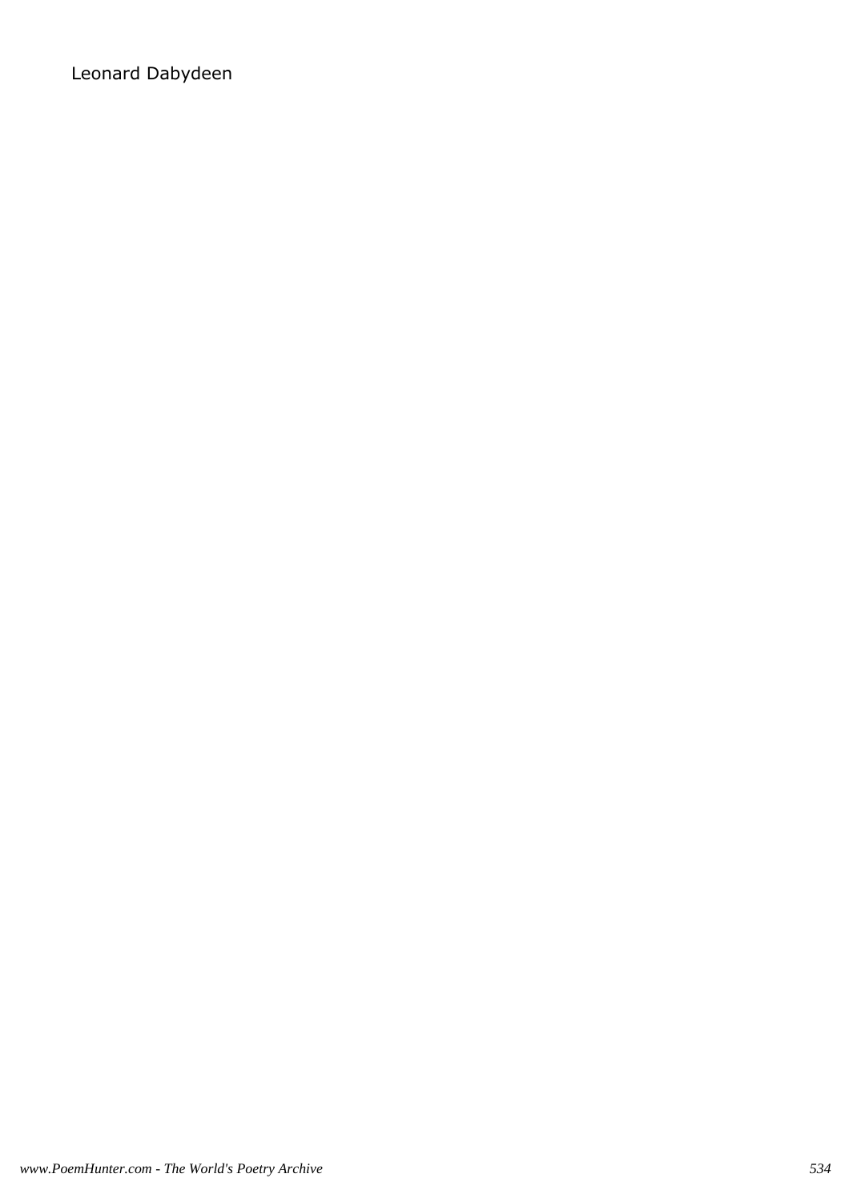Leonard Dabydeen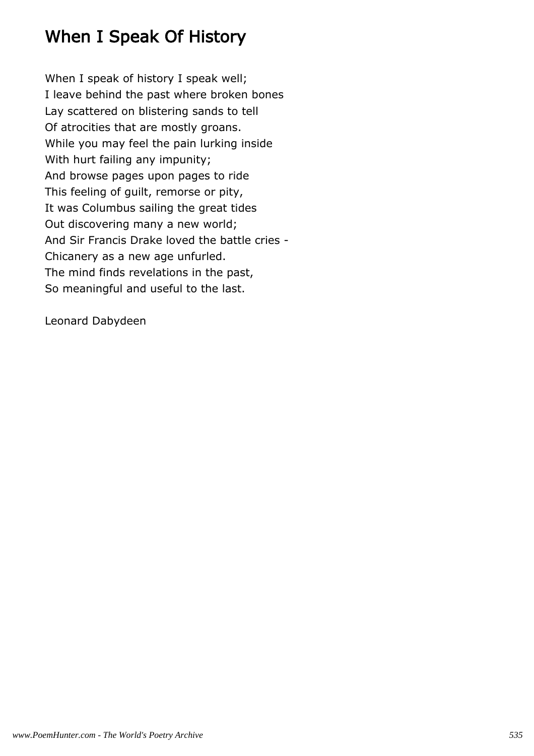# When I Speak Of History

When I speak of history I speak well;
I leave behind the past where broken bones
Lay scattered on blistering sands to tell
Of atrocities that are mostly groans.
While you may feel the pain lurking inside
With hurt failing any impunity;
And browse pages upon pages to ride
This feeling of guilt, remorse or pity,
It was Columbus sailing the great tides
Out discovering many a new world;
And Sir Francis Drake loved the battle cries -
Chicanery as a new age unfurled.
The mind finds revelations in the past,
So meaningful and useful to the last.

Leonard Dabydeen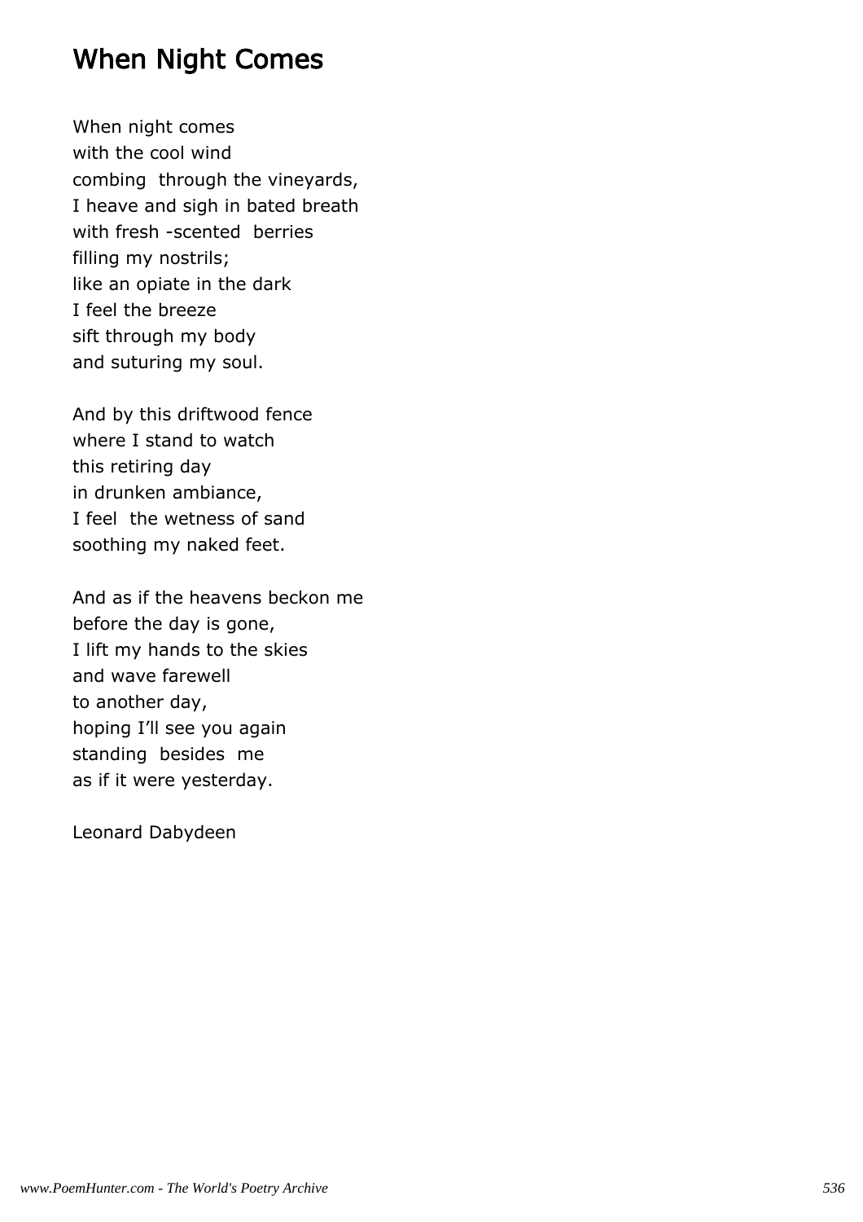# When Night Comes

When night comes
with the cool wind
combing through the vineyards,
I heave and sigh in bated breath
with fresh -scented berries
filling my nostrils;
like an opiate in the dark
I feel the breeze
sift through my body
and suturing my soul.

And by this driftwood fence
where I stand to watch
this retiring day
in drunken ambiance,
I feel the wetness of sand
soothing my naked feet.

And as if the heavens beckon me
before the day is gone,
I lift my hands to the skies
and wave farewell
to another day,
hoping I'll see you again
standing besides me
as if it were yesterday.

Leonard Dabydeen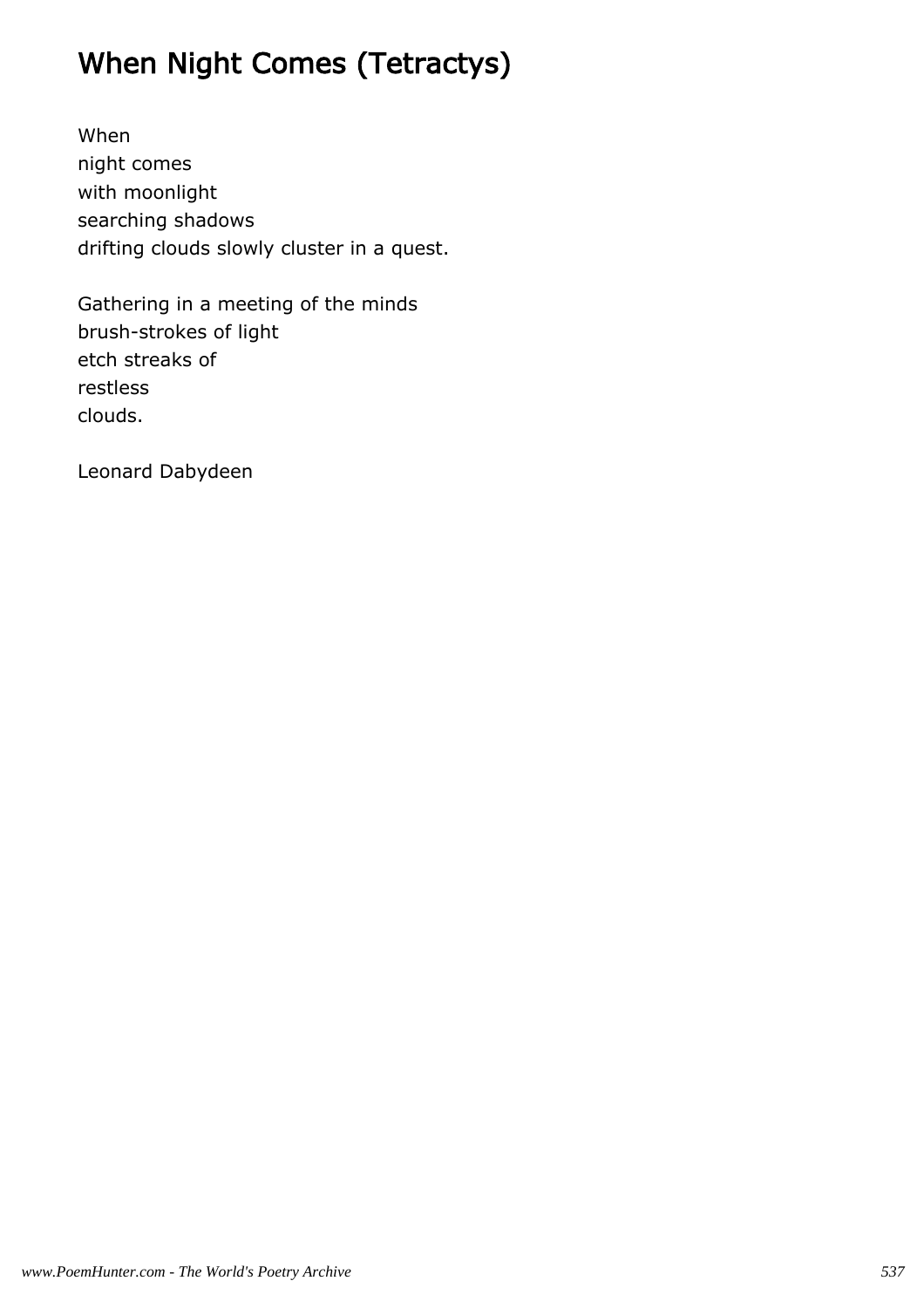# When Night Comes (Tetractys)

When
night comes
with moonlight
searching shadows
drifting clouds slowly cluster in a quest.

Gathering in a meeting of the minds
brush-strokes of light
etch streaks of
restless
clouds.

Leonard Dabydeen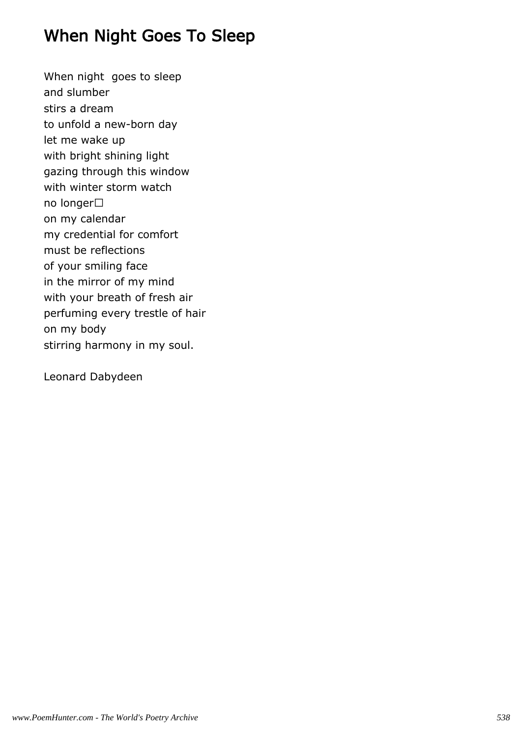# When Night Goes To Sleep

When night goes to sleep
and slumber
stirs a dream
to unfold a new-born day
let me wake up
with bright shining light
gazing through this window
with winter storm watch
no longer□
on my calendar
my credential for comfort
must be reflections
of your smiling face
in the mirror of my mind
with your breath of fresh air
perfuming every trestle of hair
on my body
stirring harmony in my soul.

Leonard Dabydeen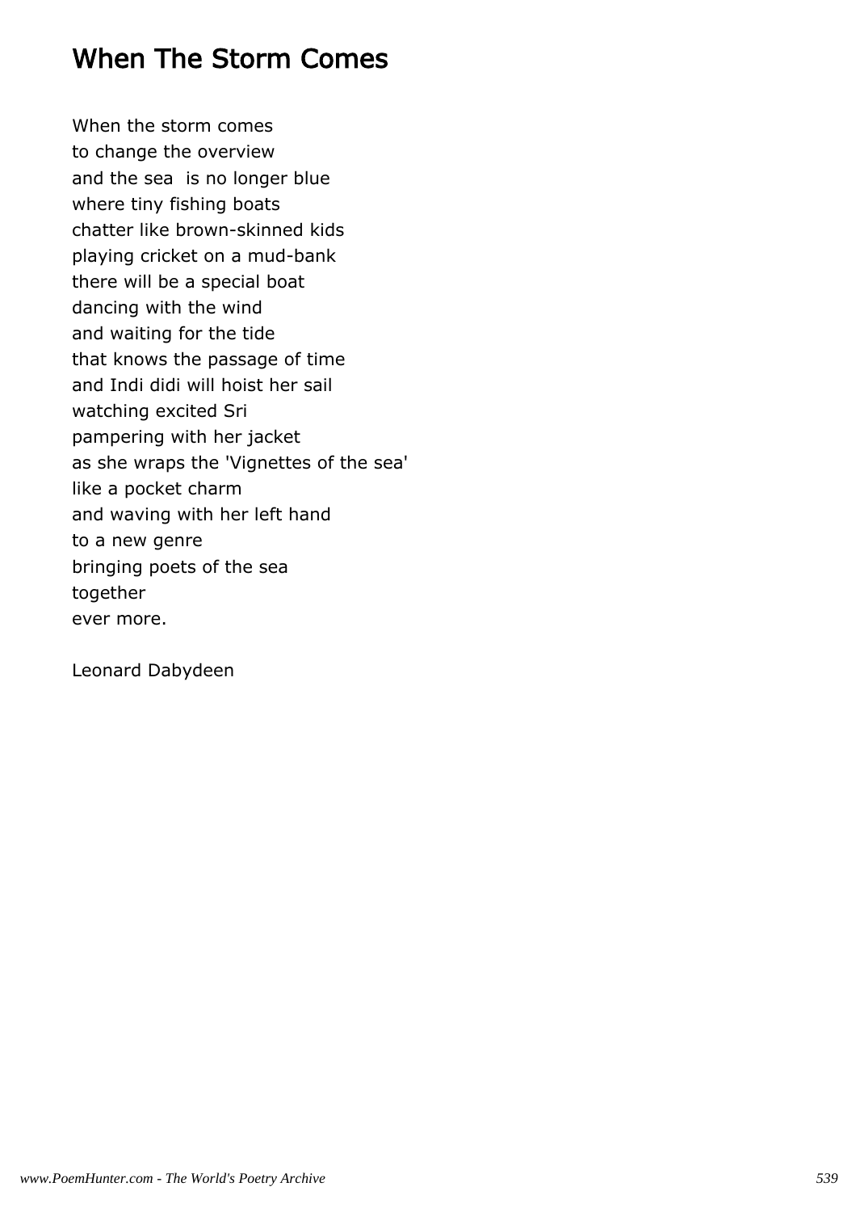# When The Storm Comes

When the storm comes  
to change the overview  
and the sea  is no longer blue  
where tiny fishing boats  
chatter like brown-skinned kids  
playing cricket on a mud-bank  
there will be a special boat  
dancing with the wind  
and waiting for the tide  
that knows the passage of time  
and Indi didi will hoist her sail  
watching excited Sri  
pampering with her jacket  
as she wraps the 'Vignettes of the sea'  
like a pocket charm  
and waving with her left hand  
to a new genre  
bringing poets of the sea  
together  
ever more.

Leonard Dabydeen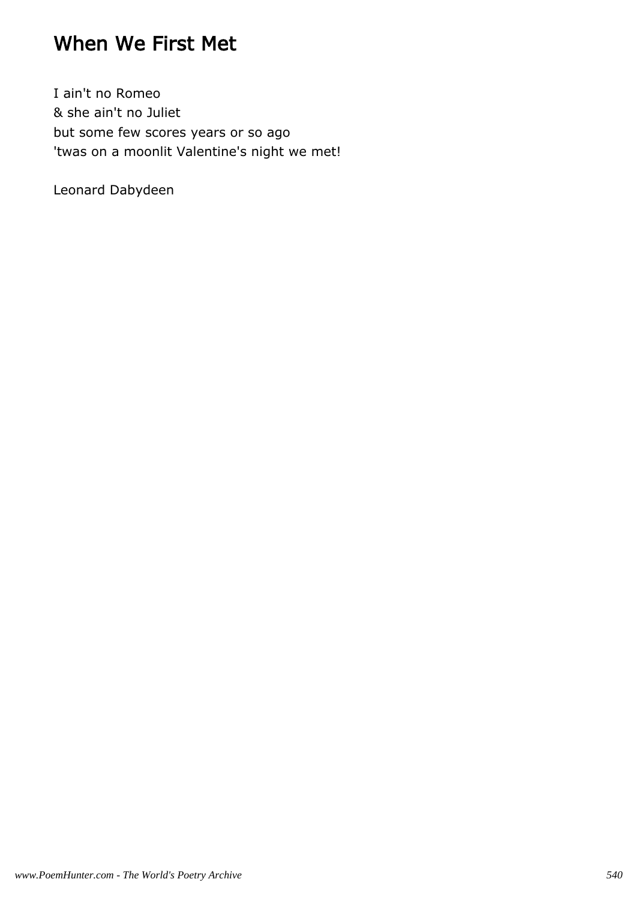# When We First Met

I ain't no Romeo
& she ain't no Juliet
but some few scores years or so ago
'twas on a moonlit Valentine's night we met!

Leonard Dabydeen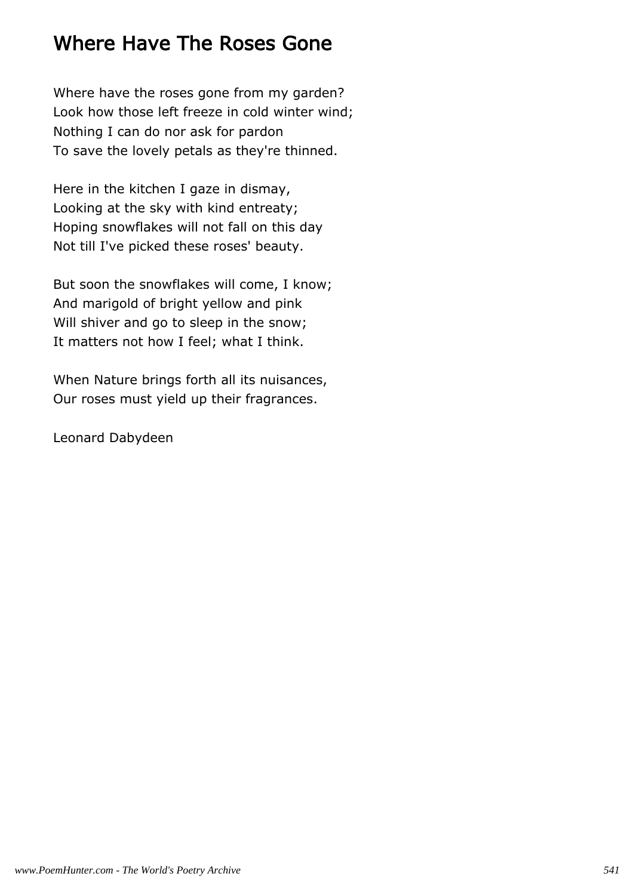# Where Have The Roses Gone

Where have the roses gone from my garden?
Look how those left freeze in cold winter wind;
Nothing I can do nor ask for pardon
To save the lovely petals as they're thinned.

Here in the kitchen I gaze in dismay,
Looking at the sky with kind entreaty;
Hoping snowflakes will not fall on this day
Not till I've picked these roses' beauty.

But soon the snowflakes will come, I know;
And marigold of bright yellow and pink
Will shiver and go to sleep in the snow;
It matters not how I feel; what I think.

When Nature brings forth all its nuisances,
Our roses must yield up their fragrances.

Leonard Dabydeen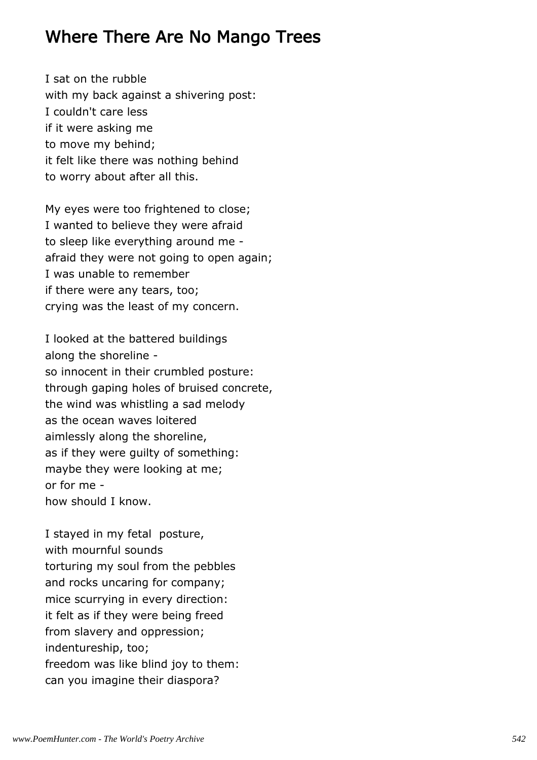# Where There Are No Mango Trees

I sat on the rubble
with my back against a shivering post:
I couldn't care less
if it were asking me
to move my behind;
it felt like there was nothing behind
to worry about after all this.

My eyes were too frightened to close;
I wanted to believe they were afraid
to sleep like everything around me -
afraid they were not going to open again;
I was unable to remember
if there were any tears, too;
crying was the least of my concern.

I looked at the battered buildings
along the shoreline -
so innocent in their crumbled posture:
through gaping holes of bruised concrete,
the wind was whistling a sad melody
as the ocean waves loitered
aimlessly along the shoreline,
as if they were guilty of something:
maybe they were looking at me;
or for me -
how should I know.

I stayed in my fetal  posture,
with mournful sounds
torturing my soul from the pebbles
and rocks uncaring for company;
mice scurrying in every direction:
it felt as if they were being freed
from slavery and oppression;
indentureship, too;
freedom was like blind joy to them:
can you imagine their diaspora?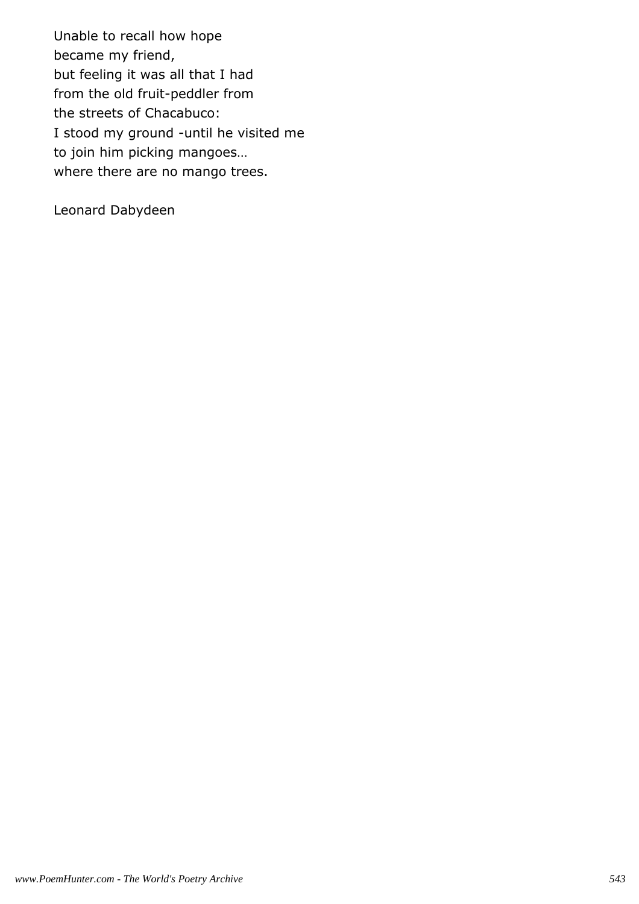Unable to recall how hope
became my friend,
but feeling it was all that I had
from the old fruit-peddler from
the streets of Chacabuco:
I stood my ground -until he visited me
to join him picking mangoes…
where there are no mango trees.

Leonard Dabydeen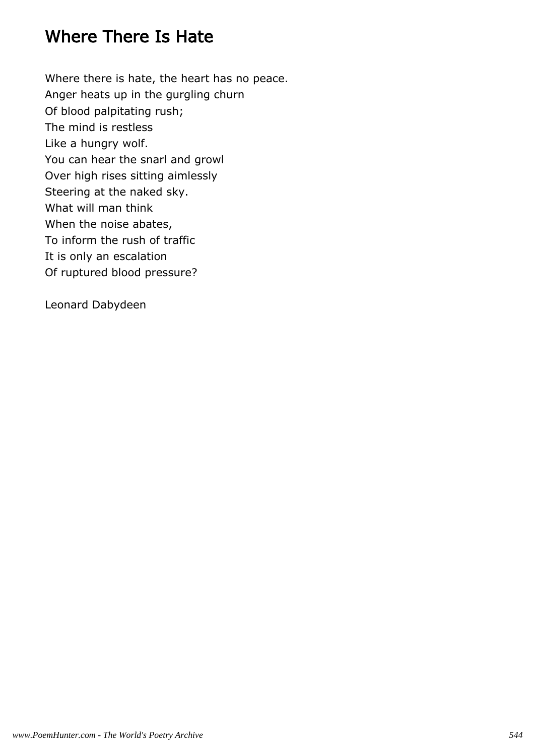# Where There Is Hate

Where there is hate, the heart has no peace.  
Anger heats up in the gurgling churn  
Of blood palpitating rush;  
The mind is restless  
Like a hungry wolf.  
You can hear the snarl and growl  
Over high rises sitting aimlessly  
Steering at the naked sky.  
What will man think  
When the noise abates,  
To inform the rush of traffic  
It is only an escalation  
Of ruptured blood pressure?

Leonard Dabydeen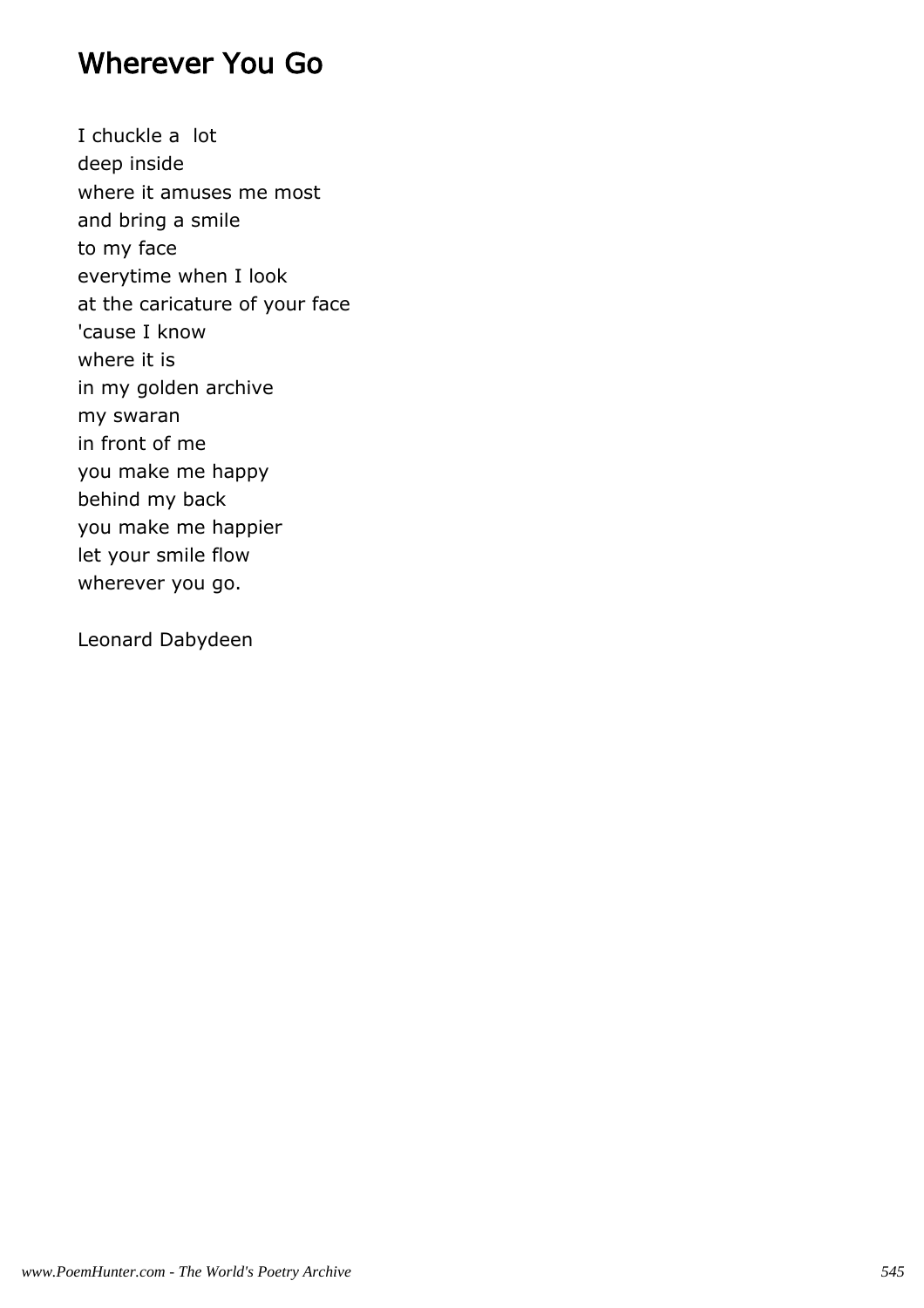## Wherever You Go

I chuckle a lot
deep inside
where it amuses me most
and bring a smile
to my face
everytime when I look
at the caricature of your face
'cause I know
where it is
in my golden archive
my swaran
in front of me
you make me happy
behind my back
you make me happier
let your smile flow
wherever you go.

Leonard Dabydeen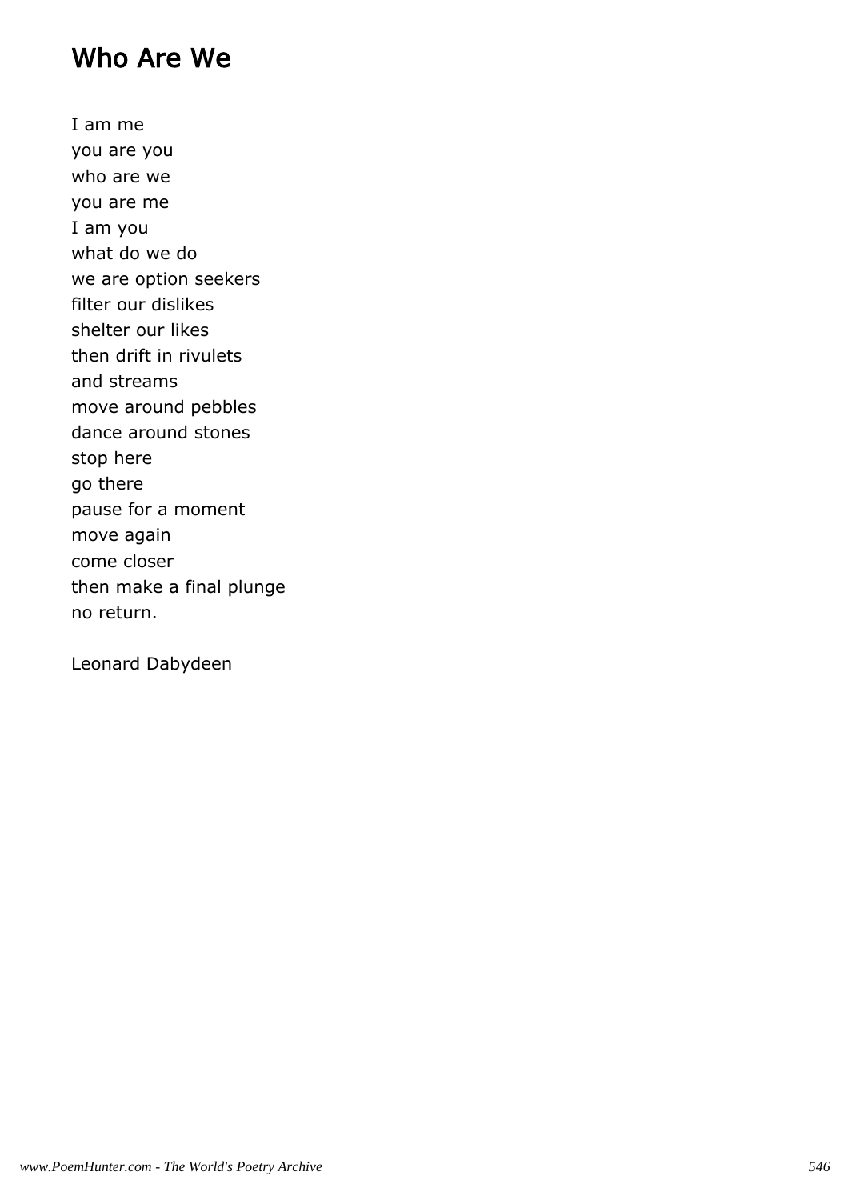# Who Are We

I am me  
you are you  
who are we  
you are me  
I am you  
what do we do  
we are option seekers  
filter our dislikes  
shelter our likes  
then drift in rivulets  
and streams  
move around pebbles  
dance around stones  
stop here  
go there  
pause for a moment  
move again  
come closer  
then make a final plunge  
no return.

Leonard Dabydeen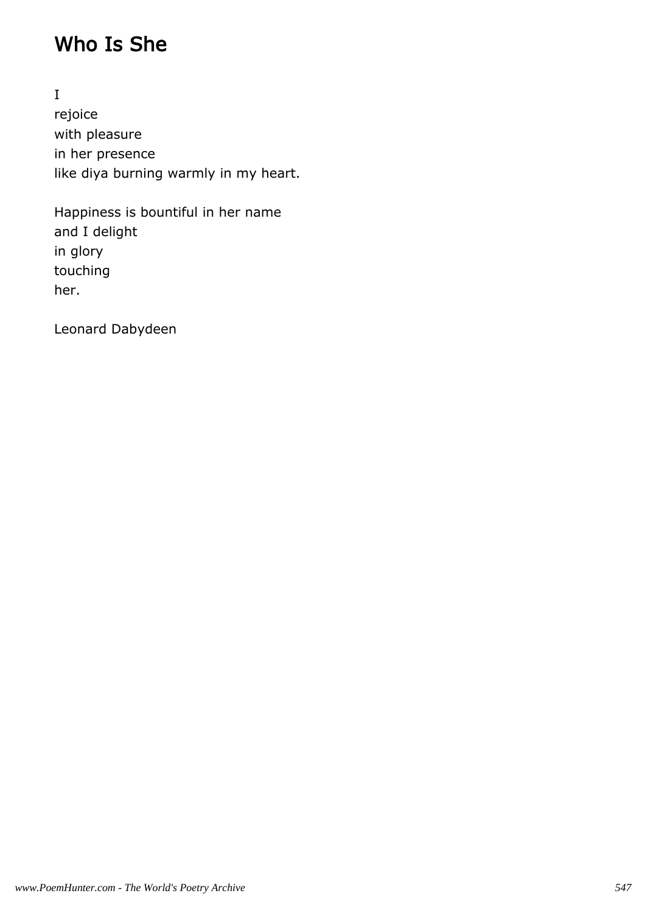# Who Is She

I
rejoice
with pleasure
in her presence
like diya burning warmly in my heart.

Happiness is bountiful in her name
and I delight
in glory
touching
her.

Leonard Dabydeen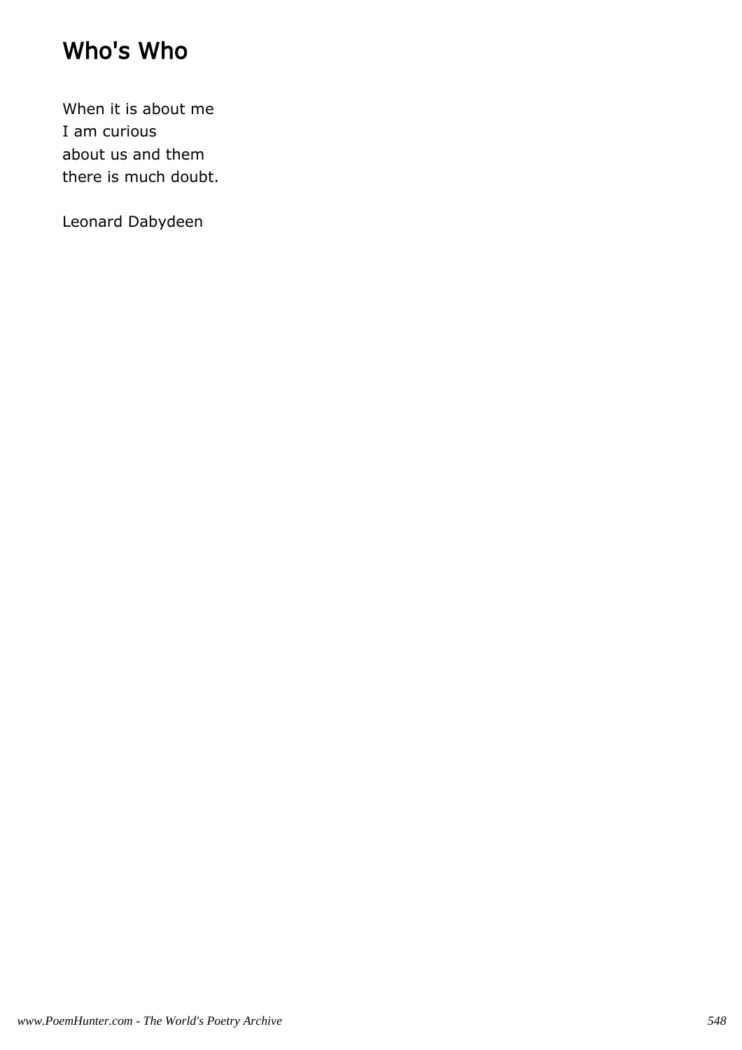# Who's Who

When it is about me
I am curious
about us and them
there is much doubt.

Leonard Dabydeen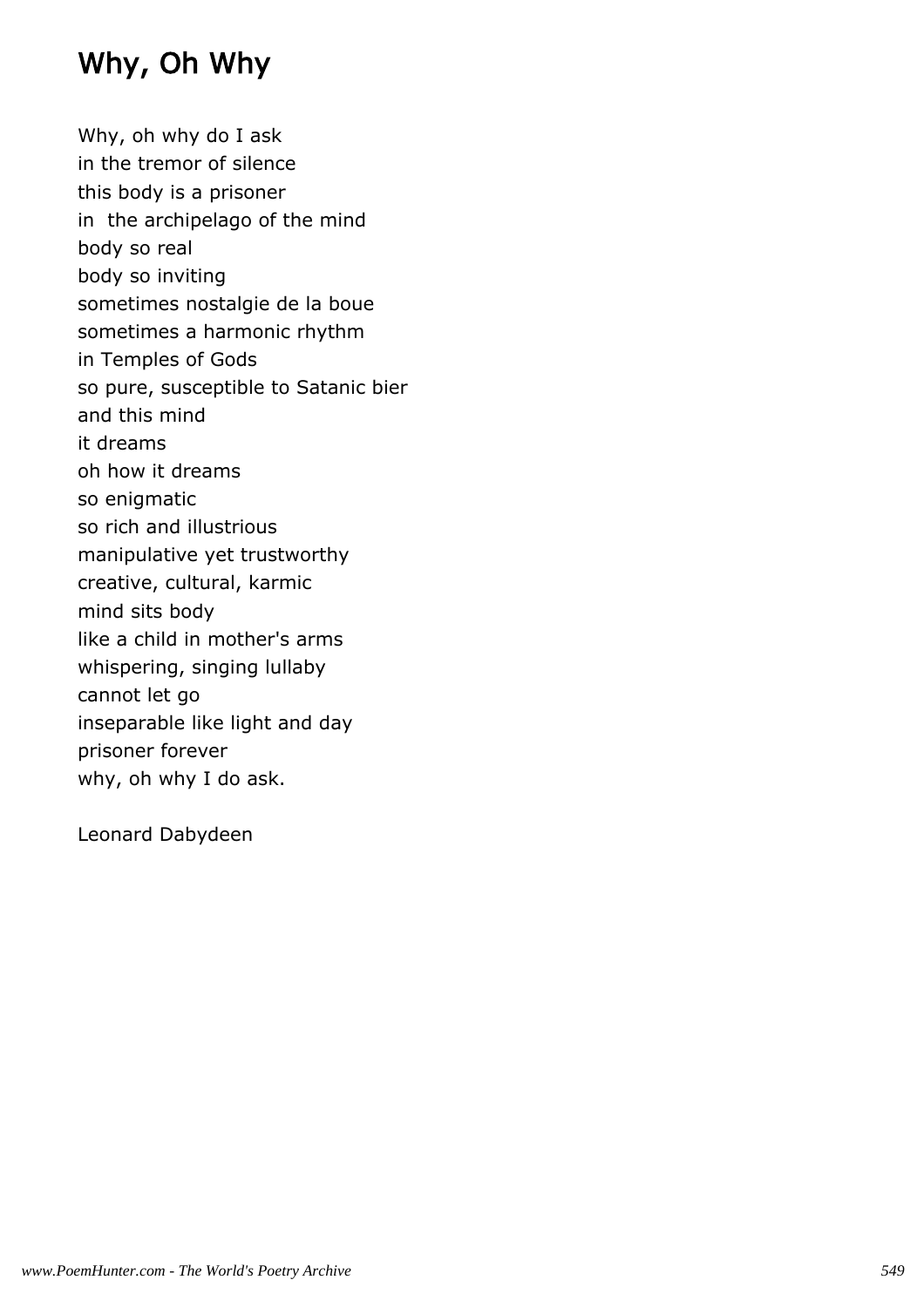# Why, Oh Why

Why, oh why do I ask
in the tremor of silence
this body is a prisoner
in  the archipelago of the mind
body so real
body so inviting
sometimes nostalgie de la boue
sometimes a harmonic rhythm
in Temples of Gods
so pure, susceptible to Satanic bier
and this mind
it dreams
oh how it dreams
so enigmatic
so rich and illustrious
manipulative yet trustworthy
creative, cultural, karmic
mind sits body
like a child in mother's arms
whispering, singing lullaby
cannot let go
inseparable like light and day
prisoner forever
why, oh why I do ask.

Leonard Dabydeen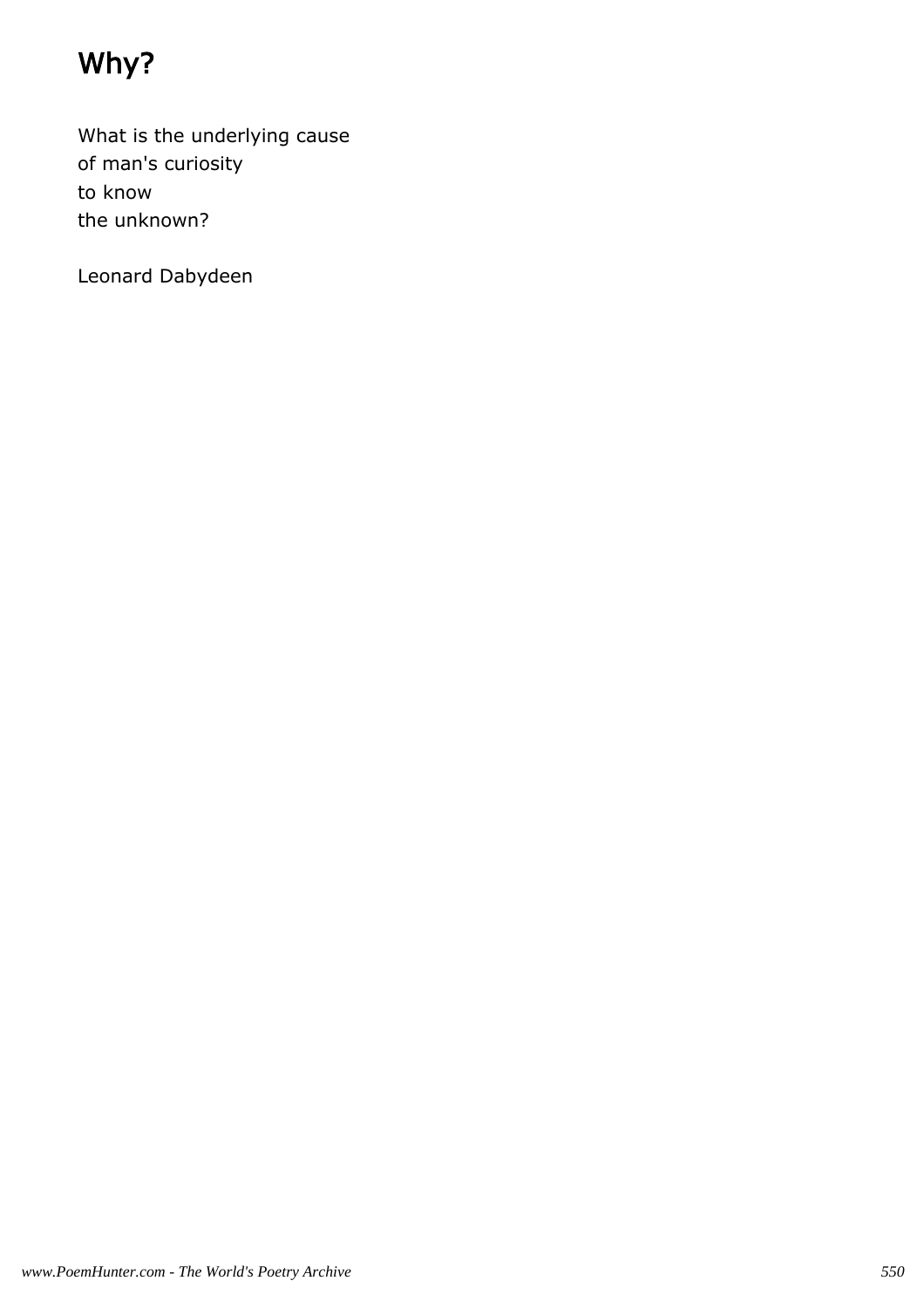# Why?

What is the underlying cause
of man's curiosity
to know
the unknown?

Leonard Dabydeen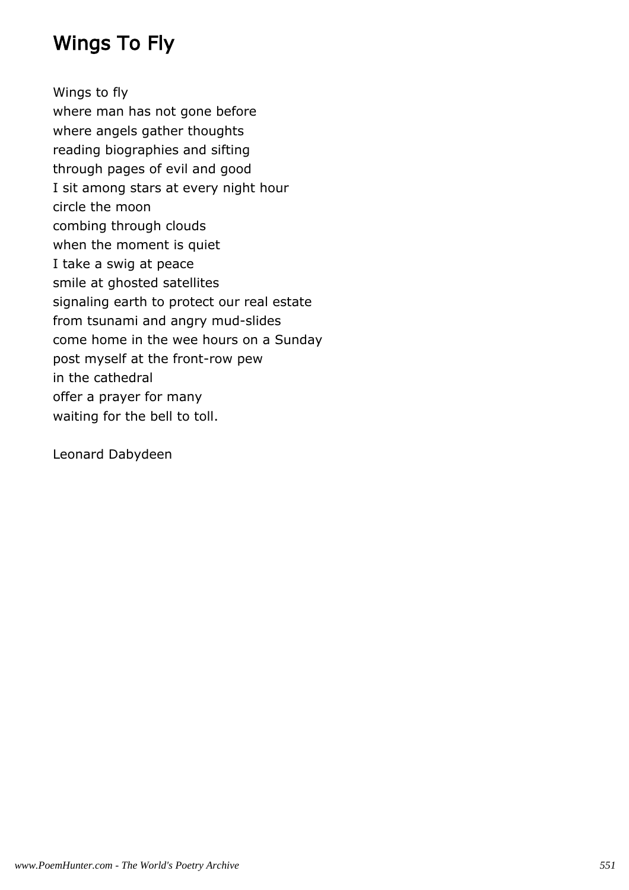# Wings To Fly

Wings to fly
where man has not gone before
where angels gather thoughts
reading biographies and sifting
through pages of evil and good
I sit among stars at every night hour
circle the moon
combing through clouds
when the moment is quiet
I take a swig at peace
smile at ghosted satellites
signaling earth to protect our real estate
from tsunami and angry mud-slides
come home in the wee hours on a Sunday
post myself at the front-row pew
in the cathedral
offer a prayer for many
waiting for the bell to toll.

Leonard Dabydeen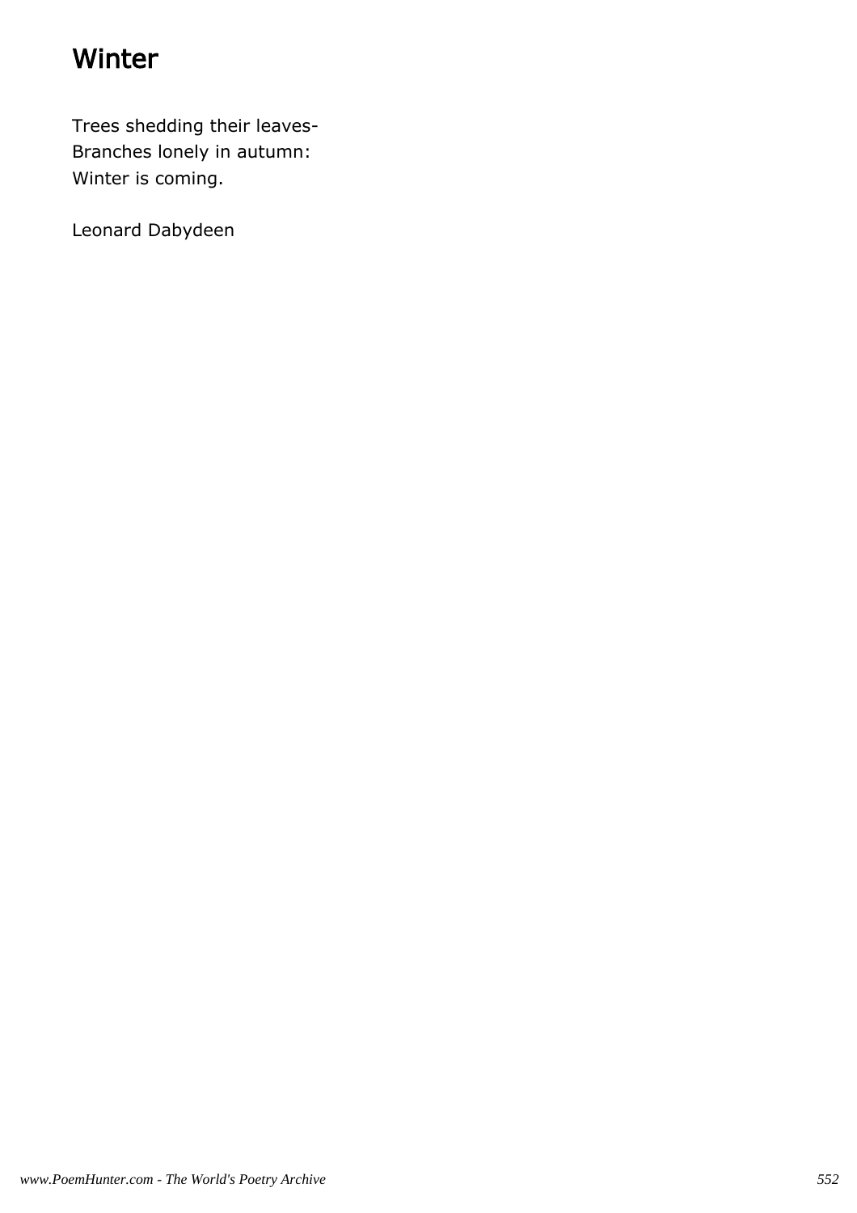# Winter

Trees shedding their leaves-  
Branches lonely in autumn:  
Winter is coming.

Leonard Dabydeen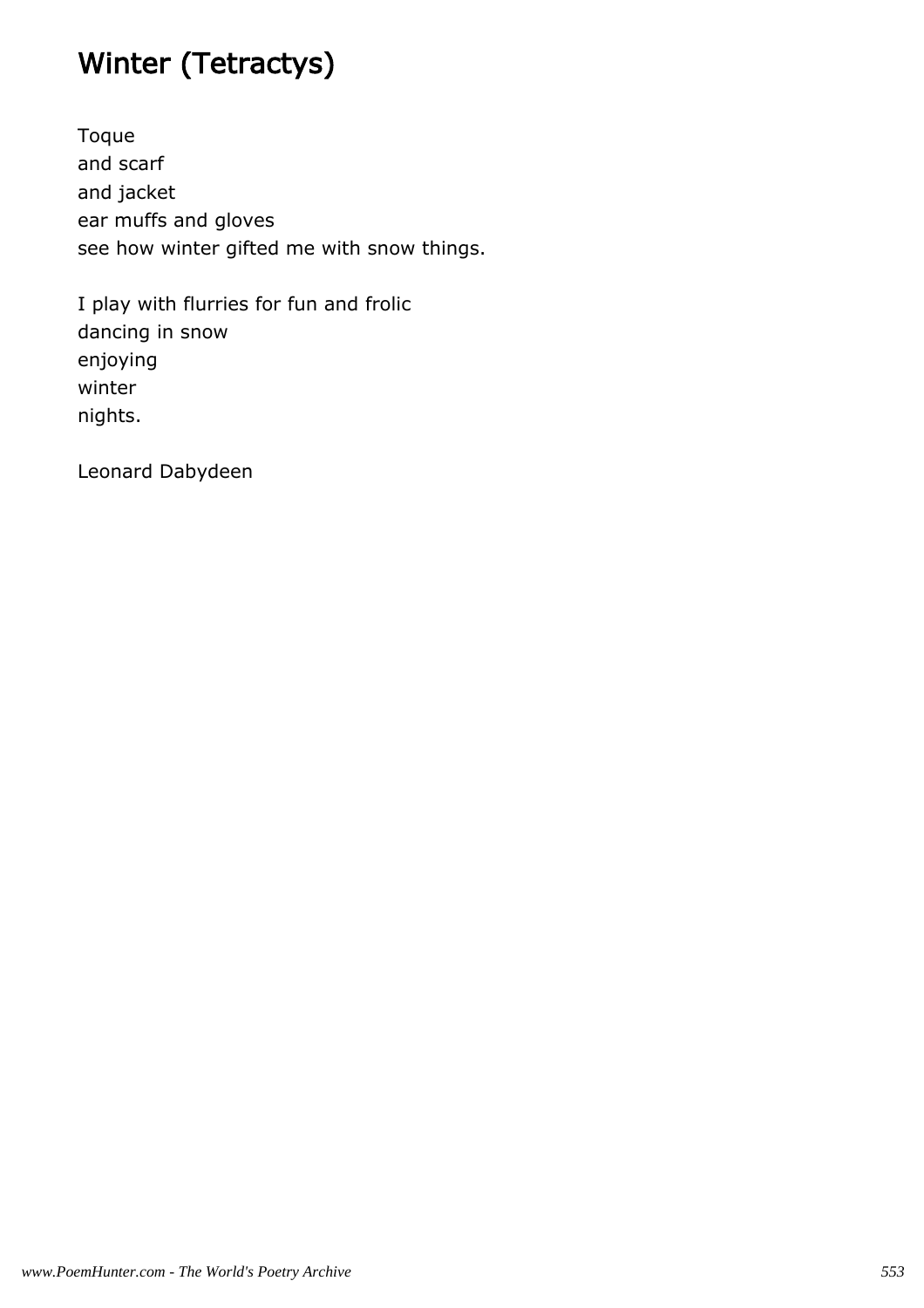# Winter (Tetractys)

Toque
and scarf
and jacket
ear muffs and gloves
see how winter gifted me with snow things.

I play with flurries for fun and frolic
dancing in snow
enjoying
winter
nights.

Leonard Dabydeen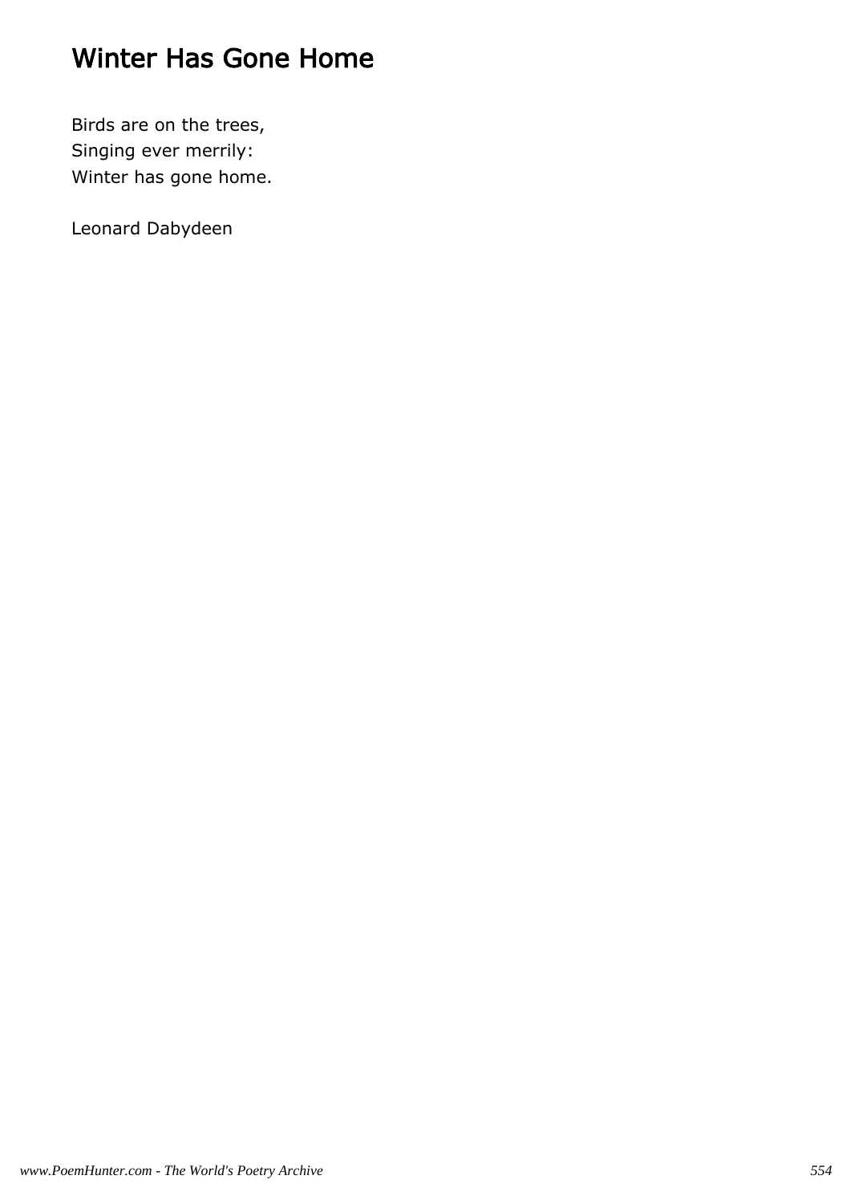# Winter Has Gone Home

Birds are on the trees,  
Singing ever merrily:  
Winter has gone home.

Leonard Dabydeen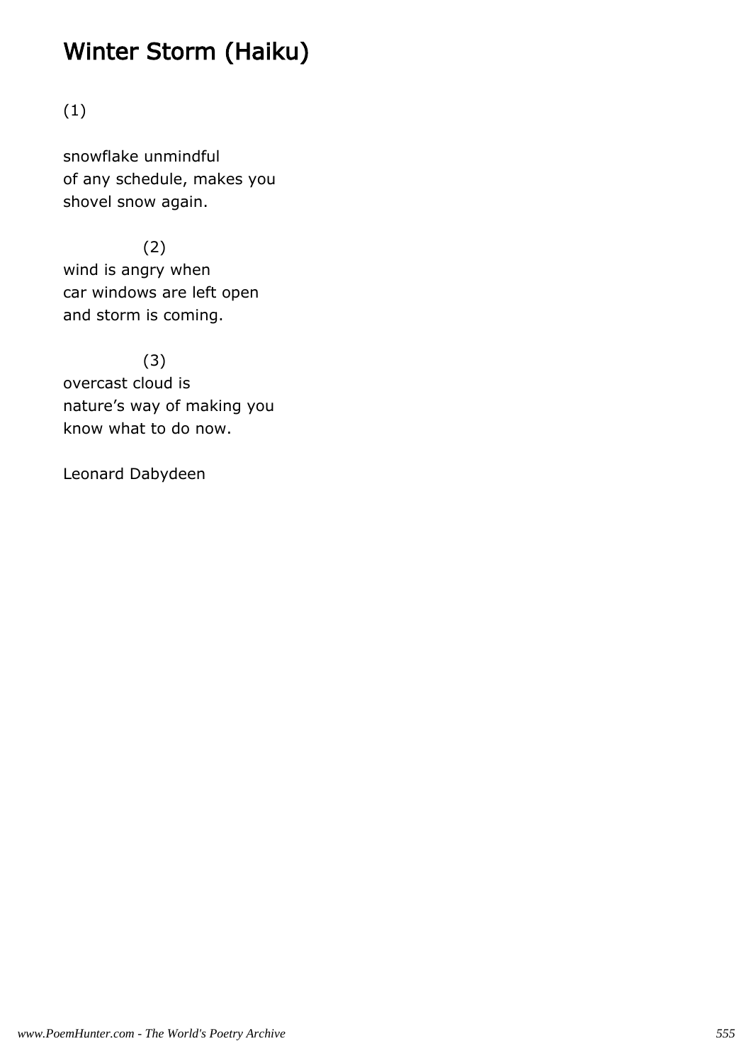# Winter Storm (Haiku)

(1)

snowflake unmindful
of any schedule, makes you
shovel snow again.

(2)

wind is angry when
car windows are left open
and storm is coming.

(3)

overcast cloud is
nature's way of making you
know what to do now.

Leonard Dabydeen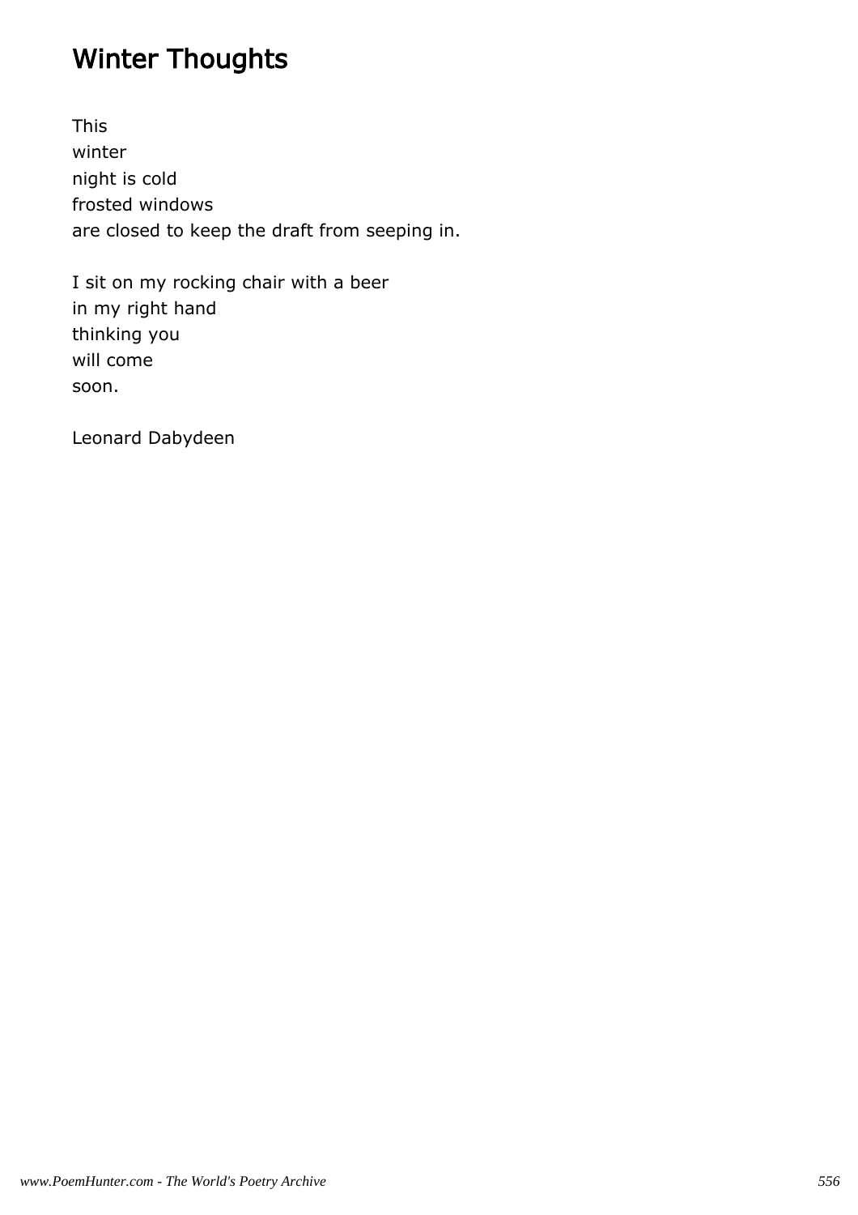# Winter Thoughts

This
winter
night is cold
frosted windows
are closed to keep the draft from seeping in.

I sit on my rocking chair with a beer
in my right hand
thinking you
will come
soon.

Leonard Dabydeen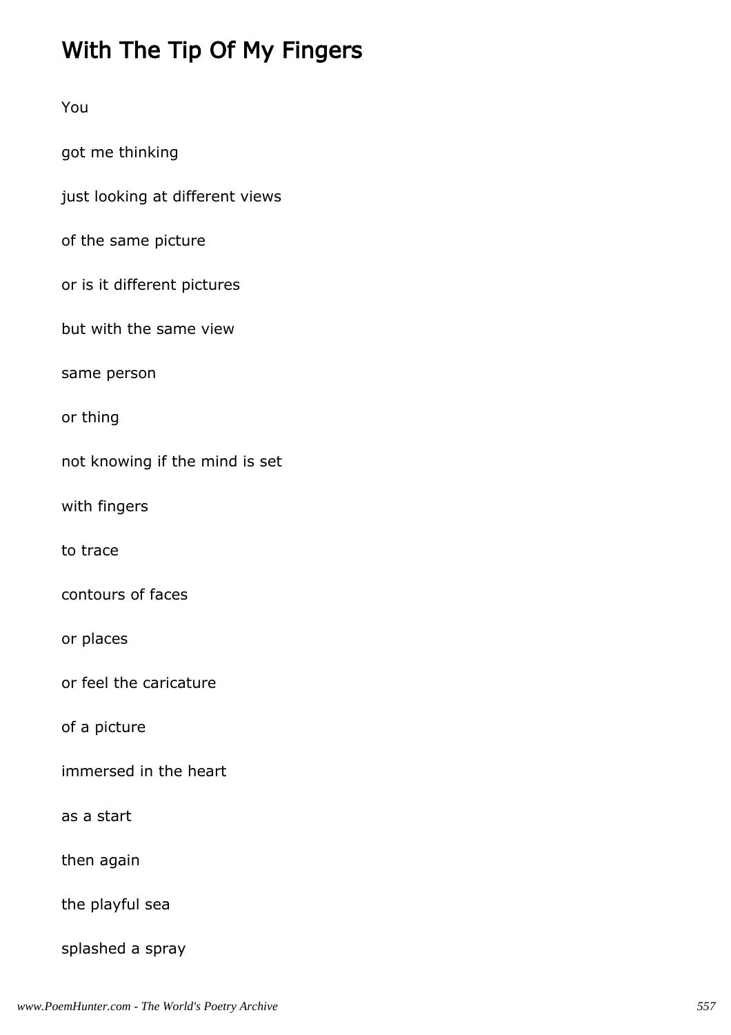# With The Tip Of My Fingers

You

got me thinking

just looking at different views

of the same picture

or is it different pictures

but with the same view

same person

or thing

not knowing if the mind is set

with fingers

to trace

contours of faces

or places

or feel the caricature

of a picture

immersed in the heart

as a start

then again

the playful sea

splashed a spray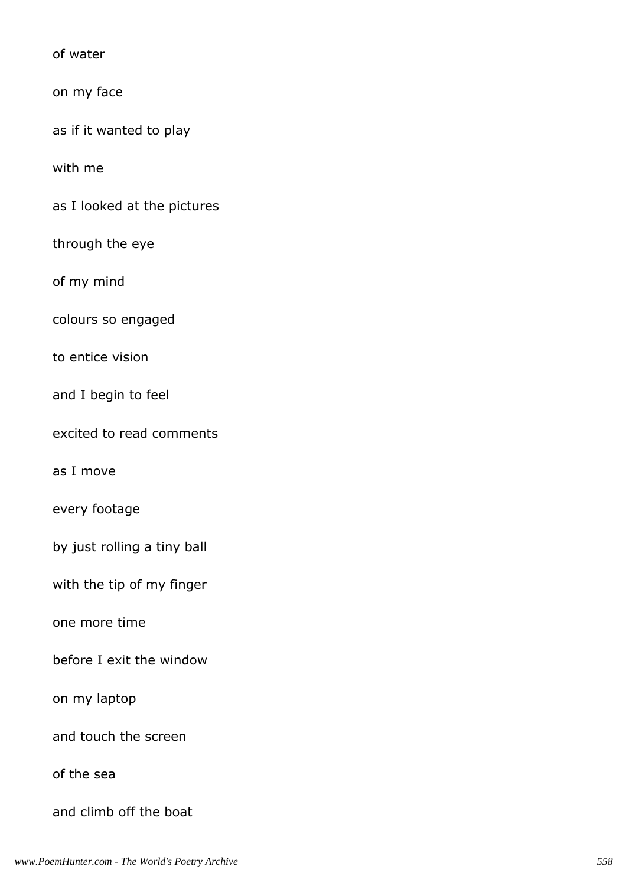of water

on my face

as if it wanted to play

with me

as I looked at the pictures

through the eye

of my mind

colours so engaged

to entice vision

and I begin to feel

excited to read comments

as I move

every footage

by just rolling a tiny ball

with the tip of my finger

one more time

before I exit the window

on my laptop

and touch the screen

of the sea

and climb off the boat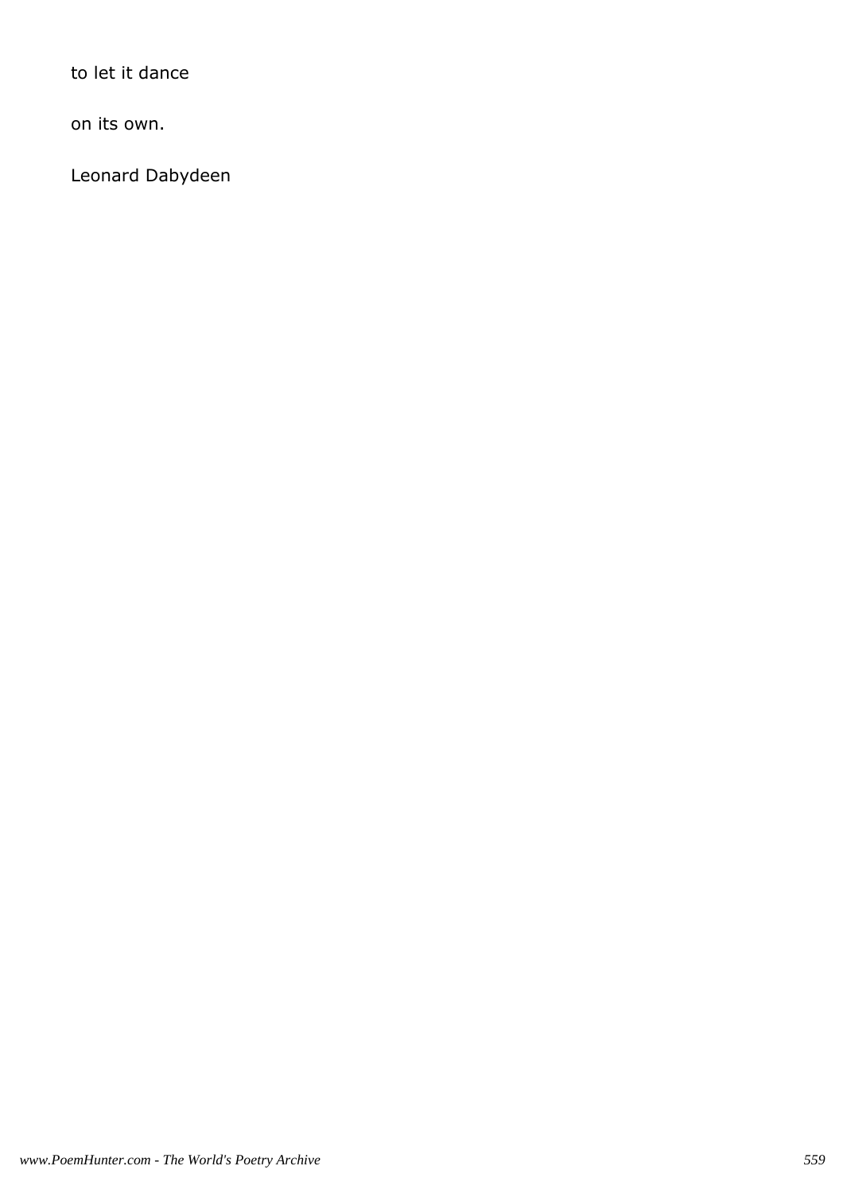to let it dance

on its own.

Leonard Dabydeen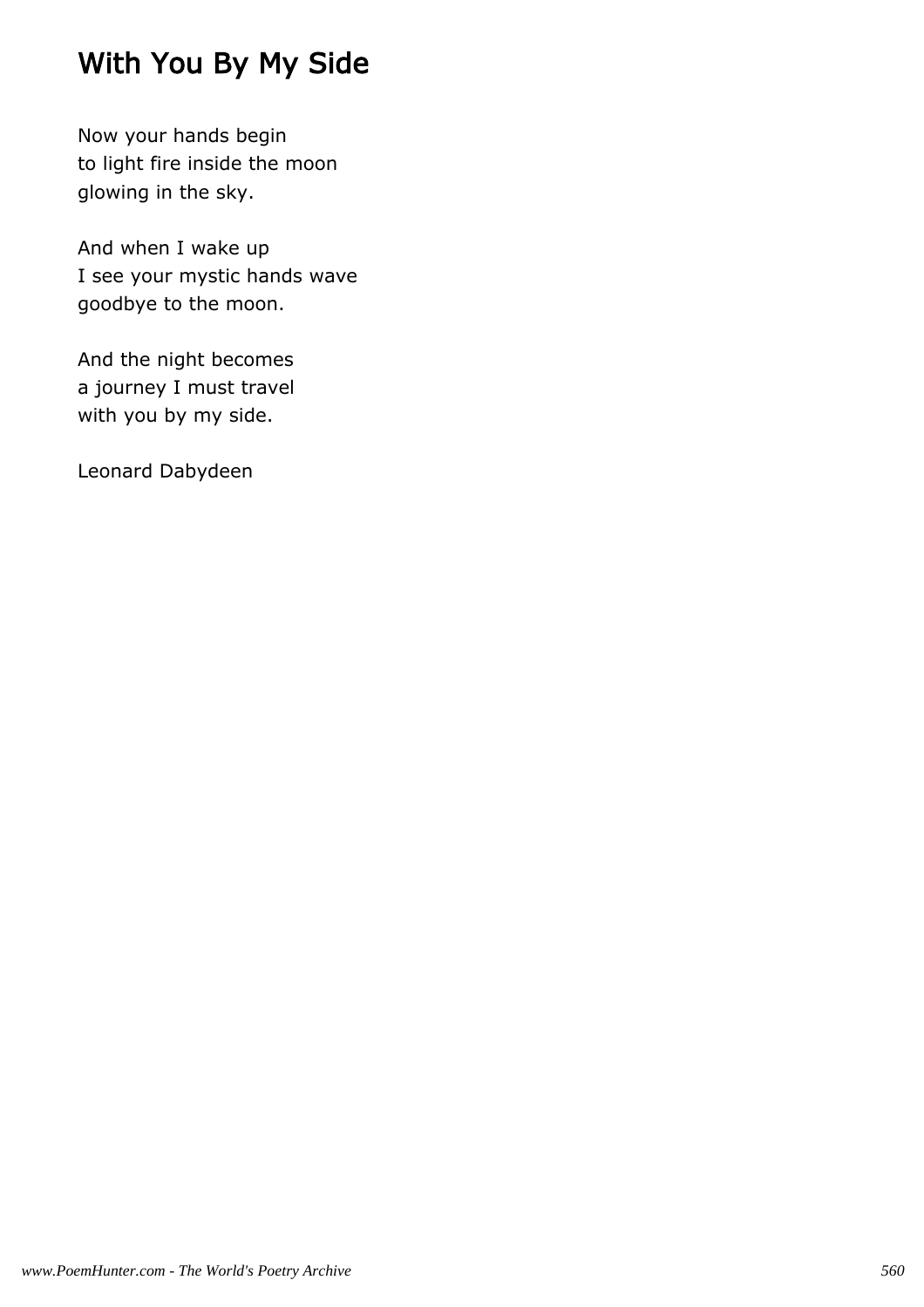# With You By My Side

Now your hands begin
to light fire inside the moon
glowing in the sky.

And when I wake up
I see your mystic hands wave
goodbye to the moon.

And the night becomes
a journey I must travel
with you by my side.

Leonard Dabydeen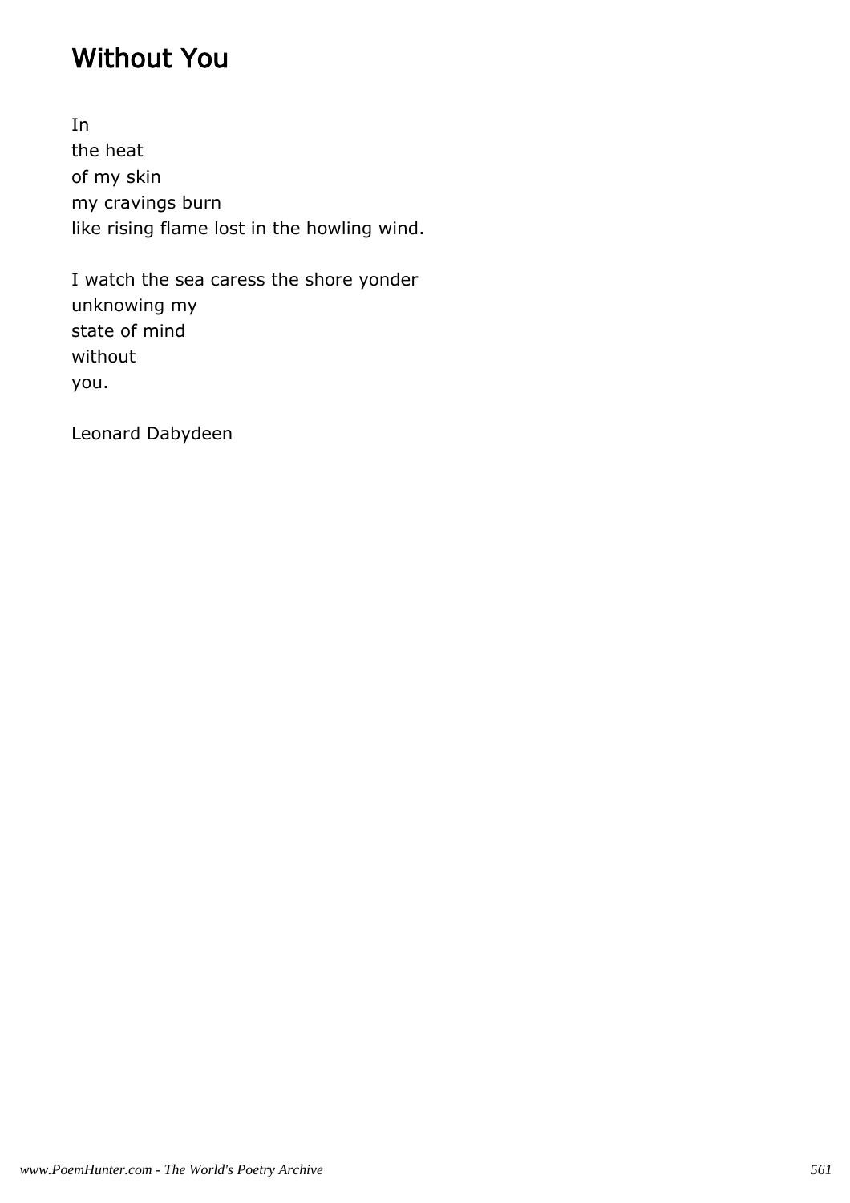## Without You

In
the heat
of my skin
my cravings burn
like rising flame lost in the howling wind.

I watch the sea caress the shore yonder
unknowing my
state of mind
without
you.

Leonard Dabydeen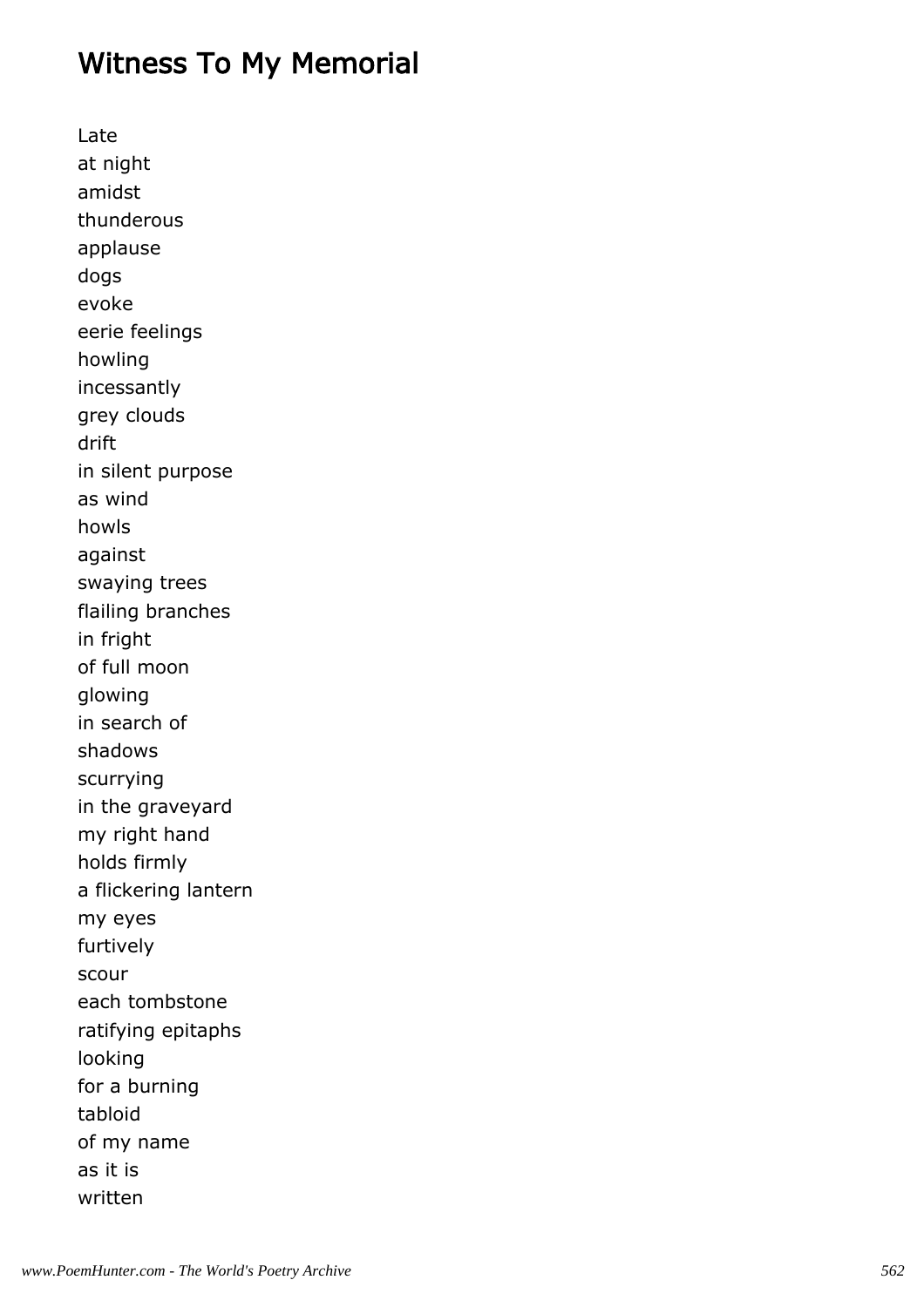# Witness To My Memorial

Late  
at night  
amidst  
thunderous  
applause  
dogs  
evoke  
eerie feelings  
howling  
incessantly  
grey clouds  
drift  
in silent purpose  
as wind  
howls  
against  
swaying trees  
flailing branches  
in fright  
of full moon  
glowing  
in search of  
shadows  
scurrying  
in the graveyard  
my right hand  
holds firmly  
a flickering lantern  
my eyes  
furtively  
scour  
each tombstone  
ratifying epitaphs  
looking  
for a burning  
tabloid  
of my name  
as it is  
written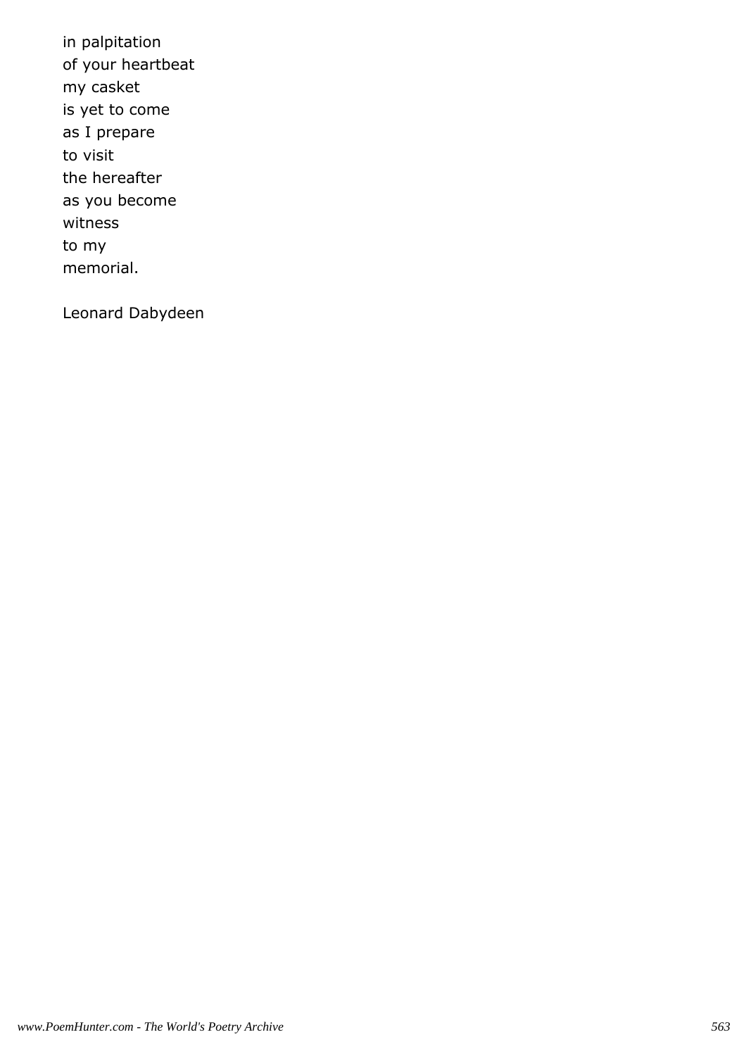in palpitation
of your heartbeat
my casket
is yet to come
as I prepare
to visit
the hereafter
as you become
witness
to my
memorial.

Leonard Dabydeen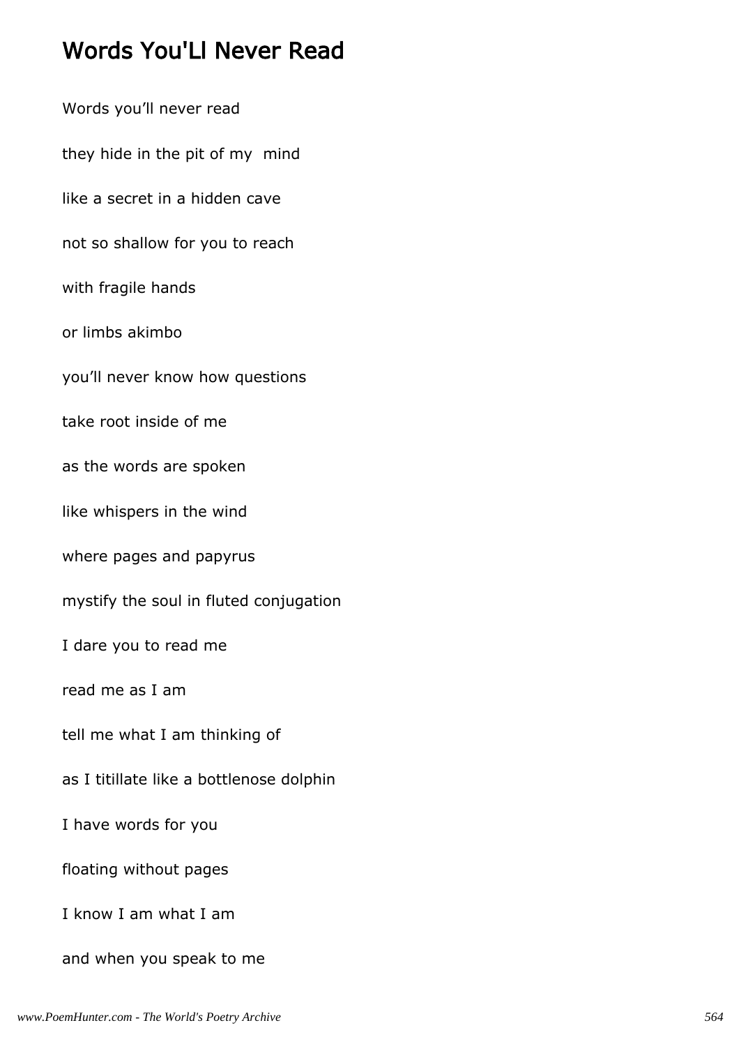# Words You'Ll Never Read

Words you'll never read

they hide in the pit of my mind

like a secret in a hidden cave

not so shallow for you to reach

with fragile hands

or limbs akimbo

you'll never know how questions

take root inside of me

as the words are spoken

like whispers in the wind

where pages and papyrus

mystify the soul in fluted conjugation

I dare you to read me

read me as I am

tell me what I am thinking of

as I titillate like a bottlenose dolphin

I have words for you

floating without pages

I know I am what I am

and when you speak to me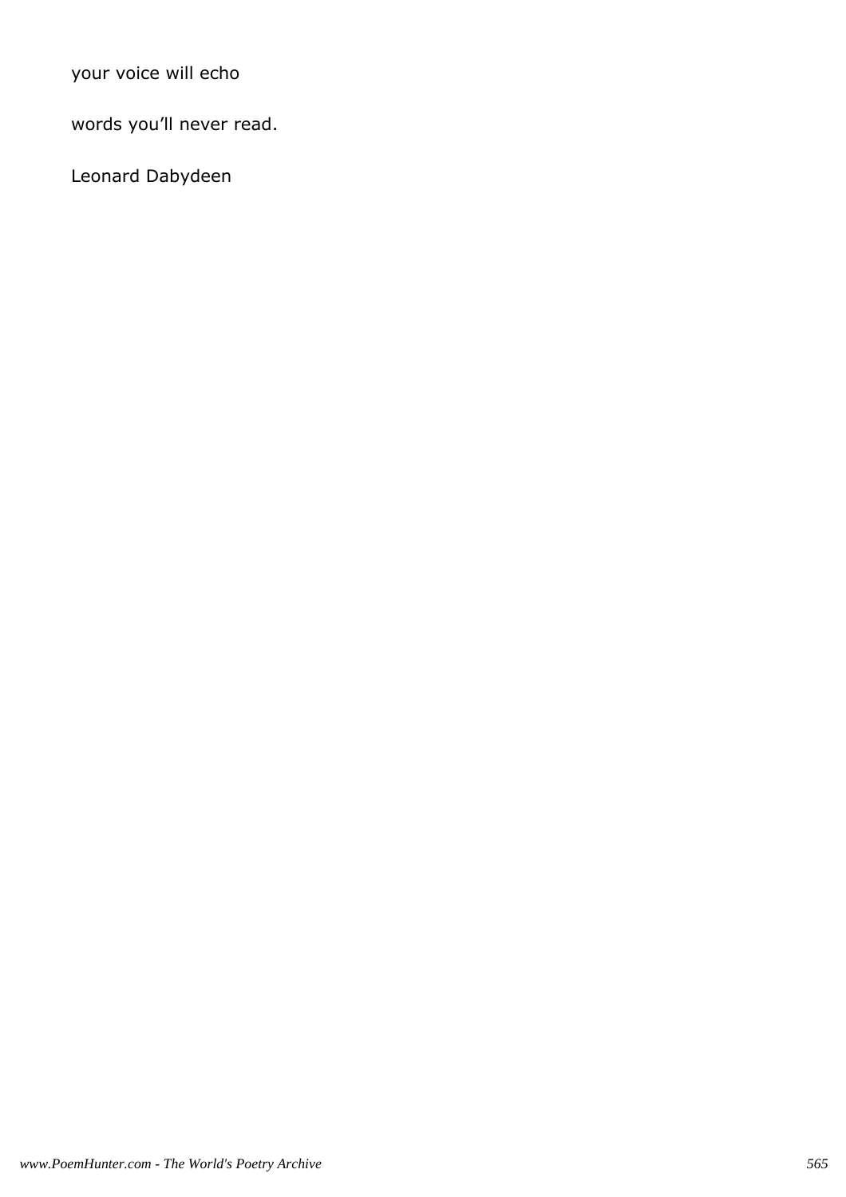your voice will echo

words you’ll never read.

Leonard Dabydeen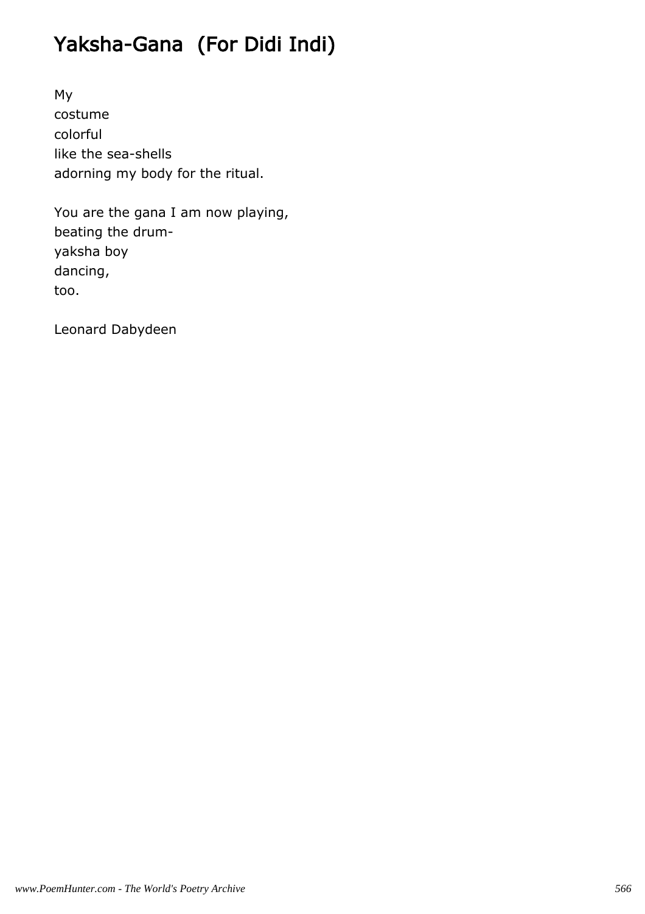# Yaksha-Gana (For Didi Indi)

My
costume
colorful
like the sea-shells
adorning my body for the ritual.

You are the gana I am now playing,
beating the drum-
yaksha boy
dancing,
too.

Leonard Dabydeen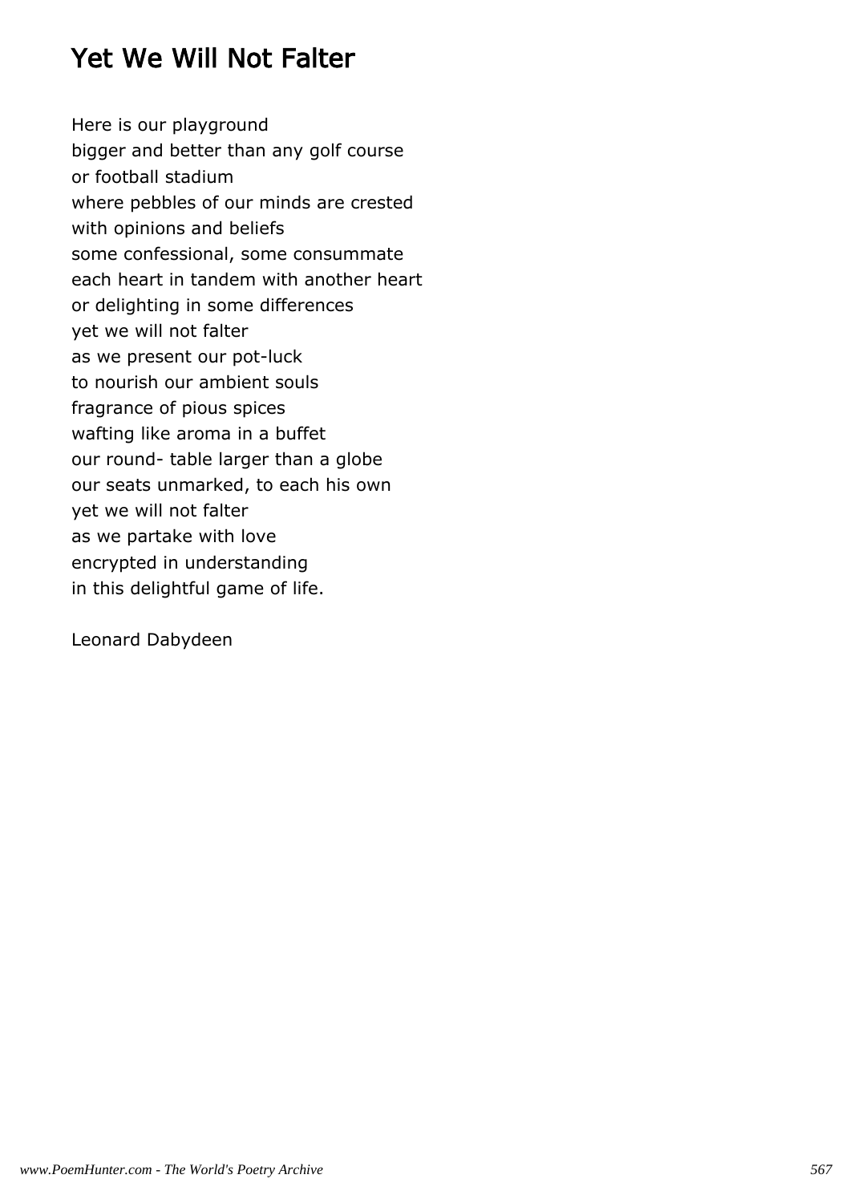# Yet We Will Not Falter

Here is our playground
bigger and better than any golf course
or football stadium
where pebbles of our minds are crested
with opinions and beliefs
some confessional, some consummate
each heart in tandem with another heart
or delighting in some differences
yet we will not falter
as we present our pot-luck
to nourish our ambient souls
fragrance of pious spices
wafting like aroma in a buffet
our round- table larger than a globe
our seats unmarked, to each his own
yet we will not falter
as we partake with love
encrypted in understanding
in this delightful game of life.

Leonard Dabydeen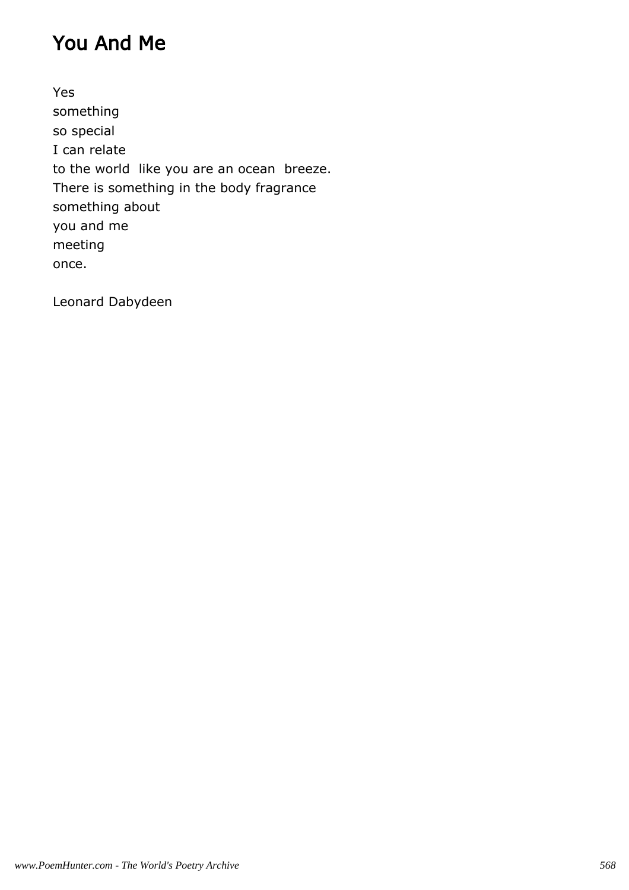# You And Me

Yes
something
so special
I can relate
to the world like you are an ocean breeze.
There is something in the body fragrance
something about
you and me
meeting
once.

Leonard Dabydeen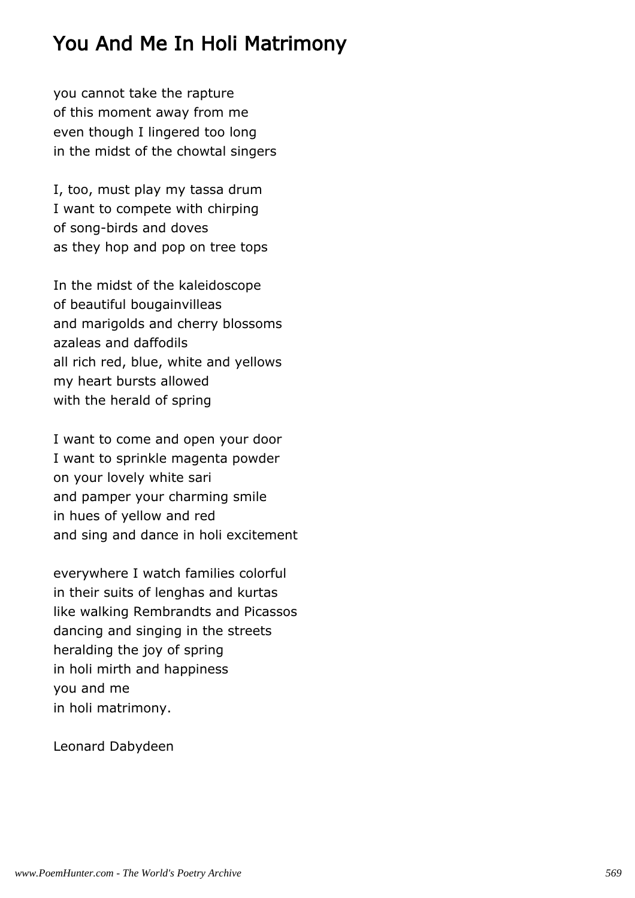# You And Me In Holi Matrimony

you cannot take the rapture
of this moment away from me
even though I lingered too long
in the midst of the chowtal singers

I, too, must play my tassa drum
I want to compete with chirping
of song-birds and doves
as they hop and pop on tree tops

In the midst of the kaleidoscope
of beautiful bougainvilleas
and marigolds and cherry blossoms
azaleas and daffodils
all rich red, blue, white and yellows
my heart bursts allowed
with the herald of spring

I want to come and open your door
I want to sprinkle magenta powder
on your lovely white sari
and pamper your charming smile
in hues of yellow and red
and sing and dance in holi excitement

everywhere I watch families colorful
in their suits of lenghas and kurtas
like walking Rembrandts and Picassos
dancing and singing in the streets
heralding the joy of spring
in holi mirth and happiness
you and me
in holi matrimony.

Leonard Dabydeen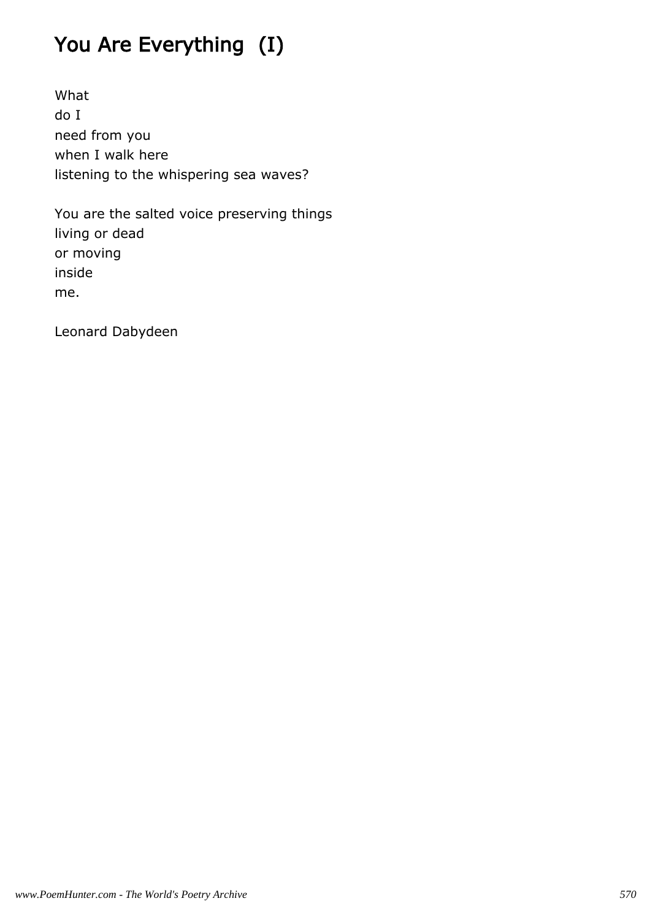# You Are Everything (I)

What
do I
need from you
when I walk here
listening to the whispering sea waves?

You are the salted voice preserving things
living or dead
or moving
inside
me.

Leonard Dabydeen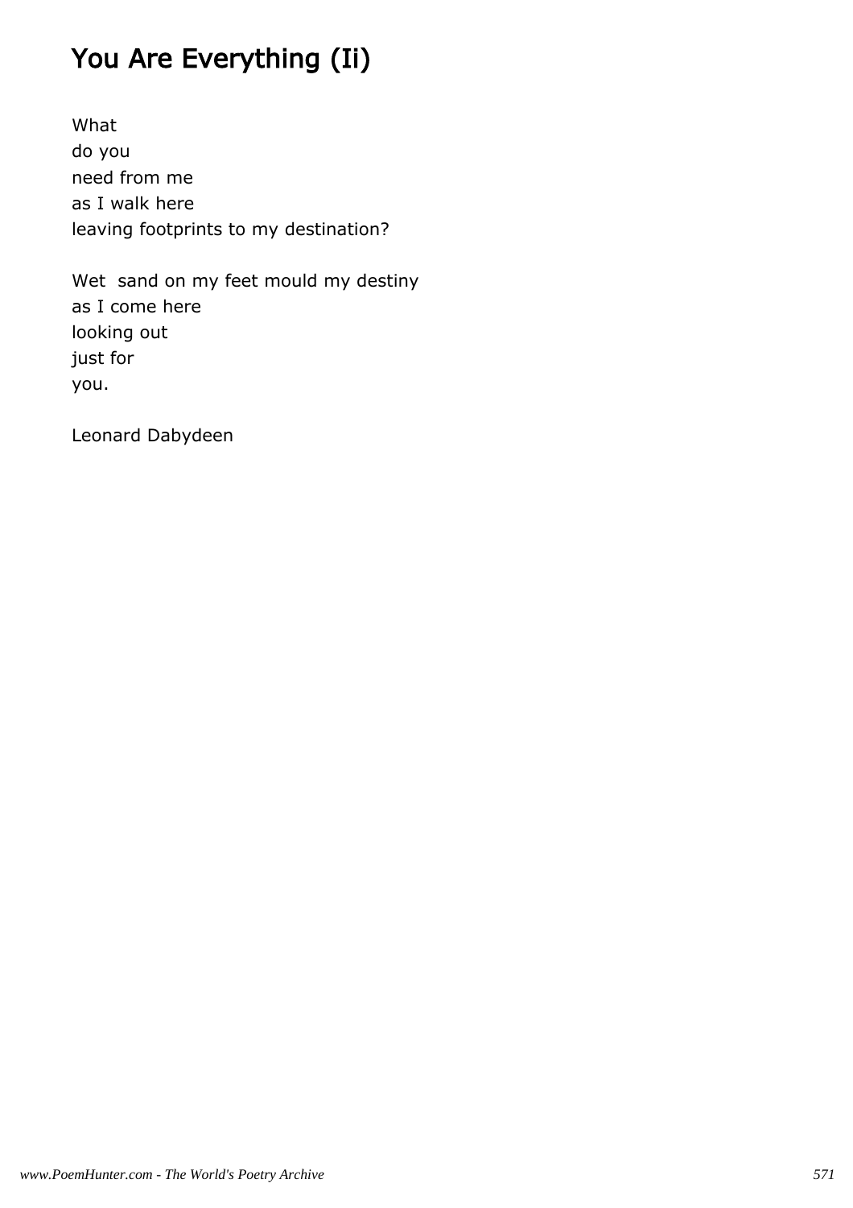# You Are Everything (Ii)

What  
do you  
need from me  
as I walk here  
leaving footprints to my destination?

Wet  sand on my feet mould my destiny  
as I come here  
looking out  
just for  
you.

Leonard Dabydeen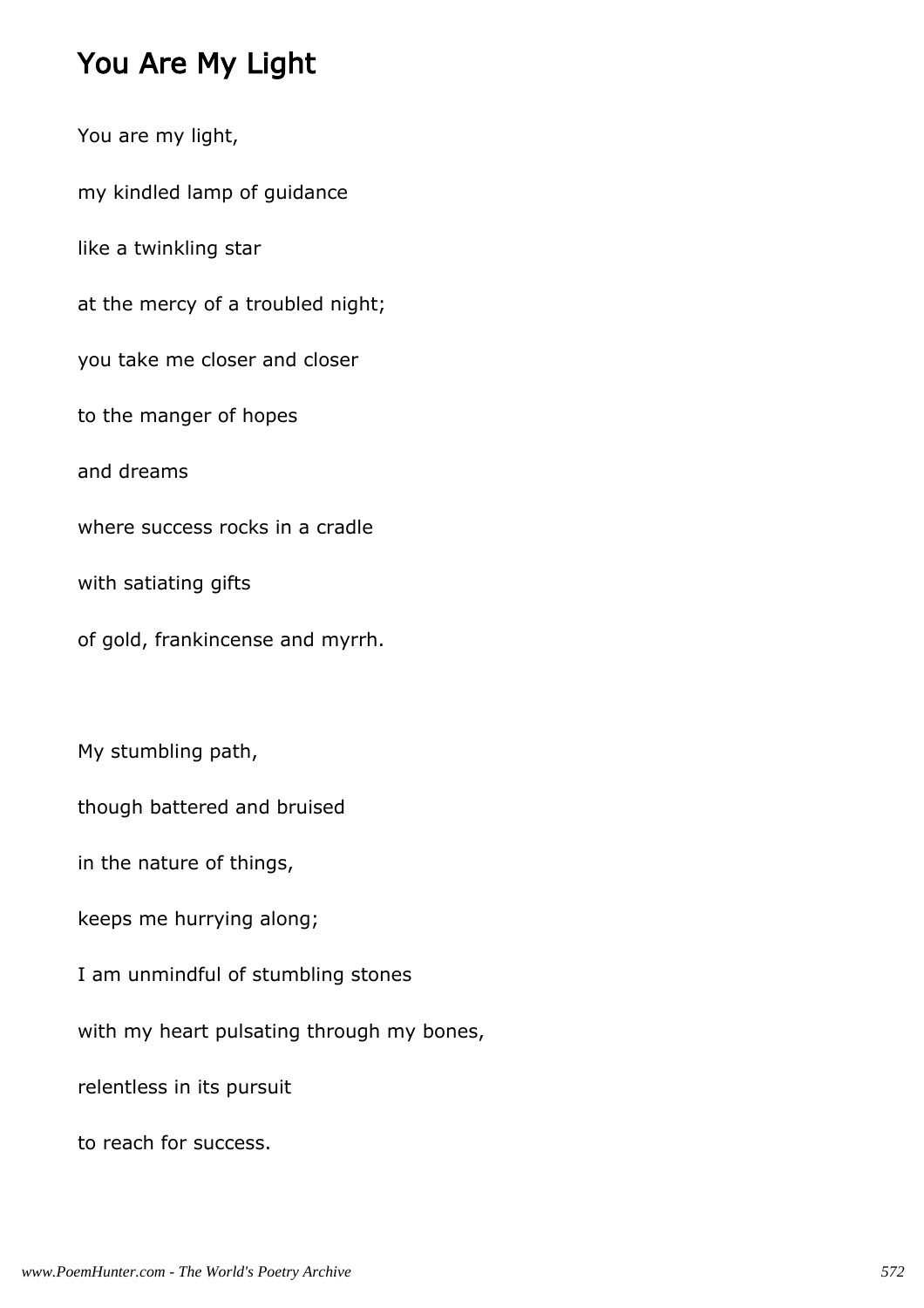## You Are My Light

You are my light,

my kindled lamp of guidance

like a twinkling star

at the mercy of a troubled night;

you take me closer and closer

to the manger of hopes

and dreams

where success rocks in a cradle

with satiating gifts

of gold, frankincense and myrrh.

My stumbling path,

though battered and bruised

in the nature of things,

keeps me hurrying along;

I am unmindful of stumbling stones

with my heart pulsating through my bones,

relentless in its pursuit

to reach for success.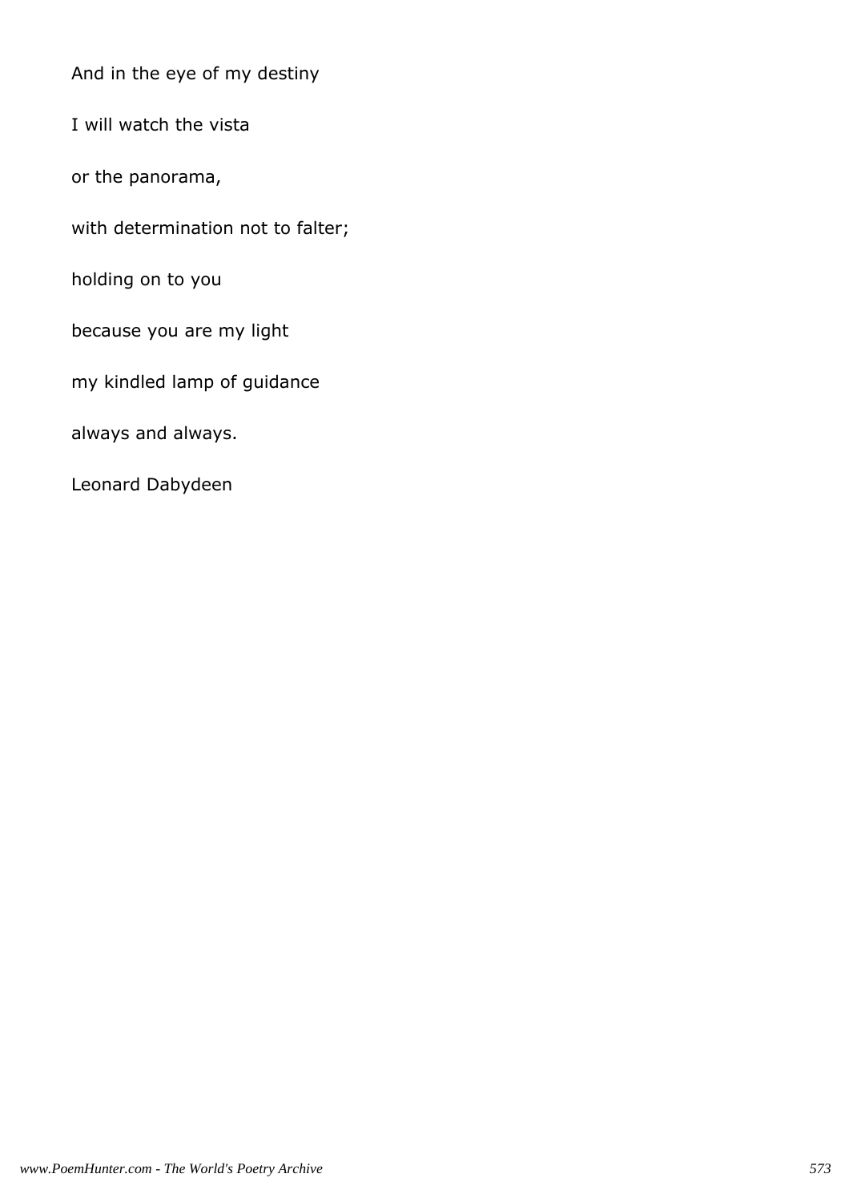And in the eye of my destiny

I will watch the vista

or the panorama,

with determination not to falter;

holding on to you

because you are my light

my kindled lamp of guidance

always and always.

Leonard Dabydeen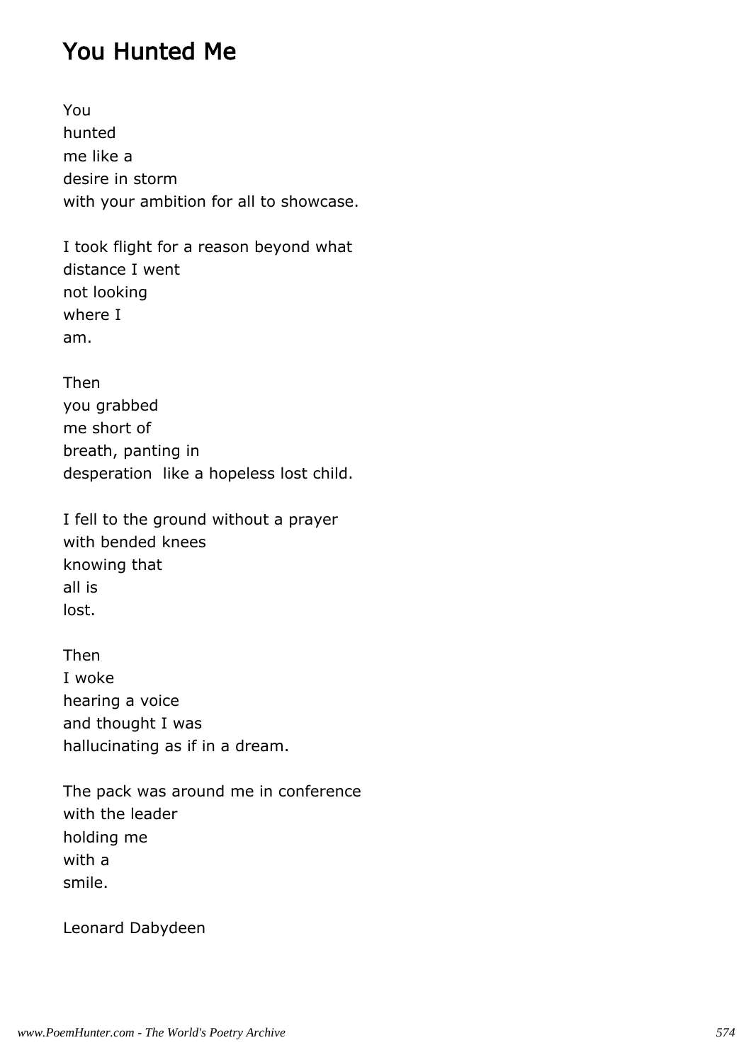# You Hunted Me

You
hunted
me like a
desire in storm
with your ambition for all to showcase.

I took flight for a reason beyond what
distance I went
not looking
where I
am.

Then
you grabbed
me short of
breath, panting in
desperation  like a hopeless lost child.

I fell to the ground without a prayer
with bended knees
knowing that
all is
lost.

Then
I woke
hearing a voice
and thought I was
hallucinating as if in a dream.

The pack was around me in conference
with the leader
holding me
with a
smile.

Leonard Dabydeen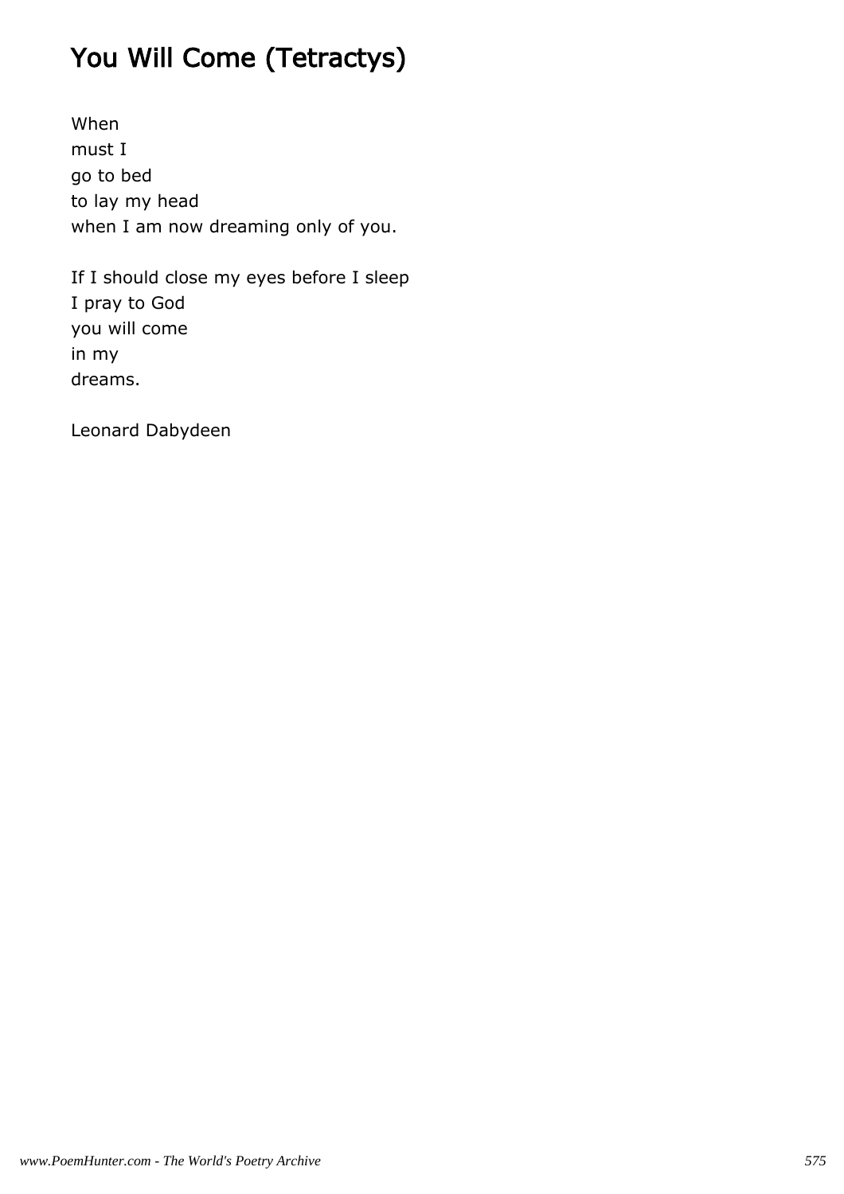# You Will Come (Tetractys)

When
must I
go to bed
to lay my head
when I am now dreaming only of you.

If I should close my eyes before I sleep
I pray to God
you will come
in my
dreams.

Leonard Dabydeen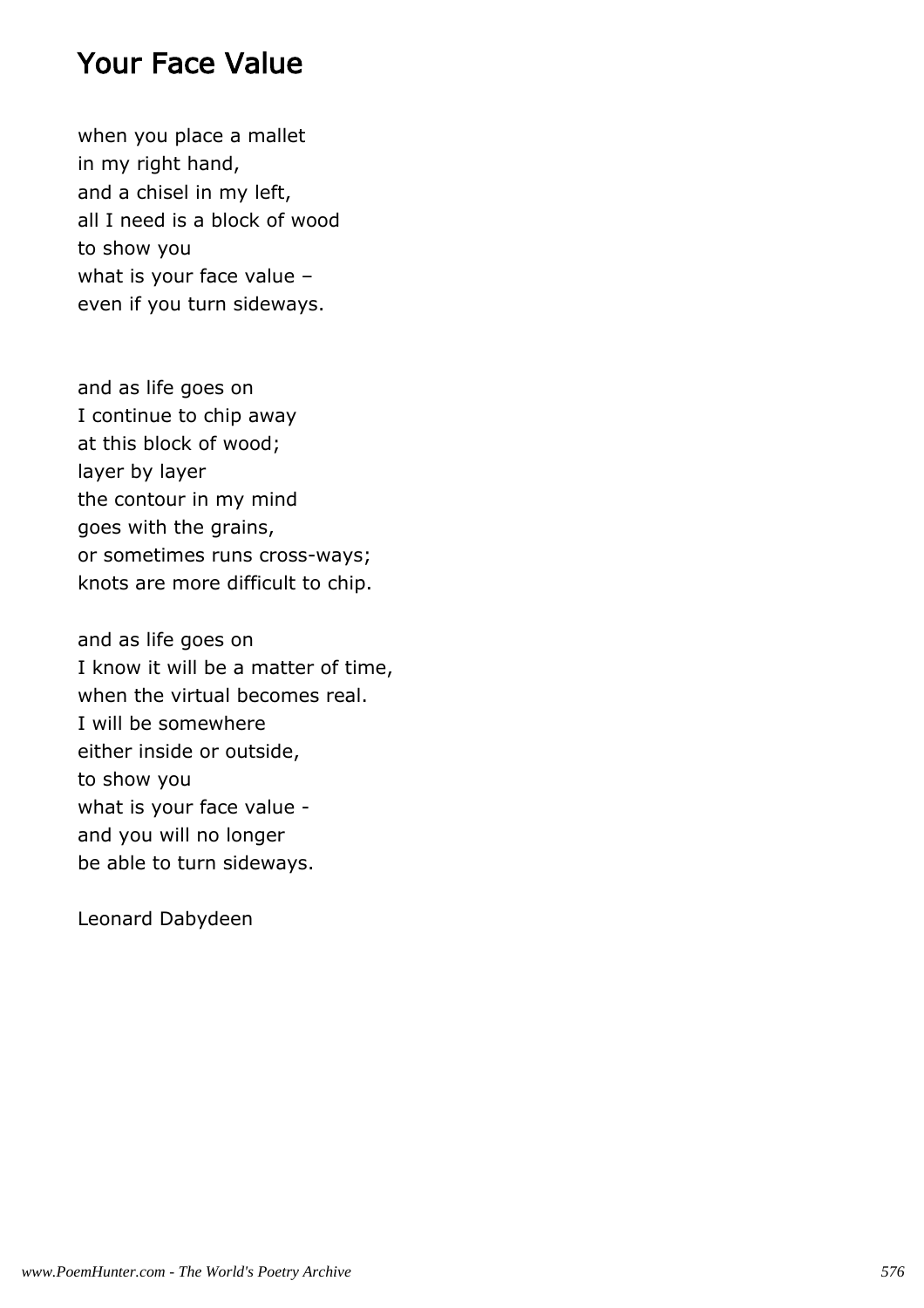# Your Face Value

when you place a mallet  
in my right hand,  
and a chisel in my left,  
all I need is a block of wood  
to show you  
what is your face value –  
even if you turn sideways.

and as life goes on  
I continue to chip away  
at this block of wood;  
layer by layer  
the contour in my mind  
goes with the grains,  
or sometimes runs cross-ways;  
knots are more difficult to chip.

and as life goes on  
I know it will be a matter of time,  
when the virtual becomes real.  
I will be somewhere  
either inside or outside,  
to show you  
what is your face value -  
and you will no longer  
be able to turn sideways.

Leonard Dabydeen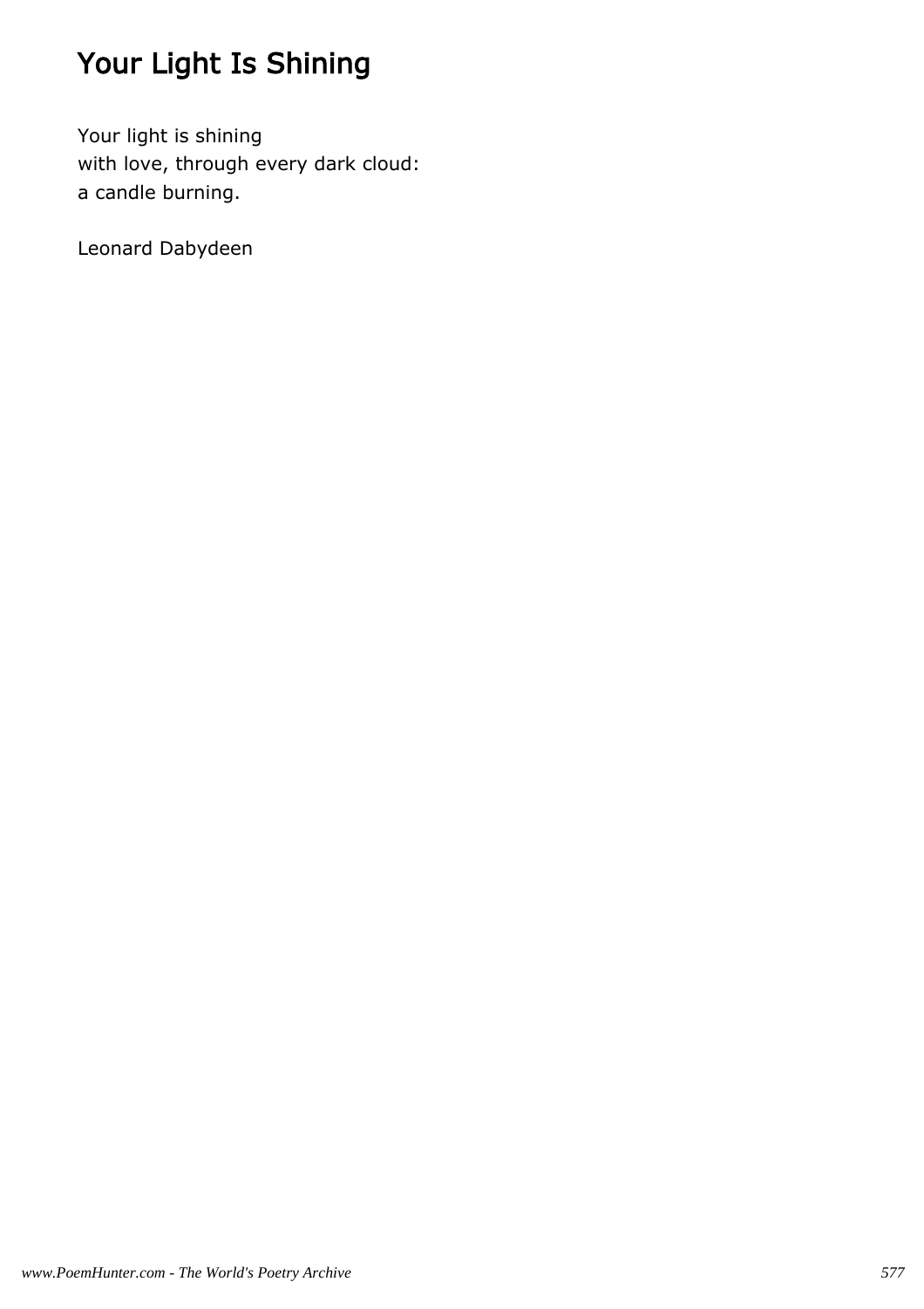# Your Light Is Shining

Your light is shining
with love, through every dark cloud:
a candle burning.

Leonard Dabydeen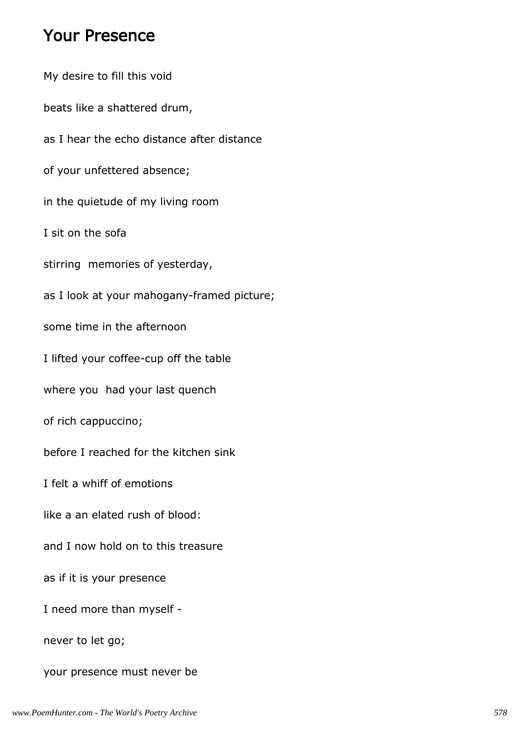## Your Presence

My desire to fill this void

beats like a shattered drum,

as I hear the echo distance after distance

of your unfettered absence;

in the quietude of my living room

I sit on the sofa

stirring  memories of yesterday,

as I look at your mahogany-framed picture;

some time in the afternoon

I lifted your coffee-cup off the table

where you  had your last quench

of rich cappuccino;

before I reached for the kitchen sink

I felt a whiff of emotions

like a an elated rush of blood:

and I now hold on to this treasure

as if it is your presence

I need more than myself -

never to let go;

your presence must never be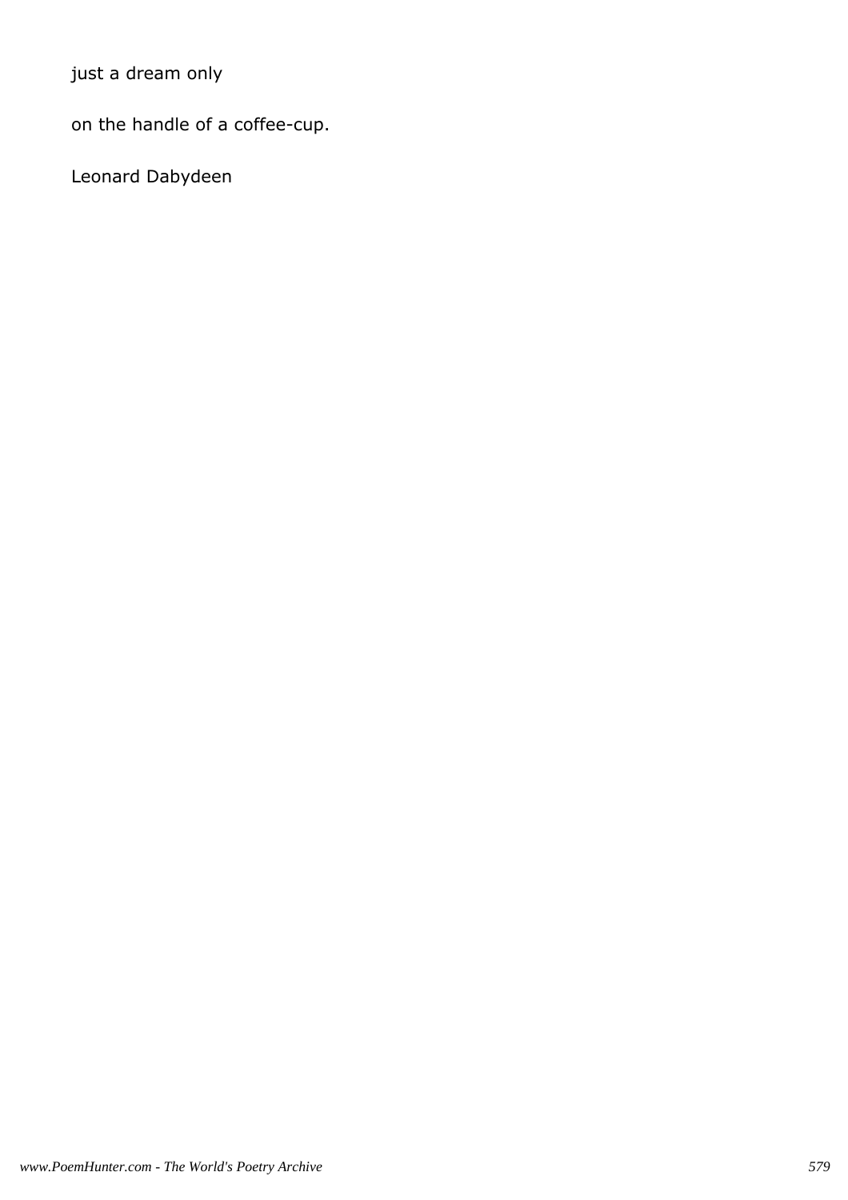just a dream only

on the handle of a coffee-cup.

Leonard Dabydeen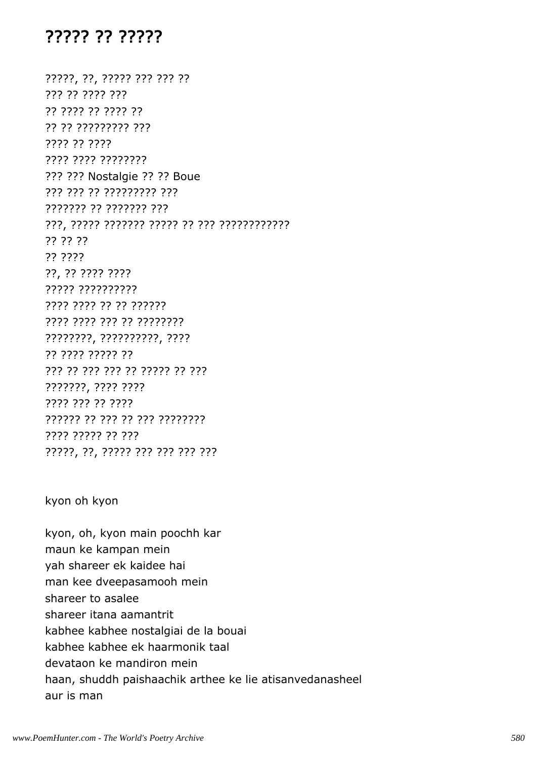# ????? ?? ?????

?????, ??, ????? ??? ??? ??  
??? ?? ???? ???  
?? ???? ?? ???? ??  
?? ?? ????????? ???  
???? ?? ????  
???? ???? ????????  
??? ??? Nostalgie ?? ?? Boue  
??? ??? ?? ????????? ???  
??????? ?? ??????? ???  
???, ????? ??????? ????? ?? ??? ????????????  
?? ?? ??  
?? ????  
??, ?? ???? ????  
????? ??????????  
???? ???? ?? ?? ??????  
???? ???? ??? ?? ????????  
????????, ??????????, ????  
?? ???? ????? ??  
??? ?? ??? ??? ?? ????? ?? ???  
???????, ???? ????  
???? ??? ?? ????  
?????? ?? ??? ?? ??? ????????  
???? ????? ?? ???  
?????, ??, ????? ??? ??? ??? ???

kyon oh kyon

kyon, oh, kyon main poochh kar  
maun ke kampan mein  
yah shareer ek kaidee hai  
man kee dveepasamooh mein  
shareer to asalee  
shareer itana aamantrit  
kabhee kabhee nostalgiai de la bouai  
kabhee kabhee ek haarmonik taal  
devataon ke mandiron mein  
haan, shuddh paishaachik arthee ke lie atisanvedanasheel  
aur is man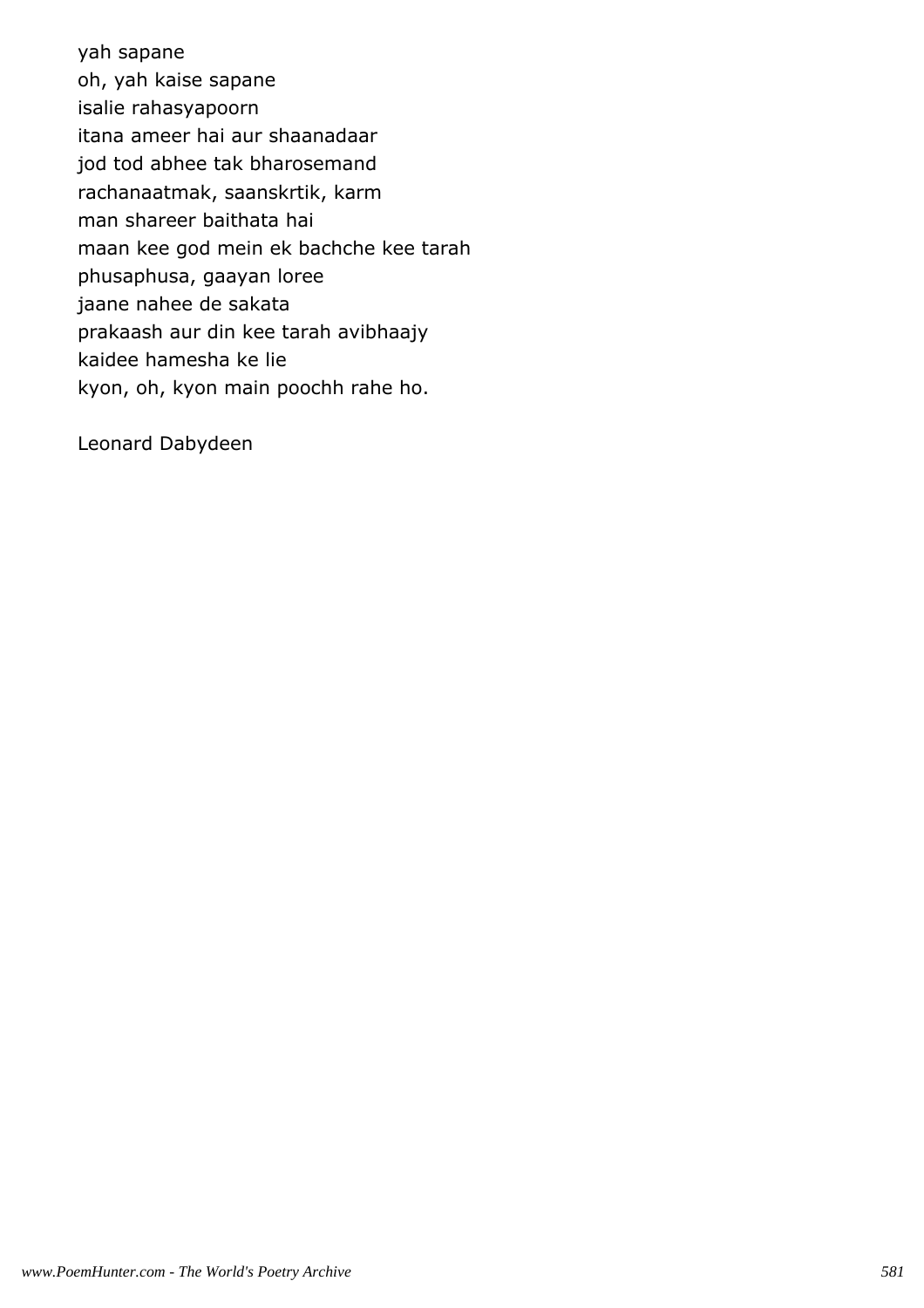yah sapane  
oh, yah kaise sapane  
isalie rahasyapoorn  
itana ameer hai aur shaanadaar  
jod tod abhee tak bharosemand  
rachanaatmak, saanskrtik, karm  
man shareer baithata hai  
maan kee god mein ek bachche kee tarah  
phusaphusa, gaayan loree  
jaane nahee de sakata  
prakaash aur din kee tarah avibhaajy  
kaidee hamesha ke lie  
kyon, oh, kyon main poochh rahe ho.

Leonard Dabydeen